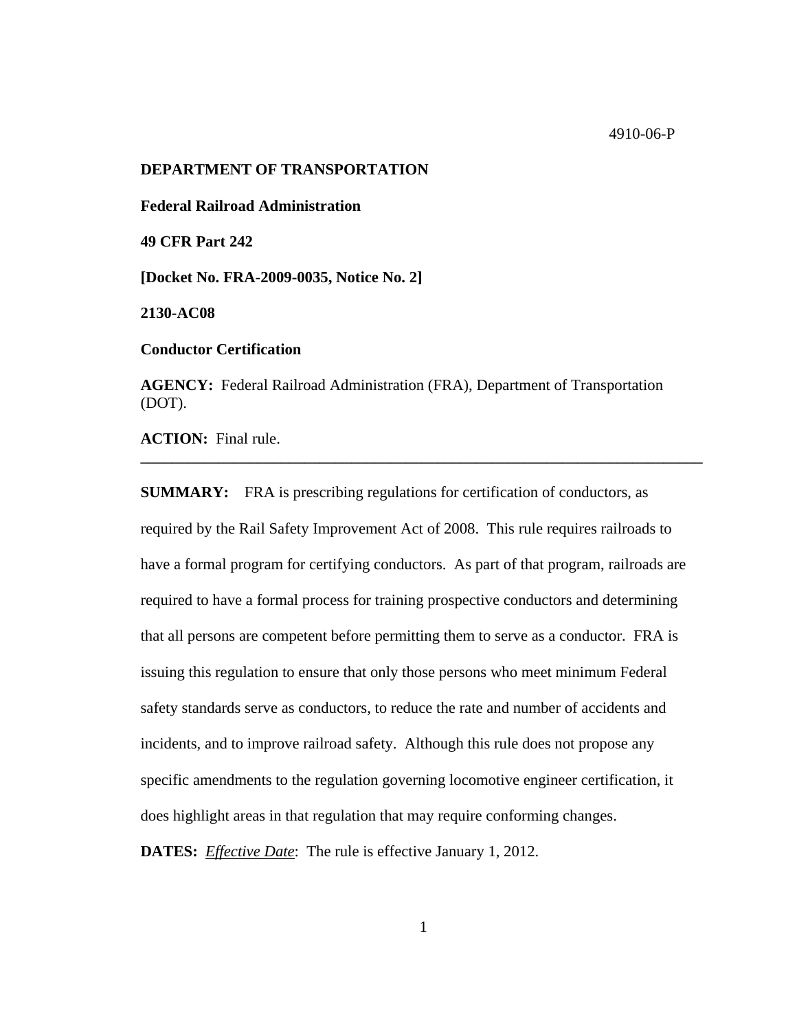4910-06-P

**DEPARTMENT OF TRANSPORTATION**

**Federal Railroad Administration**

**49 CFR Part 242**

**[Docket No. FRA-2009-0035, Notice No. 2]**

**2130-AC08**

**Conductor Certification**

**AGENCY:** Federal Railroad Administration (FRA), Department of Transportation (DOT).

**ACTION:** Final rule.

---

**SUMMARY:** FRA is prescribing regulations for certification of conductors, as required by the Rail Safety Improvement Act of 2008. This rule requires railroads to have a formal program for certifying conductors. As part of that program, railroads are required to have a formal process for training prospective conductors and determining that all persons are competent before permitting them to serve as a conductor. FRA is issuing this regulation to ensure that only those persons who meet minimum Federal safety standards serve as conductors, to reduce the rate and number of accidents and incidents, and to improve railroad safety. Although this rule does not propose any specific amendments to the regulation governing locomotive engineer certification, it does highlight areas in that regulation that may require conforming changes.

**DATES:** *Effective Date*: The rule is effective January 1, 2012.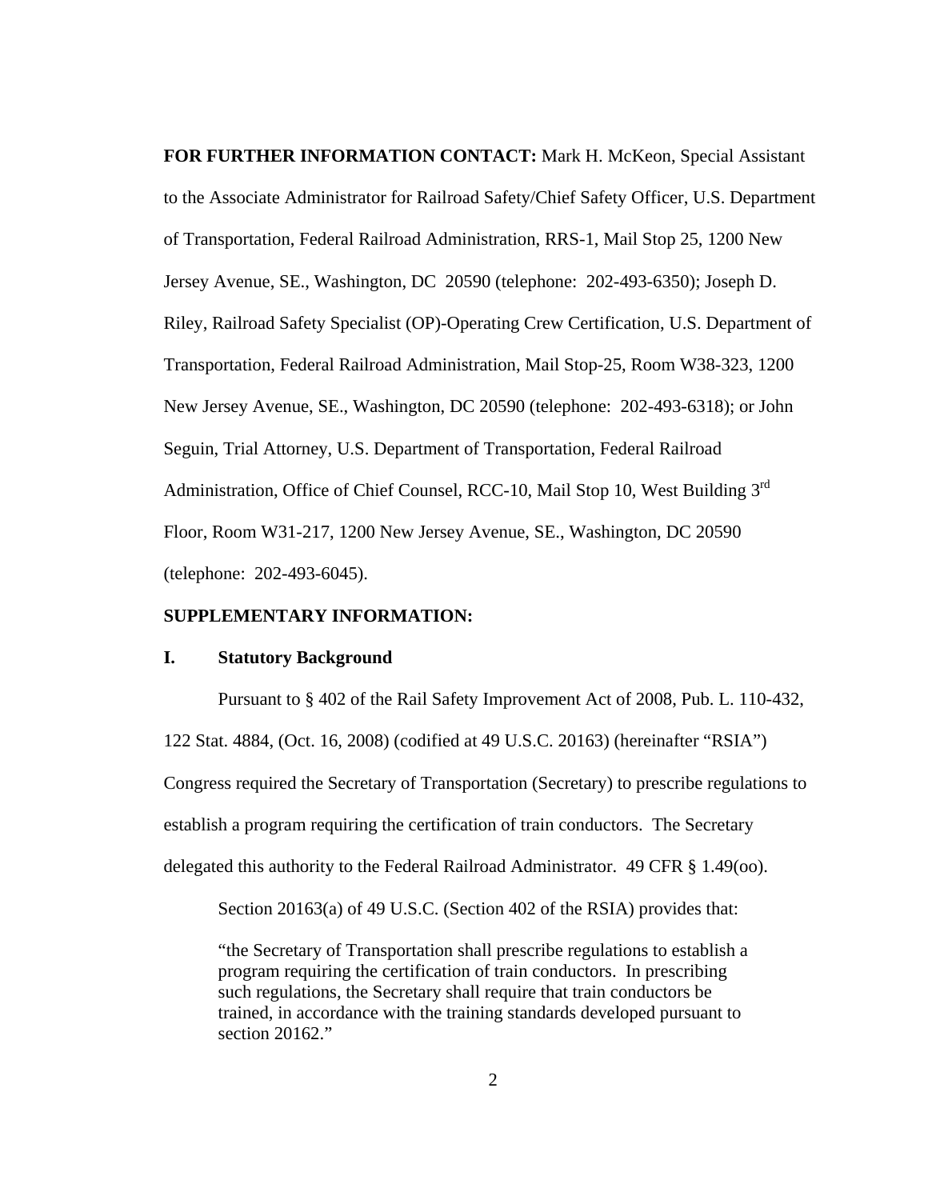**FOR FURTHER INFORMATION CONTACT:** Mark H. McKeon, Special Assistant to the Associate Administrator for Railroad Safety/Chief Safety Officer, U.S. Department of Transportation, Federal Railroad Administration, RRS-1, Mail Stop 25, 1200 New Jersey Avenue, SE., Washington, DC 20590 (telephone: 202-493-6350); Joseph D. Riley, Railroad Safety Specialist (OP)-Operating Crew Certification, U.S. Department of Transportation, Federal Railroad Administration, Mail Stop-25, Room W38-323, 1200 New Jersey Avenue, SE., Washington, DC 20590 (telephone: 202-493-6318); or John Seguin, Trial Attorney, U.S. Department of Transportation, Federal Railroad Administration, Office of Chief Counsel, RCC-10, Mail Stop 10, West Building 3rd Floor, Room W31-217, 1200 New Jersey Avenue, SE., Washington, DC 20590 (telephone: 202-493-6045).

**SUPPLEMENTARY INFORMATION:**

## I. Statutory Background

Pursuant to § 402 of the Rail Safety Improvement Act of 2008, Pub. L. 110-432, 122 Stat. 4884, (Oct. 16, 2008) (codified at 49 U.S.C. 20163) (hereinafter "RSIA") Congress required the Secretary of Transportation (Secretary) to prescribe regulations to establish a program requiring the certification of train conductors. The Secretary delegated this authority to the Federal Railroad Administrator. 49 CFR § 1.49(oo).

Section 20163(a) of 49 U.S.C. (Section 402 of the RSIA) provides that:

> "the Secretary of Transportation shall prescribe regulations to establish a program requiring the certification of train conductors. In prescribing such regulations, the Secretary shall require that train conductors be trained, in accordance with the training standards developed pursuant to section 20162."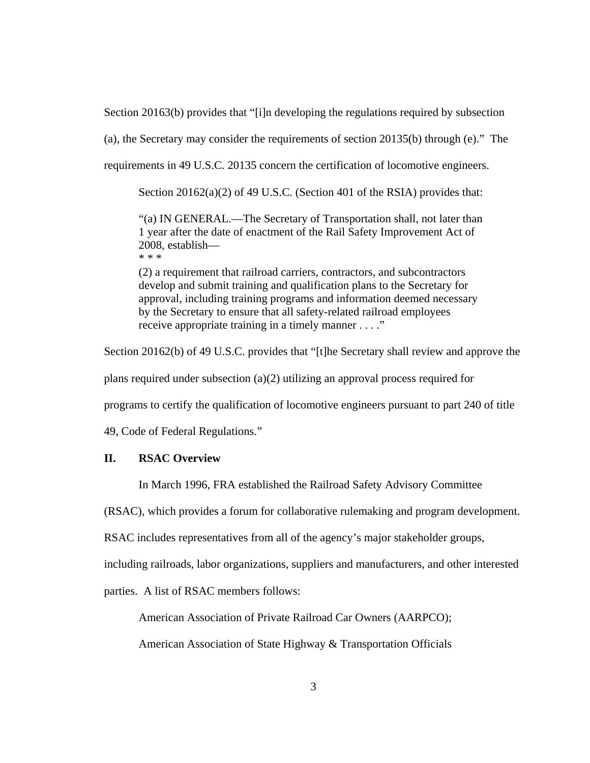Section 20163(b) provides that "[i]n developing the regulations required by subsection (a), the Secretary may consider the requirements of section 20135(b) through (e)." The requirements in 49 U.S.C. 20135 concern the certification of locomotive engineers.

Section 20162(a)(2) of 49 U.S.C. (Section 401 of the RSIA) provides that:

> "(a) IN GENERAL.—The Secretary of Transportation shall, not later than 1 year after the date of enactment of the Rail Safety Improvement Act of 2008, establish—
> 
> * * *
> 
> (2) a requirement that railroad carriers, contractors, and subcontractors develop and submit training and qualification plans to the Secretary for approval, including training programs and information deemed necessary by the Secretary to ensure that all safety-related railroad employees receive appropriate training in a timely manner . . . ."

Section 20162(b) of 49 U.S.C. provides that "[t]he Secretary shall review and approve the plans required under subsection (a)(2) utilizing an approval process required for programs to certify the qualification of locomotive engineers pursuant to part 240 of title 49, Code of Federal Regulations."

## II. RSAC Overview

In March 1996, FRA established the Railroad Safety Advisory Committee (RSAC), which provides a forum for collaborative rulemaking and program development. RSAC includes representatives from all of the agency's major stakeholder groups, including railroads, labor organizations, suppliers and manufacturers, and other interested parties. A list of RSAC members follows:

American Association of Private Railroad Car Owners (AARPCO);

American Association of State Highway & Transportation Officials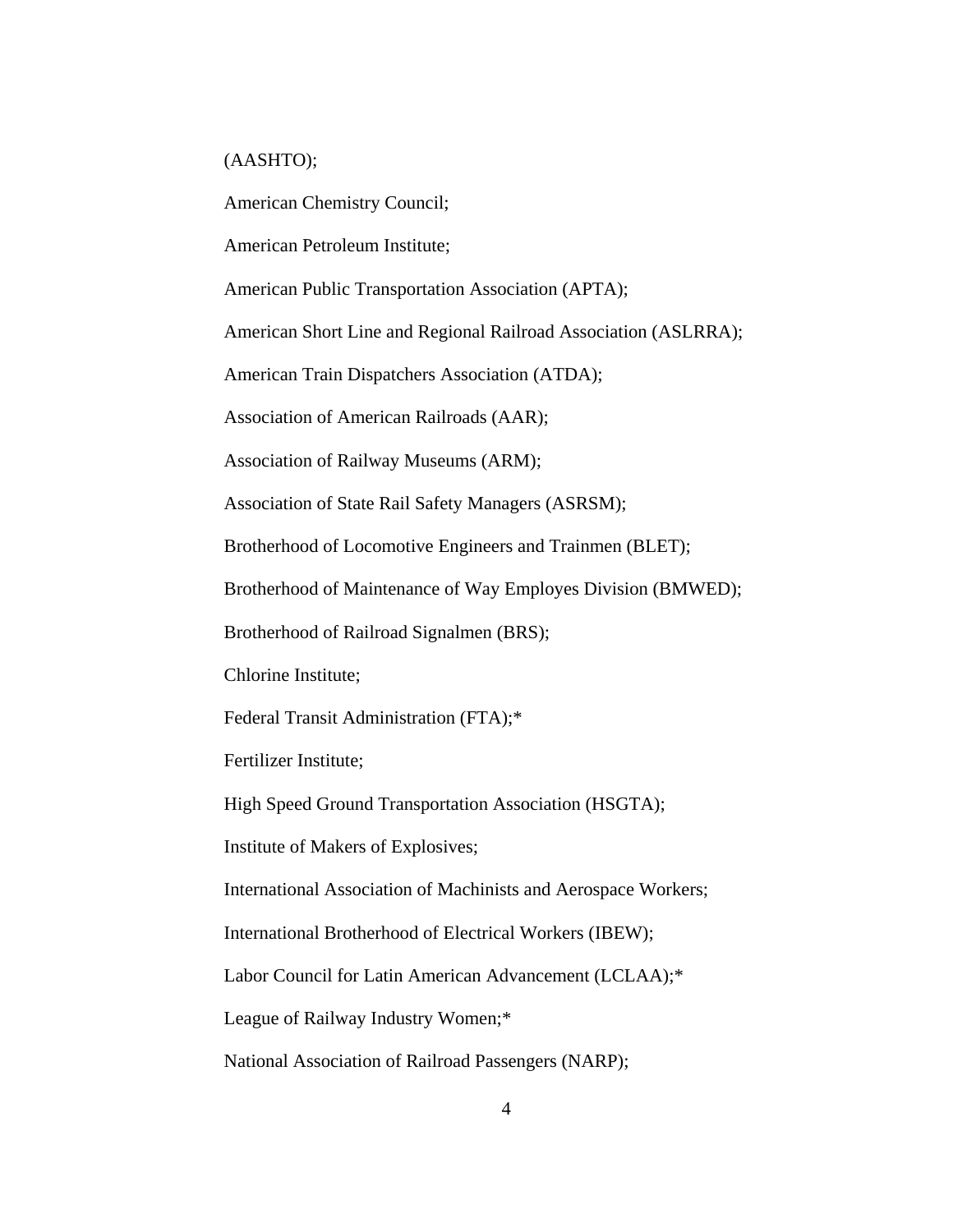(AASHTO);

American Chemistry Council;

American Petroleum Institute;

American Public Transportation Association (APTA);

American Short Line and Regional Railroad Association (ASLRRA);

American Train Dispatchers Association (ATDA);

Association of American Railroads (AAR);

Association of Railway Museums (ARM);

Association of State Rail Safety Managers (ASRSM);

Brotherhood of Locomotive Engineers and Trainmen (BLET);

Brotherhood of Maintenance of Way Employes Division (BMWED);

Brotherhood of Railroad Signalmen (BRS);

Chlorine Institute;

Federal Transit Administration (FTA);*

Fertilizer Institute;

High Speed Ground Transportation Association (HSGTA);

Institute of Makers of Explosives;

International Association of Machinists and Aerospace Workers;

International Brotherhood of Electrical Workers (IBEW);

Labor Council for Latin American Advancement (LCLAA);*

League of Railway Industry Women;*

National Association of Railroad Passengers (NARP);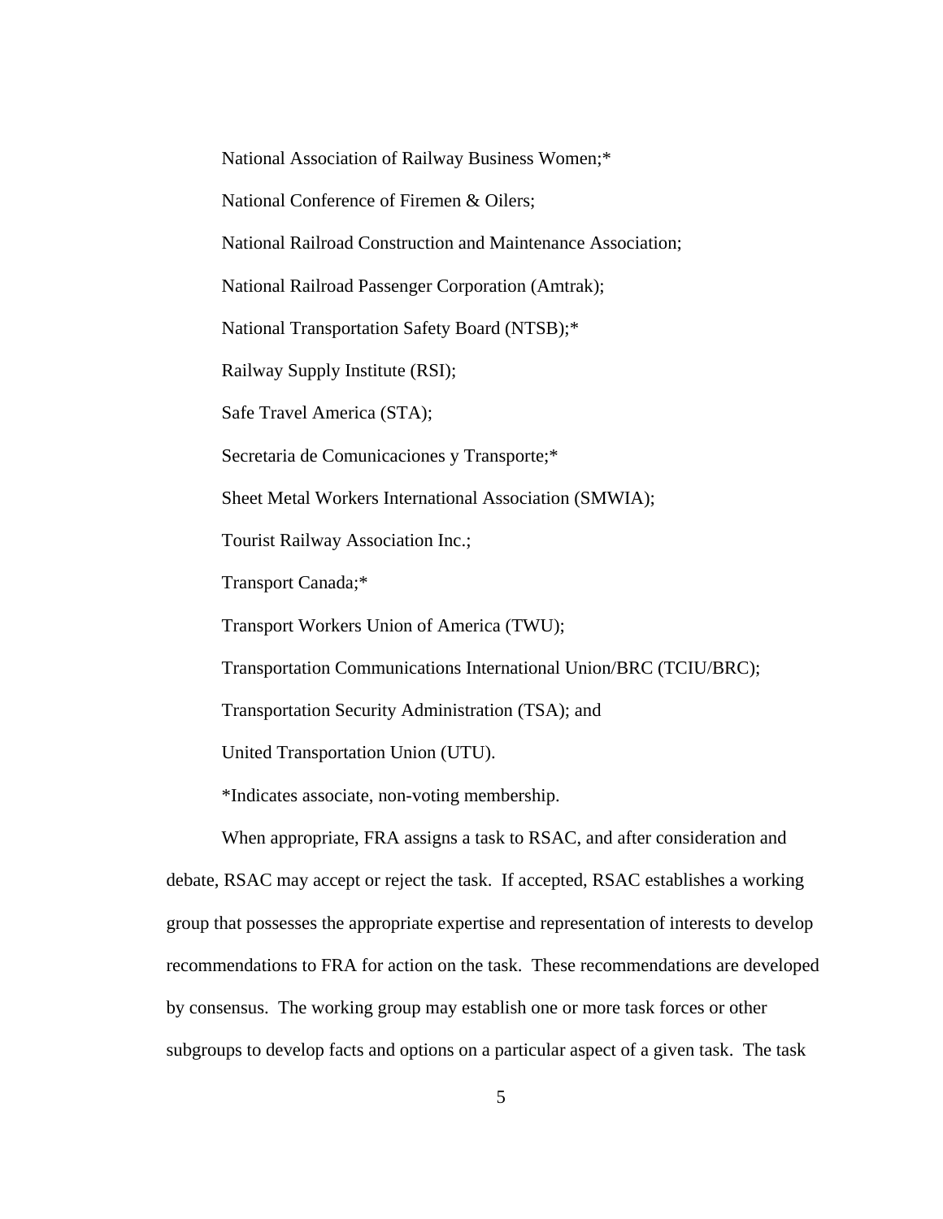National Association of Railway Business Women;*

National Conference of Firemen & Oilers;

National Railroad Construction and Maintenance Association;

National Railroad Passenger Corporation (Amtrak);

National Transportation Safety Board (NTSB);*

Railway Supply Institute (RSI);

Safe Travel America (STA);

Secretaria de Comunicaciones y Transporte;*

Sheet Metal Workers International Association (SMWIA);

Tourist Railway Association Inc.;

Transport Canada;*

Transport Workers Union of America (TWU);

Transportation Communications International Union/BRC (TCIU/BRC);

Transportation Security Administration (TSA); and

United Transportation Union (UTU).

*Indicates associate, non-voting membership.

When appropriate, FRA assigns a task to RSAC, and after consideration and debate, RSAC may accept or reject the task. If accepted, RSAC establishes a working group that possesses the appropriate expertise and representation of interests to develop recommendations to FRA for action on the task. These recommendations are developed by consensus. The working group may establish one or more task forces or other subgroups to develop facts and options on a particular aspect of a given task. The task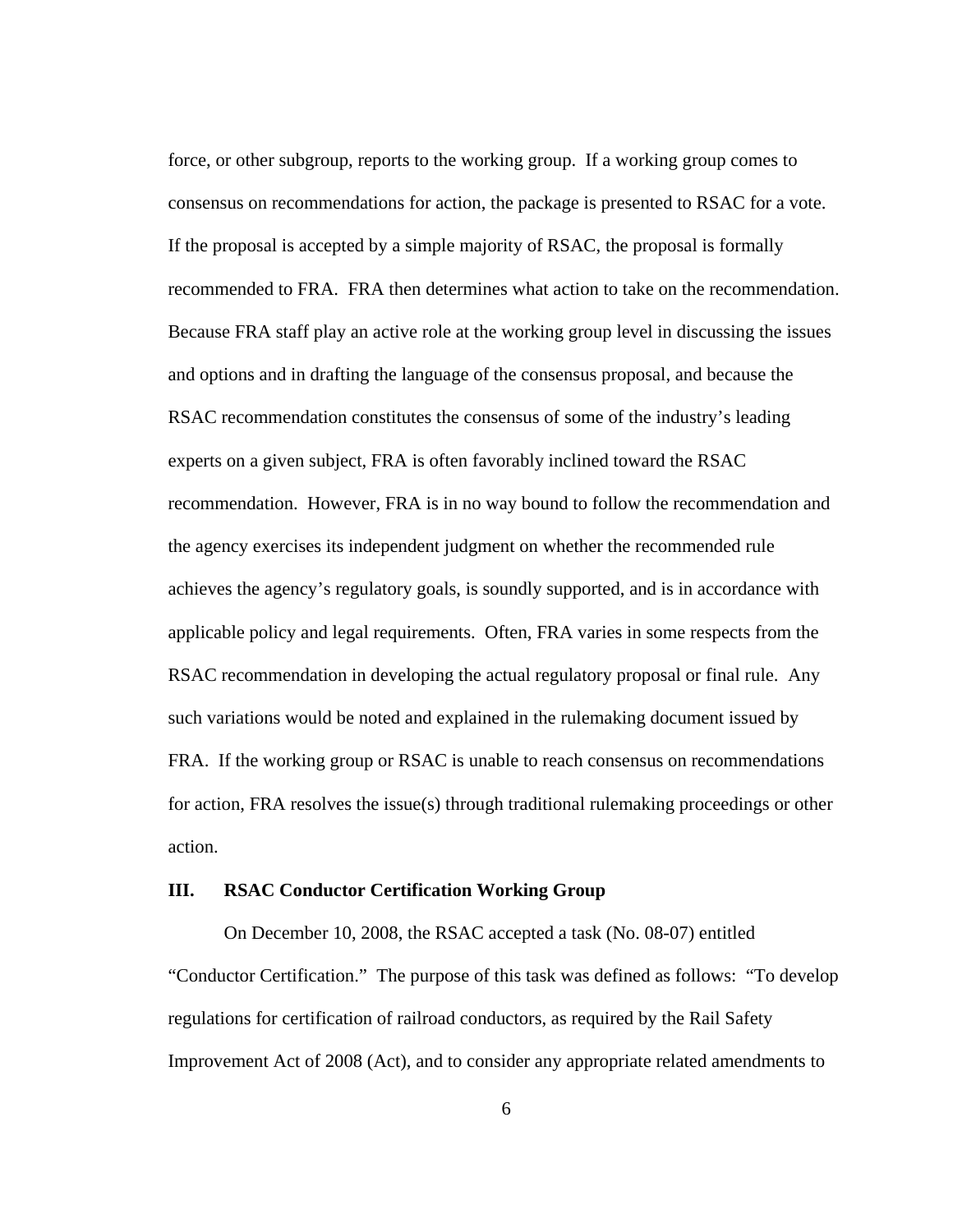force, or other subgroup, reports to the working group. If a working group comes to consensus on recommendations for action, the package is presented to RSAC for a vote. If the proposal is accepted by a simple majority of RSAC, the proposal is formally recommended to FRA. FRA then determines what action to take on the recommendation. Because FRA staff play an active role at the working group level in discussing the issues and options and in drafting the language of the consensus proposal, and because the RSAC recommendation constitutes the consensus of some of the industry's leading experts on a given subject, FRA is often favorably inclined toward the RSAC recommendation. However, FRA is in no way bound to follow the recommendation and the agency exercises its independent judgment on whether the recommended rule achieves the agency's regulatory goals, is soundly supported, and is in accordance with applicable policy and legal requirements. Often, FRA varies in some respects from the RSAC recommendation in developing the actual regulatory proposal or final rule. Any such variations would be noted and explained in the rulemaking document issued by FRA. If the working group or RSAC is unable to reach consensus on recommendations for action, FRA resolves the issue(s) through traditional rulemaking proceedings or other action.

## III. RSAC Conductor Certification Working Group

On December 10, 2008, the RSAC accepted a task (No. 08-07) entitled "Conductor Certification." The purpose of this task was defined as follows: "To develop regulations for certification of railroad conductors, as required by the Rail Safety Improvement Act of 2008 (Act), and to consider any appropriate related amendments to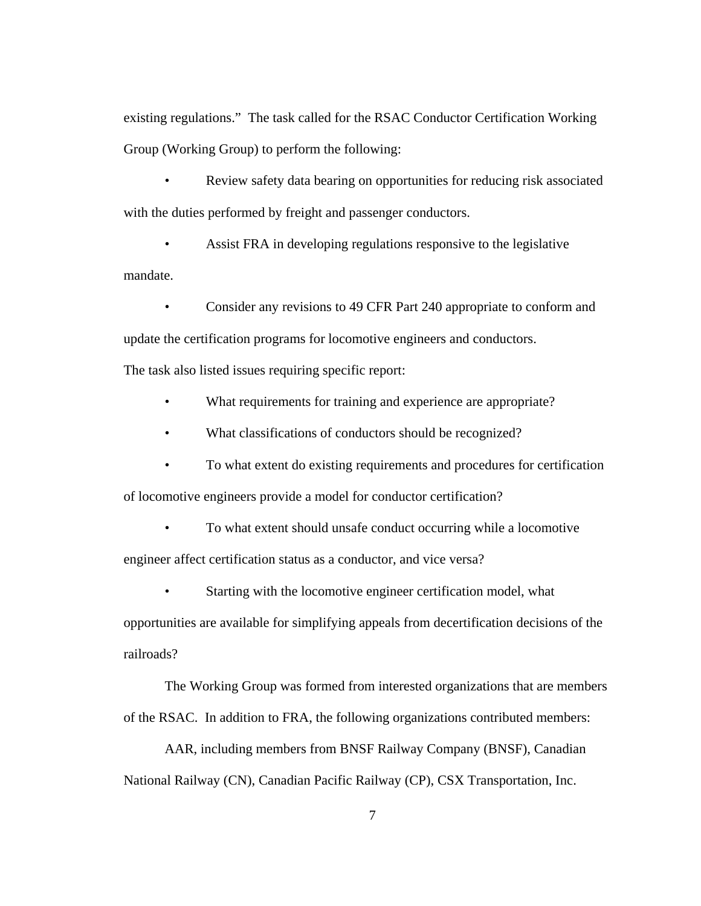existing regulations." The task called for the RSAC Conductor Certification Working Group (Working Group) to perform the following:

- Review safety data bearing on opportunities for reducing risk associated with the duties performed by freight and passenger conductors.
- Assist FRA in developing regulations responsive to the legislative mandate.
- Consider any revisions to 49 CFR Part 240 appropriate to conform and update the certification programs for locomotive engineers and conductors.

The task also listed issues requiring specific report:

- What requirements for training and experience are appropriate?
- What classifications of conductors should be recognized?
- To what extent do existing requirements and procedures for certification of locomotive engineers provide a model for conductor certification?
- To what extent should unsafe conduct occurring while a locomotive engineer affect certification status as a conductor, and vice versa?
- Starting with the locomotive engineer certification model, what opportunities are available for simplifying appeals from decertification decisions of the railroads?

The Working Group was formed from interested organizations that are members of the RSAC. In addition to FRA, the following organizations contributed members:

AAR, including members from BNSF Railway Company (BNSF), Canadian National Railway (CN), Canadian Pacific Railway (CP), CSX Transportation, Inc.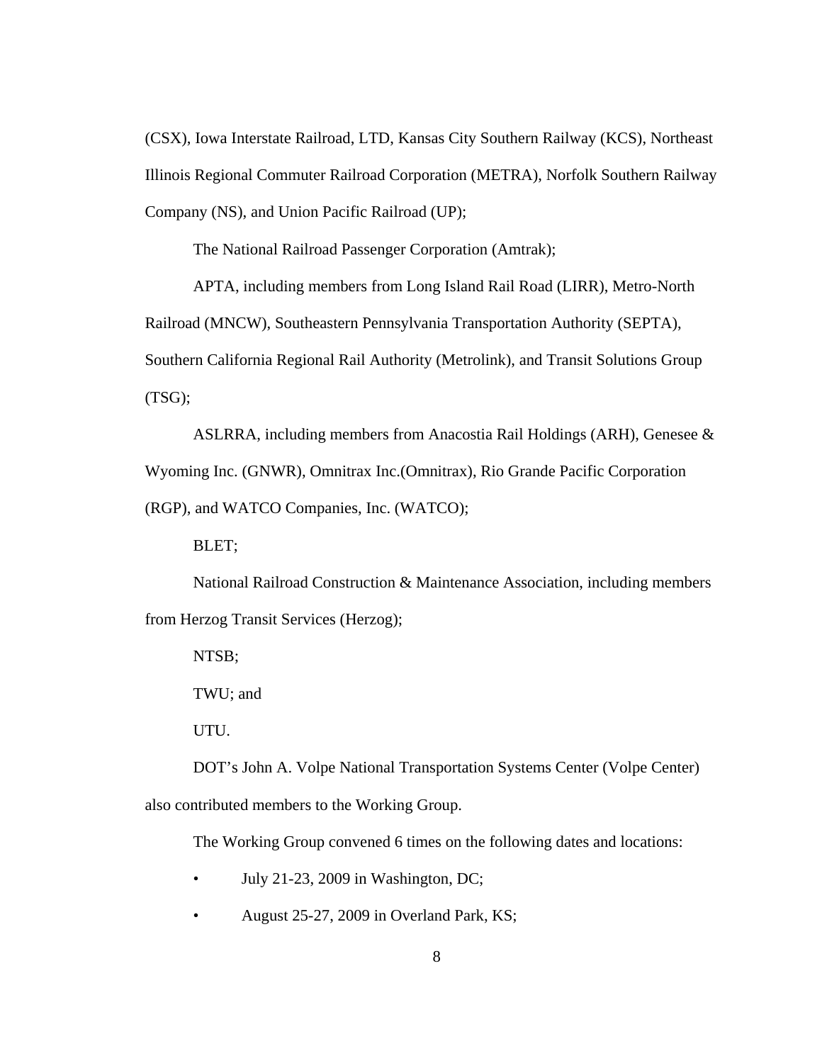(CSX), Iowa Interstate Railroad, LTD, Kansas City Southern Railway (KCS), Northeast Illinois Regional Commuter Railroad Corporation (METRA), Norfolk Southern Railway Company (NS), and Union Pacific Railroad (UP);

The National Railroad Passenger Corporation (Amtrak);

APTA, including members from Long Island Rail Road (LIRR), Metro-North Railroad (MNCW), Southeastern Pennsylvania Transportation Authority (SEPTA), Southern California Regional Rail Authority (Metrolink), and Transit Solutions Group (TSG);

ASLRRA, including members from Anacostia Rail Holdings (ARH), Genesee & Wyoming Inc. (GNWR), Omnitrax Inc.(Omnitrax), Rio Grande Pacific Corporation (RGP), and WATCO Companies, Inc. (WATCO);

BLET;

National Railroad Construction & Maintenance Association, including members from Herzog Transit Services (Herzog);

NTSB;

TWU; and

UTU.

DOT's John A. Volpe National Transportation Systems Center (Volpe Center) also contributed members to the Working Group.

The Working Group convened 6 times on the following dates and locations:

- July 21-23, 2009 in Washington, DC;
- August 25-27, 2009 in Overland Park, KS;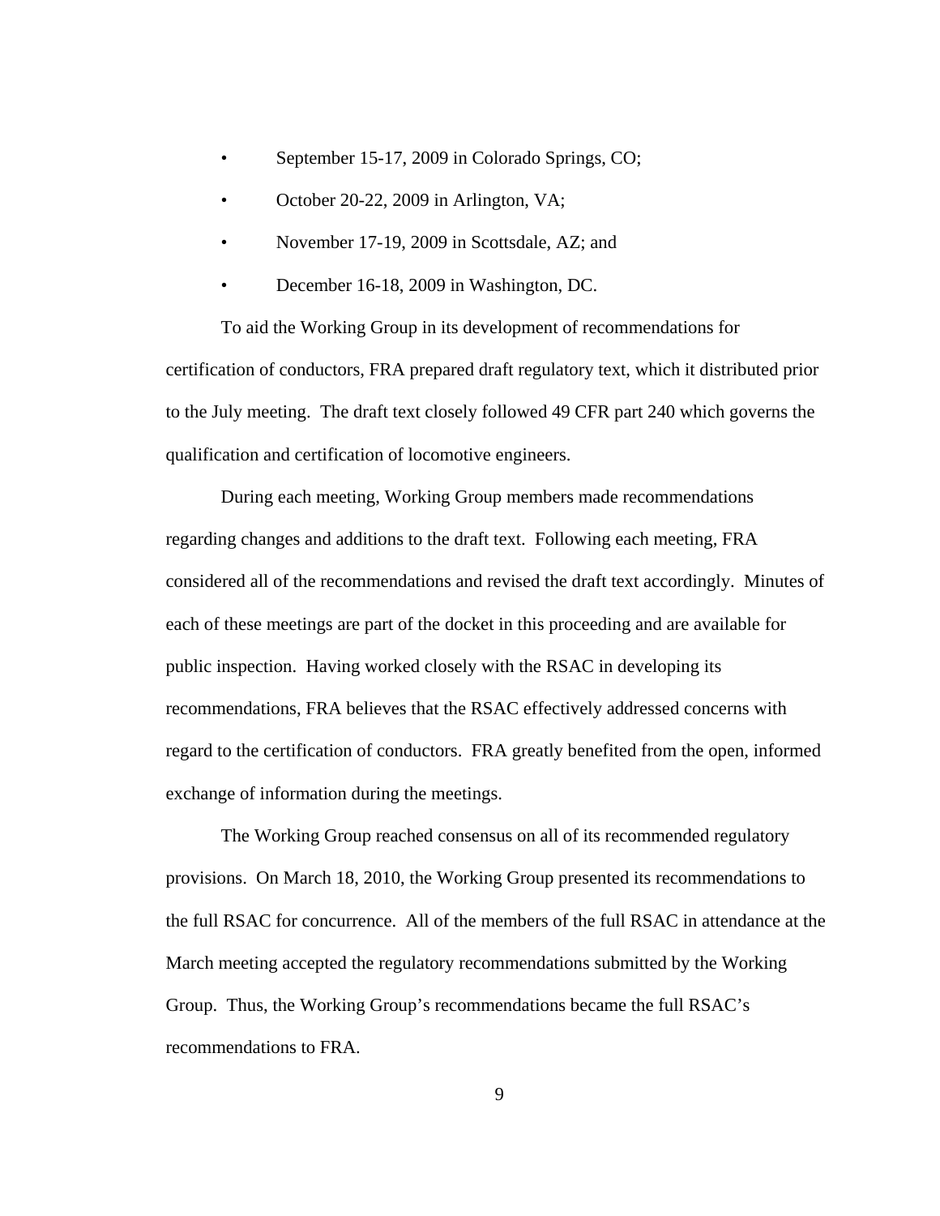- September 15-17, 2009 in Colorado Springs, CO;
- October 20-22, 2009 in Arlington, VA;
- November 17-19, 2009 in Scottsdale, AZ; and
- December 16-18, 2009 in Washington, DC.

To aid the Working Group in its development of recommendations for certification of conductors, FRA prepared draft regulatory text, which it distributed prior to the July meeting. The draft text closely followed 49 CFR part 240 which governs the qualification and certification of locomotive engineers.

During each meeting, Working Group members made recommendations regarding changes and additions to the draft text. Following each meeting, FRA considered all of the recommendations and revised the draft text accordingly. Minutes of each of these meetings are part of the docket in this proceeding and are available for public inspection. Having worked closely with the RSAC in developing its recommendations, FRA believes that the RSAC effectively addressed concerns with regard to the certification of conductors. FRA greatly benefited from the open, informed exchange of information during the meetings.

The Working Group reached consensus on all of its recommended regulatory provisions. On March 18, 2010, the Working Group presented its recommendations to the full RSAC for concurrence. All of the members of the full RSAC in attendance at the March meeting accepted the regulatory recommendations submitted by the Working Group. Thus, the Working Group's recommendations became the full RSAC's recommendations to FRA.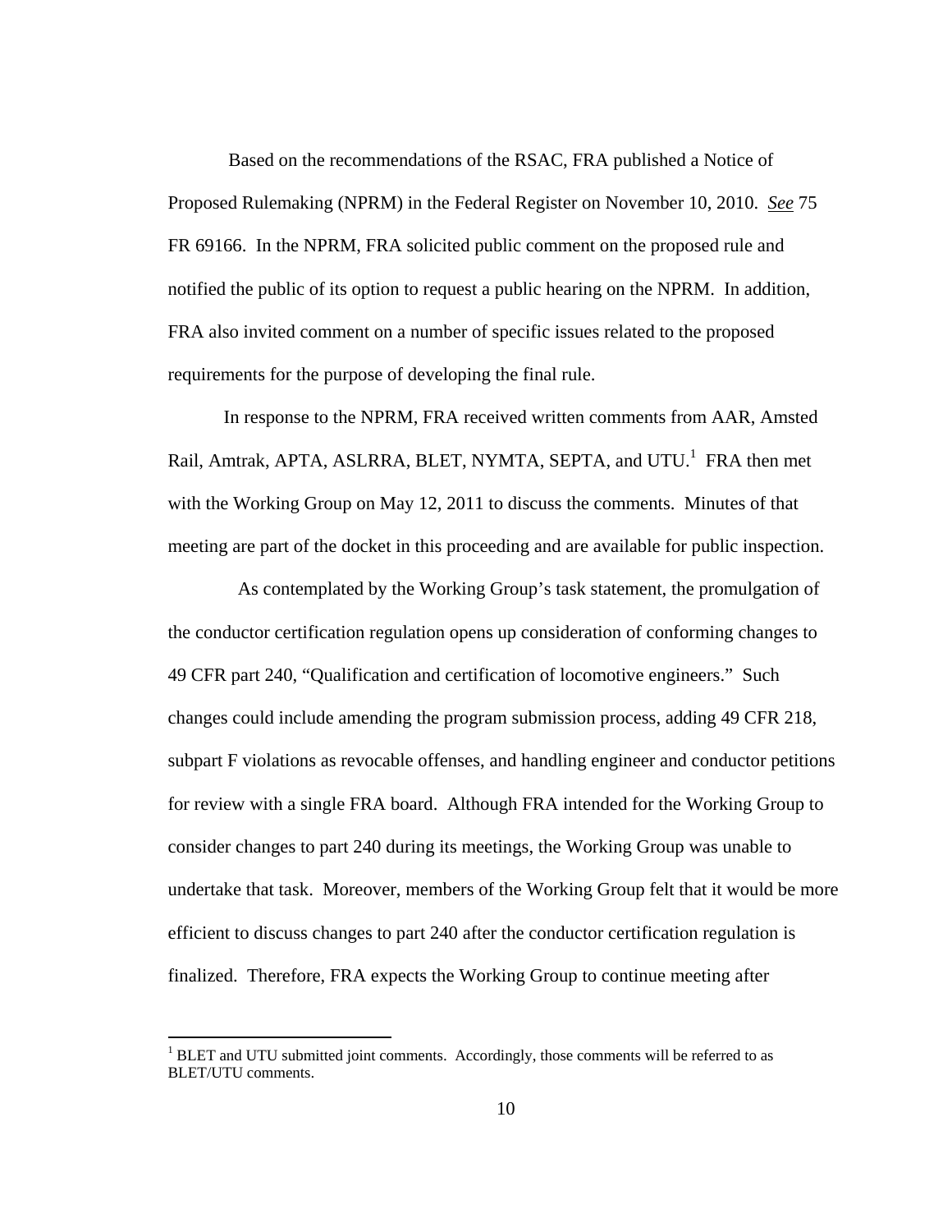Based on the recommendations of the RSAC, FRA published a Notice of Proposed Rulemaking (NPRM) in the Federal Register on November 10, 2010. *See* 75 FR 69166. In the NPRM, FRA solicited public comment on the proposed rule and notified the public of its option to request a public hearing on the NPRM. In addition, FRA also invited comment on a number of specific issues related to the proposed requirements for the purpose of developing the final rule.

In response to the NPRM, FRA received written comments from AAR, Amsted Rail, Amtrak, APTA, ASLRRA, BLET, NYMTA, SEPTA, and UTU.[1] FRA then met with the Working Group on May 12, 2011 to discuss the comments. Minutes of that meeting are part of the docket in this proceeding and are available for public inspection.

As contemplated by the Working Group's task statement, the promulgation of the conductor certification regulation opens up consideration of conforming changes to 49 CFR part 240, "Qualification and certification of locomotive engineers." Such changes could include amending the program submission process, adding 49 CFR 218, subpart F violations as revocable offenses, and handling engineer and conductor petitions for review with a single FRA board. Although FRA intended for the Working Group to consider changes to part 240 during its meetings, the Working Group was unable to undertake that task. Moreover, members of the Working Group felt that it would be more efficient to discuss changes to part 240 after the conductor certification regulation is finalized. Therefore, FRA expects the Working Group to continue meeting after

[1] BLET and UTU submitted joint comments. Accordingly, those comments will be referred to as BLET/UTU comments.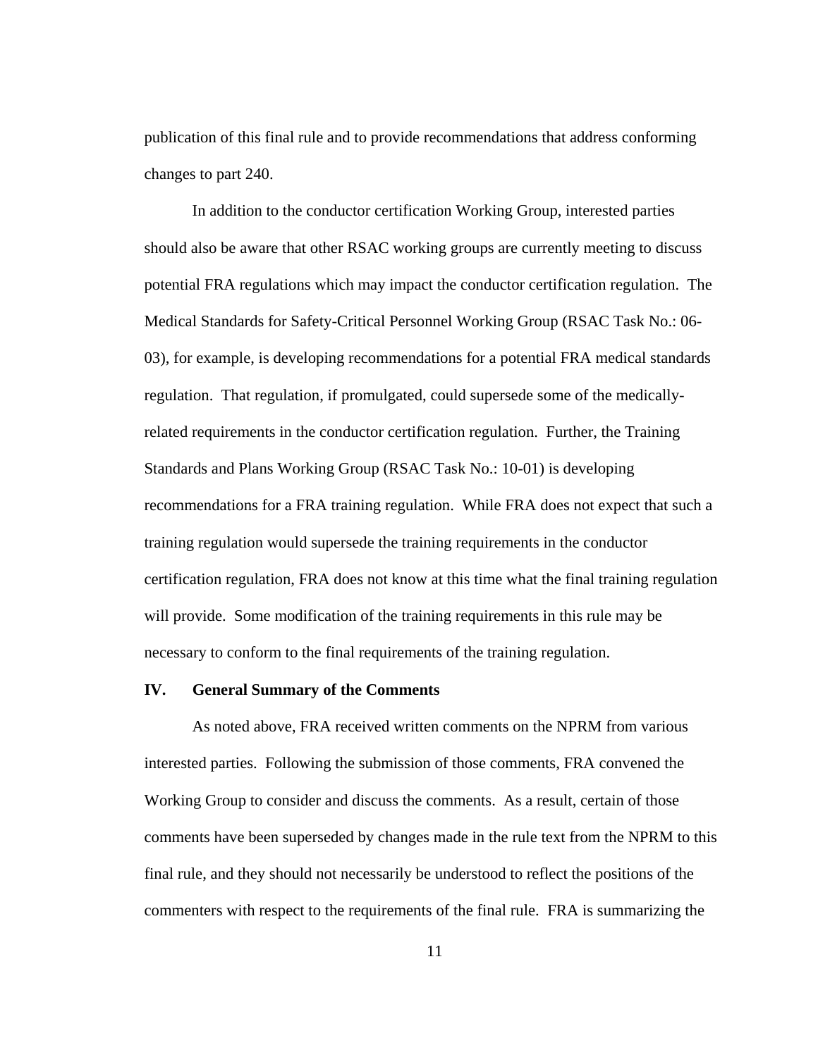publication of this final rule and to provide recommendations that address conforming changes to part 240.

In addition to the conductor certification Working Group, interested parties should also be aware that other RSAC working groups are currently meeting to discuss potential FRA regulations which may impact the conductor certification regulation. The Medical Standards for Safety-Critical Personnel Working Group (RSAC Task No.: 06-03), for example, is developing recommendations for a potential FRA medical standards regulation. That regulation, if promulgated, could supersede some of the medically-related requirements in the conductor certification regulation. Further, the Training Standards and Plans Working Group (RSAC Task No.: 10-01) is developing recommendations for a FRA training regulation. While FRA does not expect that such a training regulation would supersede the training requirements in the conductor certification regulation, FRA does not know at this time what the final training regulation will provide. Some modification of the training requirements in this rule may be necessary to conform to the final requirements of the training regulation.

## IV. General Summary of the Comments

As noted above, FRA received written comments on the NPRM from various interested parties. Following the submission of those comments, FRA convened the Working Group to consider and discuss the comments. As a result, certain of those comments have been superseded by changes made in the rule text from the NPRM to this final rule, and they should not necessarily be understood to reflect the positions of the commenters with respect to the requirements of the final rule. FRA is summarizing the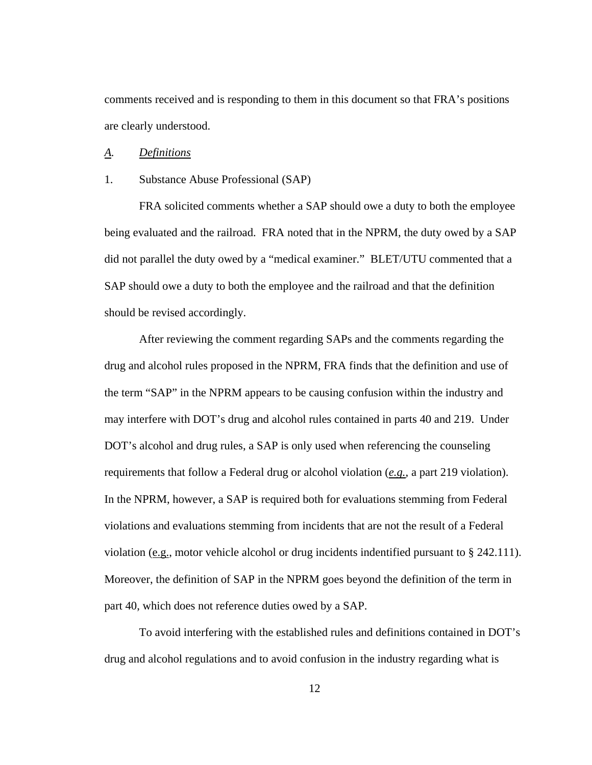comments received and is responding to them in this document so that FRA's positions are clearly understood.

*A. Definitions*

1. Substance Abuse Professional (SAP)

FRA solicited comments whether a SAP should owe a duty to both the employee being evaluated and the railroad. FRA noted that in the NPRM, the duty owed by a SAP did not parallel the duty owed by a "medical examiner." BLET/UTU commented that a SAP should owe a duty to both the employee and the railroad and that the definition should be revised accordingly.

After reviewing the comment regarding SAPs and the comments regarding the drug and alcohol rules proposed in the NPRM, FRA finds that the definition and use of the term "SAP" in the NPRM appears to be causing confusion within the industry and may interfere with DOT's drug and alcohol rules contained in parts 40 and 219. Under DOT's alcohol and drug rules, a SAP is only used when referencing the counseling requirements that follow a Federal drug or alcohol violation (*e.g.*, a part 219 violation). In the NPRM, however, a SAP is required both for evaluations stemming from Federal violations and evaluations stemming from incidents that are not the result of a Federal violation (e.g., motor vehicle alcohol or drug incidents indentified pursuant to § 242.111). Moreover, the definition of SAP in the NPRM goes beyond the definition of the term in part 40, which does not reference duties owed by a SAP.

To avoid interfering with the established rules and definitions contained in DOT's drug and alcohol regulations and to avoid confusion in the industry regarding what is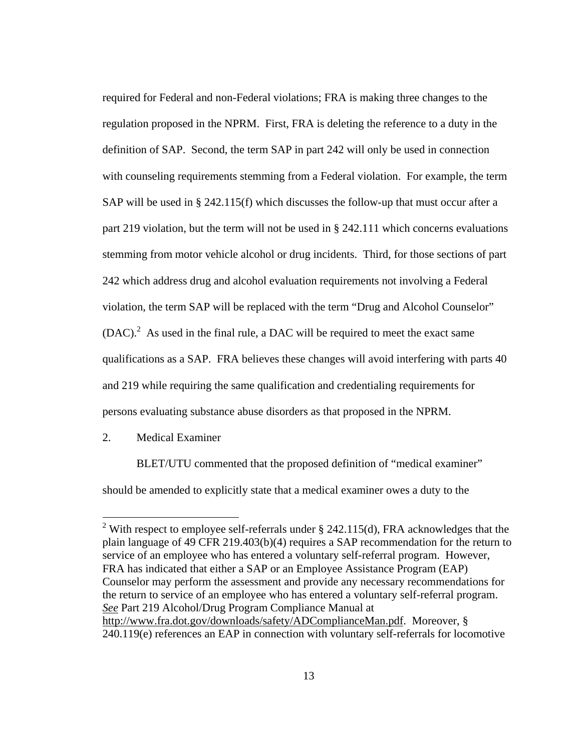required for Federal and non-Federal violations; FRA is making three changes to the regulation proposed in the NPRM. First, FRA is deleting the reference to a duty in the definition of SAP. Second, the term SAP in part 242 will only be used in connection with counseling requirements stemming from a Federal violation. For example, the term SAP will be used in § 242.115(f) which discusses the follow-up that must occur after a part 219 violation, but the term will not be used in § 242.111 which concerns evaluations stemming from motor vehicle alcohol or drug incidents. Third, for those sections of part 242 which address drug and alcohol evaluation requirements not involving a Federal violation, the term SAP will be replaced with the term "Drug and Alcohol Counselor" (DAC).[2] As used in the final rule, a DAC will be required to meet the exact same qualifications as a SAP. FRA believes these changes will avoid interfering with parts 40 and 219 while requiring the same qualification and credentialing requirements for persons evaluating substance abuse disorders as that proposed in the NPRM.

2. Medical Examiner

BLET/UTU commented that the proposed definition of "medical examiner" should be amended to explicitly state that a medical examiner owes a duty to the

[2] With respect to employee self-referrals under § 242.115(d), FRA acknowledges that the plain language of 49 CFR 219.403(b)(4) requires a SAP recommendation for the return to service of an employee who has entered a voluntary self-referral program. However, FRA has indicated that either a SAP or an Employee Assistance Program (EAP) Counselor may perform the assessment and provide any necessary recommendations for the return to service of an employee who has entered a voluntary self-referral program. *See* Part 219 Alcohol/Drug Program Compliance Manual at http://www.fra.dot.gov/downloads/safety/ADComplianceMan.pdf. Moreover, § 240.119(e) references an EAP in connection with voluntary self-referrals for locomotive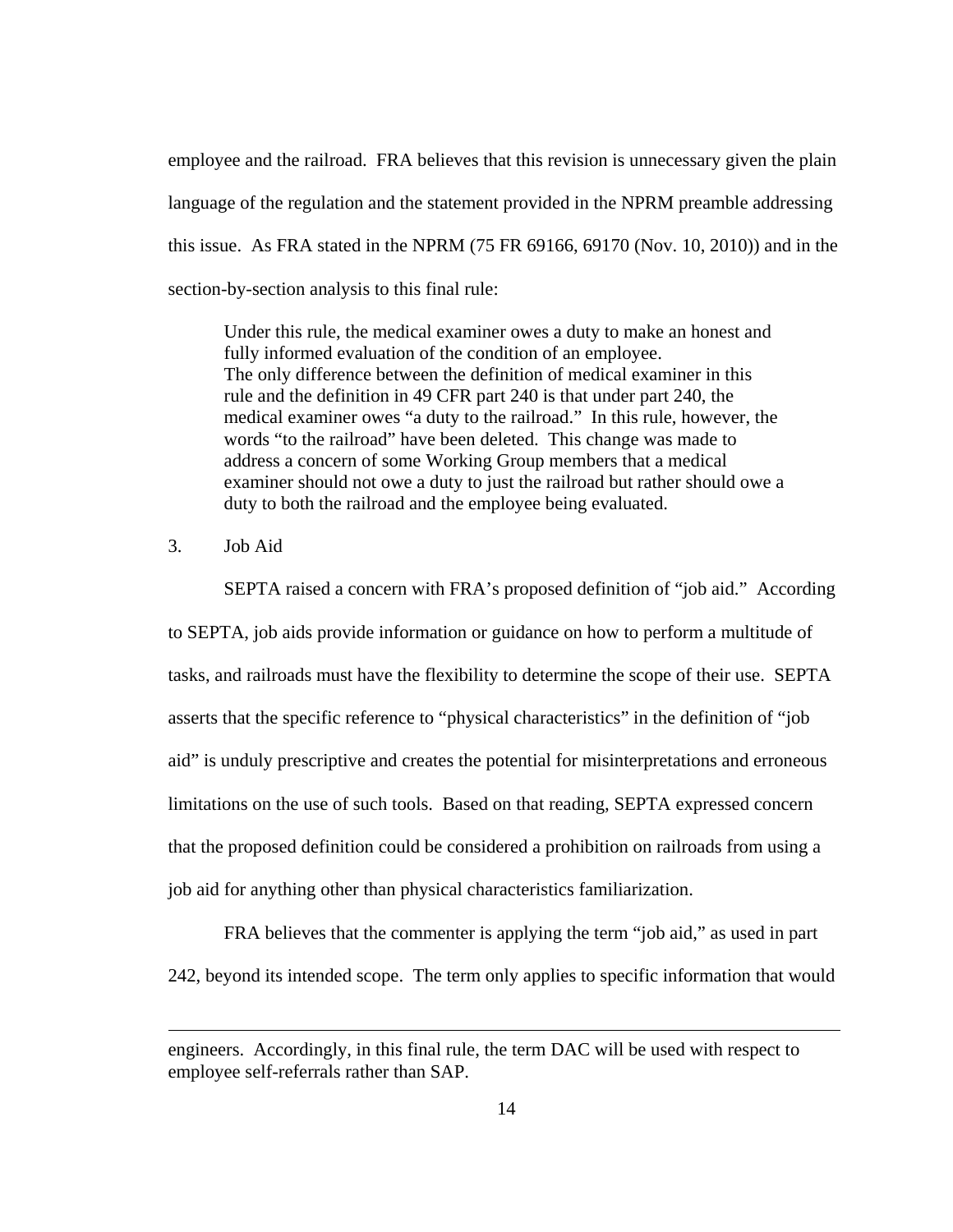employee and the railroad. FRA believes that this revision is unnecessary given the plain language of the regulation and the statement provided in the NPRM preamble addressing this issue. As FRA stated in the NPRM (75 FR 69166, 69170 (Nov. 10, 2010)) and in the section-by-section analysis to this final rule:

> Under this rule, the medical examiner owes a duty to make an honest and fully informed evaluation of the condition of an employee. The only difference between the definition of medical examiner in this rule and the definition in 49 CFR part 240 is that under part 240, the medical examiner owes "a duty to the railroad." In this rule, however, the words "to the railroad" have been deleted. This change was made to address a concern of some Working Group members that a medical examiner should not owe a duty to just the railroad but rather should owe a duty to both the railroad and the employee being evaluated.

3. Job Aid

SEPTA raised a concern with FRA's proposed definition of "job aid." According to SEPTA, job aids provide information or guidance on how to perform a multitude of tasks, and railroads must have the flexibility to determine the scope of their use. SEPTA asserts that the specific reference to "physical characteristics" in the definition of "job aid" is unduly prescriptive and creates the potential for misinterpretations and erroneous limitations on the use of such tools. Based on that reading, SEPTA expressed concern that the proposed definition could be considered a prohibition on railroads from using a job aid for anything other than physical characteristics familiarization.

FRA believes that the commenter is applying the term "job aid," as used in part 242, beyond its intended scope. The term only applies to specific information that would

---

engineers. Accordingly, in this final rule, the term DAC will be used with respect to employee self-referrals rather than SAP.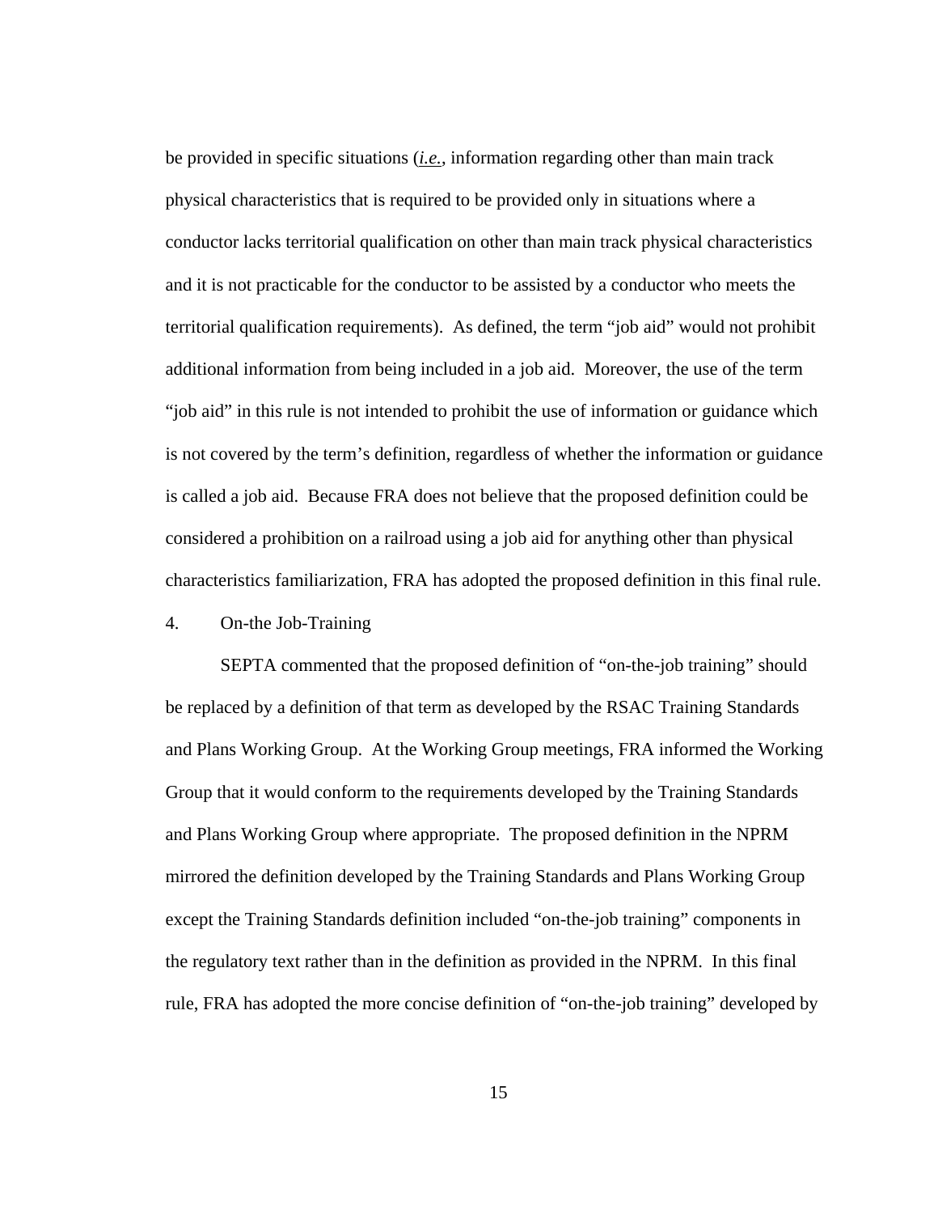be provided in specific situations (*i.e.*, information regarding other than main track physical characteristics that is required to be provided only in situations where a conductor lacks territorial qualification on other than main track physical characteristics and it is not practicable for the conductor to be assisted by a conductor who meets the territorial qualification requirements). As defined, the term "job aid" would not prohibit additional information from being included in a job aid. Moreover, the use of the term "job aid" in this rule is not intended to prohibit the use of information or guidance which is not covered by the term's definition, regardless of whether the information or guidance is called a job aid. Because FRA does not believe that the proposed definition could be considered a prohibition on a railroad using a job aid for anything other than physical characteristics familiarization, FRA has adopted the proposed definition in this final rule.

4. On-the Job-Training

SEPTA commented that the proposed definition of "on-the-job training" should be replaced by a definition of that term as developed by the RSAC Training Standards and Plans Working Group. At the Working Group meetings, FRA informed the Working Group that it would conform to the requirements developed by the Training Standards and Plans Working Group where appropriate. The proposed definition in the NPRM mirrored the definition developed by the Training Standards and Plans Working Group except the Training Standards definition included "on-the-job training" components in the regulatory text rather than in the definition as provided in the NPRM. In this final rule, FRA has adopted the more concise definition of "on-the-job training" developed by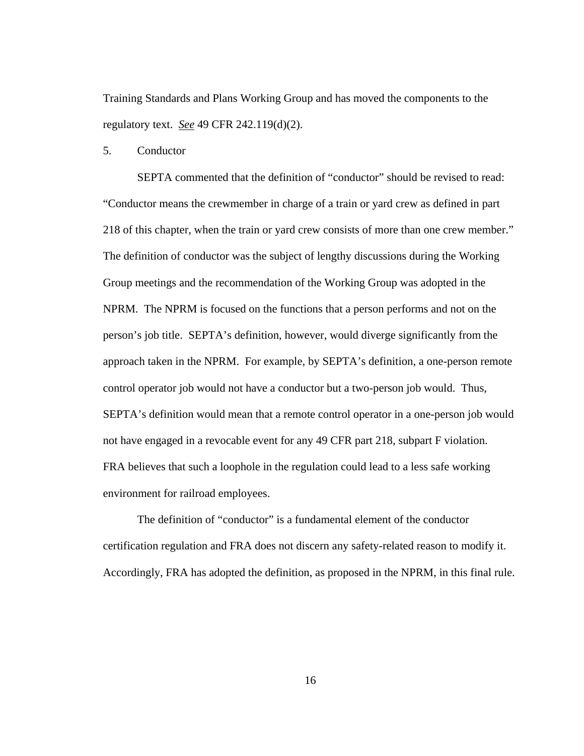Training Standards and Plans Working Group and has moved the components to the regulatory text. *See* 49 CFR 242.119(d)(2).

5. Conductor

SEPTA commented that the definition of "conductor" should be revised to read: "Conductor means the crewmember in charge of a train or yard crew as defined in part 218 of this chapter, when the train or yard crew consists of more than one crew member." The definition of conductor was the subject of lengthy discussions during the Working Group meetings and the recommendation of the Working Group was adopted in the NPRM. The NPRM is focused on the functions that a person performs and not on the person's job title. SEPTA's definition, however, would diverge significantly from the approach taken in the NPRM. For example, by SEPTA's definition, a one-person remote control operator job would not have a conductor but a two-person job would. Thus, SEPTA's definition would mean that a remote control operator in a one-person job would not have engaged in a revocable event for any 49 CFR part 218, subpart F violation. FRA believes that such a loophole in the regulation could lead to a less safe working environment for railroad employees.

The definition of "conductor" is a fundamental element of the conductor certification regulation and FRA does not discern any safety-related reason to modify it. Accordingly, FRA has adopted the definition, as proposed in the NPRM, in this final rule.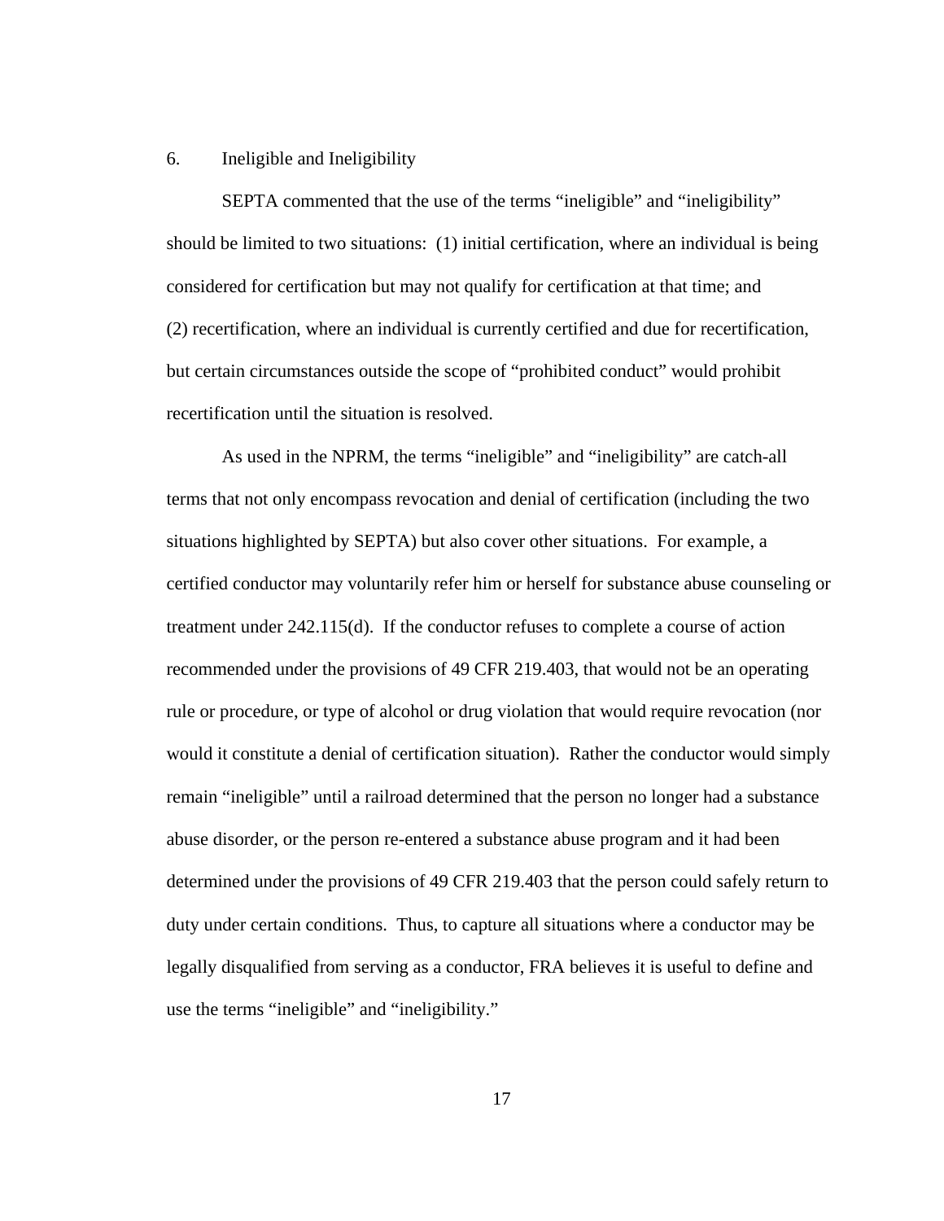### 6. Ineligible and Ineligibility

SEPTA commented that the use of the terms "ineligible" and "ineligibility" should be limited to two situations: (1) initial certification, where an individual is being considered for certification but may not qualify for certification at that time; and (2) recertification, where an individual is currently certified and due for recertification, but certain circumstances outside the scope of "prohibited conduct" would prohibit recertification until the situation is resolved.

As used in the NPRM, the terms "ineligible" and "ineligibility" are catch-all terms that not only encompass revocation and denial of certification (including the two situations highlighted by SEPTA) but also cover other situations. For example, a certified conductor may voluntarily refer him or herself for substance abuse counseling or treatment under 242.115(d). If the conductor refuses to complete a course of action recommended under the provisions of 49 CFR 219.403, that would not be an operating rule or procedure, or type of alcohol or drug violation that would require revocation (nor would it constitute a denial of certification situation). Rather the conductor would simply remain "ineligible" until a railroad determined that the person no longer had a substance abuse disorder, or the person re-entered a substance abuse program and it had been determined under the provisions of 49 CFR 219.403 that the person could safely return to duty under certain conditions. Thus, to capture all situations where a conductor may be legally disqualified from serving as a conductor, FRA believes it is useful to define and use the terms "ineligible" and "ineligibility."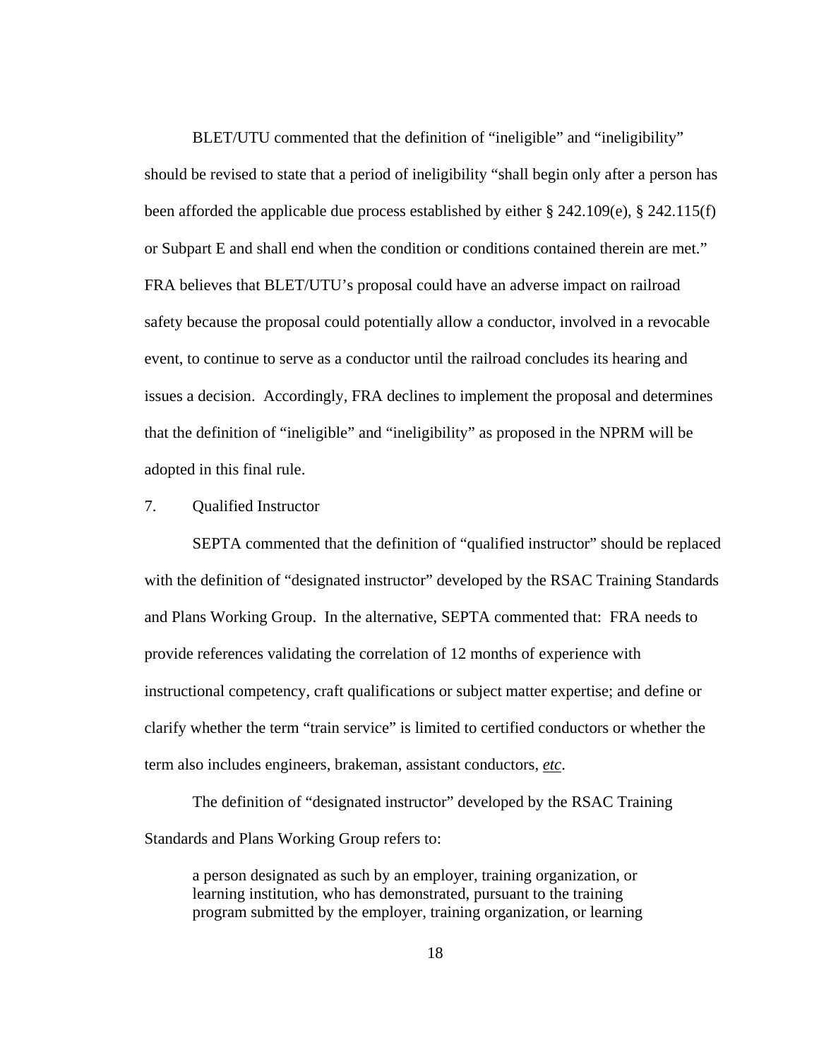BLET/UTU commented that the definition of "ineligible" and "ineligibility" should be revised to state that a period of ineligibility "shall begin only after a person has been afforded the applicable due process established by either § 242.109(e), § 242.115(f) or Subpart E and shall end when the condition or conditions contained therein are met." FRA believes that BLET/UTU's proposal could have an adverse impact on railroad safety because the proposal could potentially allow a conductor, involved in a revocable event, to continue to serve as a conductor until the railroad concludes its hearing and issues a decision. Accordingly, FRA declines to implement the proposal and determines that the definition of "ineligible" and "ineligibility" as proposed in the NPRM will be adopted in this final rule.

7. Qualified Instructor

SEPTA commented that the definition of "qualified instructor" should be replaced with the definition of "designated instructor" developed by the RSAC Training Standards and Plans Working Group. In the alternative, SEPTA commented that: FRA needs to provide references validating the correlation of 12 months of experience with instructional competency, craft qualifications or subject matter expertise; and define or clarify whether the term "train service" is limited to certified conductors or whether the term also includes engineers, brakeman, assistant conductors, *etc*.

The definition of "designated instructor" developed by the RSAC Training Standards and Plans Working Group refers to:

> a person designated as such by an employer, training organization, or learning institution, who has demonstrated, pursuant to the training program submitted by the employer, training organization, or learning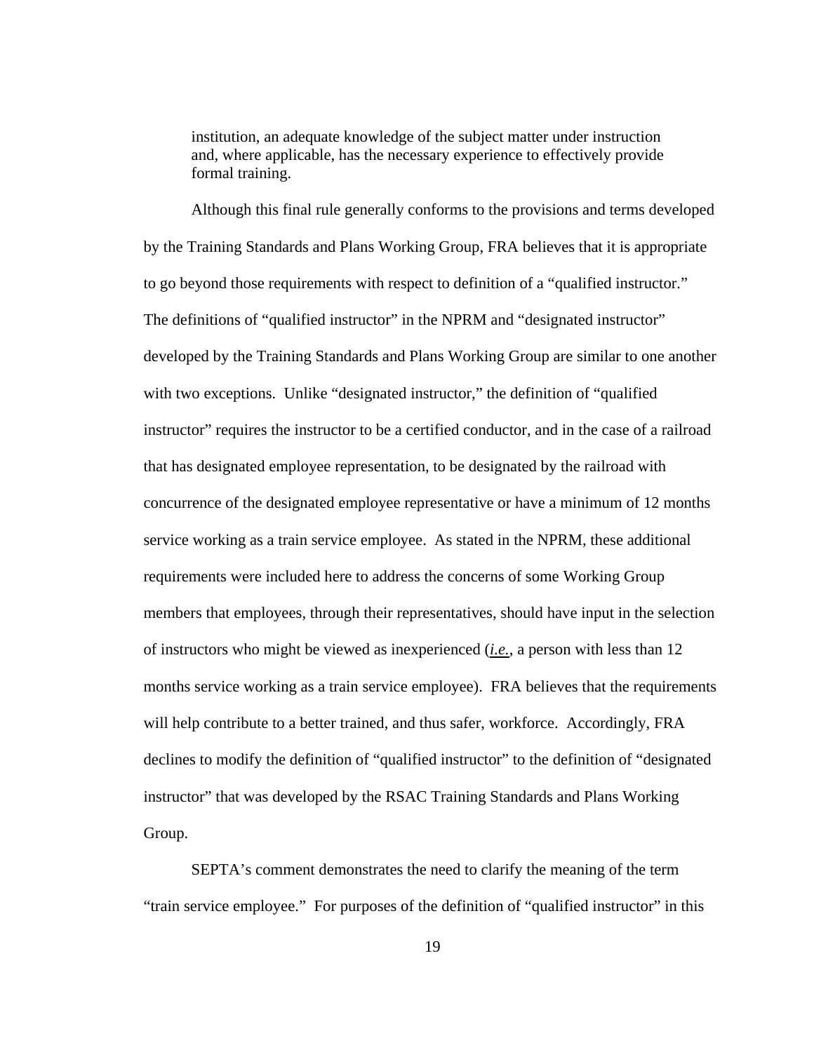> institution, an adequate knowledge of the subject matter under instruction and, where applicable, has the necessary experience to effectively provide formal training.

Although this final rule generally conforms to the provisions and terms developed by the Training Standards and Plans Working Group, FRA believes that it is appropriate to go beyond those requirements with respect to definition of a "qualified instructor." The definitions of "qualified instructor" in the NPRM and "designated instructor" developed by the Training Standards and Plans Working Group are similar to one another with two exceptions. Unlike "designated instructor," the definition of "qualified instructor" requires the instructor to be a certified conductor, and in the case of a railroad that has designated employee representation, to be designated by the railroad with concurrence of the designated employee representative or have a minimum of 12 months service working as a train service employee. As stated in the NPRM, these additional requirements were included here to address the concerns of some Working Group members that employees, through their representatives, should have input in the selection of instructors who might be viewed as inexperienced (*i.e.*, a person with less than 12 months service working as a train service employee). FRA believes that the requirements will help contribute to a better trained, and thus safer, workforce. Accordingly, FRA declines to modify the definition of "qualified instructor" to the definition of "designated instructor" that was developed by the RSAC Training Standards and Plans Working Group.

SEPTA's comment demonstrates the need to clarify the meaning of the term "train service employee." For purposes of the definition of "qualified instructor" in this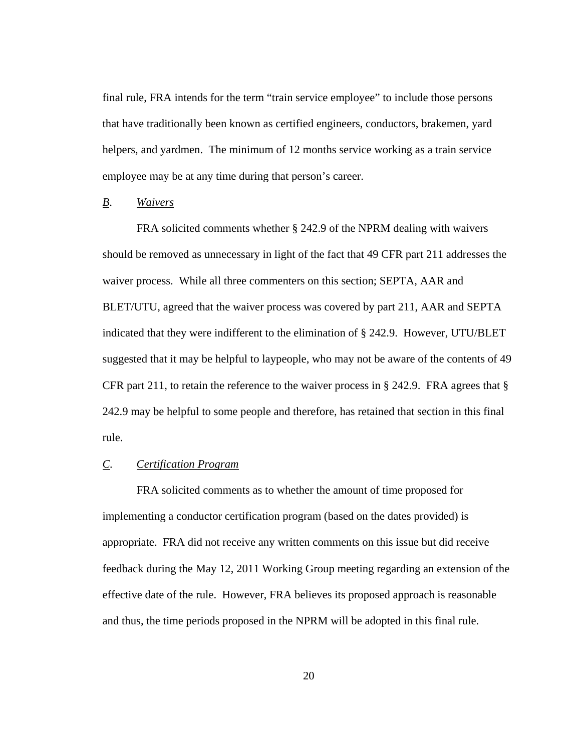final rule, FRA intends for the term "train service employee" to include those persons that have traditionally been known as certified engineers, conductors, brakemen, yard helpers, and yardmen. The minimum of 12 months service working as a train service employee may be at any time during that person's career.

### *B. Waivers*

FRA solicited comments whether § 242.9 of the NPRM dealing with waivers should be removed as unnecessary in light of the fact that 49 CFR part 211 addresses the waiver process. While all three commenters on this section; SEPTA, AAR and BLET/UTU, agreed that the waiver process was covered by part 211, AAR and SEPTA indicated that they were indifferent to the elimination of § 242.9. However, UTU/BLET suggested that it may be helpful to laypeople, who may not be aware of the contents of 49 CFR part 211, to retain the reference to the waiver process in § 242.9. FRA agrees that § 242.9 may be helpful to some people and therefore, has retained that section in this final rule.

### *C. Certification Program*

FRA solicited comments as to whether the amount of time proposed for implementing a conductor certification program (based on the dates provided) is appropriate. FRA did not receive any written comments on this issue but did receive feedback during the May 12, 2011 Working Group meeting regarding an extension of the effective date of the rule. However, FRA believes its proposed approach is reasonable and thus, the time periods proposed in the NPRM will be adopted in this final rule.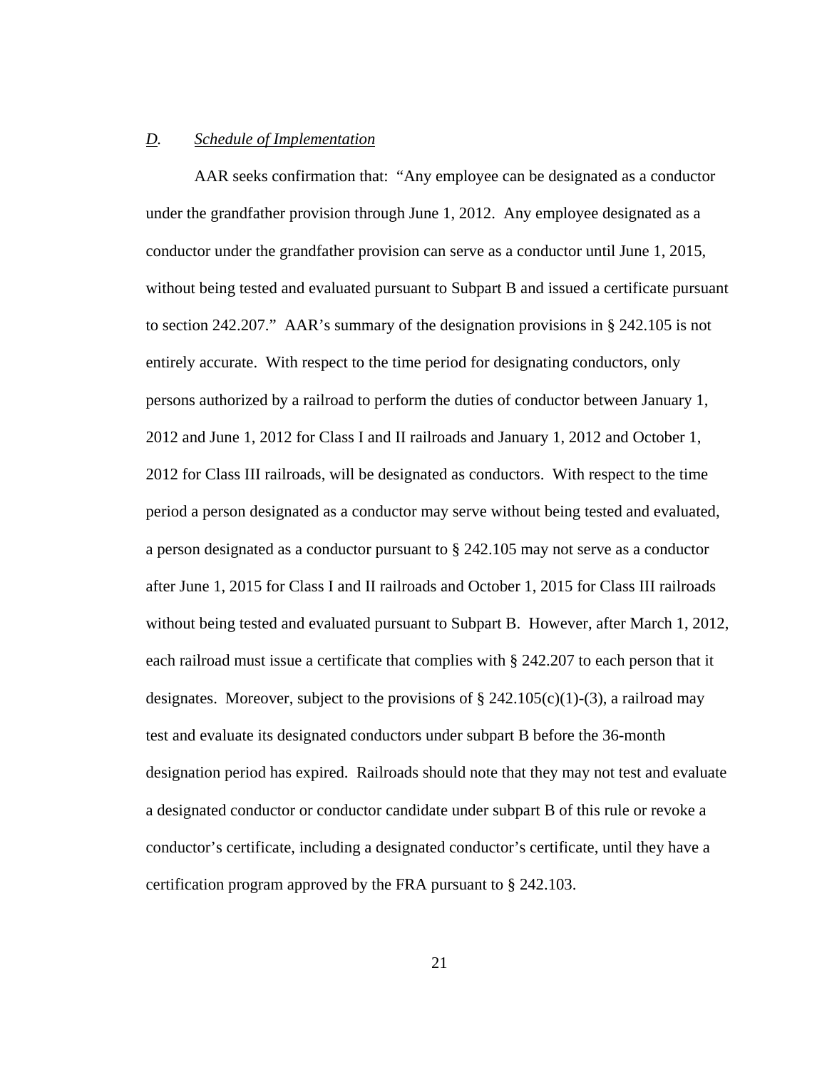### *D. Schedule of Implementation*

AAR seeks confirmation that: "Any employee can be designated as a conductor under the grandfather provision through June 1, 2012. Any employee designated as a conductor under the grandfather provision can serve as a conductor until June 1, 2015, without being tested and evaluated pursuant to Subpart B and issued a certificate pursuant to section 242.207." AAR's summary of the designation provisions in § 242.105 is not entirely accurate. With respect to the time period for designating conductors, only persons authorized by a railroad to perform the duties of conductor between January 1, 2012 and June 1, 2012 for Class I and II railroads and January 1, 2012 and October 1, 2012 for Class III railroads, will be designated as conductors. With respect to the time period a person designated as a conductor may serve without being tested and evaluated, a person designated as a conductor pursuant to § 242.105 may not serve as a conductor after June 1, 2015 for Class I and II railroads and October 1, 2015 for Class III railroads without being tested and evaluated pursuant to Subpart B. However, after March 1, 2012, each railroad must issue a certificate that complies with § 242.207 to each person that it designates. Moreover, subject to the provisions of § 242.105(c)(1)-(3), a railroad may test and evaluate its designated conductors under subpart B before the 36-month designation period has expired. Railroads should note that they may not test and evaluate a designated conductor or conductor candidate under subpart B of this rule or revoke a conductor's certificate, including a designated conductor's certificate, until they have a certification program approved by the FRA pursuant to § 242.103.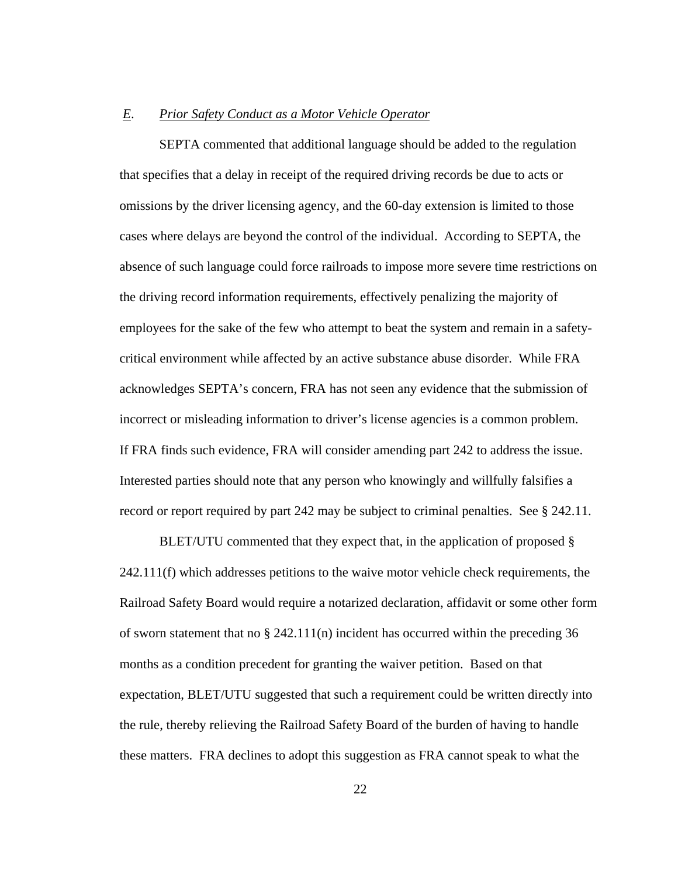### *E. Prior Safety Conduct as a Motor Vehicle Operator*

SEPTA commented that additional language should be added to the regulation that specifies that a delay in receipt of the required driving records be due to acts or omissions by the driver licensing agency, and the 60-day extension is limited to those cases where delays are beyond the control of the individual. According to SEPTA, the absence of such language could force railroads to impose more severe time restrictions on the driving record information requirements, effectively penalizing the majority of employees for the sake of the few who attempt to beat the system and remain in a safety-critical environment while affected by an active substance abuse disorder. While FRA acknowledges SEPTA's concern, FRA has not seen any evidence that the submission of incorrect or misleading information to driver's license agencies is a common problem. If FRA finds such evidence, FRA will consider amending part 242 to address the issue. Interested parties should note that any person who knowingly and willfully falsifies a record or report required by part 242 may be subject to criminal penalties. See § 242.11.

BLET/UTU commented that they expect that, in the application of proposed § 242.111(f) which addresses petitions to the waive motor vehicle check requirements, the Railroad Safety Board would require a notarized declaration, affidavit or some other form of sworn statement that no § 242.111(n) incident has occurred within the preceding 36 months as a condition precedent for granting the waiver petition. Based on that expectation, BLET/UTU suggested that such a requirement could be written directly into the rule, thereby relieving the Railroad Safety Board of the burden of having to handle these matters. FRA declines to adopt this suggestion as FRA cannot speak to what the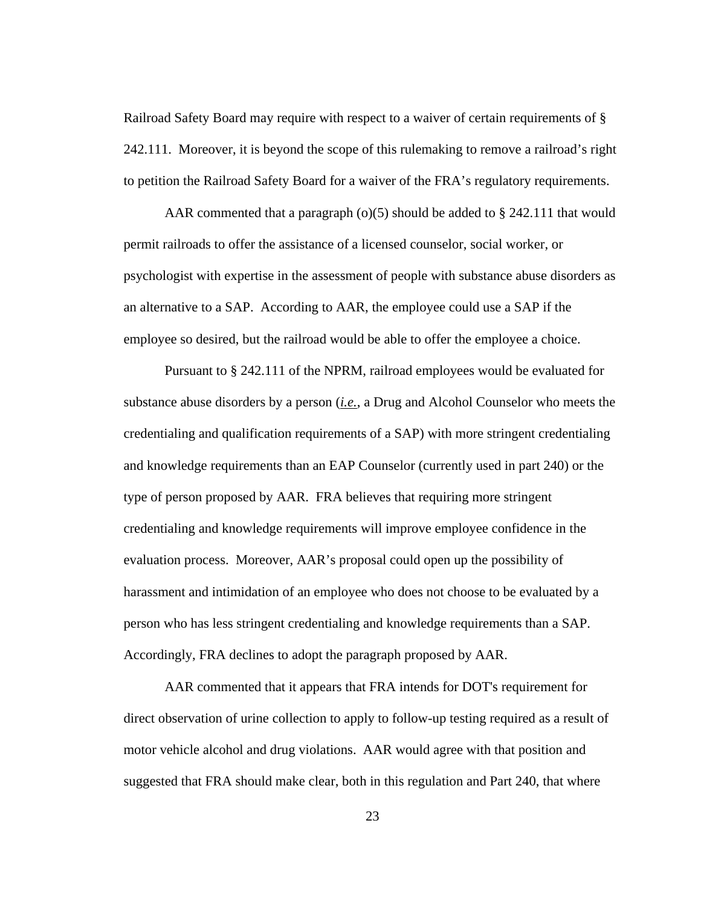Railroad Safety Board may require with respect to a waiver of certain requirements of § 242.111. Moreover, it is beyond the scope of this rulemaking to remove a railroad's right to petition the Railroad Safety Board for a waiver of the FRA's regulatory requirements.

AAR commented that a paragraph (o)(5) should be added to § 242.111 that would permit railroads to offer the assistance of a licensed counselor, social worker, or psychologist with expertise in the assessment of people with substance abuse disorders as an alternative to a SAP. According to AAR, the employee could use a SAP if the employee so desired, but the railroad would be able to offer the employee a choice.

Pursuant to § 242.111 of the NPRM, railroad employees would be evaluated for substance abuse disorders by a person (*i.e.*, a Drug and Alcohol Counselor who meets the credentialing and qualification requirements of a SAP) with more stringent credentialing and knowledge requirements than an EAP Counselor (currently used in part 240) or the type of person proposed by AAR. FRA believes that requiring more stringent credentialing and knowledge requirements will improve employee confidence in the evaluation process. Moreover, AAR's proposal could open up the possibility of harassment and intimidation of an employee who does not choose to be evaluated by a person who has less stringent credentialing and knowledge requirements than a SAP. Accordingly, FRA declines to adopt the paragraph proposed by AAR.

AAR commented that it appears that FRA intends for DOT's requirement for direct observation of urine collection to apply to follow-up testing required as a result of motor vehicle alcohol and drug violations. AAR would agree with that position and suggested that FRA should make clear, both in this regulation and Part 240, that where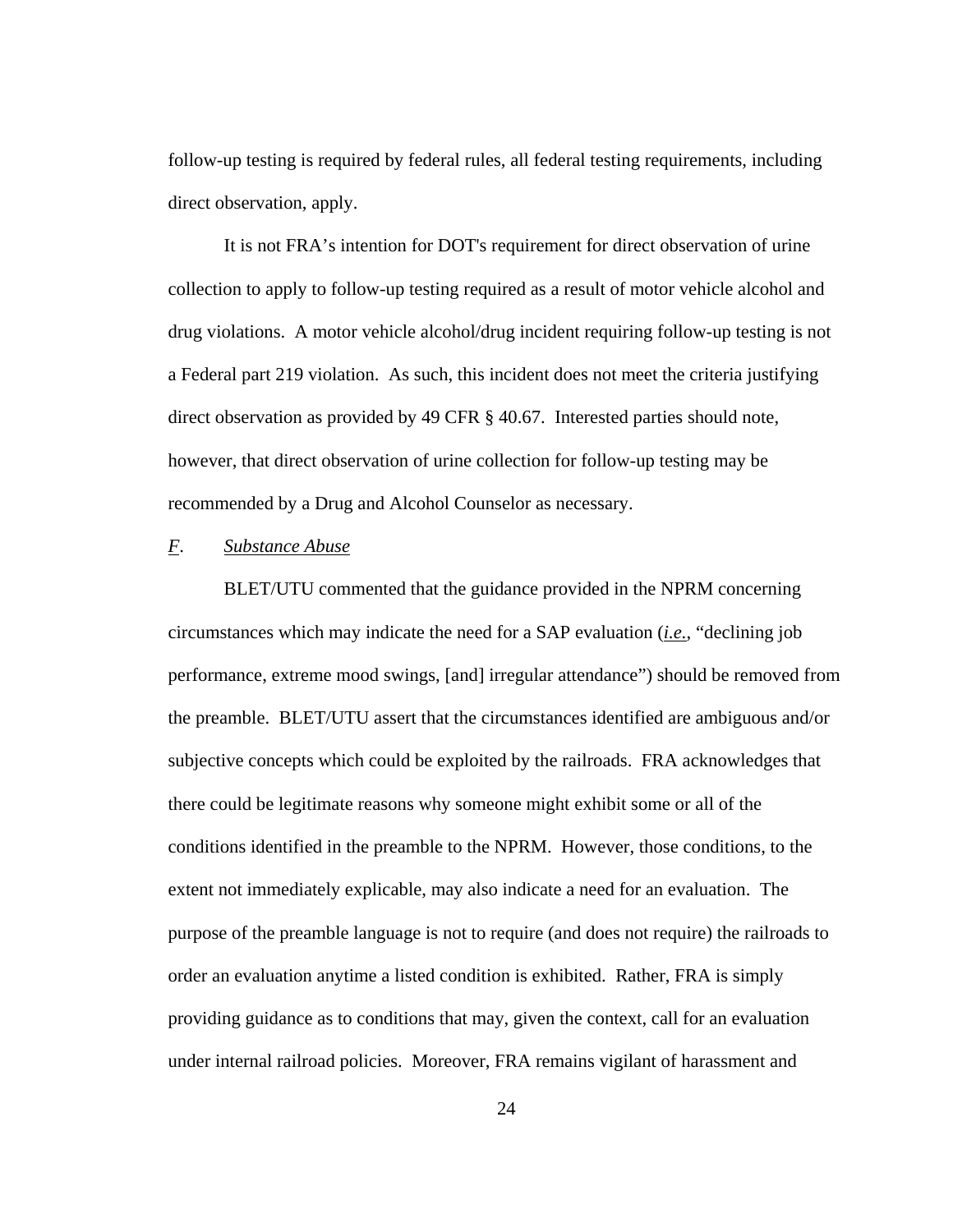follow-up testing is required by federal rules, all federal testing requirements, including direct observation, apply.

It is not FRA's intention for DOT's requirement for direct observation of urine collection to apply to follow-up testing required as a result of motor vehicle alcohol and drug violations. A motor vehicle alcohol/drug incident requiring follow-up testing is not a Federal part 219 violation. As such, this incident does not meet the criteria justifying direct observation as provided by 49 CFR § 40.67. Interested parties should note, however, that direct observation of urine collection for follow-up testing may be recommended by a Drug and Alcohol Counselor as necessary.

## *F*. *Substance Abuse*

BLET/UTU commented that the guidance provided in the NPRM concerning circumstances which may indicate the need for a SAP evaluation (*i.e.*, "declining job performance, extreme mood swings, [and] irregular attendance") should be removed from the preamble. BLET/UTU assert that the circumstances identified are ambiguous and/or subjective concepts which could be exploited by the railroads. FRA acknowledges that there could be legitimate reasons why someone might exhibit some or all of the conditions identified in the preamble to the NPRM. However, those conditions, to the extent not immediately explicable, may also indicate a need for an evaluation. The purpose of the preamble language is not to require (and does not require) the railroads to order an evaluation anytime a listed condition is exhibited. Rather, FRA is simply providing guidance as to conditions that may, given the context, call for an evaluation under internal railroad policies. Moreover, FRA remains vigilant of harassment and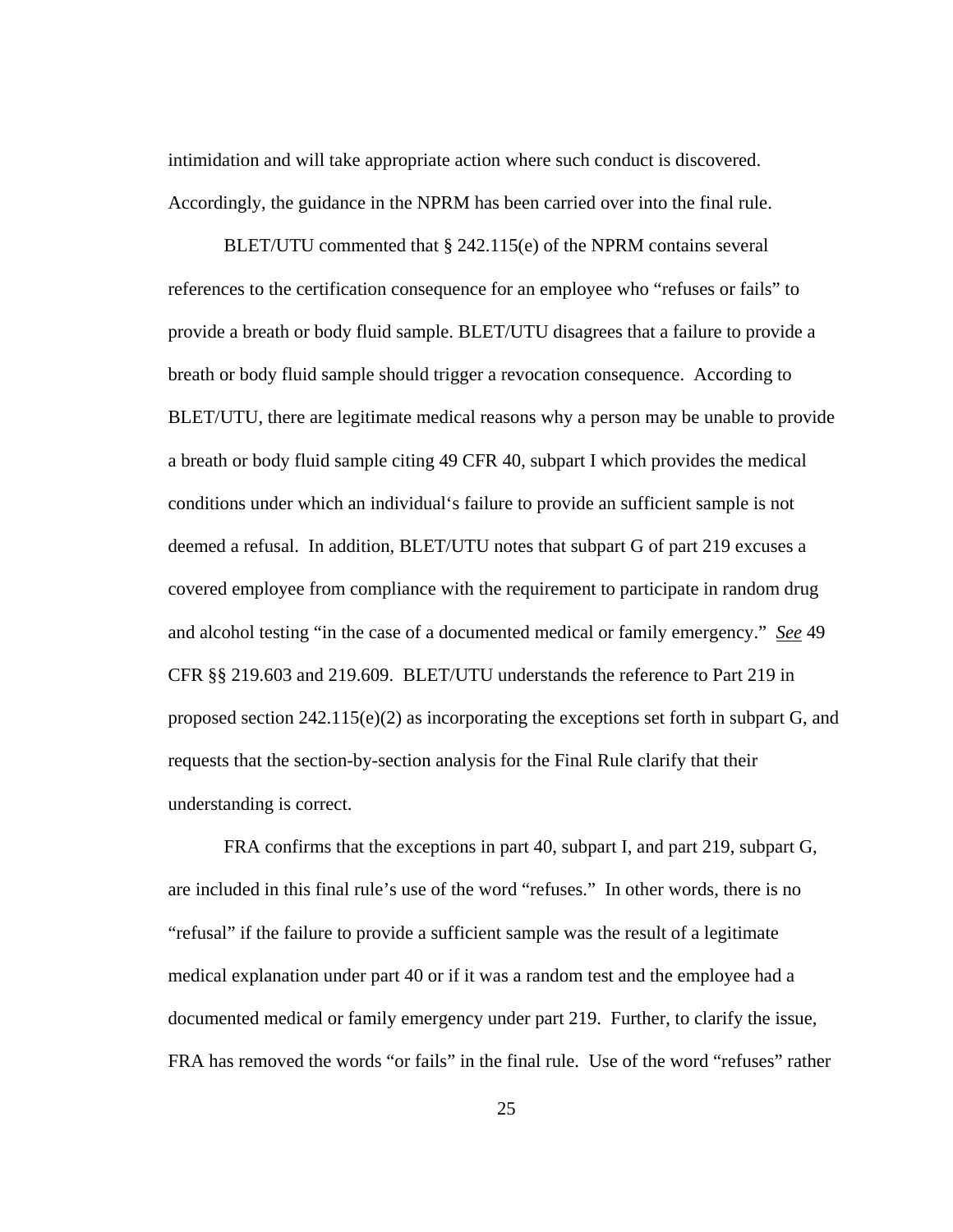intimidation and will take appropriate action where such conduct is discovered. Accordingly, the guidance in the NPRM has been carried over into the final rule.

BLET/UTU commented that § 242.115(e) of the NPRM contains several references to the certification consequence for an employee who "refuses or fails" to provide a breath or body fluid sample. BLET/UTU disagrees that a failure to provide a breath or body fluid sample should trigger a revocation consequence. According to BLET/UTU, there are legitimate medical reasons why a person may be unable to provide a breath or body fluid sample citing 49 CFR 40, subpart I which provides the medical conditions under which an individual's failure to provide an sufficient sample is not deemed a refusal. In addition, BLET/UTU notes that subpart G of part 219 excuses a covered employee from compliance with the requirement to participate in random drug and alcohol testing "in the case of a documented medical or family emergency." *See* 49 CFR §§ 219.603 and 219.609. BLET/UTU understands the reference to Part 219 in proposed section 242.115(e)(2) as incorporating the exceptions set forth in subpart G, and requests that the section-by-section analysis for the Final Rule clarify that their understanding is correct.

FRA confirms that the exceptions in part 40, subpart I, and part 219, subpart G, are included in this final rule's use of the word "refuses." In other words, there is no "refusal" if the failure to provide a sufficient sample was the result of a legitimate medical explanation under part 40 or if it was a random test and the employee had a documented medical or family emergency under part 219. Further, to clarify the issue, FRA has removed the words "or fails" in the final rule. Use of the word "refuses" rather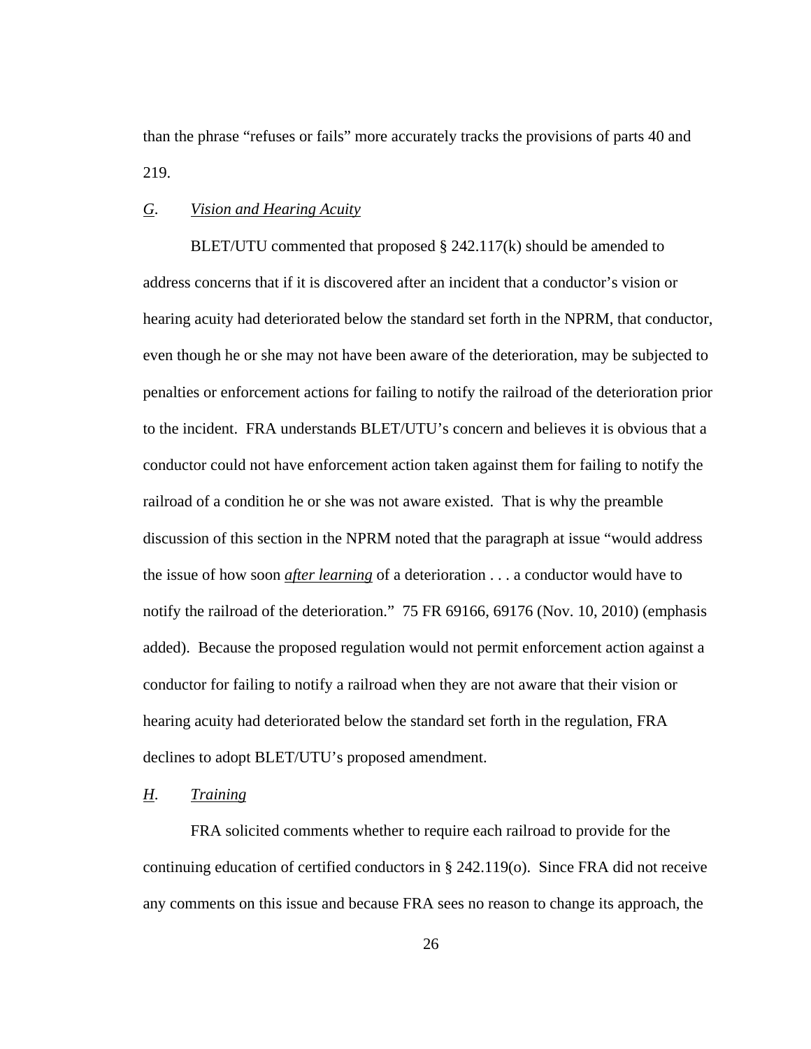than the phrase "refuses or fails" more accurately tracks the provisions of parts 40 and 219.

### *G*. *Vision and Hearing Acuity*

BLET/UTU commented that proposed § 242.117(k) should be amended to address concerns that if it is discovered after an incident that a conductor's vision or hearing acuity had deteriorated below the standard set forth in the NPRM, that conductor, even though he or she may not have been aware of the deterioration, may be subjected to penalties or enforcement actions for failing to notify the railroad of the deterioration prior to the incident. FRA understands BLET/UTU's concern and believes it is obvious that a conductor could not have enforcement action taken against them for failing to notify the railroad of a condition he or she was not aware existed. That is why the preamble discussion of this section in the NPRM noted that the paragraph at issue "would address the issue of how soon ***after learning*** of a deterioration . . . a conductor would have to notify the railroad of the deterioration." 75 FR 69166, 69176 (Nov. 10, 2010) (emphasis added). Because the proposed regulation would not permit enforcement action against a conductor for failing to notify a railroad when they are not aware that their vision or hearing acuity had deteriorated below the standard set forth in the regulation, FRA declines to adopt BLET/UTU's proposed amendment.

### *H*. *Training*

FRA solicited comments whether to require each railroad to provide for the continuing education of certified conductors in § 242.119(o). Since FRA did not receive any comments on this issue and because FRA sees no reason to change its approach, the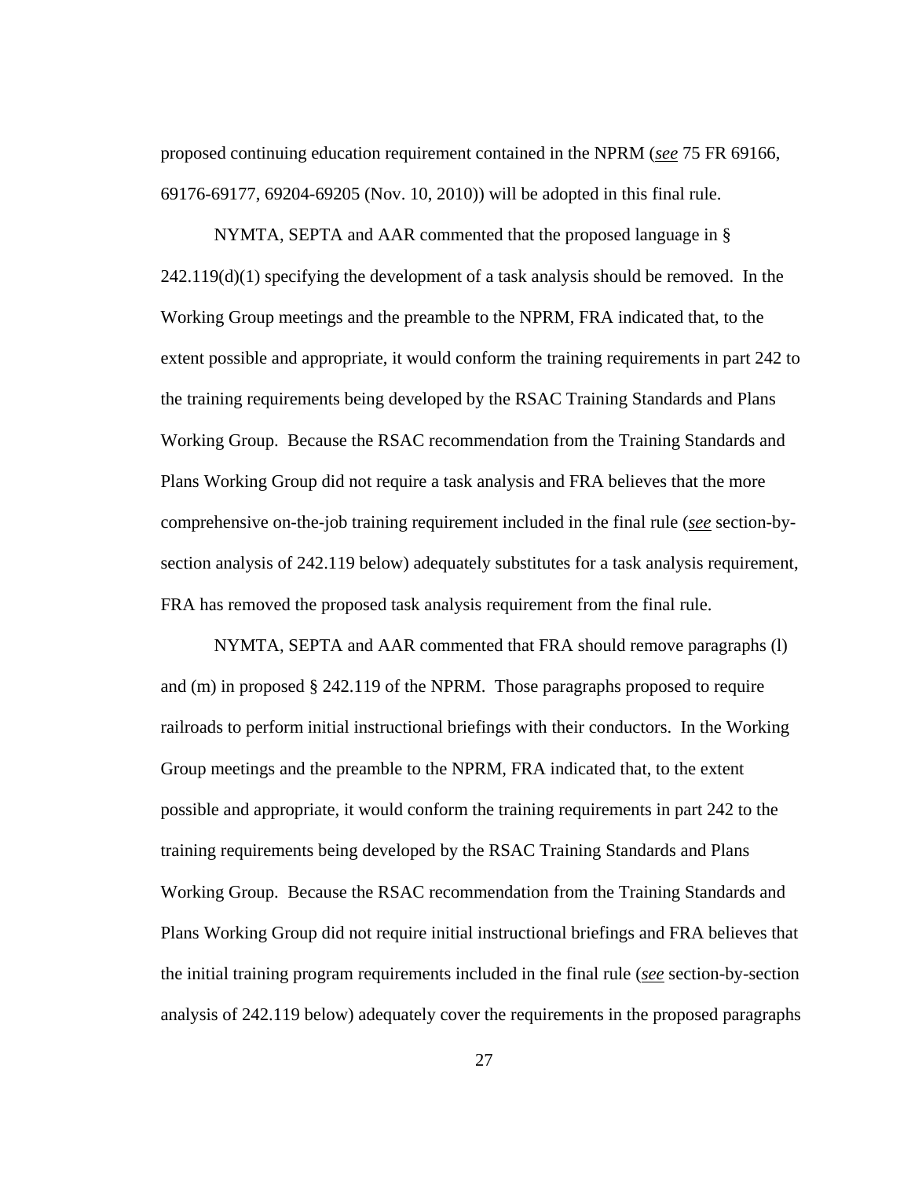proposed continuing education requirement contained in the NPRM (*see* 75 FR 69166, 69176-69177, 69204-69205 (Nov. 10, 2010)) will be adopted in this final rule.

NYMTA, SEPTA and AAR commented that the proposed language in § 242.119(d)(1) specifying the development of a task analysis should be removed. In the Working Group meetings and the preamble to the NPRM, FRA indicated that, to the extent possible and appropriate, it would conform the training requirements in part 242 to the training requirements being developed by the RSAC Training Standards and Plans Working Group. Because the RSAC recommendation from the Training Standards and Plans Working Group did not require a task analysis and FRA believes that the more comprehensive on-the-job training requirement included in the final rule (*see* section-by-section analysis of 242.119 below) adequately substitutes for a task analysis requirement, FRA has removed the proposed task analysis requirement from the final rule.

NYMTA, SEPTA and AAR commented that FRA should remove paragraphs (l) and (m) in proposed § 242.119 of the NPRM. Those paragraphs proposed to require railroads to perform initial instructional briefings with their conductors. In the Working Group meetings and the preamble to the NPRM, FRA indicated that, to the extent possible and appropriate, it would conform the training requirements in part 242 to the training requirements being developed by the RSAC Training Standards and Plans Working Group. Because the RSAC recommendation from the Training Standards and Plans Working Group did not require initial instructional briefings and FRA believes that the initial training program requirements included in the final rule (*see* section-by-section analysis of 242.119 below) adequately cover the requirements in the proposed paragraphs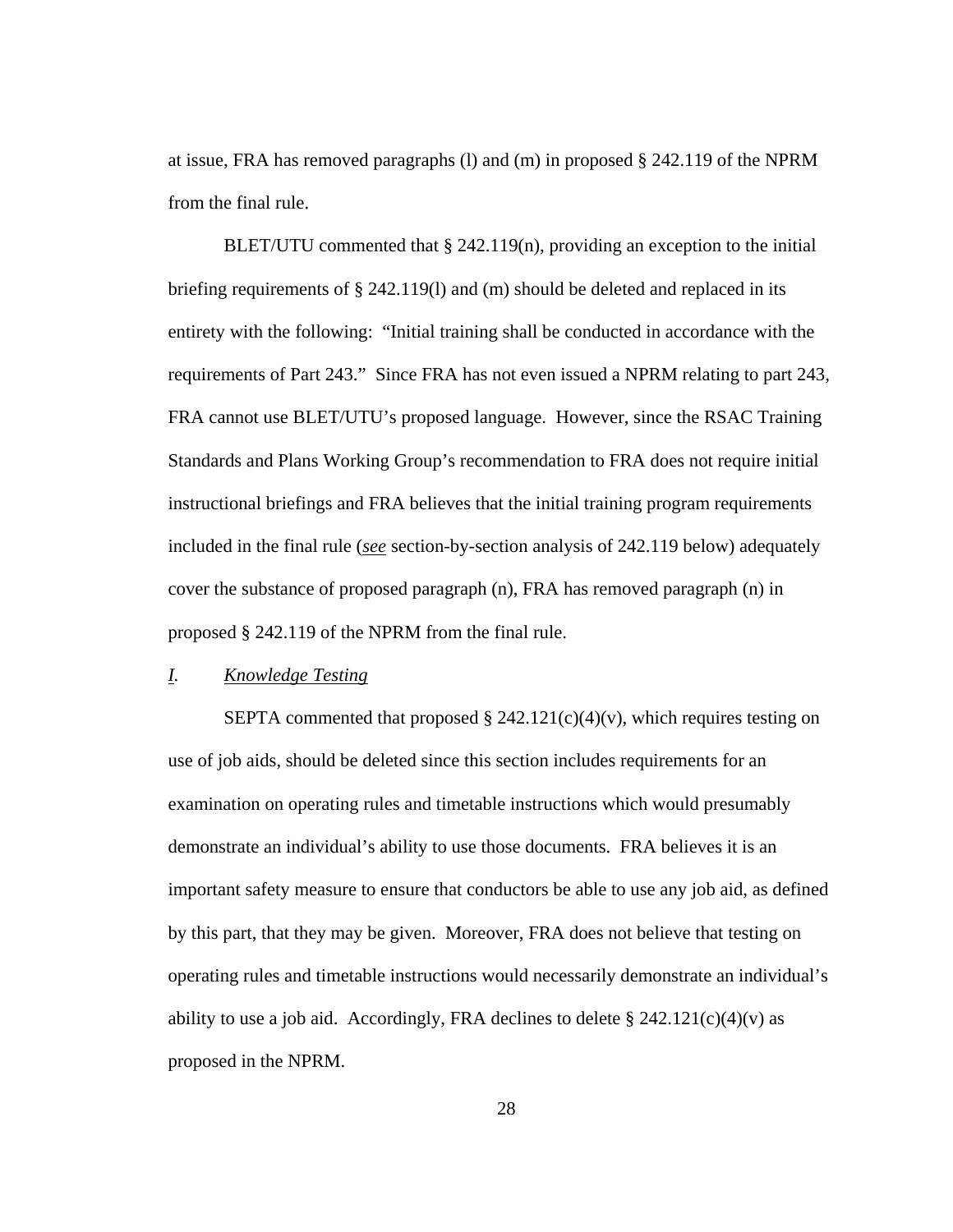at issue, FRA has removed paragraphs (l) and (m) in proposed § 242.119 of the NPRM from the final rule.

BLET/UTU commented that § 242.119(n), providing an exception to the initial briefing requirements of § 242.119(l) and (m) should be deleted and replaced in its entirety with the following: "Initial training shall be conducted in accordance with the requirements of Part 243." Since FRA has not even issued a NPRM relating to part 243, FRA cannot use BLET/UTU's proposed language. However, since the RSAC Training Standards and Plans Working Group's recommendation to FRA does not require initial instructional briefings and FRA believes that the initial training program requirements included in the final rule (*see* section-by-section analysis of 242.119 below) adequately cover the substance of proposed paragraph (n), FRA has removed paragraph (n) in proposed § 242.119 of the NPRM from the final rule.

### *I. Knowledge Testing*

SEPTA commented that proposed § 242.121(c)(4)(v), which requires testing on use of job aids, should be deleted since this section includes requirements for an examination on operating rules and timetable instructions which would presumably demonstrate an individual's ability to use those documents. FRA believes it is an important safety measure to ensure that conductors be able to use any job aid, as defined by this part, that they may be given. Moreover, FRA does not believe that testing on operating rules and timetable instructions would necessarily demonstrate an individual's ability to use a job aid. Accordingly, FRA declines to delete § 242.121(c)(4)(v) as proposed in the NPRM.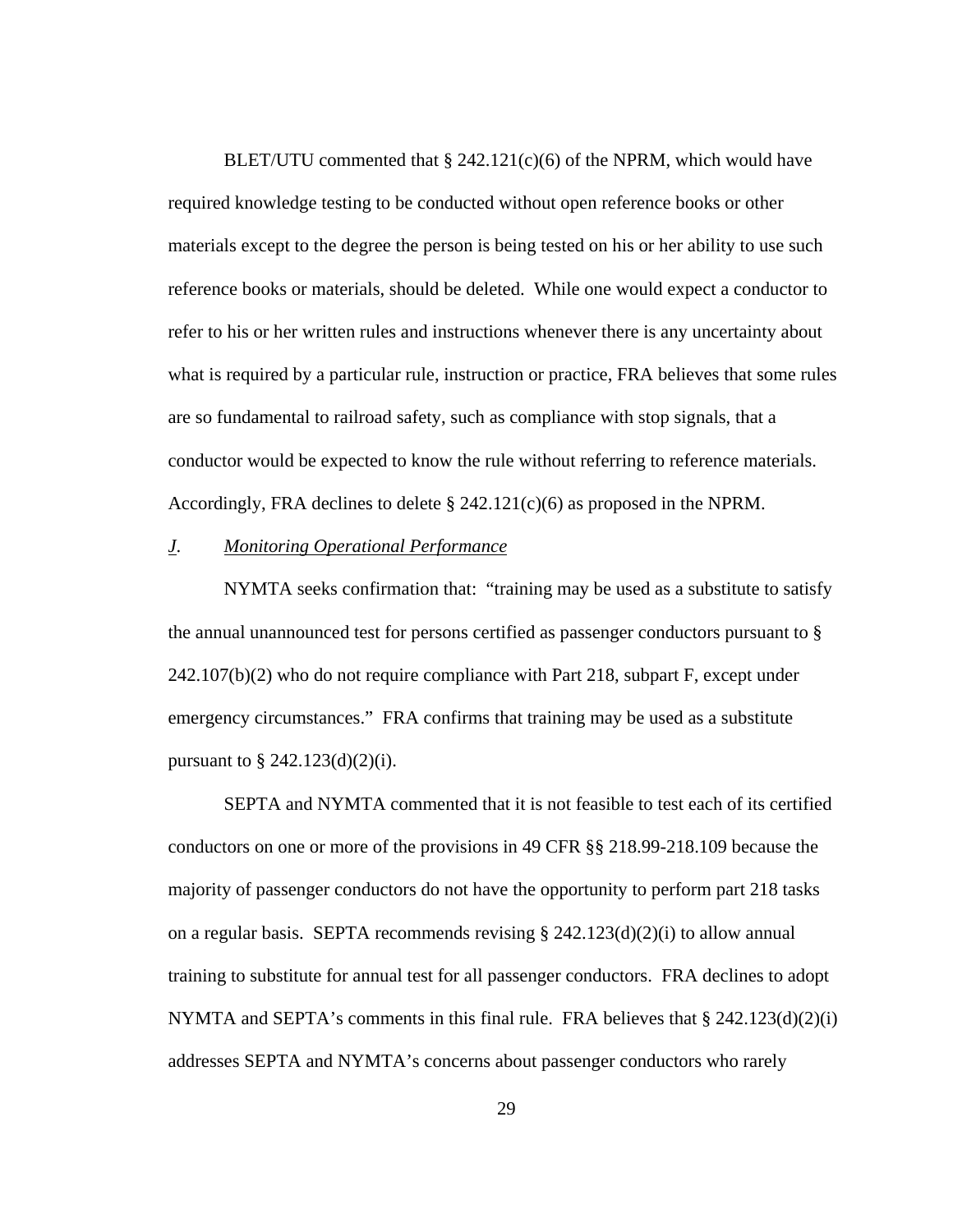BLET/UTU commented that § 242.121(c)(6) of the NPRM, which would have required knowledge testing to be conducted without open reference books or other materials except to the degree the person is being tested on his or her ability to use such reference books or materials, should be deleted. While one would expect a conductor to refer to his or her written rules and instructions whenever there is any uncertainty about what is required by a particular rule, instruction or practice, FRA believes that some rules are so fundamental to railroad safety, such as compliance with stop signals, that a conductor would be expected to know the rule without referring to reference materials. Accordingly, FRA declines to delete § 242.121(c)(6) as proposed in the NPRM.

### *J*. *Monitoring Operational Performance*

NYMTA seeks confirmation that: "training may be used as a substitute to satisfy the annual unannounced test for persons certified as passenger conductors pursuant to § 242.107(b)(2) who do not require compliance with Part 218, subpart F, except under emergency circumstances." FRA confirms that training may be used as a substitute pursuant to § 242.123(d)(2)(i).

SEPTA and NYMTA commented that it is not feasible to test each of its certified conductors on one or more of the provisions in 49 CFR §§ 218.99-218.109 because the majority of passenger conductors do not have the opportunity to perform part 218 tasks on a regular basis. SEPTA recommends revising § 242.123(d)(2)(i) to allow annual training to substitute for annual test for all passenger conductors. FRA declines to adopt NYMTA and SEPTA's comments in this final rule. FRA believes that § 242.123(d)(2)(i) addresses SEPTA and NYMTA's concerns about passenger conductors who rarely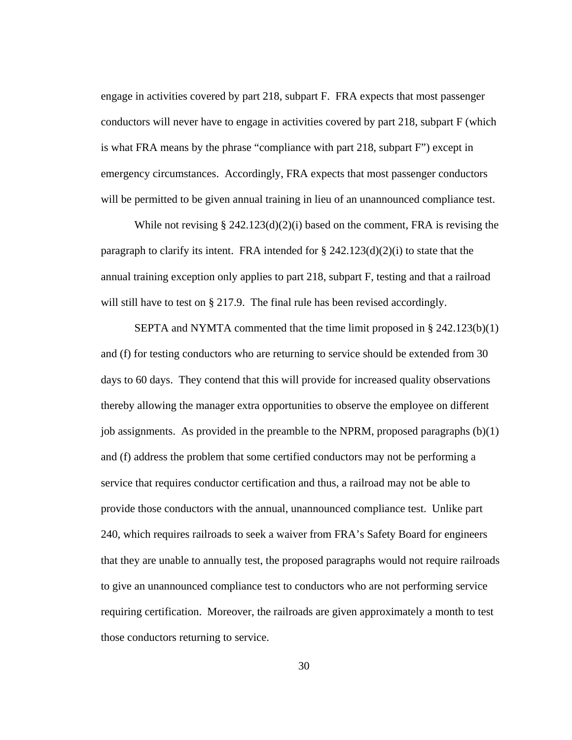engage in activities covered by part 218, subpart F. FRA expects that most passenger conductors will never have to engage in activities covered by part 218, subpart F (which is what FRA means by the phrase "compliance with part 218, subpart F") except in emergency circumstances. Accordingly, FRA expects that most passenger conductors will be permitted to be given annual training in lieu of an unannounced compliance test.

While not revising § 242.123(d)(2)(i) based on the comment, FRA is revising the paragraph to clarify its intent. FRA intended for § 242.123(d)(2)(i) to state that the annual training exception only applies to part 218, subpart F, testing and that a railroad will still have to test on § 217.9. The final rule has been revised accordingly.

SEPTA and NYMTA commented that the time limit proposed in § 242.123(b)(1) and (f) for testing conductors who are returning to service should be extended from 30 days to 60 days. They contend that this will provide for increased quality observations thereby allowing the manager extra opportunities to observe the employee on different job assignments. As provided in the preamble to the NPRM, proposed paragraphs (b)(1) and (f) address the problem that some certified conductors may not be performing a service that requires conductor certification and thus, a railroad may not be able to provide those conductors with the annual, unannounced compliance test. Unlike part 240, which requires railroads to seek a waiver from FRA's Safety Board for engineers that they are unable to annually test, the proposed paragraphs would not require railroads to give an unannounced compliance test to conductors who are not performing service requiring certification. Moreover, the railroads are given approximately a month to test those conductors returning to service.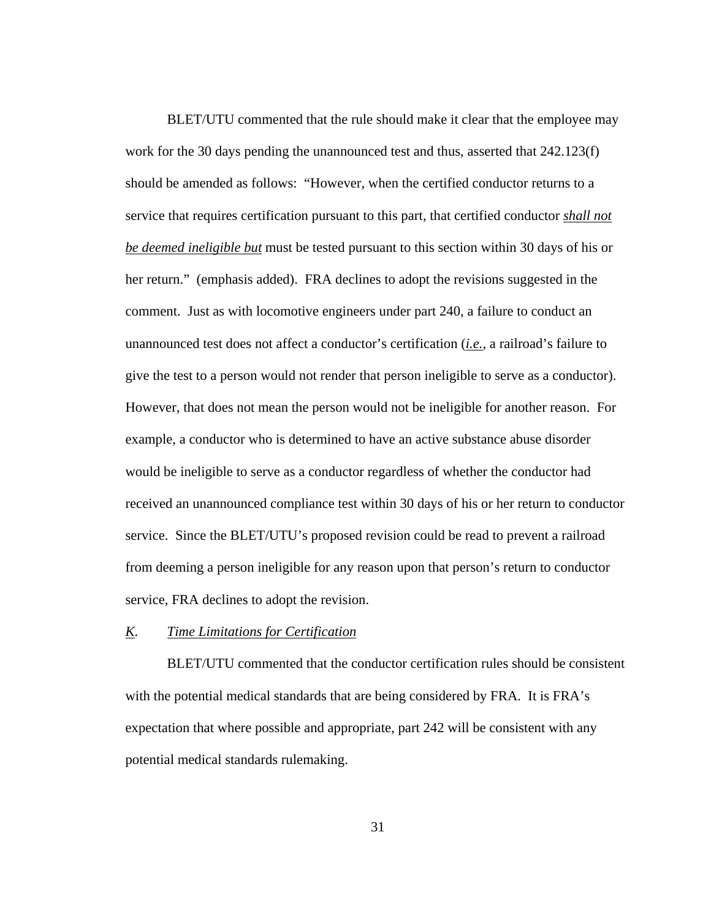BLET/UTU commented that the rule should make it clear that the employee may work for the 30 days pending the unannounced test and thus, asserted that 242.123(f) should be amended as follows: "However, when the certified conductor returns to a service that requires certification pursuant to this part, that certified conductor ***shall not be deemed ineligible but*** must be tested pursuant to this section within 30 days of his or her return." (emphasis added). FRA declines to adopt the revisions suggested in the comment. Just as with locomotive engineers under part 240, a failure to conduct an unannounced test does not affect a conductor's certification (*i.e.*, a railroad's failure to give the test to a person would not render that person ineligible to serve as a conductor). However, that does not mean the person would not be ineligible for another reason. For example, a conductor who is determined to have an active substance abuse disorder would be ineligible to serve as a conductor regardless of whether the conductor had received an unannounced compliance test within 30 days of his or her return to conductor service. Since the BLET/UTU's proposed revision could be read to prevent a railroad from deeming a person ineligible for any reason upon that person's return to conductor service, FRA declines to adopt the revision.

### *K. Time Limitations for Certification*

BLET/UTU commented that the conductor certification rules should be consistent with the potential medical standards that are being considered by FRA. It is FRA's expectation that where possible and appropriate, part 242 will be consistent with any potential medical standards rulemaking.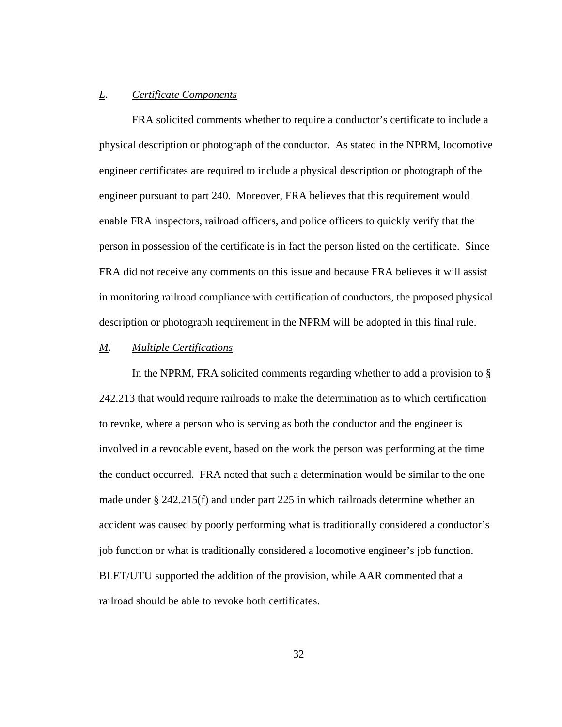*L*. *Certificate Components*

FRA solicited comments whether to require a conductor's certificate to include a physical description or photograph of the conductor. As stated in the NPRM, locomotive engineer certificates are required to include a physical description or photograph of the engineer pursuant to part 240. Moreover, FRA believes that this requirement would enable FRA inspectors, railroad officers, and police officers to quickly verify that the person in possession of the certificate is in fact the person listed on the certificate. Since FRA did not receive any comments on this issue and because FRA believes it will assist in monitoring railroad compliance with certification of conductors, the proposed physical description or photograph requirement in the NPRM will be adopted in this final rule.

*M*. *Multiple Certifications*

In the NPRM, FRA solicited comments regarding whether to add a provision to § 242.213 that would require railroads to make the determination as to which certification to revoke, where a person who is serving as both the conductor and the engineer is involved in a revocable event, based on the work the person was performing at the time the conduct occurred. FRA noted that such a determination would be similar to the one made under § 242.215(f) and under part 225 in which railroads determine whether an accident was caused by poorly performing what is traditionally considered a conductor's job function or what is traditionally considered a locomotive engineer's job function. BLET/UTU supported the addition of the provision, while AAR commented that a railroad should be able to revoke both certificates.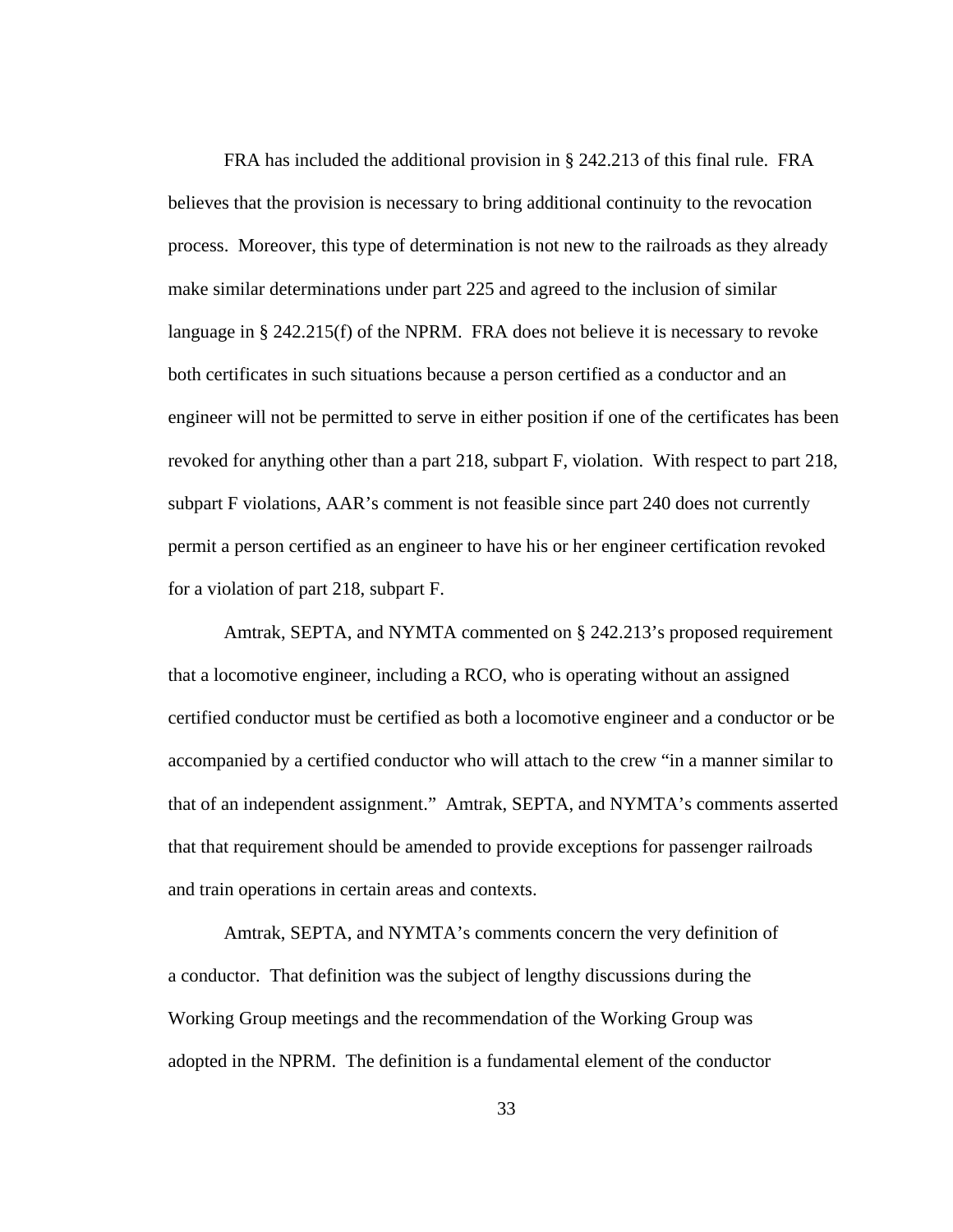FRA has included the additional provision in § 242.213 of this final rule. FRA believes that the provision is necessary to bring additional continuity to the revocation process. Moreover, this type of determination is not new to the railroads as they already make similar determinations under part 225 and agreed to the inclusion of similar language in § 242.215(f) of the NPRM. FRA does not believe it is necessary to revoke both certificates in such situations because a person certified as a conductor and an engineer will not be permitted to serve in either position if one of the certificates has been revoked for anything other than a part 218, subpart F, violation. With respect to part 218, subpart F violations, AAR's comment is not feasible since part 240 does not currently permit a person certified as an engineer to have his or her engineer certification revoked for a violation of part 218, subpart F.

Amtrak, SEPTA, and NYMTA commented on § 242.213's proposed requirement that a locomotive engineer, including a RCO, who is operating without an assigned certified conductor must be certified as both a locomotive engineer and a conductor or be accompanied by a certified conductor who will attach to the crew "in a manner similar to that of an independent assignment." Amtrak, SEPTA, and NYMTA's comments asserted that that requirement should be amended to provide exceptions for passenger railroads and train operations in certain areas and contexts.

Amtrak, SEPTA, and NYMTA's comments concern the very definition of a conductor. That definition was the subject of lengthy discussions during the Working Group meetings and the recommendation of the Working Group was adopted in the NPRM. The definition is a fundamental element of the conductor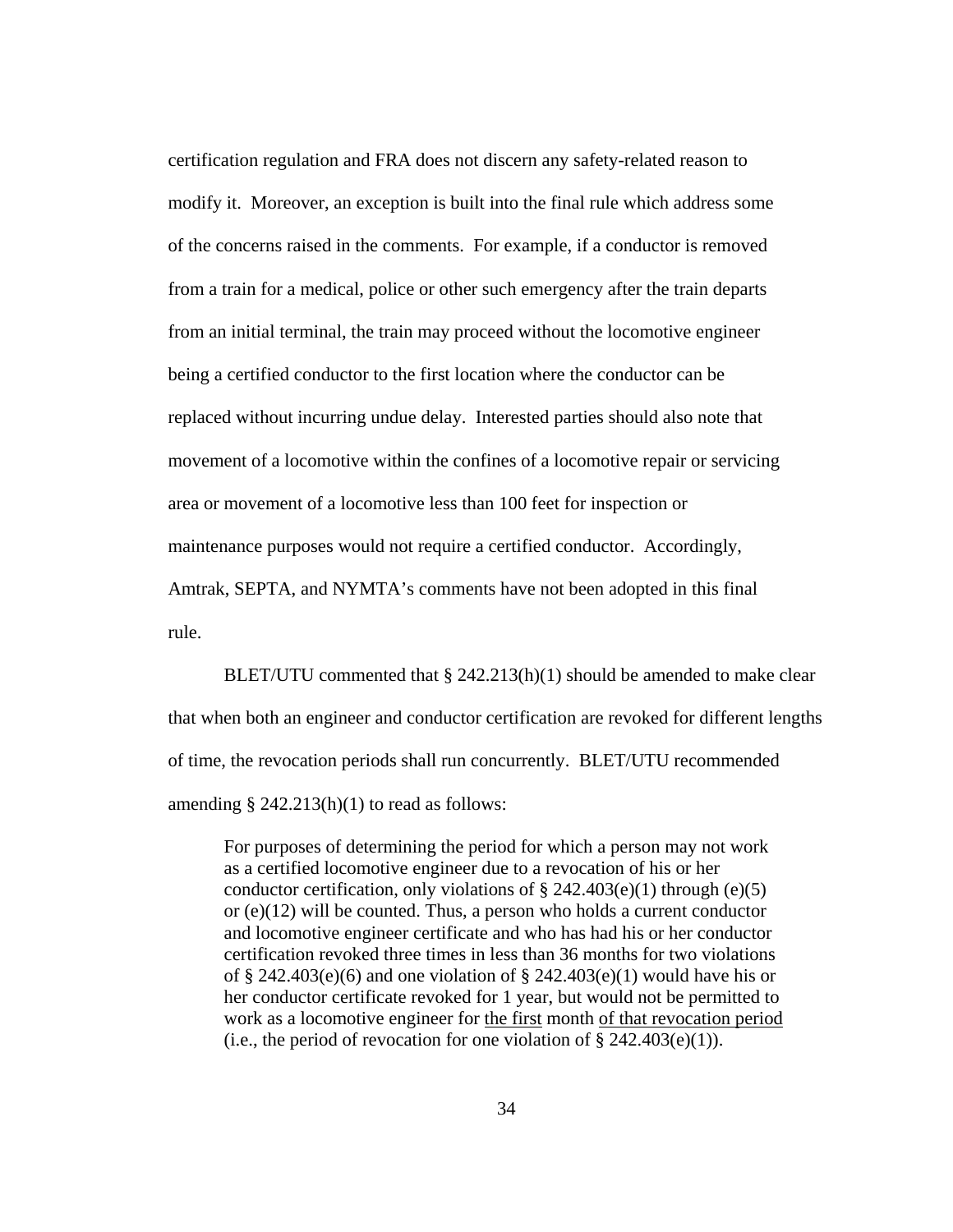certification regulation and FRA does not discern any safety-related reason to modify it. Moreover, an exception is built into the final rule which address some of the concerns raised in the comments. For example, if a conductor is removed from a train for a medical, police or other such emergency after the train departs from an initial terminal, the train may proceed without the locomotive engineer being a certified conductor to the first location where the conductor can be replaced without incurring undue delay. Interested parties should also note that movement of a locomotive within the confines of a locomotive repair or servicing area or movement of a locomotive less than 100 feet for inspection or maintenance purposes would not require a certified conductor. Accordingly, Amtrak, SEPTA, and NYMTA's comments have not been adopted in this final rule.

BLET/UTU commented that § 242.213(h)(1) should be amended to make clear that when both an engineer and conductor certification are revoked for different lengths of time, the revocation periods shall run concurrently. BLET/UTU recommended amending § 242.213(h)(1) to read as follows:

> For purposes of determining the period for which a person may not work as a certified locomotive engineer due to a revocation of his or her conductor certification, only violations of § 242.403(e)(1) through (e)(5) or (e)(12) will be counted. Thus, a person who holds a current conductor and locomotive engineer certificate and who has had his or her conductor certification revoked three times in less than 36 months for two violations of § 242.403(e)(6) and one violation of § 242.403(e)(1) would have his or her conductor certificate revoked for 1 year, but would not be permitted to work as a locomotive engineer for <u>the first</u> month <u>of that revocation period</u> (i.e., the period of revocation for one violation of § 242.403(e)(1)).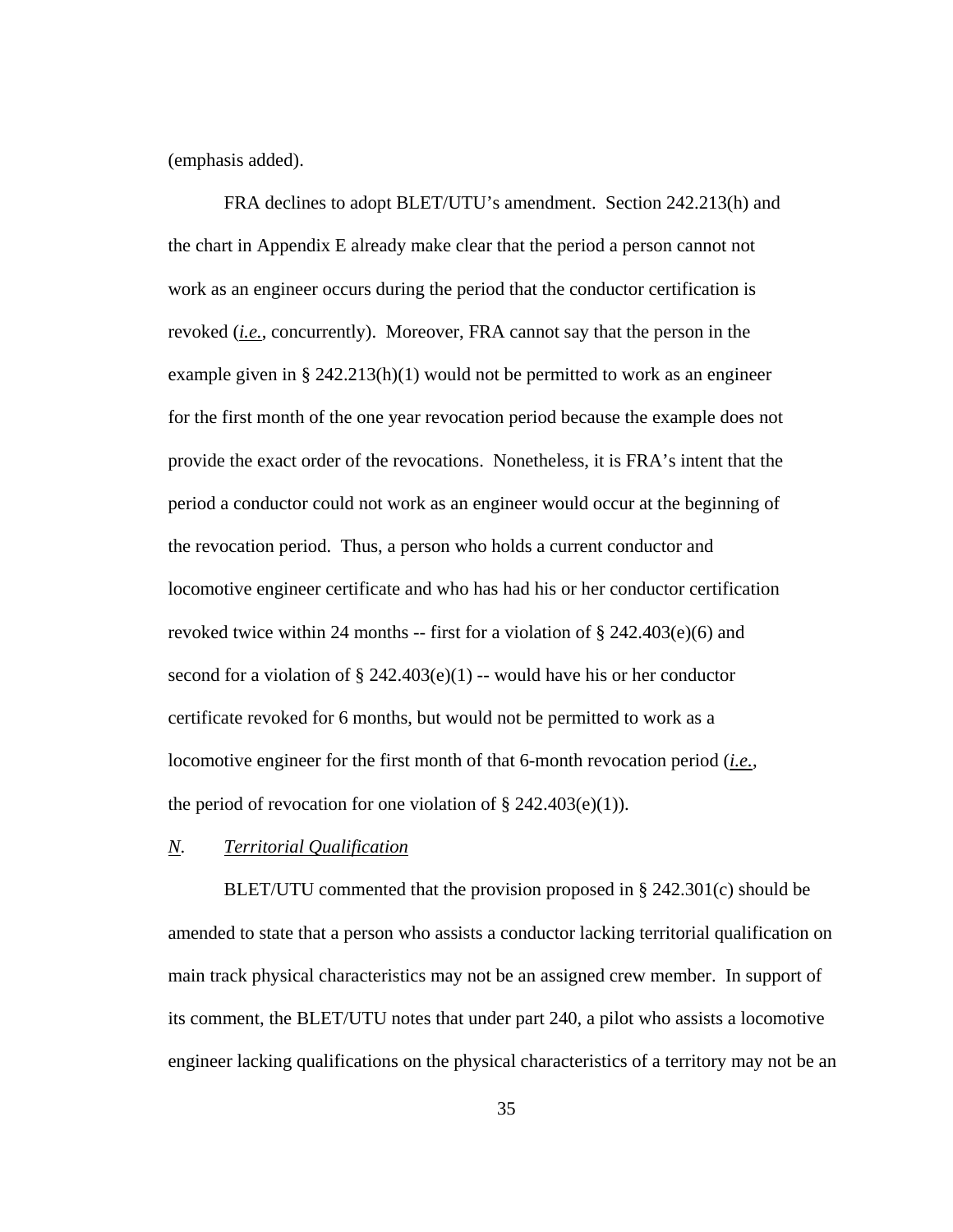(emphasis added).

FRA declines to adopt BLET/UTU's amendment. Section 242.213(h) and the chart in Appendix E already make clear that the period a person cannot not work as an engineer occurs during the period that the conductor certification is revoked (*i.e.*, concurrently). Moreover, FRA cannot say that the person in the example given in § 242.213(h)(1) would not be permitted to work as an engineer for the first month of the one year revocation period because the example does not provide the exact order of the revocations. Nonetheless, it is FRA's intent that the period a conductor could not work as an engineer would occur at the beginning of the revocation period. Thus, a person who holds a current conductor and locomotive engineer certificate and who has had his or her conductor certification revoked twice within 24 months -- first for a violation of § 242.403(e)(6) and second for a violation of § 242.403(e)(1) -- would have his or her conductor certificate revoked for 6 months, but would not be permitted to work as a locomotive engineer for the first month of that 6-month revocation period (*i.e.*, the period of revocation for one violation of § 242.403(e)(1)).

## *N*. *Territorial Qualification*

BLET/UTU commented that the provision proposed in § 242.301(c) should be amended to state that a person who assists a conductor lacking territorial qualification on main track physical characteristics may not be an assigned crew member. In support of its comment, the BLET/UTU notes that under part 240, a pilot who assists a locomotive engineer lacking qualifications on the physical characteristics of a territory may not be an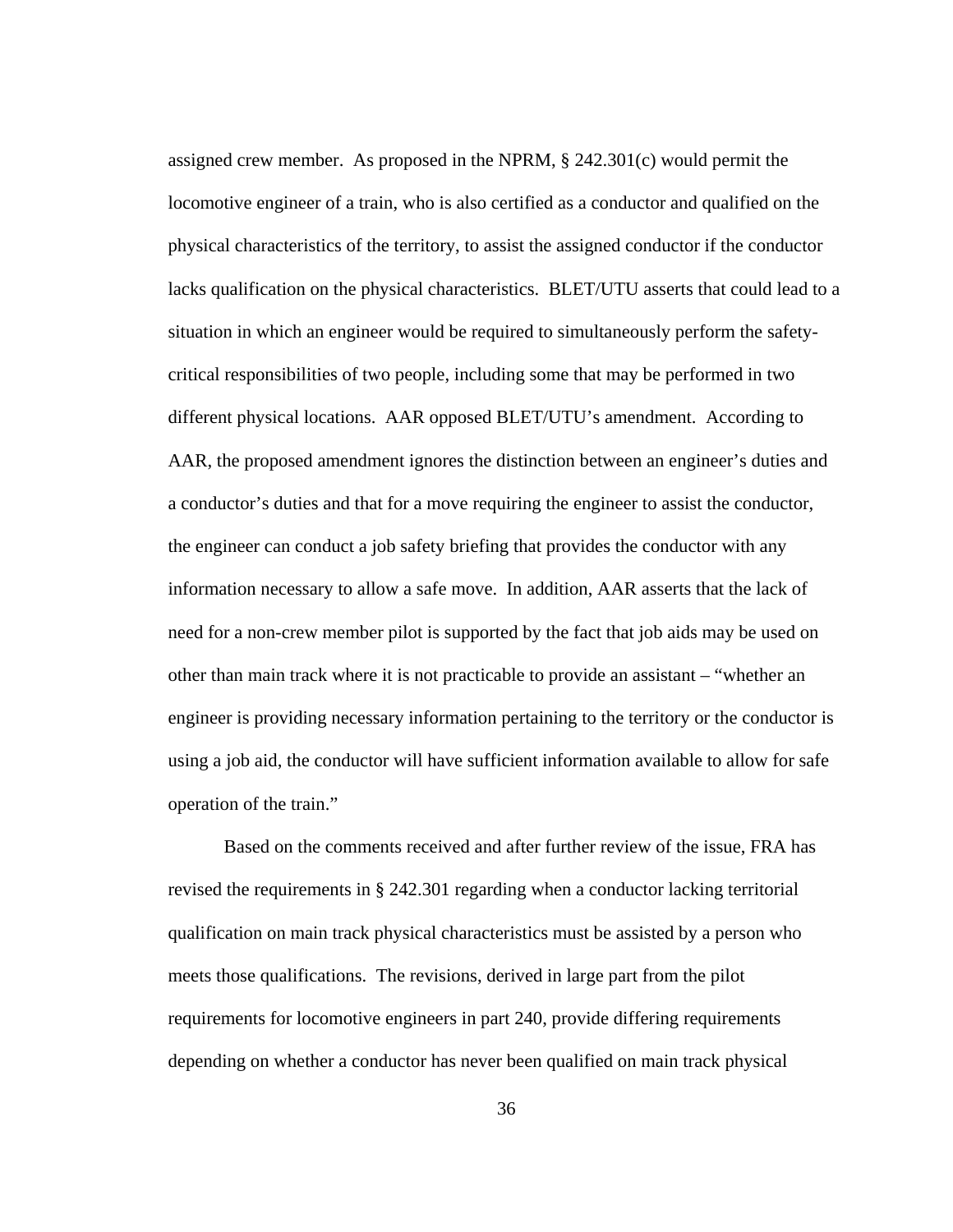assigned crew member. As proposed in the NPRM, § 242.301(c) would permit the locomotive engineer of a train, who is also certified as a conductor and qualified on the physical characteristics of the territory, to assist the assigned conductor if the conductor lacks qualification on the physical characteristics. BLET/UTU asserts that could lead to a situation in which an engineer would be required to simultaneously perform the safety-critical responsibilities of two people, including some that may be performed in two different physical locations. AAR opposed BLET/UTU's amendment. According to AAR, the proposed amendment ignores the distinction between an engineer's duties and a conductor's duties and that for a move requiring the engineer to assist the conductor, the engineer can conduct a job safety briefing that provides the conductor with any information necessary to allow a safe move. In addition, AAR asserts that the lack of need for a non-crew member pilot is supported by the fact that job aids may be used on other than main track where it is not practicable to provide an assistant – "whether an engineer is providing necessary information pertaining to the territory or the conductor is using a job aid, the conductor will have sufficient information available to allow for safe operation of the train."

Based on the comments received and after further review of the issue, FRA has revised the requirements in § 242.301 regarding when a conductor lacking territorial qualification on main track physical characteristics must be assisted by a person who meets those qualifications. The revisions, derived in large part from the pilot requirements for locomotive engineers in part 240, provide differing requirements depending on whether a conductor has never been qualified on main track physical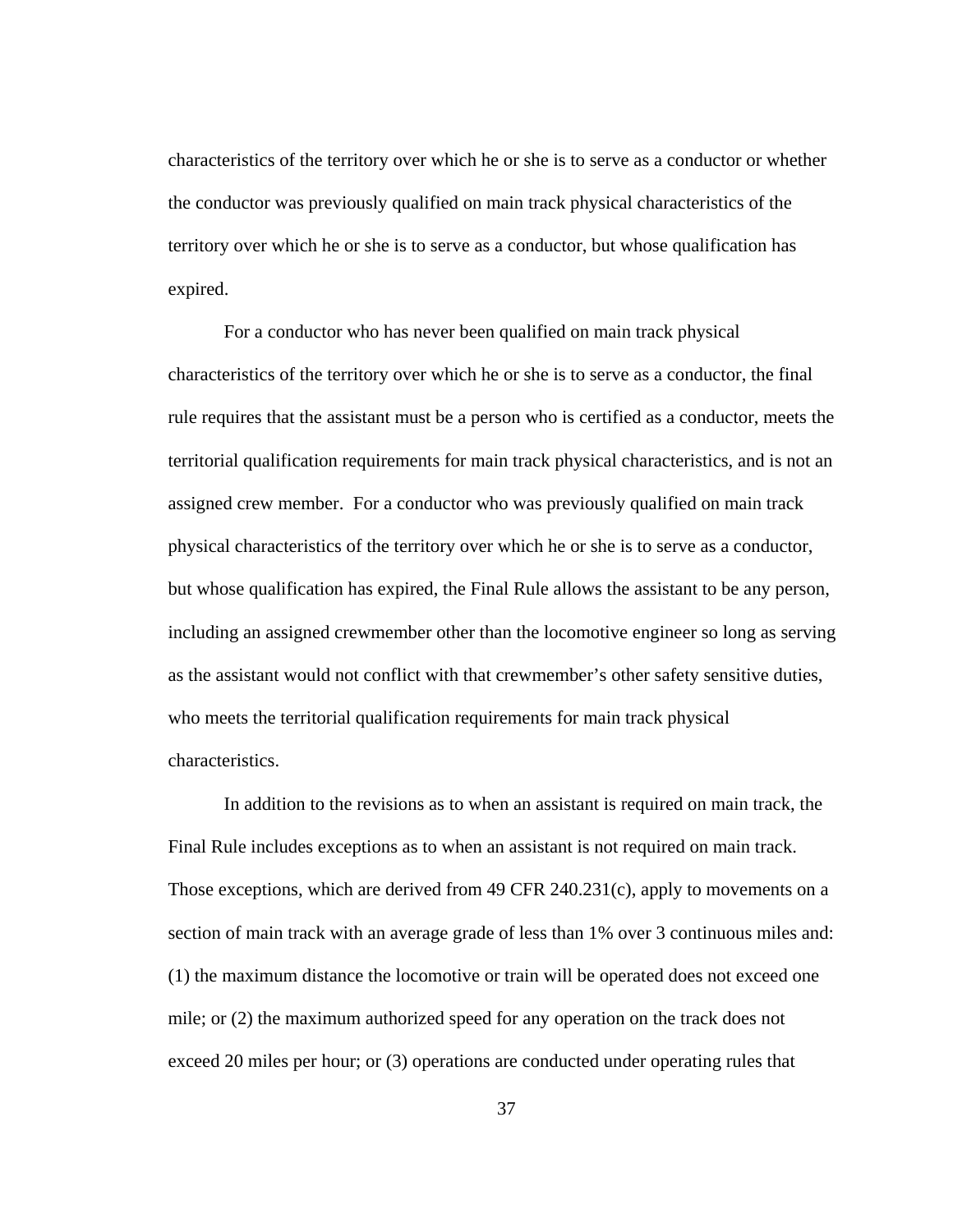characteristics of the territory over which he or she is to serve as a conductor or whether the conductor was previously qualified on main track physical characteristics of the territory over which he or she is to serve as a conductor, but whose qualification has expired.

For a conductor who has never been qualified on main track physical characteristics of the territory over which he or she is to serve as a conductor, the final rule requires that the assistant must be a person who is certified as a conductor, meets the territorial qualification requirements for main track physical characteristics, and is not an assigned crew member. For a conductor who was previously qualified on main track physical characteristics of the territory over which he or she is to serve as a conductor, but whose qualification has expired, the Final Rule allows the assistant to be any person, including an assigned crewmember other than the locomotive engineer so long as serving as the assistant would not conflict with that crewmember's other safety sensitive duties, who meets the territorial qualification requirements for main track physical characteristics.

In addition to the revisions as to when an assistant is required on main track, the Final Rule includes exceptions as to when an assistant is not required on main track. Those exceptions, which are derived from 49 CFR 240.231(c), apply to movements on a section of main track with an average grade of less than 1% over 3 continuous miles and: (1) the maximum distance the locomotive or train will be operated does not exceed one mile; or (2) the maximum authorized speed for any operation on the track does not exceed 20 miles per hour; or (3) operations are conducted under operating rules that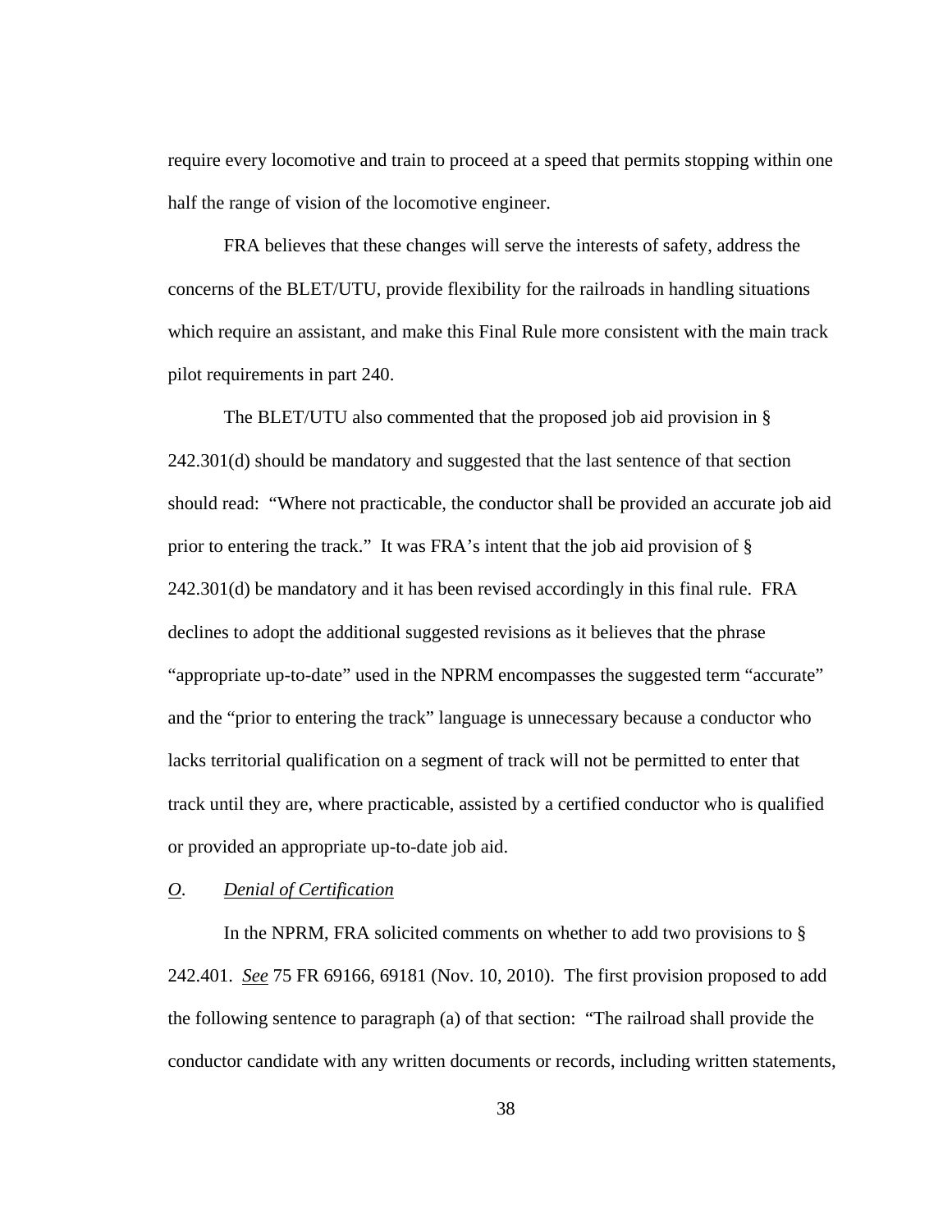require every locomotive and train to proceed at a speed that permits stopping within one half the range of vision of the locomotive engineer.

FRA believes that these changes will serve the interests of safety, address the concerns of the BLET/UTU, provide flexibility for the railroads in handling situations which require an assistant, and make this Final Rule more consistent with the main track pilot requirements in part 240.

The BLET/UTU also commented that the proposed job aid provision in § 242.301(d) should be mandatory and suggested that the last sentence of that section should read: "Where not practicable, the conductor shall be provided an accurate job aid prior to entering the track." It was FRA's intent that the job aid provision of § 242.301(d) be mandatory and it has been revised accordingly in this final rule. FRA declines to adopt the additional suggested revisions as it believes that the phrase "appropriate up-to-date" used in the NPRM encompasses the suggested term "accurate" and the "prior to entering the track" language is unnecessary because a conductor who lacks territorial qualification on a segment of track will not be permitted to enter that track until they are, where practicable, assisted by a certified conductor who is qualified or provided an appropriate up-to-date job aid.

*O*. *Denial of Certification*

In the NPRM, FRA solicited comments on whether to add two provisions to § 242.401. *See* 75 FR 69166, 69181 (Nov. 10, 2010). The first provision proposed to add the following sentence to paragraph (a) of that section: "The railroad shall provide the conductor candidate with any written documents or records, including written statements,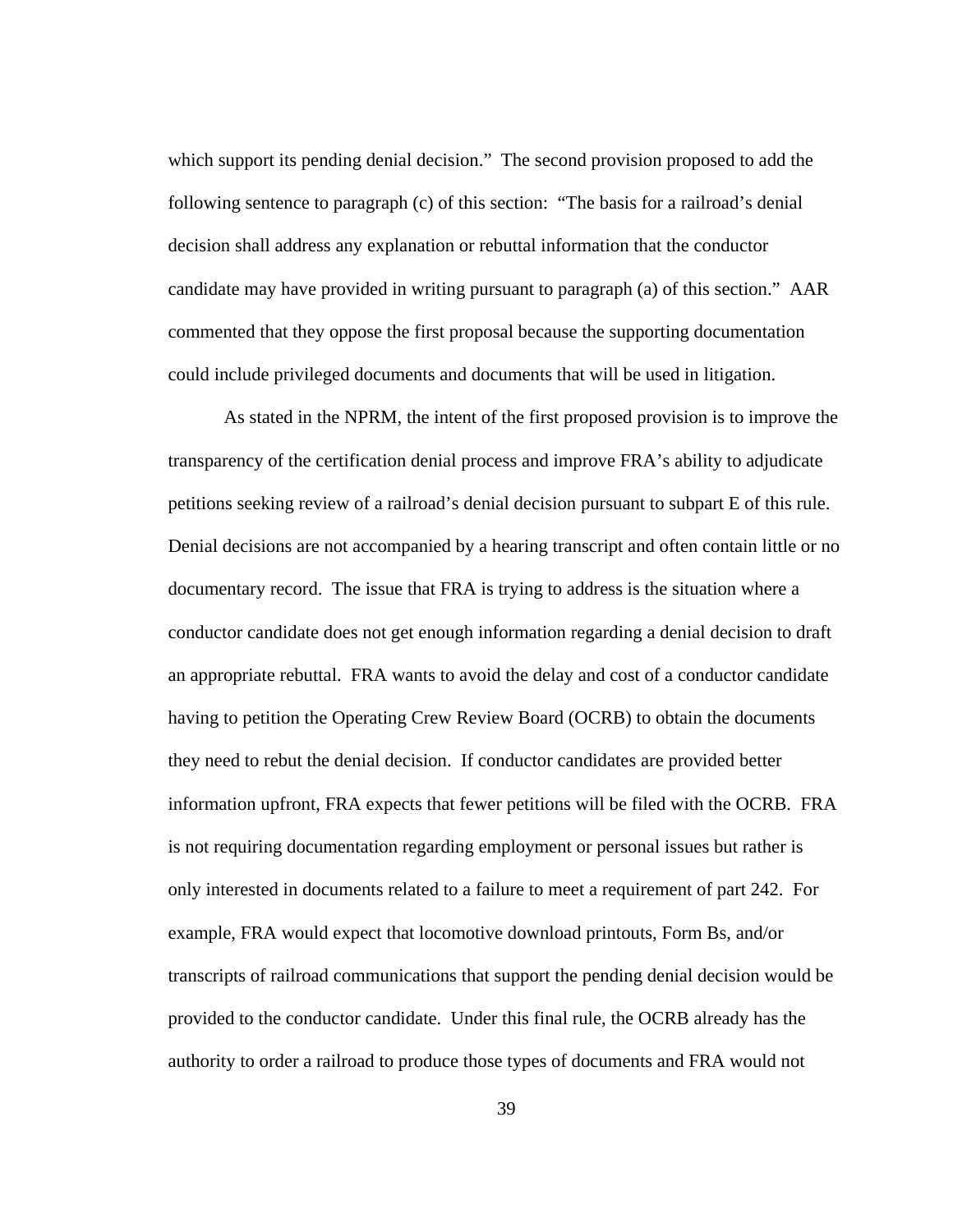which support its pending denial decision." The second provision proposed to add the following sentence to paragraph (c) of this section: "The basis for a railroad's denial decision shall address any explanation or rebuttal information that the conductor candidate may have provided in writing pursuant to paragraph (a) of this section." AAR commented that they oppose the first proposal because the supporting documentation could include privileged documents and documents that will be used in litigation.

As stated in the NPRM, the intent of the first proposed provision is to improve the transparency of the certification denial process and improve FRA's ability to adjudicate petitions seeking review of a railroad's denial decision pursuant to subpart E of this rule. Denial decisions are not accompanied by a hearing transcript and often contain little or no documentary record. The issue that FRA is trying to address is the situation where a conductor candidate does not get enough information regarding a denial decision to draft an appropriate rebuttal. FRA wants to avoid the delay and cost of a conductor candidate having to petition the Operating Crew Review Board (OCRB) to obtain the documents they need to rebut the denial decision. If conductor candidates are provided better information upfront, FRA expects that fewer petitions will be filed with the OCRB. FRA is not requiring documentation regarding employment or personal issues but rather is only interested in documents related to a failure to meet a requirement of part 242. For example, FRA would expect that locomotive download printouts, Form Bs, and/or transcripts of railroad communications that support the pending denial decision would be provided to the conductor candidate. Under this final rule, the OCRB already has the authority to order a railroad to produce those types of documents and FRA would not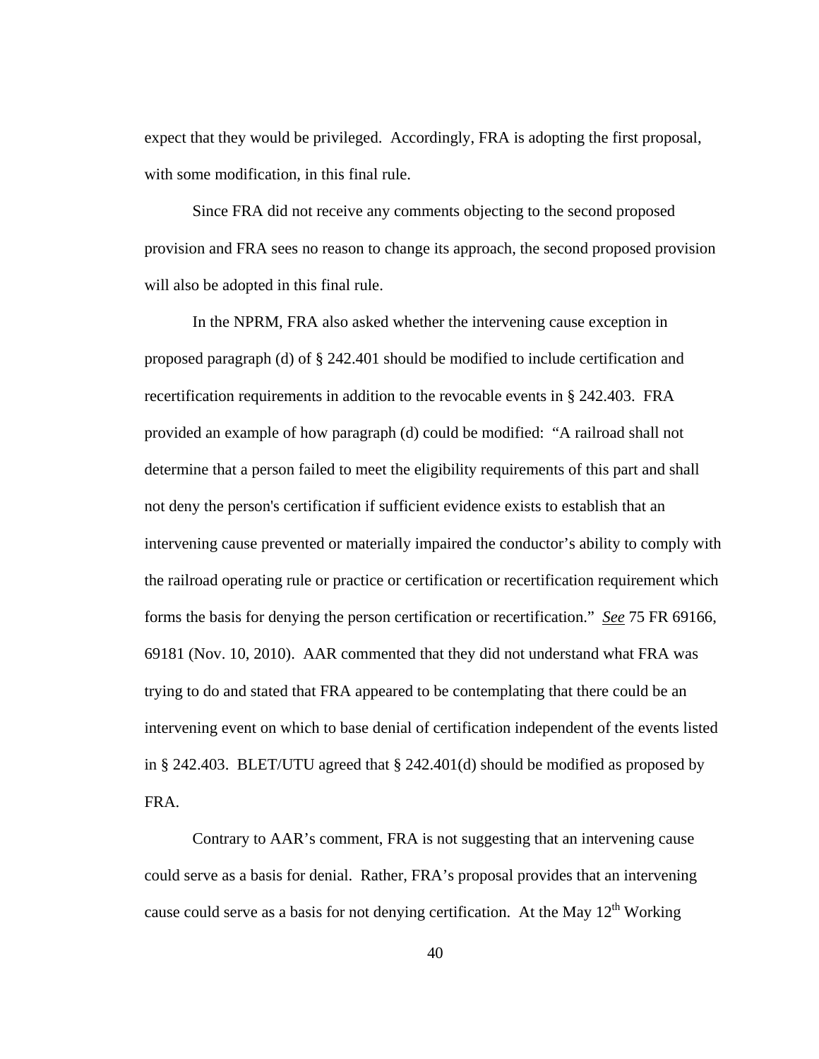expect that they would be privileged. Accordingly, FRA is adopting the first proposal, with some modification, in this final rule.

Since FRA did not receive any comments objecting to the second proposed provision and FRA sees no reason to change its approach, the second proposed provision will also be adopted in this final rule.

In the NPRM, FRA also asked whether the intervening cause exception in proposed paragraph (d) of § 242.401 should be modified to include certification and recertification requirements in addition to the revocable events in § 242.403. FRA provided an example of how paragraph (d) could be modified: "A railroad shall not determine that a person failed to meet the eligibility requirements of this part and shall not deny the person's certification if sufficient evidence exists to establish that an intervening cause prevented or materially impaired the conductor's ability to comply with the railroad operating rule or practice or certification or recertification requirement which forms the basis for denying the person certification or recertification." *See* 75 FR 69166, 69181 (Nov. 10, 2010). AAR commented that they did not understand what FRA was trying to do and stated that FRA appeared to be contemplating that there could be an intervening event on which to base denial of certification independent of the events listed in § 242.403. BLET/UTU agreed that § 242.401(d) should be modified as proposed by FRA.

Contrary to AAR's comment, FRA is not suggesting that an intervening cause could serve as a basis for denial. Rather, FRA's proposal provides that an intervening cause could serve as a basis for not denying certification. At the May 12th Working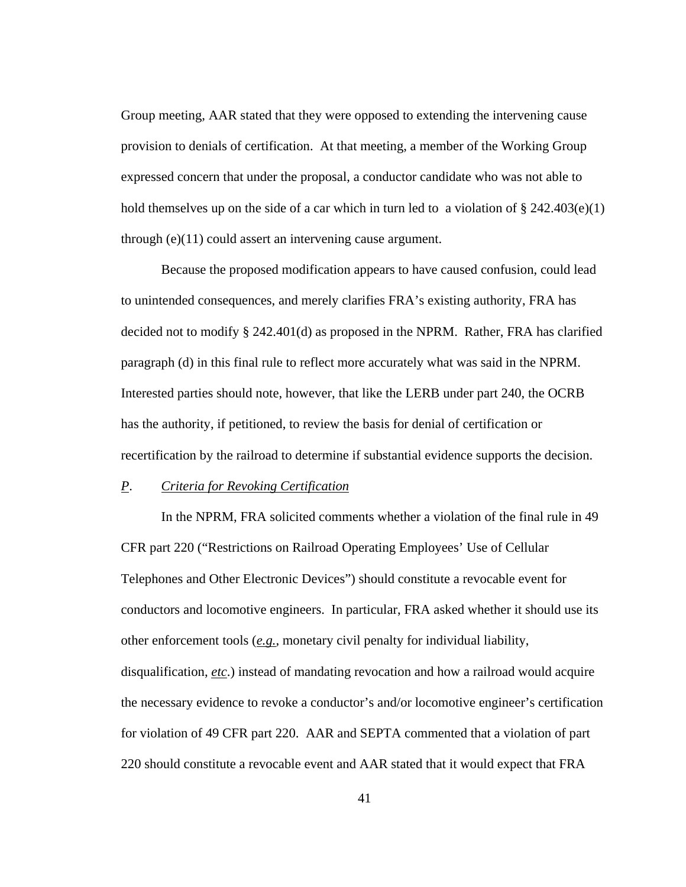Group meeting, AAR stated that they were opposed to extending the intervening cause provision to denials of certification. At that meeting, a member of the Working Group expressed concern that under the proposal, a conductor candidate who was not able to hold themselves up on the side of a car which in turn led to a violation of § 242.403(e)(1) through (e)(11) could assert an intervening cause argument.

Because the proposed modification appears to have caused confusion, could lead to unintended consequences, and merely clarifies FRA's existing authority, FRA has decided not to modify § 242.401(d) as proposed in the NPRM. Rather, FRA has clarified paragraph (d) in this final rule to reflect more accurately what was said in the NPRM. Interested parties should note, however, that like the LERB under part 240, the OCRB has the authority, if petitioned, to review the basis for denial of certification or recertification by the railroad to determine if substantial evidence supports the decision.

### *P*. *Criteria for Revoking Certification*

In the NPRM, FRA solicited comments whether a violation of the final rule in 49 CFR part 220 ("Restrictions on Railroad Operating Employees' Use of Cellular Telephones and Other Electronic Devices") should constitute a revocable event for conductors and locomotive engineers. In particular, FRA asked whether it should use its other enforcement tools (*e.g.*, monetary civil penalty for individual liability, disqualification, *etc*.) instead of mandating revocation and how a railroad would acquire the necessary evidence to revoke a conductor's and/or locomotive engineer's certification for violation of 49 CFR part 220. AAR and SEPTA commented that a violation of part 220 should constitute a revocable event and AAR stated that it would expect that FRA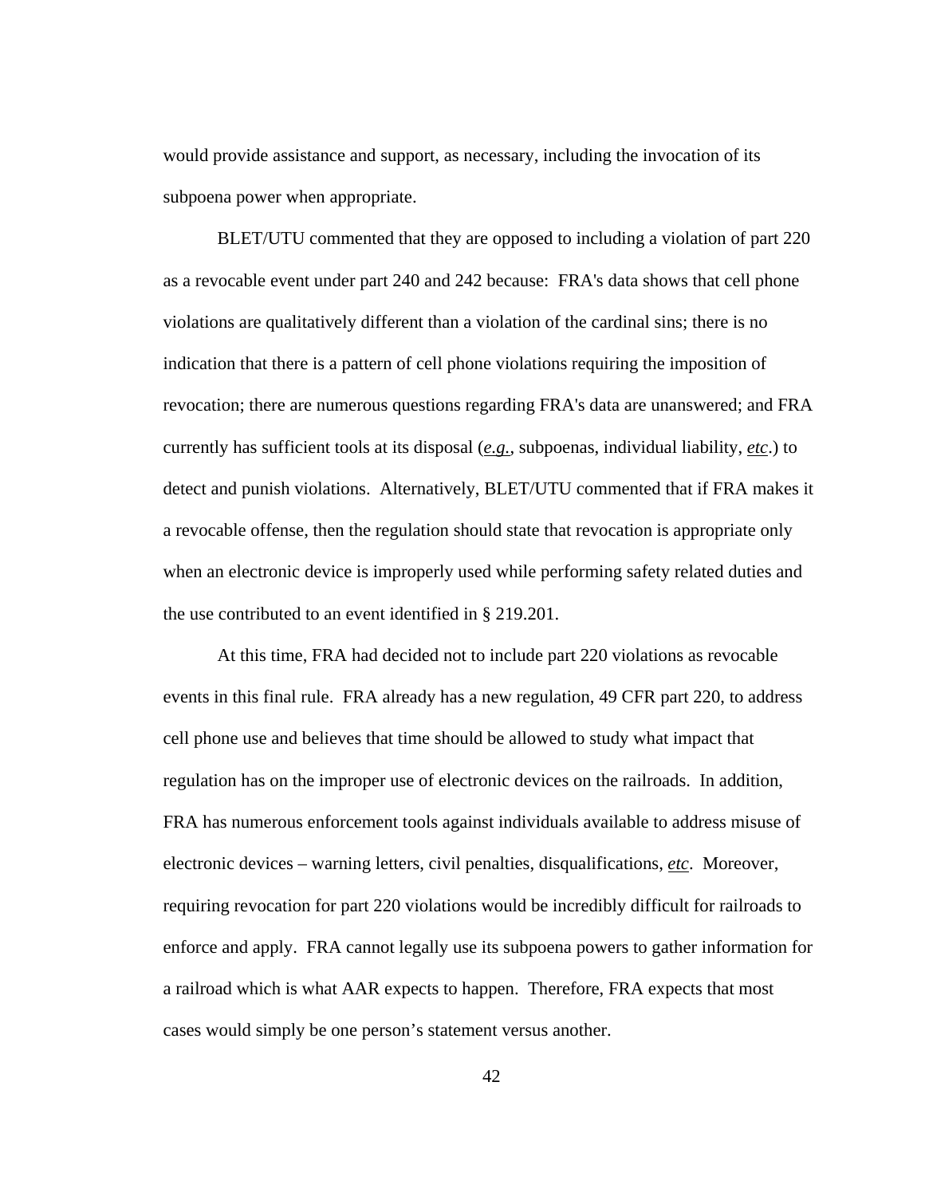would provide assistance and support, as necessary, including the invocation of its subpoena power when appropriate.

BLET/UTU commented that they are opposed to including a violation of part 220 as a revocable event under part 240 and 242 because: FRA's data shows that cell phone violations are qualitatively different than a violation of the cardinal sins; there is no indication that there is a pattern of cell phone violations requiring the imposition of revocation; there are numerous questions regarding FRA's data are unanswered; and FRA currently has sufficient tools at its disposal (*e.g.*, subpoenas, individual liability, *etc*.) to detect and punish violations. Alternatively, BLET/UTU commented that if FRA makes it a revocable offense, then the regulation should state that revocation is appropriate only when an electronic device is improperly used while performing safety related duties and the use contributed to an event identified in § 219.201.

At this time, FRA had decided not to include part 220 violations as revocable events in this final rule. FRA already has a new regulation, 49 CFR part 220, to address cell phone use and believes that time should be allowed to study what impact that regulation has on the improper use of electronic devices on the railroads. In addition, FRA has numerous enforcement tools against individuals available to address misuse of electronic devices – warning letters, civil penalties, disqualifications, *etc*. Moreover, requiring revocation for part 220 violations would be incredibly difficult for railroads to enforce and apply. FRA cannot legally use its subpoena powers to gather information for a railroad which is what AAR expects to happen. Therefore, FRA expects that most cases would simply be one person's statement versus another.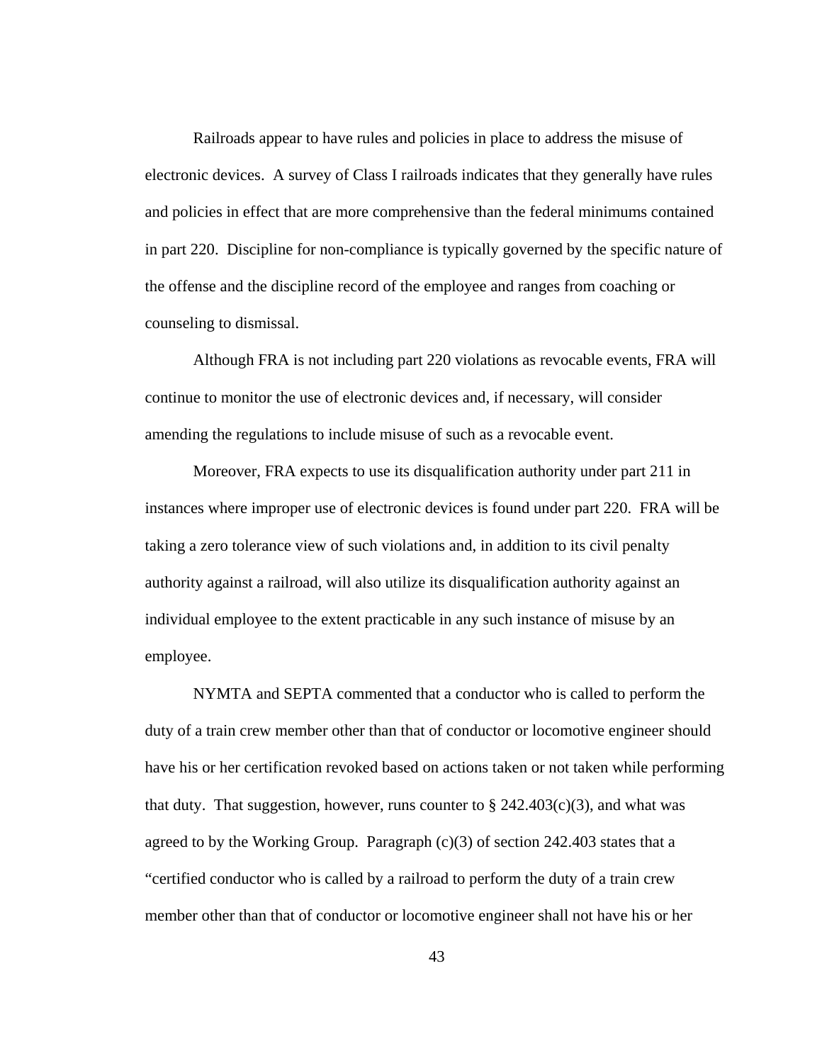Railroads appear to have rules and policies in place to address the misuse of electronic devices. A survey of Class I railroads indicates that they generally have rules and policies in effect that are more comprehensive than the federal minimums contained in part 220. Discipline for non-compliance is typically governed by the specific nature of the offense and the discipline record of the employee and ranges from coaching or counseling to dismissal.

Although FRA is not including part 220 violations as revocable events, FRA will continue to monitor the use of electronic devices and, if necessary, will consider amending the regulations to include misuse of such as a revocable event.

Moreover, FRA expects to use its disqualification authority under part 211 in instances where improper use of electronic devices is found under part 220. FRA will be taking a zero tolerance view of such violations and, in addition to its civil penalty authority against a railroad, will also utilize its disqualification authority against an individual employee to the extent practicable in any such instance of misuse by an employee.

NYMTA and SEPTA commented that a conductor who is called to perform the duty of a train crew member other than that of conductor or locomotive engineer should have his or her certification revoked based on actions taken or not taken while performing that duty. That suggestion, however, runs counter to § 242.403(c)(3), and what was agreed to by the Working Group. Paragraph (c)(3) of section 242.403 states that a "certified conductor who is called by a railroad to perform the duty of a train crew member other than that of conductor or locomotive engineer shall not have his or her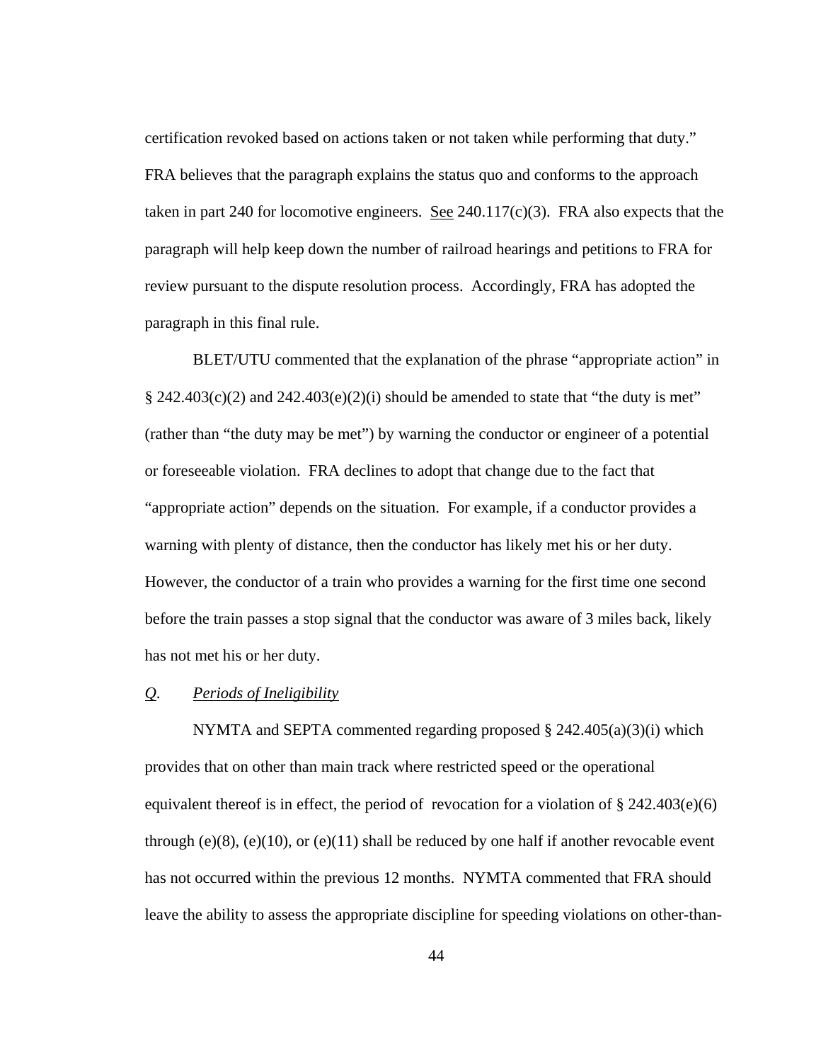certification revoked based on actions taken or not taken while performing that duty." FRA believes that the paragraph explains the status quo and conforms to the approach taken in part 240 for locomotive engineers. See 240.117(c)(3). FRA also expects that the paragraph will help keep down the number of railroad hearings and petitions to FRA for review pursuant to the dispute resolution process. Accordingly, FRA has adopted the paragraph in this final rule.

BLET/UTU commented that the explanation of the phrase "appropriate action" in § 242.403(c)(2) and 242.403(e)(2)(i) should be amended to state that "the duty is met" (rather than "the duty may be met") by warning the conductor or engineer of a potential or foreseeable violation. FRA declines to adopt that change due to the fact that "appropriate action" depends on the situation. For example, if a conductor provides a warning with plenty of distance, then the conductor has likely met his or her duty. However, the conductor of a train who provides a warning for the first time one second before the train passes a stop signal that the conductor was aware of 3 miles back, likely has not met his or her duty.

*Q. Periods of Ineligibility*

NYMTA and SEPTA commented regarding proposed § 242.405(a)(3)(i) which provides that on other than main track where restricted speed or the operational equivalent thereof is in effect, the period of revocation for a violation of § 242.403(e)(6) through (e)(8), (e)(10), or (e)(11) shall be reduced by one half if another revocable event has not occurred within the previous 12 months. NYMTA commented that FRA should leave the ability to assess the appropriate discipline for speeding violations on other-than-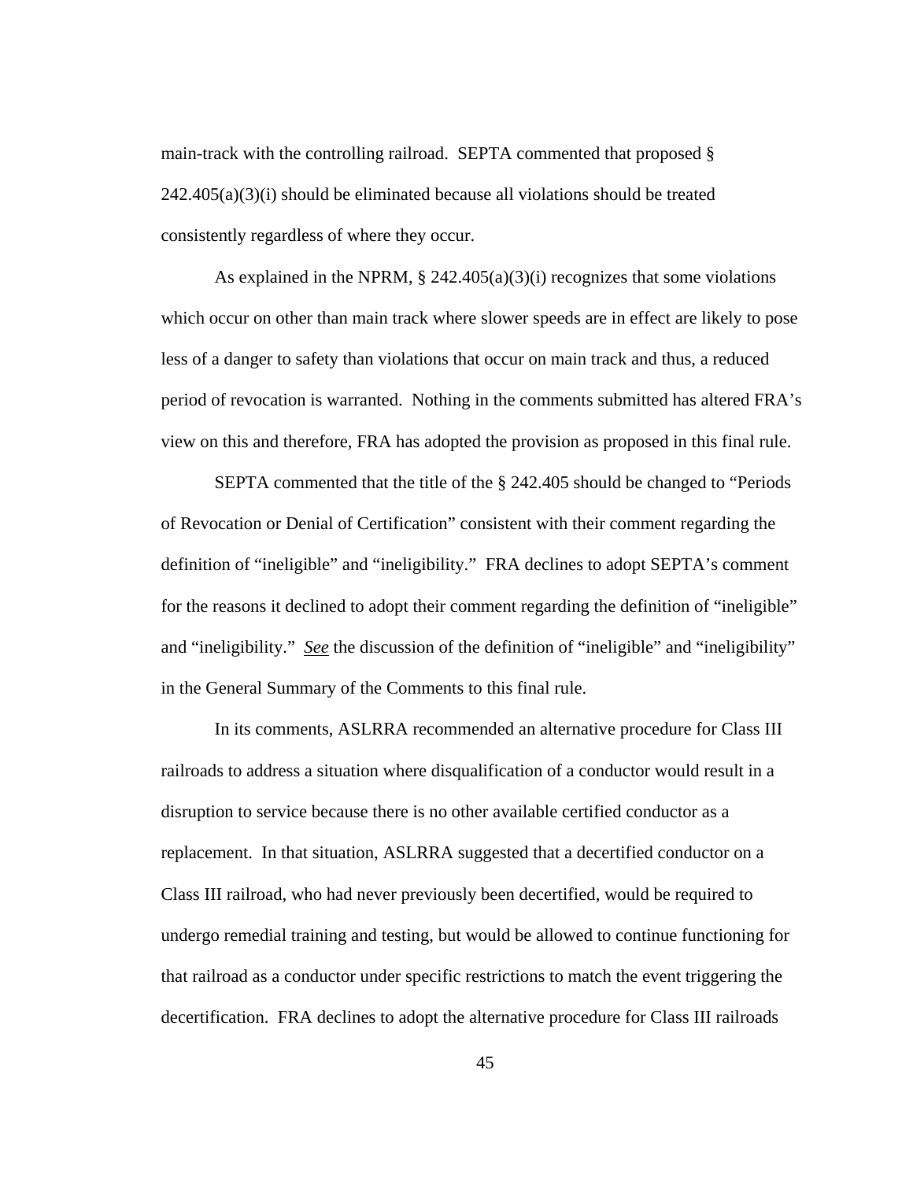main-track with the controlling railroad. SEPTA commented that proposed § 242.405(a)(3)(i) should be eliminated because all violations should be treated consistently regardless of where they occur.

As explained in the NPRM, § 242.405(a)(3)(i) recognizes that some violations which occur on other than main track where slower speeds are in effect are likely to pose less of a danger to safety than violations that occur on main track and thus, a reduced period of revocation is warranted. Nothing in the comments submitted has altered FRA's view on this and therefore, FRA has adopted the provision as proposed in this final rule.

SEPTA commented that the title of the § 242.405 should be changed to "Periods of Revocation or Denial of Certification" consistent with their comment regarding the definition of "ineligible" and "ineligibility." FRA declines to adopt SEPTA's comment for the reasons it declined to adopt their comment regarding the definition of "ineligible" and "ineligibility." *See* the discussion of the definition of "ineligible" and "ineligibility" in the General Summary of the Comments to this final rule.

In its comments, ASLRRA recommended an alternative procedure for Class III railroads to address a situation where disqualification of a conductor would result in a disruption to service because there is no other available certified conductor as a replacement. In that situation, ASLRRA suggested that a decertified conductor on a Class III railroad, who had never previously been decertified, would be required to undergo remedial training and testing, but would be allowed to continue functioning for that railroad as a conductor under specific restrictions to match the event triggering the decertification. FRA declines to adopt the alternative procedure for Class III railroads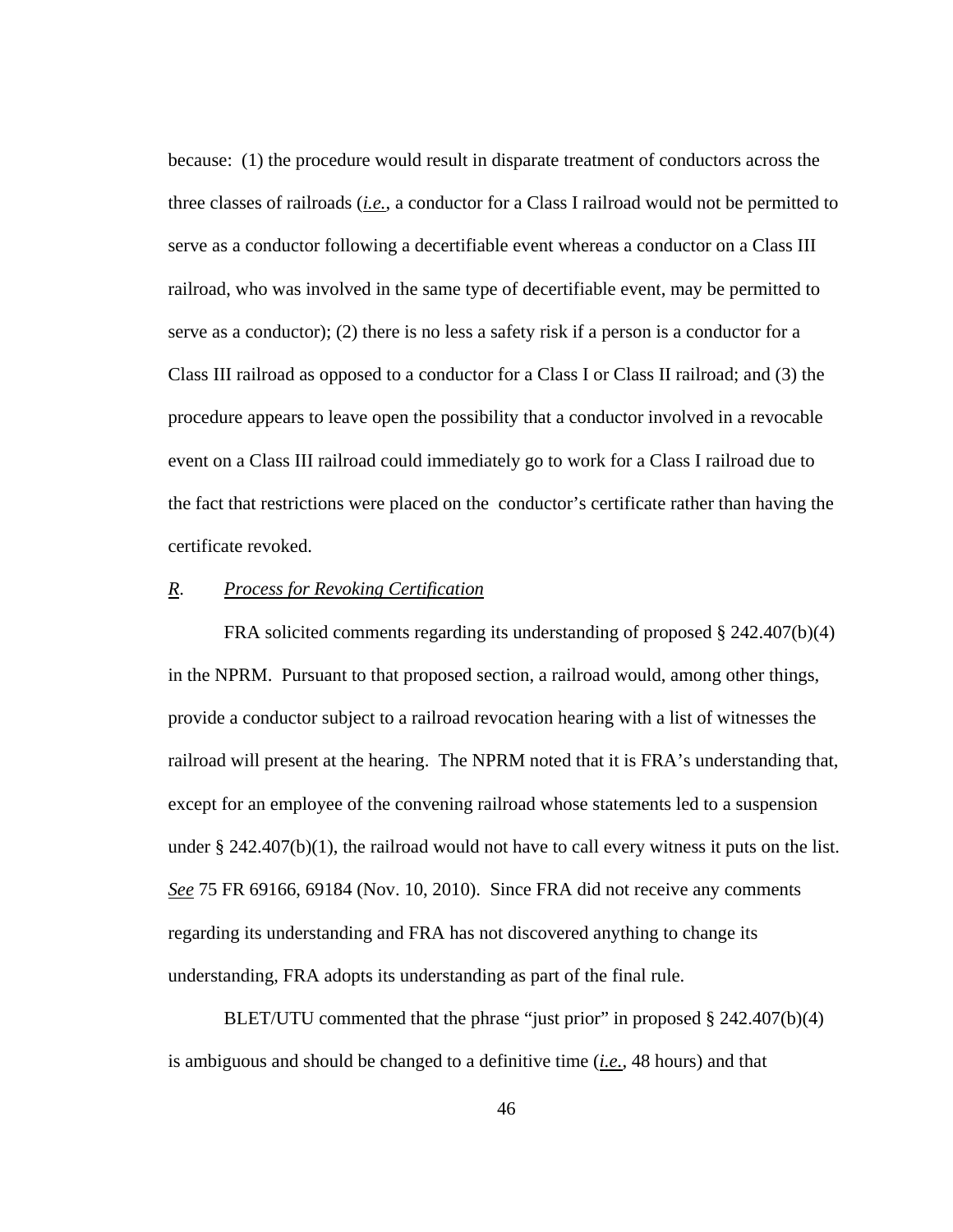because: (1) the procedure would result in disparate treatment of conductors across the three classes of railroads (*i.e.*, a conductor for a Class I railroad would not be permitted to serve as a conductor following a decertifiable event whereas a conductor on a Class III railroad, who was involved in the same type of decertifiable event, may be permitted to serve as a conductor); (2) there is no less a safety risk if a person is a conductor for a Class III railroad as opposed to a conductor for a Class I or Class II railroad; and (3) the procedure appears to leave open the possibility that a conductor involved in a revocable event on a Class III railroad could immediately go to work for a Class I railroad due to the fact that restrictions were placed on the conductor's certificate rather than having the certificate revoked.

### *R*. *Process for Revoking Certification*

FRA solicited comments regarding its understanding of proposed § 242.407(b)(4) in the NPRM. Pursuant to that proposed section, a railroad would, among other things, provide a conductor subject to a railroad revocation hearing with a list of witnesses the railroad will present at the hearing. The NPRM noted that it is FRA's understanding that, except for an employee of the convening railroad whose statements led to a suspension under § 242.407(b)(1), the railroad would not have to call every witness it puts on the list. *See* 75 FR 69166, 69184 (Nov. 10, 2010). Since FRA did not receive any comments regarding its understanding and FRA has not discovered anything to change its understanding, FRA adopts its understanding as part of the final rule.

BLET/UTU commented that the phrase "just prior" in proposed § 242.407(b)(4) is ambiguous and should be changed to a definitive time (*i.e.*, 48 hours) and that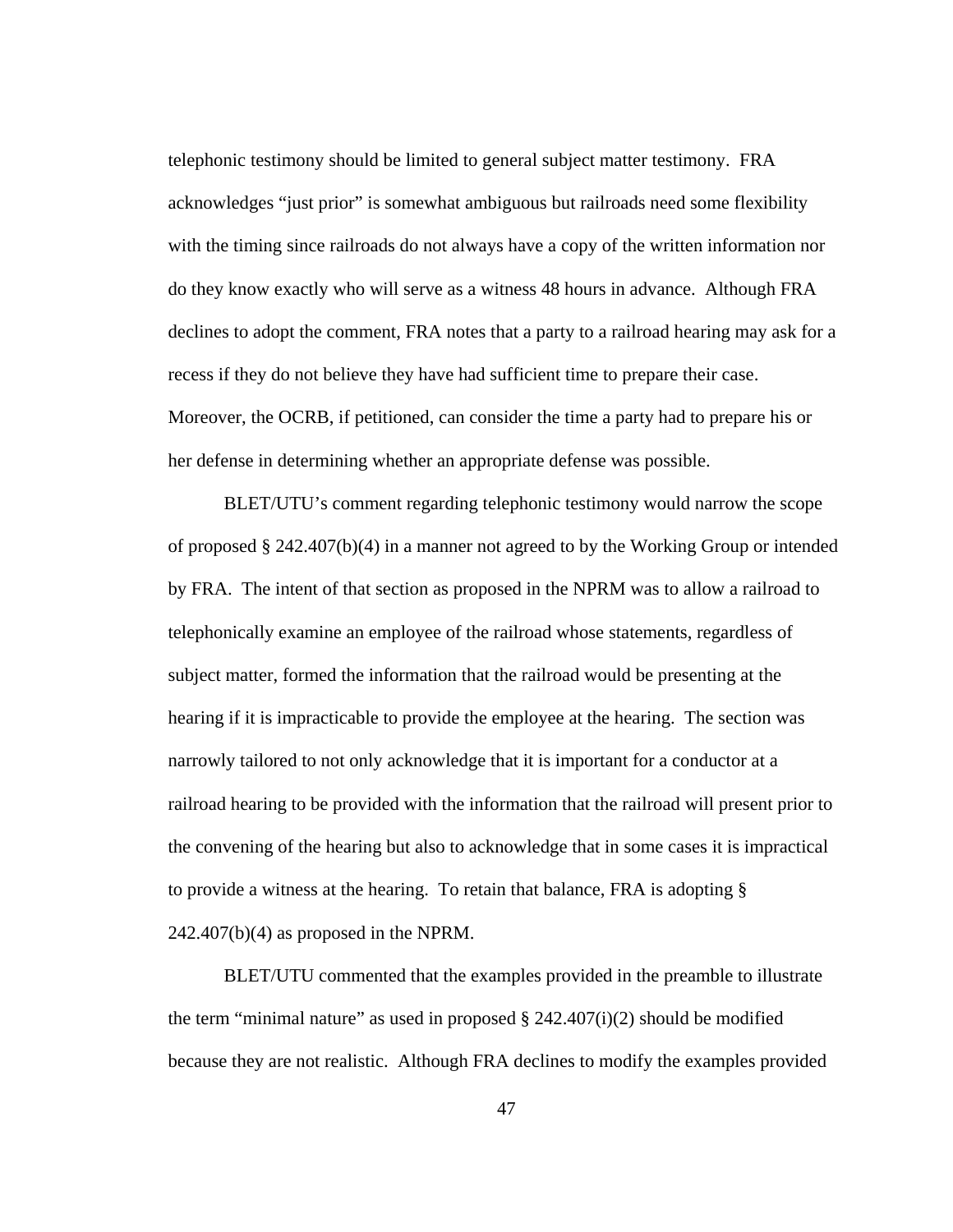telephonic testimony should be limited to general subject matter testimony. FRA acknowledges "just prior" is somewhat ambiguous but railroads need some flexibility with the timing since railroads do not always have a copy of the written information nor do they know exactly who will serve as a witness 48 hours in advance. Although FRA declines to adopt the comment, FRA notes that a party to a railroad hearing may ask for a recess if they do not believe they have had sufficient time to prepare their case. Moreover, the OCRB, if petitioned, can consider the time a party had to prepare his or her defense in determining whether an appropriate defense was possible.

BLET/UTU's comment regarding telephonic testimony would narrow the scope of proposed § 242.407(b)(4) in a manner not agreed to by the Working Group or intended by FRA. The intent of that section as proposed in the NPRM was to allow a railroad to telephonically examine an employee of the railroad whose statements, regardless of subject matter, formed the information that the railroad would be presenting at the hearing if it is impracticable to provide the employee at the hearing. The section was narrowly tailored to not only acknowledge that it is important for a conductor at a railroad hearing to be provided with the information that the railroad will present prior to the convening of the hearing but also to acknowledge that in some cases it is impractical to provide a witness at the hearing. To retain that balance, FRA is adopting § 242.407(b)(4) as proposed in the NPRM.

BLET/UTU commented that the examples provided in the preamble to illustrate the term "minimal nature" as used in proposed § 242.407(i)(2) should be modified because they are not realistic. Although FRA declines to modify the examples provided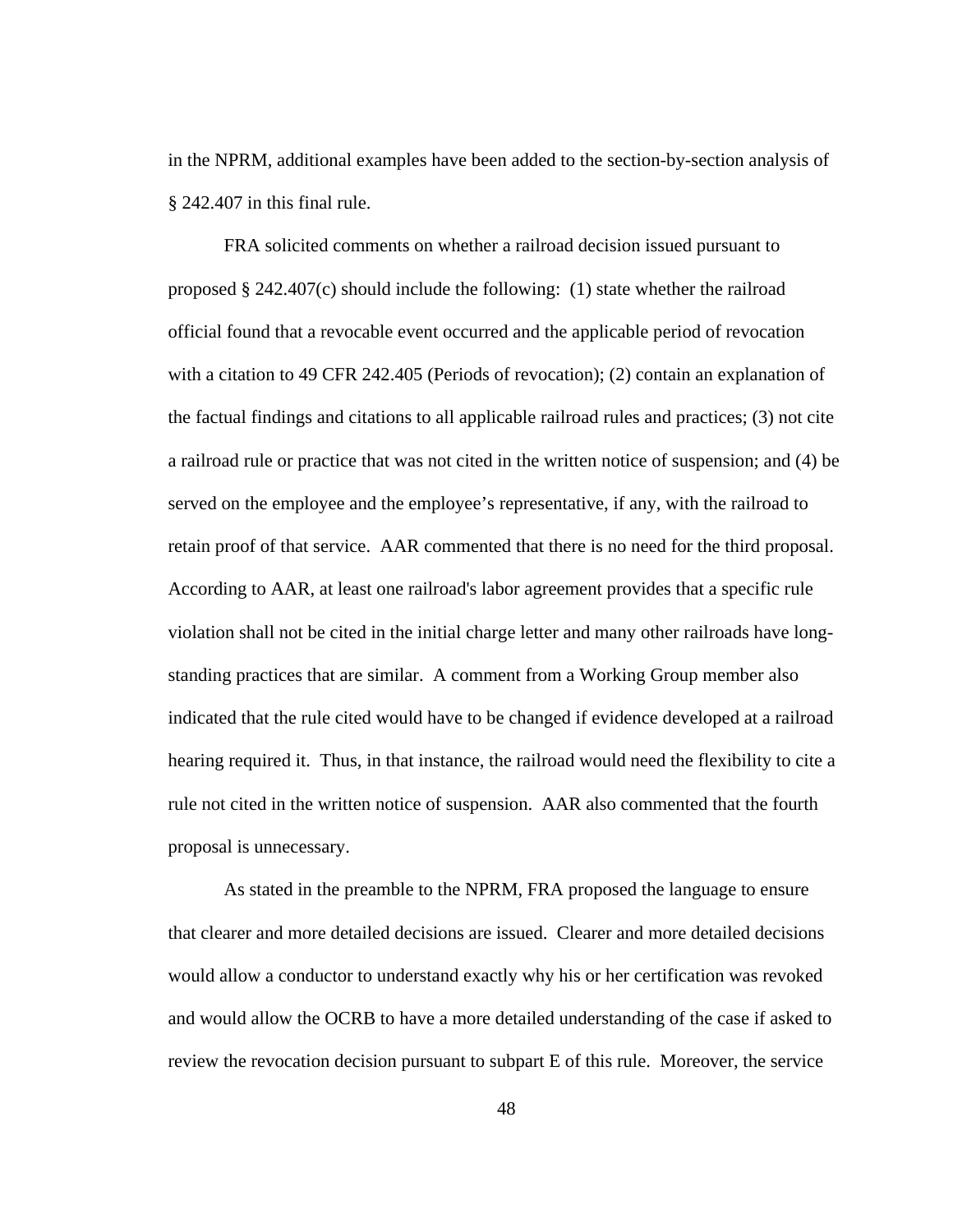in the NPRM, additional examples have been added to the section-by-section analysis of § 242.407 in this final rule.

FRA solicited comments on whether a railroad decision issued pursuant to proposed § 242.407(c) should include the following: (1) state whether the railroad official found that a revocable event occurred and the applicable period of revocation with a citation to 49 CFR 242.405 (Periods of revocation); (2) contain an explanation of the factual findings and citations to all applicable railroad rules and practices; (3) not cite a railroad rule or practice that was not cited in the written notice of suspension; and (4) be served on the employee and the employee's representative, if any, with the railroad to retain proof of that service. AAR commented that there is no need for the third proposal. According to AAR, at least one railroad's labor agreement provides that a specific rule violation shall not be cited in the initial charge letter and many other railroads have long-standing practices that are similar. A comment from a Working Group member also indicated that the rule cited would have to be changed if evidence developed at a railroad hearing required it. Thus, in that instance, the railroad would need the flexibility to cite a rule not cited in the written notice of suspension. AAR also commented that the fourth proposal is unnecessary.

As stated in the preamble to the NPRM, FRA proposed the language to ensure that clearer and more detailed decisions are issued. Clearer and more detailed decisions would allow a conductor to understand exactly why his or her certification was revoked and would allow the OCRB to have a more detailed understanding of the case if asked to review the revocation decision pursuant to subpart E of this rule. Moreover, the service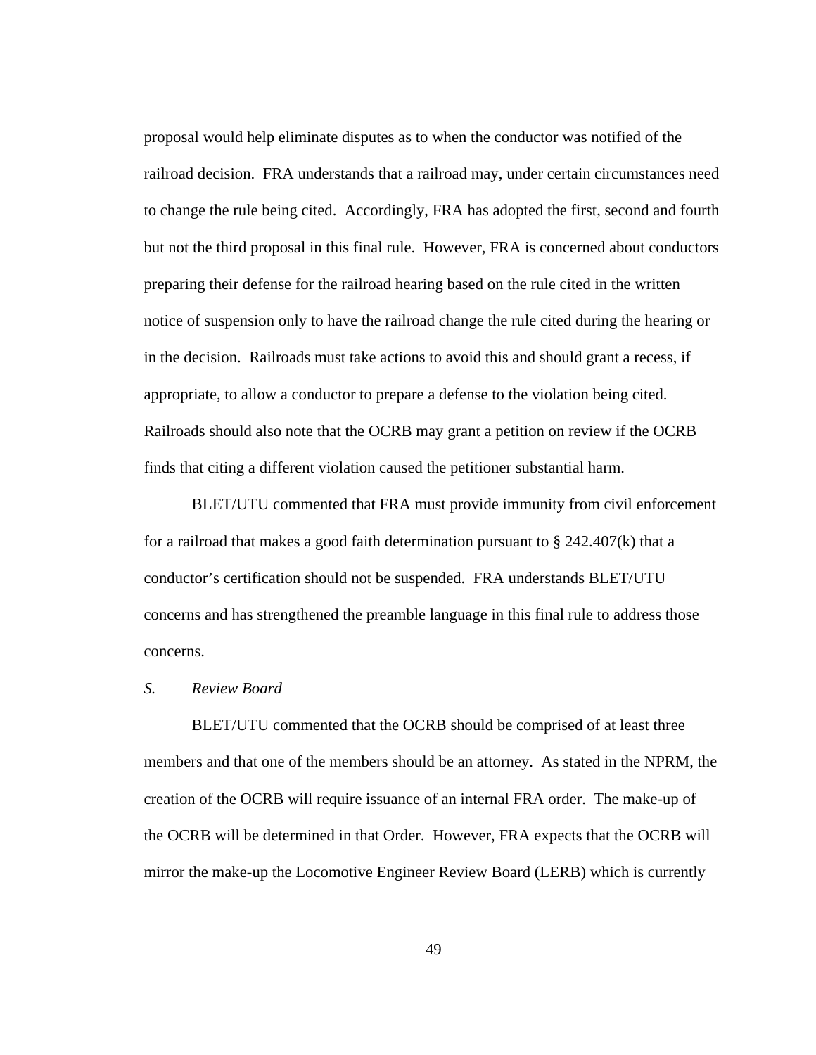proposal would help eliminate disputes as to when the conductor was notified of the railroad decision. FRA understands that a railroad may, under certain circumstances need to change the rule being cited. Accordingly, FRA has adopted the first, second and fourth but not the third proposal in this final rule. However, FRA is concerned about conductors preparing their defense for the railroad hearing based on the rule cited in the written notice of suspension only to have the railroad change the rule cited during the hearing or in the decision. Railroads must take actions to avoid this and should grant a recess, if appropriate, to allow a conductor to prepare a defense to the violation being cited. Railroads should also note that the OCRB may grant a petition on review if the OCRB finds that citing a different violation caused the petitioner substantial harm.

BLET/UTU commented that FRA must provide immunity from civil enforcement for a railroad that makes a good faith determination pursuant to § 242.407(k) that a conductor's certification should not be suspended. FRA understands BLET/UTU concerns and has strengthened the preamble language in this final rule to address those concerns.

## *S.* *Review Board*

BLET/UTU commented that the OCRB should be comprised of at least three members and that one of the members should be an attorney. As stated in the NPRM, the creation of the OCRB will require issuance of an internal FRA order. The make-up of the OCRB will be determined in that Order. However, FRA expects that the OCRB will mirror the make-up the Locomotive Engineer Review Board (LERB) which is currently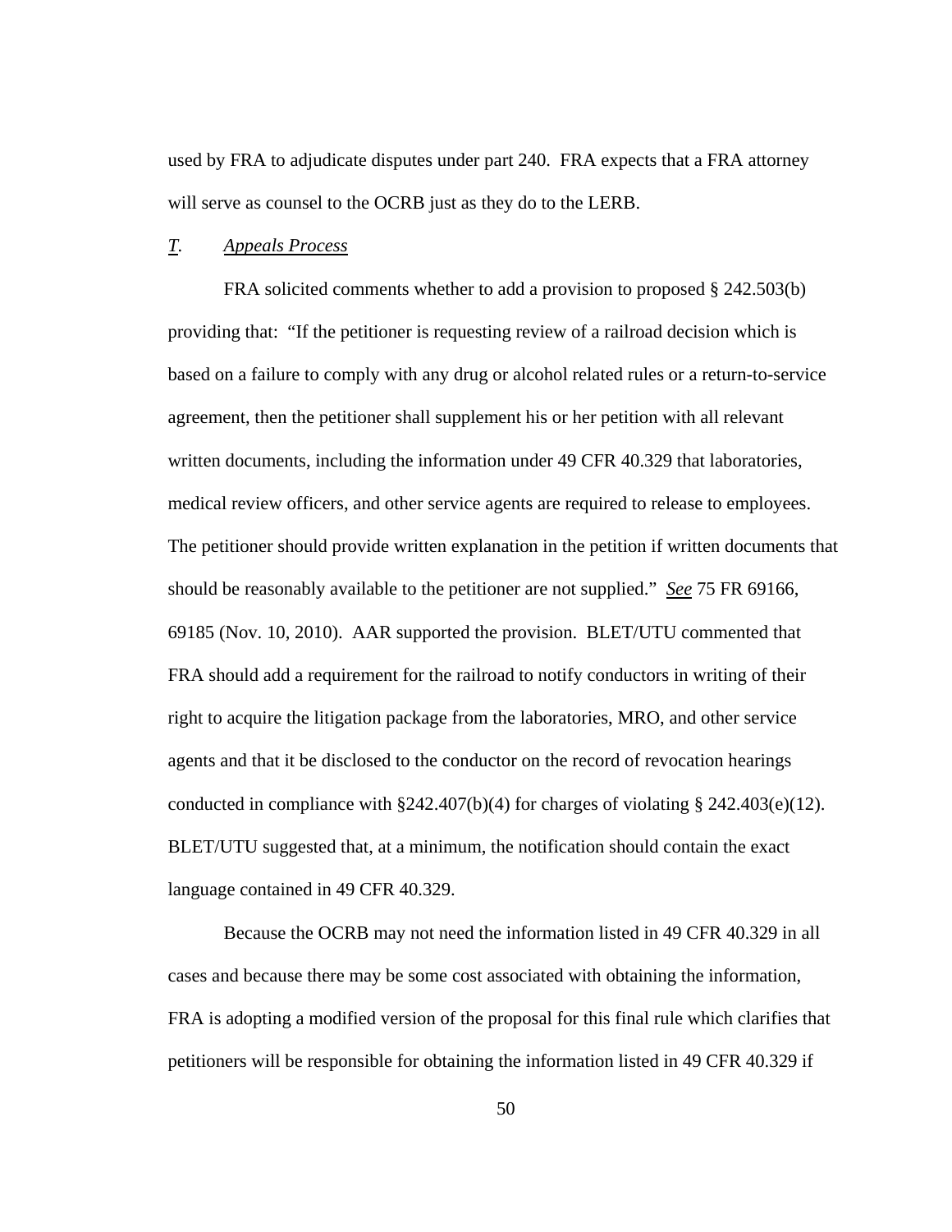used by FRA to adjudicate disputes under part 240. FRA expects that a FRA attorney will serve as counsel to the OCRB just as they do to the LERB.

### *T.* *Appeals Process*

FRA solicited comments whether to add a provision to proposed § 242.503(b) providing that: "If the petitioner is requesting review of a railroad decision which is based on a failure to comply with any drug or alcohol related rules or a return-to-service agreement, then the petitioner shall supplement his or her petition with all relevant written documents, including the information under 49 CFR 40.329 that laboratories, medical review officers, and other service agents are required to release to employees. The petitioner should provide written explanation in the petition if written documents that should be reasonably available to the petitioner are not supplied." *See* 75 FR 69166, 69185 (Nov. 10, 2010). AAR supported the provision. BLET/UTU commented that FRA should add a requirement for the railroad to notify conductors in writing of their right to acquire the litigation package from the laboratories, MRO, and other service agents and that it be disclosed to the conductor on the record of revocation hearings conducted in compliance with §242.407(b)(4) for charges of violating § 242.403(e)(12). BLET/UTU suggested that, at a minimum, the notification should contain the exact language contained in 49 CFR 40.329.

Because the OCRB may not need the information listed in 49 CFR 40.329 in all cases and because there may be some cost associated with obtaining the information, FRA is adopting a modified version of the proposal for this final rule which clarifies that petitioners will be responsible for obtaining the information listed in 49 CFR 40.329 if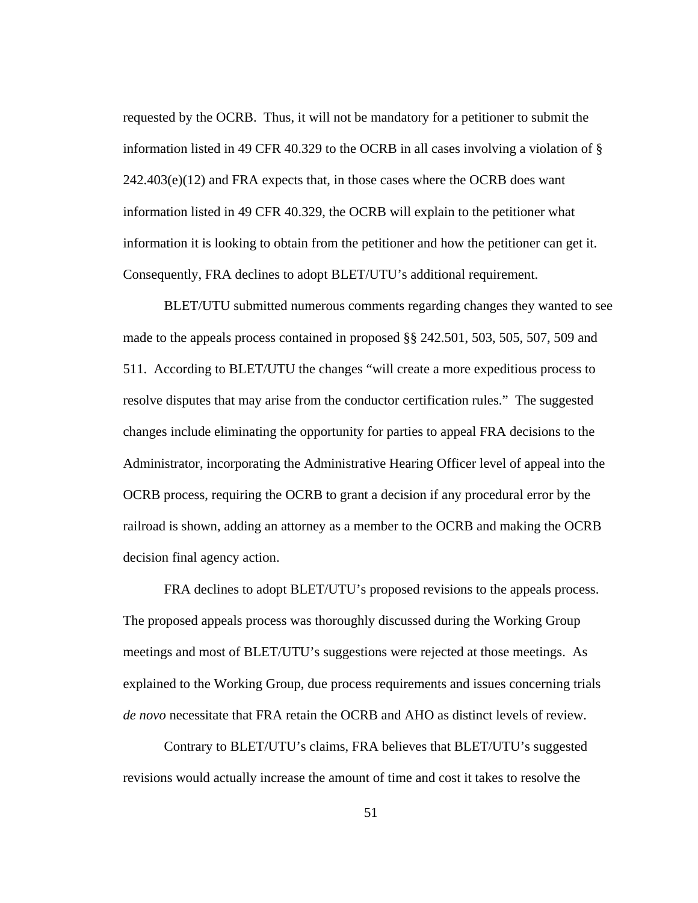requested by the OCRB. Thus, it will not be mandatory for a petitioner to submit the information listed in 49 CFR 40.329 to the OCRB in all cases involving a violation of § 242.403(e)(12) and FRA expects that, in those cases where the OCRB does want information listed in 49 CFR 40.329, the OCRB will explain to the petitioner what information it is looking to obtain from the petitioner and how the petitioner can get it. Consequently, FRA declines to adopt BLET/UTU's additional requirement.

BLET/UTU submitted numerous comments regarding changes they wanted to see made to the appeals process contained in proposed §§ 242.501, 503, 505, 507, 509 and 511. According to BLET/UTU the changes "will create a more expeditious process to resolve disputes that may arise from the conductor certification rules." The suggested changes include eliminating the opportunity for parties to appeal FRA decisions to the Administrator, incorporating the Administrative Hearing Officer level of appeal into the OCRB process, requiring the OCRB to grant a decision if any procedural error by the railroad is shown, adding an attorney as a member to the OCRB and making the OCRB decision final agency action.

FRA declines to adopt BLET/UTU's proposed revisions to the appeals process. The proposed appeals process was thoroughly discussed during the Working Group meetings and most of BLET/UTU's suggestions were rejected at those meetings. As explained to the Working Group, due process requirements and issues concerning trials *de novo* necessitate that FRA retain the OCRB and AHO as distinct levels of review.

Contrary to BLET/UTU's claims, FRA believes that BLET/UTU's suggested revisions would actually increase the amount of time and cost it takes to resolve the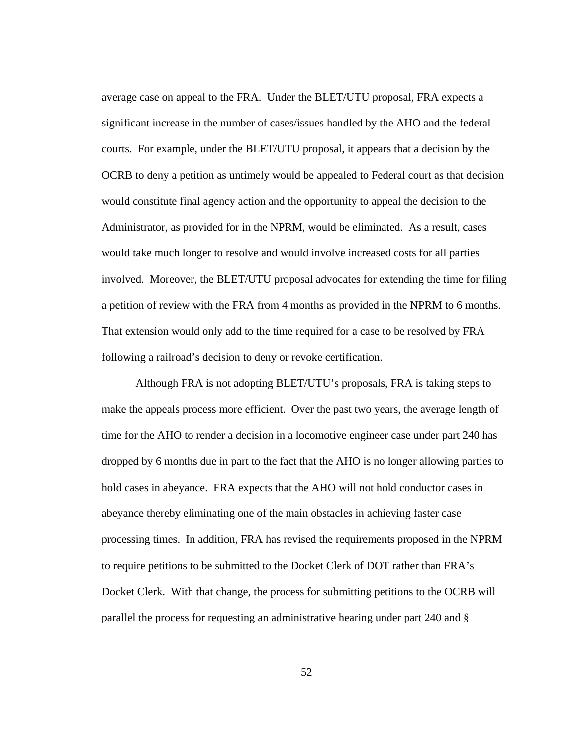average case on appeal to the FRA. Under the BLET/UTU proposal, FRA expects a significant increase in the number of cases/issues handled by the AHO and the federal courts. For example, under the BLET/UTU proposal, it appears that a decision by the OCRB to deny a petition as untimely would be appealed to Federal court as that decision would constitute final agency action and the opportunity to appeal the decision to the Administrator, as provided for in the NPRM, would be eliminated. As a result, cases would take much longer to resolve and would involve increased costs for all parties involved. Moreover, the BLET/UTU proposal advocates for extending the time for filing a petition of review with the FRA from 4 months as provided in the NPRM to 6 months. That extension would only add to the time required for a case to be resolved by FRA following a railroad's decision to deny or revoke certification.

Although FRA is not adopting BLET/UTU's proposals, FRA is taking steps to make the appeals process more efficient. Over the past two years, the average length of time for the AHO to render a decision in a locomotive engineer case under part 240 has dropped by 6 months due in part to the fact that the AHO is no longer allowing parties to hold cases in abeyance. FRA expects that the AHO will not hold conductor cases in abeyance thereby eliminating one of the main obstacles in achieving faster case processing times. In addition, FRA has revised the requirements proposed in the NPRM to require petitions to be submitted to the Docket Clerk of DOT rather than FRA's Docket Clerk. With that change, the process for submitting petitions to the OCRB will parallel the process for requesting an administrative hearing under part 240 and §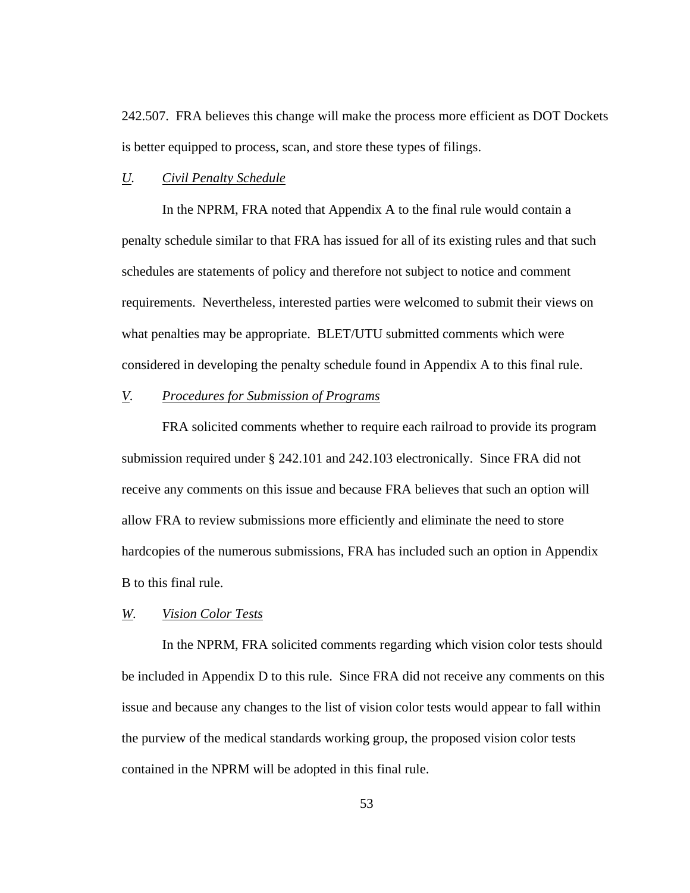242.507. FRA believes this change will make the process more efficient as DOT Dockets is better equipped to process, scan, and store these types of filings.

### *U. Civil Penalty Schedule*

In the NPRM, FRA noted that Appendix A to the final rule would contain a penalty schedule similar to that FRA has issued for all of its existing rules and that such schedules are statements of policy and therefore not subject to notice and comment requirements. Nevertheless, interested parties were welcomed to submit their views on what penalties may be appropriate. BLET/UTU submitted comments which were considered in developing the penalty schedule found in Appendix A to this final rule.

### *V. Procedures for Submission of Programs*

FRA solicited comments whether to require each railroad to provide its program submission required under § 242.101 and 242.103 electronically. Since FRA did not receive any comments on this issue and because FRA believes that such an option will allow FRA to review submissions more efficiently and eliminate the need to store hardcopies of the numerous submissions, FRA has included such an option in Appendix B to this final rule.

### *W. Vision Color Tests*

In the NPRM, FRA solicited comments regarding which vision color tests should be included in Appendix D to this rule. Since FRA did not receive any comments on this issue and because any changes to the list of vision color tests would appear to fall within the purview of the medical standards working group, the proposed vision color tests contained in the NPRM will be adopted in this final rule.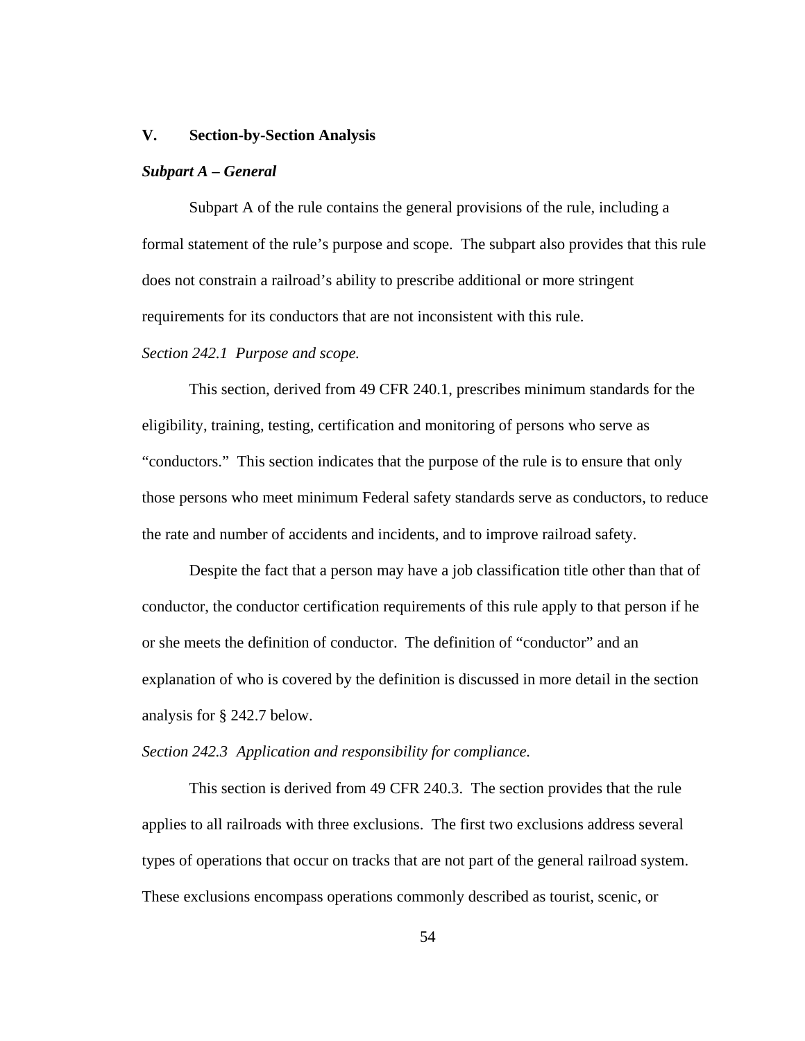## V. Section-by-Section Analysis

***Subpart A – General***

Subpart A of the rule contains the general provisions of the rule, including a formal statement of the rule's purpose and scope. The subpart also provides that this rule does not constrain a railroad's ability to prescribe additional or more stringent requirements for its conductors that are not inconsistent with this rule.

*Section 242.1 Purpose and scope.*

This section, derived from 49 CFR 240.1, prescribes minimum standards for the eligibility, training, testing, certification and monitoring of persons who serve as "conductors." This section indicates that the purpose of the rule is to ensure that only those persons who meet minimum Federal safety standards serve as conductors, to reduce the rate and number of accidents and incidents, and to improve railroad safety.

Despite the fact that a person may have a job classification title other than that of conductor, the conductor certification requirements of this rule apply to that person if he or she meets the definition of conductor. The definition of "conductor" and an explanation of who is covered by the definition is discussed in more detail in the section analysis for § 242.7 below.

*Section 242.3 Application and responsibility for compliance.*

This section is derived from 49 CFR 240.3. The section provides that the rule applies to all railroads with three exclusions. The first two exclusions address several types of operations that occur on tracks that are not part of the general railroad system. These exclusions encompass operations commonly described as tourist, scenic, or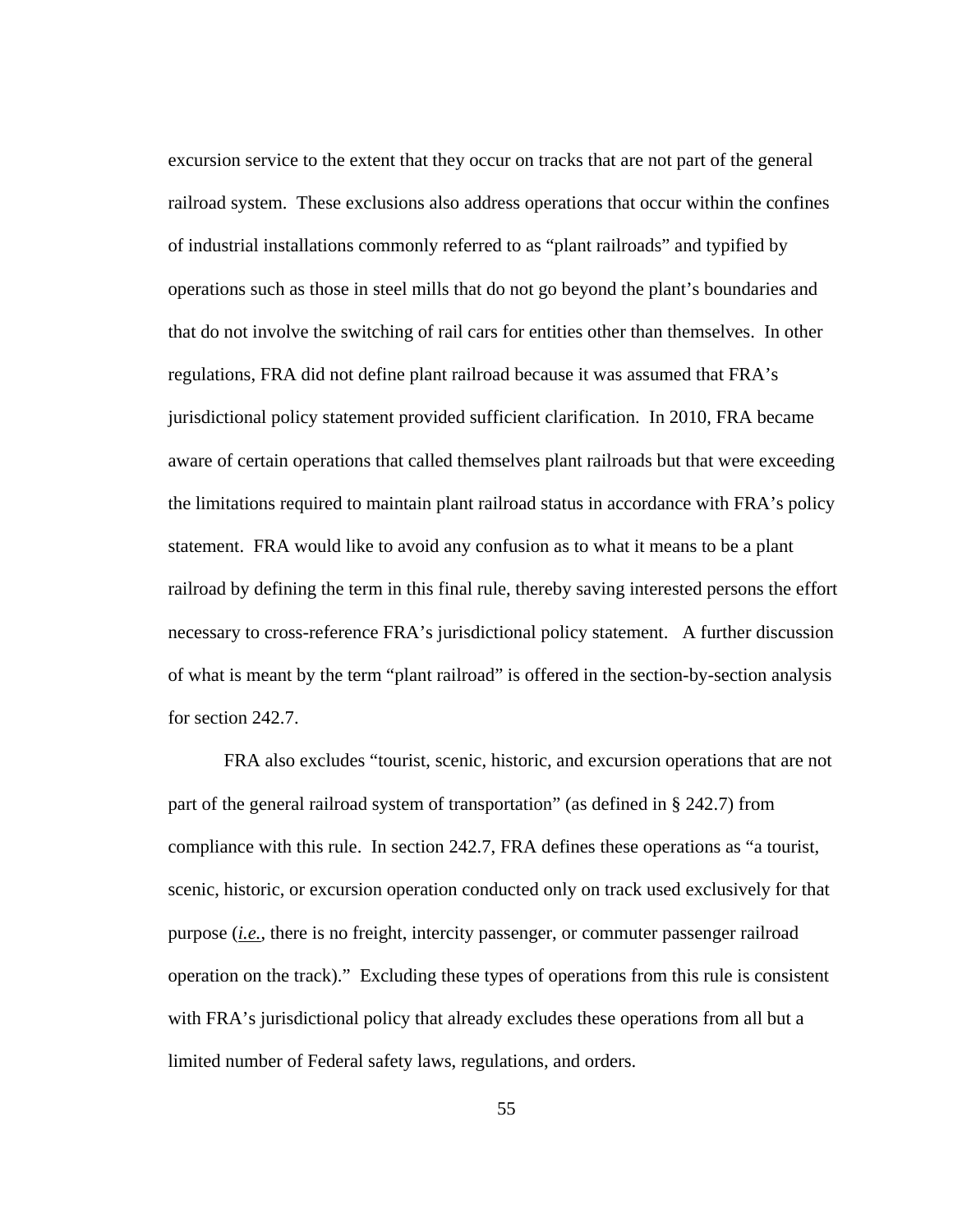excursion service to the extent that they occur on tracks that are not part of the general railroad system. These exclusions also address operations that occur within the confines of industrial installations commonly referred to as "plant railroads" and typified by operations such as those in steel mills that do not go beyond the plant's boundaries and that do not involve the switching of rail cars for entities other than themselves. In other regulations, FRA did not define plant railroad because it was assumed that FRA's jurisdictional policy statement provided sufficient clarification. In 2010, FRA became aware of certain operations that called themselves plant railroads but that were exceeding the limitations required to maintain plant railroad status in accordance with FRA's policy statement. FRA would like to avoid any confusion as to what it means to be a plant railroad by defining the term in this final rule, thereby saving interested persons the effort necessary to cross-reference FRA's jurisdictional policy statement. A further discussion of what is meant by the term "plant railroad" is offered in the section-by-section analysis for section 242.7.

FRA also excludes "tourist, scenic, historic, and excursion operations that are not part of the general railroad system of transportation" (as defined in § 242.7) from compliance with this rule. In section 242.7, FRA defines these operations as "a tourist, scenic, historic, or excursion operation conducted only on track used exclusively for that purpose (*i.e.*, there is no freight, intercity passenger, or commuter passenger railroad operation on the track)." Excluding these types of operations from this rule is consistent with FRA's jurisdictional policy that already excludes these operations from all but a limited number of Federal safety laws, regulations, and orders.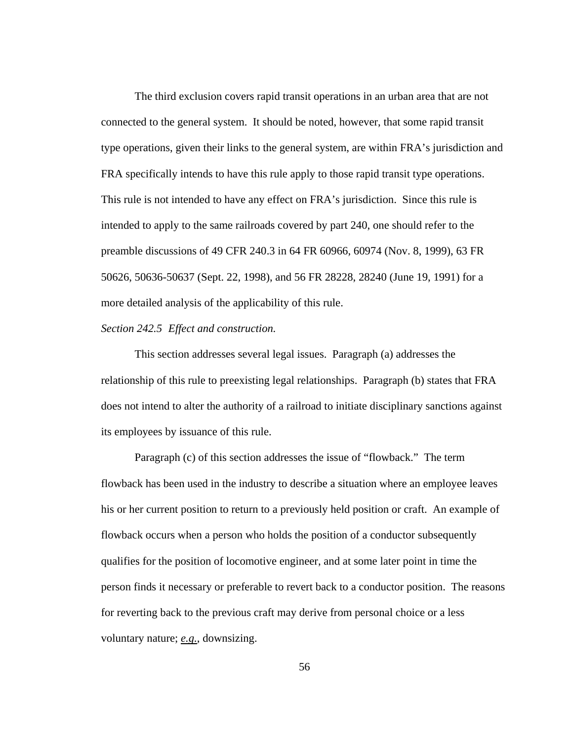The third exclusion covers rapid transit operations in an urban area that are not connected to the general system. It should be noted, however, that some rapid transit type operations, given their links to the general system, are within FRA's jurisdiction and FRA specifically intends to have this rule apply to those rapid transit type operations. This rule is not intended to have any effect on FRA's jurisdiction. Since this rule is intended to apply to the same railroads covered by part 240, one should refer to the preamble discussions of 49 CFR 240.3 in 64 FR 60966, 60974 (Nov. 8, 1999), 63 FR 50626, 50636-50637 (Sept. 22, 1998), and 56 FR 28228, 28240 (June 19, 1991) for a more detailed analysis of the applicability of this rule.

*Section 242.5 Effect and construction.*

This section addresses several legal issues. Paragraph (a) addresses the relationship of this rule to preexisting legal relationships. Paragraph (b) states that FRA does not intend to alter the authority of a railroad to initiate disciplinary sanctions against its employees by issuance of this rule.

Paragraph (c) of this section addresses the issue of "flowback." The term flowback has been used in the industry to describe a situation where an employee leaves his or her current position to return to a previously held position or craft. An example of flowback occurs when a person who holds the position of a conductor subsequently qualifies for the position of locomotive engineer, and at some later point in time the person finds it necessary or preferable to revert back to a conductor position. The reasons for reverting back to the previous craft may derive from personal choice or a less voluntary nature; *e.g.*, downsizing.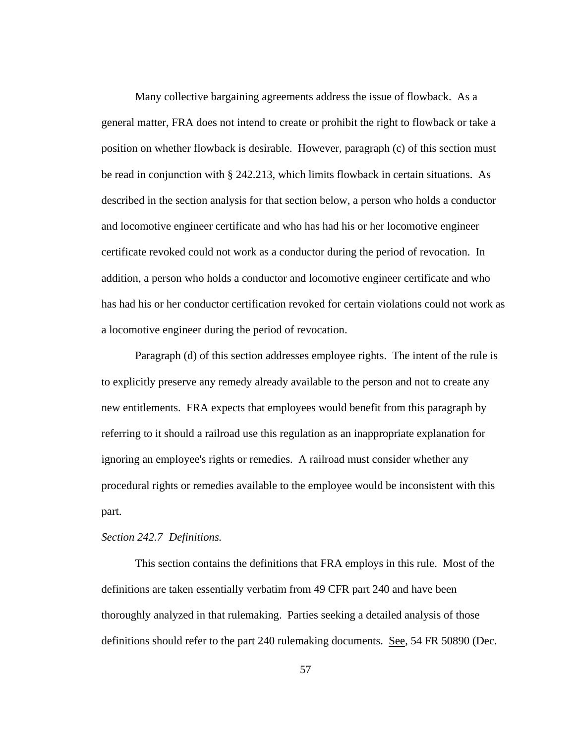Many collective bargaining agreements address the issue of flowback. As a general matter, FRA does not intend to create or prohibit the right to flowback or take a position on whether flowback is desirable. However, paragraph (c) of this section must be read in conjunction with § 242.213, which limits flowback in certain situations. As described in the section analysis for that section below, a person who holds a conductor and locomotive engineer certificate and who has had his or her locomotive engineer certificate revoked could not work as a conductor during the period of revocation. In addition, a person who holds a conductor and locomotive engineer certificate and who has had his or her conductor certification revoked for certain violations could not work as a locomotive engineer during the period of revocation.

Paragraph (d) of this section addresses employee rights. The intent of the rule is to explicitly preserve any remedy already available to the person and not to create any new entitlements. FRA expects that employees would benefit from this paragraph by referring to it should a railroad use this regulation as an inappropriate explanation for ignoring an employee's rights or remedies. A railroad must consider whether any procedural rights or remedies available to the employee would be inconsistent with this part.

*Section 242.7 Definitions.*

This section contains the definitions that FRA employs in this rule. Most of the definitions are taken essentially verbatim from 49 CFR part 240 and have been thoroughly analyzed in that rulemaking. Parties seeking a detailed analysis of those definitions should refer to the part 240 rulemaking documents. See, 54 FR 50890 (Dec.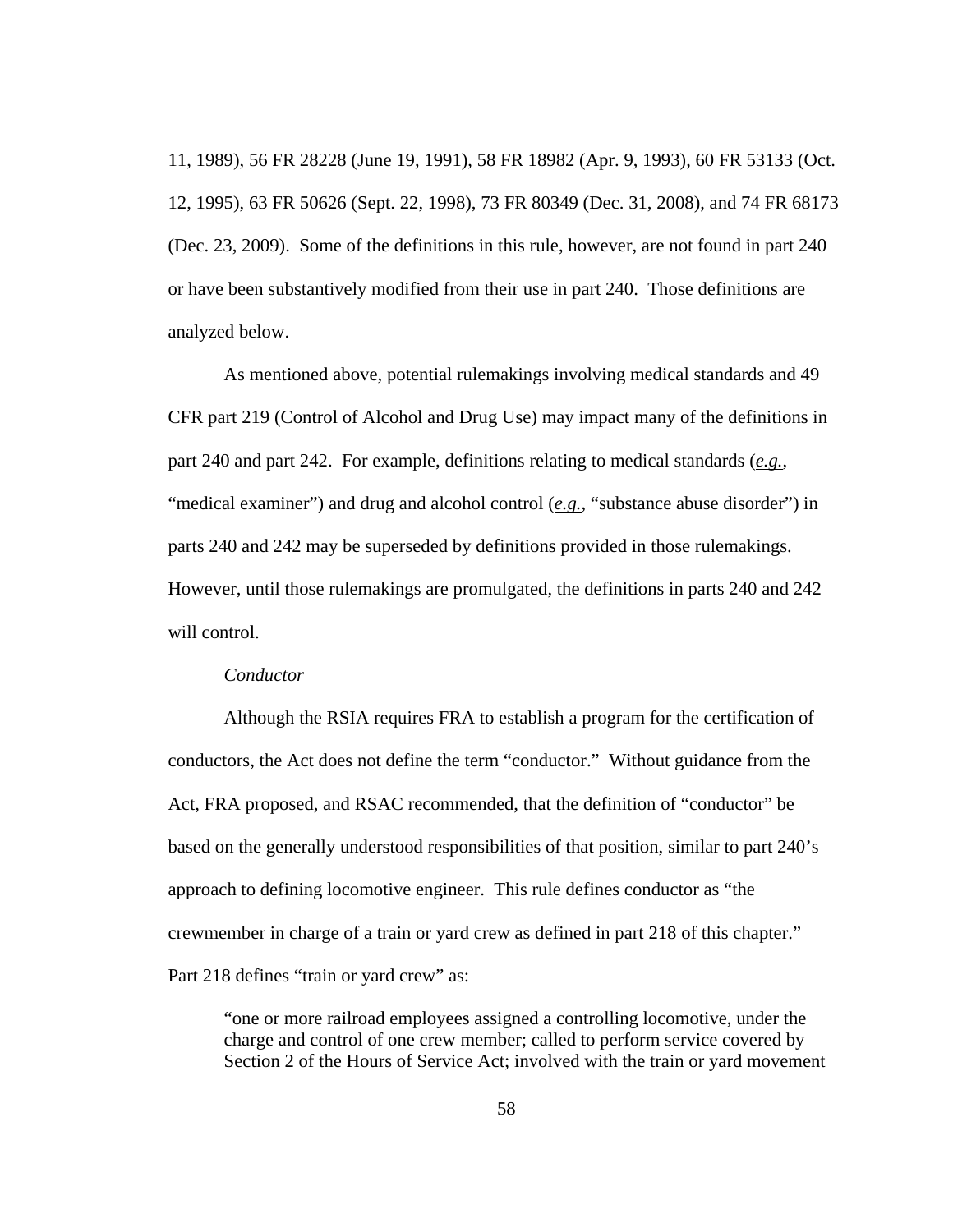11, 1989), 56 FR 28228 (June 19, 1991), 58 FR 18982 (Apr. 9, 1993), 60 FR 53133 (Oct. 12, 1995), 63 FR 50626 (Sept. 22, 1998), 73 FR 80349 (Dec. 31, 2008), and 74 FR 68173 (Dec. 23, 2009). Some of the definitions in this rule, however, are not found in part 240 or have been substantively modified from their use in part 240. Those definitions are analyzed below.

As mentioned above, potential rulemakings involving medical standards and 49 CFR part 219 (Control of Alcohol and Drug Use) may impact many of the definitions in part 240 and part 242. For example, definitions relating to medical standards (*e.g.*, "medical examiner") and drug and alcohol control (*e.g.*, "substance abuse disorder") in parts 240 and 242 may be superseded by definitions provided in those rulemakings. However, until those rulemakings are promulgated, the definitions in parts 240 and 242 will control.

*Conductor*

Although the RSIA requires FRA to establish a program for the certification of conductors, the Act does not define the term "conductor." Without guidance from the Act, FRA proposed, and RSAC recommended, that the definition of "conductor" be based on the generally understood responsibilities of that position, similar to part 240's approach to defining locomotive engineer. This rule defines conductor as "the crewmember in charge of a train or yard crew as defined in part 218 of this chapter." Part 218 defines "train or yard crew" as:

> "one or more railroad employees assigned a controlling locomotive, under the charge and control of one crew member; called to perform service covered by Section 2 of the Hours of Service Act; involved with the train or yard movement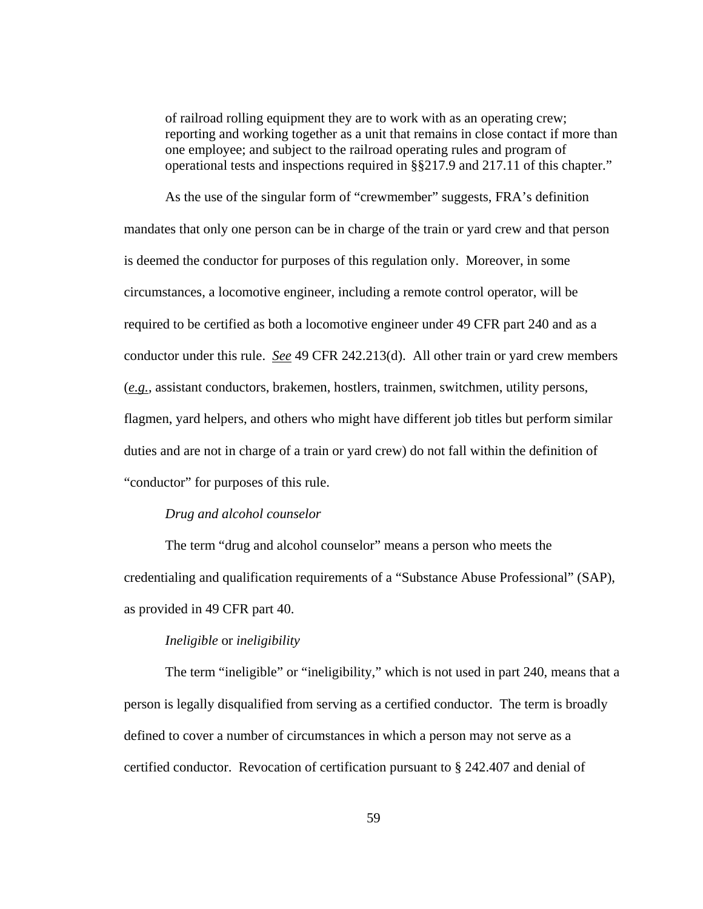> of railroad rolling equipment they are to work with as an operating crew; reporting and working together as a unit that remains in close contact if more than one employee; and subject to the railroad operating rules and program of operational tests and inspections required in §§217.9 and 217.11 of this chapter."

As the use of the singular form of "crewmember" suggests, FRA's definition mandates that only one person can be in charge of the train or yard crew and that person is deemed the conductor for purposes of this regulation only. Moreover, in some circumstances, a locomotive engineer, including a remote control operator, will be required to be certified as both a locomotive engineer under 49 CFR part 240 and as a conductor under this rule. *See* 49 CFR 242.213(d). All other train or yard crew members (*e.g.*, assistant conductors, brakemen, hostlers, trainmen, switchmen, utility persons, flagmen, yard helpers, and others who might have different job titles but perform similar duties and are not in charge of a train or yard crew) do not fall within the definition of "conductor" for purposes of this rule.

*Drug and alcohol counselor*

The term "drug and alcohol counselor" means a person who meets the credentialing and qualification requirements of a "Substance Abuse Professional" (SAP), as provided in 49 CFR part 40.

*Ineligible* or *ineligibility*

The term "ineligible" or "ineligibility," which is not used in part 240, means that a person is legally disqualified from serving as a certified conductor. The term is broadly defined to cover a number of circumstances in which a person may not serve as a certified conductor. Revocation of certification pursuant to § 242.407 and denial of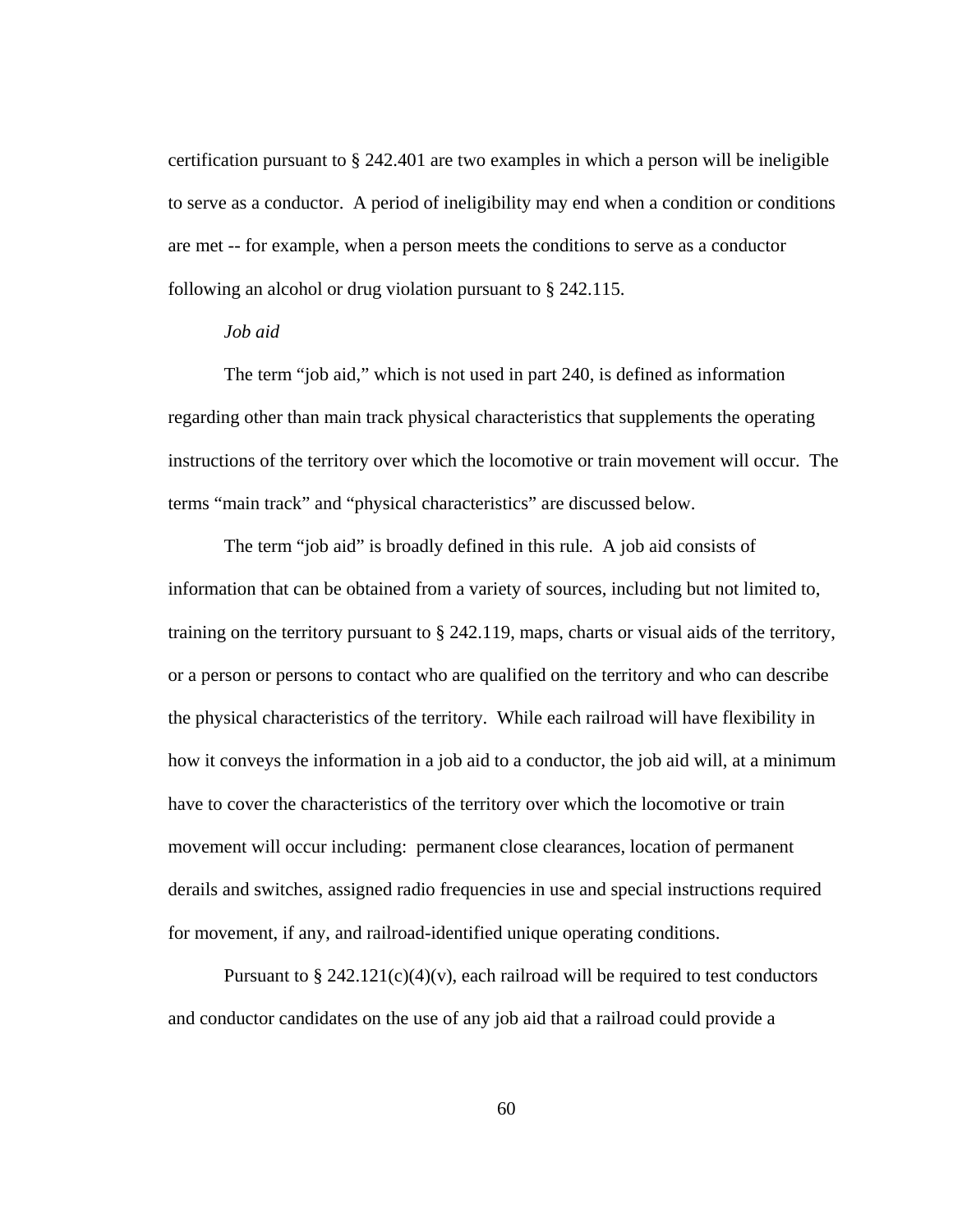certification pursuant to § 242.401 are two examples in which a person will be ineligible to serve as a conductor. A period of ineligibility may end when a condition or conditions are met -- for example, when a person meets the conditions to serve as a conductor following an alcohol or drug violation pursuant to § 242.115.

*Job aid*

The term "job aid," which is not used in part 240, is defined as information regarding other than main track physical characteristics that supplements the operating instructions of the territory over which the locomotive or train movement will occur. The terms "main track" and "physical characteristics" are discussed below.

The term "job aid" is broadly defined in this rule. A job aid consists of information that can be obtained from a variety of sources, including but not limited to, training on the territory pursuant to § 242.119, maps, charts or visual aids of the territory, or a person or persons to contact who are qualified on the territory and who can describe the physical characteristics of the territory. While each railroad will have flexibility in how it conveys the information in a job aid to a conductor, the job aid will, at a minimum have to cover the characteristics of the territory over which the locomotive or train movement will occur including: permanent close clearances, location of permanent derails and switches, assigned radio frequencies in use and special instructions required for movement, if any, and railroad-identified unique operating conditions.

Pursuant to § 242.121(c)(4)(v), each railroad will be required to test conductors and conductor candidates on the use of any job aid that a railroad could provide a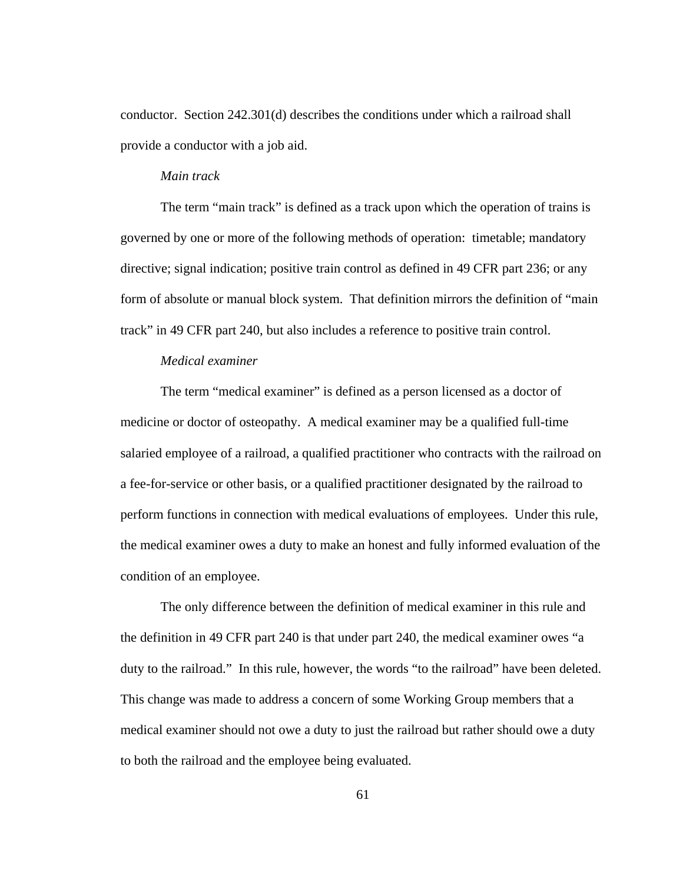conductor.  Section 242.301(d) describes the conditions under which a railroad shall provide a conductor with a job aid.

*Main track*

The term "main track" is defined as a track upon which the operation of trains is governed by one or more of the following methods of operation:  timetable; mandatory directive; signal indication; positive train control as defined in 49 CFR part 236; or any form of absolute or manual block system.  That definition mirrors the definition of "main track" in 49 CFR part 240, but also includes a reference to positive train control.

*Medical examiner*

The term "medical examiner" is defined as a person licensed as a doctor of medicine or doctor of osteopathy.  A medical examiner may be a qualified full-time salaried employee of a railroad, a qualified practitioner who contracts with the railroad on a fee-for-service or other basis, or a qualified practitioner designated by the railroad to perform functions in connection with medical evaluations of employees.  Under this rule, the medical examiner owes a duty to make an honest and fully informed evaluation of the condition of an employee.

The only difference between the definition of medical examiner in this rule and the definition in 49 CFR part 240 is that under part 240, the medical examiner owes "a duty to the railroad."  In this rule, however, the words "to the railroad" have been deleted. This change was made to address a concern of some Working Group members that a medical examiner should not owe a duty to just the railroad but rather should owe a duty to both the railroad and the employee being evaluated.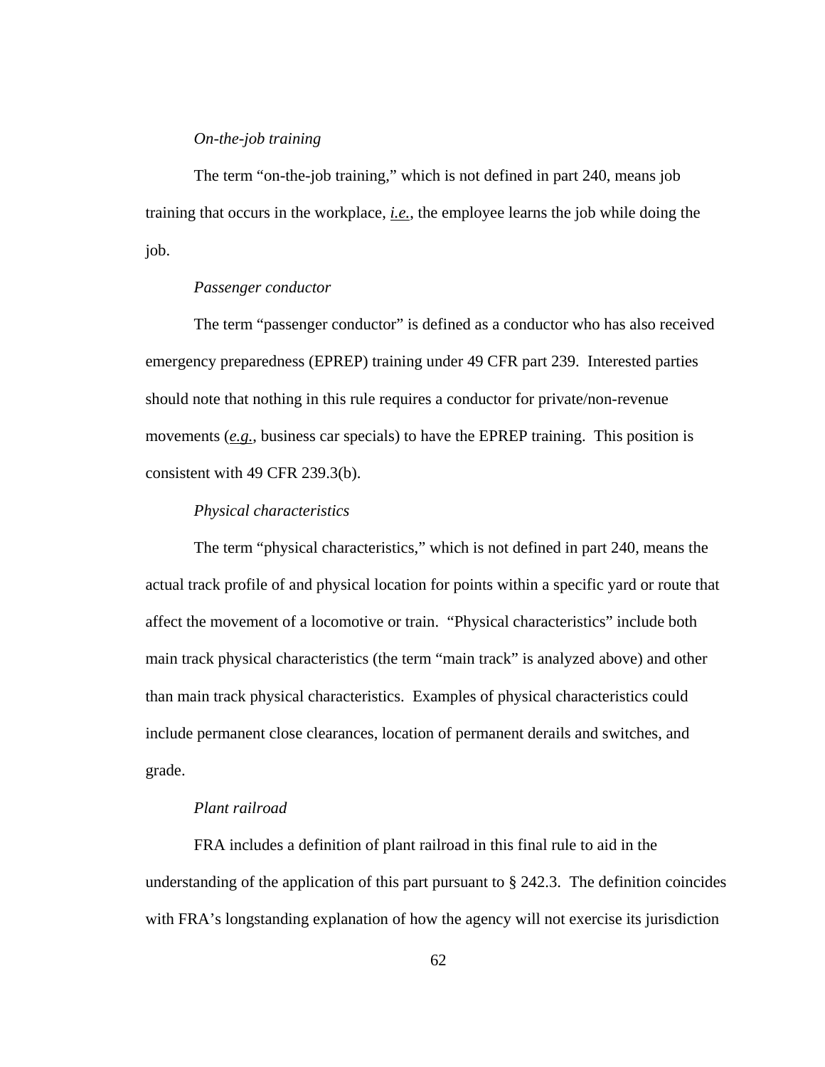*On-the-job training*

The term "on-the-job training," which is not defined in part 240, means job training that occurs in the workplace, *i.e.*, the employee learns the job while doing the job.

*Passenger conductor*

The term "passenger conductor" is defined as a conductor who has also received emergency preparedness (EPREP) training under 49 CFR part 239. Interested parties should note that nothing in this rule requires a conductor for private/non-revenue movements (*e.g.*, business car specials) to have the EPREP training. This position is consistent with 49 CFR 239.3(b).

*Physical characteristics*

The term "physical characteristics," which is not defined in part 240, means the actual track profile of and physical location for points within a specific yard or route that affect the movement of a locomotive or train. "Physical characteristics" include both main track physical characteristics (the term "main track" is analyzed above) and other than main track physical characteristics. Examples of physical characteristics could include permanent close clearances, location of permanent derails and switches, and grade.

*Plant railroad*

FRA includes a definition of plant railroad in this final rule to aid in the understanding of the application of this part pursuant to § 242.3. The definition coincides with FRA's longstanding explanation of how the agency will not exercise its jurisdiction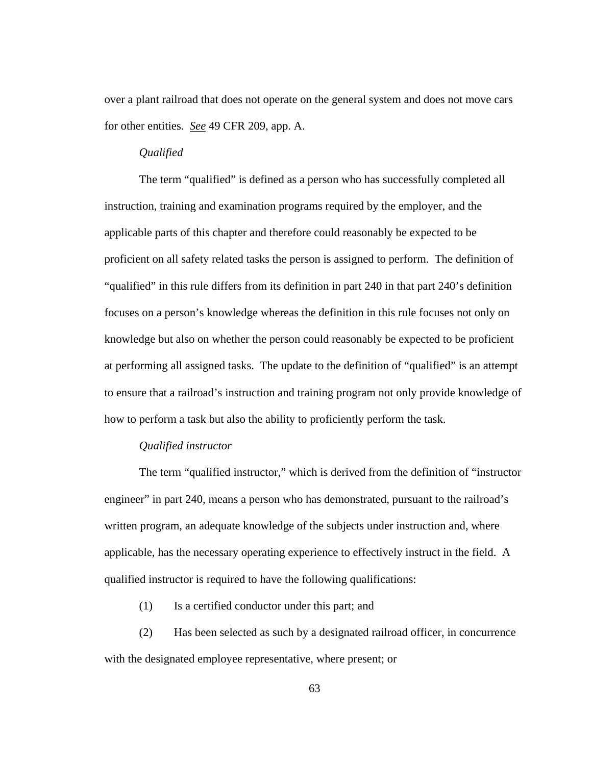over a plant railroad that does not operate on the general system and does not move cars for other entities. _See_ 49 CFR 209, app. A.

*Qualified*

The term "qualified" is defined as a person who has successfully completed all instruction, training and examination programs required by the employer, and the applicable parts of this chapter and therefore could reasonably be expected to be proficient on all safety related tasks the person is assigned to perform. The definition of "qualified" in this rule differs from its definition in part 240 in that part 240's definition focuses on a person's knowledge whereas the definition in this rule focuses not only on knowledge but also on whether the person could reasonably be expected to be proficient at performing all assigned tasks. The update to the definition of "qualified" is an attempt to ensure that a railroad's instruction and training program not only provide knowledge of how to perform a task but also the ability to proficiently perform the task.

*Qualified instructor*

The term "qualified instructor," which is derived from the definition of "instructor engineer" in part 240, means a person who has demonstrated, pursuant to the railroad's written program, an adequate knowledge of the subjects under instruction and, where applicable, has the necessary operating experience to effectively instruct in the field. A qualified instructor is required to have the following qualifications:

(1) Is a certified conductor under this part; and

(2) Has been selected as such by a designated railroad officer, in concurrence with the designated employee representative, where present; or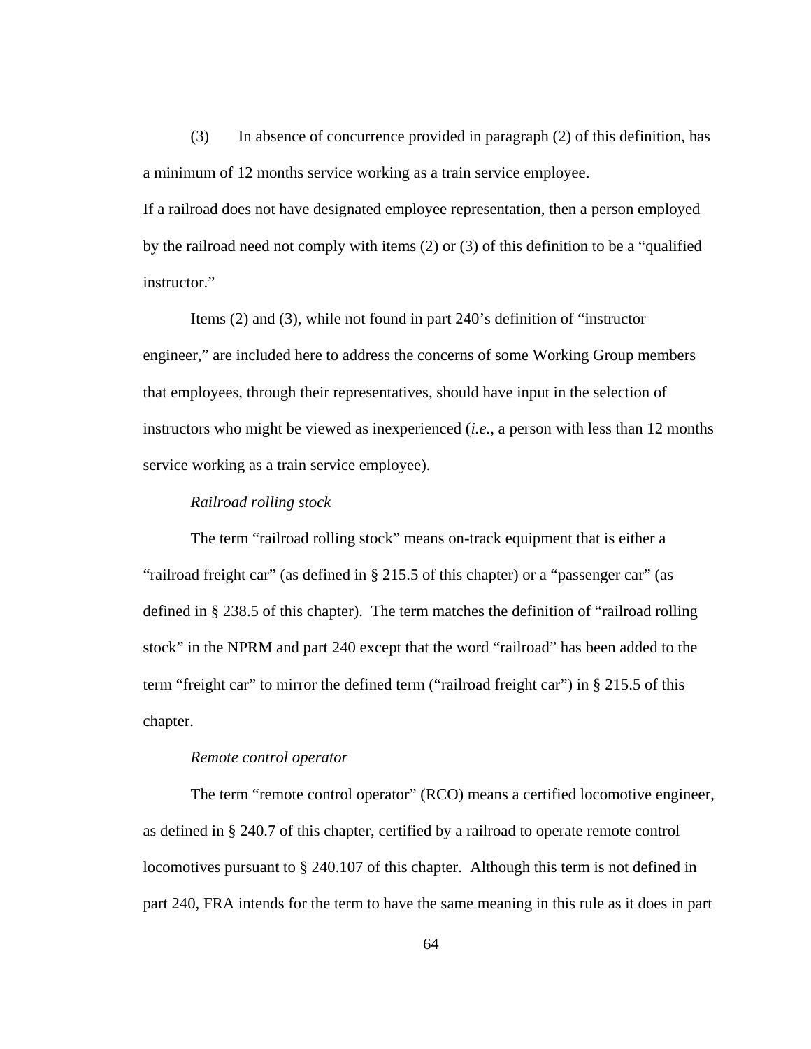(3) In absence of concurrence provided in paragraph (2) of this definition, has a minimum of 12 months service working as a train service employee.

If a railroad does not have designated employee representation, then a person employed by the railroad need not comply with items (2) or (3) of this definition to be a "qualified instructor."

Items (2) and (3), while not found in part 240's definition of "instructor engineer," are included here to address the concerns of some Working Group members that employees, through their representatives, should have input in the selection of instructors who might be viewed as inexperienced (*i.e.*, a person with less than 12 months service working as a train service employee).

*Railroad rolling stock*

The term "railroad rolling stock" means on-track equipment that is either a "railroad freight car" (as defined in § 215.5 of this chapter) or a "passenger car" (as defined in § 238.5 of this chapter). The term matches the definition of "railroad rolling stock" in the NPRM and part 240 except that the word "railroad" has been added to the term "freight car" to mirror the defined term ("railroad freight car") in § 215.5 of this chapter.

*Remote control operator*

The term "remote control operator" (RCO) means a certified locomotive engineer, as defined in § 240.7 of this chapter, certified by a railroad to operate remote control locomotives pursuant to § 240.107 of this chapter. Although this term is not defined in part 240, FRA intends for the term to have the same meaning in this rule as it does in part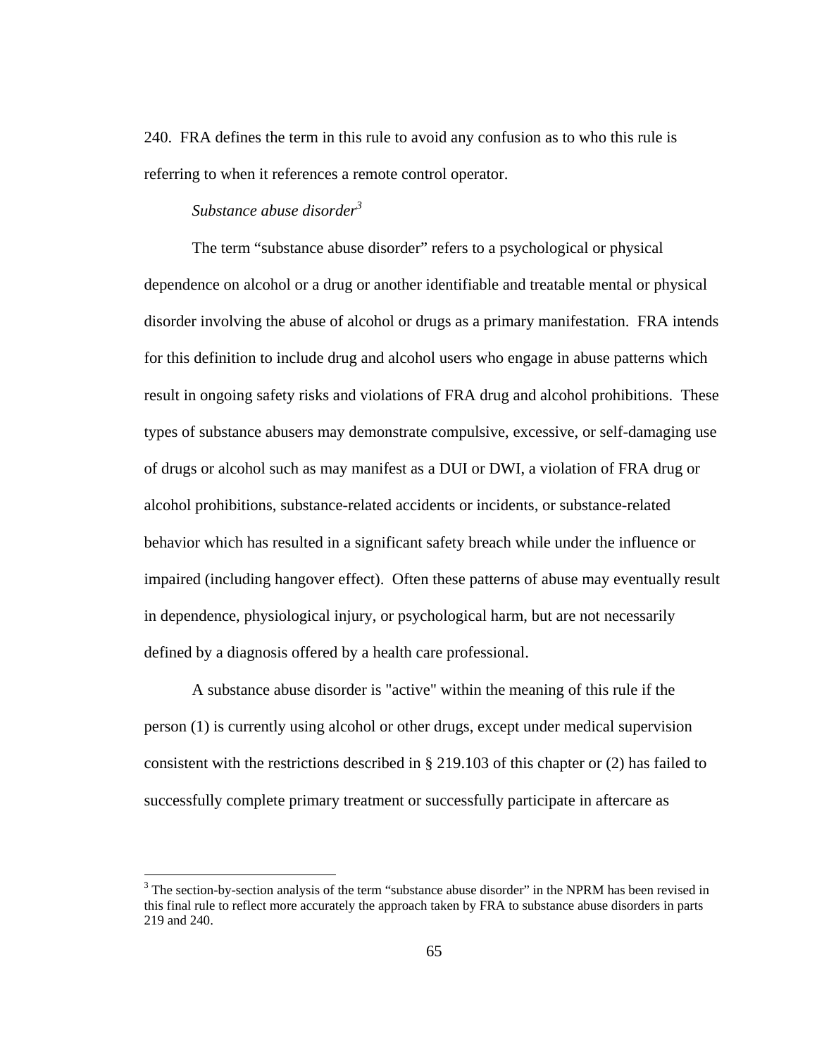240. FRA defines the term in this rule to avoid any confusion as to who this rule is referring to when it references a remote control operator.

*Substance abuse disorder*[3]

The term "substance abuse disorder" refers to a psychological or physical dependence on alcohol or a drug or another identifiable and treatable mental or physical disorder involving the abuse of alcohol or drugs as a primary manifestation. FRA intends for this definition to include drug and alcohol users who engage in abuse patterns which result in ongoing safety risks and violations of FRA drug and alcohol prohibitions. These types of substance abusers may demonstrate compulsive, excessive, or self-damaging use of drugs or alcohol such as may manifest as a DUI or DWI, a violation of FRA drug or alcohol prohibitions, substance-related accidents or incidents, or substance-related behavior which has resulted in a significant safety breach while under the influence or impaired (including hangover effect). Often these patterns of abuse may eventually result in dependence, physiological injury, or psychological harm, but are not necessarily defined by a diagnosis offered by a health care professional.

A substance abuse disorder is "active" within the meaning of this rule if the person (1) is currently using alcohol or other drugs, except under medical supervision consistent with the restrictions described in § 219.103 of this chapter or (2) has failed to successfully complete primary treatment or successfully participate in aftercare as

---

[3] The section-by-section analysis of the term "substance abuse disorder" in the NPRM has been revised in this final rule to reflect more accurately the approach taken by FRA to substance abuse disorders in parts 219 and 240.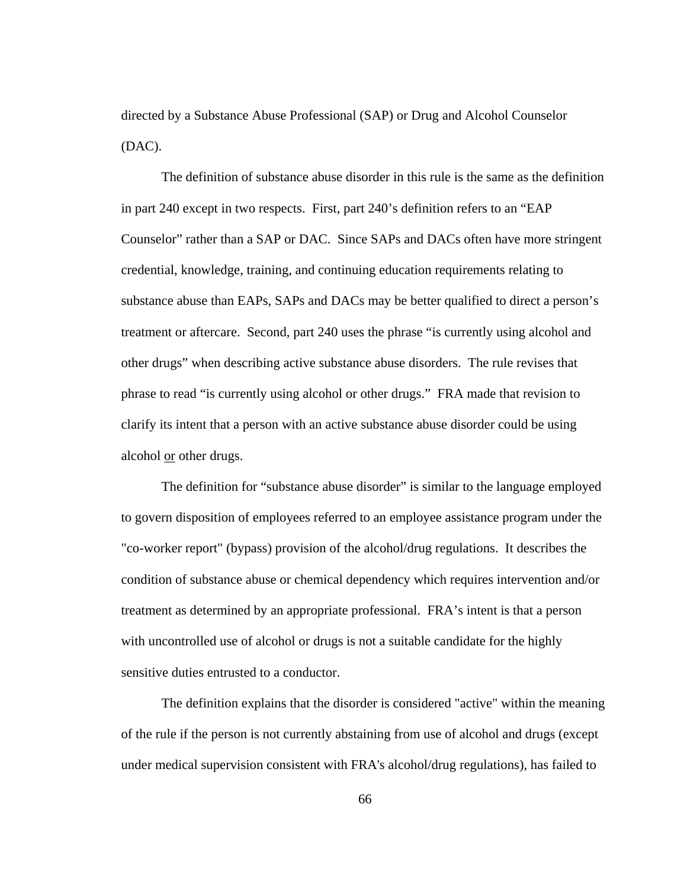directed by a Substance Abuse Professional (SAP) or Drug and Alcohol Counselor (DAC).

The definition of substance abuse disorder in this rule is the same as the definition in part 240 except in two respects. First, part 240's definition refers to an "EAP Counselor" rather than a SAP or DAC. Since SAPs and DACs often have more stringent credential, knowledge, training, and continuing education requirements relating to substance abuse than EAPs, SAPs and DACs may be better qualified to direct a person's treatment or aftercare. Second, part 240 uses the phrase "is currently using alcohol and other drugs" when describing active substance abuse disorders. The rule revises that phrase to read "is currently using alcohol or other drugs." FRA made that revision to clarify its intent that a person with an active substance abuse disorder could be using alcohol <u>or</u> other drugs.

The definition for "substance abuse disorder" is similar to the language employed to govern disposition of employees referred to an employee assistance program under the "co-worker report" (bypass) provision of the alcohol/drug regulations. It describes the condition of substance abuse or chemical dependency which requires intervention and/or treatment as determined by an appropriate professional. FRA's intent is that a person with uncontrolled use of alcohol or drugs is not a suitable candidate for the highly sensitive duties entrusted to a conductor.

The definition explains that the disorder is considered "active" within the meaning of the rule if the person is not currently abstaining from use of alcohol and drugs (except under medical supervision consistent with FRA's alcohol/drug regulations), has failed to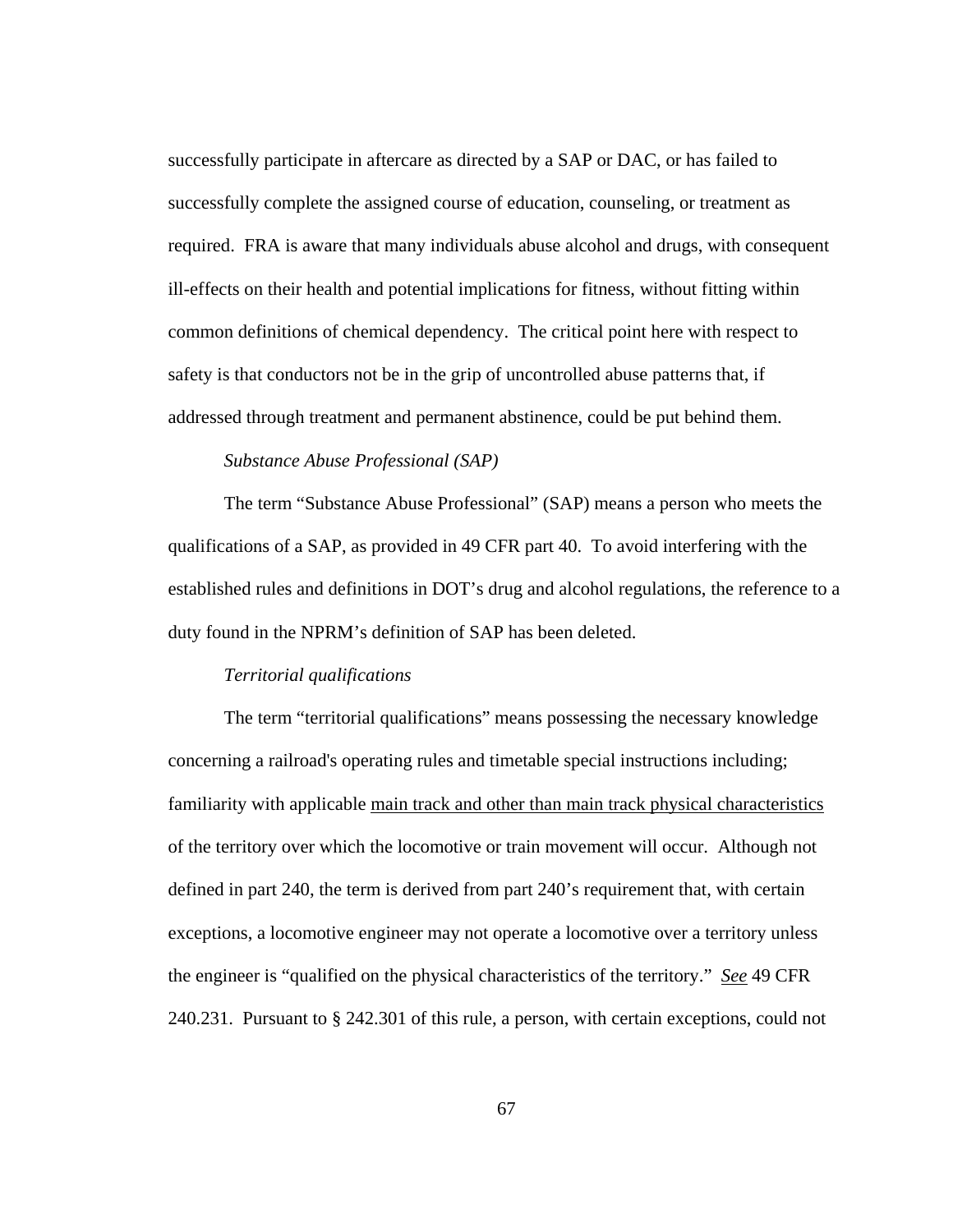successfully participate in aftercare as directed by a SAP or DAC, or has failed to successfully complete the assigned course of education, counseling, or treatment as required. FRA is aware that many individuals abuse alcohol and drugs, with consequent ill-effects on their health and potential implications for fitness, without fitting within common definitions of chemical dependency. The critical point here with respect to safety is that conductors not be in the grip of uncontrolled abuse patterns that, if addressed through treatment and permanent abstinence, could be put behind them.

*Substance Abuse Professional (SAP)*

The term "Substance Abuse Professional" (SAP) means a person who meets the qualifications of a SAP, as provided in 49 CFR part 40. To avoid interfering with the established rules and definitions in DOT's drug and alcohol regulations, the reference to a duty found in the NPRM's definition of SAP has been deleted.

*Territorial qualifications*

The term "territorial qualifications" means possessing the necessary knowledge concerning a railroad's operating rules and timetable special instructions including; familiarity with applicable <u>main track and other than main track physical characteristics</u> of the territory over which the locomotive or train movement will occur. Although not defined in part 240, the term is derived from part 240's requirement that, with certain exceptions, a locomotive engineer may not operate a locomotive over a territory unless the engineer is "qualified on the physical characteristics of the territory." <u>*See*</u> 49 CFR 240.231. Pursuant to § 242.301 of this rule, a person, with certain exceptions, could not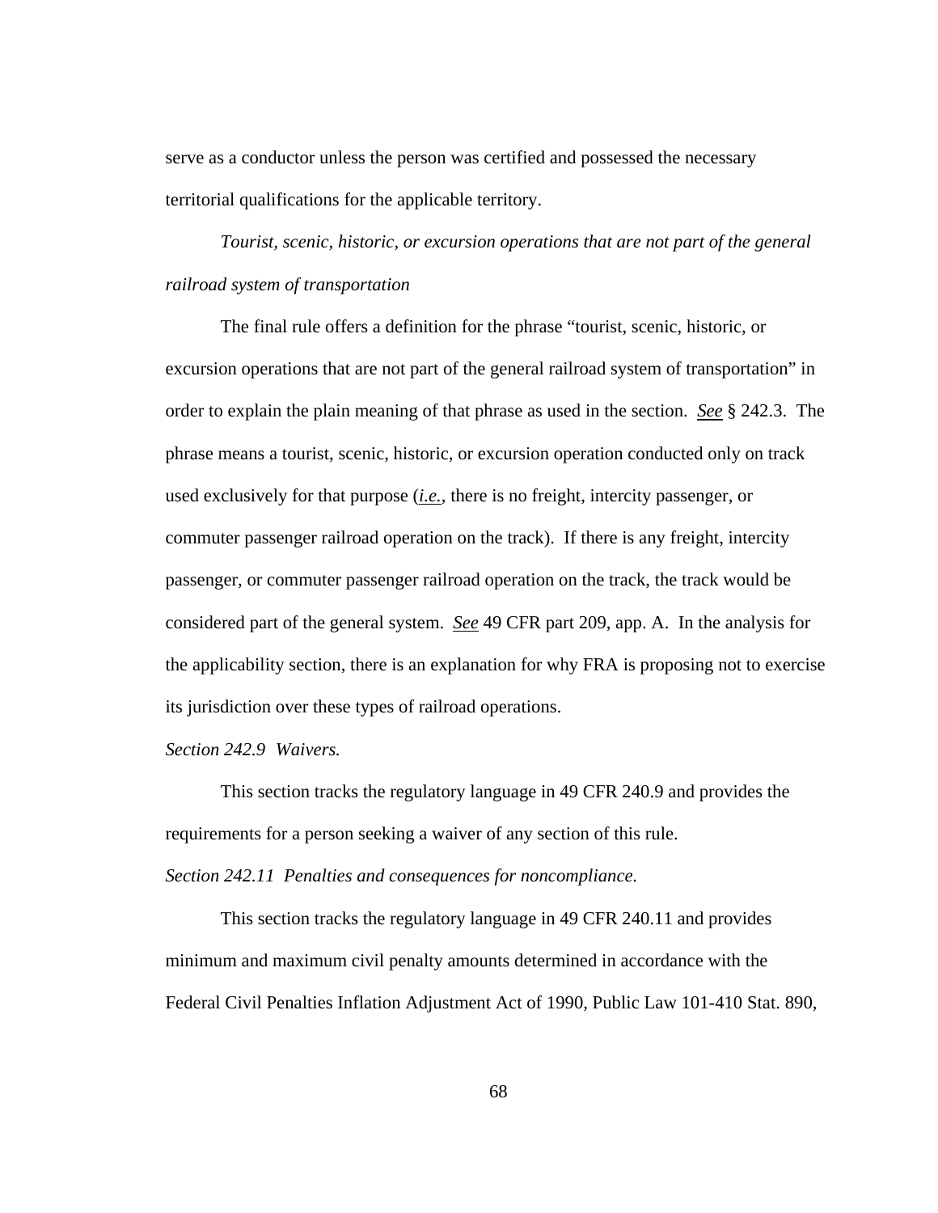serve as a conductor unless the person was certified and possessed the necessary territorial qualifications for the applicable territory.

*Tourist, scenic, historic, or excursion operations that are not part of the general railroad system of transportation*

The final rule offers a definition for the phrase "tourist, scenic, historic, or excursion operations that are not part of the general railroad system of transportation" in order to explain the plain meaning of that phrase as used in the section. *See* § 242.3. The phrase means a tourist, scenic, historic, or excursion operation conducted only on track used exclusively for that purpose (*i.e.*, there is no freight, intercity passenger, or commuter passenger railroad operation on the track). If there is any freight, intercity passenger, or commuter passenger railroad operation on the track, the track would be considered part of the general system. *See* 49 CFR part 209, app. A. In the analysis for the applicability section, there is an explanation for why FRA is proposing not to exercise its jurisdiction over these types of railroad operations.

*Section 242.9 Waivers.*

This section tracks the regulatory language in 49 CFR 240.9 and provides the requirements for a person seeking a waiver of any section of this rule.

*Section 242.11 Penalties and consequences for noncompliance.*

This section tracks the regulatory language in 49 CFR 240.11 and provides minimum and maximum civil penalty amounts determined in accordance with the Federal Civil Penalties Inflation Adjustment Act of 1990, Public Law 101-410 Stat. 890,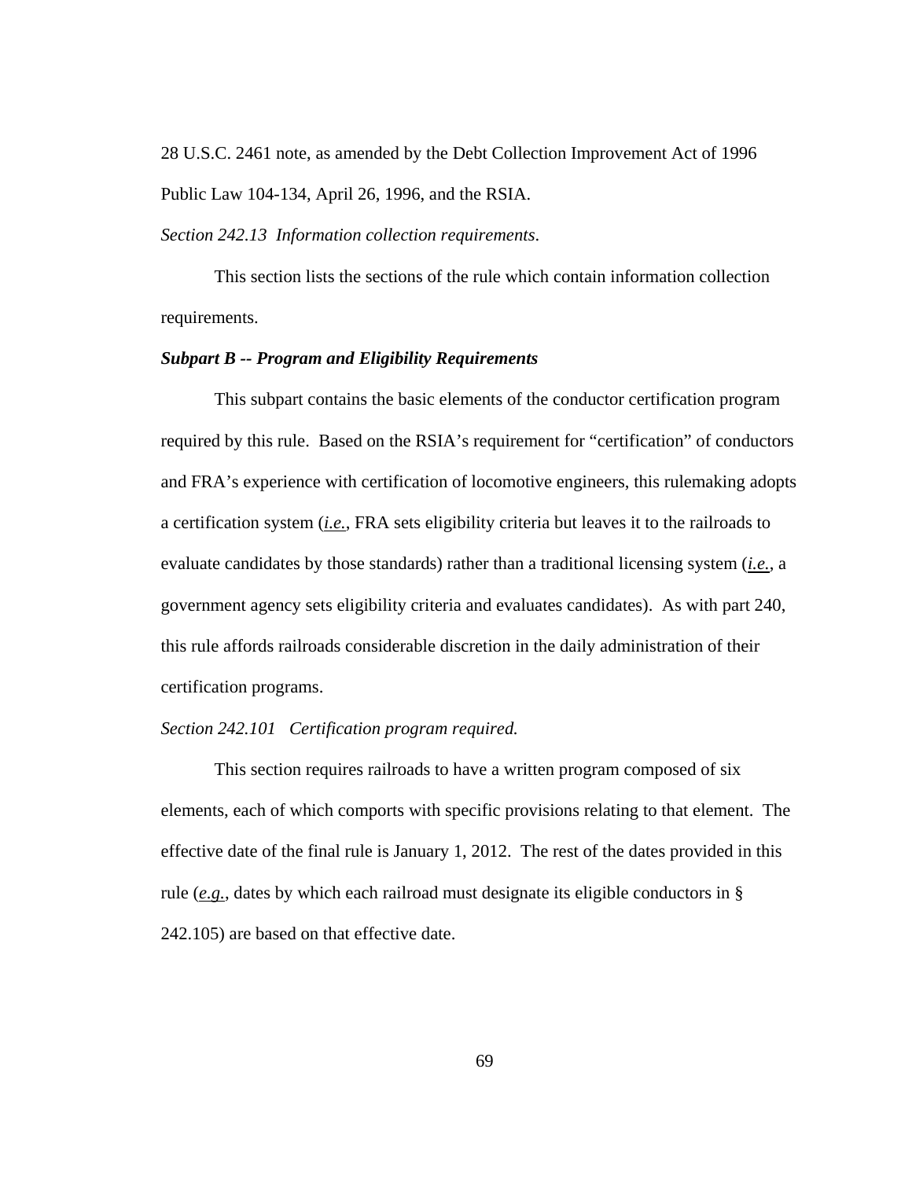28 U.S.C. 2461 note, as amended by the Debt Collection Improvement Act of 1996 Public Law 104-134, April 26, 1996, and the RSIA.

*Section 242.13 Information collection requirements.*

This section lists the sections of the rule which contain information collection requirements.

***Subpart B -- Program and Eligibility Requirements***

This subpart contains the basic elements of the conductor certification program required by this rule. Based on the RSIA's requirement for "certification" of conductors and FRA's experience with certification of locomotive engineers, this rulemaking adopts a certification system (*i.e.*, FRA sets eligibility criteria but leaves it to the railroads to evaluate candidates by those standards) rather than a traditional licensing system (*i.e.*, a government agency sets eligibility criteria and evaluates candidates). As with part 240, this rule affords railroads considerable discretion in the daily administration of their certification programs.

*Section 242.101 Certification program required.*

This section requires railroads to have a written program composed of six elements, each of which comports with specific provisions relating to that element. The effective date of the final rule is January 1, 2012. The rest of the dates provided in this rule (*e.g.*, dates by which each railroad must designate its eligible conductors in § 242.105) are based on that effective date.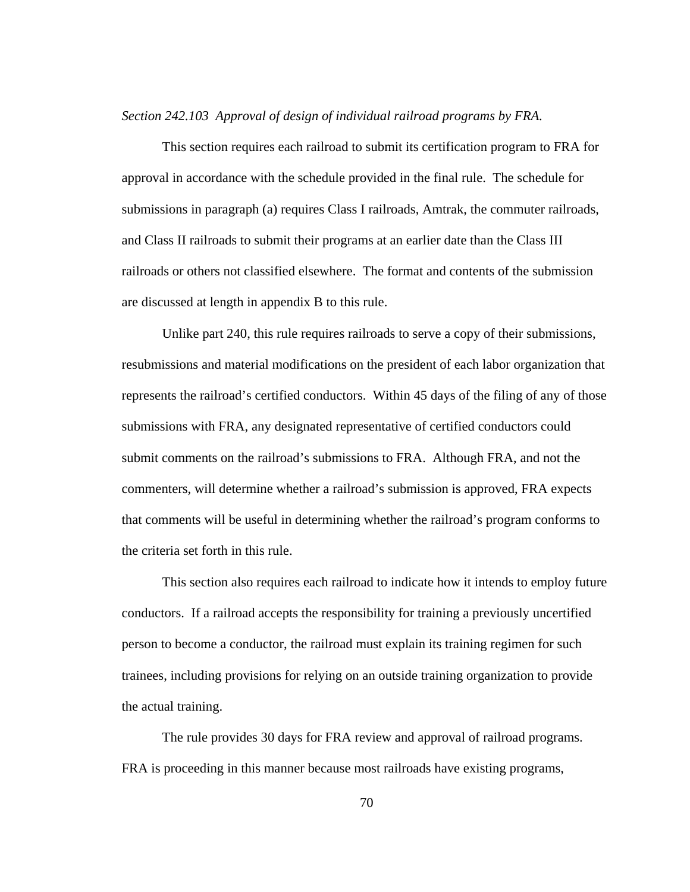*Section 242.103  Approval of design of individual railroad programs by FRA.*

This section requires each railroad to submit its certification program to FRA for approval in accordance with the schedule provided in the final rule.  The schedule for submissions in paragraph (a) requires Class I railroads, Amtrak, the commuter railroads, and Class II railroads to submit their programs at an earlier date than the Class III railroads or others not classified elsewhere.  The format and contents of the submission are discussed at length in appendix B to this rule.

Unlike part 240, this rule requires railroads to serve a copy of their submissions, resubmissions and material modifications on the president of each labor organization that represents the railroad's certified conductors.  Within 45 days of the filing of any of those submissions with FRA, any designated representative of certified conductors could submit comments on the railroad's submissions to FRA.  Although FRA, and not the commenters, will determine whether a railroad's submission is approved, FRA expects that comments will be useful in determining whether the railroad's program conforms to the criteria set forth in this rule.

This section also requires each railroad to indicate how it intends to employ future conductors.  If a railroad accepts the responsibility for training a previously uncertified person to become a conductor, the railroad must explain its training regimen for such trainees, including provisions for relying on an outside training organization to provide the actual training.

The rule provides 30 days for FRA review and approval of railroad programs. FRA is proceeding in this manner because most railroads have existing programs,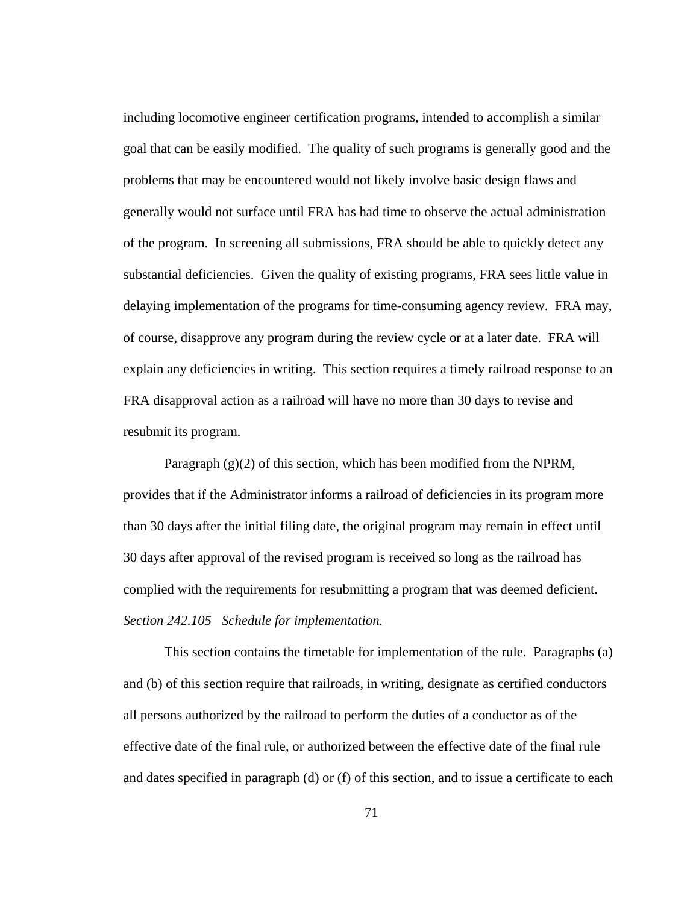including locomotive engineer certification programs, intended to accomplish a similar goal that can be easily modified. The quality of such programs is generally good and the problems that may be encountered would not likely involve basic design flaws and generally would not surface until FRA has had time to observe the actual administration of the program. In screening all submissions, FRA should be able to quickly detect any substantial deficiencies. Given the quality of existing programs, FRA sees little value in delaying implementation of the programs for time-consuming agency review. FRA may, of course, disapprove any program during the review cycle or at a later date. FRA will explain any deficiencies in writing. This section requires a timely railroad response to an FRA disapproval action as a railroad will have no more than 30 days to revise and resubmit its program.

Paragraph (g)(2) of this section, which has been modified from the NPRM, provides that if the Administrator informs a railroad of deficiencies in its program more than 30 days after the initial filing date, the original program may remain in effect until 30 days after approval of the revised program is received so long as the railroad has complied with the requirements for resubmitting a program that was deemed deficient.

*Section 242.105 Schedule for implementation.*

This section contains the timetable for implementation of the rule. Paragraphs (a) and (b) of this section require that railroads, in writing, designate as certified conductors all persons authorized by the railroad to perform the duties of a conductor as of the effective date of the final rule, or authorized between the effective date of the final rule and dates specified in paragraph (d) or (f) of this section, and to issue a certificate to each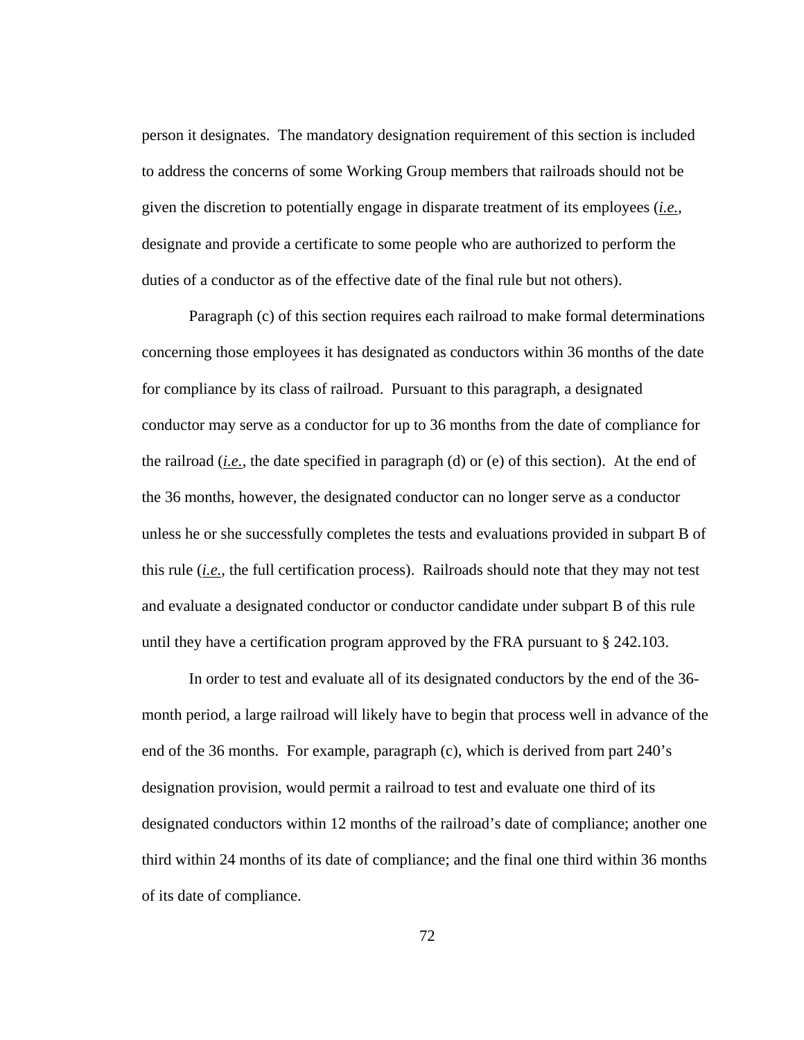person it designates. The mandatory designation requirement of this section is included to address the concerns of some Working Group members that railroads should not be given the discretion to potentially engage in disparate treatment of its employees (*i.e.*, designate and provide a certificate to some people who are authorized to perform the duties of a conductor as of the effective date of the final rule but not others).

Paragraph (c) of this section requires each railroad to make formal determinations concerning those employees it has designated as conductors within 36 months of the date for compliance by its class of railroad. Pursuant to this paragraph, a designated conductor may serve as a conductor for up to 36 months from the date of compliance for the railroad (*i.e.*, the date specified in paragraph (d) or (e) of this section). At the end of the 36 months, however, the designated conductor can no longer serve as a conductor unless he or she successfully completes the tests and evaluations provided in subpart B of this rule (*i.e.*, the full certification process). Railroads should note that they may not test and evaluate a designated conductor or conductor candidate under subpart B of this rule until they have a certification program approved by the FRA pursuant to § 242.103.

In order to test and evaluate all of its designated conductors by the end of the 36-month period, a large railroad will likely have to begin that process well in advance of the end of the 36 months. For example, paragraph (c), which is derived from part 240's designation provision, would permit a railroad to test and evaluate one third of its designated conductors within 12 months of the railroad's date of compliance; another one third within 24 months of its date of compliance; and the final one third within 36 months of its date of compliance.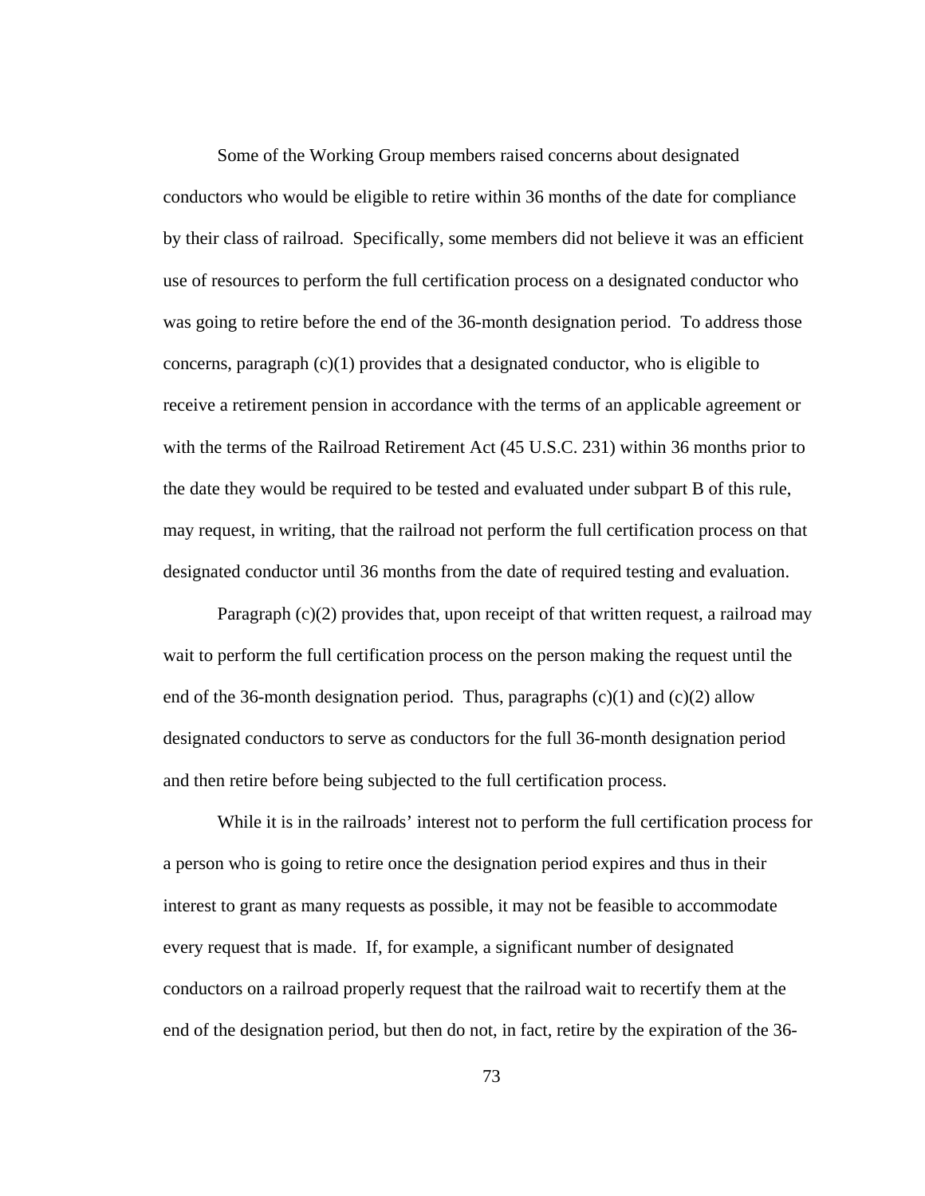Some of the Working Group members raised concerns about designated conductors who would be eligible to retire within 36 months of the date for compliance by their class of railroad. Specifically, some members did not believe it was an efficient use of resources to perform the full certification process on a designated conductor who was going to retire before the end of the 36-month designation period. To address those concerns, paragraph (c)(1) provides that a designated conductor, who is eligible to receive a retirement pension in accordance with the terms of an applicable agreement or with the terms of the Railroad Retirement Act (45 U.S.C. 231) within 36 months prior to the date they would be required to be tested and evaluated under subpart B of this rule, may request, in writing, that the railroad not perform the full certification process on that designated conductor until 36 months from the date of required testing and evaluation.

Paragraph (c)(2) provides that, upon receipt of that written request, a railroad may wait to perform the full certification process on the person making the request until the end of the 36-month designation period. Thus, paragraphs (c)(1) and (c)(2) allow designated conductors to serve as conductors for the full 36-month designation period and then retire before being subjected to the full certification process.

While it is in the railroads' interest not to perform the full certification process for a person who is going to retire once the designation period expires and thus in their interest to grant as many requests as possible, it may not be feasible to accommodate every request that is made. If, for example, a significant number of designated conductors on a railroad properly request that the railroad wait to recertify them at the end of the designation period, but then do not, in fact, retire by the expiration of the 36-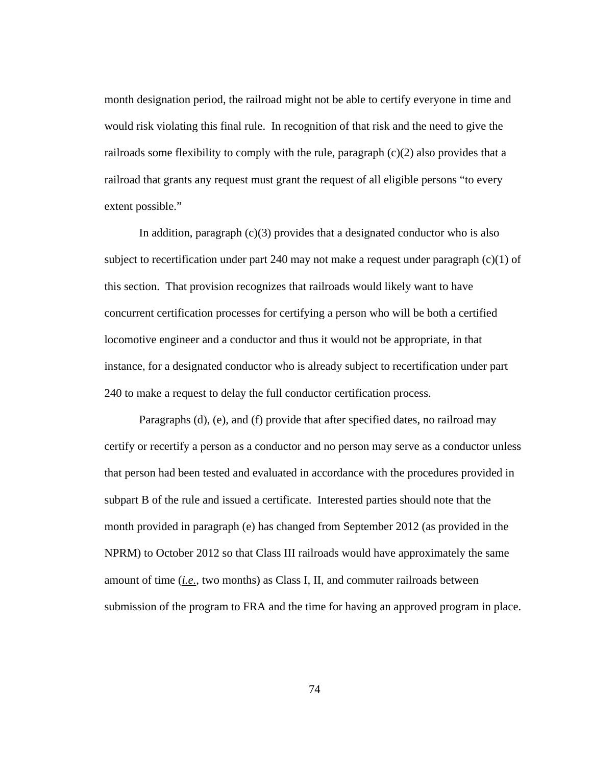month designation period, the railroad might not be able to certify everyone in time and would risk violating this final rule. In recognition of that risk and the need to give the railroads some flexibility to comply with the rule, paragraph (c)(2) also provides that a railroad that grants any request must grant the request of all eligible persons "to every extent possible."

In addition, paragraph (c)(3) provides that a designated conductor who is also subject to recertification under part 240 may not make a request under paragraph (c)(1) of this section. That provision recognizes that railroads would likely want to have concurrent certification processes for certifying a person who will be both a certified locomotive engineer and a conductor and thus it would not be appropriate, in that instance, for a designated conductor who is already subject to recertification under part 240 to make a request to delay the full conductor certification process.

Paragraphs (d), (e), and (f) provide that after specified dates, no railroad may certify or recertify a person as a conductor and no person may serve as a conductor unless that person had been tested and evaluated in accordance with the procedures provided in subpart B of the rule and issued a certificate. Interested parties should note that the month provided in paragraph (e) has changed from September 2012 (as provided in the NPRM) to October 2012 so that Class III railroads would have approximately the same amount of time (*i.e.*, two months) as Class I, II, and commuter railroads between submission of the program to FRA and the time for having an approved program in place.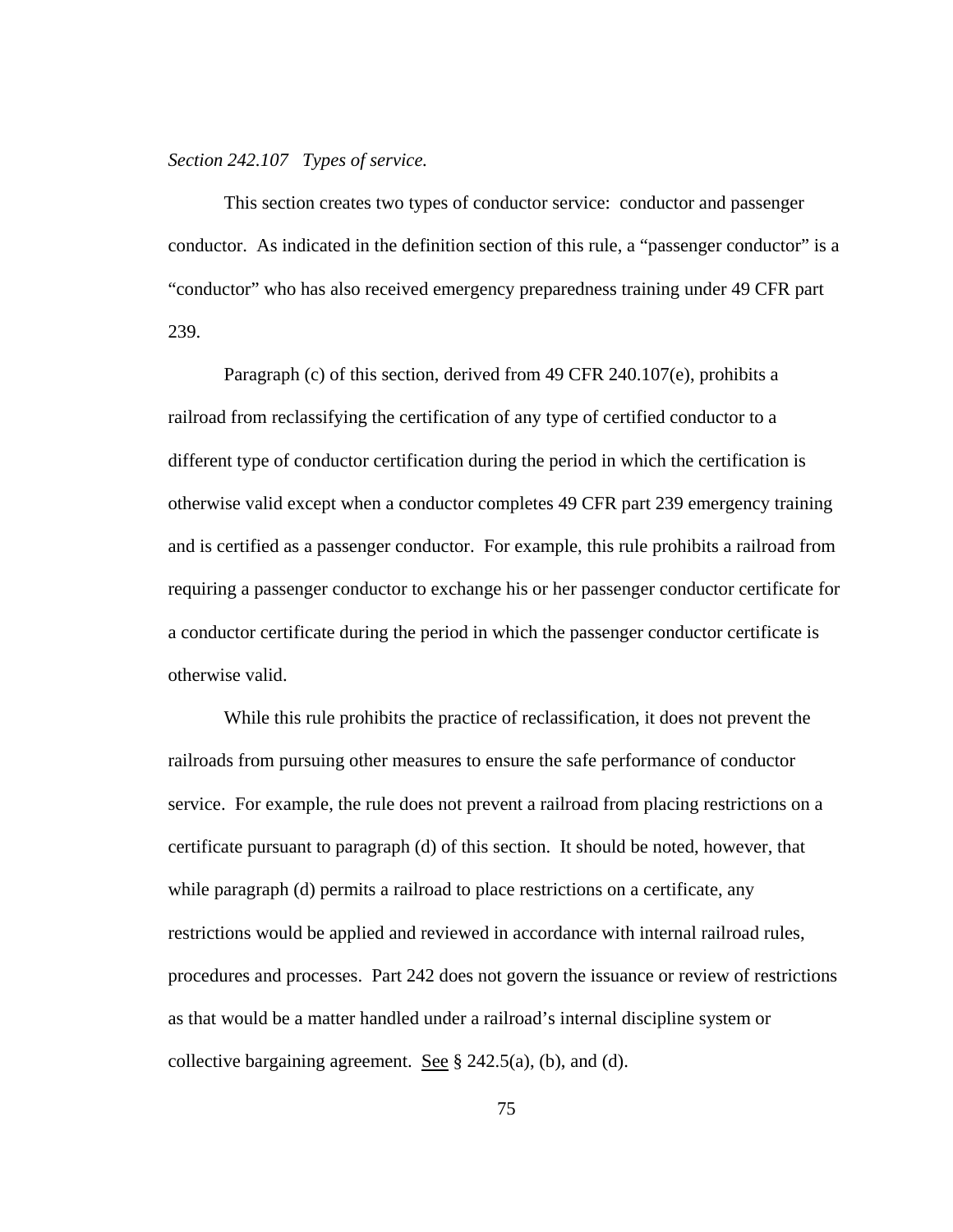*Section 242.107 Types of service.*

This section creates two types of conductor service: conductor and passenger conductor. As indicated in the definition section of this rule, a "passenger conductor" is a "conductor" who has also received emergency preparedness training under 49 CFR part 239.

Paragraph (c) of this section, derived from 49 CFR 240.107(e), prohibits a railroad from reclassifying the certification of any type of certified conductor to a different type of conductor certification during the period in which the certification is otherwise valid except when a conductor completes 49 CFR part 239 emergency training and is certified as a passenger conductor. For example, this rule prohibits a railroad from requiring a passenger conductor to exchange his or her passenger conductor certificate for a conductor certificate during the period in which the passenger conductor certificate is otherwise valid.

While this rule prohibits the practice of reclassification, it does not prevent the railroads from pursuing other measures to ensure the safe performance of conductor service. For example, the rule does not prevent a railroad from placing restrictions on a certificate pursuant to paragraph (d) of this section. It should be noted, however, that while paragraph (d) permits a railroad to place restrictions on a certificate, any restrictions would be applied and reviewed in accordance with internal railroad rules, procedures and processes. Part 242 does not govern the issuance or review of restrictions as that would be a matter handled under a railroad's internal discipline system or collective bargaining agreement. See § 242.5(a), (b), and (d).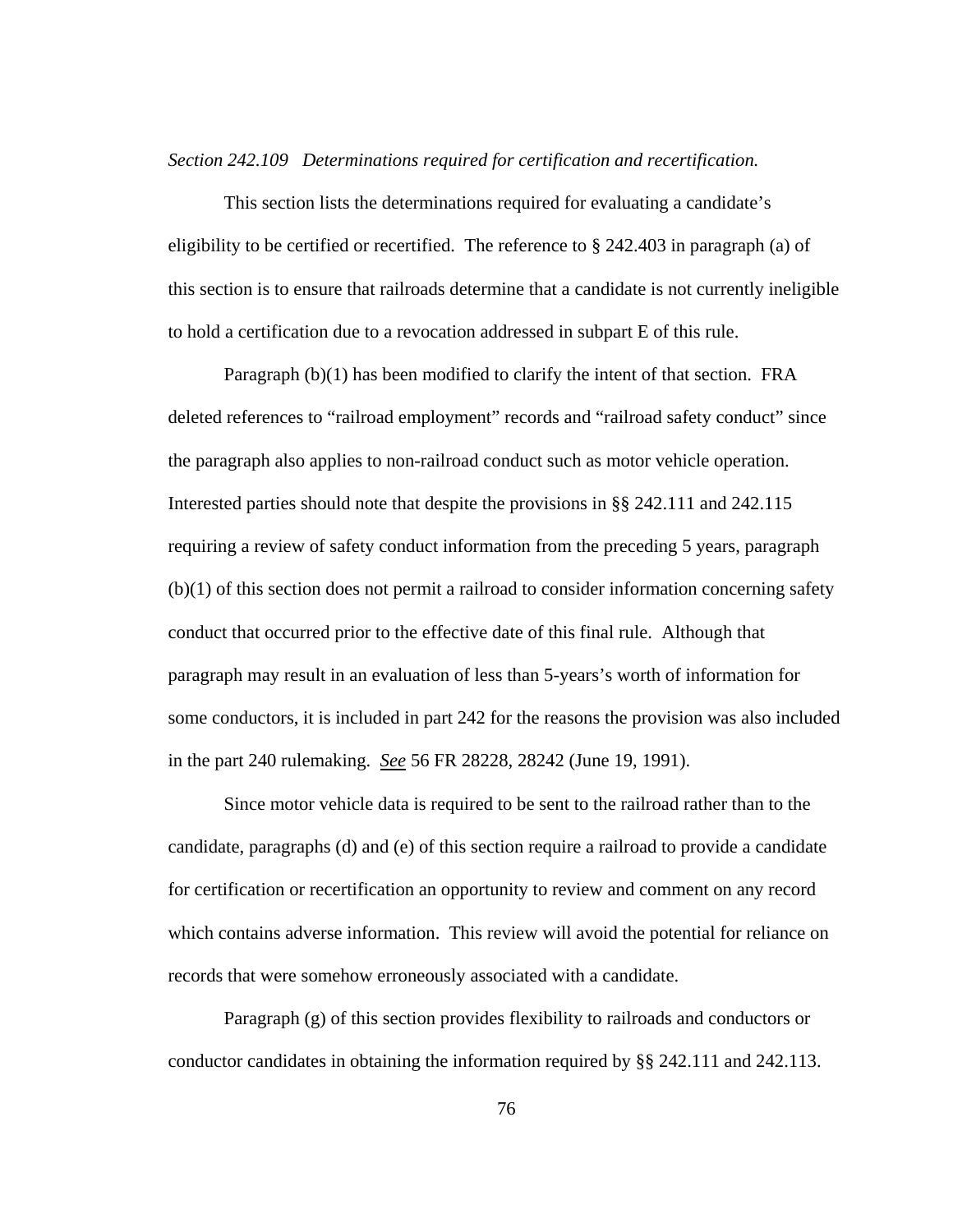*Section 242.109 Determinations required for certification and recertification.*

This section lists the determinations required for evaluating a candidate's eligibility to be certified or recertified. The reference to § 242.403 in paragraph (a) of this section is to ensure that railroads determine that a candidate is not currently ineligible to hold a certification due to a revocation addressed in subpart E of this rule.

Paragraph (b)(1) has been modified to clarify the intent of that section. FRA deleted references to "railroad employment" records and "railroad safety conduct" since the paragraph also applies to non-railroad conduct such as motor vehicle operation. Interested parties should note that despite the provisions in §§ 242.111 and 242.115 requiring a review of safety conduct information from the preceding 5 years, paragraph (b)(1) of this section does not permit a railroad to consider information concerning safety conduct that occurred prior to the effective date of this final rule. Although that paragraph may result in an evaluation of less than 5-years's worth of information for some conductors, it is included in part 242 for the reasons the provision was also included in the part 240 rulemaking. *See* 56 FR 28228, 28242 (June 19, 1991).

Since motor vehicle data is required to be sent to the railroad rather than to the candidate, paragraphs (d) and (e) of this section require a railroad to provide a candidate for certification or recertification an opportunity to review and comment on any record which contains adverse information. This review will avoid the potential for reliance on records that were somehow erroneously associated with a candidate.

Paragraph (g) of this section provides flexibility to railroads and conductors or conductor candidates in obtaining the information required by §§ 242.111 and 242.113.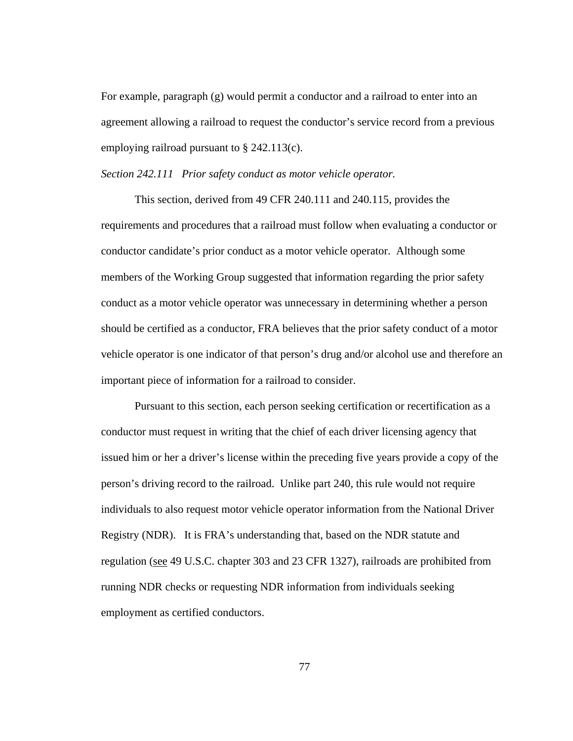For example, paragraph (g) would permit a conductor and a railroad to enter into an agreement allowing a railroad to request the conductor's service record from a previous employing railroad pursuant to § 242.113(c).

*Section 242.111 Prior safety conduct as motor vehicle operator.*

This section, derived from 49 CFR 240.111 and 240.115, provides the requirements and procedures that a railroad must follow when evaluating a conductor or conductor candidate's prior conduct as a motor vehicle operator. Although some members of the Working Group suggested that information regarding the prior safety conduct as a motor vehicle operator was unnecessary in determining whether a person should be certified as a conductor, FRA believes that the prior safety conduct of a motor vehicle operator is one indicator of that person's drug and/or alcohol use and therefore an important piece of information for a railroad to consider.

Pursuant to this section, each person seeking certification or recertification as a conductor must request in writing that the chief of each driver licensing agency that issued him or her a driver's license within the preceding five years provide a copy of the person's driving record to the railroad. Unlike part 240, this rule would not require individuals to also request motor vehicle operator information from the National Driver Registry (NDR). It is FRA's understanding that, based on the NDR statute and regulation (see 49 U.S.C. chapter 303 and 23 CFR 1327), railroads are prohibited from running NDR checks or requesting NDR information from individuals seeking employment as certified conductors.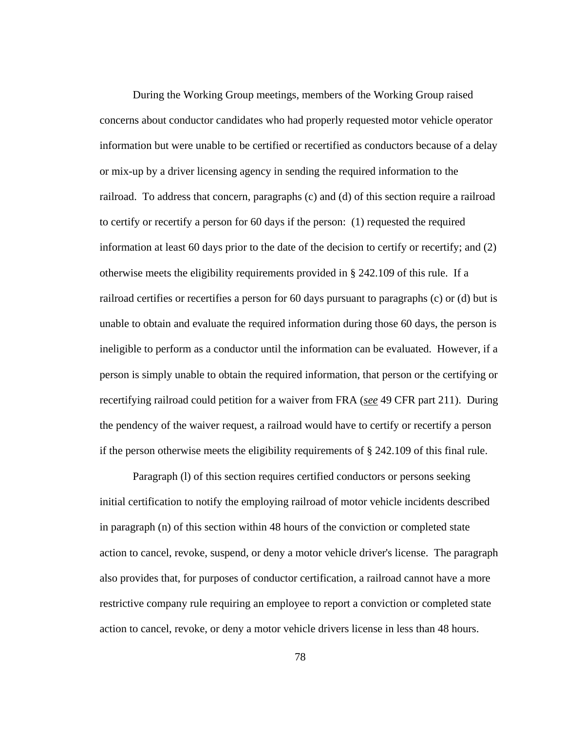During the Working Group meetings, members of the Working Group raised concerns about conductor candidates who had properly requested motor vehicle operator information but were unable to be certified or recertified as conductors because of a delay or mix-up by a driver licensing agency in sending the required information to the railroad. To address that concern, paragraphs (c) and (d) of this section require a railroad to certify or recertify a person for 60 days if the person: (1) requested the required information at least 60 days prior to the date of the decision to certify or recertify; and (2) otherwise meets the eligibility requirements provided in § 242.109 of this rule. If a railroad certifies or recertifies a person for 60 days pursuant to paragraphs (c) or (d) but is unable to obtain and evaluate the required information during those 60 days, the person is ineligible to perform as a conductor until the information can be evaluated. However, if a person is simply unable to obtain the required information, that person or the certifying or recertifying railroad could petition for a waiver from FRA (*see* 49 CFR part 211). During the pendency of the waiver request, a railroad would have to certify or recertify a person if the person otherwise meets the eligibility requirements of § 242.109 of this final rule.

Paragraph (l) of this section requires certified conductors or persons seeking initial certification to notify the employing railroad of motor vehicle incidents described in paragraph (n) of this section within 48 hours of the conviction or completed state action to cancel, revoke, suspend, or deny a motor vehicle driver's license. The paragraph also provides that, for purposes of conductor certification, a railroad cannot have a more restrictive company rule requiring an employee to report a conviction or completed state action to cancel, revoke, or deny a motor vehicle drivers license in less than 48 hours.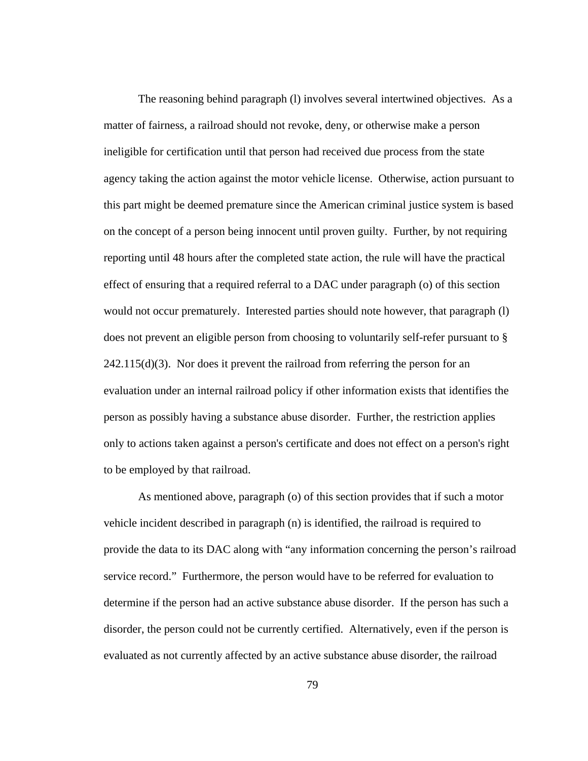The reasoning behind paragraph (l) involves several intertwined objectives. As a matter of fairness, a railroad should not revoke, deny, or otherwise make a person ineligible for certification until that person had received due process from the state agency taking the action against the motor vehicle license. Otherwise, action pursuant to this part might be deemed premature since the American criminal justice system is based on the concept of a person being innocent until proven guilty. Further, by not requiring reporting until 48 hours after the completed state action, the rule will have the practical effect of ensuring that a required referral to a DAC under paragraph (o) of this section would not occur prematurely. Interested parties should note however, that paragraph (l) does not prevent an eligible person from choosing to voluntarily self-refer pursuant to § 242.115(d)(3). Nor does it prevent the railroad from referring the person for an evaluation under an internal railroad policy if other information exists that identifies the person as possibly having a substance abuse disorder. Further, the restriction applies only to actions taken against a person's certificate and does not effect on a person's right to be employed by that railroad.

As mentioned above, paragraph (o) of this section provides that if such a motor vehicle incident described in paragraph (n) is identified, the railroad is required to provide the data to its DAC along with "any information concerning the person's railroad service record." Furthermore, the person would have to be referred for evaluation to determine if the person had an active substance abuse disorder. If the person has such a disorder, the person could not be currently certified. Alternatively, even if the person is evaluated as not currently affected by an active substance abuse disorder, the railroad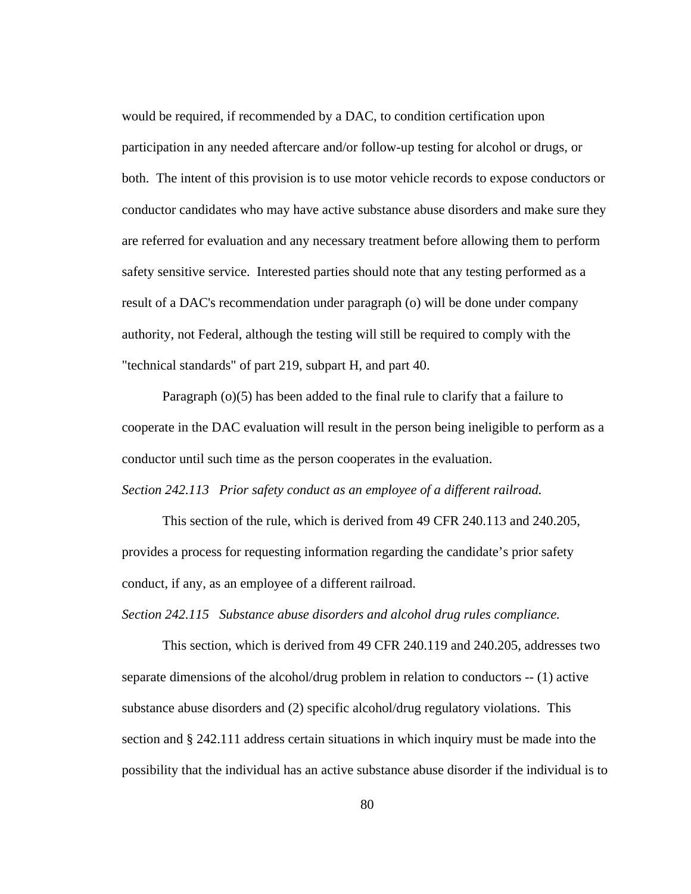would be required, if recommended by a DAC, to condition certification upon participation in any needed aftercare and/or follow-up testing for alcohol or drugs, or both. The intent of this provision is to use motor vehicle records to expose conductors or conductor candidates who may have active substance abuse disorders and make sure they are referred for evaluation and any necessary treatment before allowing them to perform safety sensitive service. Interested parties should note that any testing performed as a result of a DAC's recommendation under paragraph (o) will be done under company authority, not Federal, although the testing will still be required to comply with the "technical standards" of part 219, subpart H, and part 40.

Paragraph (o)(5) has been added to the final rule to clarify that a failure to cooperate in the DAC evaluation will result in the person being ineligible to perform as a conductor until such time as the person cooperates in the evaluation.

*Section 242.113 Prior safety conduct as an employee of a different railroad.*

This section of the rule, which is derived from 49 CFR 240.113 and 240.205, provides a process for requesting information regarding the candidate's prior safety conduct, if any, as an employee of a different railroad.

*Section 242.115 Substance abuse disorders and alcohol drug rules compliance.*

This section, which is derived from 49 CFR 240.119 and 240.205, addresses two separate dimensions of the alcohol/drug problem in relation to conductors -- (1) active substance abuse disorders and (2) specific alcohol/drug regulatory violations. This section and § 242.111 address certain situations in which inquiry must be made into the possibility that the individual has an active substance abuse disorder if the individual is to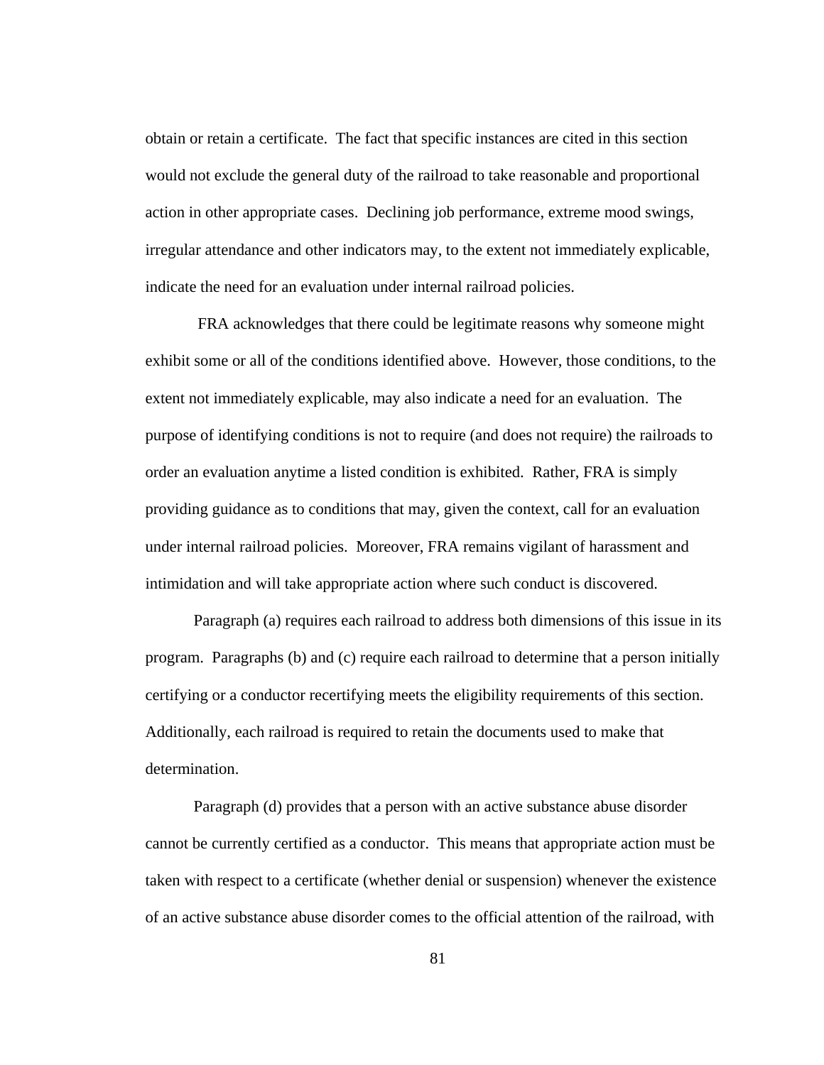obtain or retain a certificate. The fact that specific instances are cited in this section would not exclude the general duty of the railroad to take reasonable and proportional action in other appropriate cases. Declining job performance, extreme mood swings, irregular attendance and other indicators may, to the extent not immediately explicable, indicate the need for an evaluation under internal railroad policies.

FRA acknowledges that there could be legitimate reasons why someone might exhibit some or all of the conditions identified above. However, those conditions, to the extent not immediately explicable, may also indicate a need for an evaluation. The purpose of identifying conditions is not to require (and does not require) the railroads to order an evaluation anytime a listed condition is exhibited. Rather, FRA is simply providing guidance as to conditions that may, given the context, call for an evaluation under internal railroad policies. Moreover, FRA remains vigilant of harassment and intimidation and will take appropriate action where such conduct is discovered.

Paragraph (a) requires each railroad to address both dimensions of this issue in its program. Paragraphs (b) and (c) require each railroad to determine that a person initially certifying or a conductor recertifying meets the eligibility requirements of this section. Additionally, each railroad is required to retain the documents used to make that determination.

Paragraph (d) provides that a person with an active substance abuse disorder cannot be currently certified as a conductor. This means that appropriate action must be taken with respect to a certificate (whether denial or suspension) whenever the existence of an active substance abuse disorder comes to the official attention of the railroad, with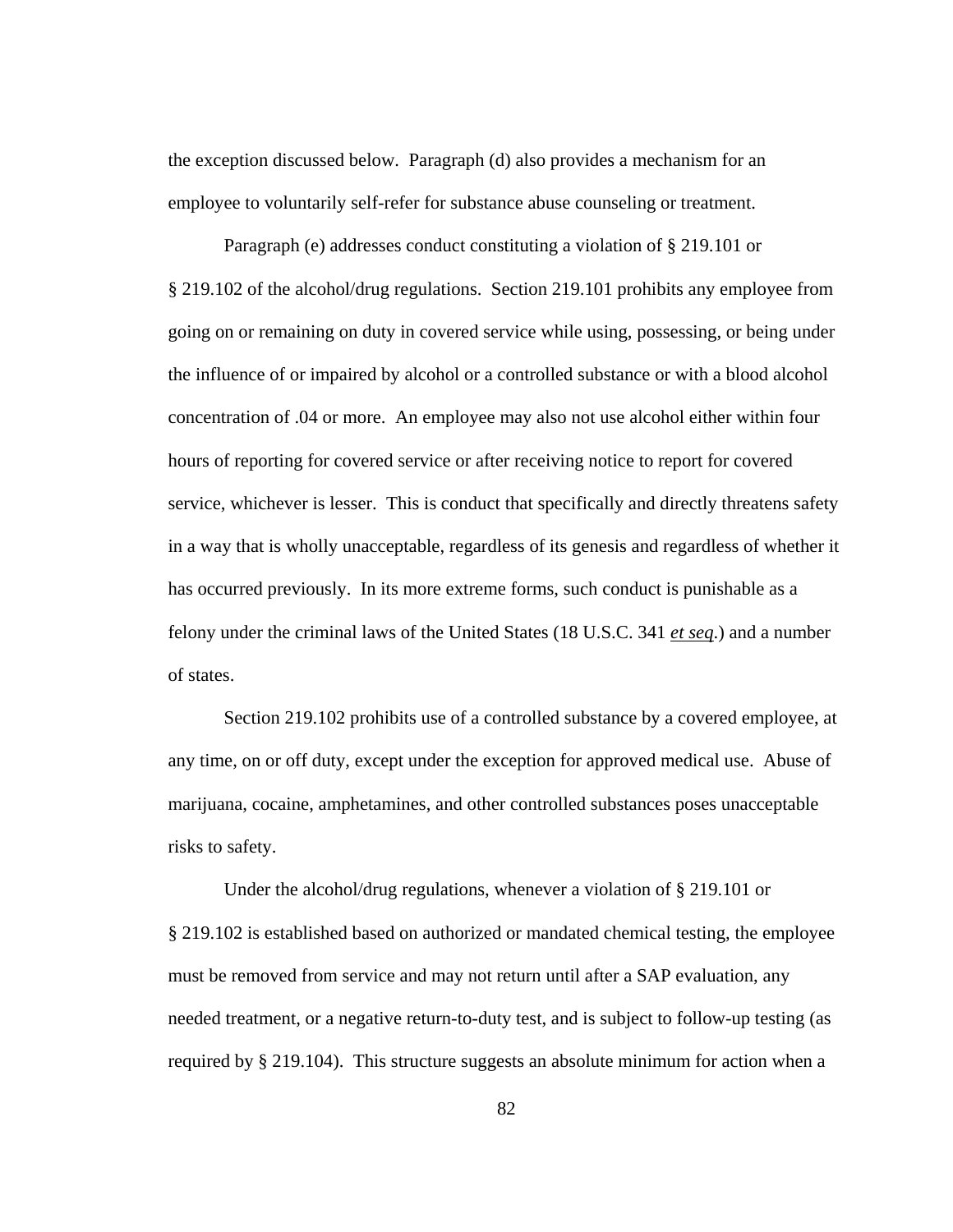the exception discussed below. Paragraph (d) also provides a mechanism for an employee to voluntarily self-refer for substance abuse counseling or treatment.

Paragraph (e) addresses conduct constituting a violation of § 219.101 or § 219.102 of the alcohol/drug regulations. Section 219.101 prohibits any employee from going on or remaining on duty in covered service while using, possessing, or being under the influence of or impaired by alcohol or a controlled substance or with a blood alcohol concentration of .04 or more. An employee may also not use alcohol either within four hours of reporting for covered service or after receiving notice to report for covered service, whichever is lesser. This is conduct that specifically and directly threatens safety in a way that is wholly unacceptable, regardless of its genesis and regardless of whether it has occurred previously. In its more extreme forms, such conduct is punishable as a felony under the criminal laws of the United States (18 U.S.C. 341 *et seq.*) and a number of states.

Section 219.102 prohibits use of a controlled substance by a covered employee, at any time, on or off duty, except under the exception for approved medical use. Abuse of marijuana, cocaine, amphetamines, and other controlled substances poses unacceptable risks to safety.

Under the alcohol/drug regulations, whenever a violation of § 219.101 or § 219.102 is established based on authorized or mandated chemical testing, the employee must be removed from service and may not return until after a SAP evaluation, any needed treatment, or a negative return-to-duty test, and is subject to follow-up testing (as required by § 219.104). This structure suggests an absolute minimum for action when a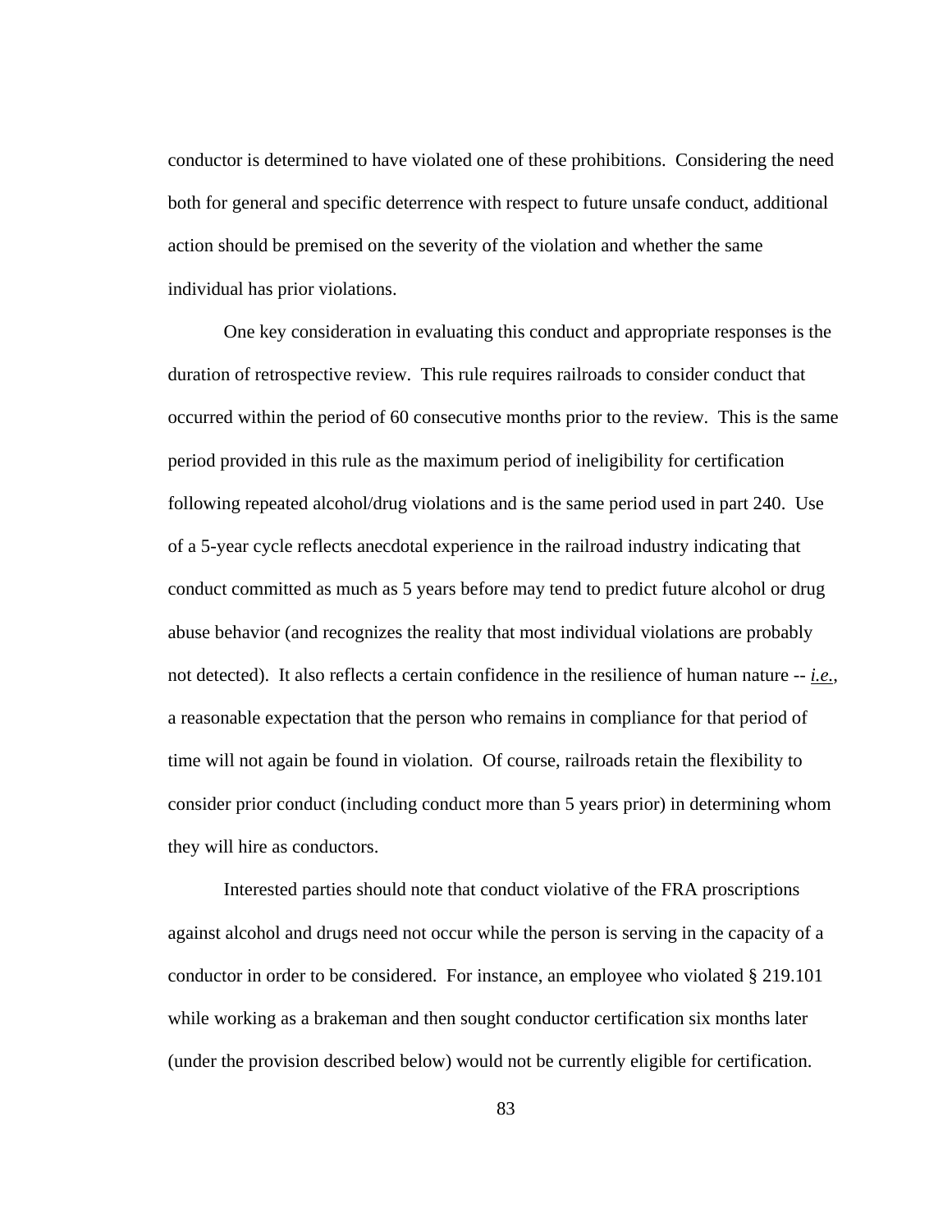conductor is determined to have violated one of these prohibitions. Considering the need both for general and specific deterrence with respect to future unsafe conduct, additional action should be premised on the severity of the violation and whether the same individual has prior violations.

One key consideration in evaluating this conduct and appropriate responses is the duration of retrospective review. This rule requires railroads to consider conduct that occurred within the period of 60 consecutive months prior to the review. This is the same period provided in this rule as the maximum period of ineligibility for certification following repeated alcohol/drug violations and is the same period used in part 240. Use of a 5-year cycle reflects anecdotal experience in the railroad industry indicating that conduct committed as much as 5 years before may tend to predict future alcohol or drug abuse behavior (and recognizes the reality that most individual violations are probably not detected). It also reflects a certain confidence in the resilience of human nature -- *i.e.*, a reasonable expectation that the person who remains in compliance for that period of time will not again be found in violation. Of course, railroads retain the flexibility to consider prior conduct (including conduct more than 5 years prior) in determining whom they will hire as conductors.

Interested parties should note that conduct violative of the FRA proscriptions against alcohol and drugs need not occur while the person is serving in the capacity of a conductor in order to be considered. For instance, an employee who violated § 219.101 while working as a brakeman and then sought conductor certification six months later (under the provision described below) would not be currently eligible for certification.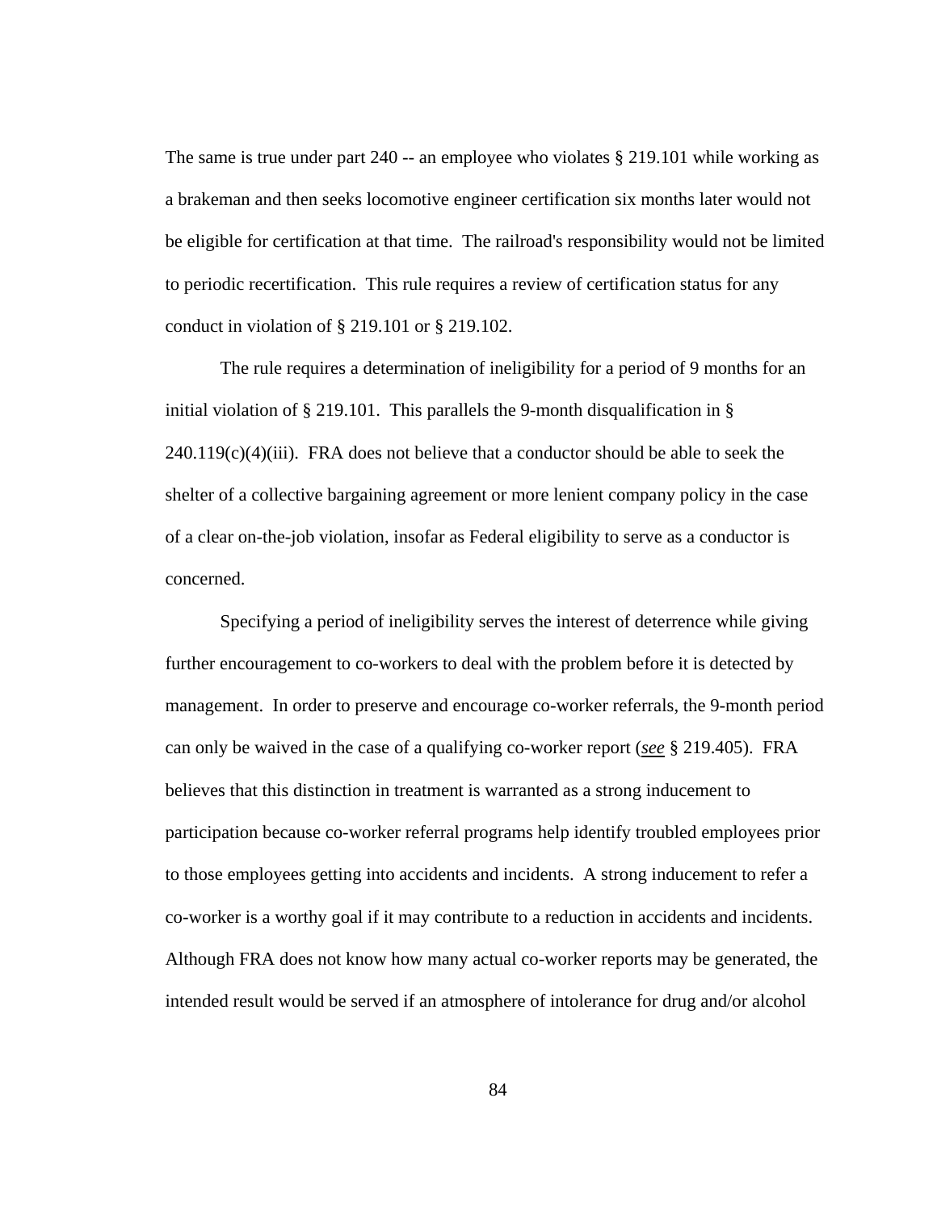The same is true under part 240 -- an employee who violates § 219.101 while working as a brakeman and then seeks locomotive engineer certification six months later would not be eligible for certification at that time. The railroad's responsibility would not be limited to periodic recertification. This rule requires a review of certification status for any conduct in violation of § 219.101 or § 219.102.

The rule requires a determination of ineligibility for a period of 9 months for an initial violation of § 219.101. This parallels the 9-month disqualification in § 240.119(c)(4)(iii). FRA does not believe that a conductor should be able to seek the shelter of a collective bargaining agreement or more lenient company policy in the case of a clear on-the-job violation, insofar as Federal eligibility to serve as a conductor is concerned.

Specifying a period of ineligibility serves the interest of deterrence while giving further encouragement to co-workers to deal with the problem before it is detected by management. In order to preserve and encourage co-worker referrals, the 9-month period can only be waived in the case of a qualifying co-worker report (***see*** § 219.405). FRA believes that this distinction in treatment is warranted as a strong inducement to participation because co-worker referral programs help identify troubled employees prior to those employees getting into accidents and incidents. A strong inducement to refer a co-worker is a worthy goal if it may contribute to a reduction in accidents and incidents. Although FRA does not know how many actual co-worker reports may be generated, the intended result would be served if an atmosphere of intolerance for drug and/or alcohol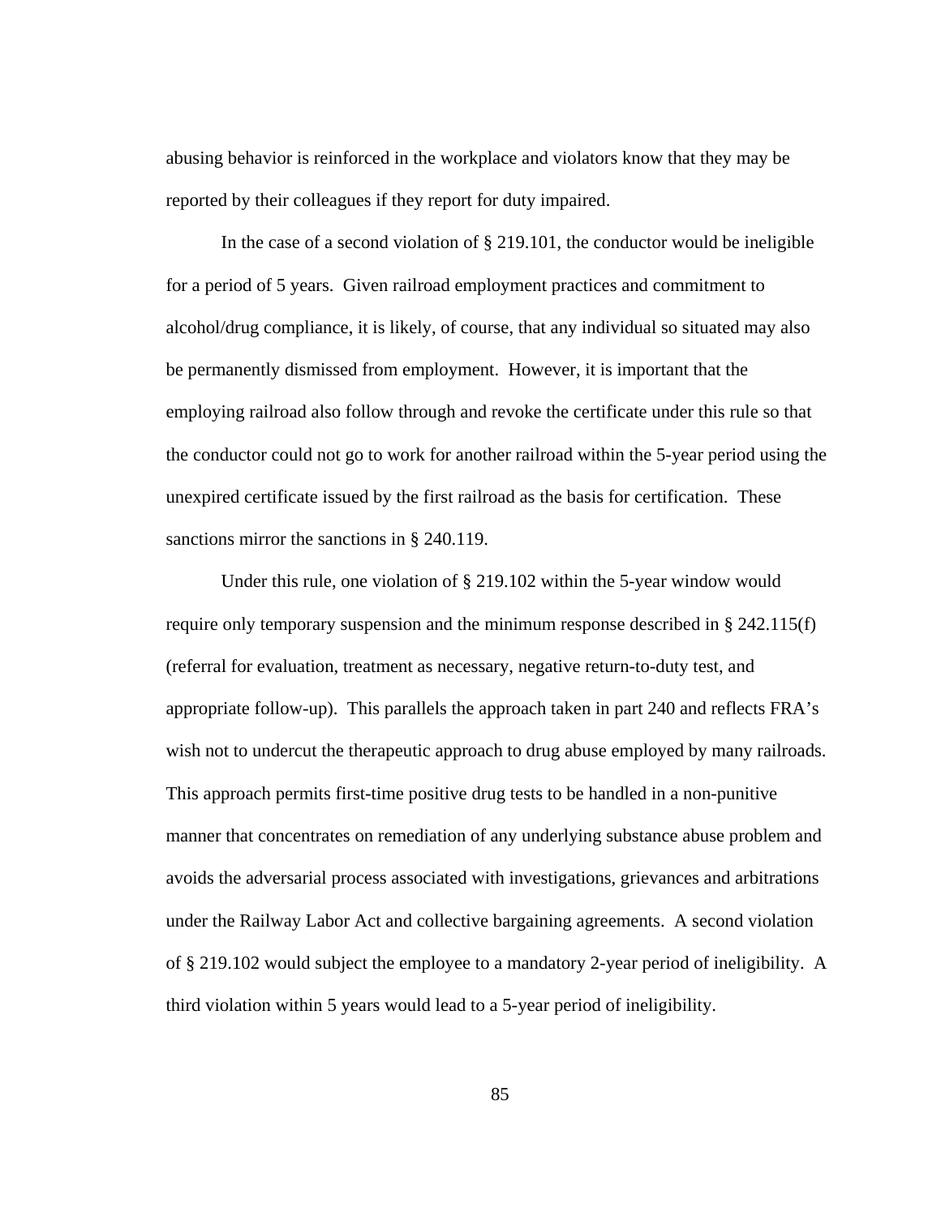abusing behavior is reinforced in the workplace and violators know that they may be reported by their colleagues if they report for duty impaired.

In the case of a second violation of § 219.101, the conductor would be ineligible for a period of 5 years. Given railroad employment practices and commitment to alcohol/drug compliance, it is likely, of course, that any individual so situated may also be permanently dismissed from employment. However, it is important that the employing railroad also follow through and revoke the certificate under this rule so that the conductor could not go to work for another railroad within the 5-year period using the unexpired certificate issued by the first railroad as the basis for certification. These sanctions mirror the sanctions in § 240.119.

Under this rule, one violation of § 219.102 within the 5-year window would require only temporary suspension and the minimum response described in § 242.115(f) (referral for evaluation, treatment as necessary, negative return-to-duty test, and appropriate follow-up). This parallels the approach taken in part 240 and reflects FRA's wish not to undercut the therapeutic approach to drug abuse employed by many railroads. This approach permits first-time positive drug tests to be handled in a non-punitive manner that concentrates on remediation of any underlying substance abuse problem and avoids the adversarial process associated with investigations, grievances and arbitrations under the Railway Labor Act and collective bargaining agreements. A second violation of § 219.102 would subject the employee to a mandatory 2-year period of ineligibility. A third violation within 5 years would lead to a 5-year period of ineligibility.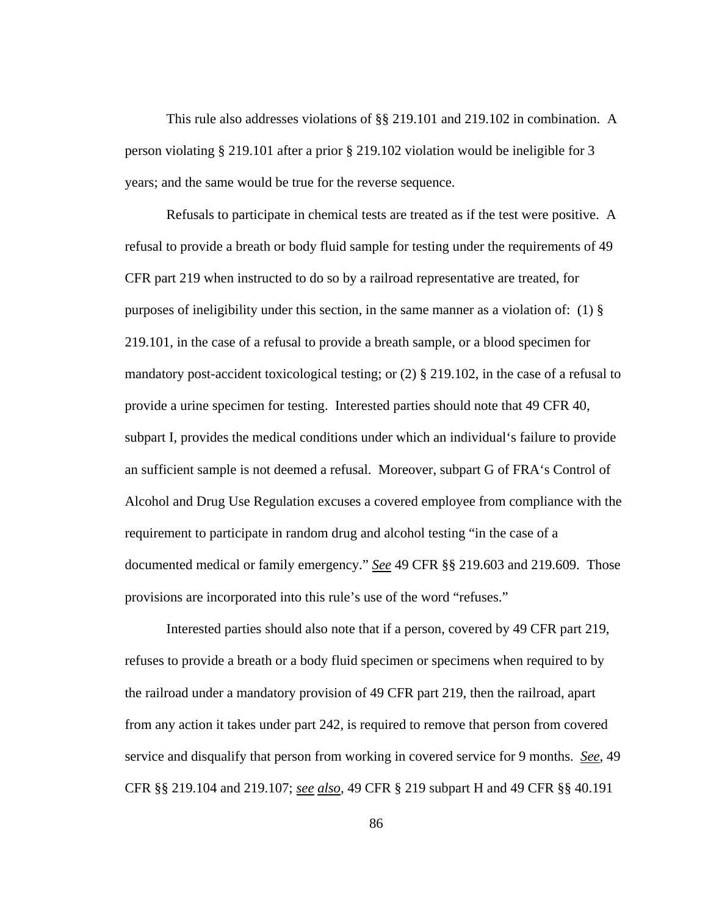This rule also addresses violations of §§ 219.101 and 219.102 in combination. A person violating § 219.101 after a prior § 219.102 violation would be ineligible for 3 years; and the same would be true for the reverse sequence.

Refusals to participate in chemical tests are treated as if the test were positive. A refusal to provide a breath or body fluid sample for testing under the requirements of 49 CFR part 219 when instructed to do so by a railroad representative are treated, for purposes of ineligibility under this section, in the same manner as a violation of: (1) § 219.101, in the case of a refusal to provide a breath sample, or a blood specimen for mandatory post-accident toxicological testing; or (2) § 219.102, in the case of a refusal to provide a urine specimen for testing. Interested parties should note that 49 CFR 40, subpart I, provides the medical conditions under which an individual's failure to provide an sufficient sample is not deemed a refusal. Moreover, subpart G of FRA's Control of Alcohol and Drug Use Regulation excuses a covered employee from compliance with the requirement to participate in random drug and alcohol testing "in the case of a documented medical or family emergency." *See* 49 CFR §§ 219.603 and 219.609. Those provisions are incorporated into this rule's use of the word "refuses."

Interested parties should also note that if a person, covered by 49 CFR part 219, refuses to provide a breath or a body fluid specimen or specimens when required to by the railroad under a mandatory provision of 49 CFR part 219, then the railroad, apart from any action it takes under part 242, is required to remove that person from covered service and disqualify that person from working in covered service for 9 months. *See*, 49 CFR §§ 219.104 and 219.107; *see also*, 49 CFR § 219 subpart H and 49 CFR §§ 40.191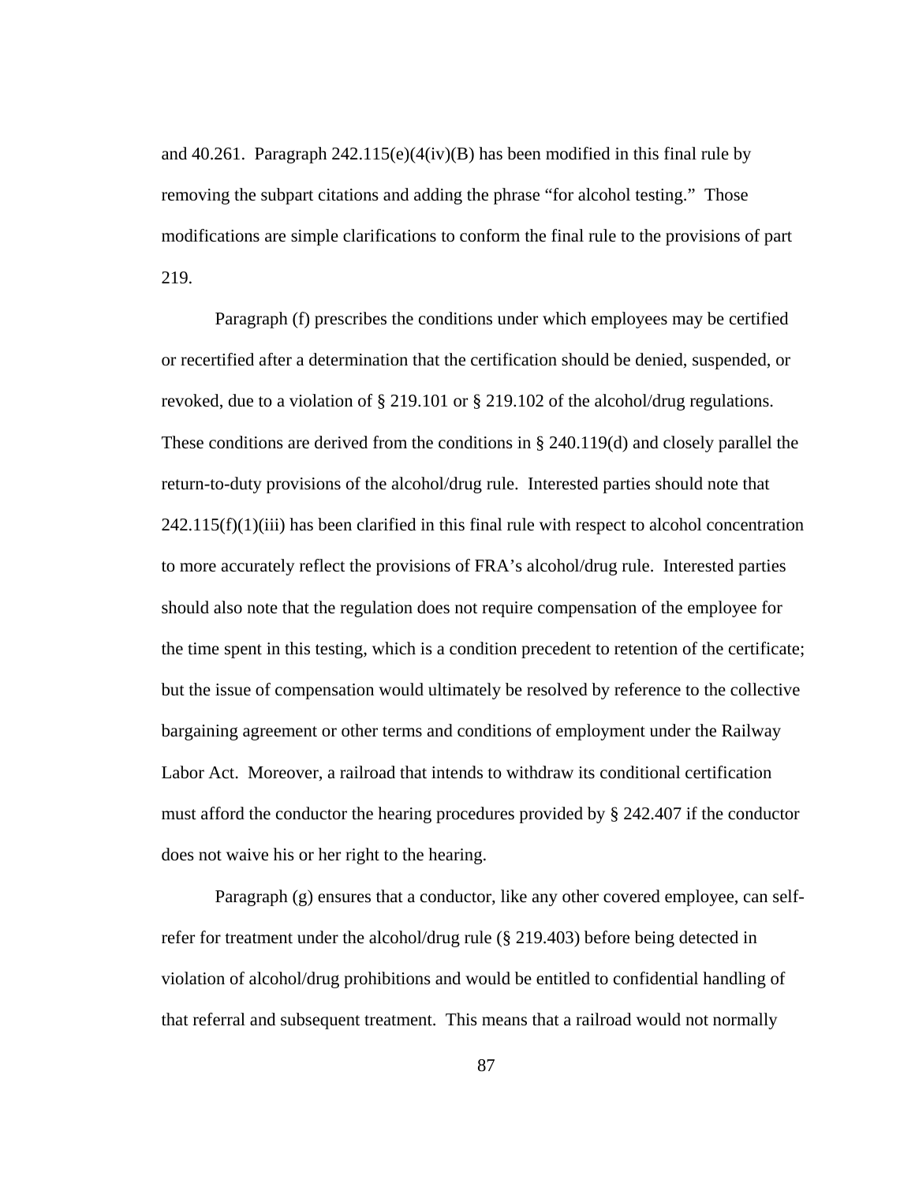and 40.261. Paragraph 242.115(e)(4(iv)(B) has been modified in this final rule by removing the subpart citations and adding the phrase "for alcohol testing." Those modifications are simple clarifications to conform the final rule to the provisions of part 219.

Paragraph (f) prescribes the conditions under which employees may be certified or recertified after a determination that the certification should be denied, suspended, or revoked, due to a violation of § 219.101 or § 219.102 of the alcohol/drug regulations. These conditions are derived from the conditions in § 240.119(d) and closely parallel the return-to-duty provisions of the alcohol/drug rule. Interested parties should note that 242.115(f)(1)(iii) has been clarified in this final rule with respect to alcohol concentration to more accurately reflect the provisions of FRA's alcohol/drug rule. Interested parties should also note that the regulation does not require compensation of the employee for the time spent in this testing, which is a condition precedent to retention of the certificate; but the issue of compensation would ultimately be resolved by reference to the collective bargaining agreement or other terms and conditions of employment under the Railway Labor Act. Moreover, a railroad that intends to withdraw its conditional certification must afford the conductor the hearing procedures provided by § 242.407 if the conductor does not waive his or her right to the hearing.

Paragraph (g) ensures that a conductor, like any other covered employee, can self-refer for treatment under the alcohol/drug rule (§ 219.403) before being detected in violation of alcohol/drug prohibitions and would be entitled to confidential handling of that referral and subsequent treatment. This means that a railroad would not normally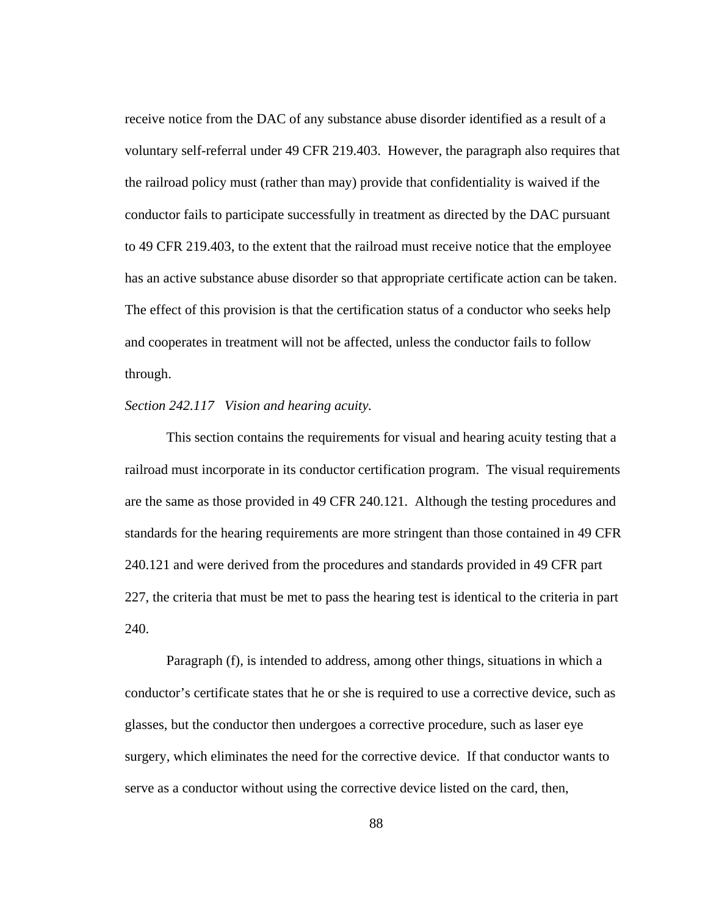receive notice from the DAC of any substance abuse disorder identified as a result of a voluntary self-referral under 49 CFR 219.403. However, the paragraph also requires that the railroad policy must (rather than may) provide that confidentiality is waived if the conductor fails to participate successfully in treatment as directed by the DAC pursuant to 49 CFR 219.403, to the extent that the railroad must receive notice that the employee has an active substance abuse disorder so that appropriate certificate action can be taken. The effect of this provision is that the certification status of a conductor who seeks help and cooperates in treatment will not be affected, unless the conductor fails to follow through.

*Section 242.117 Vision and hearing acuity.*

This section contains the requirements for visual and hearing acuity testing that a railroad must incorporate in its conductor certification program. The visual requirements are the same as those provided in 49 CFR 240.121. Although the testing procedures and standards for the hearing requirements are more stringent than those contained in 49 CFR 240.121 and were derived from the procedures and standards provided in 49 CFR part 227, the criteria that must be met to pass the hearing test is identical to the criteria in part 240.

Paragraph (f), is intended to address, among other things, situations in which a conductor's certificate states that he or she is required to use a corrective device, such as glasses, but the conductor then undergoes a corrective procedure, such as laser eye surgery, which eliminates the need for the corrective device. If that conductor wants to serve as a conductor without using the corrective device listed on the card, then,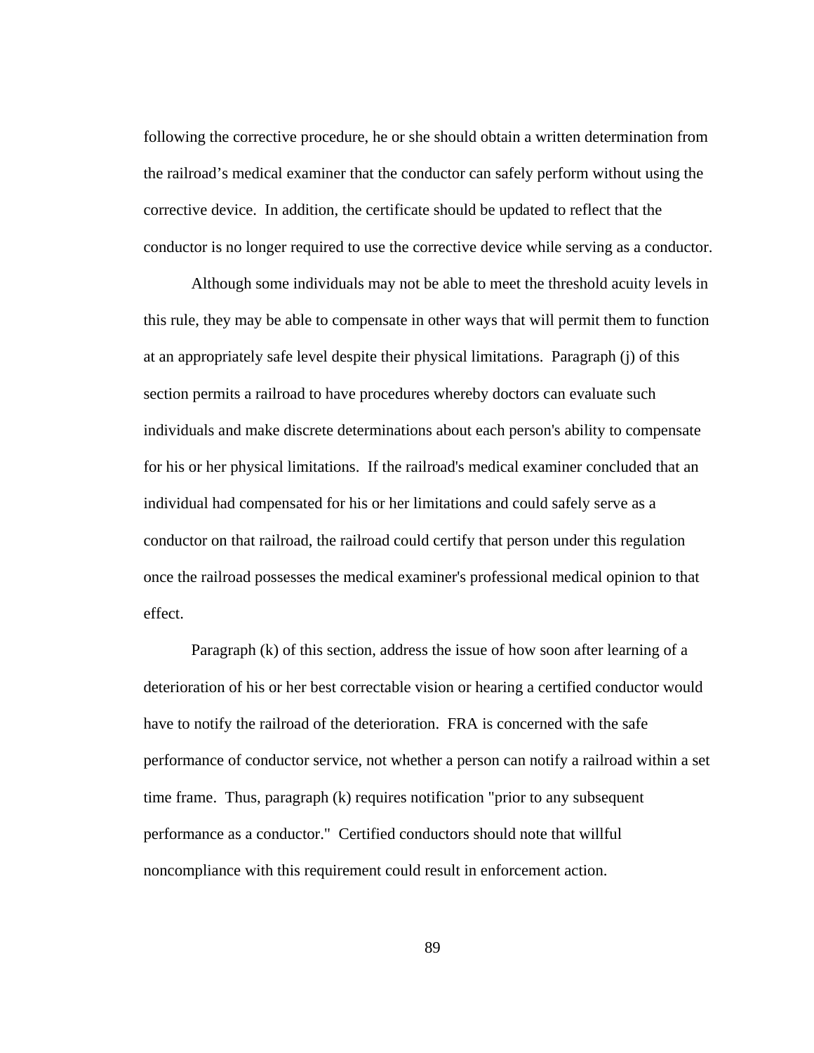following the corrective procedure, he or she should obtain a written determination from the railroad's medical examiner that the conductor can safely perform without using the corrective device. In addition, the certificate should be updated to reflect that the conductor is no longer required to use the corrective device while serving as a conductor.

Although some individuals may not be able to meet the threshold acuity levels in this rule, they may be able to compensate in other ways that will permit them to function at an appropriately safe level despite their physical limitations. Paragraph (j) of this section permits a railroad to have procedures whereby doctors can evaluate such individuals and make discrete determinations about each person's ability to compensate for his or her physical limitations. If the railroad's medical examiner concluded that an individual had compensated for his or her limitations and could safely serve as a conductor on that railroad, the railroad could certify that person under this regulation once the railroad possesses the medical examiner's professional medical opinion to that effect.

Paragraph (k) of this section, address the issue of how soon after learning of a deterioration of his or her best correctable vision or hearing a certified conductor would have to notify the railroad of the deterioration. FRA is concerned with the safe performance of conductor service, not whether a person can notify a railroad within a set time frame. Thus, paragraph (k) requires notification "prior to any subsequent performance as a conductor." Certified conductors should note that willful noncompliance with this requirement could result in enforcement action.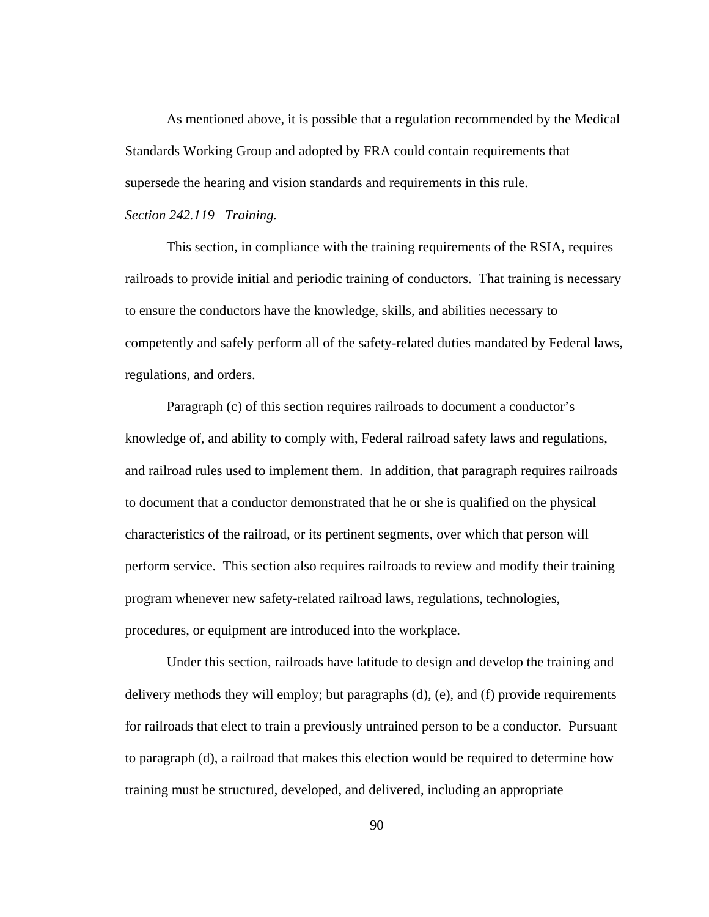As mentioned above, it is possible that a regulation recommended by the Medical Standards Working Group and adopted by FRA could contain requirements that supersede the hearing and vision standards and requirements in this rule.

*Section 242.119 Training.*

This section, in compliance with the training requirements of the RSIA, requires railroads to provide initial and periodic training of conductors. That training is necessary to ensure the conductors have the knowledge, skills, and abilities necessary to competently and safely perform all of the safety-related duties mandated by Federal laws, regulations, and orders.

Paragraph (c) of this section requires railroads to document a conductor's knowledge of, and ability to comply with, Federal railroad safety laws and regulations, and railroad rules used to implement them. In addition, that paragraph requires railroads to document that a conductor demonstrated that he or she is qualified on the physical characteristics of the railroad, or its pertinent segments, over which that person will perform service. This section also requires railroads to review and modify their training program whenever new safety-related railroad laws, regulations, technologies, procedures, or equipment are introduced into the workplace.

Under this section, railroads have latitude to design and develop the training and delivery methods they will employ; but paragraphs (d), (e), and (f) provide requirements for railroads that elect to train a previously untrained person to be a conductor. Pursuant to paragraph (d), a railroad that makes this election would be required to determine how training must be structured, developed, and delivered, including an appropriate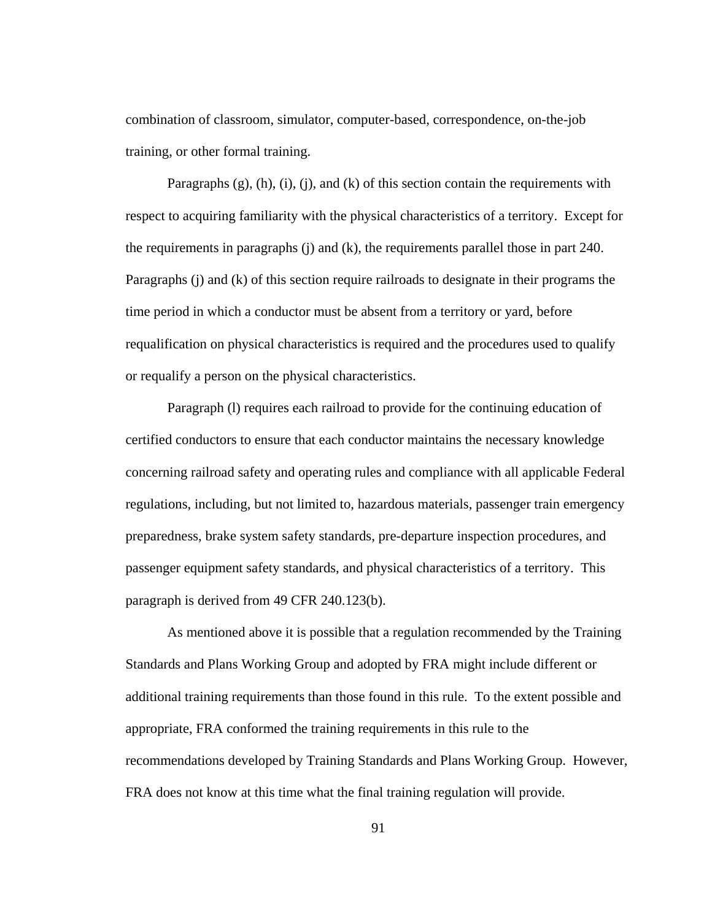combination of classroom, simulator, computer-based, correspondence, on-the-job training, or other formal training.

Paragraphs (g), (h), (i), (j), and (k) of this section contain the requirements with respect to acquiring familiarity with the physical characteristics of a territory. Except for the requirements in paragraphs (j) and (k), the requirements parallel those in part 240. Paragraphs (j) and (k) of this section require railroads to designate in their programs the time period in which a conductor must be absent from a territory or yard, before requalification on physical characteristics is required and the procedures used to qualify or requalify a person on the physical characteristics.

Paragraph (l) requires each railroad to provide for the continuing education of certified conductors to ensure that each conductor maintains the necessary knowledge concerning railroad safety and operating rules and compliance with all applicable Federal regulations, including, but not limited to, hazardous materials, passenger train emergency preparedness, brake system safety standards, pre-departure inspection procedures, and passenger equipment safety standards, and physical characteristics of a territory. This paragraph is derived from 49 CFR 240.123(b).

As mentioned above it is possible that a regulation recommended by the Training Standards and Plans Working Group and adopted by FRA might include different or additional training requirements than those found in this rule. To the extent possible and appropriate, FRA conformed the training requirements in this rule to the recommendations developed by Training Standards and Plans Working Group. However, FRA does not know at this time what the final training regulation will provide.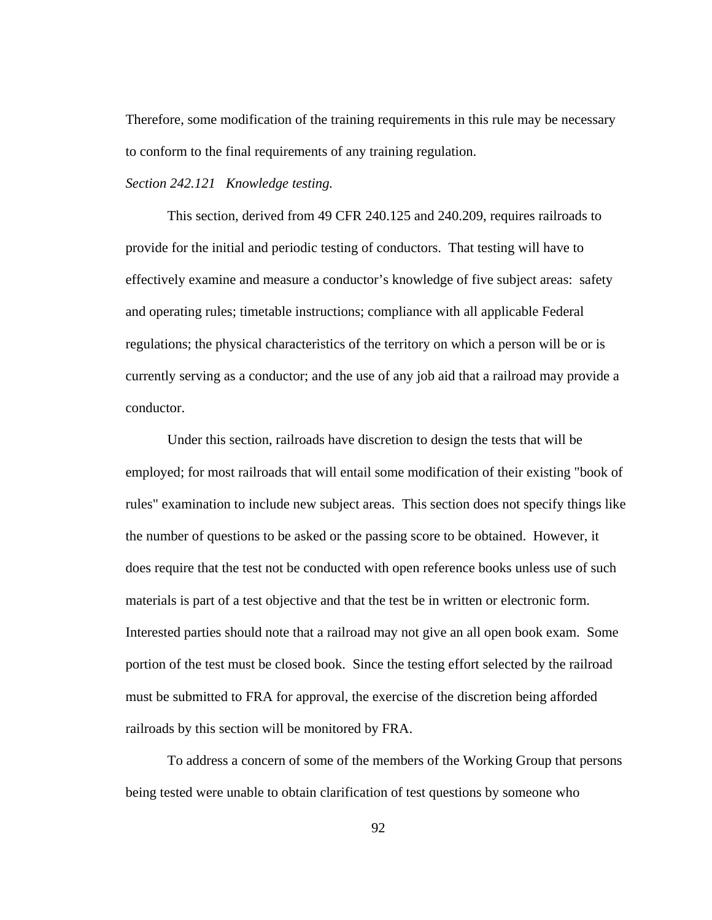Therefore, some modification of the training requirements in this rule may be necessary to conform to the final requirements of any training regulation.

*Section 242.121 Knowledge testing.*

This section, derived from 49 CFR 240.125 and 240.209, requires railroads to provide for the initial and periodic testing of conductors. That testing will have to effectively examine and measure a conductor's knowledge of five subject areas: safety and operating rules; timetable instructions; compliance with all applicable Federal regulations; the physical characteristics of the territory on which a person will be or is currently serving as a conductor; and the use of any job aid that a railroad may provide a conductor.

Under this section, railroads have discretion to design the tests that will be employed; for most railroads that will entail some modification of their existing "book of rules" examination to include new subject areas. This section does not specify things like the number of questions to be asked or the passing score to be obtained. However, it does require that the test not be conducted with open reference books unless use of such materials is part of a test objective and that the test be in written or electronic form. Interested parties should note that a railroad may not give an all open book exam. Some portion of the test must be closed book. Since the testing effort selected by the railroad must be submitted to FRA for approval, the exercise of the discretion being afforded railroads by this section will be monitored by FRA.

To address a concern of some of the members of the Working Group that persons being tested were unable to obtain clarification of test questions by someone who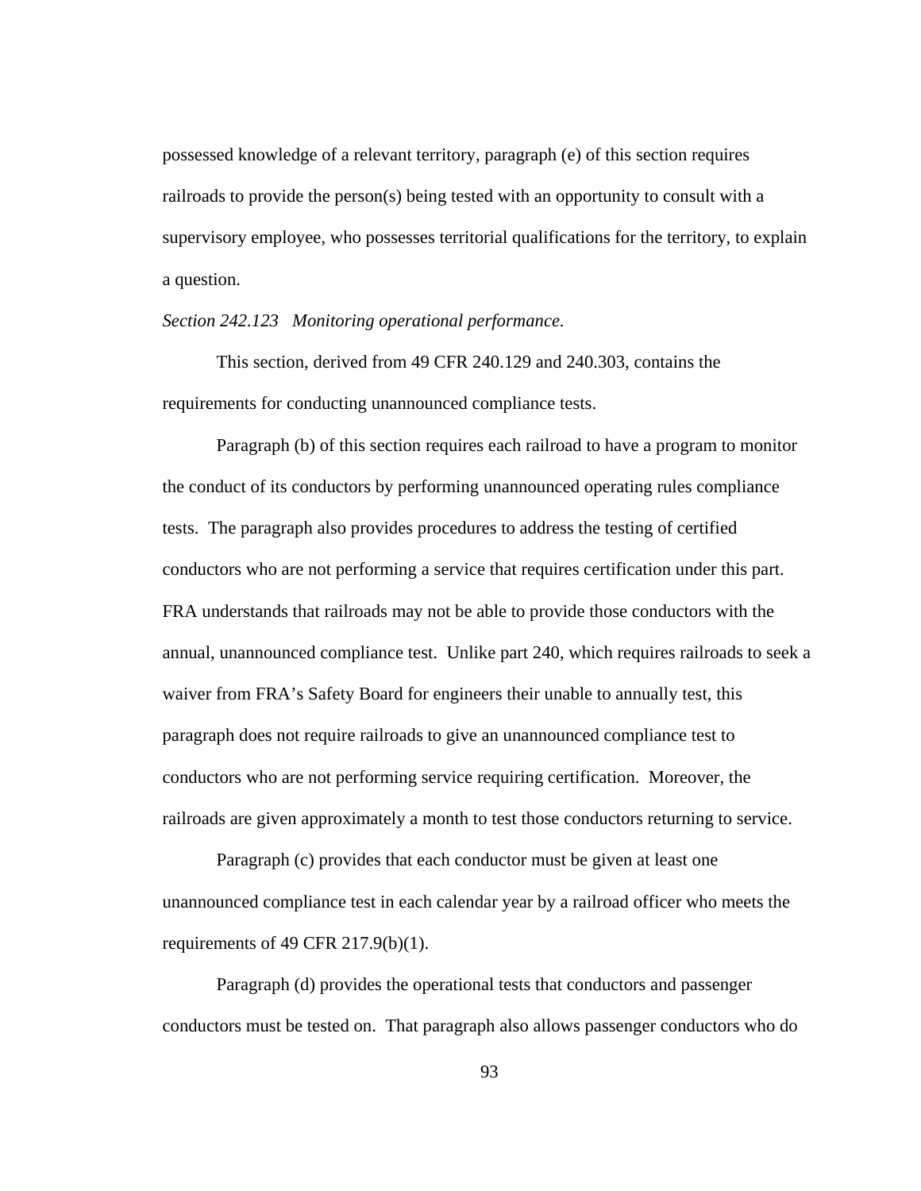possessed knowledge of a relevant territory, paragraph (e) of this section requires railroads to provide the person(s) being tested with an opportunity to consult with a supervisory employee, who possesses territorial qualifications for the territory, to explain a question.

*Section 242.123 Monitoring operational performance.*

This section, derived from 49 CFR 240.129 and 240.303, contains the requirements for conducting unannounced compliance tests.

Paragraph (b) of this section requires each railroad to have a program to monitor the conduct of its conductors by performing unannounced operating rules compliance tests. The paragraph also provides procedures to address the testing of certified conductors who are not performing a service that requires certification under this part. FRA understands that railroads may not be able to provide those conductors with the annual, unannounced compliance test. Unlike part 240, which requires railroads to seek a waiver from FRA's Safety Board for engineers their unable to annually test, this paragraph does not require railroads to give an unannounced compliance test to conductors who are not performing service requiring certification. Moreover, the railroads are given approximately a month to test those conductors returning to service.

Paragraph (c) provides that each conductor must be given at least one unannounced compliance test in each calendar year by a railroad officer who meets the requirements of 49 CFR 217.9(b)(1).

Paragraph (d) provides the operational tests that conductors and passenger conductors must be tested on. That paragraph also allows passenger conductors who do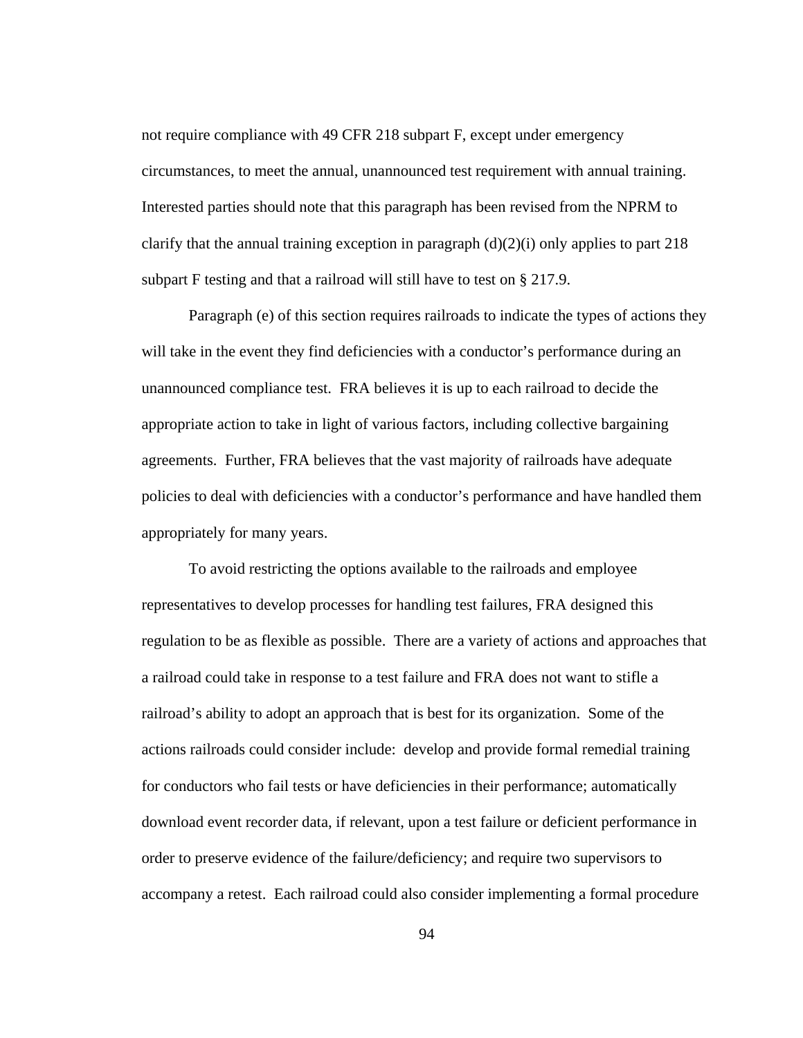not require compliance with 49 CFR 218 subpart F, except under emergency circumstances, to meet the annual, unannounced test requirement with annual training. Interested parties should note that this paragraph has been revised from the NPRM to clarify that the annual training exception in paragraph (d)(2)(i) only applies to part 218 subpart F testing and that a railroad will still have to test on § 217.9.

Paragraph (e) of this section requires railroads to indicate the types of actions they will take in the event they find deficiencies with a conductor's performance during an unannounced compliance test. FRA believes it is up to each railroad to decide the appropriate action to take in light of various factors, including collective bargaining agreements. Further, FRA believes that the vast majority of railroads have adequate policies to deal with deficiencies with a conductor's performance and have handled them appropriately for many years.

To avoid restricting the options available to the railroads and employee representatives to develop processes for handling test failures, FRA designed this regulation to be as flexible as possible. There are a variety of actions and approaches that a railroad could take in response to a test failure and FRA does not want to stifle a railroad's ability to adopt an approach that is best for its organization. Some of the actions railroads could consider include: develop and provide formal remedial training for conductors who fail tests or have deficiencies in their performance; automatically download event recorder data, if relevant, upon a test failure or deficient performance in order to preserve evidence of the failure/deficiency; and require two supervisors to accompany a retest. Each railroad could also consider implementing a formal procedure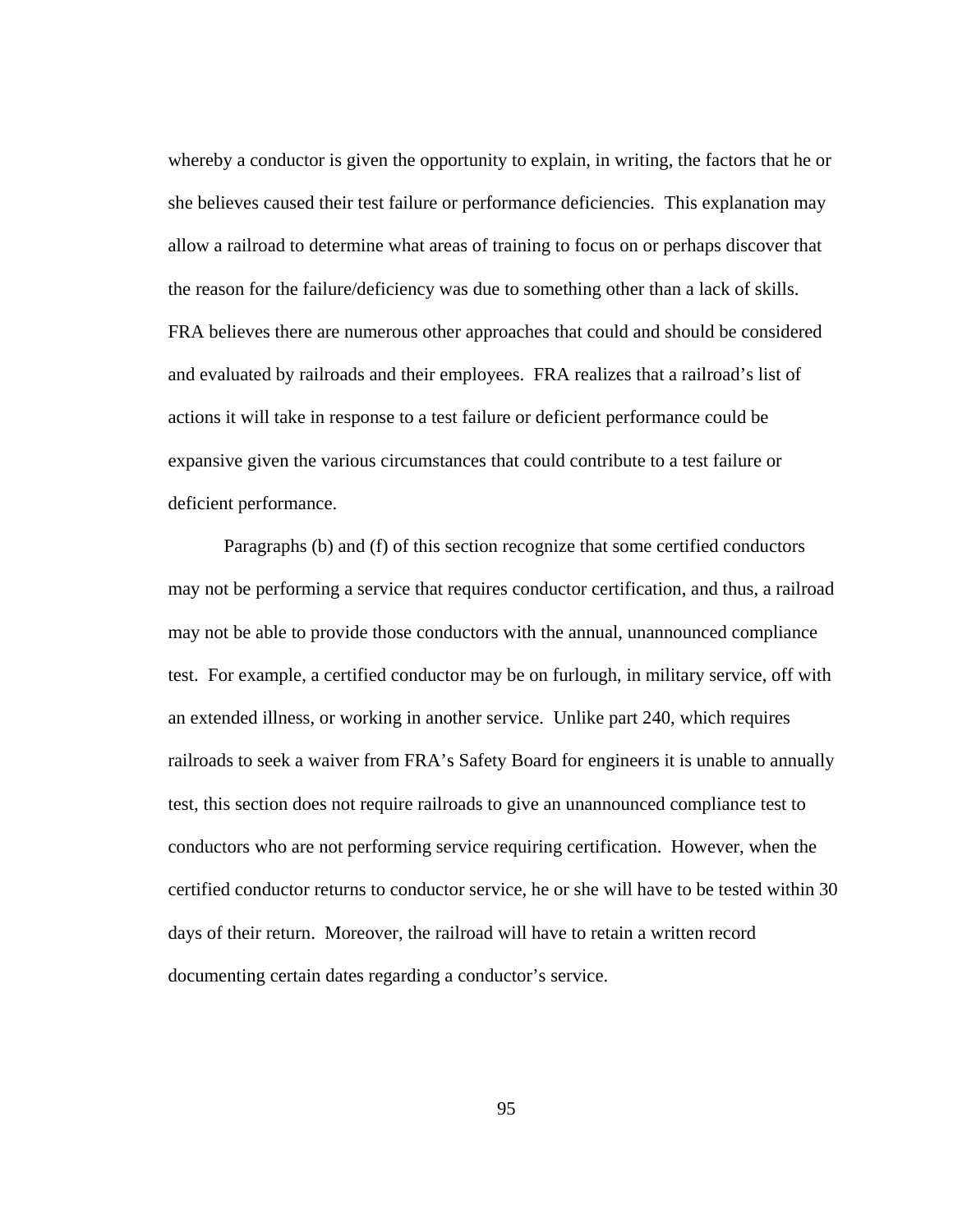whereby a conductor is given the opportunity to explain, in writing, the factors that he or she believes caused their test failure or performance deficiencies. This explanation may allow a railroad to determine what areas of training to focus on or perhaps discover that the reason for the failure/deficiency was due to something other than a lack of skills. FRA believes there are numerous other approaches that could and should be considered and evaluated by railroads and their employees. FRA realizes that a railroad's list of actions it will take in response to a test failure or deficient performance could be expansive given the various circumstances that could contribute to a test failure or deficient performance.

Paragraphs (b) and (f) of this section recognize that some certified conductors may not be performing a service that requires conductor certification, and thus, a railroad may not be able to provide those conductors with the annual, unannounced compliance test. For example, a certified conductor may be on furlough, in military service, off with an extended illness, or working in another service. Unlike part 240, which requires railroads to seek a waiver from FRA's Safety Board for engineers it is unable to annually test, this section does not require railroads to give an unannounced compliance test to conductors who are not performing service requiring certification. However, when the certified conductor returns to conductor service, he or she will have to be tested within 30 days of their return. Moreover, the railroad will have to retain a written record documenting certain dates regarding a conductor's service.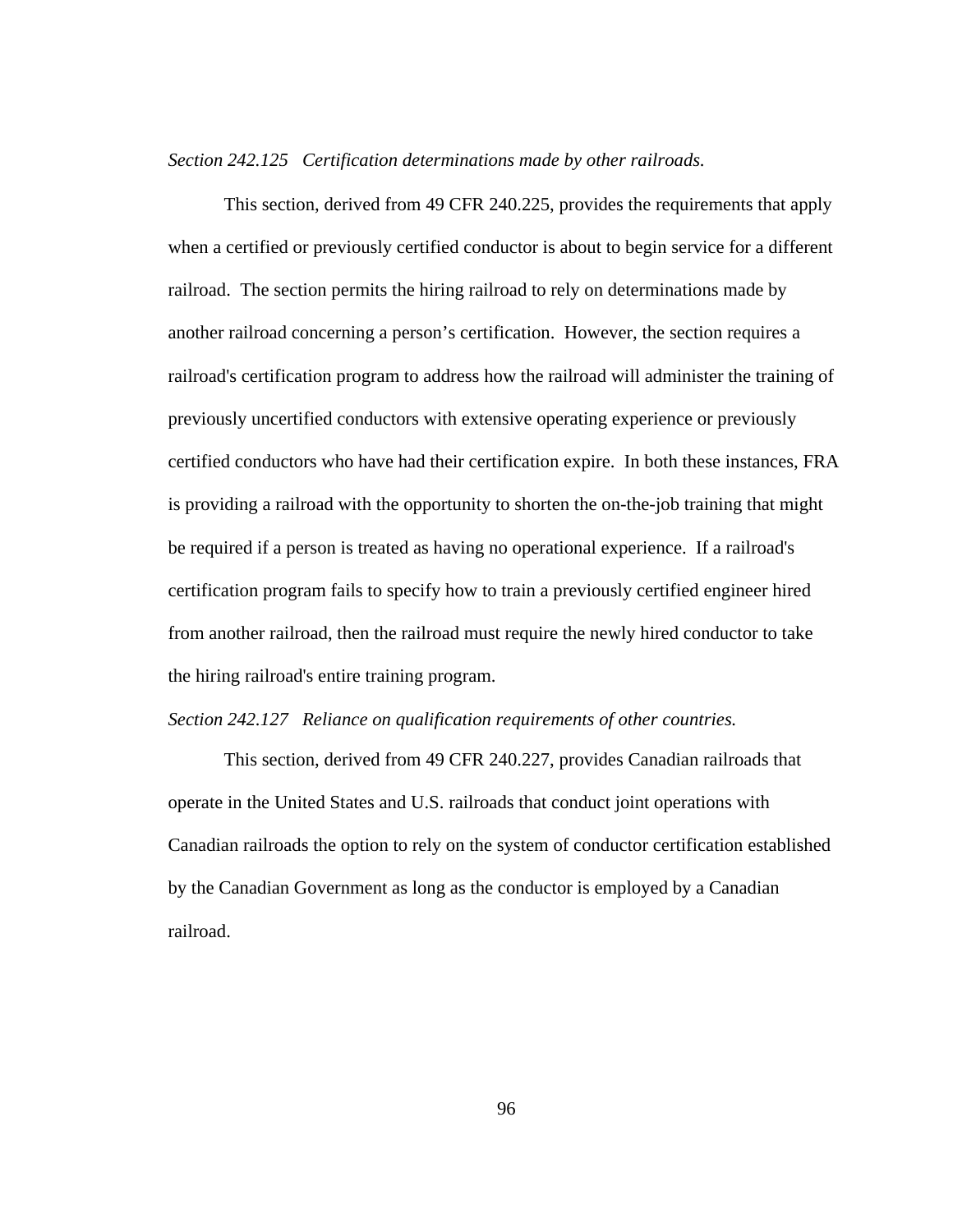*Section 242.125 Certification determinations made by other railroads.*

This section, derived from 49 CFR 240.225, provides the requirements that apply when a certified or previously certified conductor is about to begin service for a different railroad. The section permits the hiring railroad to rely on determinations made by another railroad concerning a person's certification. However, the section requires a railroad's certification program to address how the railroad will administer the training of previously uncertified conductors with extensive operating experience or previously certified conductors who have had their certification expire. In both these instances, FRA is providing a railroad with the opportunity to shorten the on-the-job training that might be required if a person is treated as having no operational experience. If a railroad's certification program fails to specify how to train a previously certified engineer hired from another railroad, then the railroad must require the newly hired conductor to take the hiring railroad's entire training program.

*Section 242.127 Reliance on qualification requirements of other countries.*

This section, derived from 49 CFR 240.227, provides Canadian railroads that operate in the United States and U.S. railroads that conduct joint operations with Canadian railroads the option to rely on the system of conductor certification established by the Canadian Government as long as the conductor is employed by a Canadian railroad.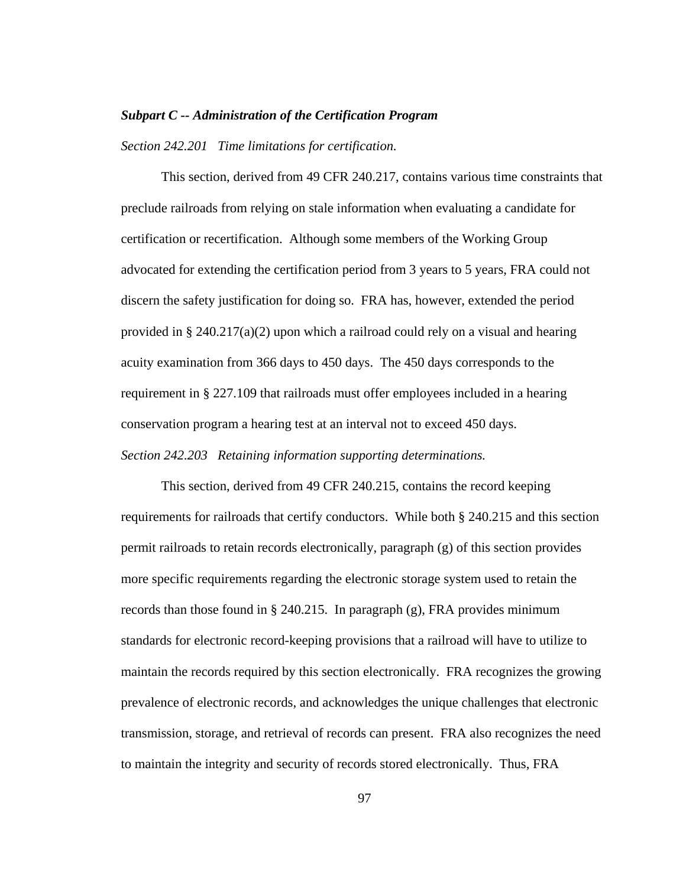### *Subpart C -- Administration of the Certification Program*

*Section 242.201 Time limitations for certification.*

This section, derived from 49 CFR 240.217, contains various time constraints that preclude railroads from relying on stale information when evaluating a candidate for certification or recertification. Although some members of the Working Group advocated for extending the certification period from 3 years to 5 years, FRA could not discern the safety justification for doing so. FRA has, however, extended the period provided in § 240.217(a)(2) upon which a railroad could rely on a visual and hearing acuity examination from 366 days to 450 days. The 450 days corresponds to the requirement in § 227.109 that railroads must offer employees included in a hearing conservation program a hearing test at an interval not to exceed 450 days.

*Section 242.203 Retaining information supporting determinations.*

This section, derived from 49 CFR 240.215, contains the record keeping requirements for railroads that certify conductors. While both § 240.215 and this section permit railroads to retain records electronically, paragraph (g) of this section provides more specific requirements regarding the electronic storage system used to retain the records than those found in § 240.215. In paragraph (g), FRA provides minimum standards for electronic record-keeping provisions that a railroad will have to utilize to maintain the records required by this section electronically. FRA recognizes the growing prevalence of electronic records, and acknowledges the unique challenges that electronic transmission, storage, and retrieval of records can present. FRA also recognizes the need to maintain the integrity and security of records stored electronically. Thus, FRA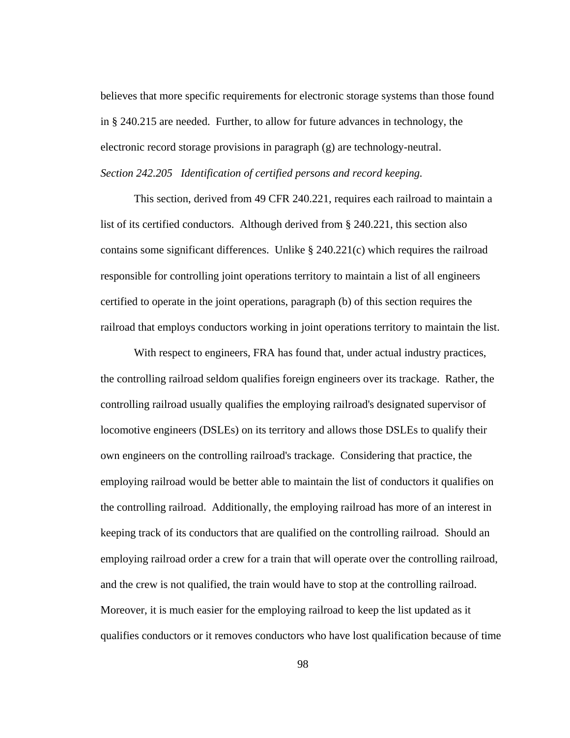believes that more specific requirements for electronic storage systems than those found in § 240.215 are needed. Further, to allow for future advances in technology, the electronic record storage provisions in paragraph (g) are technology-neutral.

*Section 242.205 Identification of certified persons and record keeping.*

This section, derived from 49 CFR 240.221, requires each railroad to maintain a list of its certified conductors. Although derived from § 240.221, this section also contains some significant differences. Unlike § 240.221(c) which requires the railroad responsible for controlling joint operations territory to maintain a list of all engineers certified to operate in the joint operations, paragraph (b) of this section requires the railroad that employs conductors working in joint operations territory to maintain the list.

With respect to engineers, FRA has found that, under actual industry practices, the controlling railroad seldom qualifies foreign engineers over its trackage. Rather, the controlling railroad usually qualifies the employing railroad's designated supervisor of locomotive engineers (DSLEs) on its territory and allows those DSLEs to qualify their own engineers on the controlling railroad's trackage. Considering that practice, the employing railroad would be better able to maintain the list of conductors it qualifies on the controlling railroad. Additionally, the employing railroad has more of an interest in keeping track of its conductors that are qualified on the controlling railroad. Should an employing railroad order a crew for a train that will operate over the controlling railroad, and the crew is not qualified, the train would have to stop at the controlling railroad. Moreover, it is much easier for the employing railroad to keep the list updated as it qualifies conductors or it removes conductors who have lost qualification because of time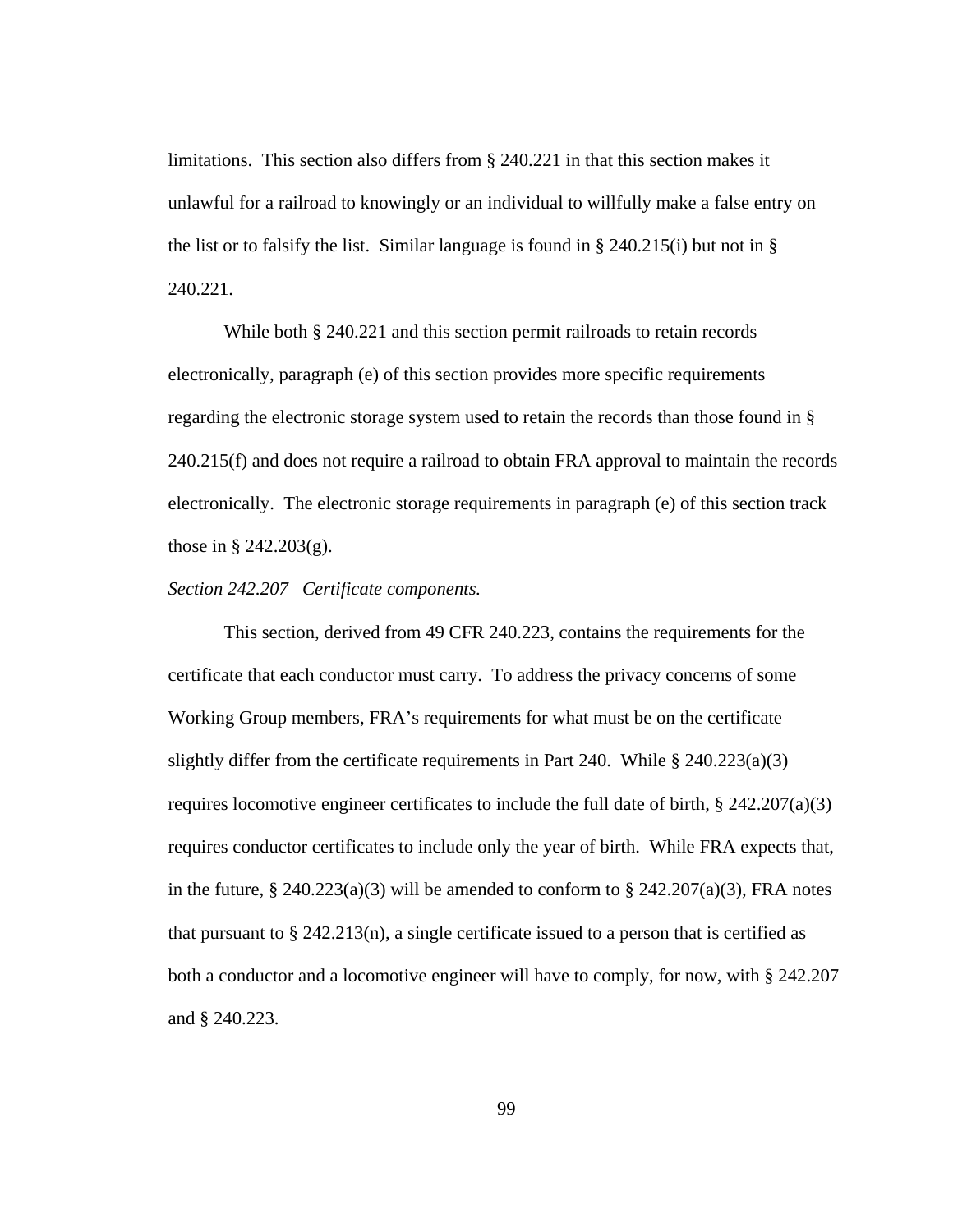limitations. This section also differs from § 240.221 in that this section makes it unlawful for a railroad to knowingly or an individual to willfully make a false entry on the list or to falsify the list. Similar language is found in § 240.215(i) but not in § 240.221.

While both § 240.221 and this section permit railroads to retain records electronically, paragraph (e) of this section provides more specific requirements regarding the electronic storage system used to retain the records than those found in § 240.215(f) and does not require a railroad to obtain FRA approval to maintain the records electronically. The electronic storage requirements in paragraph (e) of this section track those in § 242.203(g).

*Section 242.207 Certificate components.*

This section, derived from 49 CFR 240.223, contains the requirements for the certificate that each conductor must carry. To address the privacy concerns of some Working Group members, FRA's requirements for what must be on the certificate slightly differ from the certificate requirements in Part 240. While § 240.223(a)(3) requires locomotive engineer certificates to include the full date of birth, § 242.207(a)(3) requires conductor certificates to include only the year of birth. While FRA expects that, in the future, § 240.223(a)(3) will be amended to conform to § 242.207(a)(3), FRA notes that pursuant to § 242.213(n), a single certificate issued to a person that is certified as both a conductor and a locomotive engineer will have to comply, for now, with § 242.207 and § 240.223.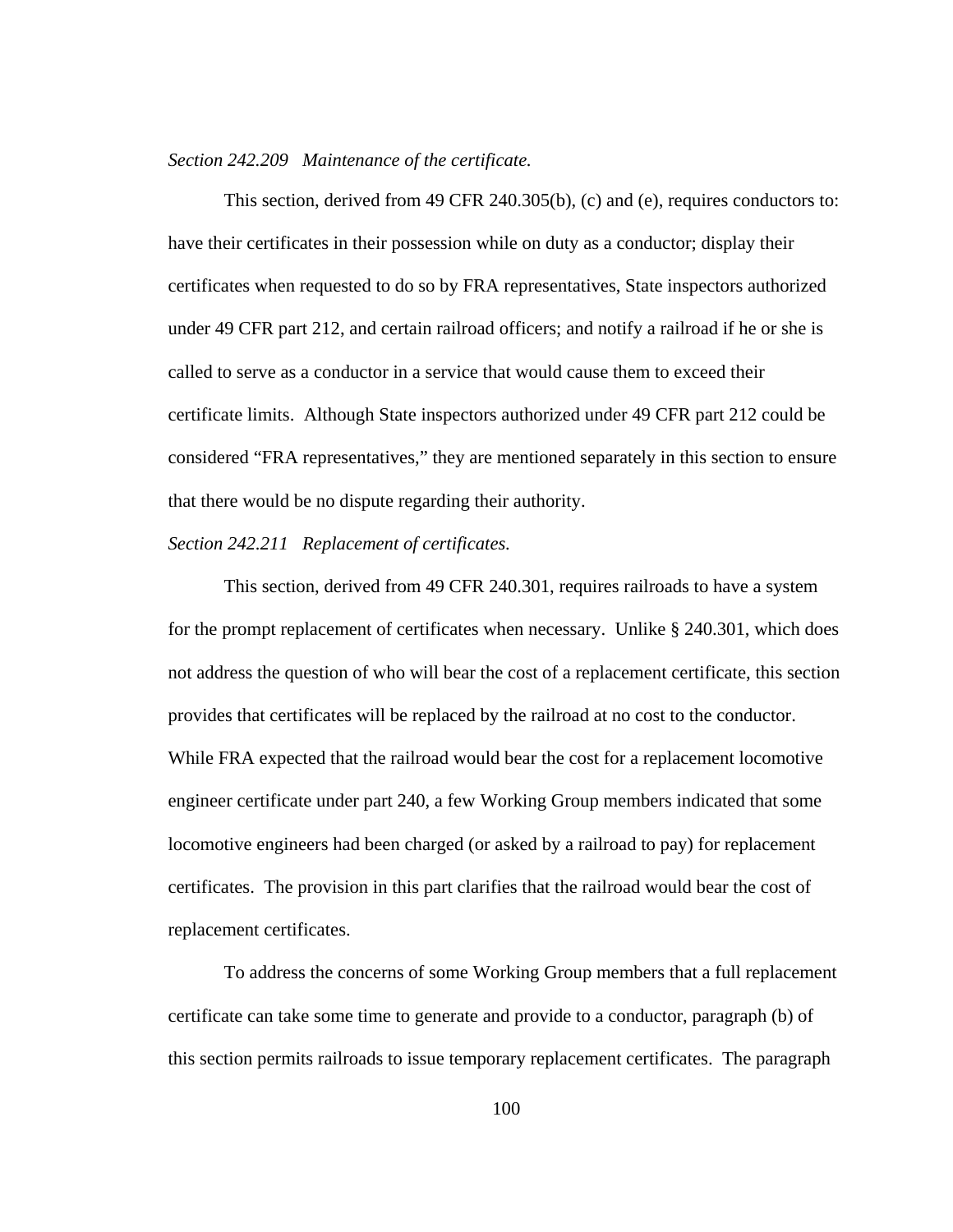*Section 242.209 Maintenance of the certificate.*

This section, derived from 49 CFR 240.305(b), (c) and (e), requires conductors to: have their certificates in their possession while on duty as a conductor; display their certificates when requested to do so by FRA representatives, State inspectors authorized under 49 CFR part 212, and certain railroad officers; and notify a railroad if he or she is called to serve as a conductor in a service that would cause them to exceed their certificate limits. Although State inspectors authorized under 49 CFR part 212 could be considered "FRA representatives," they are mentioned separately in this section to ensure that there would be no dispute regarding their authority.

*Section 242.211 Replacement of certificates.*

This section, derived from 49 CFR 240.301, requires railroads to have a system for the prompt replacement of certificates when necessary. Unlike § 240.301, which does not address the question of who will bear the cost of a replacement certificate, this section provides that certificates will be replaced by the railroad at no cost to the conductor. While FRA expected that the railroad would bear the cost for a replacement locomotive engineer certificate under part 240, a few Working Group members indicated that some locomotive engineers had been charged (or asked by a railroad to pay) for replacement certificates. The provision in this part clarifies that the railroad would bear the cost of replacement certificates.

To address the concerns of some Working Group members that a full replacement certificate can take some time to generate and provide to a conductor, paragraph (b) of this section permits railroads to issue temporary replacement certificates. The paragraph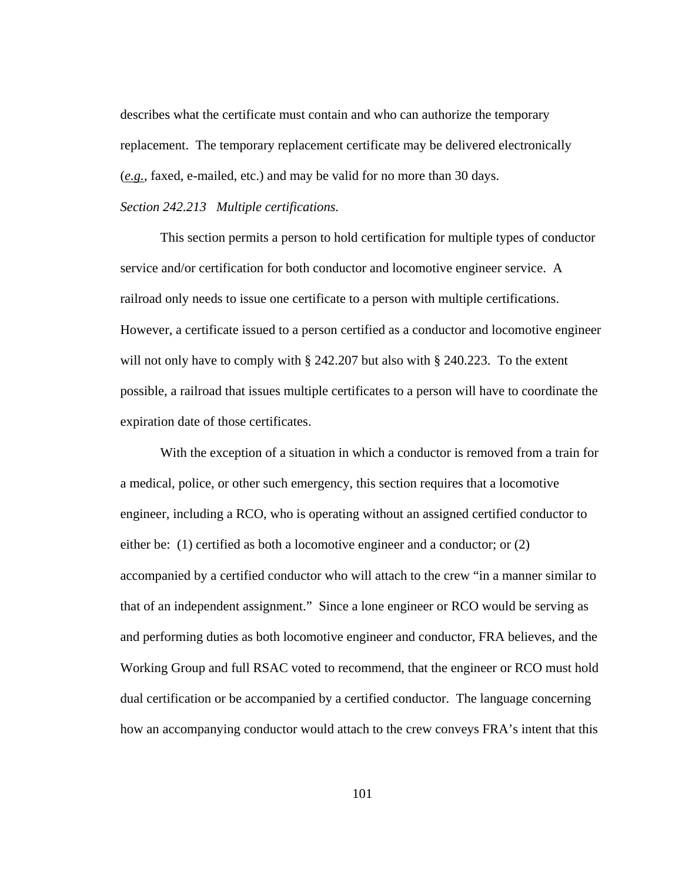describes what the certificate must contain and who can authorize the temporary replacement. The temporary replacement certificate may be delivered electronically (*e.g.*, faxed, e-mailed, etc.) and may be valid for no more than 30 days.

*Section 242.213 Multiple certifications.*

This section permits a person to hold certification for multiple types of conductor service and/or certification for both conductor and locomotive engineer service. A railroad only needs to issue one certificate to a person with multiple certifications. However, a certificate issued to a person certified as a conductor and locomotive engineer will not only have to comply with § 242.207 but also with § 240.223. To the extent possible, a railroad that issues multiple certificates to a person will have to coordinate the expiration date of those certificates.

With the exception of a situation in which a conductor is removed from a train for a medical, police, or other such emergency, this section requires that a locomotive engineer, including a RCO, who is operating without an assigned certified conductor to either be: (1) certified as both a locomotive engineer and a conductor; or (2) accompanied by a certified conductor who will attach to the crew "in a manner similar to that of an independent assignment." Since a lone engineer or RCO would be serving as and performing duties as both locomotive engineer and conductor, FRA believes, and the Working Group and full RSAC voted to recommend, that the engineer or RCO must hold dual certification or be accompanied by a certified conductor. The language concerning how an accompanying conductor would attach to the crew conveys FRA's intent that this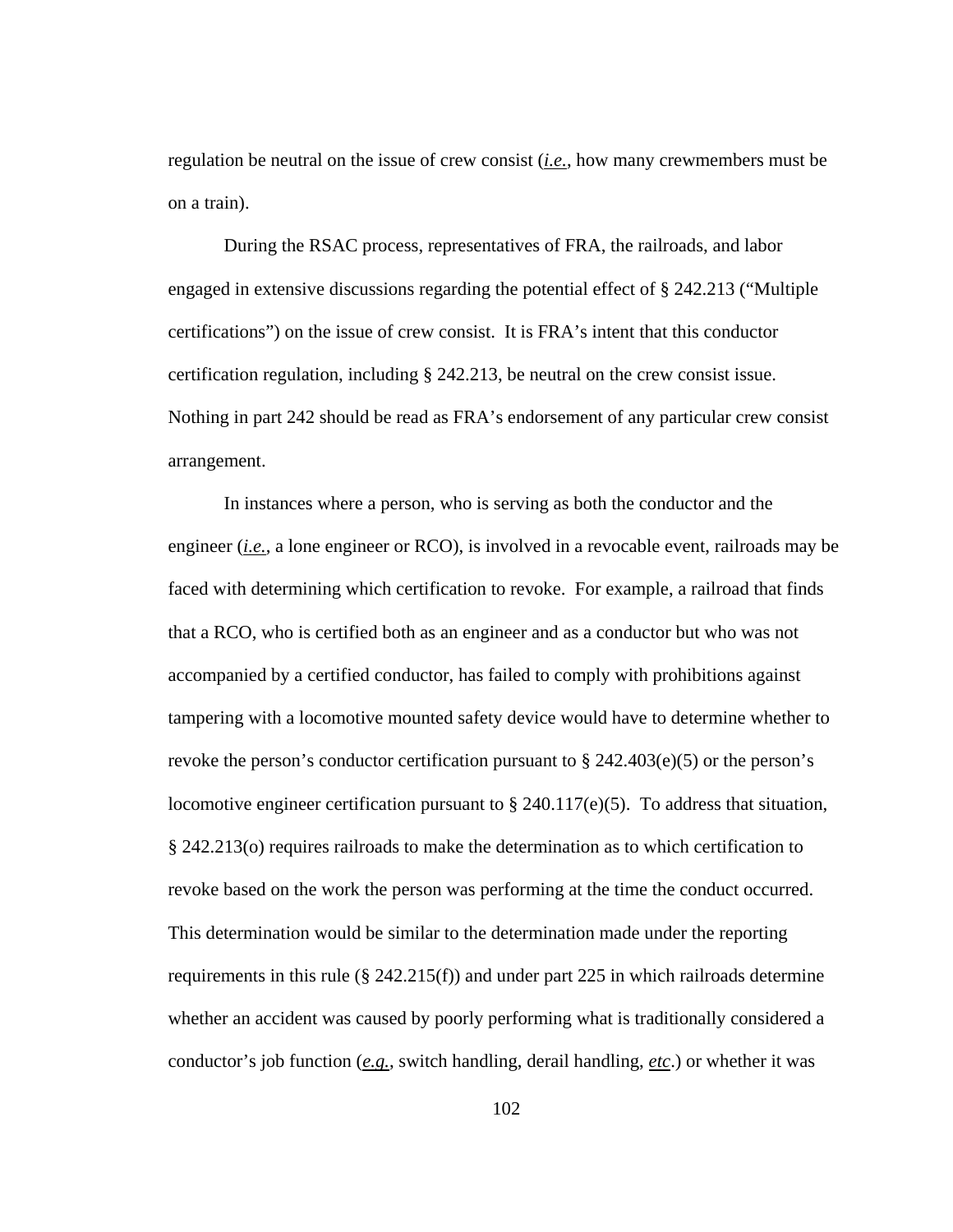regulation be neutral on the issue of crew consist (*i.e.*, how many crewmembers must be on a train).

During the RSAC process, representatives of FRA, the railroads, and labor engaged in extensive discussions regarding the potential effect of § 242.213 ("Multiple certifications") on the issue of crew consist. It is FRA's intent that this conductor certification regulation, including § 242.213, be neutral on the crew consist issue. Nothing in part 242 should be read as FRA's endorsement of any particular crew consist arrangement.

In instances where a person, who is serving as both the conductor and the engineer (*i.e.*, a lone engineer or RCO), is involved in a revocable event, railroads may be faced with determining which certification to revoke. For example, a railroad that finds that a RCO, who is certified both as an engineer and as a conductor but who was not accompanied by a certified conductor, has failed to comply with prohibitions against tampering with a locomotive mounted safety device would have to determine whether to revoke the person's conductor certification pursuant to § 242.403(e)(5) or the person's locomotive engineer certification pursuant to § 240.117(e)(5). To address that situation, § 242.213(o) requires railroads to make the determination as to which certification to revoke based on the work the person was performing at the time the conduct occurred. This determination would be similar to the determination made under the reporting requirements in this rule (§ 242.215(f)) and under part 225 in which railroads determine whether an accident was caused by poorly performing what is traditionally considered a conductor's job function (*e.g.*, switch handling, derail handling, *etc*.) or whether it was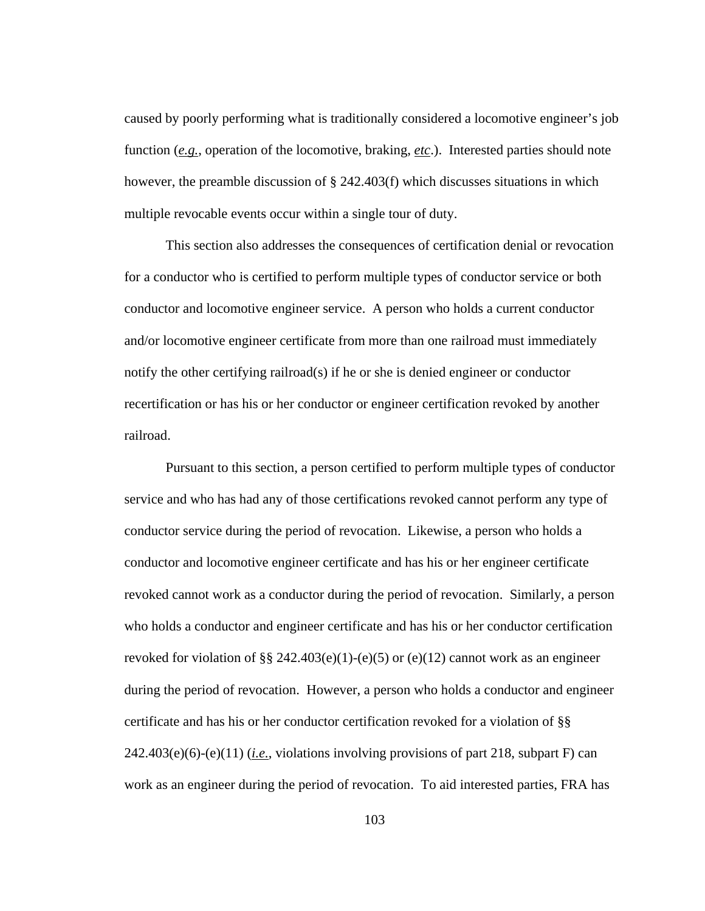caused by poorly performing what is traditionally considered a locomotive engineer's job function (*e.g.*, operation of the locomotive, braking, *etc*.). Interested parties should note however, the preamble discussion of § 242.403(f) which discusses situations in which multiple revocable events occur within a single tour of duty.

This section also addresses the consequences of certification denial or revocation for a conductor who is certified to perform multiple types of conductor service or both conductor and locomotive engineer service. A person who holds a current conductor and/or locomotive engineer certificate from more than one railroad must immediately notify the other certifying railroad(s) if he or she is denied engineer or conductor recertification or has his or her conductor or engineer certification revoked by another railroad.

Pursuant to this section, a person certified to perform multiple types of conductor service and who has had any of those certifications revoked cannot perform any type of conductor service during the period of revocation. Likewise, a person who holds a conductor and locomotive engineer certificate and has his or her engineer certificate revoked cannot work as a conductor during the period of revocation. Similarly, a person who holds a conductor and engineer certificate and has his or her conductor certification revoked for violation of §§ 242.403(e)(1)-(e)(5) or (e)(12) cannot work as an engineer during the period of revocation. However, a person who holds a conductor and engineer certificate and has his or her conductor certification revoked for a violation of §§ 242.403(e)(6)-(e)(11) (*i.e.*, violations involving provisions of part 218, subpart F) can work as an engineer during the period of revocation. To aid interested parties, FRA has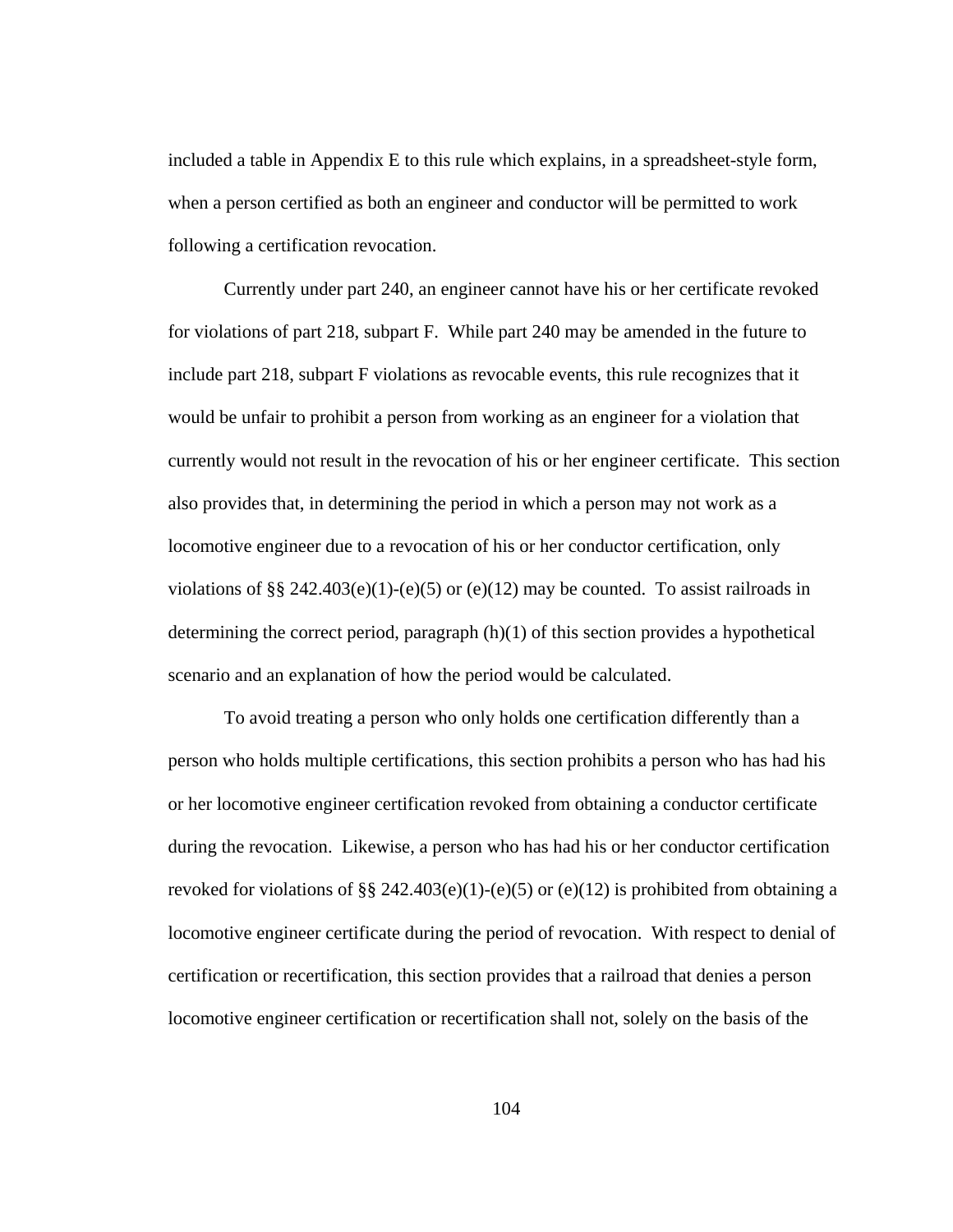included a table in Appendix E to this rule which explains, in a spreadsheet-style form, when a person certified as both an engineer and conductor will be permitted to work following a certification revocation.

Currently under part 240, an engineer cannot have his or her certificate revoked for violations of part 218, subpart F. While part 240 may be amended in the future to include part 218, subpart F violations as revocable events, this rule recognizes that it would be unfair to prohibit a person from working as an engineer for a violation that currently would not result in the revocation of his or her engineer certificate. This section also provides that, in determining the period in which a person may not work as a locomotive engineer due to a revocation of his or her conductor certification, only violations of §§ 242.403(e)(1)-(e)(5) or (e)(12) may be counted. To assist railroads in determining the correct period, paragraph (h)(1) of this section provides a hypothetical scenario and an explanation of how the period would be calculated.

To avoid treating a person who only holds one certification differently than a person who holds multiple certifications, this section prohibits a person who has had his or her locomotive engineer certification revoked from obtaining a conductor certificate during the revocation. Likewise, a person who has had his or her conductor certification revoked for violations of §§ 242.403(e)(1)-(e)(5) or (e)(12) is prohibited from obtaining a locomotive engineer certificate during the period of revocation. With respect to denial of certification or recertification, this section provides that a railroad that denies a person locomotive engineer certification or recertification shall not, solely on the basis of the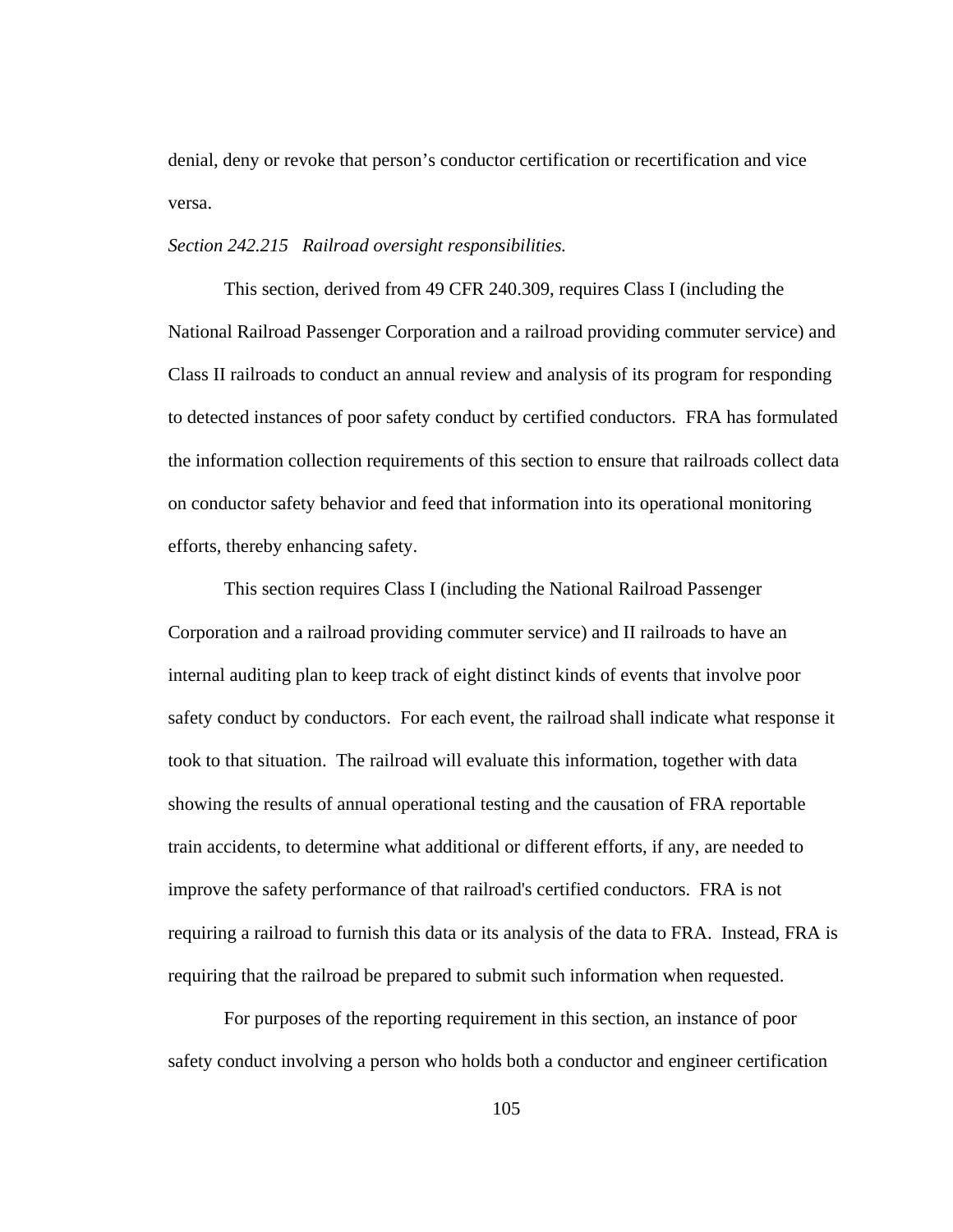denial, deny or revoke that person's conductor certification or recertification and vice versa.

*Section 242.215 Railroad oversight responsibilities.*

This section, derived from 49 CFR 240.309, requires Class I (including the National Railroad Passenger Corporation and a railroad providing commuter service) and Class II railroads to conduct an annual review and analysis of its program for responding to detected instances of poor safety conduct by certified conductors. FRA has formulated the information collection requirements of this section to ensure that railroads collect data on conductor safety behavior and feed that information into its operational monitoring efforts, thereby enhancing safety.

This section requires Class I (including the National Railroad Passenger Corporation and a railroad providing commuter service) and II railroads to have an internal auditing plan to keep track of eight distinct kinds of events that involve poor safety conduct by conductors. For each event, the railroad shall indicate what response it took to that situation. The railroad will evaluate this information, together with data showing the results of annual operational testing and the causation of FRA reportable train accidents, to determine what additional or different efforts, if any, are needed to improve the safety performance of that railroad's certified conductors. FRA is not requiring a railroad to furnish this data or its analysis of the data to FRA. Instead, FRA is requiring that the railroad be prepared to submit such information when requested.

For purposes of the reporting requirement in this section, an instance of poor safety conduct involving a person who holds both a conductor and engineer certification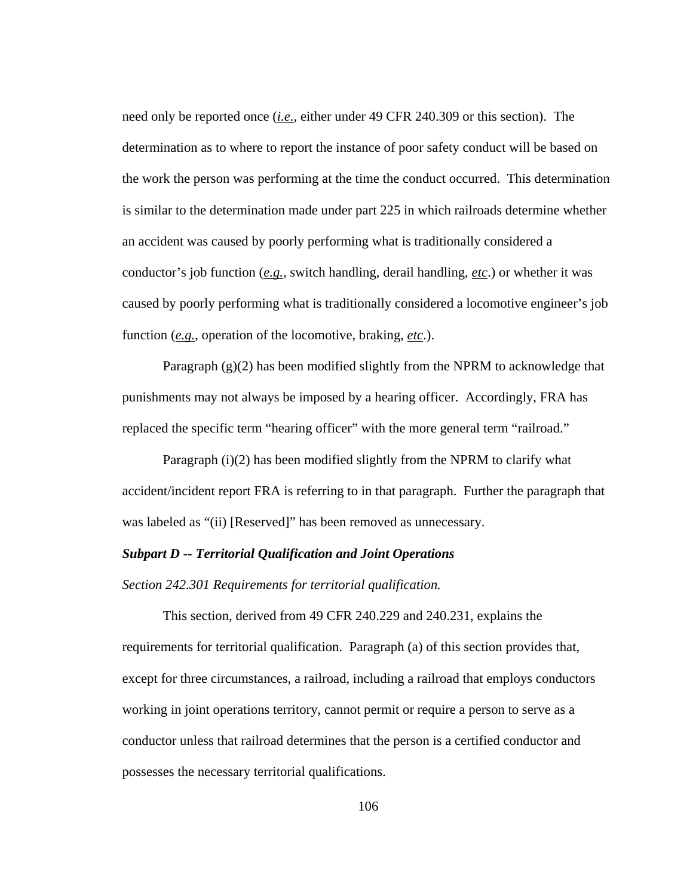need only be reported once (_i.e._, either under 49 CFR 240.309 or this section). The determination as to where to report the instance of poor safety conduct will be based on the work the person was performing at the time the conduct occurred. This determination is similar to the determination made under part 225 in which railroads determine whether an accident was caused by poorly performing what is traditionally considered a conductor's job function (_e.g._, switch handling, derail handling, _etc_.) or whether it was caused by poorly performing what is traditionally considered a locomotive engineer's job function (_e.g._, operation of the locomotive, braking, _etc_.).

Paragraph (g)(2) has been modified slightly from the NPRM to acknowledge that punishments may not always be imposed by a hearing officer. Accordingly, FRA has replaced the specific term "hearing officer" with the more general term "railroad."

Paragraph (i)(2) has been modified slightly from the NPRM to clarify what accident/incident report FRA is referring to in that paragraph. Further the paragraph that was labeled as "(ii) [Reserved]" has been removed as unnecessary.

***Subpart D -- Territorial Qualification and Joint Operations***

*Section 242.301 Requirements for territorial qualification.*

This section, derived from 49 CFR 240.229 and 240.231, explains the requirements for territorial qualification. Paragraph (a) of this section provides that, except for three circumstances, a railroad, including a railroad that employs conductors working in joint operations territory, cannot permit or require a person to serve as a conductor unless that railroad determines that the person is a certified conductor and possesses the necessary territorial qualifications.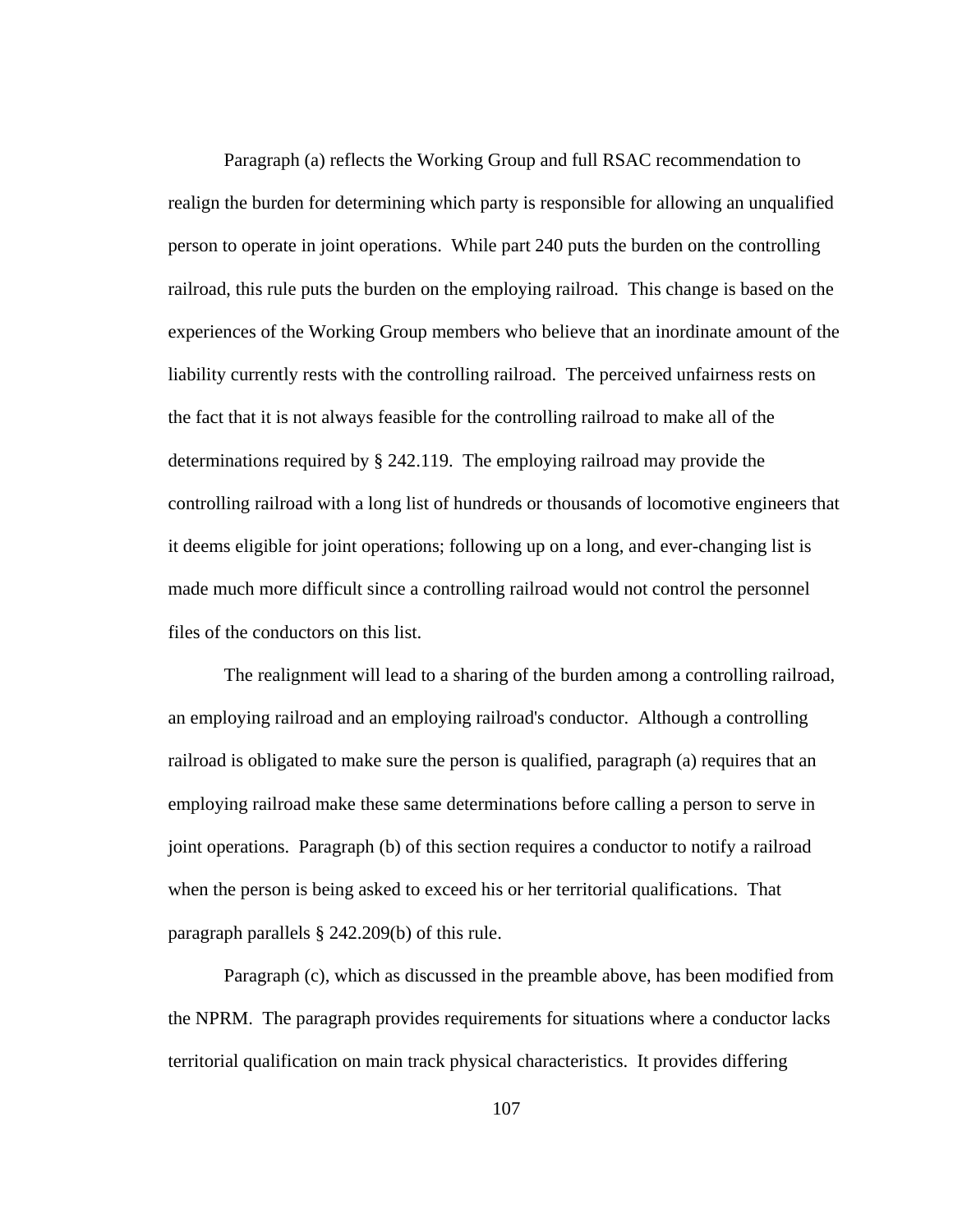Paragraph (a) reflects the Working Group and full RSAC recommendation to realign the burden for determining which party is responsible for allowing an unqualified person to operate in joint operations. While part 240 puts the burden on the controlling railroad, this rule puts the burden on the employing railroad. This change is based on the experiences of the Working Group members who believe that an inordinate amount of the liability currently rests with the controlling railroad. The perceived unfairness rests on the fact that it is not always feasible for the controlling railroad to make all of the determinations required by § 242.119. The employing railroad may provide the controlling railroad with a long list of hundreds or thousands of locomotive engineers that it deems eligible for joint operations; following up on a long, and ever-changing list is made much more difficult since a controlling railroad would not control the personnel files of the conductors on this list.

The realignment will lead to a sharing of the burden among a controlling railroad, an employing railroad and an employing railroad's conductor. Although a controlling railroad is obligated to make sure the person is qualified, paragraph (a) requires that an employing railroad make these same determinations before calling a person to serve in joint operations. Paragraph (b) of this section requires a conductor to notify a railroad when the person is being asked to exceed his or her territorial qualifications. That paragraph parallels § 242.209(b) of this rule.

Paragraph (c), which as discussed in the preamble above, has been modified from the NPRM. The paragraph provides requirements for situations where a conductor lacks territorial qualification on main track physical characteristics. It provides differing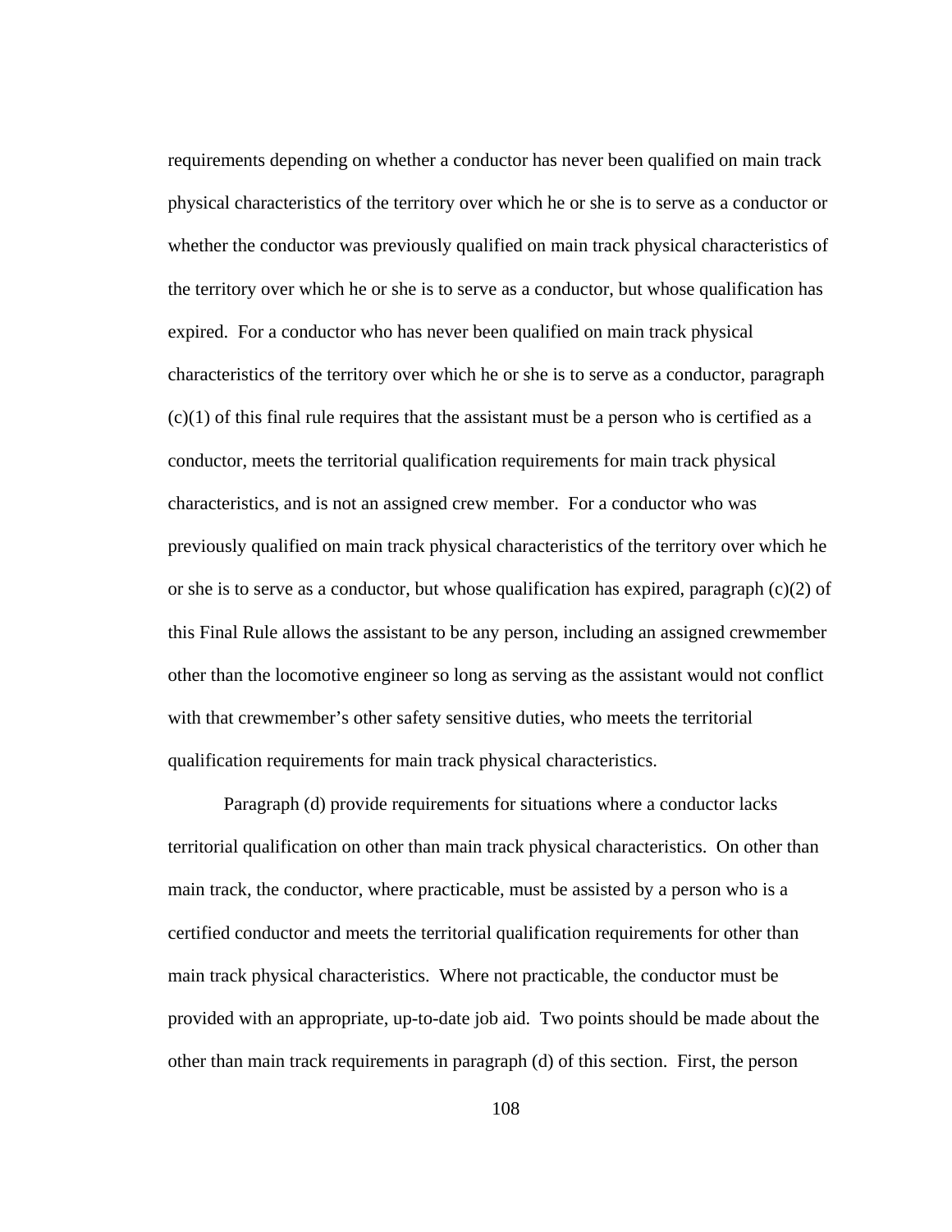requirements depending on whether a conductor has never been qualified on main track physical characteristics of the territory over which he or she is to serve as a conductor or whether the conductor was previously qualified on main track physical characteristics of the territory over which he or she is to serve as a conductor, but whose qualification has expired. For a conductor who has never been qualified on main track physical characteristics of the territory over which he or she is to serve as a conductor, paragraph (c)(1) of this final rule requires that the assistant must be a person who is certified as a conductor, meets the territorial qualification requirements for main track physical characteristics, and is not an assigned crew member. For a conductor who was previously qualified on main track physical characteristics of the territory over which he or she is to serve as a conductor, but whose qualification has expired, paragraph (c)(2) of this Final Rule allows the assistant to be any person, including an assigned crewmember other than the locomotive engineer so long as serving as the assistant would not conflict with that crewmember's other safety sensitive duties, who meets the territorial qualification requirements for main track physical characteristics.

Paragraph (d) provide requirements for situations where a conductor lacks territorial qualification on other than main track physical characteristics. On other than main track, the conductor, where practicable, must be assisted by a person who is a certified conductor and meets the territorial qualification requirements for other than main track physical characteristics. Where not practicable, the conductor must be provided with an appropriate, up-to-date job aid. Two points should be made about the other than main track requirements in paragraph (d) of this section. First, the person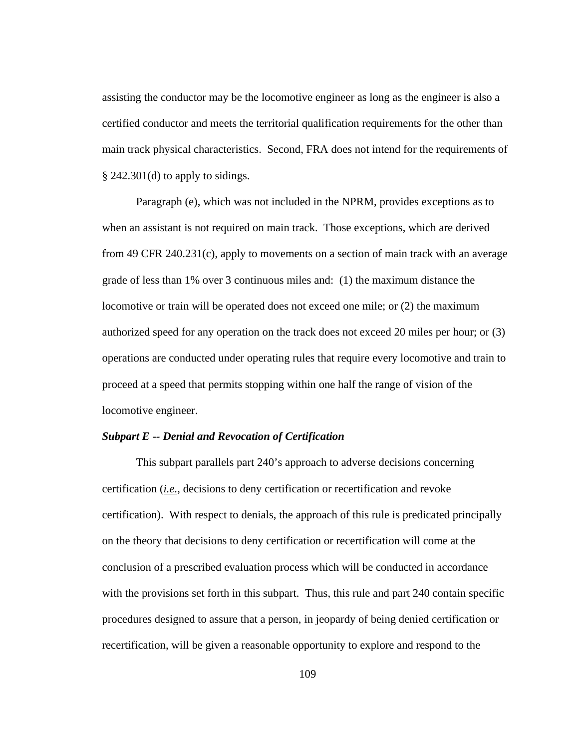assisting the conductor may be the locomotive engineer as long as the engineer is also a certified conductor and meets the territorial qualification requirements for the other than main track physical characteristics. Second, FRA does not intend for the requirements of § 242.301(d) to apply to sidings.

Paragraph (e), which was not included in the NPRM, provides exceptions as to when an assistant is not required on main track. Those exceptions, which are derived from 49 CFR 240.231(c), apply to movements on a section of main track with an average grade of less than 1% over 3 continuous miles and: (1) the maximum distance the locomotive or train will be operated does not exceed one mile; or (2) the maximum authorized speed for any operation on the track does not exceed 20 miles per hour; or (3) operations are conducted under operating rules that require every locomotive and train to proceed at a speed that permits stopping within one half the range of vision of the locomotive engineer.

***Subpart E -- Denial and Revocation of Certification***

This subpart parallels part 240's approach to adverse decisions concerning certification (*i.e.*, decisions to deny certification or recertification and revoke certification). With respect to denials, the approach of this rule is predicated principally on the theory that decisions to deny certification or recertification will come at the conclusion of a prescribed evaluation process which will be conducted in accordance with the provisions set forth in this subpart. Thus, this rule and part 240 contain specific procedures designed to assure that a person, in jeopardy of being denied certification or recertification, will be given a reasonable opportunity to explore and respond to the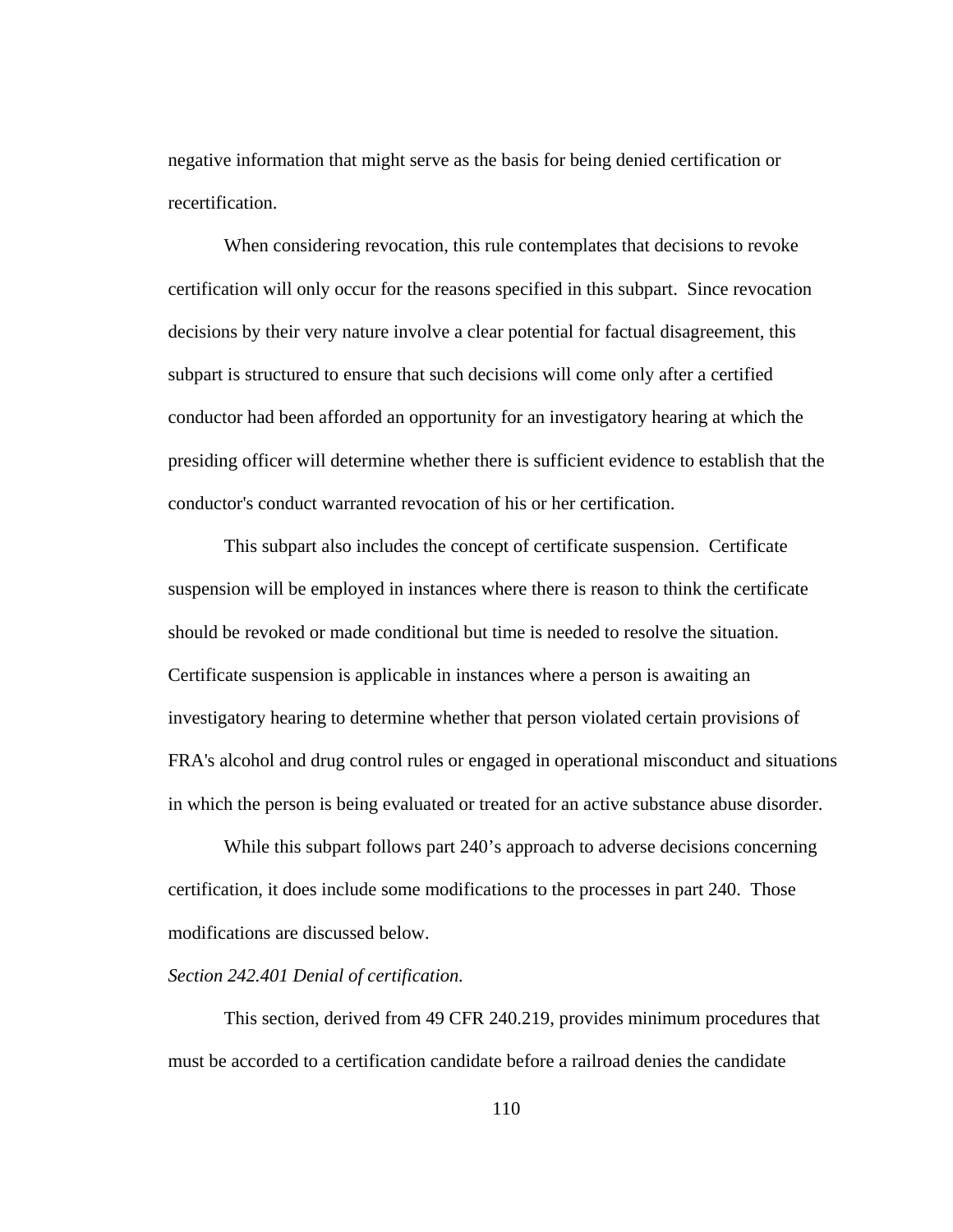negative information that might serve as the basis for being denied certification or recertification.

When considering revocation, this rule contemplates that decisions to revoke certification will only occur for the reasons specified in this subpart. Since revocation decisions by their very nature involve a clear potential for factual disagreement, this subpart is structured to ensure that such decisions will come only after a certified conductor had been afforded an opportunity for an investigatory hearing at which the presiding officer will determine whether there is sufficient evidence to establish that the conductor's conduct warranted revocation of his or her certification.

This subpart also includes the concept of certificate suspension. Certificate suspension will be employed in instances where there is reason to think the certificate should be revoked or made conditional but time is needed to resolve the situation. Certificate suspension is applicable in instances where a person is awaiting an investigatory hearing to determine whether that person violated certain provisions of FRA's alcohol and drug control rules or engaged in operational misconduct and situations in which the person is being evaluated or treated for an active substance abuse disorder.

While this subpart follows part 240's approach to adverse decisions concerning certification, it does include some modifications to the processes in part 240. Those modifications are discussed below.

*Section 242.401 Denial of certification.*

This section, derived from 49 CFR 240.219, provides minimum procedures that must be accorded to a certification candidate before a railroad denies the candidate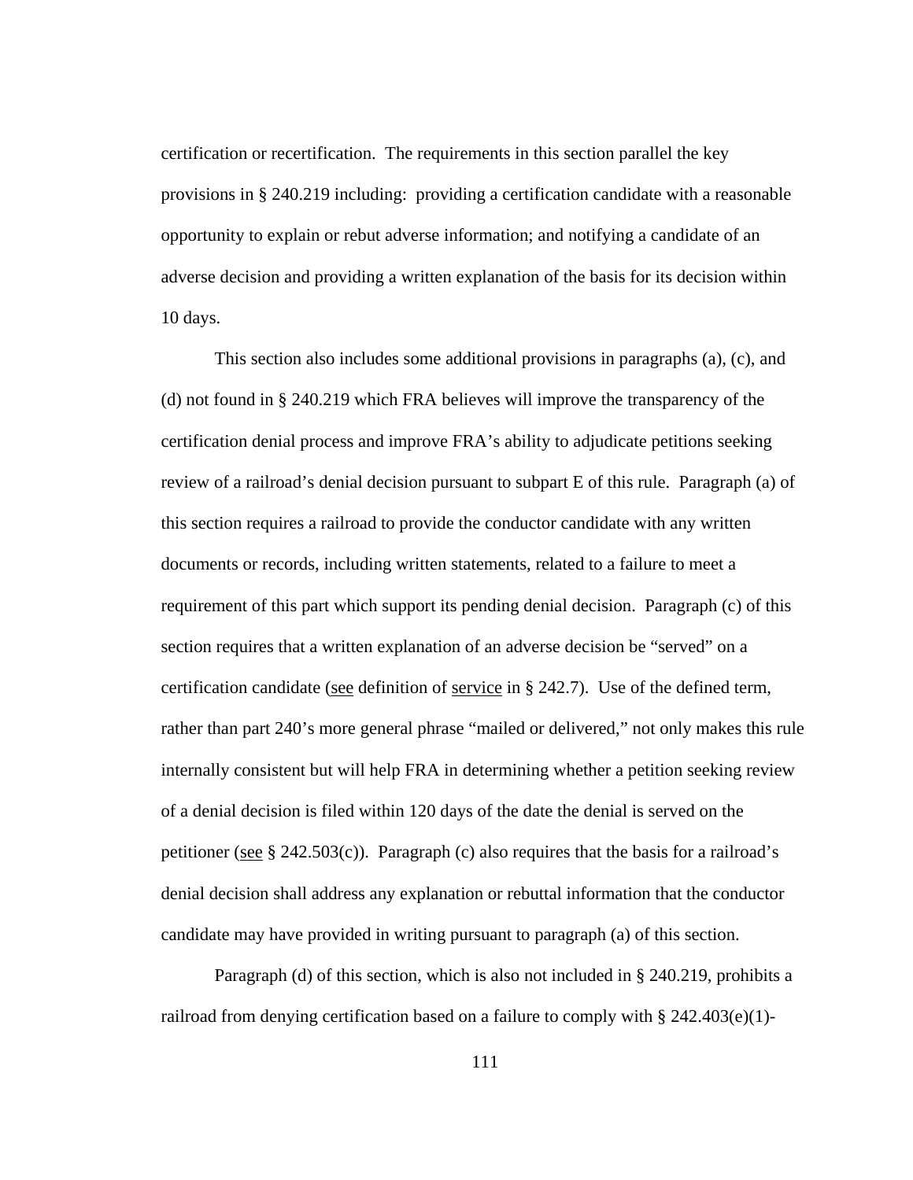certification or recertification. The requirements in this section parallel the key provisions in § 240.219 including: providing a certification candidate with a reasonable opportunity to explain or rebut adverse information; and notifying a candidate of an adverse decision and providing a written explanation of the basis for its decision within 10 days.

This section also includes some additional provisions in paragraphs (a), (c), and (d) not found in § 240.219 which FRA believes will improve the transparency of the certification denial process and improve FRA's ability to adjudicate petitions seeking review of a railroad's denial decision pursuant to subpart E of this rule. Paragraph (a) of this section requires a railroad to provide the conductor candidate with any written documents or records, including written statements, related to a failure to meet a requirement of this part which support its pending denial decision. Paragraph (c) of this section requires that a written explanation of an adverse decision be "served" on a certification candidate (see definition of service in § 242.7). Use of the defined term, rather than part 240's more general phrase "mailed or delivered," not only makes this rule internally consistent but will help FRA in determining whether a petition seeking review of a denial decision is filed within 120 days of the date the denial is served on the petitioner (see § 242.503(c)). Paragraph (c) also requires that the basis for a railroad's denial decision shall address any explanation or rebuttal information that the conductor candidate may have provided in writing pursuant to paragraph (a) of this section.

Paragraph (d) of this section, which is also not included in § 240.219, prohibits a railroad from denying certification based on a failure to comply with § 242.403(e)(1)-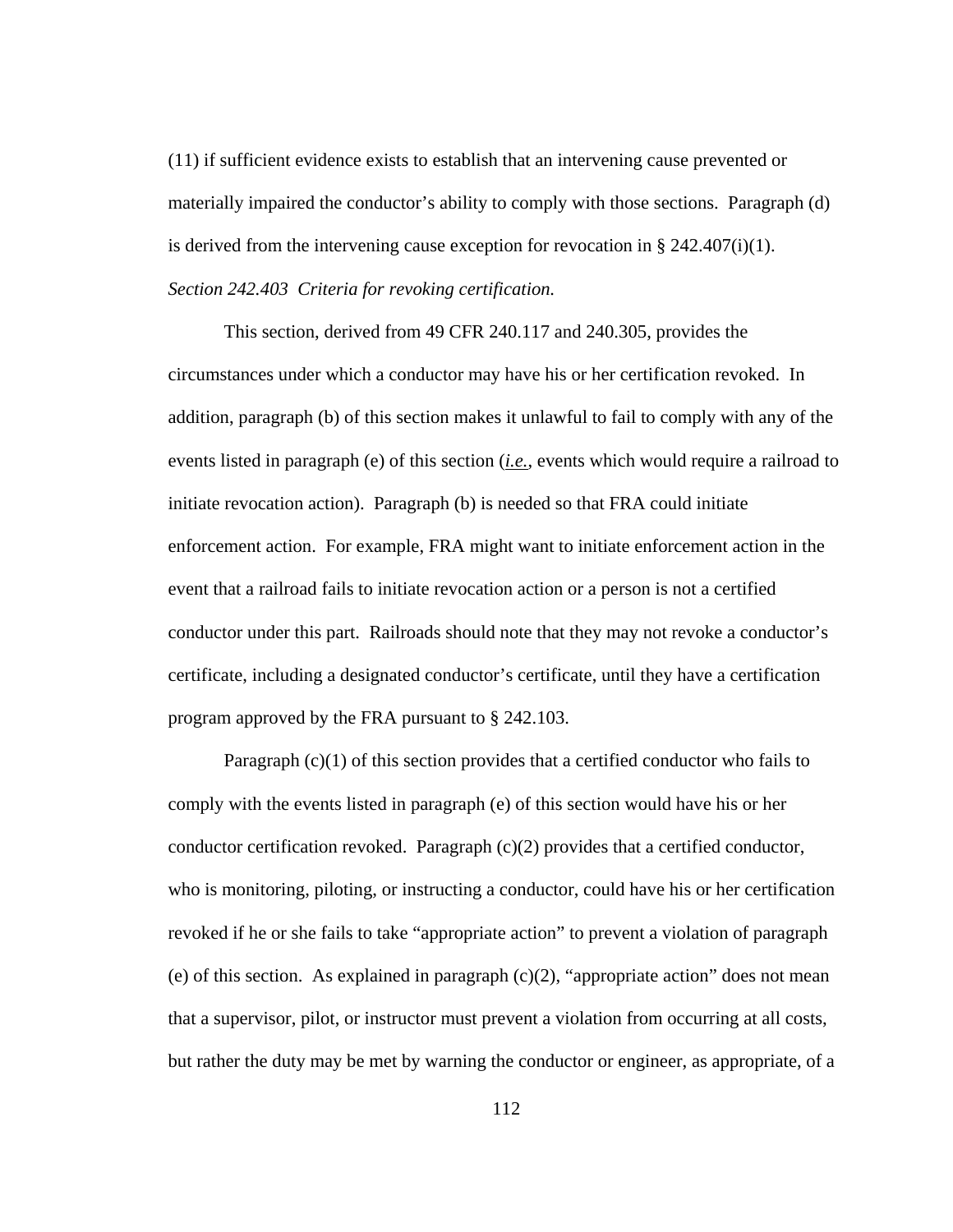(11) if sufficient evidence exists to establish that an intervening cause prevented or materially impaired the conductor's ability to comply with those sections. Paragraph (d) is derived from the intervening cause exception for revocation in § 242.407(i)(1).

*Section 242.403 Criteria for revoking certification.*

This section, derived from 49 CFR 240.117 and 240.305, provides the circumstances under which a conductor may have his or her certification revoked. In addition, paragraph (b) of this section makes it unlawful to fail to comply with any of the events listed in paragraph (e) of this section (*i.e.*, events which would require a railroad to initiate revocation action). Paragraph (b) is needed so that FRA could initiate enforcement action. For example, FRA might want to initiate enforcement action in the event that a railroad fails to initiate revocation action or a person is not a certified conductor under this part. Railroads should note that they may not revoke a conductor's certificate, including a designated conductor's certificate, until they have a certification program approved by the FRA pursuant to § 242.103.

Paragraph (c)(1) of this section provides that a certified conductor who fails to comply with the events listed in paragraph (e) of this section would have his or her conductor certification revoked. Paragraph (c)(2) provides that a certified conductor, who is monitoring, piloting, or instructing a conductor, could have his or her certification revoked if he or she fails to take "appropriate action" to prevent a violation of paragraph (e) of this section. As explained in paragraph (c)(2), "appropriate action" does not mean that a supervisor, pilot, or instructor must prevent a violation from occurring at all costs, but rather the duty may be met by warning the conductor or engineer, as appropriate, of a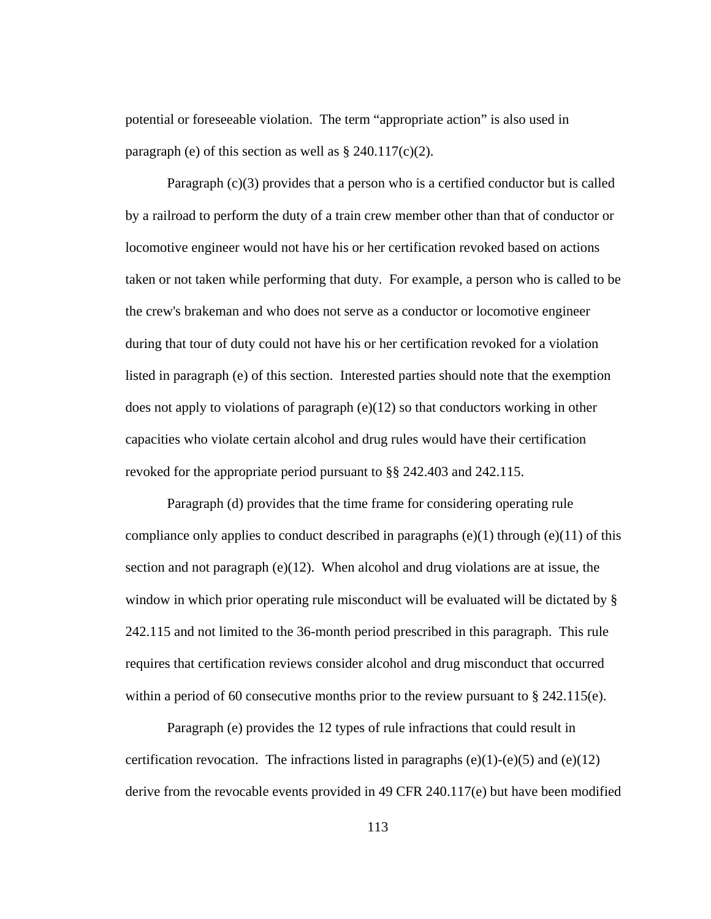potential or foreseeable violation. The term "appropriate action" is also used in paragraph (e) of this section as well as § 240.117(c)(2).

Paragraph (c)(3) provides that a person who is a certified conductor but is called by a railroad to perform the duty of a train crew member other than that of conductor or locomotive engineer would not have his or her certification revoked based on actions taken or not taken while performing that duty. For example, a person who is called to be the crew's brakeman and who does not serve as a conductor or locomotive engineer during that tour of duty could not have his or her certification revoked for a violation listed in paragraph (e) of this section. Interested parties should note that the exemption does not apply to violations of paragraph (e)(12) so that conductors working in other capacities who violate certain alcohol and drug rules would have their certification revoked for the appropriate period pursuant to §§ 242.403 and 242.115.

Paragraph (d) provides that the time frame for considering operating rule compliance only applies to conduct described in paragraphs (e)(1) through (e)(11) of this section and not paragraph (e)(12). When alcohol and drug violations are at issue, the window in which prior operating rule misconduct will be evaluated will be dictated by § 242.115 and not limited to the 36-month period prescribed in this paragraph. This rule requires that certification reviews consider alcohol and drug misconduct that occurred within a period of 60 consecutive months prior to the review pursuant to § 242.115(e).

Paragraph (e) provides the 12 types of rule infractions that could result in certification revocation. The infractions listed in paragraphs (e)(1)-(e)(5) and (e)(12) derive from the revocable events provided in 49 CFR 240.117(e) but have been modified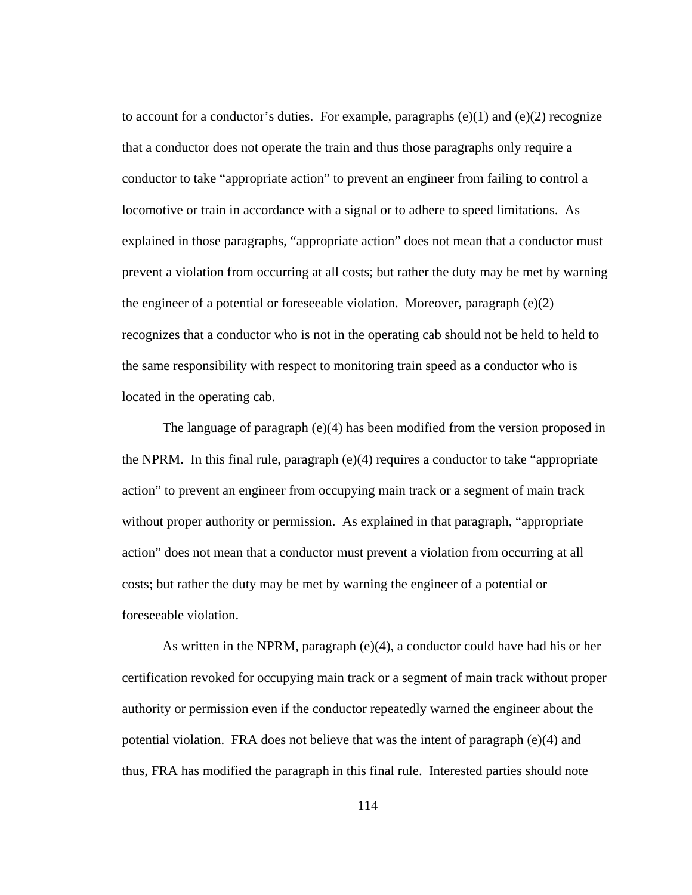to account for a conductor’s duties. For example, paragraphs (e)(1) and (e)(2) recognize that a conductor does not operate the train and thus those paragraphs only require a conductor to take “appropriate action” to prevent an engineer from failing to control a locomotive or train in accordance with a signal or to adhere to speed limitations. As explained in those paragraphs, “appropriate action” does not mean that a conductor must prevent a violation from occurring at all costs; but rather the duty may be met by warning the engineer of a potential or foreseeable violation. Moreover, paragraph (e)(2) recognizes that a conductor who is not in the operating cab should not be held to held to the same responsibility with respect to monitoring train speed as a conductor who is located in the operating cab.

The language of paragraph (e)(4) has been modified from the version proposed in the NPRM. In this final rule, paragraph (e)(4) requires a conductor to take “appropriate action” to prevent an engineer from occupying main track or a segment of main track without proper authority or permission. As explained in that paragraph, “appropriate action” does not mean that a conductor must prevent a violation from occurring at all costs; but rather the duty may be met by warning the engineer of a potential or foreseeable violation.

As written in the NPRM, paragraph (e)(4), a conductor could have had his or her certification revoked for occupying main track or a segment of main track without proper authority or permission even if the conductor repeatedly warned the engineer about the potential violation. FRA does not believe that was the intent of paragraph (e)(4) and thus, FRA has modified the paragraph in this final rule. Interested parties should note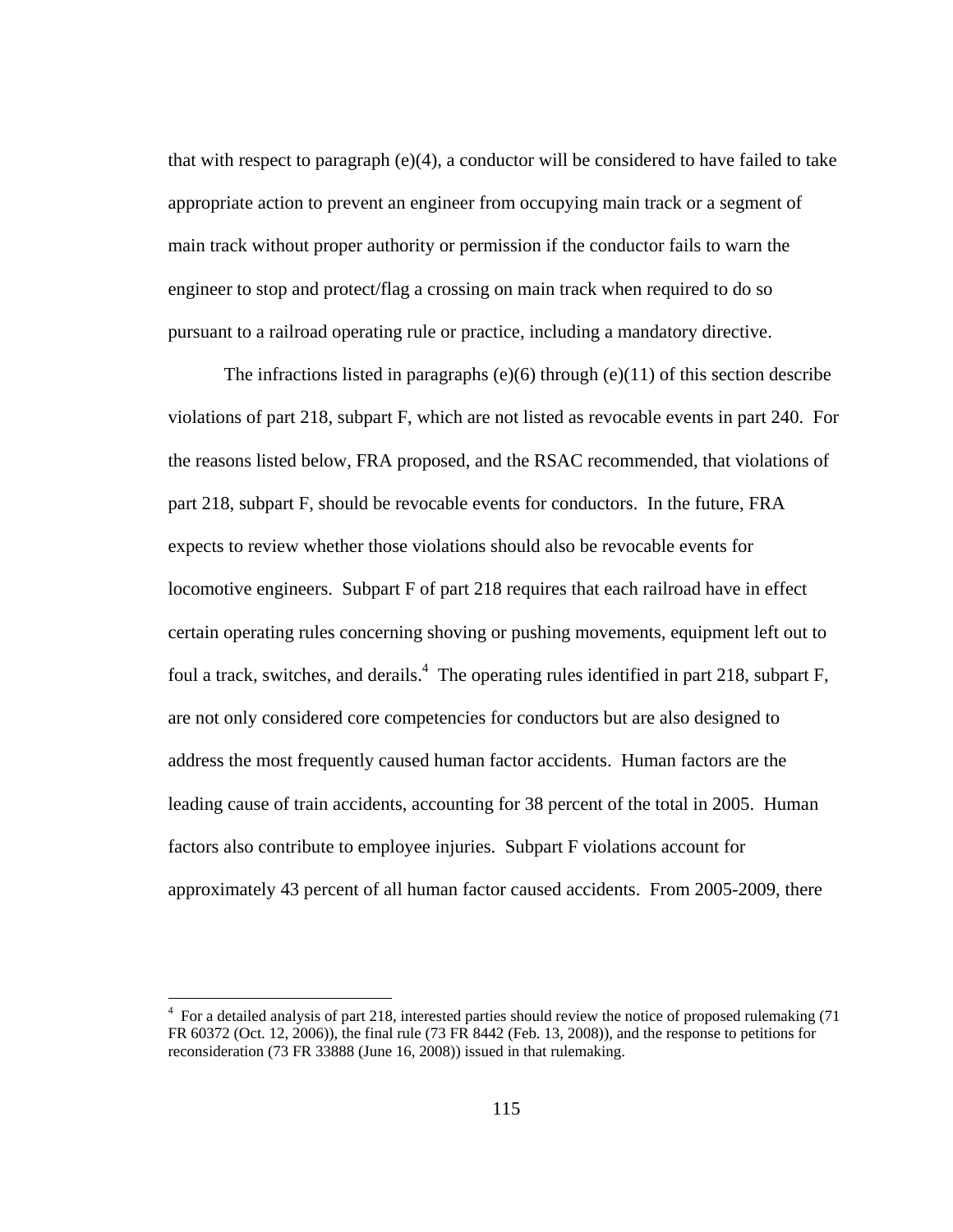that with respect to paragraph (e)(4), a conductor will be considered to have failed to take appropriate action to prevent an engineer from occupying main track or a segment of main track without proper authority or permission if the conductor fails to warn the engineer to stop and protect/flag a crossing on main track when required to do so pursuant to a railroad operating rule or practice, including a mandatory directive.

The infractions listed in paragraphs (e)(6) through (e)(11) of this section describe violations of part 218, subpart F, which are not listed as revocable events in part 240. For the reasons listed below, FRA proposed, and the RSAC recommended, that violations of part 218, subpart F, should be revocable events for conductors. In the future, FRA expects to review whether those violations should also be revocable events for locomotive engineers. Subpart F of part 218 requires that each railroad have in effect certain operating rules concerning shoving or pushing movements, equipment left out to foul a track, switches, and derails.[4] The operating rules identified in part 218, subpart F, are not only considered core competencies for conductors but are also designed to address the most frequently caused human factor accidents. Human factors are the leading cause of train accidents, accounting for 38 percent of the total in 2005. Human factors also contribute to employee injuries. Subpart F violations account for approximately 43 percent of all human factor caused accidents. From 2005-2009, there

[4] For a detailed analysis of part 218, interested parties should review the notice of proposed rulemaking (71 FR 60372 (Oct. 12, 2006)), the final rule (73 FR 8442 (Feb. 13, 2008)), and the response to petitions for reconsideration (73 FR 33888 (June 16, 2008)) issued in that rulemaking.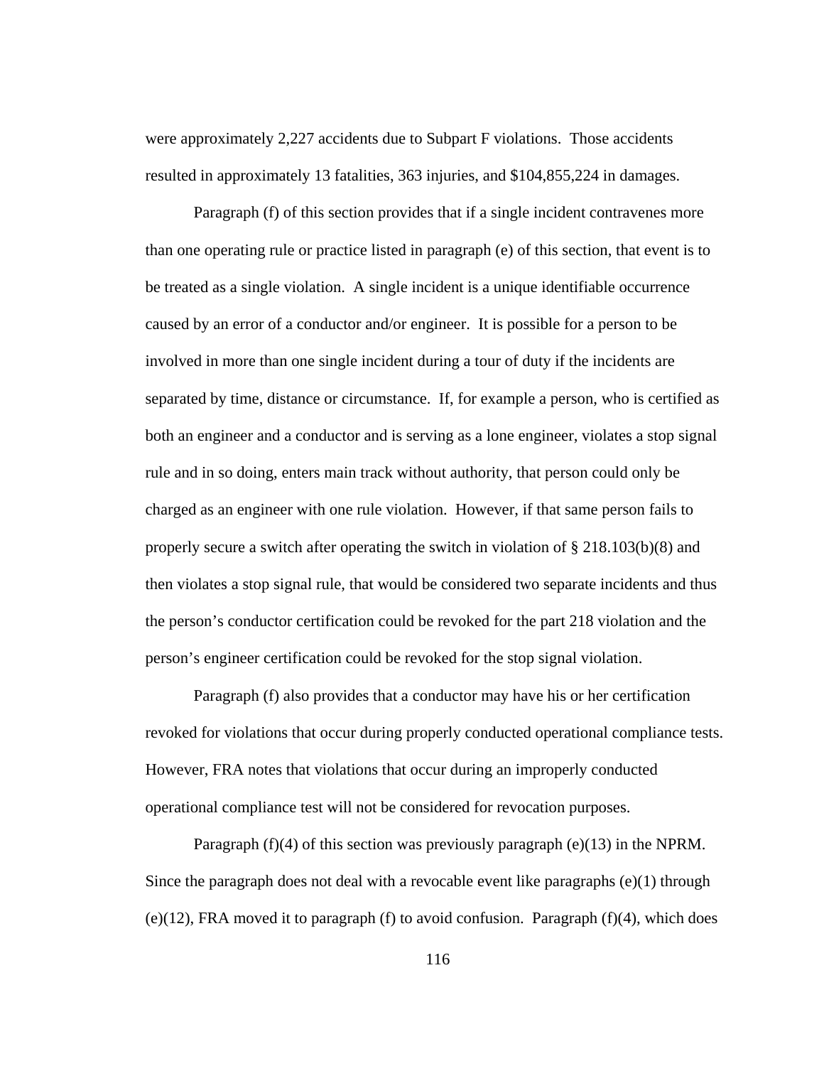were approximately 2,227 accidents due to Subpart F violations. Those accidents resulted in approximately 13 fatalities, 363 injuries, and $104,855,224 in damages.

Paragraph (f) of this section provides that if a single incident contravenes more than one operating rule or practice listed in paragraph (e) of this section, that event is to be treated as a single violation. A single incident is a unique identifiable occurrence caused by an error of a conductor and/or engineer. It is possible for a person to be involved in more than one single incident during a tour of duty if the incidents are separated by time, distance or circumstance. If, for example a person, who is certified as both an engineer and a conductor and is serving as a lone engineer, violates a stop signal rule and in so doing, enters main track without authority, that person could only be charged as an engineer with one rule violation. However, if that same person fails to properly secure a switch after operating the switch in violation of § 218.103(b)(8) and then violates a stop signal rule, that would be considered two separate incidents and thus the person's conductor certification could be revoked for the part 218 violation and the person's engineer certification could be revoked for the stop signal violation.

Paragraph (f) also provides that a conductor may have his or her certification revoked for violations that occur during properly conducted operational compliance tests. However, FRA notes that violations that occur during an improperly conducted operational compliance test will not be considered for revocation purposes.

Paragraph (f)(4) of this section was previously paragraph (e)(13) in the NPRM. Since the paragraph does not deal with a revocable event like paragraphs (e)(1) through (e)(12), FRA moved it to paragraph (f) to avoid confusion. Paragraph (f)(4), which does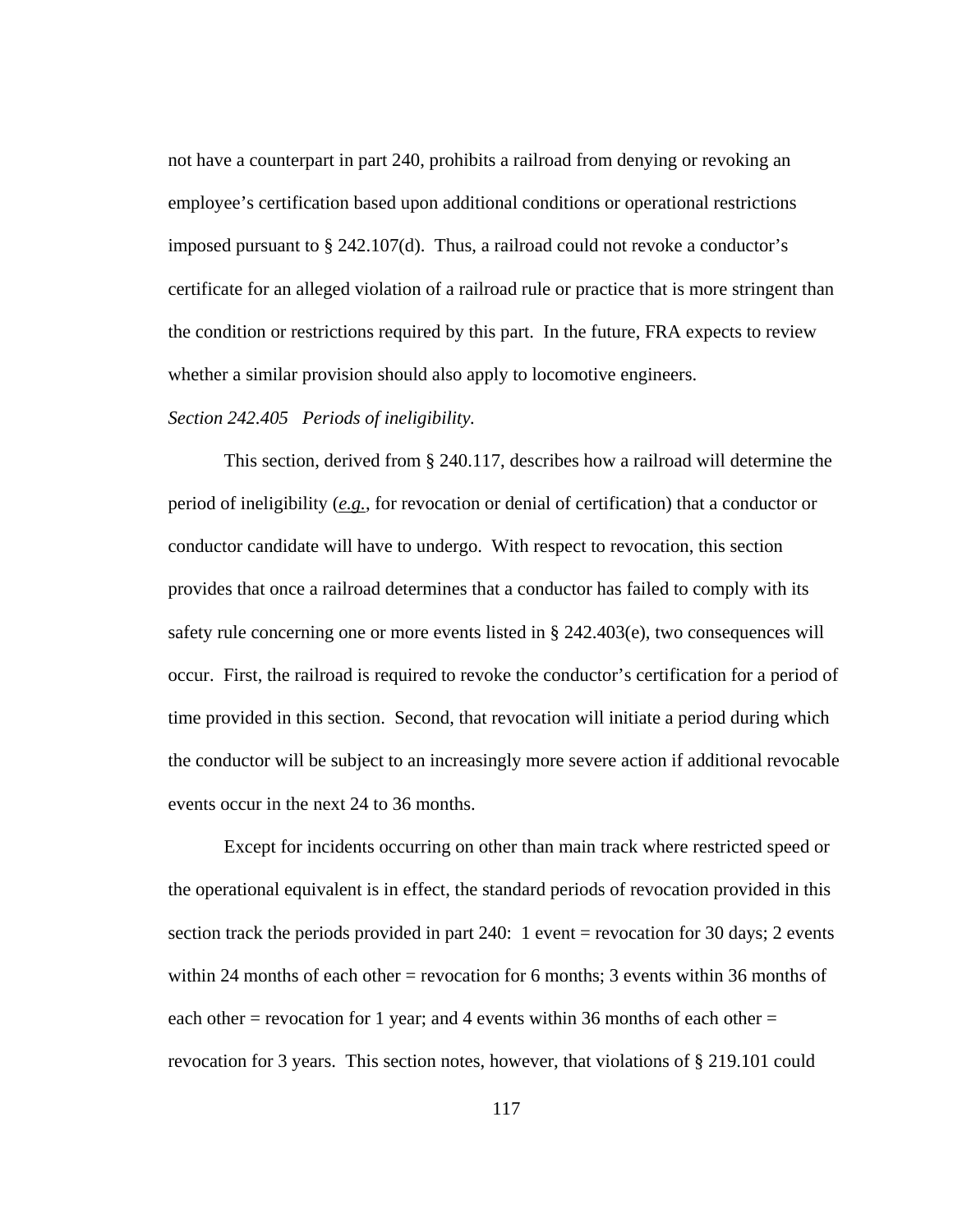not have a counterpart in part 240, prohibits a railroad from denying or revoking an employee's certification based upon additional conditions or operational restrictions imposed pursuant to § 242.107(d). Thus, a railroad could not revoke a conductor's certificate for an alleged violation of a railroad rule or practice that is more stringent than the condition or restrictions required by this part. In the future, FRA expects to review whether a similar provision should also apply to locomotive engineers.

*Section 242.405 Periods of ineligibility.*

This section, derived from § 240.117, describes how a railroad will determine the period of ineligibility (*e.g.*, for revocation or denial of certification) that a conductor or conductor candidate will have to undergo. With respect to revocation, this section provides that once a railroad determines that a conductor has failed to comply with its safety rule concerning one or more events listed in § 242.403(e), two consequences will occur. First, the railroad is required to revoke the conductor's certification for a period of time provided in this section. Second, that revocation will initiate a period during which the conductor will be subject to an increasingly more severe action if additional revocable events occur in the next 24 to 36 months.

Except for incidents occurring on other than main track where restricted speed or the operational equivalent is in effect, the standard periods of revocation provided in this section track the periods provided in part 240: 1 event = revocation for 30 days; 2 events within 24 months of each other = revocation for 6 months; 3 events within 36 months of each other = revocation for 1 year; and 4 events within 36 months of each other = revocation for 3 years. This section notes, however, that violations of § 219.101 could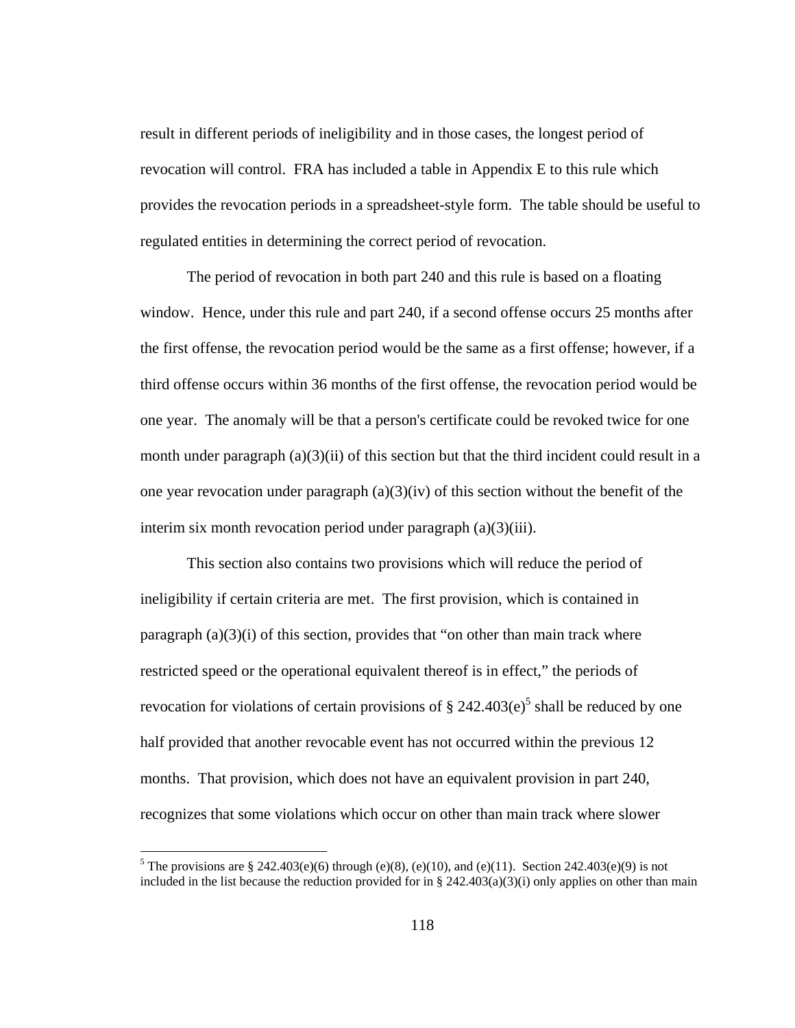result in different periods of ineligibility and in those cases, the longest period of revocation will control. FRA has included a table in Appendix E to this rule which provides the revocation periods in a spreadsheet-style form. The table should be useful to regulated entities in determining the correct period of revocation.

The period of revocation in both part 240 and this rule is based on a floating window. Hence, under this rule and part 240, if a second offense occurs 25 months after the first offense, the revocation period would be the same as a first offense; however, if a third offense occurs within 36 months of the first offense, the revocation period would be one year. The anomaly will be that a person's certificate could be revoked twice for one month under paragraph (a)(3)(ii) of this section but that the third incident could result in a one year revocation under paragraph (a)(3)(iv) of this section without the benefit of the interim six month revocation period under paragraph (a)(3)(iii).

This section also contains two provisions which will reduce the period of ineligibility if certain criteria are met. The first provision, which is contained in paragraph (a)(3)(i) of this section, provides that "on other than main track where restricted speed or the operational equivalent thereof is in effect," the periods of revocation for violations of certain provisions of § 242.403(e)[5] shall be reduced by one half provided that another revocable event has not occurred within the previous 12 months. That provision, which does not have an equivalent provision in part 240, recognizes that some violations which occur on other than main track where slower

[5] The provisions are § 242.403(e)(6) through (e)(8), (e)(10), and (e)(11). Section 242.403(e)(9) is not included in the list because the reduction provided for in § 242.403(a)(3)(i) only applies on other than main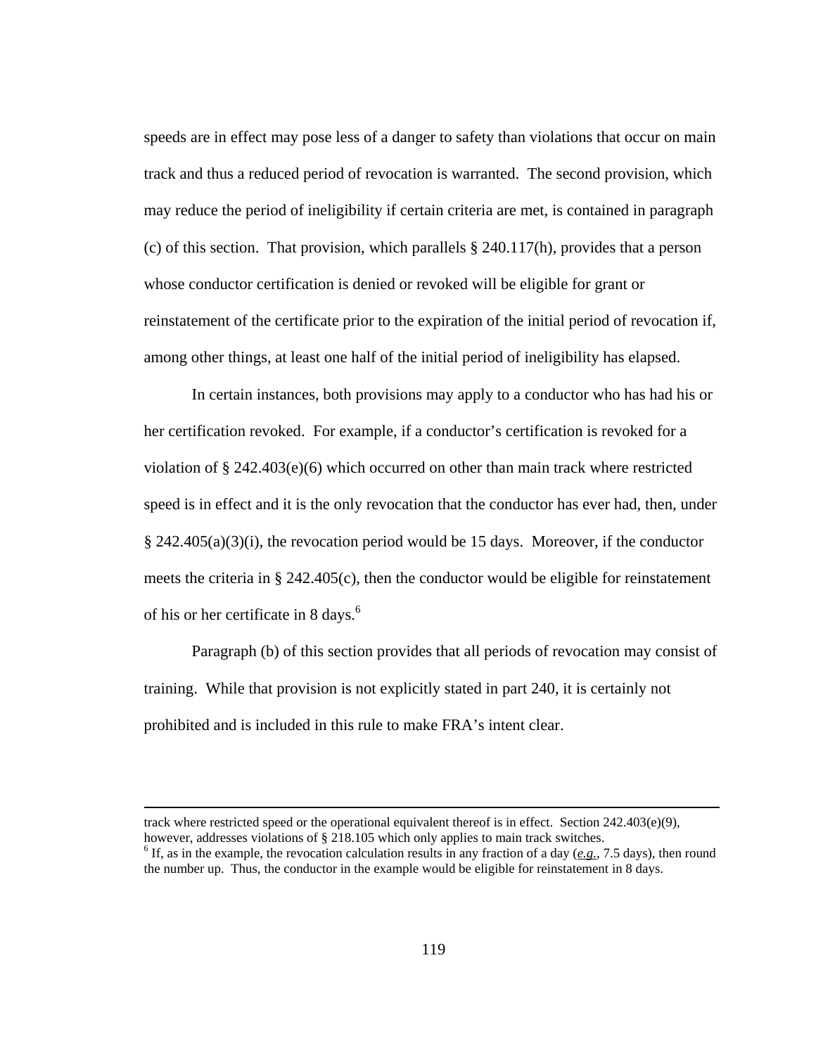speeds are in effect may pose less of a danger to safety than violations that occur on main track and thus a reduced period of revocation is warranted. The second provision, which may reduce the period of ineligibility if certain criteria are met, is contained in paragraph (c) of this section. That provision, which parallels § 240.117(h), provides that a person whose conductor certification is denied or revoked will be eligible for grant or reinstatement of the certificate prior to the expiration of the initial period of revocation if, among other things, at least one half of the initial period of ineligibility has elapsed.

In certain instances, both provisions may apply to a conductor who has had his or her certification revoked. For example, if a conductor's certification is revoked for a violation of § 242.403(e)(6) which occurred on other than main track where restricted speed is in effect and it is the only revocation that the conductor has ever had, then, under § 242.405(a)(3)(i), the revocation period would be 15 days. Moreover, if the conductor meets the criteria in § 242.405(c), then the conductor would be eligible for reinstatement of his or her certificate in 8 days.[6]

Paragraph (b) of this section provides that all periods of revocation may consist of training. While that provision is not explicitly stated in part 240, it is certainly not prohibited and is included in this rule to make FRA's intent clear.

---

track where restricted speed or the operational equivalent thereof is in effect. Section 242.403(e)(9), however, addresses violations of § 218.105 which only applies to main track switches.

[6] If, as in the example, the revocation calculation results in any fraction of a day (*e.g.*, 7.5 days), then round the number up. Thus, the conductor in the example would be eligible for reinstatement in 8 days.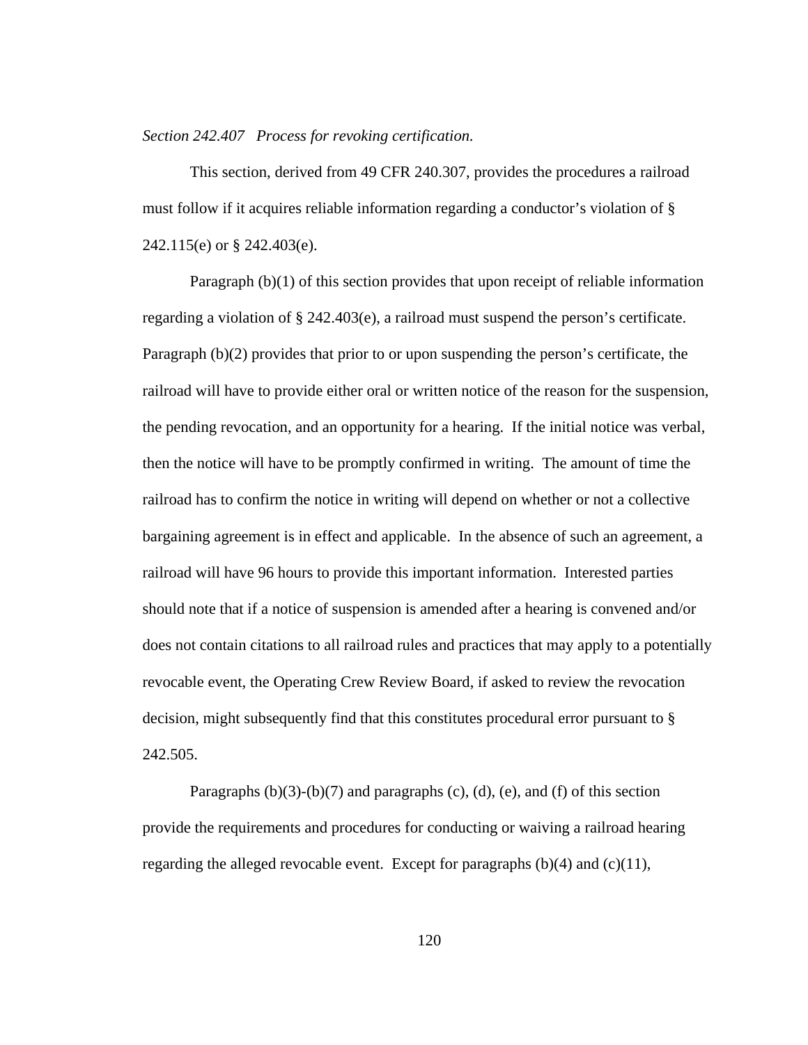*Section 242.407 Process for revoking certification.*

This section, derived from 49 CFR 240.307, provides the procedures a railroad must follow if it acquires reliable information regarding a conductor's violation of § 242.115(e) or § 242.403(e).

Paragraph (b)(1) of this section provides that upon receipt of reliable information regarding a violation of § 242.403(e), a railroad must suspend the person's certificate. Paragraph (b)(2) provides that prior to or upon suspending the person's certificate, the railroad will have to provide either oral or written notice of the reason for the suspension, the pending revocation, and an opportunity for a hearing. If the initial notice was verbal, then the notice will have to be promptly confirmed in writing. The amount of time the railroad has to confirm the notice in writing will depend on whether or not a collective bargaining agreement is in effect and applicable. In the absence of such an agreement, a railroad will have 96 hours to provide this important information. Interested parties should note that if a notice of suspension is amended after a hearing is convened and/or does not contain citations to all railroad rules and practices that may apply to a potentially revocable event, the Operating Crew Review Board, if asked to review the revocation decision, might subsequently find that this constitutes procedural error pursuant to § 242.505.

Paragraphs (b)(3)-(b)(7) and paragraphs (c), (d), (e), and (f) of this section provide the requirements and procedures for conducting or waiving a railroad hearing regarding the alleged revocable event. Except for paragraphs (b)(4) and (c)(11),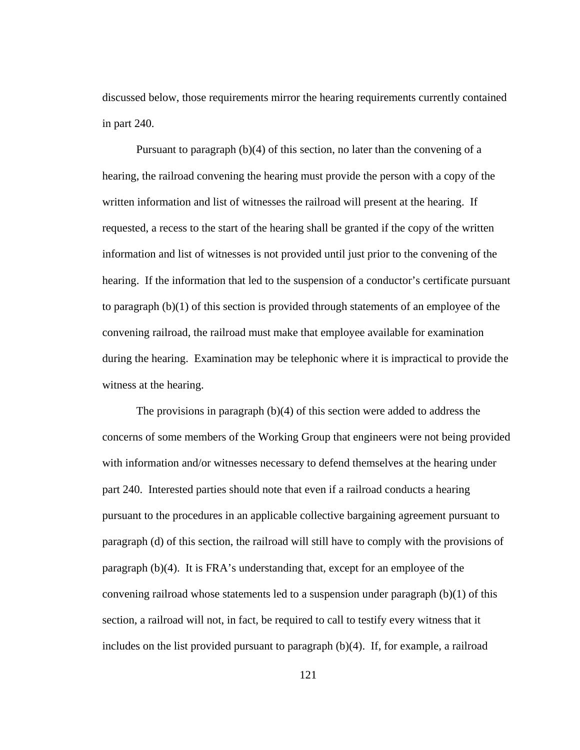discussed below, those requirements mirror the hearing requirements currently contained in part 240.

Pursuant to paragraph (b)(4) of this section, no later than the convening of a hearing, the railroad convening the hearing must provide the person with a copy of the written information and list of witnesses the railroad will present at the hearing. If requested, a recess to the start of the hearing shall be granted if the copy of the written information and list of witnesses is not provided until just prior to the convening of the hearing. If the information that led to the suspension of a conductor's certificate pursuant to paragraph (b)(1) of this section is provided through statements of an employee of the convening railroad, the railroad must make that employee available for examination during the hearing. Examination may be telephonic where it is impractical to provide the witness at the hearing.

The provisions in paragraph (b)(4) of this section were added to address the concerns of some members of the Working Group that engineers were not being provided with information and/or witnesses necessary to defend themselves at the hearing under part 240. Interested parties should note that even if a railroad conducts a hearing pursuant to the procedures in an applicable collective bargaining agreement pursuant to paragraph (d) of this section, the railroad will still have to comply with the provisions of paragraph (b)(4). It is FRA's understanding that, except for an employee of the convening railroad whose statements led to a suspension under paragraph (b)(1) of this section, a railroad will not, in fact, be required to call to testify every witness that it includes on the list provided pursuant to paragraph (b)(4). If, for example, a railroad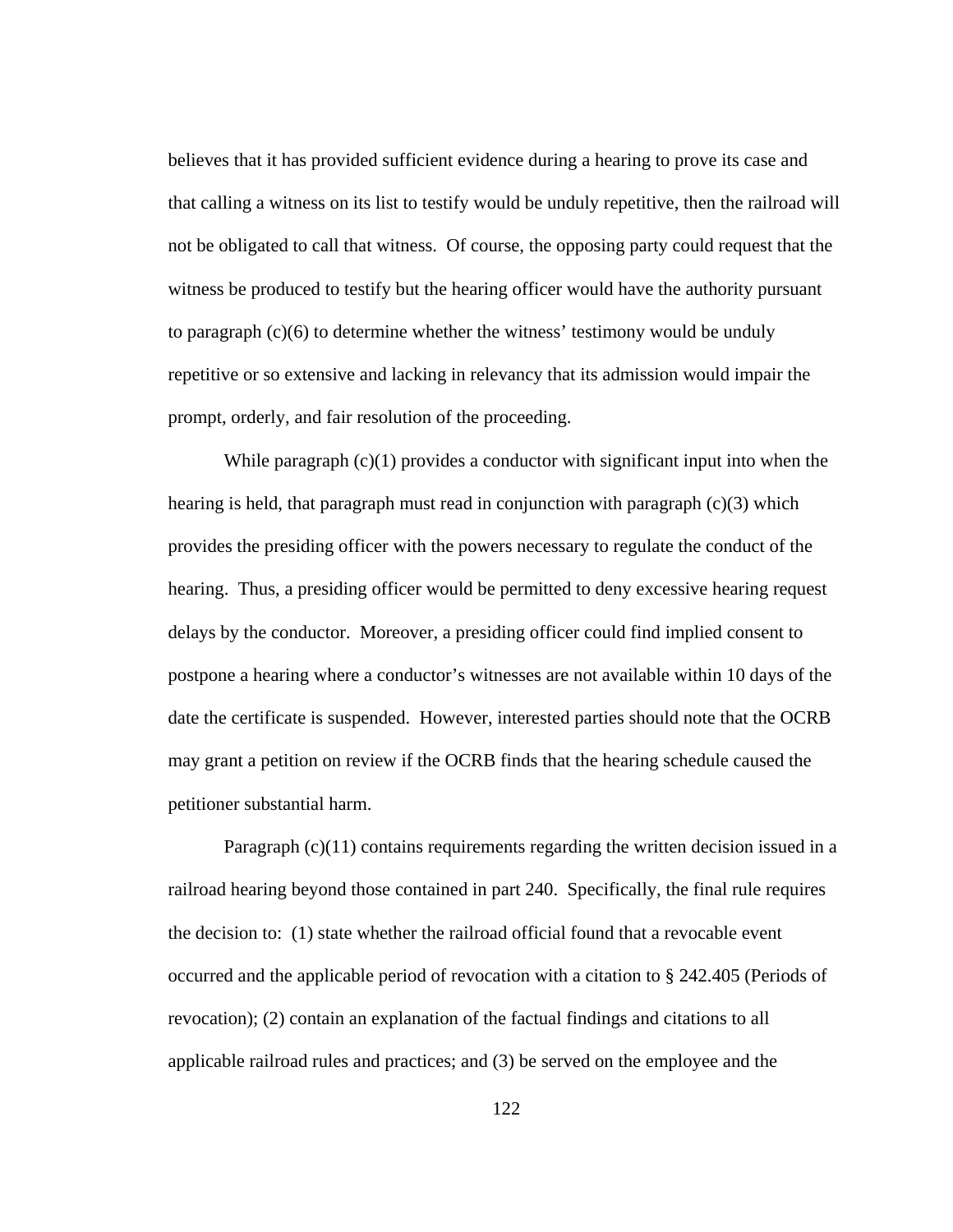believes that it has provided sufficient evidence during a hearing to prove its case and that calling a witness on its list to testify would be unduly repetitive, then the railroad will not be obligated to call that witness.  Of course, the opposing party could request that the witness be produced to testify but the hearing officer would have the authority pursuant to paragraph (c)(6) to determine whether the witness' testimony would be unduly repetitive or so extensive and lacking in relevancy that its admission would impair the prompt, orderly, and fair resolution of the proceeding.

While paragraph (c)(1) provides a conductor with significant input into when the hearing is held, that paragraph must read in conjunction with paragraph (c)(3) which provides the presiding officer with the powers necessary to regulate the conduct of the hearing.  Thus, a presiding officer would be permitted to deny excessive hearing request delays by the conductor.  Moreover, a presiding officer could find implied consent to postpone a hearing where a conductor's witnesses are not available within 10 days of the date the certificate is suspended.  However, interested parties should note that the OCRB may grant a petition on review if the OCRB finds that the hearing schedule caused the petitioner substantial harm.

Paragraph (c)(11) contains requirements regarding the written decision issued in a railroad hearing beyond those contained in part 240.  Specifically, the final rule requires the decision to:  (1) state whether the railroad official found that a revocable event occurred and the applicable period of revocation with a citation to § 242.405 (Periods of revocation); (2) contain an explanation of the factual findings and citations to all applicable railroad rules and practices; and (3) be served on the employee and the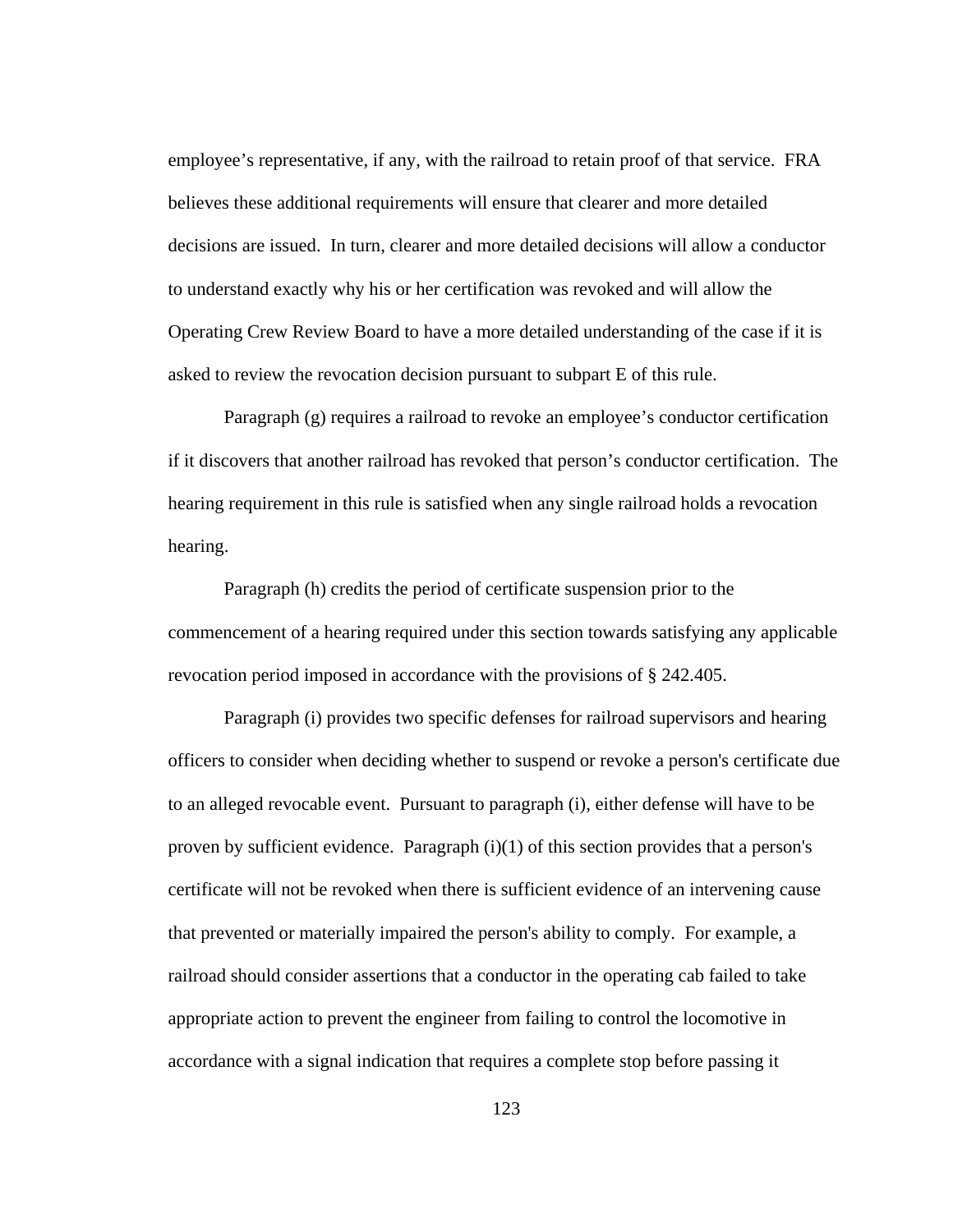employee's representative, if any, with the railroad to retain proof of that service. FRA believes these additional requirements will ensure that clearer and more detailed decisions are issued. In turn, clearer and more detailed decisions will allow a conductor to understand exactly why his or her certification was revoked and will allow the Operating Crew Review Board to have a more detailed understanding of the case if it is asked to review the revocation decision pursuant to subpart E of this rule.

Paragraph (g) requires a railroad to revoke an employee's conductor certification if it discovers that another railroad has revoked that person's conductor certification. The hearing requirement in this rule is satisfied when any single railroad holds a revocation hearing.

Paragraph (h) credits the period of certificate suspension prior to the commencement of a hearing required under this section towards satisfying any applicable revocation period imposed in accordance with the provisions of § 242.405.

Paragraph (i) provides two specific defenses for railroad supervisors and hearing officers to consider when deciding whether to suspend or revoke a person's certificate due to an alleged revocable event. Pursuant to paragraph (i), either defense will have to be proven by sufficient evidence. Paragraph (i)(1) of this section provides that a person's certificate will not be revoked when there is sufficient evidence of an intervening cause that prevented or materially impaired the person's ability to comply. For example, a railroad should consider assertions that a conductor in the operating cab failed to take appropriate action to prevent the engineer from failing to control the locomotive in accordance with a signal indication that requires a complete stop before passing it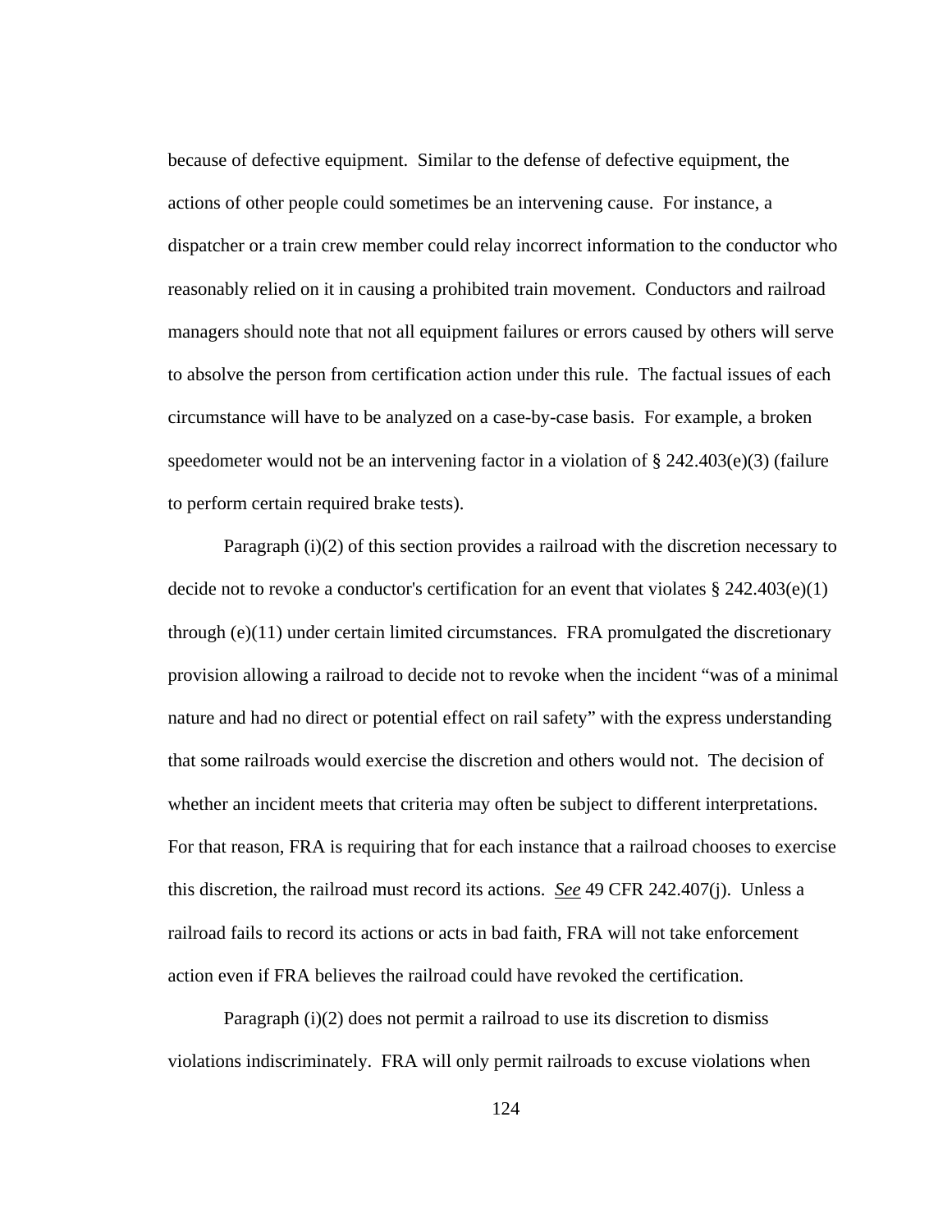because of defective equipment.  Similar to the defense of defective equipment, the actions of other people could sometimes be an intervening cause.  For instance, a dispatcher or a train crew member could relay incorrect information to the conductor who reasonably relied on it in causing a prohibited train movement.  Conductors and railroad managers should note that not all equipment failures or errors caused by others will serve to absolve the person from certification action under this rule.  The factual issues of each circumstance will have to be analyzed on a case-by-case basis.  For example, a broken speedometer would not be an intervening factor in a violation of § 242.403(e)(3) (failure to perform certain required brake tests).

Paragraph (i)(2) of this section provides a railroad with the discretion necessary to decide not to revoke a conductor's certification for an event that violates § 242.403(e)(1) through (e)(11) under certain limited circumstances.  FRA promulgated the discretionary provision allowing a railroad to decide not to revoke when the incident "was of a minimal nature and had no direct or potential effect on rail safety" with the express understanding that some railroads would exercise the discretion and others would not.  The decision of whether an incident meets that criteria may often be subject to different interpretations.  For that reason, FRA is requiring that for each instance that a railroad chooses to exercise this discretion, the railroad must record its actions.  *See* 49 CFR 242.407(j).  Unless a railroad fails to record its actions or acts in bad faith, FRA will not take enforcement action even if FRA believes the railroad could have revoked the certification.

Paragraph (i)(2) does not permit a railroad to use its discretion to dismiss violations indiscriminately.  FRA will only permit railroads to excuse violations when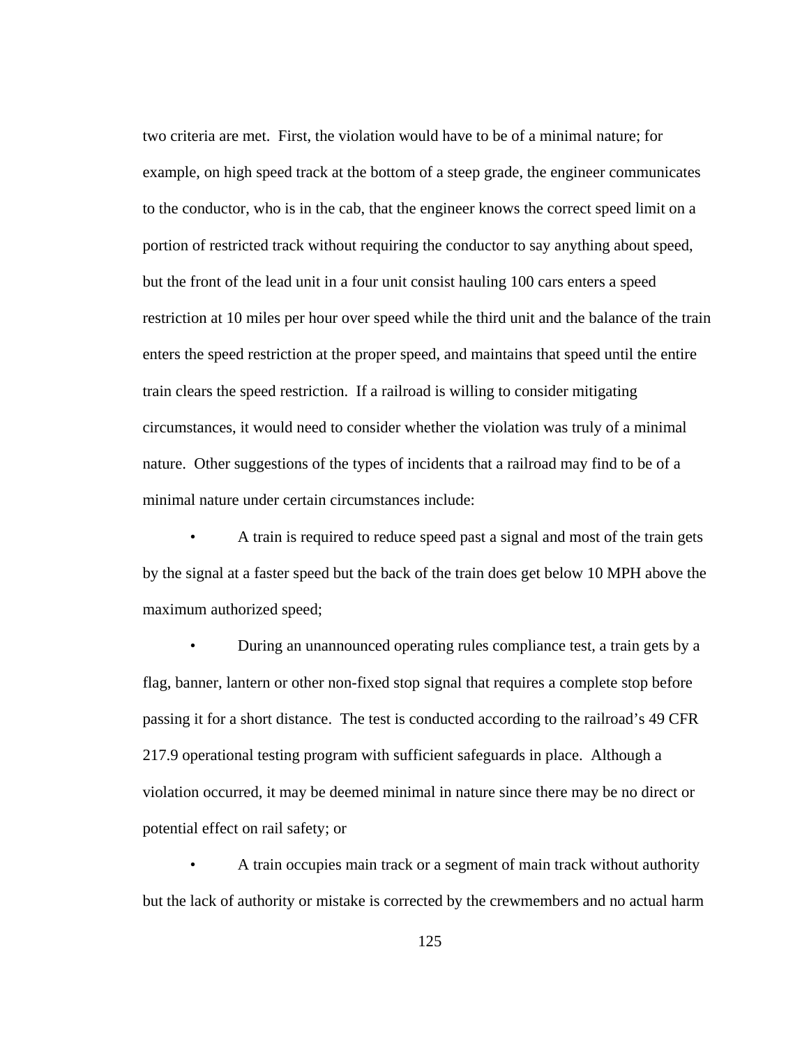two criteria are met. First, the violation would have to be of a minimal nature; for example, on high speed track at the bottom of a steep grade, the engineer communicates to the conductor, who is in the cab, that the engineer knows the correct speed limit on a portion of restricted track without requiring the conductor to say anything about speed, but the front of the lead unit in a four unit consist hauling 100 cars enters a speed restriction at 10 miles per hour over speed while the third unit and the balance of the train enters the speed restriction at the proper speed, and maintains that speed until the entire train clears the speed restriction. If a railroad is willing to consider mitigating circumstances, it would need to consider whether the violation was truly of a minimal nature. Other suggestions of the types of incidents that a railroad may find to be of a minimal nature under certain circumstances include:

- A train is required to reduce speed past a signal and most of the train gets by the signal at a faster speed but the back of the train does get below 10 MPH above the maximum authorized speed;

- During an unannounced operating rules compliance test, a train gets by a flag, banner, lantern or other non-fixed stop signal that requires a complete stop before passing it for a short distance. The test is conducted according to the railroad's 49 CFR 217.9 operational testing program with sufficient safeguards in place. Although a violation occurred, it may be deemed minimal in nature since there may be no direct or potential effect on rail safety; or

- A train occupies main track or a segment of main track without authority but the lack of authority or mistake is corrected by the crewmembers and no actual harm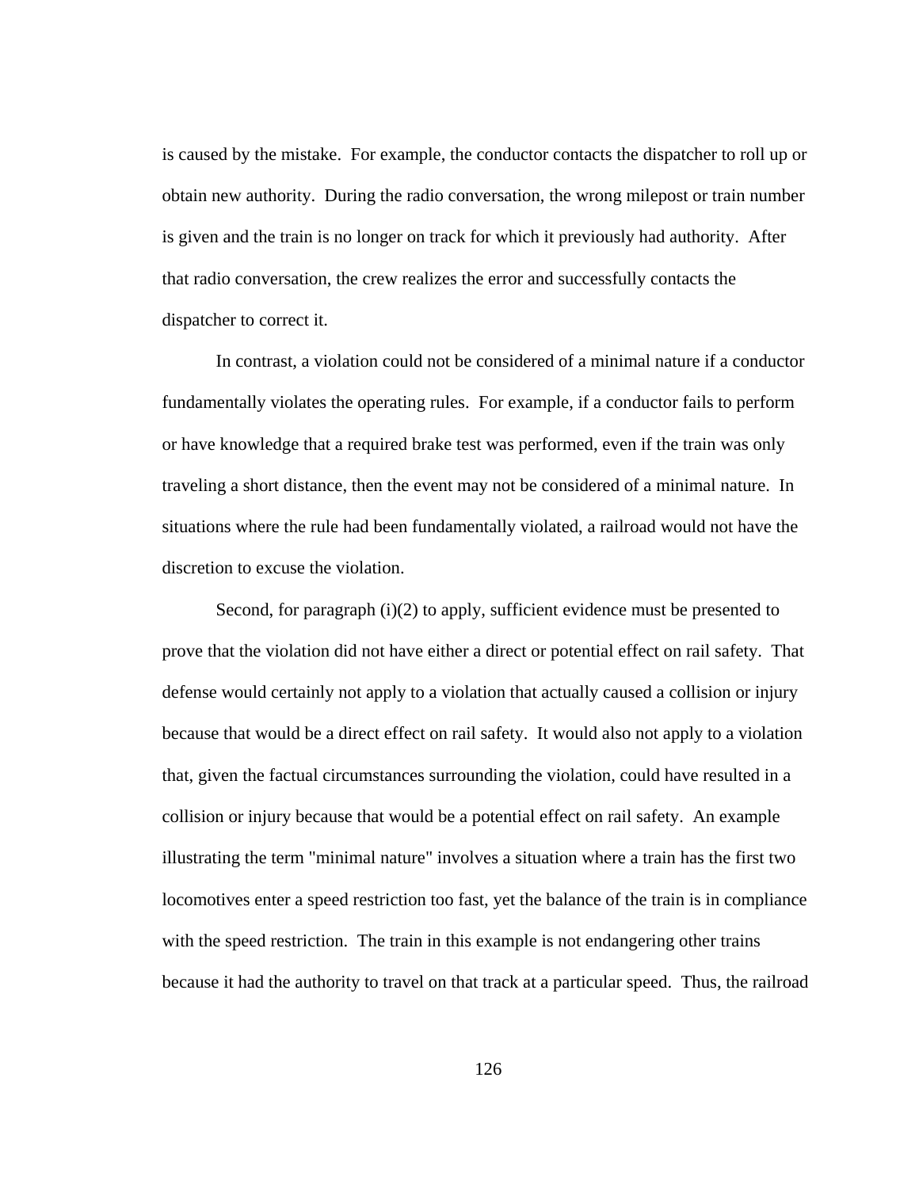is caused by the mistake. For example, the conductor contacts the dispatcher to roll up or obtain new authority. During the radio conversation, the wrong milepost or train number is given and the train is no longer on track for which it previously had authority. After that radio conversation, the crew realizes the error and successfully contacts the dispatcher to correct it.

In contrast, a violation could not be considered of a minimal nature if a conductor fundamentally violates the operating rules. For example, if a conductor fails to perform or have knowledge that a required brake test was performed, even if the train was only traveling a short distance, then the event may not be considered of a minimal nature. In situations where the rule had been fundamentally violated, a railroad would not have the discretion to excuse the violation.

Second, for paragraph (i)(2) to apply, sufficient evidence must be presented to prove that the violation did not have either a direct or potential effect on rail safety. That defense would certainly not apply to a violation that actually caused a collision or injury because that would be a direct effect on rail safety. It would also not apply to a violation that, given the factual circumstances surrounding the violation, could have resulted in a collision or injury because that would be a potential effect on rail safety. An example illustrating the term "minimal nature" involves a situation where a train has the first two locomotives enter a speed restriction too fast, yet the balance of the train is in compliance with the speed restriction. The train in this example is not endangering other trains because it had the authority to travel on that track at a particular speed. Thus, the railroad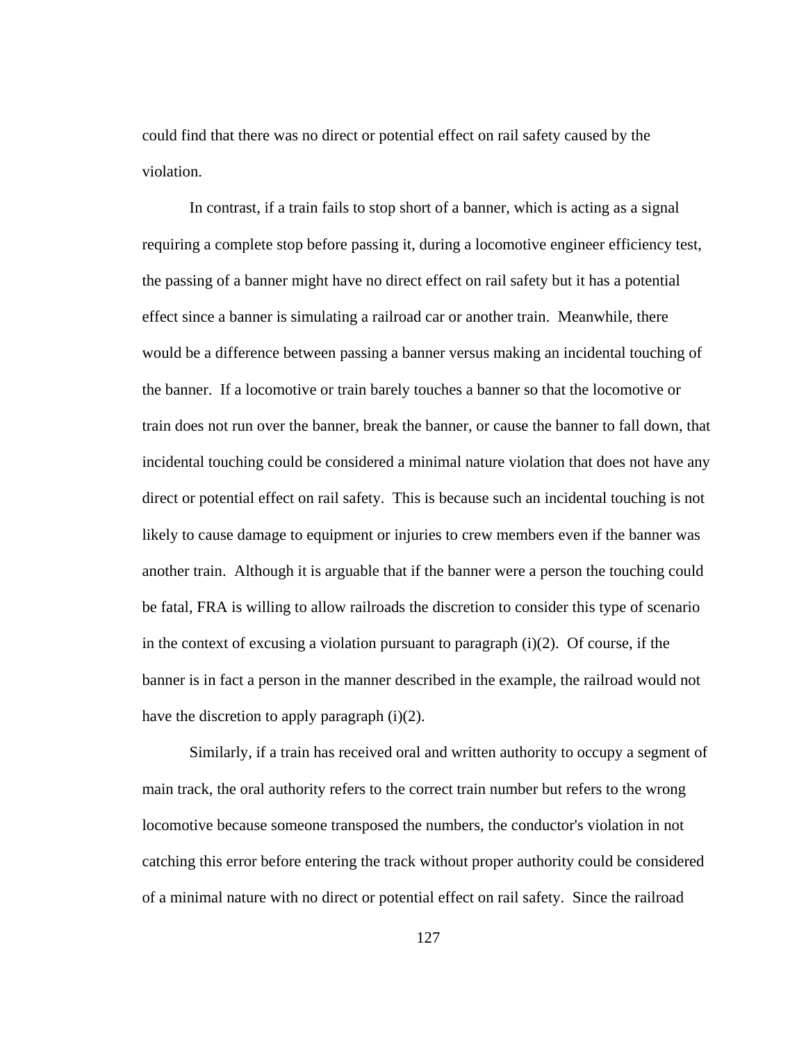could find that there was no direct or potential effect on rail safety caused by the violation.

In contrast, if a train fails to stop short of a banner, which is acting as a signal requiring a complete stop before passing it, during a locomotive engineer efficiency test, the passing of a banner might have no direct effect on rail safety but it has a potential effect since a banner is simulating a railroad car or another train. Meanwhile, there would be a difference between passing a banner versus making an incidental touching of the banner. If a locomotive or train barely touches a banner so that the locomotive or train does not run over the banner, break the banner, or cause the banner to fall down, that incidental touching could be considered a minimal nature violation that does not have any direct or potential effect on rail safety. This is because such an incidental touching is not likely to cause damage to equipment or injuries to crew members even if the banner was another train. Although it is arguable that if the banner were a person the touching could be fatal, FRA is willing to allow railroads the discretion to consider this type of scenario in the context of excusing a violation pursuant to paragraph (i)(2). Of course, if the banner is in fact a person in the manner described in the example, the railroad would not have the discretion to apply paragraph (i)(2).

Similarly, if a train has received oral and written authority to occupy a segment of main track, the oral authority refers to the correct train number but refers to the wrong locomotive because someone transposed the numbers, the conductor's violation in not catching this error before entering the track without proper authority could be considered of a minimal nature with no direct or potential effect on rail safety. Since the railroad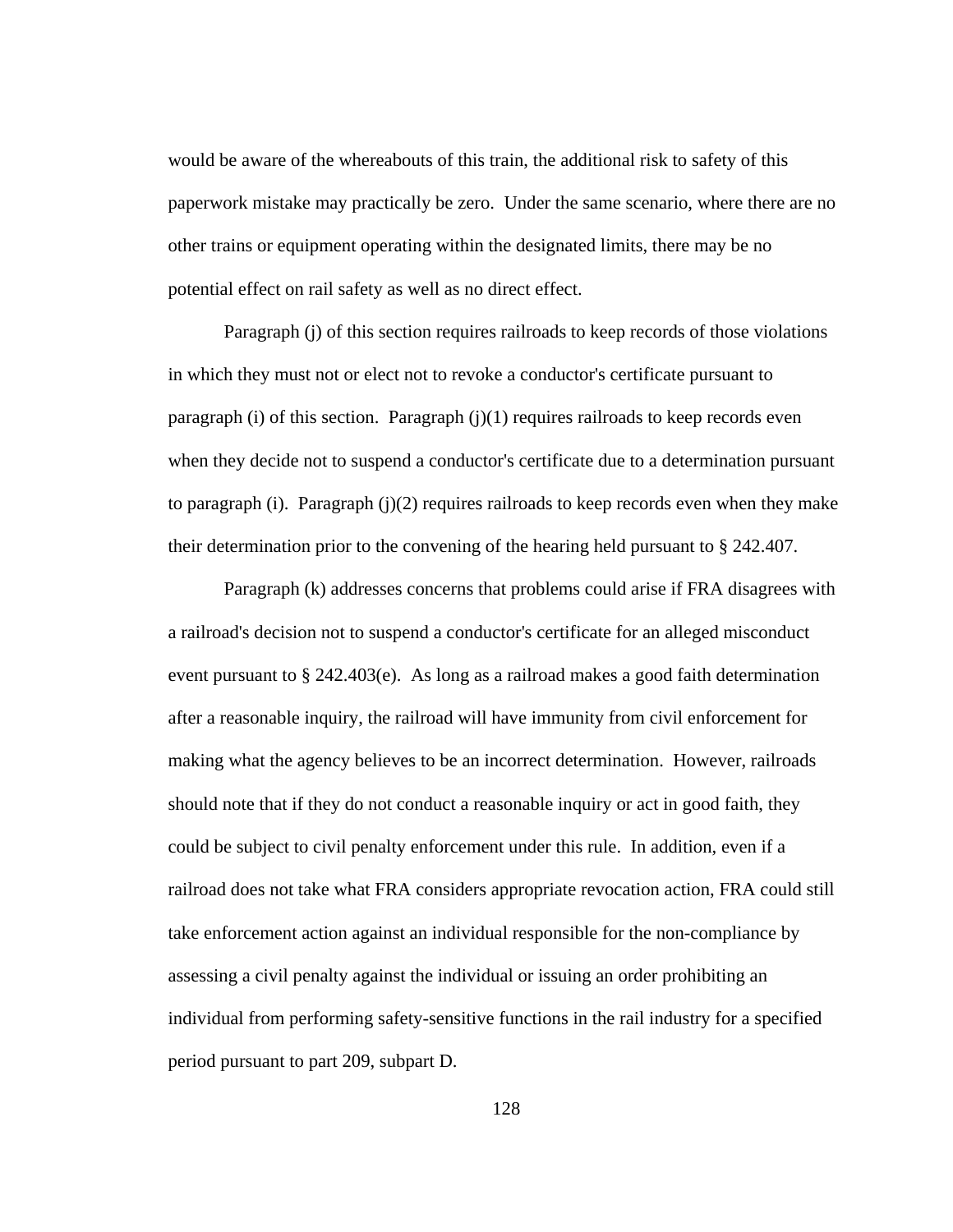would be aware of the whereabouts of this train, the additional risk to safety of this paperwork mistake may practically be zero. Under the same scenario, where there are no other trains or equipment operating within the designated limits, there may be no potential effect on rail safety as well as no direct effect.

Paragraph (j) of this section requires railroads to keep records of those violations in which they must not or elect not to revoke a conductor's certificate pursuant to paragraph (i) of this section. Paragraph (j)(1) requires railroads to keep records even when they decide not to suspend a conductor's certificate due to a determination pursuant to paragraph (i). Paragraph (j)(2) requires railroads to keep records even when they make their determination prior to the convening of the hearing held pursuant to § 242.407.

Paragraph (k) addresses concerns that problems could arise if FRA disagrees with a railroad's decision not to suspend a conductor's certificate for an alleged misconduct event pursuant to § 242.403(e). As long as a railroad makes a good faith determination after a reasonable inquiry, the railroad will have immunity from civil enforcement for making what the agency believes to be an incorrect determination. However, railroads should note that if they do not conduct a reasonable inquiry or act in good faith, they could be subject to civil penalty enforcement under this rule. In addition, even if a railroad does not take what FRA considers appropriate revocation action, FRA could still take enforcement action against an individual responsible for the non-compliance by assessing a civil penalty against the individual or issuing an order prohibiting an individual from performing safety-sensitive functions in the rail industry for a specified period pursuant to part 209, subpart D.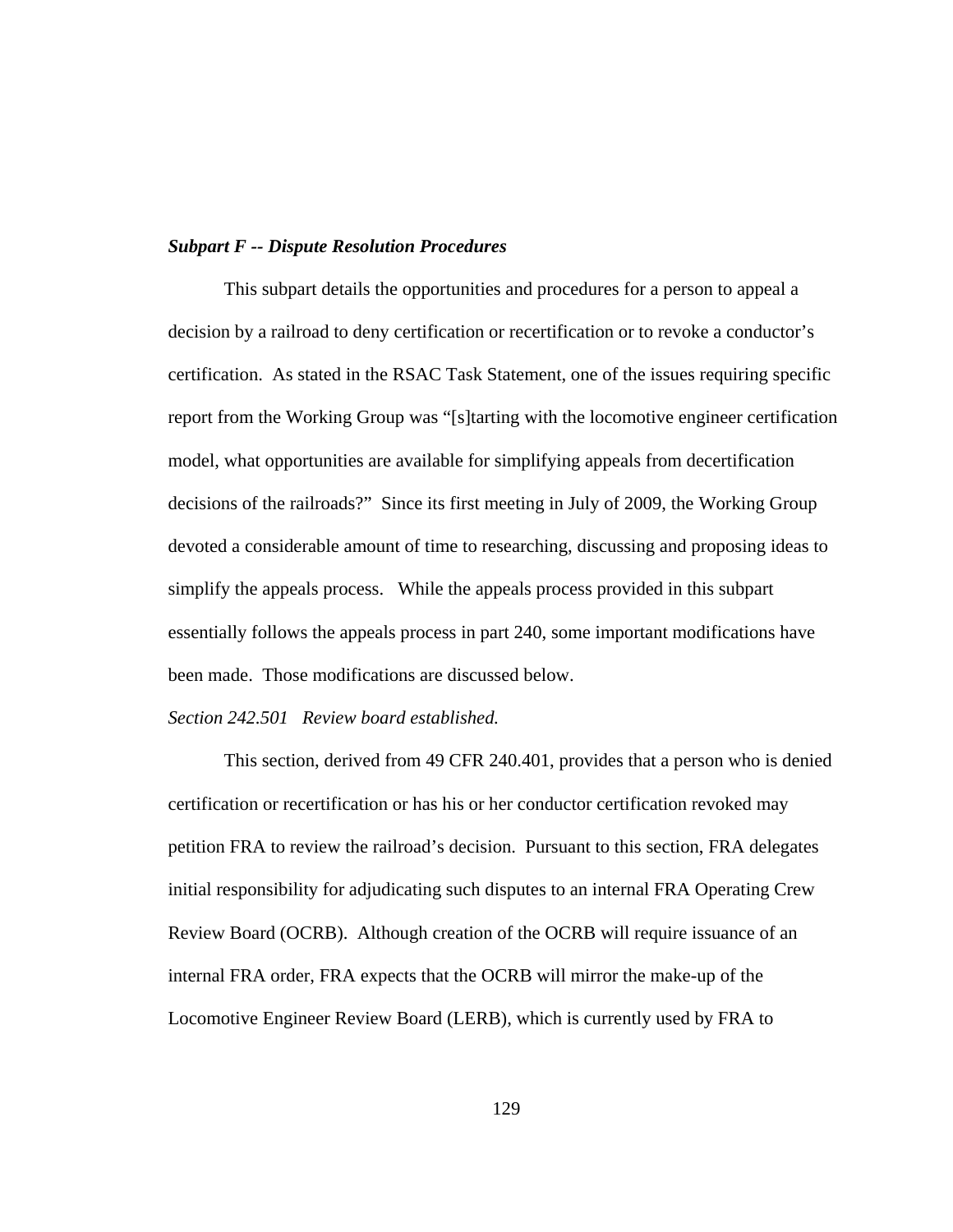***Subpart F -- Dispute Resolution Procedures***

This subpart details the opportunities and procedures for a person to appeal a decision by a railroad to deny certification or recertification or to revoke a conductor's certification. As stated in the RSAC Task Statement, one of the issues requiring specific report from the Working Group was "[s]tarting with the locomotive engineer certification model, what opportunities are available for simplifying appeals from decertification decisions of the railroads?" Since its first meeting in July of 2009, the Working Group devoted a considerable amount of time to researching, discussing and proposing ideas to simplify the appeals process. While the appeals process provided in this subpart essentially follows the appeals process in part 240, some important modifications have been made. Those modifications are discussed below.

*Section 242.501 Review board established.*

This section, derived from 49 CFR 240.401, provides that a person who is denied certification or recertification or has his or her conductor certification revoked may petition FRA to review the railroad's decision. Pursuant to this section, FRA delegates initial responsibility for adjudicating such disputes to an internal FRA Operating Crew Review Board (OCRB). Although creation of the OCRB will require issuance of an internal FRA order, FRA expects that the OCRB will mirror the make-up of the Locomotive Engineer Review Board (LERB), which is currently used by FRA to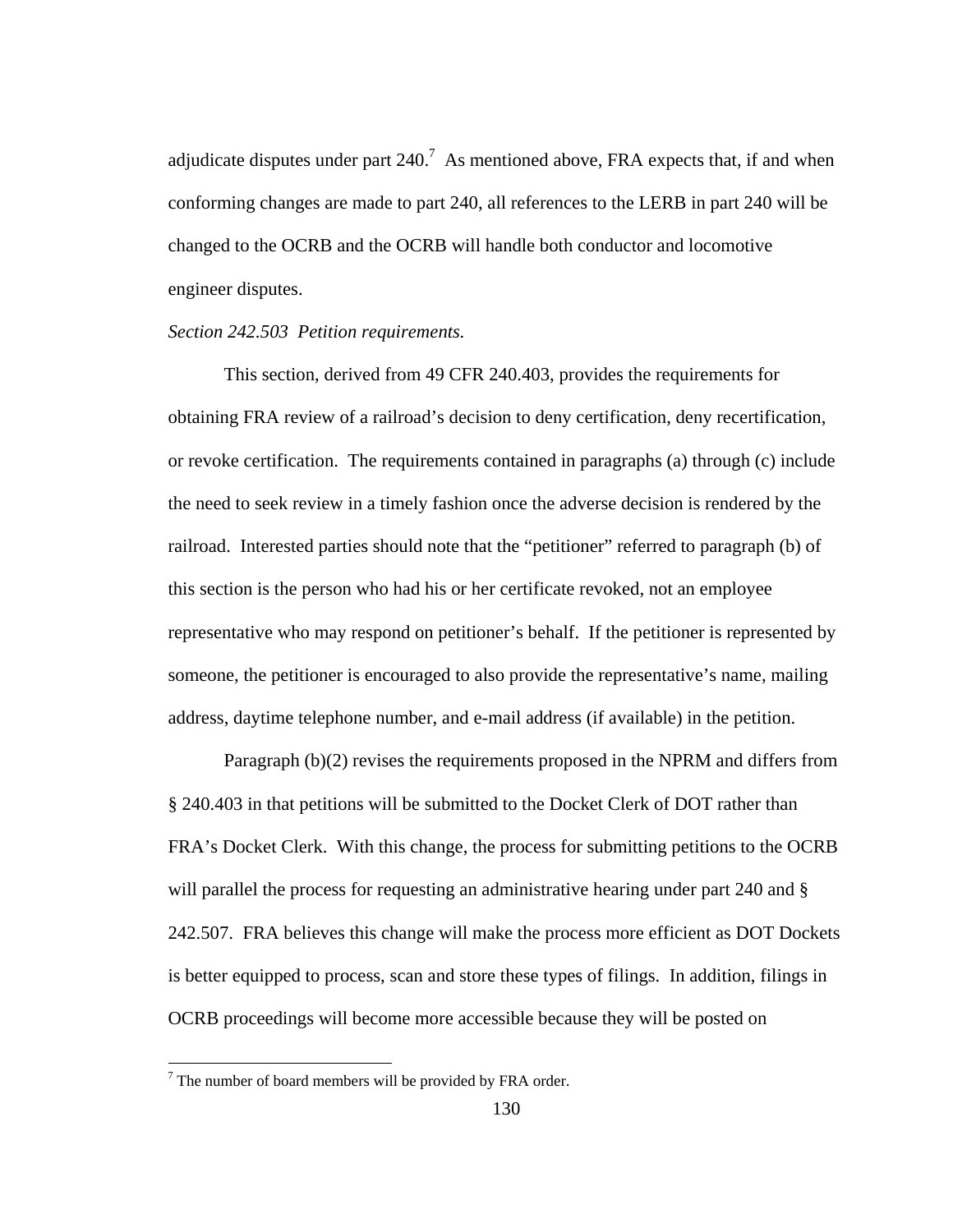adjudicate disputes under part 240.[7] As mentioned above, FRA expects that, if and when conforming changes are made to part 240, all references to the LERB in part 240 will be changed to the OCRB and the OCRB will handle both conductor and locomotive engineer disputes.

*Section 242.503 Petition requirements.*

This section, derived from 49 CFR 240.403, provides the requirements for obtaining FRA review of a railroad's decision to deny certification, deny recertification, or revoke certification. The requirements contained in paragraphs (a) through (c) include the need to seek review in a timely fashion once the adverse decision is rendered by the railroad. Interested parties should note that the "petitioner" referred to paragraph (b) of this section is the person who had his or her certificate revoked, not an employee representative who may respond on petitioner's behalf. If the petitioner is represented by someone, the petitioner is encouraged to also provide the representative's name, mailing address, daytime telephone number, and e-mail address (if available) in the petition.

Paragraph (b)(2) revises the requirements proposed in the NPRM and differs from § 240.403 in that petitions will be submitted to the Docket Clerk of DOT rather than FRA's Docket Clerk. With this change, the process for submitting petitions to the OCRB will parallel the process for requesting an administrative hearing under part 240 and § 242.507. FRA believes this change will make the process more efficient as DOT Dockets is better equipped to process, scan and store these types of filings. In addition, filings in OCRB proceedings will become more accessible because they will be posted on

[7] The number of board members will be provided by FRA order.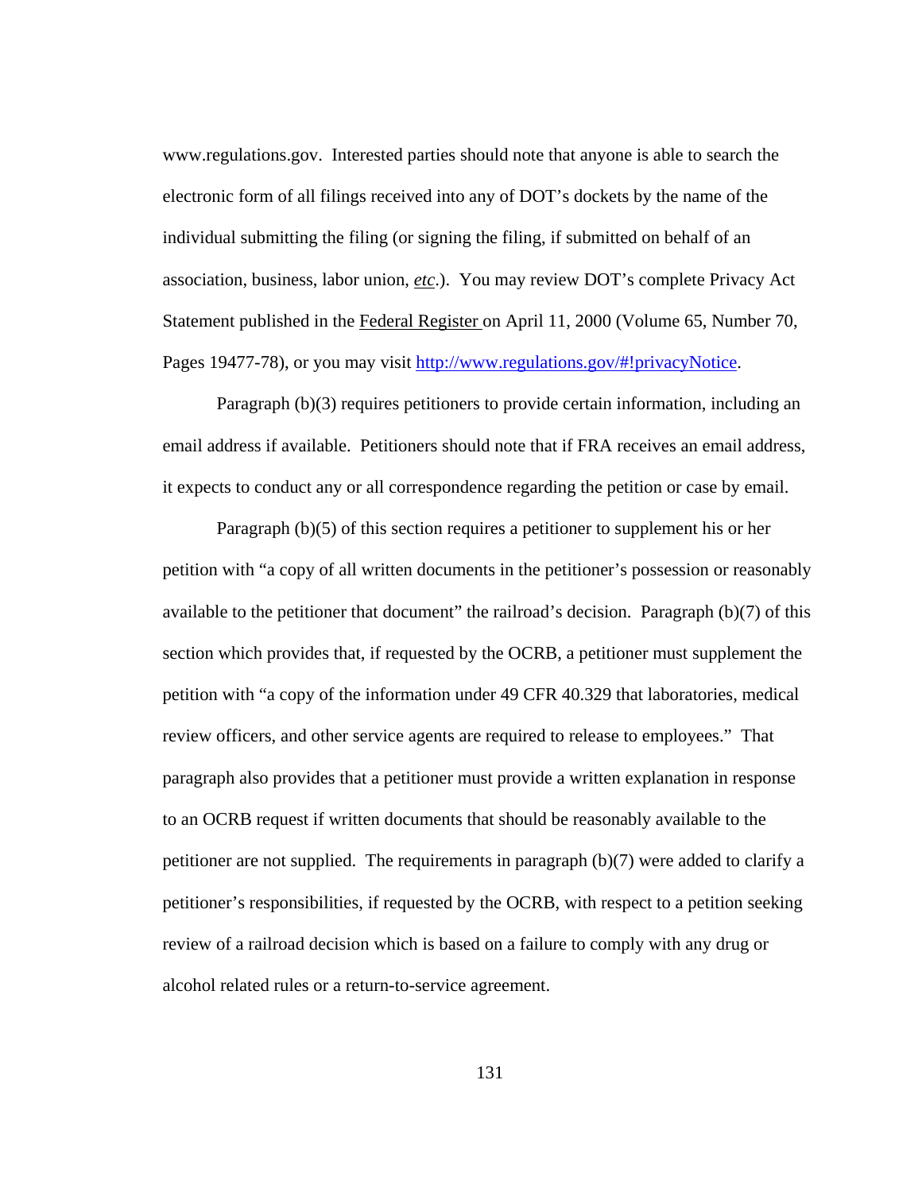www.regulations.gov. Interested parties should note that anyone is able to search the electronic form of all filings received into any of DOT's dockets by the name of the individual submitting the filing (or signing the filing, if submitted on behalf of an association, business, labor union, *etc*.). You may review DOT's complete Privacy Act Statement published in the Federal Register on April 11, 2000 (Volume 65, Number 70, Pages 19477-78), or you may visit http://www.regulations.gov/#!privacyNotice.

Paragraph (b)(3) requires petitioners to provide certain information, including an email address if available. Petitioners should note that if FRA receives an email address, it expects to conduct any or all correspondence regarding the petition or case by email.

Paragraph (b)(5) of this section requires a petitioner to supplement his or her petition with "a copy of all written documents in the petitioner's possession or reasonably available to the petitioner that document" the railroad's decision. Paragraph (b)(7) of this section which provides that, if requested by the OCRB, a petitioner must supplement the petition with "a copy of the information under 49 CFR 40.329 that laboratories, medical review officers, and other service agents are required to release to employees." That paragraph also provides that a petitioner must provide a written explanation in response to an OCRB request if written documents that should be reasonably available to the petitioner are not supplied. The requirements in paragraph (b)(7) were added to clarify a petitioner's responsibilities, if requested by the OCRB, with respect to a petition seeking review of a railroad decision which is based on a failure to comply with any drug or alcohol related rules or a return-to-service agreement.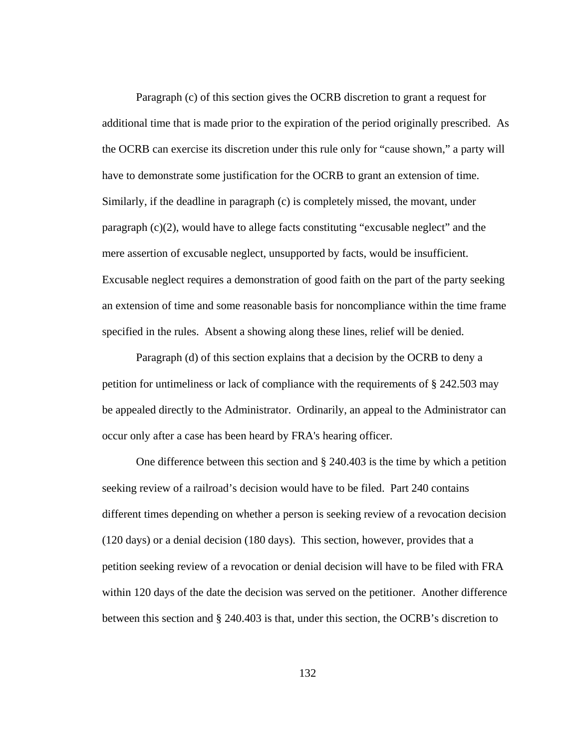Paragraph (c) of this section gives the OCRB discretion to grant a request for additional time that is made prior to the expiration of the period originally prescribed. As the OCRB can exercise its discretion under this rule only for "cause shown," a party will have to demonstrate some justification for the OCRB to grant an extension of time. Similarly, if the deadline in paragraph (c) is completely missed, the movant, under paragraph (c)(2), would have to allege facts constituting "excusable neglect" and the mere assertion of excusable neglect, unsupported by facts, would be insufficient. Excusable neglect requires a demonstration of good faith on the part of the party seeking an extension of time and some reasonable basis for noncompliance within the time frame specified in the rules. Absent a showing along these lines, relief will be denied.

Paragraph (d) of this section explains that a decision by the OCRB to deny a petition for untimeliness or lack of compliance with the requirements of § 242.503 may be appealed directly to the Administrator. Ordinarily, an appeal to the Administrator can occur only after a case has been heard by FRA's hearing officer.

One difference between this section and § 240.403 is the time by which a petition seeking review of a railroad's decision would have to be filed. Part 240 contains different times depending on whether a person is seeking review of a revocation decision (120 days) or a denial decision (180 days). This section, however, provides that a petition seeking review of a revocation or denial decision will have to be filed with FRA within 120 days of the date the decision was served on the petitioner. Another difference between this section and § 240.403 is that, under this section, the OCRB's discretion to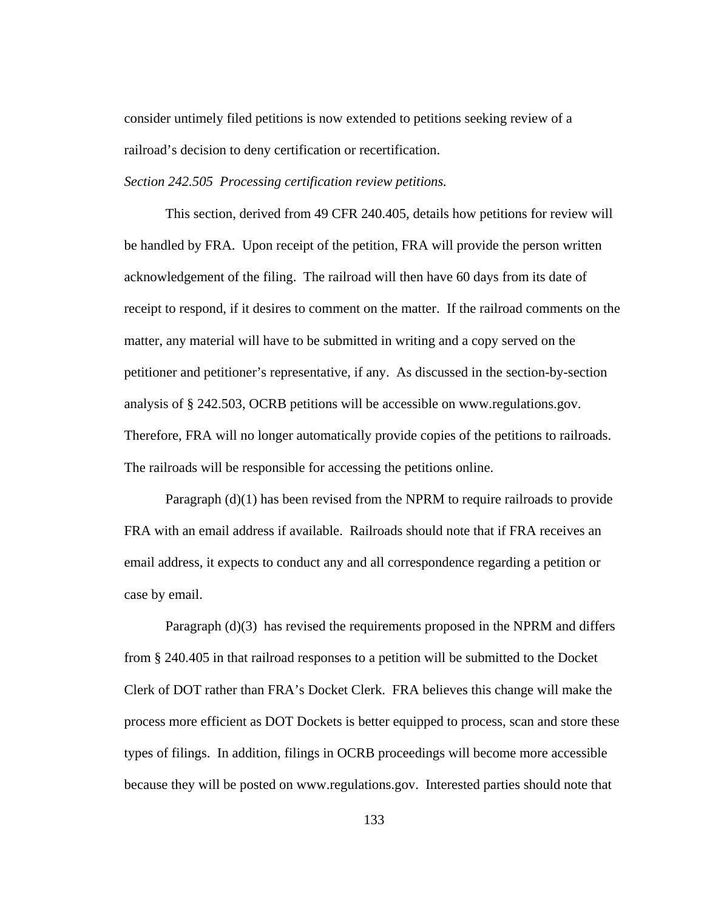consider untimely filed petitions is now extended to petitions seeking review of a railroad's decision to deny certification or recertification.

*Section 242.505 Processing certification review petitions.*

This section, derived from 49 CFR 240.405, details how petitions for review will be handled by FRA. Upon receipt of the petition, FRA will provide the person written acknowledgement of the filing. The railroad will then have 60 days from its date of receipt to respond, if it desires to comment on the matter. If the railroad comments on the matter, any material will have to be submitted in writing and a copy served on the petitioner and petitioner's representative, if any. As discussed in the section-by-section analysis of § 242.503, OCRB petitions will be accessible on www.regulations.gov. Therefore, FRA will no longer automatically provide copies of the petitions to railroads. The railroads will be responsible for accessing the petitions online.

Paragraph (d)(1) has been revised from the NPRM to require railroads to provide FRA with an email address if available. Railroads should note that if FRA receives an email address, it expects to conduct any and all correspondence regarding a petition or case by email.

Paragraph (d)(3) has revised the requirements proposed in the NPRM and differs from § 240.405 in that railroad responses to a petition will be submitted to the Docket Clerk of DOT rather than FRA's Docket Clerk. FRA believes this change will make the process more efficient as DOT Dockets is better equipped to process, scan and store these types of filings. In addition, filings in OCRB proceedings will become more accessible because they will be posted on www.regulations.gov. Interested parties should note that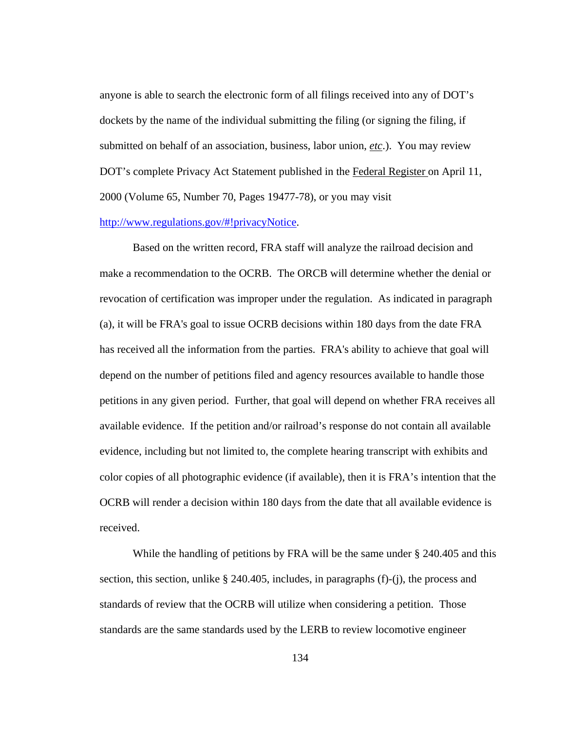anyone is able to search the electronic form of all filings received into any of DOT's dockets by the name of the individual submitting the filing (or signing the filing, if submitted on behalf of an association, business, labor union, *etc*.). You may review DOT's complete Privacy Act Statement published in the Federal Register on April 11, 2000 (Volume 65, Number 70, Pages 19477-78), or you may visit http://www.regulations.gov/#!privacyNotice.

Based on the written record, FRA staff will analyze the railroad decision and make a recommendation to the OCRB. The ORCB will determine whether the denial or revocation of certification was improper under the regulation. As indicated in paragraph (a), it will be FRA's goal to issue OCRB decisions within 180 days from the date FRA has received all the information from the parties. FRA's ability to achieve that goal will depend on the number of petitions filed and agency resources available to handle those petitions in any given period. Further, that goal will depend on whether FRA receives all available evidence. If the petition and/or railroad's response do not contain all available evidence, including but not limited to, the complete hearing transcript with exhibits and color copies of all photographic evidence (if available), then it is FRA's intention that the OCRB will render a decision within 180 days from the date that all available evidence is received.

While the handling of petitions by FRA will be the same under § 240.405 and this section, this section, unlike § 240.405, includes, in paragraphs (f)-(j), the process and standards of review that the OCRB will utilize when considering a petition. Those standards are the same standards used by the LERB to review locomotive engineer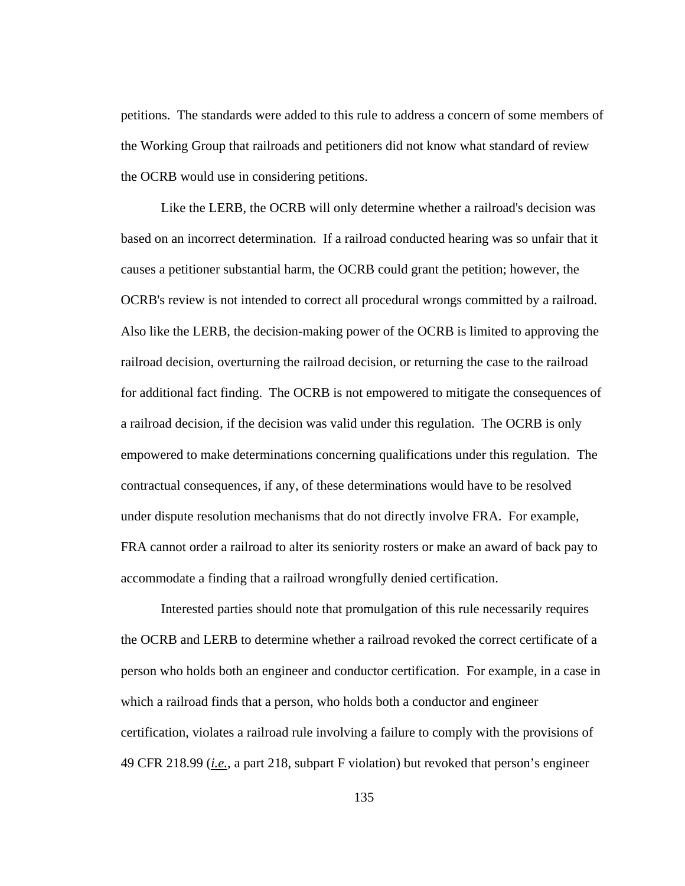petitions. The standards were added to this rule to address a concern of some members of the Working Group that railroads and petitioners did not know what standard of review the OCRB would use in considering petitions.

Like the LERB, the OCRB will only determine whether a railroad's decision was based on an incorrect determination. If a railroad conducted hearing was so unfair that it causes a petitioner substantial harm, the OCRB could grant the petition; however, the OCRB's review is not intended to correct all procedural wrongs committed by a railroad. Also like the LERB, the decision-making power of the OCRB is limited to approving the railroad decision, overturning the railroad decision, or returning the case to the railroad for additional fact finding. The OCRB is not empowered to mitigate the consequences of a railroad decision, if the decision was valid under this regulation. The OCRB is only empowered to make determinations concerning qualifications under this regulation. The contractual consequences, if any, of these determinations would have to be resolved under dispute resolution mechanisms that do not directly involve FRA. For example, FRA cannot order a railroad to alter its seniority rosters or make an award of back pay to accommodate a finding that a railroad wrongfully denied certification.

Interested parties should note that promulgation of this rule necessarily requires the OCRB and LERB to determine whether a railroad revoked the correct certificate of a person who holds both an engineer and conductor certification. For example, in a case in which a railroad finds that a person, who holds both a conductor and engineer certification, violates a railroad rule involving a failure to comply with the provisions of 49 CFR 218.99 (*i.e.*, a part 218, subpart F violation) but revoked that person's engineer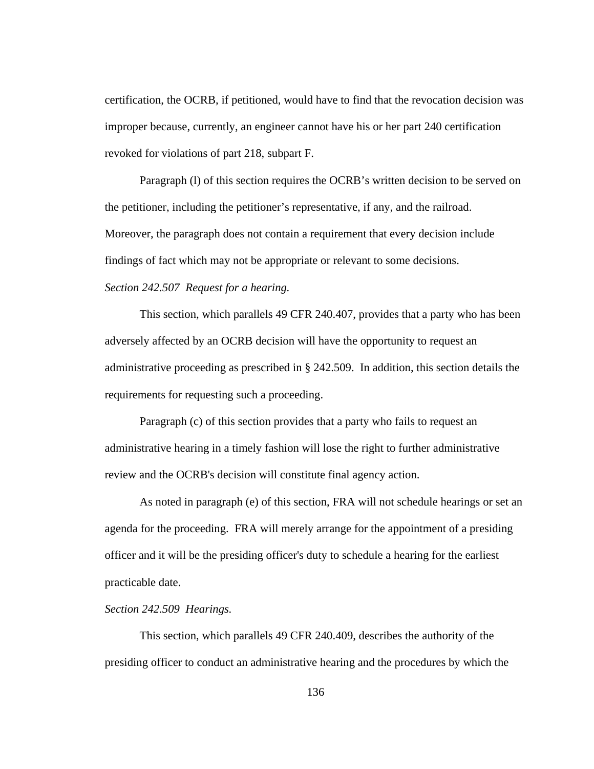certification, the OCRB, if petitioned, would have to find that the revocation decision was improper because, currently, an engineer cannot have his or her part 240 certification revoked for violations of part 218, subpart F.

Paragraph (l) of this section requires the OCRB's written decision to be served on the petitioner, including the petitioner's representative, if any, and the railroad. Moreover, the paragraph does not contain a requirement that every decision include findings of fact which may not be appropriate or relevant to some decisions.

*Section 242.507 Request for a hearing.*

This section, which parallels 49 CFR 240.407, provides that a party who has been adversely affected by an OCRB decision will have the opportunity to request an administrative proceeding as prescribed in § 242.509. In addition, this section details the requirements for requesting such a proceeding.

Paragraph (c) of this section provides that a party who fails to request an administrative hearing in a timely fashion will lose the right to further administrative review and the OCRB's decision will constitute final agency action.

As noted in paragraph (e) of this section, FRA will not schedule hearings or set an agenda for the proceeding. FRA will merely arrange for the appointment of a presiding officer and it will be the presiding officer's duty to schedule a hearing for the earliest practicable date.

*Section 242.509 Hearings.*

This section, which parallels 49 CFR 240.409, describes the authority of the presiding officer to conduct an administrative hearing and the procedures by which the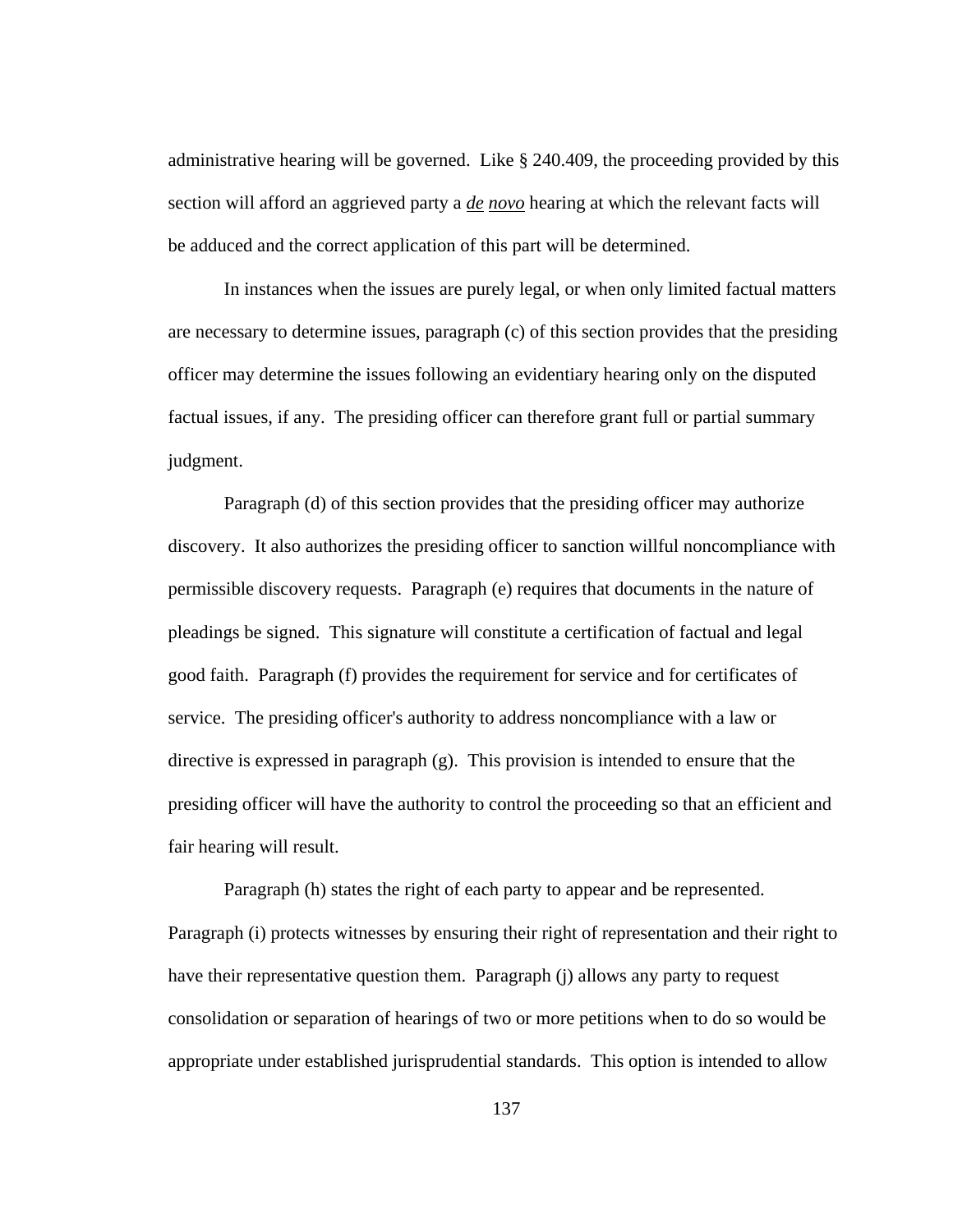administrative hearing will be governed. Like § 240.409, the proceeding provided by this section will afford an aggrieved party a *de novo* hearing at which the relevant facts will be adduced and the correct application of this part will be determined.

In instances when the issues are purely legal, or when only limited factual matters are necessary to determine issues, paragraph (c) of this section provides that the presiding officer may determine the issues following an evidentiary hearing only on the disputed factual issues, if any. The presiding officer can therefore grant full or partial summary judgment.

Paragraph (d) of this section provides that the presiding officer may authorize discovery. It also authorizes the presiding officer to sanction willful noncompliance with permissible discovery requests. Paragraph (e) requires that documents in the nature of pleadings be signed. This signature will constitute a certification of factual and legal good faith. Paragraph (f) provides the requirement for service and for certificates of service. The presiding officer's authority to address noncompliance with a law or directive is expressed in paragraph (g). This provision is intended to ensure that the presiding officer will have the authority to control the proceeding so that an efficient and fair hearing will result.

Paragraph (h) states the right of each party to appear and be represented. Paragraph (i) protects witnesses by ensuring their right of representation and their right to have their representative question them. Paragraph (j) allows any party to request consolidation or separation of hearings of two or more petitions when to do so would be appropriate under established jurisprudential standards. This option is intended to allow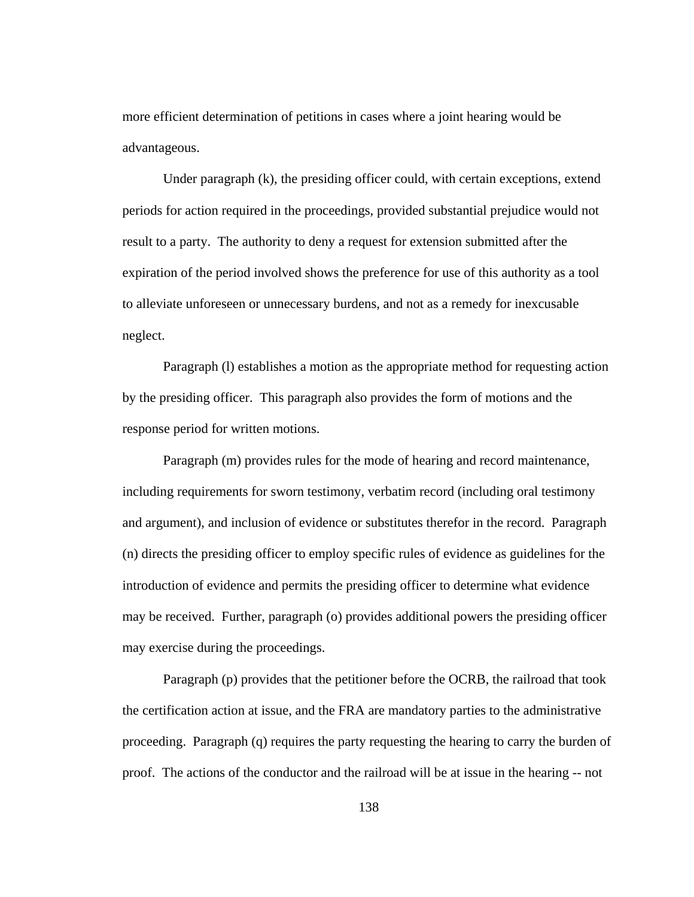more efficient determination of petitions in cases where a joint hearing would be advantageous.

Under paragraph (k), the presiding officer could, with certain exceptions, extend periods for action required in the proceedings, provided substantial prejudice would not result to a party. The authority to deny a request for extension submitted after the expiration of the period involved shows the preference for use of this authority as a tool to alleviate unforeseen or unnecessary burdens, and not as a remedy for inexcusable neglect.

Paragraph (l) establishes a motion as the appropriate method for requesting action by the presiding officer. This paragraph also provides the form of motions and the response period for written motions.

Paragraph (m) provides rules for the mode of hearing and record maintenance, including requirements for sworn testimony, verbatim record (including oral testimony and argument), and inclusion of evidence or substitutes therefor in the record. Paragraph (n) directs the presiding officer to employ specific rules of evidence as guidelines for the introduction of evidence and permits the presiding officer to determine what evidence may be received. Further, paragraph (o) provides additional powers the presiding officer may exercise during the proceedings.

Paragraph (p) provides that the petitioner before the OCRB, the railroad that took the certification action at issue, and the FRA are mandatory parties to the administrative proceeding. Paragraph (q) requires the party requesting the hearing to carry the burden of proof. The actions of the conductor and the railroad will be at issue in the hearing -- not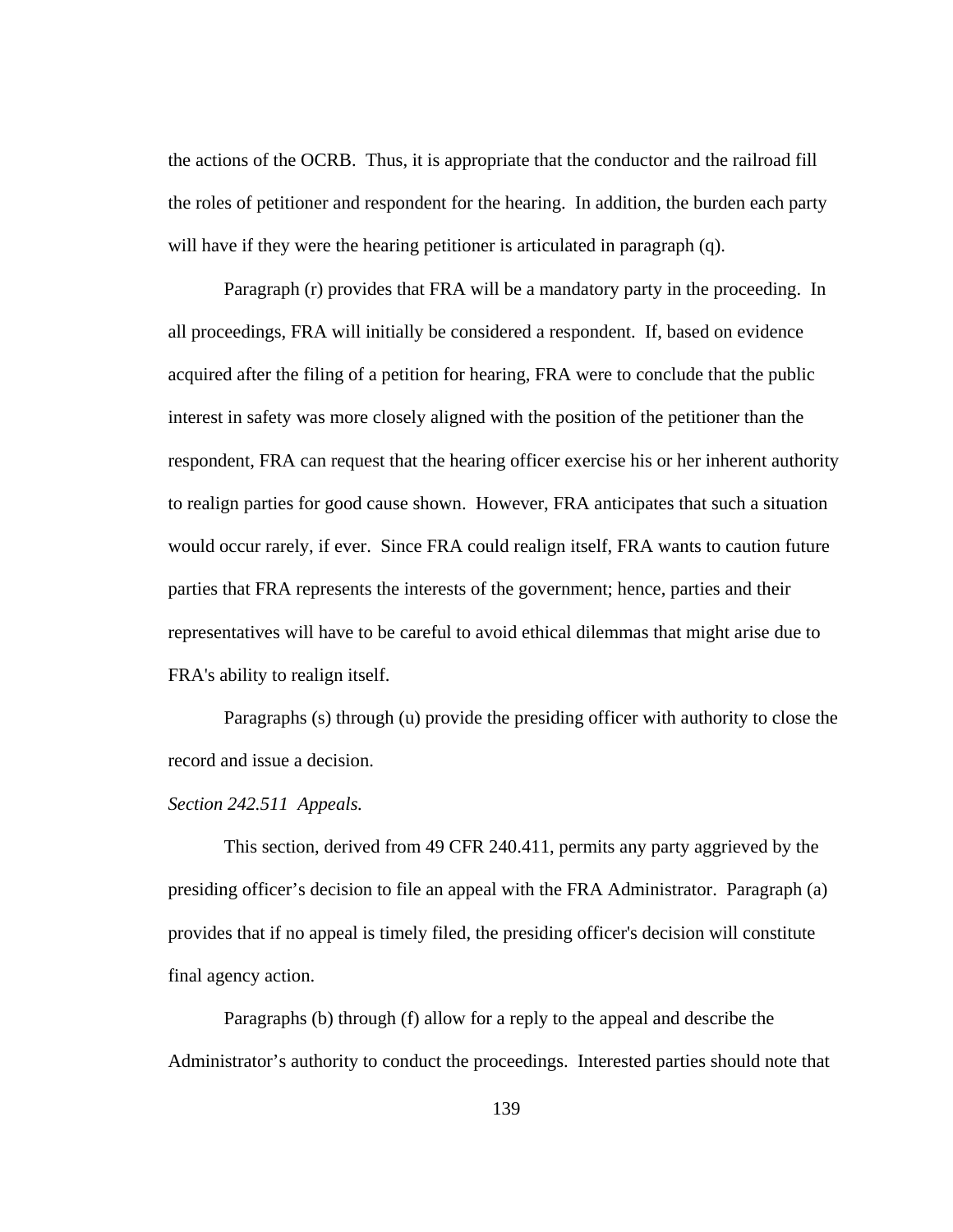the actions of the OCRB. Thus, it is appropriate that the conductor and the railroad fill the roles of petitioner and respondent for the hearing. In addition, the burden each party will have if they were the hearing petitioner is articulated in paragraph (q).

Paragraph (r) provides that FRA will be a mandatory party in the proceeding. In all proceedings, FRA will initially be considered a respondent. If, based on evidence acquired after the filing of a petition for hearing, FRA were to conclude that the public interest in safety was more closely aligned with the position of the petitioner than the respondent, FRA can request that the hearing officer exercise his or her inherent authority to realign parties for good cause shown. However, FRA anticipates that such a situation would occur rarely, if ever. Since FRA could realign itself, FRA wants to caution future parties that FRA represents the interests of the government; hence, parties and their representatives will have to be careful to avoid ethical dilemmas that might arise due to FRA's ability to realign itself.

Paragraphs (s) through (u) provide the presiding officer with authority to close the record and issue a decision.

*Section 242.511 Appeals.*

This section, derived from 49 CFR 240.411, permits any party aggrieved by the presiding officer's decision to file an appeal with the FRA Administrator. Paragraph (a) provides that if no appeal is timely filed, the presiding officer's decision will constitute final agency action.

Paragraphs (b) through (f) allow for a reply to the appeal and describe the Administrator's authority to conduct the proceedings. Interested parties should note that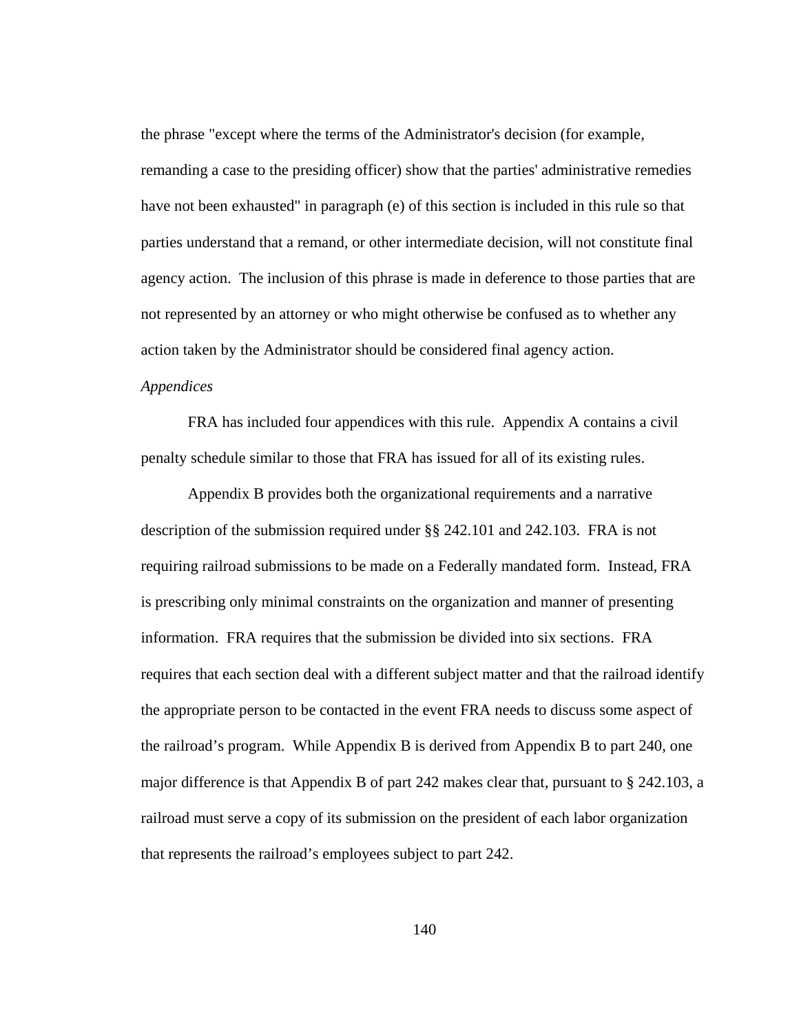the phrase "except where the terms of the Administrator's decision (for example, remanding a case to the presiding officer) show that the parties' administrative remedies have not been exhausted" in paragraph (e) of this section is included in this rule so that parties understand that a remand, or other intermediate decision, will not constitute final agency action. The inclusion of this phrase is made in deference to those parties that are not represented by an attorney or who might otherwise be confused as to whether any action taken by the Administrator should be considered final agency action.

*Appendices*

FRA has included four appendices with this rule. Appendix A contains a civil penalty schedule similar to those that FRA has issued for all of its existing rules.

Appendix B provides both the organizational requirements and a narrative description of the submission required under §§ 242.101 and 242.103. FRA is not requiring railroad submissions to be made on a Federally mandated form. Instead, FRA is prescribing only minimal constraints on the organization and manner of presenting information. FRA requires that the submission be divided into six sections. FRA requires that each section deal with a different subject matter and that the railroad identify the appropriate person to be contacted in the event FRA needs to discuss some aspect of the railroad's program. While Appendix B is derived from Appendix B to part 240, one major difference is that Appendix B of part 242 makes clear that, pursuant to § 242.103, a railroad must serve a copy of its submission on the president of each labor organization that represents the railroad's employees subject to part 242.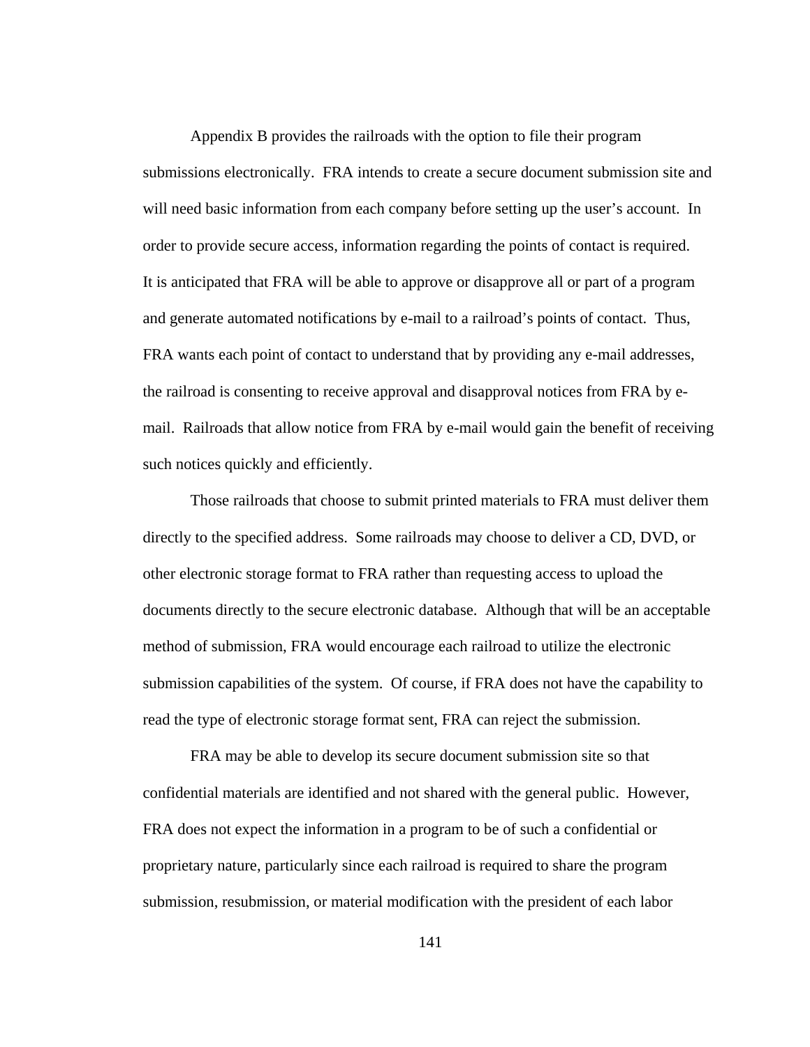Appendix B provides the railroads with the option to file their program submissions electronically. FRA intends to create a secure document submission site and will need basic information from each company before setting up the user's account. In order to provide secure access, information regarding the points of contact is required. It is anticipated that FRA will be able to approve or disapprove all or part of a program and generate automated notifications by e-mail to a railroad's points of contact. Thus, FRA wants each point of contact to understand that by providing any e-mail addresses, the railroad is consenting to receive approval and disapproval notices from FRA by e-mail. Railroads that allow notice from FRA by e-mail would gain the benefit of receiving such notices quickly and efficiently.

Those railroads that choose to submit printed materials to FRA must deliver them directly to the specified address. Some railroads may choose to deliver a CD, DVD, or other electronic storage format to FRA rather than requesting access to upload the documents directly to the secure electronic database. Although that will be an acceptable method of submission, FRA would encourage each railroad to utilize the electronic submission capabilities of the system. Of course, if FRA does not have the capability to read the type of electronic storage format sent, FRA can reject the submission.

FRA may be able to develop its secure document submission site so that confidential materials are identified and not shared with the general public. However, FRA does not expect the information in a program to be of such a confidential or proprietary nature, particularly since each railroad is required to share the program submission, resubmission, or material modification with the president of each labor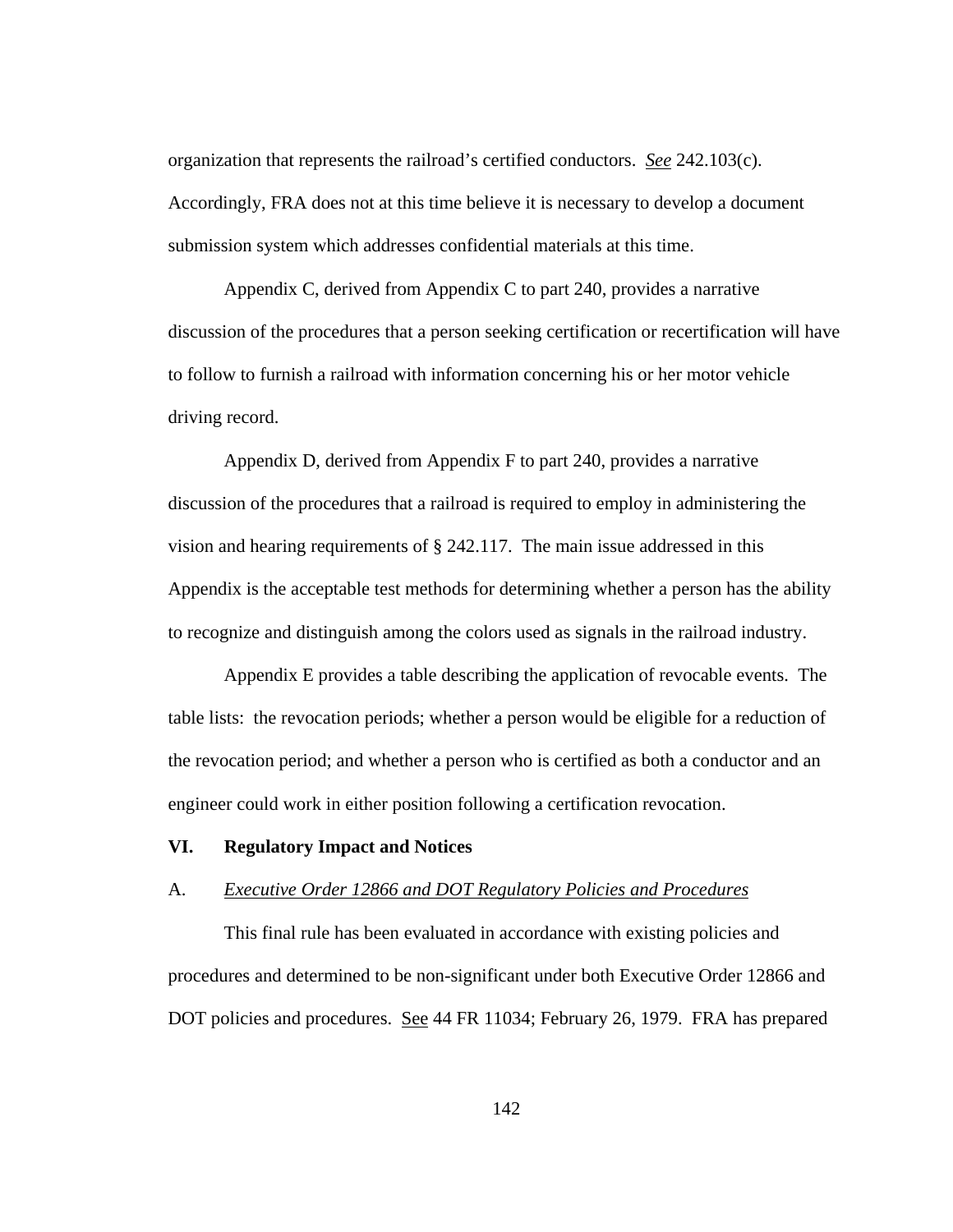organization that represents the railroad's certified conductors. *See* 242.103(c). Accordingly, FRA does not at this time believe it is necessary to develop a document submission system which addresses confidential materials at this time.

Appendix C, derived from Appendix C to part 240, provides a narrative discussion of the procedures that a person seeking certification or recertification will have to follow to furnish a railroad with information concerning his or her motor vehicle driving record.

Appendix D, derived from Appendix F to part 240, provides a narrative discussion of the procedures that a railroad is required to employ in administering the vision and hearing requirements of § 242.117. The main issue addressed in this Appendix is the acceptable test methods for determining whether a person has the ability to recognize and distinguish among the colors used as signals in the railroad industry.

Appendix E provides a table describing the application of revocable events. The table lists: the revocation periods; whether a person would be eligible for a reduction of the revocation period; and whether a person who is certified as both a conductor and an engineer could work in either position following a certification revocation.

## VI. Regulatory Impact and Notices

### A. *Executive Order 12866 and DOT Regulatory Policies and Procedures*

This final rule has been evaluated in accordance with existing policies and procedures and determined to be non-significant under both Executive Order 12866 and DOT policies and procedures. See 44 FR 11034; February 26, 1979. FRA has prepared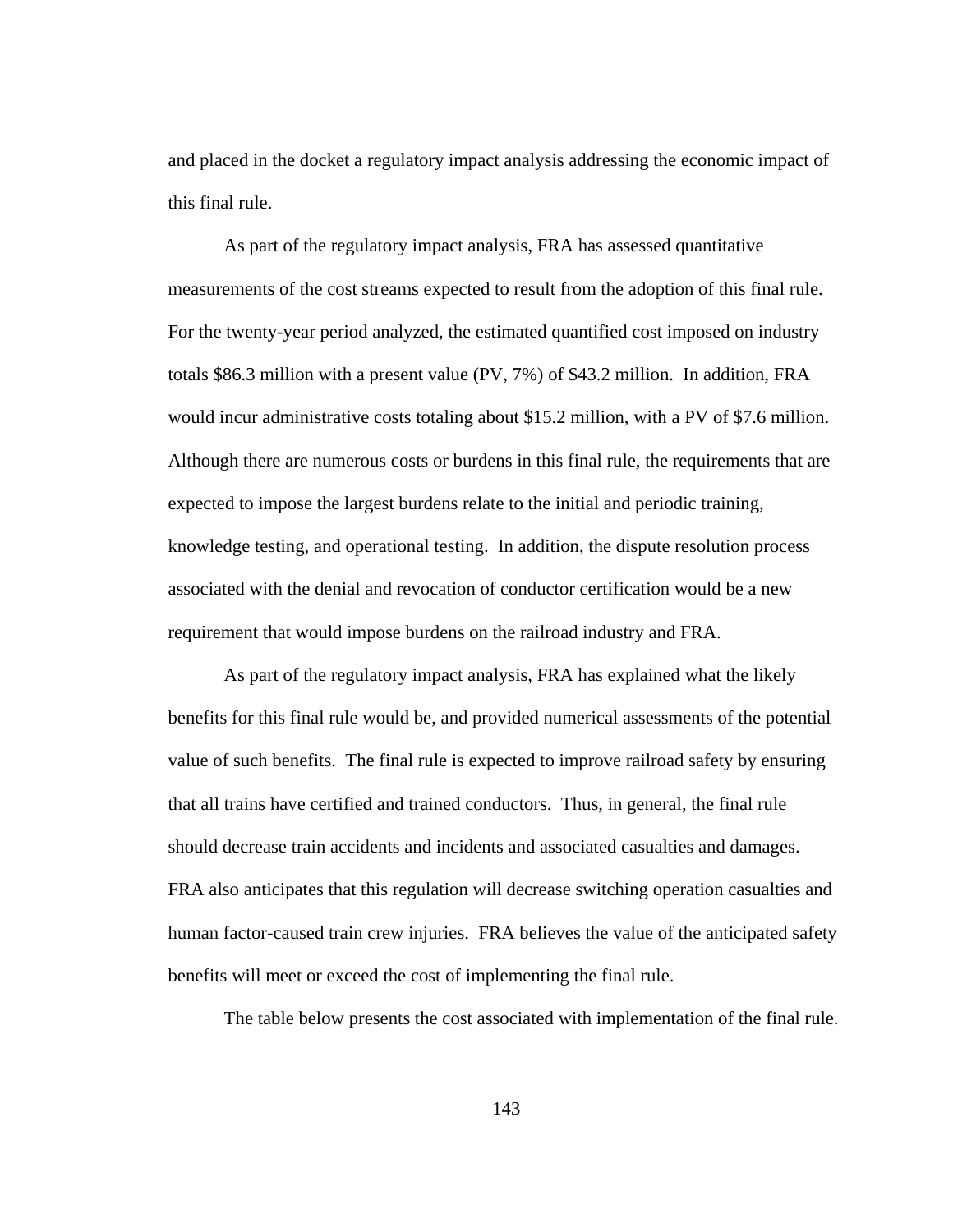and placed in the docket a regulatory impact analysis addressing the economic impact of this final rule.

As part of the regulatory impact analysis, FRA has assessed quantitative measurements of the cost streams expected to result from the adoption of this final rule. For the twenty-year period analyzed, the estimated quantified cost imposed on industry totals $86.3 million with a present value (PV, 7%) of $43.2 million. In addition, FRA would incur administrative costs totaling about $15.2 million, with a PV of $7.6 million. Although there are numerous costs or burdens in this final rule, the requirements that are expected to impose the largest burdens relate to the initial and periodic training, knowledge testing, and operational testing. In addition, the dispute resolution process associated with the denial and revocation of conductor certification would be a new requirement that would impose burdens on the railroad industry and FRA.

As part of the regulatory impact analysis, FRA has explained what the likely benefits for this final rule would be, and provided numerical assessments of the potential value of such benefits. The final rule is expected to improve railroad safety by ensuring that all trains have certified and trained conductors. Thus, in general, the final rule should decrease train accidents and incidents and associated casualties and damages. FRA also anticipates that this regulation will decrease switching operation casualties and human factor-caused train crew injuries. FRA believes the value of the anticipated safety benefits will meet or exceed the cost of implementing the final rule.

The table below presents the cost associated with implementation of the final rule.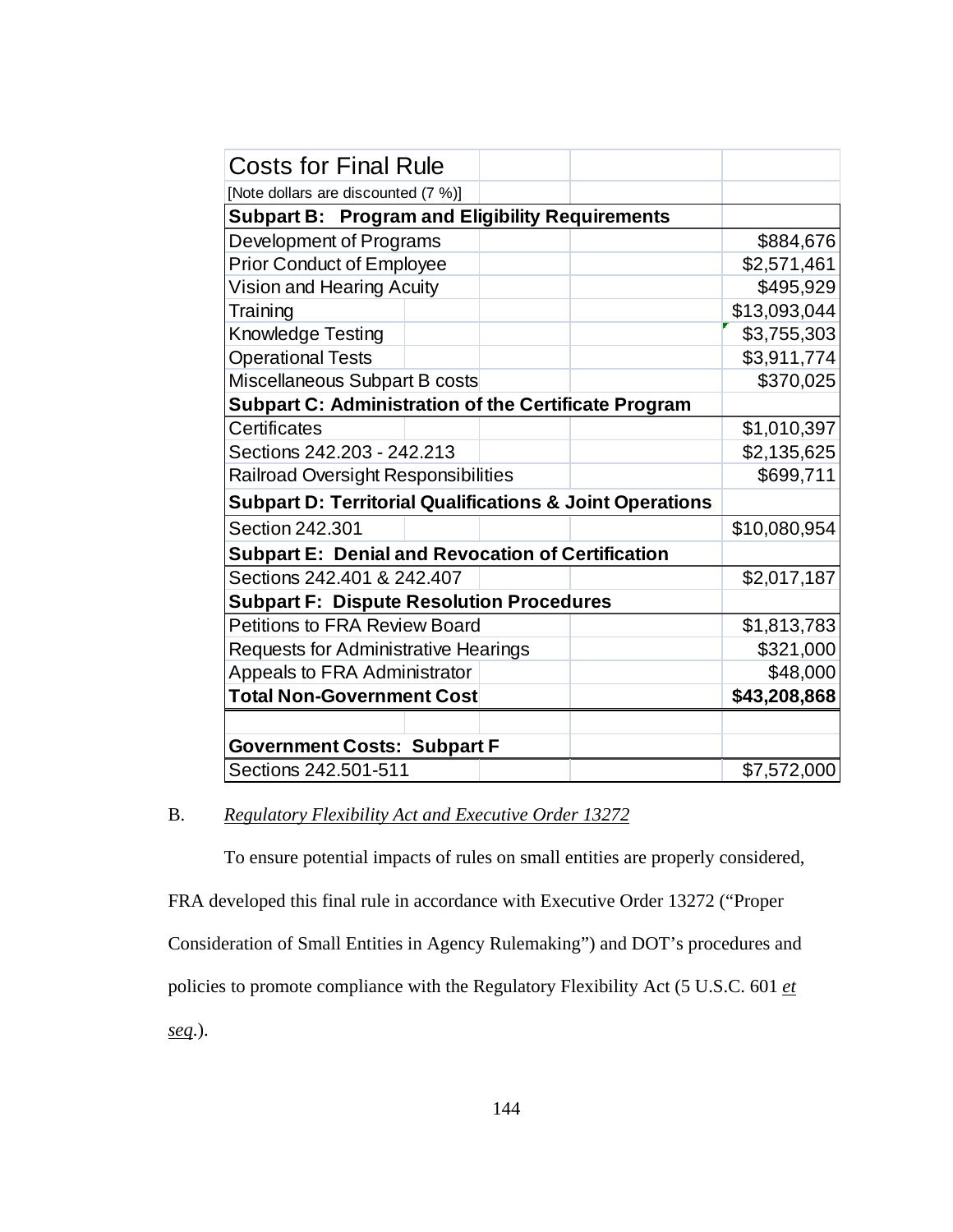| Costs for Final Rule | |
|---|---|
| [Note dollars are discounted (7 %)] | |
| **Subpart B: Program and Eligibility Requirements** | |
| Development of Programs | $884,676 |
| Prior Conduct of Employee | $2,571,461 |
| Vision and Hearing Acuity | $495,929 |
| Training | $13,093,044 |
| Knowledge Testing | $3,755,303 |
| Operational Tests | $3,911,774 |
| Miscellaneous Subpart B costs | $370,025 |
| **Subpart C: Administration of the Certificate Program** | |
| Certificates | $1,010,397 |
| Sections 242.203 - 242.213 | $2,135,625 |
| Railroad Oversight Responsibilities | $699,711 |
| **Subpart D: Territorial Qualifications & Joint Operations** | |
| Section 242.301 | $10,080,954 |
| **Subpart E: Denial and Revocation of Certification** | |
| Sections 242.401 & 242.407 | $2,017,187 |
| **Subpart F: Dispute Resolution Procedures** | |
| Petitions to FRA Review Board | $1,813,783 |
| Requests for Administrative Hearings | $321,000 |
| Appeals to FRA Administrator | $48,000 |
| **Total Non-Government Cost** | **$43,208,868** |
| | |
| **Government Costs: Subpart F** | |
| Sections 242.501-511 | $7,572,000 |

B. *Regulatory Flexibility Act and Executive Order 13272*

To ensure potential impacts of rules on small entities are properly considered, FRA developed this final rule in accordance with Executive Order 13272 ("Proper Consideration of Small Entities in Agency Rulemaking") and DOT's procedures and policies to promote compliance with the Regulatory Flexibility Act (5 U.S.C. 601 *et seq*.).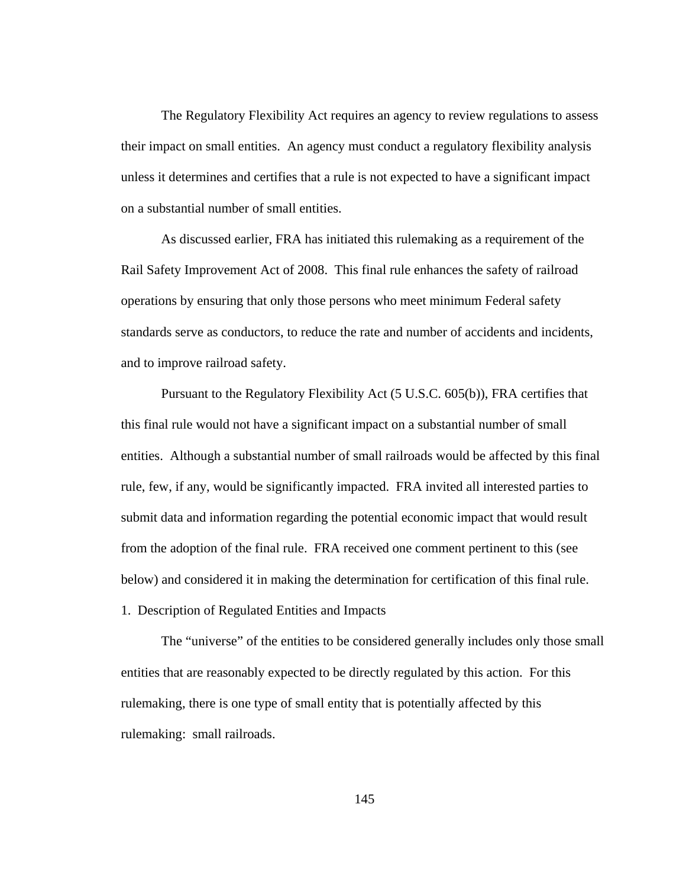The Regulatory Flexibility Act requires an agency to review regulations to assess their impact on small entities. An agency must conduct a regulatory flexibility analysis unless it determines and certifies that a rule is not expected to have a significant impact on a substantial number of small entities.

As discussed earlier, FRA has initiated this rulemaking as a requirement of the Rail Safety Improvement Act of 2008. This final rule enhances the safety of railroad operations by ensuring that only those persons who meet minimum Federal safety standards serve as conductors, to reduce the rate and number of accidents and incidents, and to improve railroad safety.

Pursuant to the Regulatory Flexibility Act (5 U.S.C. 605(b)), FRA certifies that this final rule would not have a significant impact on a substantial number of small entities. Although a substantial number of small railroads would be affected by this final rule, few, if any, would be significantly impacted. FRA invited all interested parties to submit data and information regarding the potential economic impact that would result from the adoption of the final rule. FRA received one comment pertinent to this (see below) and considered it in making the determination for certification of this final rule.

1. Description of Regulated Entities and Impacts

The "universe" of the entities to be considered generally includes only those small entities that are reasonably expected to be directly regulated by this action. For this rulemaking, there is one type of small entity that is potentially affected by this rulemaking: small railroads.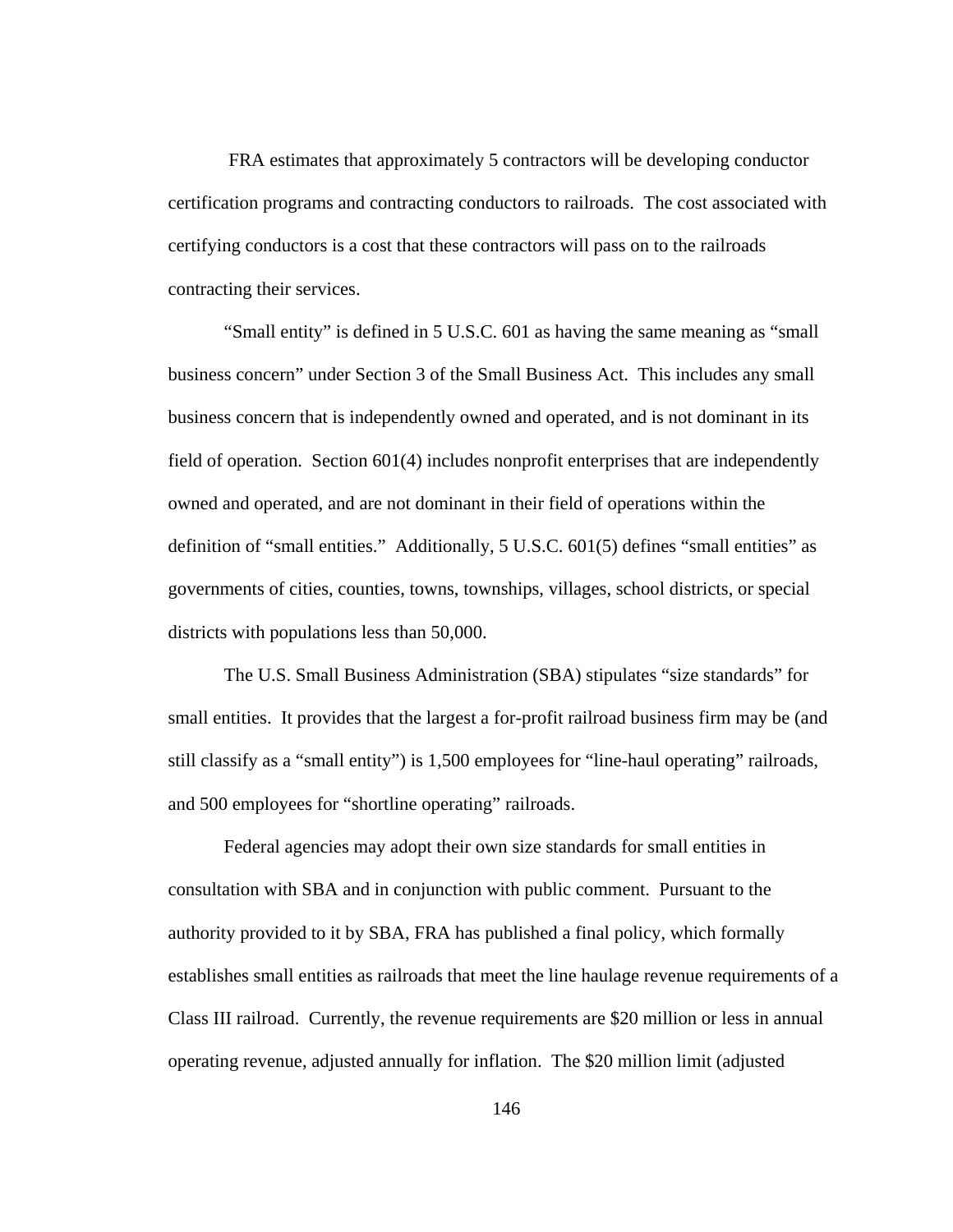FRA estimates that approximately 5 contractors will be developing conductor certification programs and contracting conductors to railroads. The cost associated with certifying conductors is a cost that these contractors will pass on to the railroads contracting their services.

"Small entity" is defined in 5 U.S.C. 601 as having the same meaning as "small business concern" under Section 3 of the Small Business Act. This includes any small business concern that is independently owned and operated, and is not dominant in its field of operation. Section 601(4) includes nonprofit enterprises that are independently owned and operated, and are not dominant in their field of operations within the definition of "small entities." Additionally, 5 U.S.C. 601(5) defines "small entities" as governments of cities, counties, towns, townships, villages, school districts, or special districts with populations less than 50,000.

The U.S. Small Business Administration (SBA) stipulates "size standards" for small entities. It provides that the largest a for-profit railroad business firm may be (and still classify as a "small entity") is 1,500 employees for "line-haul operating" railroads, and 500 employees for "shortline operating" railroads.

Federal agencies may adopt their own size standards for small entities in consultation with SBA and in conjunction with public comment. Pursuant to the authority provided to it by SBA, FRA has published a final policy, which formally establishes small entities as railroads that meet the line haulage revenue requirements of a Class III railroad. Currently, the revenue requirements are $20 million or less in annual operating revenue, adjusted annually for inflation. The $20 million limit (adjusted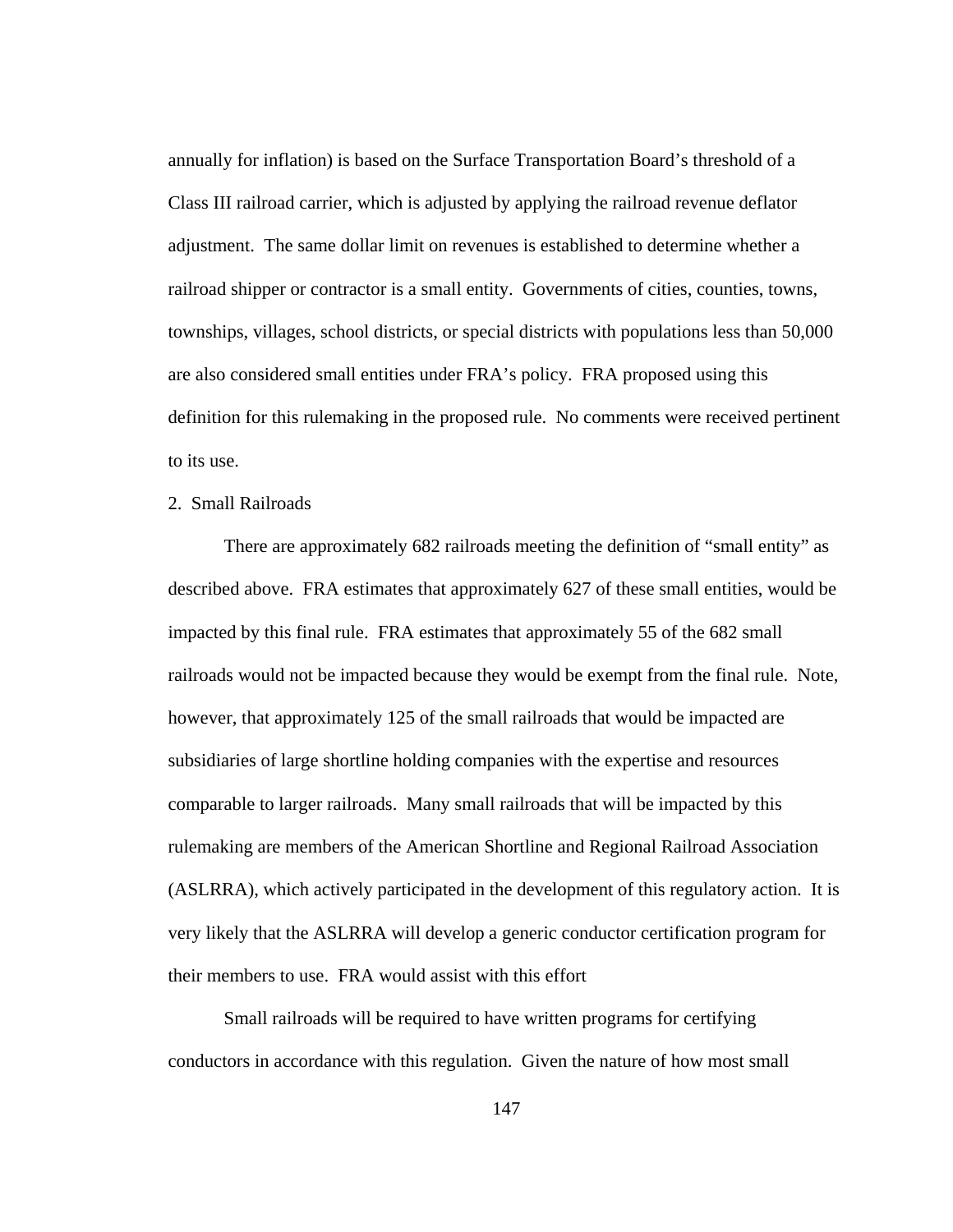annually for inflation) is based on the Surface Transportation Board's threshold of a Class III railroad carrier, which is adjusted by applying the railroad revenue deflator adjustment. The same dollar limit on revenues is established to determine whether a railroad shipper or contractor is a small entity. Governments of cities, counties, towns, townships, villages, school districts, or special districts with populations less than 50,000 are also considered small entities under FRA's policy. FRA proposed using this definition for this rulemaking in the proposed rule. No comments were received pertinent to its use.

2. Small Railroads

There are approximately 682 railroads meeting the definition of "small entity" as described above. FRA estimates that approximately 627 of these small entities, would be impacted by this final rule. FRA estimates that approximately 55 of the 682 small railroads would not be impacted because they would be exempt from the final rule. Note, however, that approximately 125 of the small railroads that would be impacted are subsidiaries of large shortline holding companies with the expertise and resources comparable to larger railroads. Many small railroads that will be impacted by this rulemaking are members of the American Shortline and Regional Railroad Association (ASLRRA), which actively participated in the development of this regulatory action. It is very likely that the ASLRRA will develop a generic conductor certification program for their members to use. FRA would assist with this effort

Small railroads will be required to have written programs for certifying conductors in accordance with this regulation. Given the nature of how most small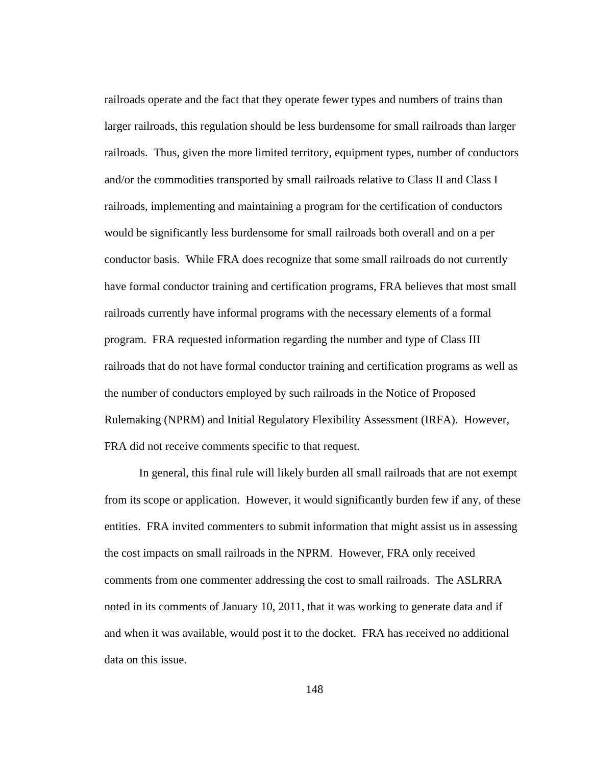railroads operate and the fact that they operate fewer types and numbers of trains than larger railroads, this regulation should be less burdensome for small railroads than larger railroads. Thus, given the more limited territory, equipment types, number of conductors and/or the commodities transported by small railroads relative to Class II and Class I railroads, implementing and maintaining a program for the certification of conductors would be significantly less burdensome for small railroads both overall and on a per conductor basis. While FRA does recognize that some small railroads do not currently have formal conductor training and certification programs, FRA believes that most small railroads currently have informal programs with the necessary elements of a formal program. FRA requested information regarding the number and type of Class III railroads that do not have formal conductor training and certification programs as well as the number of conductors employed by such railroads in the Notice of Proposed Rulemaking (NPRM) and Initial Regulatory Flexibility Assessment (IRFA). However, FRA did not receive comments specific to that request.

In general, this final rule will likely burden all small railroads that are not exempt from its scope or application. However, it would significantly burden few if any, of these entities. FRA invited commenters to submit information that might assist us in assessing the cost impacts on small railroads in the NPRM. However, FRA only received comments from one commenter addressing the cost to small railroads. The ASLRRA noted in its comments of January 10, 2011, that it was working to generate data and if and when it was available, would post it to the docket. FRA has received no additional data on this issue.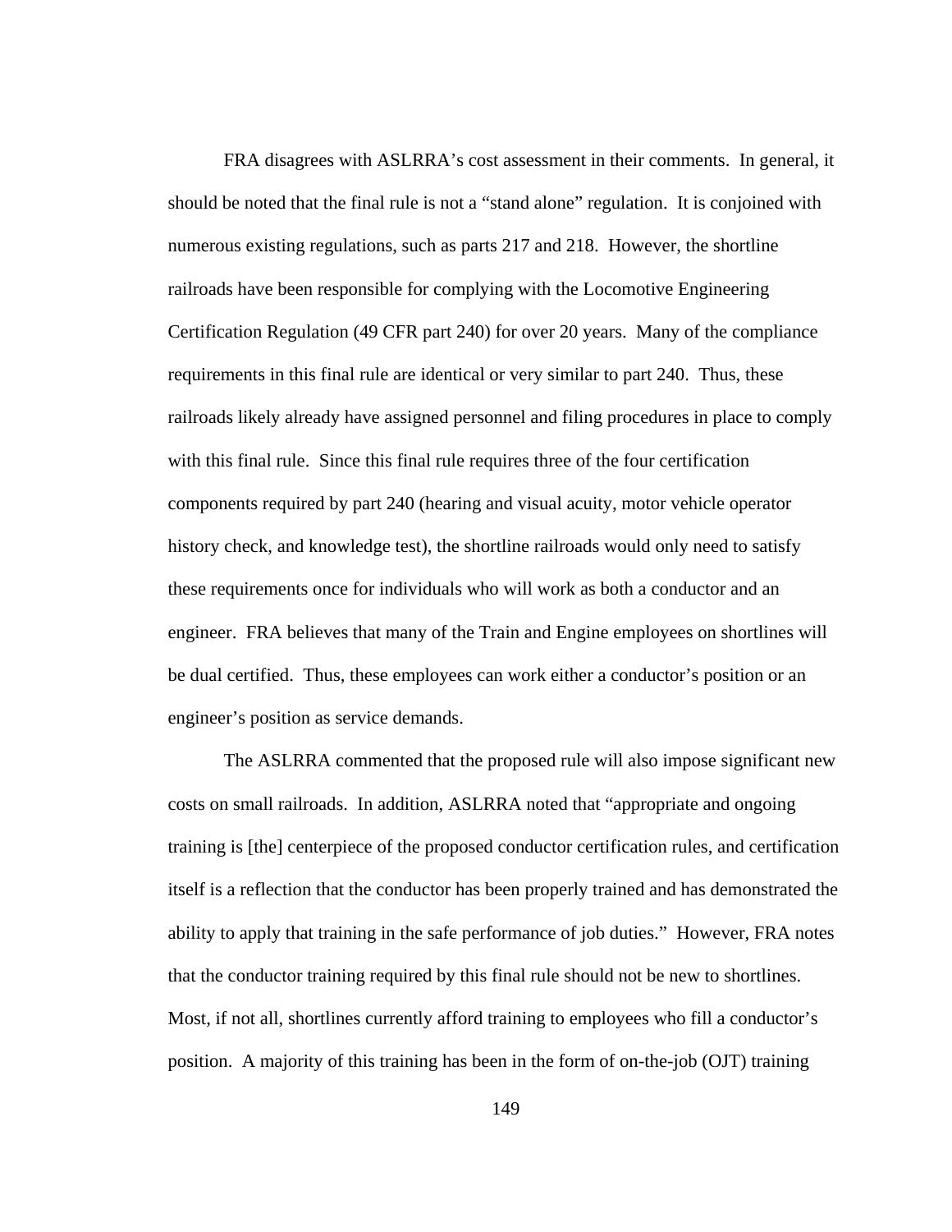FRA disagrees with ASLRRA's cost assessment in their comments. In general, it should be noted that the final rule is not a "stand alone" regulation. It is conjoined with numerous existing regulations, such as parts 217 and 218. However, the shortline railroads have been responsible for complying with the Locomotive Engineering Certification Regulation (49 CFR part 240) for over 20 years. Many of the compliance requirements in this final rule are identical or very similar to part 240. Thus, these railroads likely already have assigned personnel and filing procedures in place to comply with this final rule. Since this final rule requires three of the four certification components required by part 240 (hearing and visual acuity, motor vehicle operator history check, and knowledge test), the shortline railroads would only need to satisfy these requirements once for individuals who will work as both a conductor and an engineer. FRA believes that many of the Train and Engine employees on shortlines will be dual certified. Thus, these employees can work either a conductor's position or an engineer's position as service demands.

The ASLRRA commented that the proposed rule will also impose significant new costs on small railroads. In addition, ASLRRA noted that "appropriate and ongoing training is [the] centerpiece of the proposed conductor certification rules, and certification itself is a reflection that the conductor has been properly trained and has demonstrated the ability to apply that training in the safe performance of job duties." However, FRA notes that the conductor training required by this final rule should not be new to shortlines. Most, if not all, shortlines currently afford training to employees who fill a conductor's position. A majority of this training has been in the form of on-the-job (OJT) training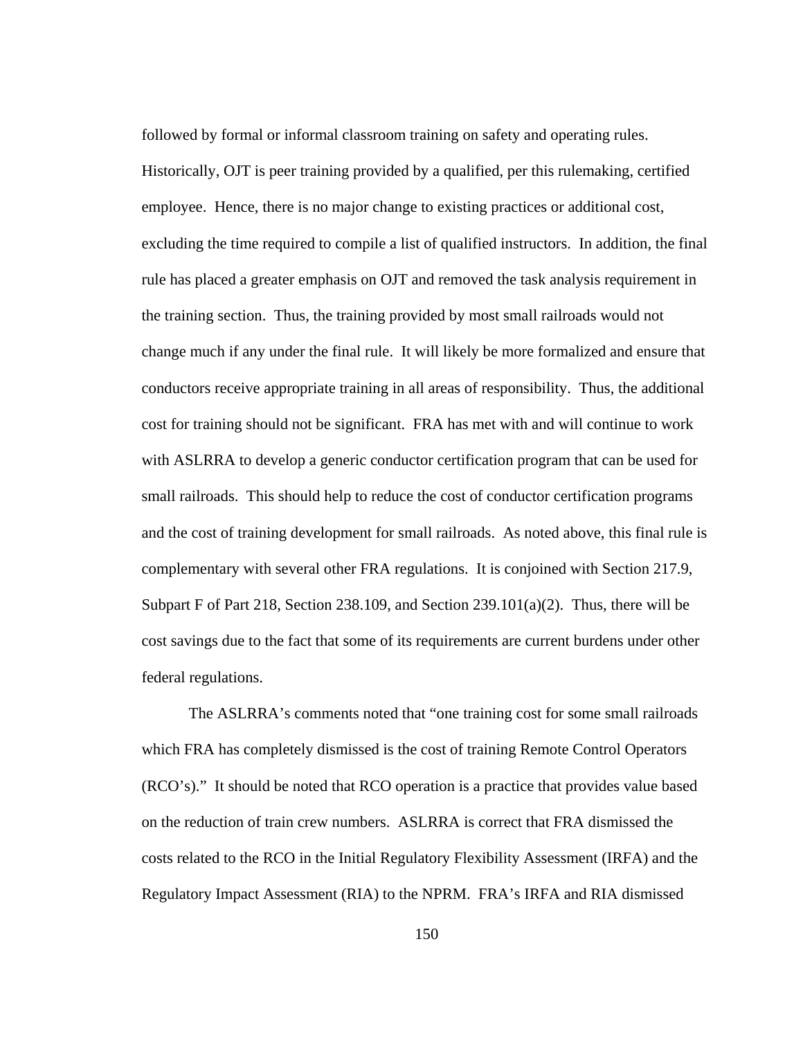followed by formal or informal classroom training on safety and operating rules. Historically, OJT is peer training provided by a qualified, per this rulemaking, certified employee. Hence, there is no major change to existing practices or additional cost, excluding the time required to compile a list of qualified instructors. In addition, the final rule has placed a greater emphasis on OJT and removed the task analysis requirement in the training section. Thus, the training provided by most small railroads would not change much if any under the final rule. It will likely be more formalized and ensure that conductors receive appropriate training in all areas of responsibility. Thus, the additional cost for training should not be significant. FRA has met with and will continue to work with ASLRRA to develop a generic conductor certification program that can be used for small railroads. This should help to reduce the cost of conductor certification programs and the cost of training development for small railroads. As noted above, this final rule is complementary with several other FRA regulations. It is conjoined with Section 217.9, Subpart F of Part 218, Section 238.109, and Section 239.101(a)(2). Thus, there will be cost savings due to the fact that some of its requirements are current burdens under other federal regulations.

The ASLRRA's comments noted that "one training cost for some small railroads which FRA has completely dismissed is the cost of training Remote Control Operators (RCO's)." It should be noted that RCO operation is a practice that provides value based on the reduction of train crew numbers. ASLRRA is correct that FRA dismissed the costs related to the RCO in the Initial Regulatory Flexibility Assessment (IRFA) and the Regulatory Impact Assessment (RIA) to the NPRM. FRA's IRFA and RIA dismissed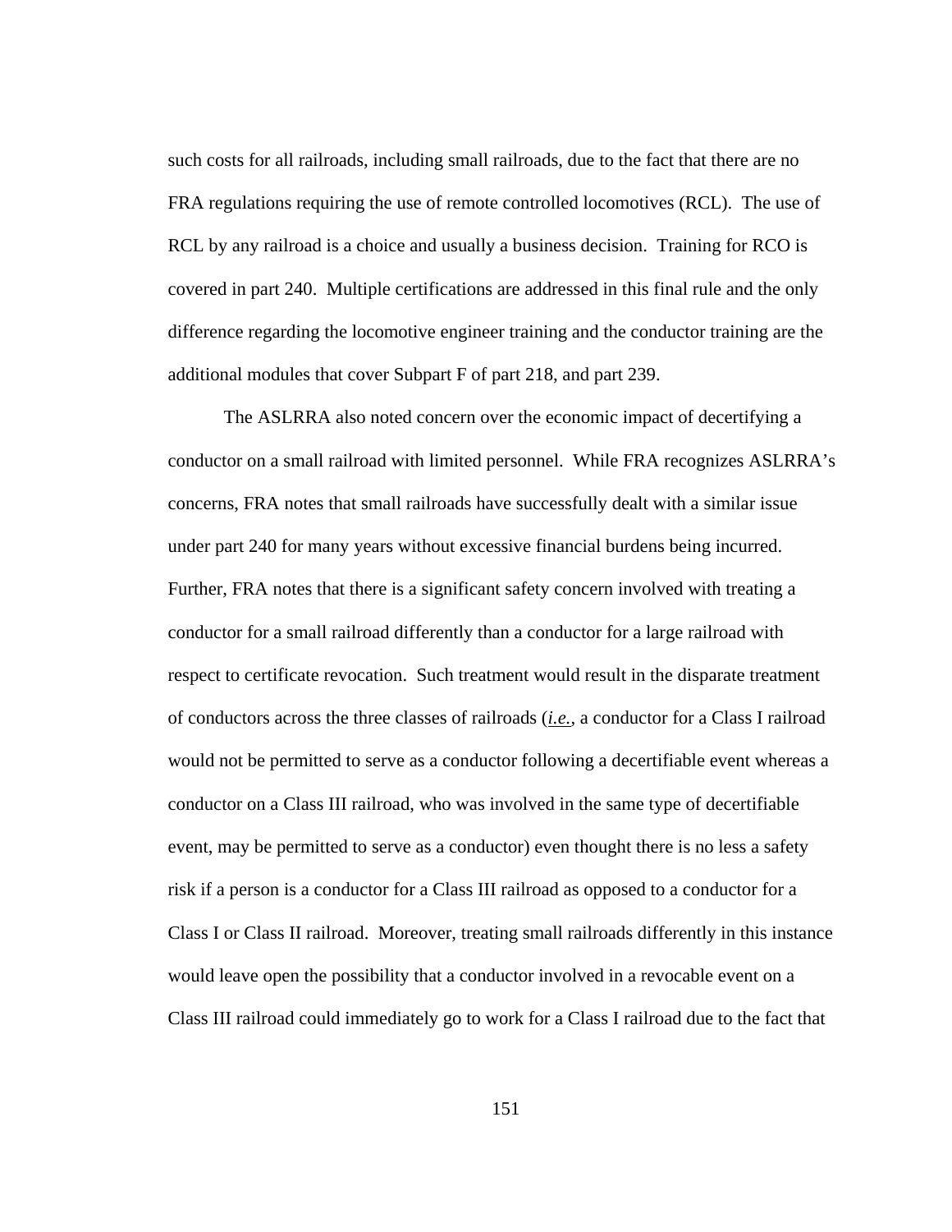such costs for all railroads, including small railroads, due to the fact that there are no FRA regulations requiring the use of remote controlled locomotives (RCL). The use of RCL by any railroad is a choice and usually a business decision. Training for RCO is covered in part 240. Multiple certifications are addressed in this final rule and the only difference regarding the locomotive engineer training and the conductor training are the additional modules that cover Subpart F of part 218, and part 239.

The ASLRRA also noted concern over the economic impact of decertifying a conductor on a small railroad with limited personnel. While FRA recognizes ASLRRA's concerns, FRA notes that small railroads have successfully dealt with a similar issue under part 240 for many years without excessive financial burdens being incurred. Further, FRA notes that there is a significant safety concern involved with treating a conductor for a small railroad differently than a conductor for a large railroad with respect to certificate revocation. Such treatment would result in the disparate treatment of conductors across the three classes of railroads (*i.e.*, a conductor for a Class I railroad would not be permitted to serve as a conductor following a decertifiable event whereas a conductor on a Class III railroad, who was involved in the same type of decertifiable event, may be permitted to serve as a conductor) even thought there is no less a safety risk if a person is a conductor for a Class III railroad as opposed to a conductor for a Class I or Class II railroad. Moreover, treating small railroads differently in this instance would leave open the possibility that a conductor involved in a revocable event on a Class III railroad could immediately go to work for a Class I railroad due to the fact that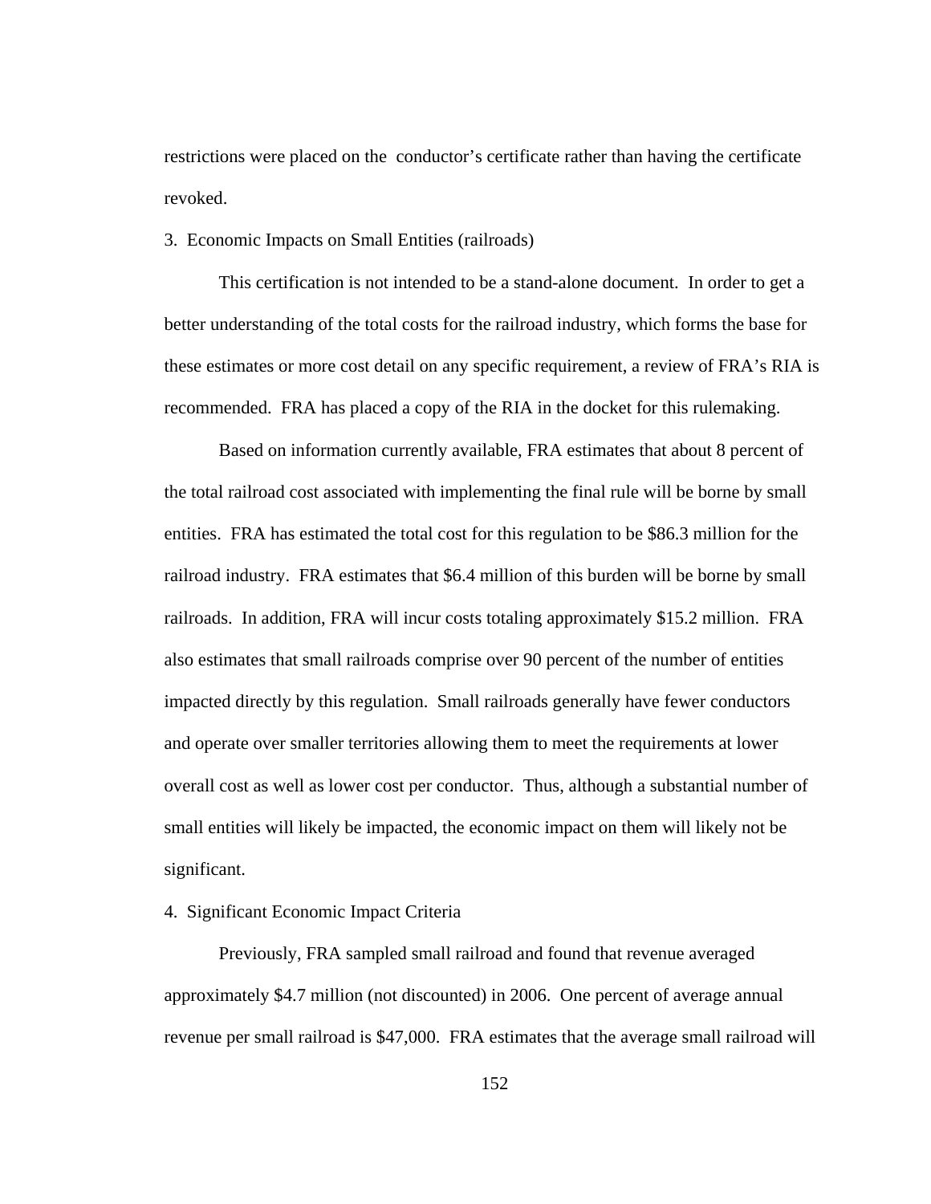restrictions were placed on the  conductor's certificate rather than having the certificate revoked.

3.  Economic Impacts on Small Entities (railroads)

This certification is not intended to be a stand-alone document.  In order to get a better understanding of the total costs for the railroad industry, which forms the base for these estimates or more cost detail on any specific requirement, a review of FRA's RIA is recommended.  FRA has placed a copy of the RIA in the docket for this rulemaking.

Based on information currently available, FRA estimates that about 8 percent of the total railroad cost associated with implementing the final rule will be borne by small entities.  FRA has estimated the total cost for this regulation to be $86.3 million for the railroad industry.  FRA estimates that $6.4 million of this burden will be borne by small railroads.  In addition, FRA will incur costs totaling approximately $15.2 million.  FRA also estimates that small railroads comprise over 90 percent of the number of entities impacted directly by this regulation.  Small railroads generally have fewer conductors and operate over smaller territories allowing them to meet the requirements at lower overall cost as well as lower cost per conductor.  Thus, although a substantial number of small entities will likely be impacted, the economic impact on them will likely not be significant.

4.  Significant Economic Impact Criteria

Previously, FRA sampled small railroad and found that revenue averaged approximately $4.7 million (not discounted) in 2006.  One percent of average annual revenue per small railroad is $47,000.  FRA estimates that the average small railroad will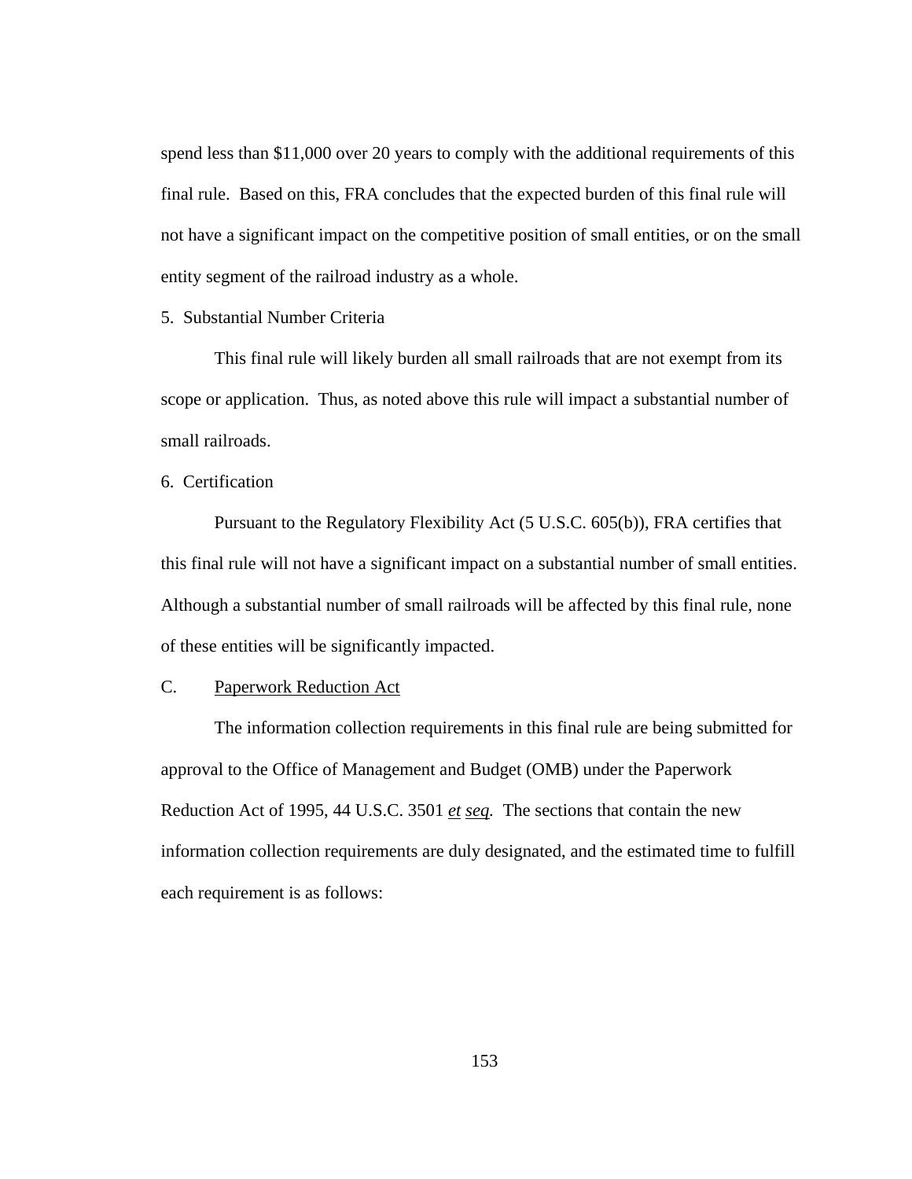spend less than $11,000 over 20 years to comply with the additional requirements of this final rule. Based on this, FRA concludes that the expected burden of this final rule will not have a significant impact on the competitive position of small entities, or on the small entity segment of the railroad industry as a whole.

5. Substantial Number Criteria

This final rule will likely burden all small railroads that are not exempt from its scope or application. Thus, as noted above this rule will impact a substantial number of small railroads.

6. Certification

Pursuant to the Regulatory Flexibility Act (5 U.S.C. 605(b)), FRA certifies that this final rule will not have a significant impact on a substantial number of small entities. Although a substantial number of small railroads will be affected by this final rule, none of these entities will be significantly impacted.

C. Paperwork Reduction Act

The information collection requirements in this final rule are being submitted for approval to the Office of Management and Budget (OMB) under the Paperwork Reduction Act of 1995, 44 U.S.C. 3501 *et seq.* The sections that contain the new information collection requirements are duly designated, and the estimated time to fulfill each requirement is as follows: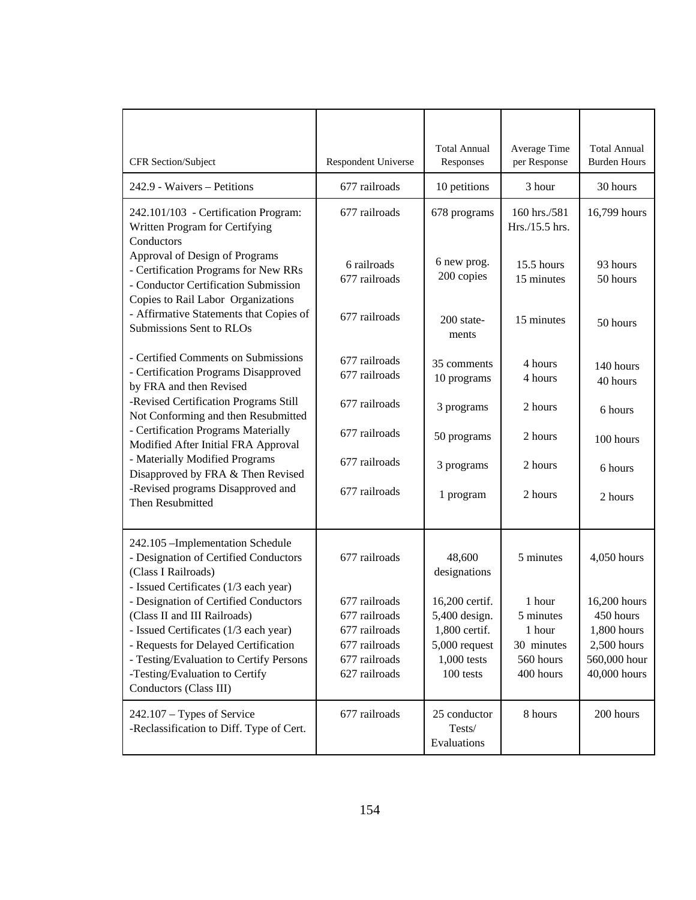| CFR Section/Subject | Respondent Universe | Total Annual Responses | Average Time per Response | Total Annual Burden Hours |
|---|---|---|---|---|
| 242.9 - Waivers – Petitions | 677 railroads | 10 petitions | 3 hour | 30 hours |
| 242.101/103 - Certification Program: Written Program for Certifying Conductors | 677 railroads | 678 programs | 160 hrs./581 Hrs./15.5 hrs. | 16,799 hours |
| Approval of Design of Programs | | | | |
| - Certification Programs for New RRs | 6 railroads | 6 new prog. | 15.5 hours | 93 hours |
| - Conductor Certification Submission Copies to Rail Labor Organizations | 677 railroads | 200 copies | 15 minutes | 50 hours |
| - Affirmative Statements that Copies of Submissions Sent to RLOs | 677 railroads | 200 statements | 15 minutes | 50 hours |
| - Certified Comments on Submissions | 677 railroads | 35 comments | 4 hours | 140 hours |
| - Certification Programs Disapproved by FRA and then Revised | 677 railroads | 10 programs | 4 hours | 40 hours |
| -Revised Certification Programs Still Not Conforming and then Resubmitted | 677 railroads | 3 programs | 2 hours | 6 hours |
| - Certification Programs Materially Modified After Initial FRA Approval | 677 railroads | 50 programs | 2 hours | 100 hours |
| - Materially Modified Programs Disapproved by FRA & Then Revised | 677 railroads | 3 programs | 2 hours | 6 hours |
| -Revised programs Disapproved and Then Resubmitted | 677 railroads | 1 program | 2 hours | 2 hours |
| 242.105 –Implementation Schedule | | | | |
| - Designation of Certified Conductors (Class I Railroads) | 677 railroads | 48,600 designations | 5 minutes | 4,050 hours |
| - Issued Certificates (1/3 each year) | 677 railroads | 16,200 certif. | 1 hour | 16,200 hours |
| - Designation of Certified Conductors (Class II and III Railroads) | 677 railroads | 5,400 design. | 5 minutes | 450 hours |
| - Issued Certificates (1/3 each year) | 677 railroads | 1,800 certif. | 1 hour | 1,800 hours |
| - Requests for Delayed Certification | 677 railroads | 5,000 request | 30 minutes | 2,500 hours |
| - Testing/Evaluation to Certify Persons | 677 railroads | 1,000 tests | 560 hours | 560,000 hour |
| -Testing/Evaluation to Certify Conductors (Class III) | 627 railroads | 100 tests | 400 hours | 40,000 hours |
| 242.107 – Types of Service -Reclassification to Diff. Type of Cert. | 677 railroads | 25 conductor Tests/ Evaluations | 8 hours | 200 hours |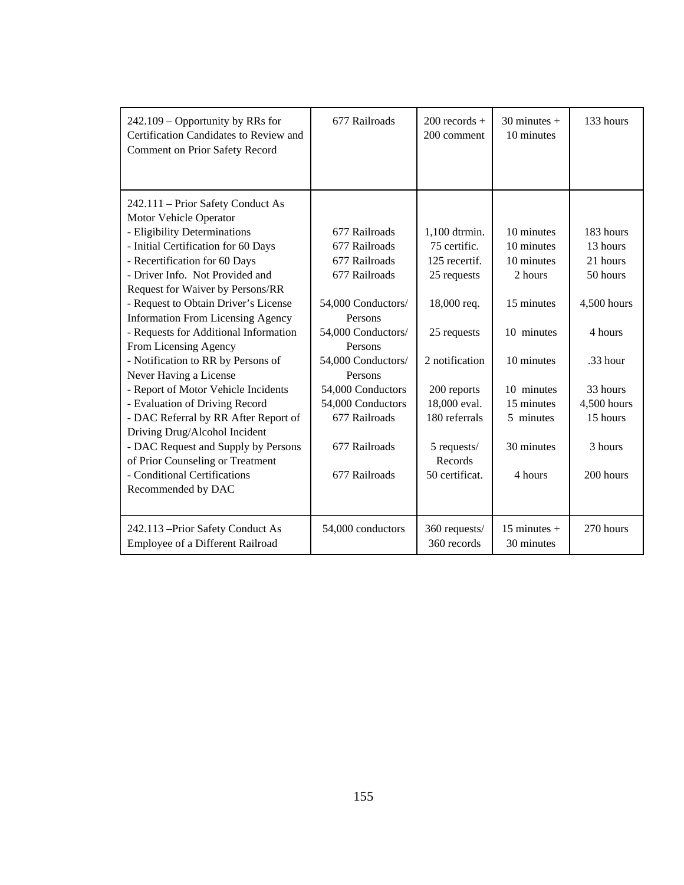| | | | | |
|---|---|---|---|---|
| 242.109 – Opportunity by RRs for Certification Candidates to Review and Comment on Prior Safety Record | 677 Railroads | 200 records + 200 comment | 30 minutes + 10 minutes | 133 hours |
| 242.111 – Prior Safety Conduct As Motor Vehicle Operator | | | | |
| - Eligibility Determinations | 677 Railroads | 1,100 dtrmin. | 10 minutes | 183 hours |
| - Initial Certification for 60 Days | 677 Railroads | 75 certific. | 10 minutes | 13 hours |
| - Recertification for 60 Days | 677 Railroads | 125 recertif. | 10 minutes | 21 hours |
| - Driver Info. Not Provided and Request for Waiver by Persons/RR | 677 Railroads | 25 requests | 2 hours | 50 hours |
| - Request to Obtain Driver's License Information From Licensing Agency | 54,000 Conductors/ Persons | 18,000 req. | 15 minutes | 4,500 hours |
| - Requests for Additional Information From Licensing Agency | 54,000 Conductors/ Persons | 25 requests | 10 minutes | 4 hours |
| - Notification to RR by Persons of Never Having a License | 54,000 Conductors/ Persons | 2 notification | 10 minutes | .33 hour |
| - Report of Motor Vehicle Incidents | 54,000 Conductors | 200 reports | 10 minutes | 33 hours |
| - Evaluation of Driving Record | 54,000 Conductors | 18,000 eval. | 15 minutes | 4,500 hours |
| - DAC Referral by RR After Report of Driving Drug/Alcohol Incident | 677 Railroads | 180 referrals | 5 minutes | 15 hours |
| - DAC Request and Supply by Persons of Prior Counseling or Treatment | 677 Railroads | 5 requests/ Records | 30 minutes | 3 hours |
| - Conditional Certifications Recommended by DAC | 677 Railroads | 50 certificat. | 4 hours | 200 hours |
| 242.113 –Prior Safety Conduct As Employee of a Different Railroad | 54,000 conductors | 360 requests/ 360 records | 15 minutes + 30 minutes | 270 hours |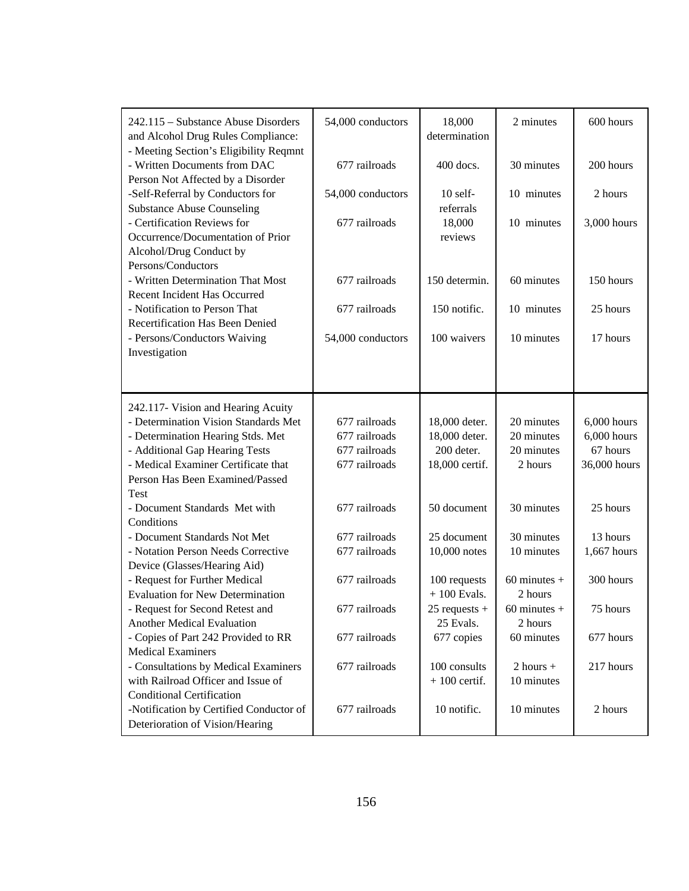| | | | | |
|---|---|---|---|---|
| 242.115 – Substance Abuse Disorders and Alcohol Drug Rules Compliance: - Meeting Section's Eligibility Reqmnt | 54,000 conductors | 18,000 determination | 2 minutes | 600 hours |
| - Written Documents from DAC Person Not Affected by a Disorder | 677 railroads | 400 docs. | 30 minutes | 200 hours |
| -Self-Referral by Conductors for Substance Abuse Counseling | 54,000 conductors | 10 self-referrals | 10 minutes | 2 hours |
| - Certification Reviews for Occurrence/Documentation of Prior Alcohol/Drug Conduct by Persons/Conductors | 677 railroads | 18,000 reviews | 10 minutes | 3,000 hours |
| - Written Determination That Most Recent Incident Has Occurred | 677 railroads | 150 determin. | 60 minutes | 150 hours |
| - Notification to Person That Recertification Has Been Denied | 677 railroads | 150 notific. | 10 minutes | 25 hours |
| - Persons/Conductors Waiving Investigation | 54,000 conductors | 100 waivers | 10 minutes | 17 hours |
| 242.117- Vision and Hearing Acuity | | | | |
| - Determination Vision Standards Met | 677 railroads | 18,000 deter. | 20 minutes | 6,000 hours |
| - Determination Hearing Stds. Met | 677 railroads | 18,000 deter. | 20 minutes | 6,000 hours |
| - Additional Gap Hearing Tests | 677 railroads | 200 deter. | 20 minutes | 67 hours |
| - Medical Examiner Certificate that Person Has Been Examined/Passed Test | 677 railroads | 18,000 certif. | 2 hours | 36,000 hours |
| - Document Standards Met with Conditions | 677 railroads | 50 document | 30 minutes | 25 hours |
| - Document Standards Not Met | 677 railroads | 25 document | 30 minutes | 13 hours |
| - Notation Person Needs Corrective Device (Glasses/Hearing Aid) | 677 railroads | 10,000 notes | 10 minutes | 1,667 hours |
| - Request for Further Medical Evaluation for New Determination | 677 railroads | 100 requests + 100 Evals. | 60 minutes + 2 hours | 300 hours |
| - Request for Second Retest and Another Medical Evaluation | 677 railroads | 25 requests + 25 Evals. | 60 minutes + 2 hours | 75 hours |
| - Copies of Part 242 Provided to RR Medical Examiners | 677 railroads | 677 copies | 60 minutes | 677 hours |
| - Consultations by Medical Examiners with Railroad Officer and Issue of Conditional Certification | 677 railroads | 100 consults + 100 certif. | 2 hours + 10 minutes | 217 hours |
| -Notification by Certified Conductor of Deterioration of Vision/Hearing | 677 railroads | 10 notific. | 10 minutes | 2 hours |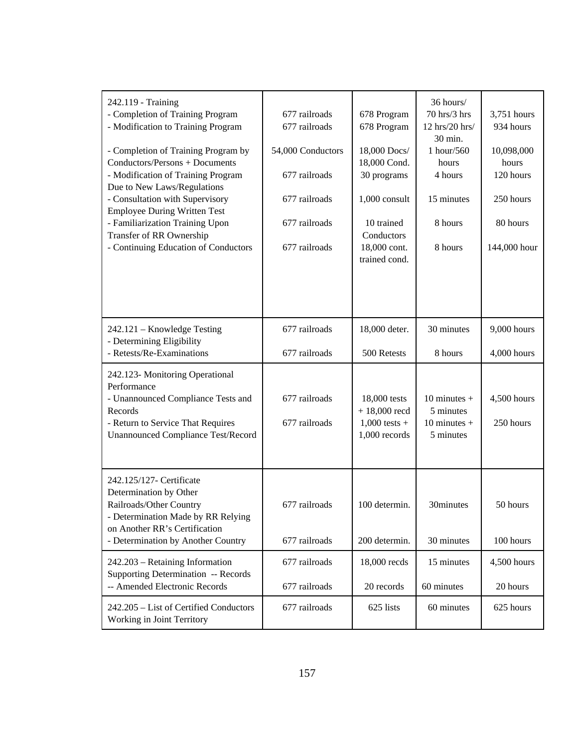| | | | | |
|---|---|---|---|---|
| 242.119 - Training<br>- Completion of Training Program<br>- Modification to Training Program | 677 railroads<br>677 railroads | 678 Program<br>678 Program | 36 hours/<br>70 hrs/3 hrs<br>12 hrs/20 hrs/<br>30 min. | 3,751 hours<br>934 hours |
| - Completion of Training Program by Conductors/Persons + Documents | 54,000 Conductors | 18,000 Docs/<br>18,000 Cond. | 1 hour/560 hours | 10,098,000 hours |
| - Modification of Training Program Due to New Laws/Regulations | 677 railroads | 30 programs | 4 hours | 120 hours |
| - Consultation with Supervisory Employee During Written Test | 677 railroads | 1,000 consult | 15 minutes | 250 hours |
| - Familiarization Training Upon Transfer of RR Ownership | 677 railroads | 10 trained Conductors | 8 hours | 80 hours |
| - Continuing Education of Conductors | 677 railroads | 18,000 cont. trained cond. | 8 hours | 144,000 hour |
| 242.121 – Knowledge Testing<br>- Determining Eligibility | 677 railroads | 18,000 deter. | 30 minutes | 9,000 hours |
| - Retests/Re-Examinations | 677 railroads | 500 Retests | 8 hours | 4,000 hours |
| 242.123- Monitoring Operational Performance<br>- Unannounced Compliance Tests and Records | 677 railroads | 18,000 tests<br>+ 18,000 recd | 10 minutes +<br>5 minutes | 4,500 hours |
| - Return to Service That Requires Unannounced Compliance Test/Record | 677 railroads | 1,000 tests +<br>1,000 records | 10 minutes +<br>5 minutes | 250 hours |
| 242.125/127- Certificate Determination by Other Railroads/Other Country<br>- Determination Made by RR Relying on Another RR's Certification | 677 railroads | 100 determin. | 30minutes | 50 hours |
| - Determination by Another Country | 677 railroads | 200 determin. | 30 minutes | 100 hours |
| 242.203 – Retaining Information Supporting Determination -- Records | 677 railroads | 18,000 recds | 15 minutes | 4,500 hours |
| -- Amended Electronic Records | 677 railroads | 20 records | 60 minutes | 20 hours |
| 242.205 – List of Certified Conductors Working in Joint Territory | 677 railroads | 625 lists | 60 minutes | 625 hours |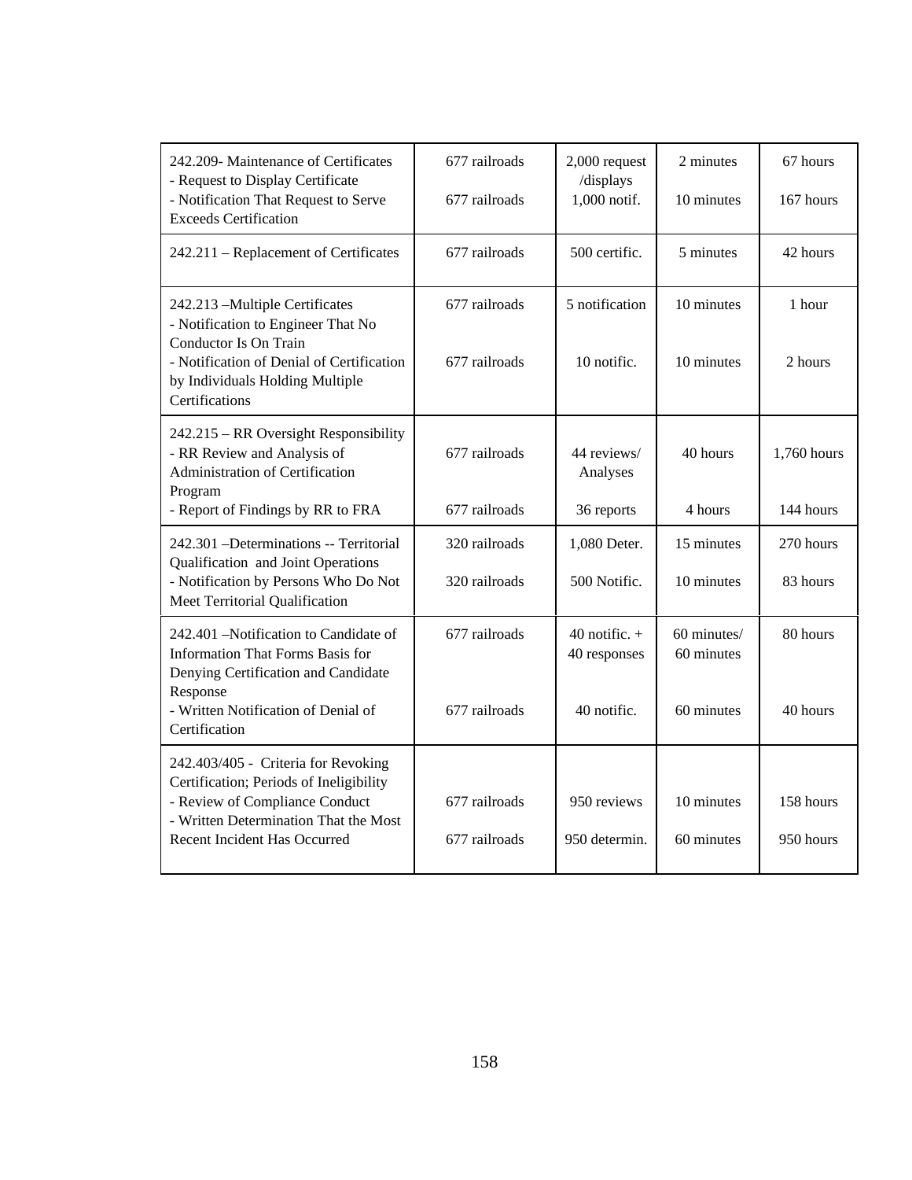| | | | | |
|---|---|---|---|---|
| 242.209- Maintenance of Certificates<br>- Request to Display Certificate<br>- Notification That Request to Serve Exceeds Certification | 677 railroads<br><br>677 railroads | 2,000 request /displays<br>1,000 notif. | 2 minutes<br><br>10 minutes | 67 hours<br><br>167 hours |
| 242.211 – Replacement of Certificates | 677 railroads | 500 certific. | 5 minutes | 42 hours |
| 242.213 –Multiple Certificates<br>- Notification to Engineer That No Conductor Is On Train<br>- Notification of Denial of Certification by Individuals Holding Multiple Certifications | 677 railroads<br><br>677 railroads | 5 notification<br><br>10 notific. | 10 minutes<br><br>10 minutes | 1 hour<br><br>2 hours |
| 242.215 – RR Oversight Responsibility<br>- RR Review and Analysis of Administration of Certification Program<br>- Report of Findings by RR to FRA | 677 railroads<br><br>677 railroads | 44 reviews/ Analyses<br><br>36 reports | 40 hours<br><br>4 hours | 1,760 hours<br><br>144 hours |
| 242.301 –Determinations -- Territorial Qualification and Joint Operations<br>- Notification by Persons Who Do Not Meet Territorial Qualification | 320 railroads<br><br>320 railroads | 1,080 Deter.<br><br>500 Notific. | 15 minutes<br><br>10 minutes | 270 hours<br><br>83 hours |
| 242.401 –Notification to Candidate of Information That Forms Basis for Denying Certification and Candidate Response<br>- Written Notification of Denial of Certification | 677 railroads<br><br>677 railroads | 40 notific. + 40 responses<br><br>40 notific. | 60 minutes/ 60 minutes<br><br>60 minutes | 80 hours<br><br>40 hours |
| 242.403/405 - Criteria for Revoking Certification; Periods of Ineligibility<br>- Review of Compliance Conduct<br>- Written Determination That the Most Recent Incident Has Occurred | 677 railroads<br><br>677 railroads | 950 reviews<br><br>950 determin. | 10 minutes<br><br>60 minutes | 158 hours<br><br>950 hours |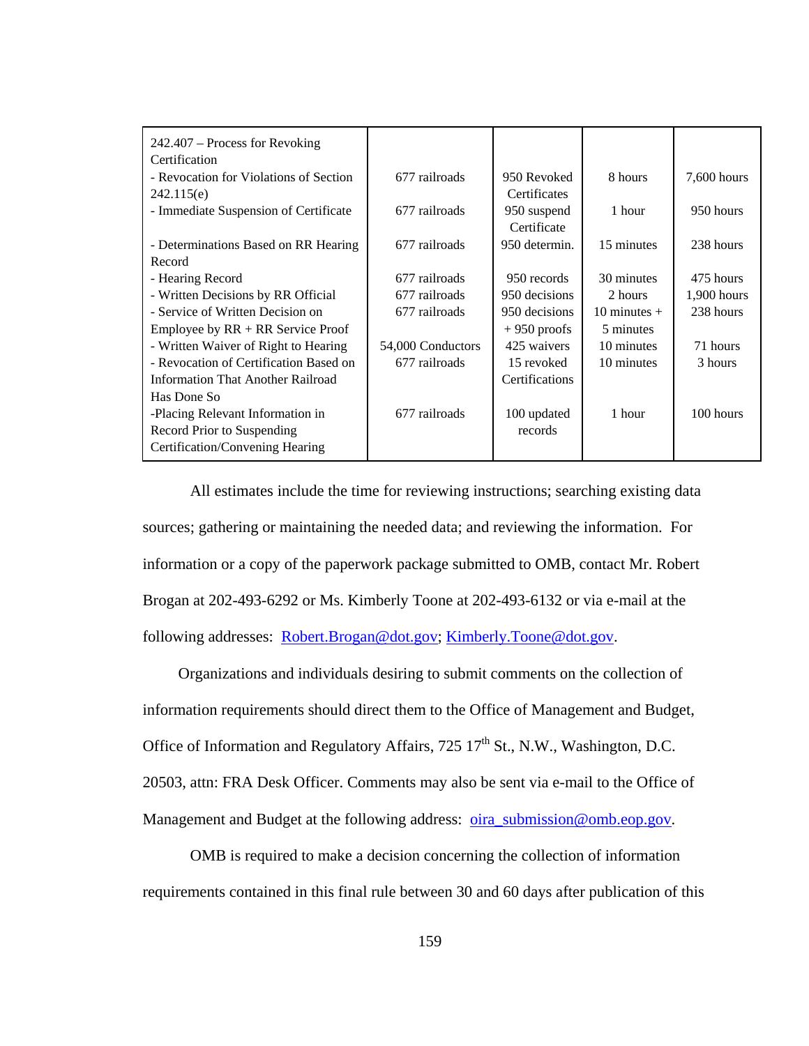| 242.407 – Process for Revoking Certification | | | | |
|---|---|---|---|---|
| - Revocation for Violations of Section 242.115(e) | 677 railroads | 950 Revoked Certificates | 8 hours | 7,600 hours |
| - Immediate Suspension of Certificate | 677 railroads | 950 suspend Certificate | 1 hour | 950 hours |
| - Determinations Based on RR Hearing Record | 677 railroads | 950 determin. | 15 minutes | 238 hours |
| - Hearing Record | 677 railroads | 950 records | 30 minutes | 475 hours |
| - Written Decisions by RR Official | 677 railroads | 950 decisions | 2 hours | 1,900 hours |
| - Service of Written Decision on Employee by RR + RR Service Proof | 677 railroads | 950 decisions + 950 proofs | 10 minutes + 5 minutes | 238 hours |
| - Written Waiver of Right to Hearing | 54,000 Conductors | 425 waivers | 10 minutes | 71 hours |
| - Revocation of Certification Based on Information That Another Railroad Has Done So | 677 railroads | 15 revoked Certifications | 10 minutes | 3 hours |
| -Placing Relevant Information in Record Prior to Suspending Certification/Convening Hearing | 677 railroads | 100 updated records | 1 hour | 100 hours |

All estimates include the time for reviewing instructions; searching existing data sources; gathering or maintaining the needed data; and reviewing the information. For information or a copy of the paperwork package submitted to OMB, contact Mr. Robert Brogan at 202-493-6292 or Ms. Kimberly Toone at 202-493-6132 or via e-mail at the following addresses: Robert.Brogan@dot.gov; Kimberly.Toone@dot.gov.

Organizations and individuals desiring to submit comments on the collection of information requirements should direct them to the Office of Management and Budget, Office of Information and Regulatory Affairs, 725 17th St., N.W., Washington, D.C. 20503, attn: FRA Desk Officer. Comments may also be sent via e-mail to the Office of Management and Budget at the following address: oira_submission@omb.eop.gov.

OMB is required to make a decision concerning the collection of information requirements contained in this final rule between 30 and 60 days after publication of this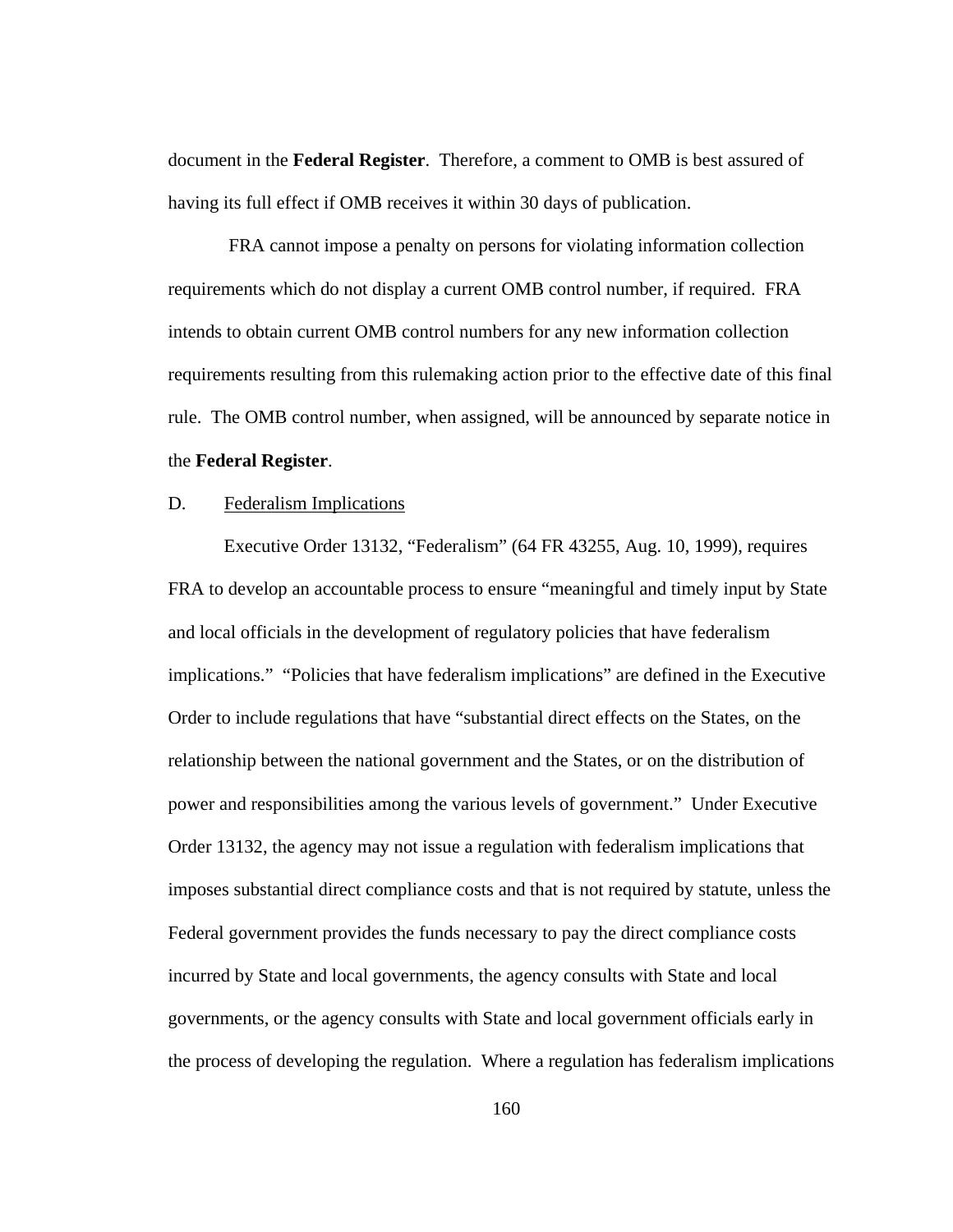document in the **Federal Register**.  Therefore, a comment to OMB is best assured of having its full effect if OMB receives it within 30 days of publication.

FRA cannot impose a penalty on persons for violating information collection requirements which do not display a current OMB control number, if required.  FRA intends to obtain current OMB control numbers for any new information collection requirements resulting from this rulemaking action prior to the effective date of this final rule.  The OMB control number, when assigned, will be announced by separate notice in the **Federal Register**.

D. Federalism Implications

Executive Order 13132, "Federalism" (64 FR 43255, Aug. 10, 1999), requires FRA to develop an accountable process to ensure "meaningful and timely input by State and local officials in the development of regulatory policies that have federalism implications."  "Policies that have federalism implications" are defined in the Executive Order to include regulations that have "substantial direct effects on the States, on the relationship between the national government and the States, or on the distribution of power and responsibilities among the various levels of government."  Under Executive Order 13132, the agency may not issue a regulation with federalism implications that imposes substantial direct compliance costs and that is not required by statute, unless the Federal government provides the funds necessary to pay the direct compliance costs incurred by State and local governments, the agency consults with State and local governments, or the agency consults with State and local government officials early in the process of developing the regulation.  Where a regulation has federalism implications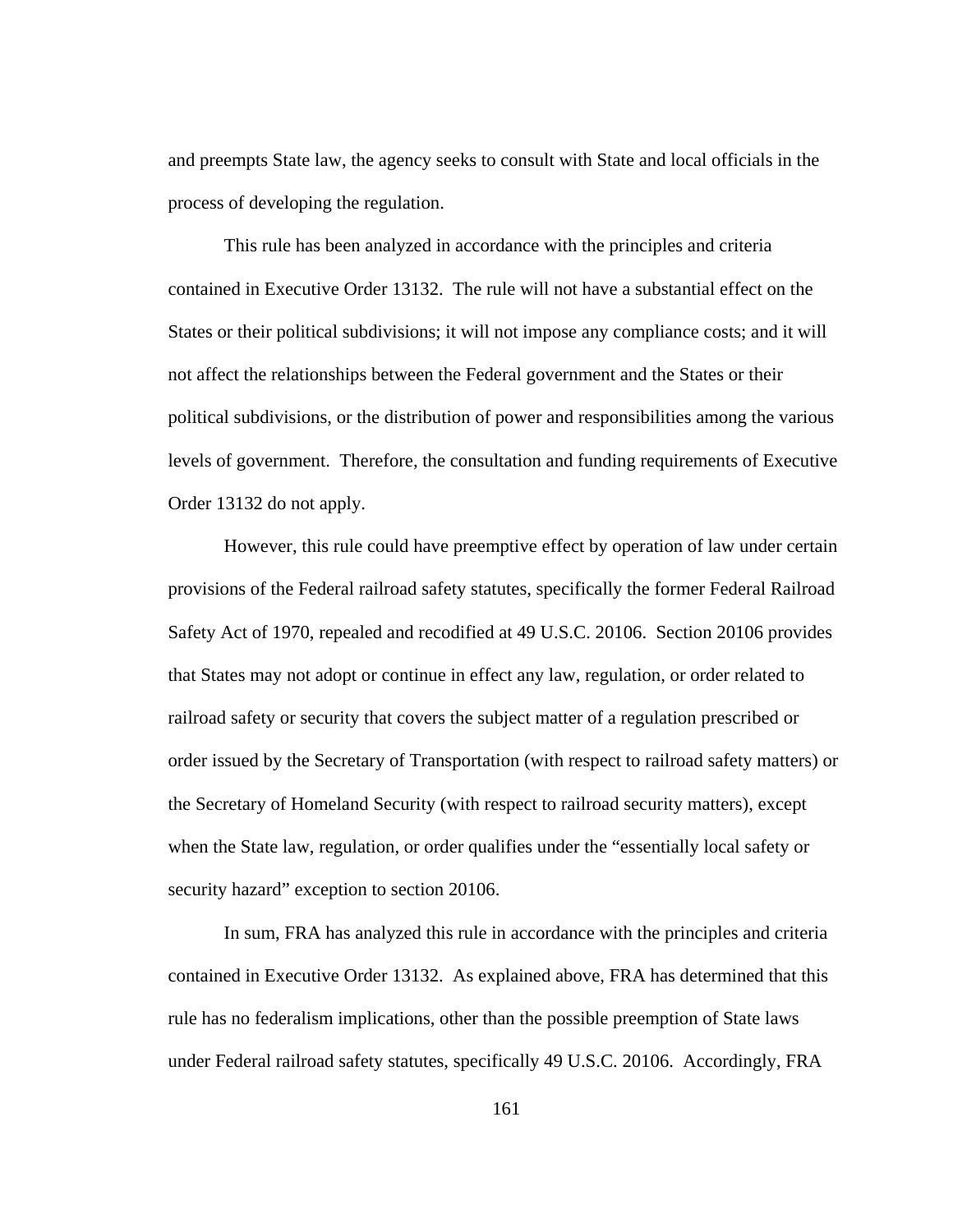and preempts State law, the agency seeks to consult with State and local officials in the process of developing the regulation.

This rule has been analyzed in accordance with the principles and criteria contained in Executive Order 13132. The rule will not have a substantial effect on the States or their political subdivisions; it will not impose any compliance costs; and it will not affect the relationships between the Federal government and the States or their political subdivisions, or the distribution of power and responsibilities among the various levels of government. Therefore, the consultation and funding requirements of Executive Order 13132 do not apply.

However, this rule could have preemptive effect by operation of law under certain provisions of the Federal railroad safety statutes, specifically the former Federal Railroad Safety Act of 1970, repealed and recodified at 49 U.S.C. 20106. Section 20106 provides that States may not adopt or continue in effect any law, regulation, or order related to railroad safety or security that covers the subject matter of a regulation prescribed or order issued by the Secretary of Transportation (with respect to railroad safety matters) or the Secretary of Homeland Security (with respect to railroad security matters), except when the State law, regulation, or order qualifies under the "essentially local safety or security hazard" exception to section 20106.

In sum, FRA has analyzed this rule in accordance with the principles and criteria contained in Executive Order 13132. As explained above, FRA has determined that this rule has no federalism implications, other than the possible preemption of State laws under Federal railroad safety statutes, specifically 49 U.S.C. 20106. Accordingly, FRA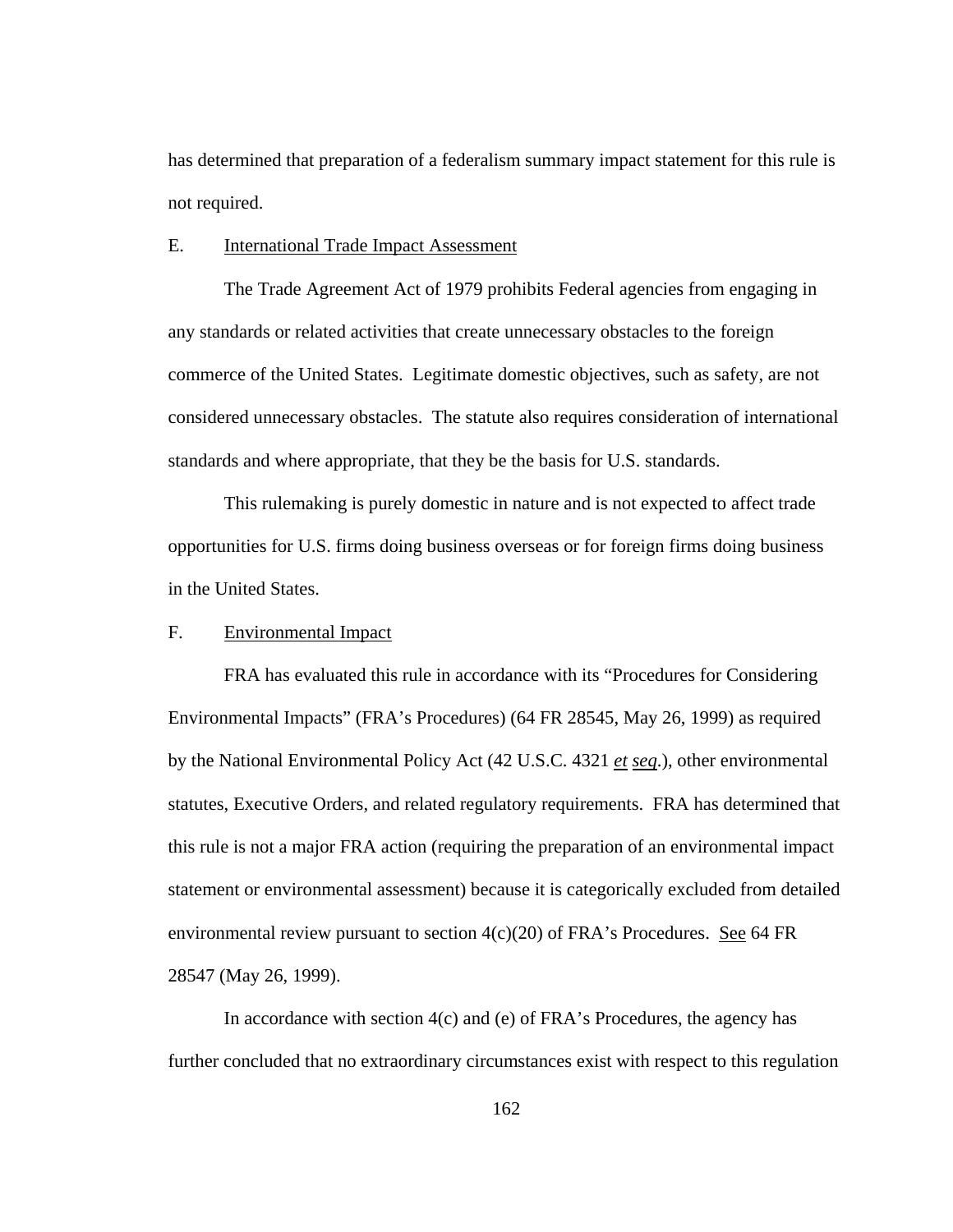has determined that preparation of a federalism summary impact statement for this rule is not required.

E. International Trade Impact Assessment

The Trade Agreement Act of 1979 prohibits Federal agencies from engaging in any standards or related activities that create unnecessary obstacles to the foreign commerce of the United States. Legitimate domestic objectives, such as safety, are not considered unnecessary obstacles. The statute also requires consideration of international standards and where appropriate, that they be the basis for U.S. standards.

This rulemaking is purely domestic in nature and is not expected to affect trade opportunities for U.S. firms doing business overseas or for foreign firms doing business in the United States.

F. Environmental Impact

FRA has evaluated this rule in accordance with its "Procedures for Considering Environmental Impacts" (FRA's Procedures) (64 FR 28545, May 26, 1999) as required by the National Environmental Policy Act (42 U.S.C. 4321 *et seq*.), other environmental statutes, Executive Orders, and related regulatory requirements. FRA has determined that this rule is not a major FRA action (requiring the preparation of an environmental impact statement or environmental assessment) because it is categorically excluded from detailed environmental review pursuant to section 4(c)(20) of FRA's Procedures. See 64 FR 28547 (May 26, 1999).

In accordance with section 4(c) and (e) of FRA's Procedures, the agency has further concluded that no extraordinary circumstances exist with respect to this regulation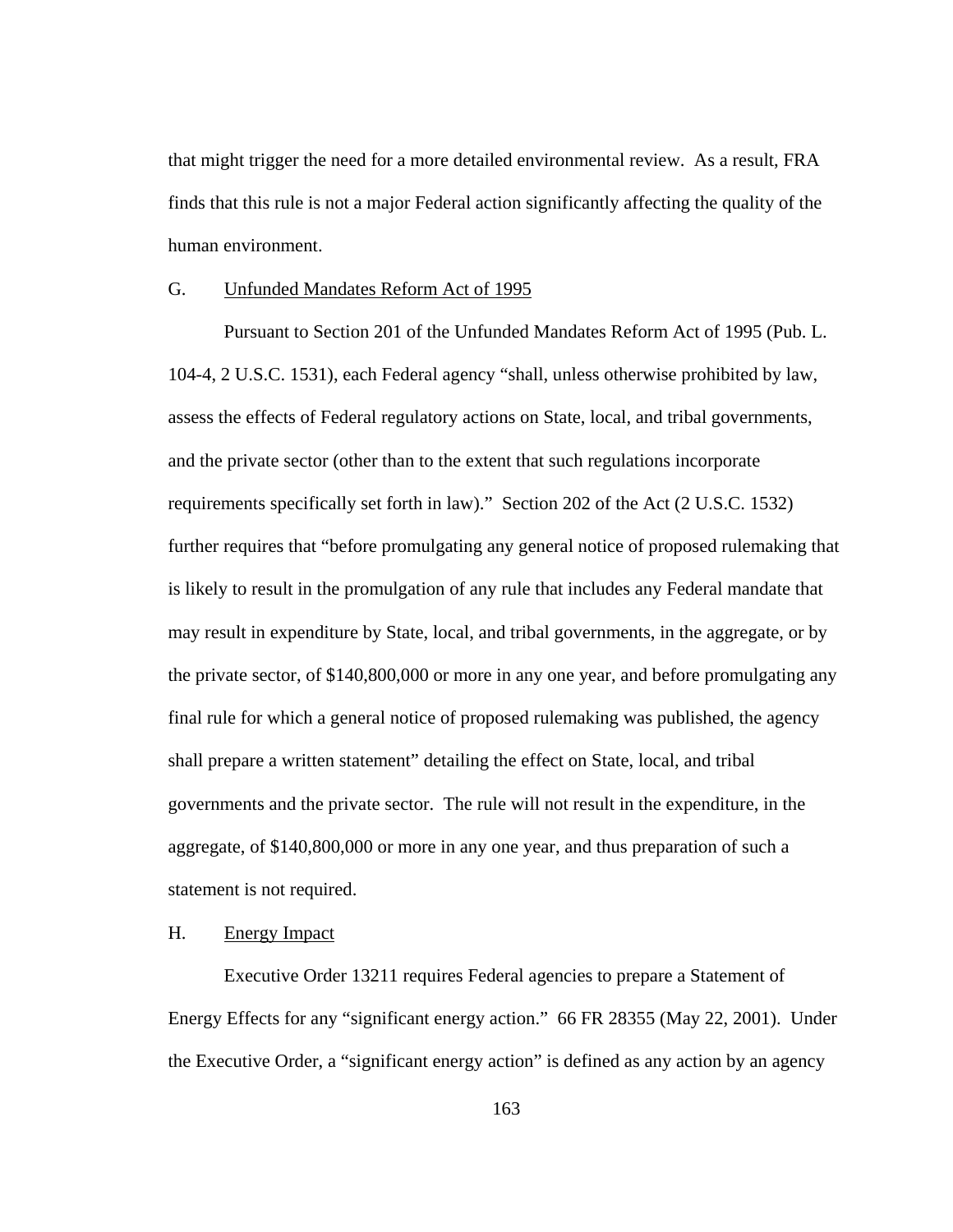that might trigger the need for a more detailed environmental review. As a result, FRA finds that this rule is not a major Federal action significantly affecting the quality of the human environment.

## G. Unfunded Mandates Reform Act of 1995

Pursuant to Section 201 of the Unfunded Mandates Reform Act of 1995 (Pub. L. 104-4, 2 U.S.C. 1531), each Federal agency "shall, unless otherwise prohibited by law, assess the effects of Federal regulatory actions on State, local, and tribal governments, and the private sector (other than to the extent that such regulations incorporate requirements specifically set forth in law)." Section 202 of the Act (2 U.S.C. 1532) further requires that "before promulgating any general notice of proposed rulemaking that is likely to result in the promulgation of any rule that includes any Federal mandate that may result in expenditure by State, local, and tribal governments, in the aggregate, or by the private sector, of $140,800,000 or more in any one year, and before promulgating any final rule for which a general notice of proposed rulemaking was published, the agency shall prepare a written statement" detailing the effect on State, local, and tribal governments and the private sector. The rule will not result in the expenditure, in the aggregate, of $140,800,000 or more in any one year, and thus preparation of such a statement is not required.

## H. Energy Impact

Executive Order 13211 requires Federal agencies to prepare a Statement of Energy Effects for any "significant energy action." 66 FR 28355 (May 22, 2001). Under the Executive Order, a "significant energy action" is defined as any action by an agency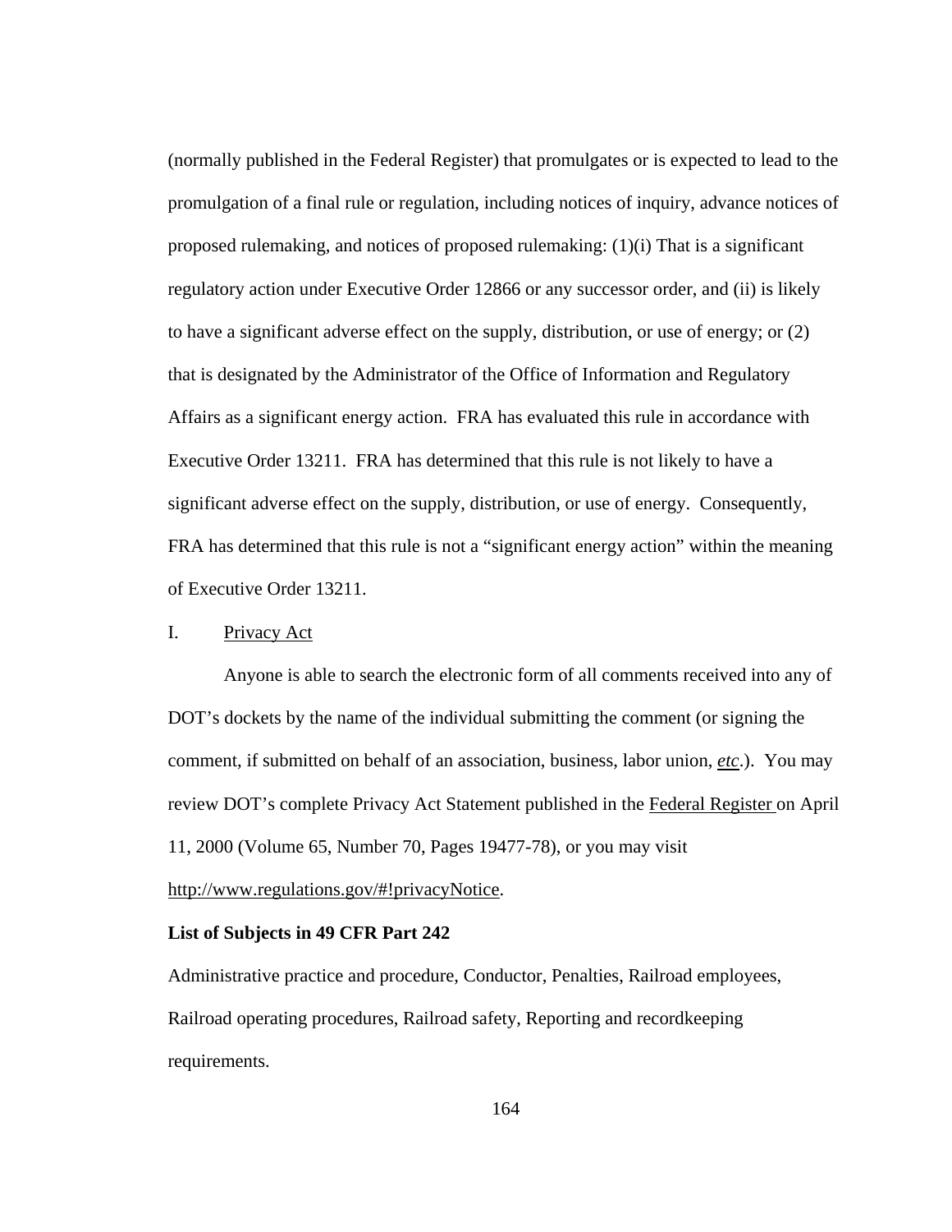(normally published in the Federal Register) that promulgates or is expected to lead to the promulgation of a final rule or regulation, including notices of inquiry, advance notices of proposed rulemaking, and notices of proposed rulemaking: (1)(i) That is a significant regulatory action under Executive Order 12866 or any successor order, and (ii) is likely to have a significant adverse effect on the supply, distribution, or use of energy; or (2) that is designated by the Administrator of the Office of Information and Regulatory Affairs as a significant energy action. FRA has evaluated this rule in accordance with Executive Order 13211. FRA has determined that this rule is not likely to have a significant adverse effect on the supply, distribution, or use of energy. Consequently, FRA has determined that this rule is not a "significant energy action" within the meaning of Executive Order 13211.

I. Privacy Act

Anyone is able to search the electronic form of all comments received into any of DOT's dockets by the name of the individual submitting the comment (or signing the comment, if submitted on behalf of an association, business, labor union, *etc*.). You may review DOT's complete Privacy Act Statement published in the Federal Register on April 11, 2000 (Volume 65, Number 70, Pages 19477-78), or you may visit http://www.regulations.gov/#!privacyNotice.

**List of Subjects in 49 CFR Part 242**

Administrative practice and procedure, Conductor, Penalties, Railroad employees, Railroad operating procedures, Railroad safety, Reporting and recordkeeping requirements.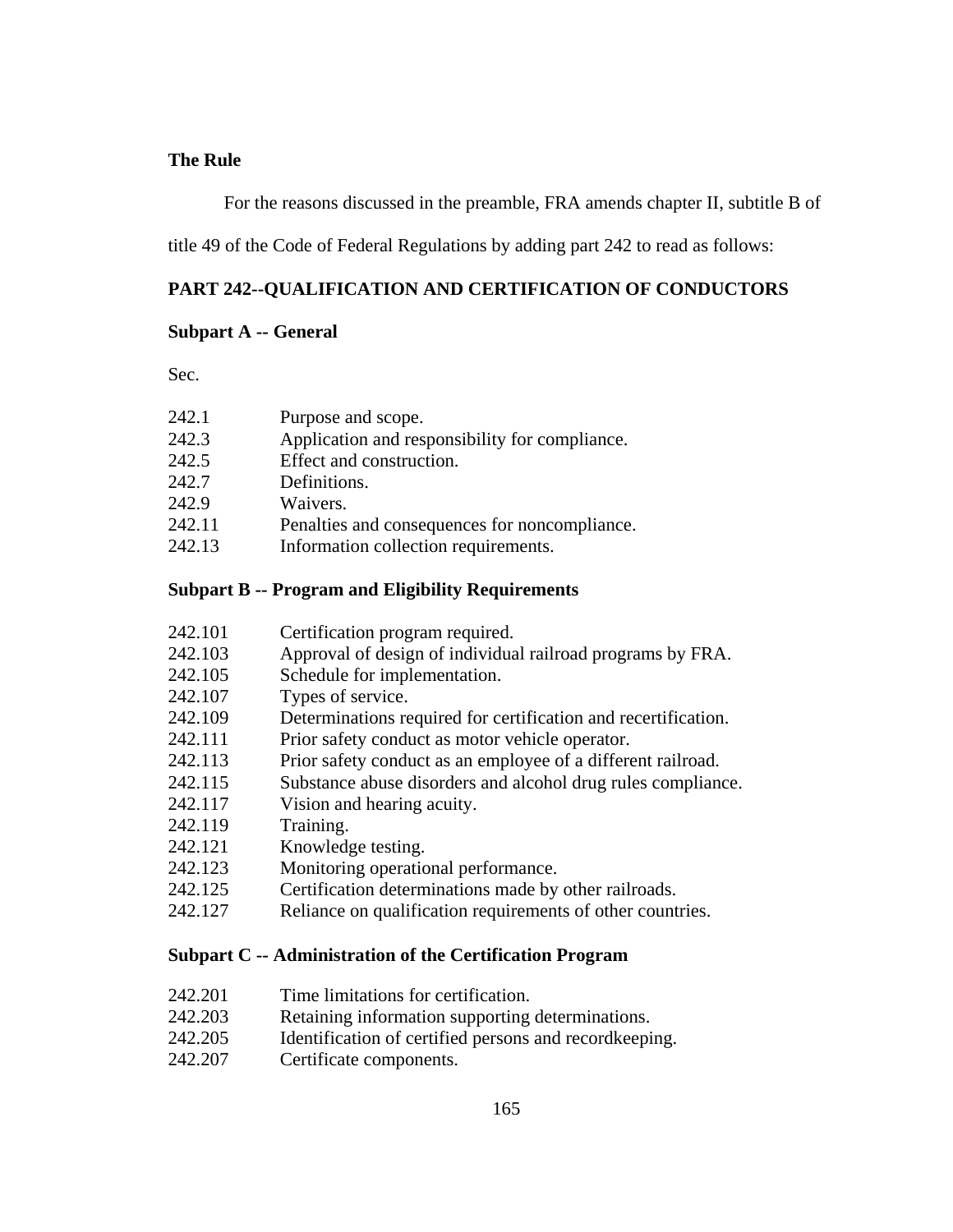**The Rule**

For the reasons discussed in the preamble, FRA amends chapter II, subtitle B of title 49 of the Code of Federal Regulations by adding part 242 to read as follows:

**PART 242--QUALIFICATION AND CERTIFICATION OF CONDUCTORS**

**Subpart A -- General**

Sec.

242.1 Purpose and scope.
242.3 Application and responsibility for compliance.
242.5 Effect and construction.
242.7 Definitions.
242.9 Waivers.
242.11 Penalties and consequences for noncompliance.
242.13 Information collection requirements.

**Subpart B -- Program and Eligibility Requirements**

242.101 Certification program required.
242.103 Approval of design of individual railroad programs by FRA.
242.105 Schedule for implementation.
242.107 Types of service.
242.109 Determinations required for certification and recertification.
242.111 Prior safety conduct as motor vehicle operator.
242.113 Prior safety conduct as an employee of a different railroad.
242.115 Substance abuse disorders and alcohol drug rules compliance.
242.117 Vision and hearing acuity.
242.119 Training.
242.121 Knowledge testing.
242.123 Monitoring operational performance.
242.125 Certification determinations made by other railroads.
242.127 Reliance on qualification requirements of other countries.

**Subpart C -- Administration of the Certification Program**

242.201 Time limitations for certification.
242.203 Retaining information supporting determinations.
242.205 Identification of certified persons and recordkeeping.
242.207 Certificate components.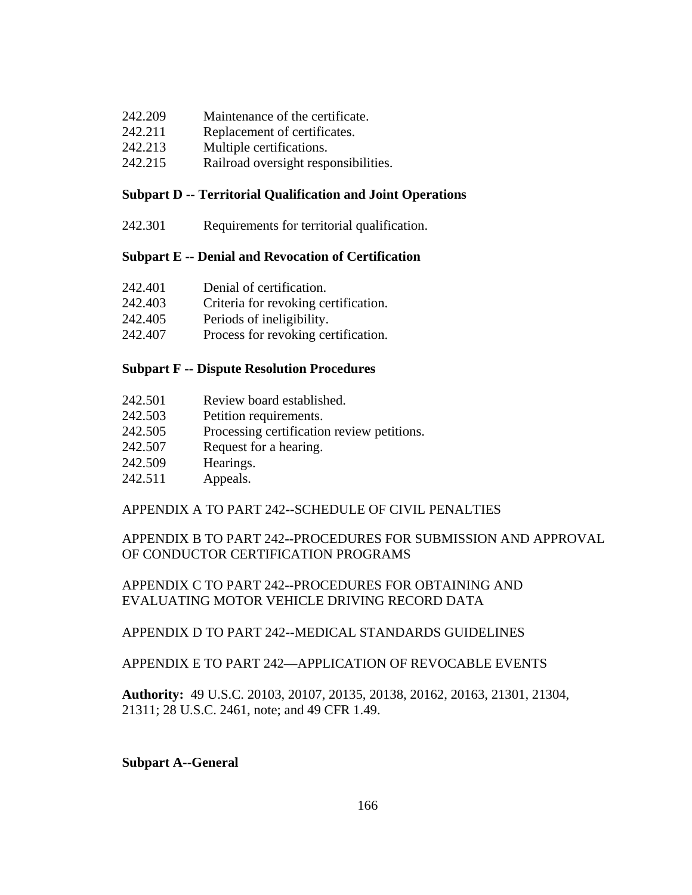242.209 Maintenance of the certificate.
242.211 Replacement of certificates.
242.213 Multiple certifications.
242.215 Railroad oversight responsibilities.

**Subpart D -- Territorial Qualification and Joint Operations**

242.301 Requirements for territorial qualification.

**Subpart E -- Denial and Revocation of Certification**

242.401 Denial of certification.
242.403 Criteria for revoking certification.
242.405 Periods of ineligibility.
242.407 Process for revoking certification.

**Subpart F -- Dispute Resolution Procedures**

242.501 Review board established.
242.503 Petition requirements.
242.505 Processing certification review petitions.
242.507 Request for a hearing.
242.509 Hearings.
242.511 Appeals.

APPENDIX A TO PART 242--SCHEDULE OF CIVIL PENALTIES

APPENDIX B TO PART 242--PROCEDURES FOR SUBMISSION AND APPROVAL OF CONDUCTOR CERTIFICATION PROGRAMS

APPENDIX C TO PART 242--PROCEDURES FOR OBTAINING AND EVALUATING MOTOR VEHICLE DRIVING RECORD DATA

APPENDIX D TO PART 242--MEDICAL STANDARDS GUIDELINES

APPENDIX E TO PART 242—APPLICATION OF REVOCABLE EVENTS

**Authority:** 49 U.S.C. 20103, 20107, 20135, 20138, 20162, 20163, 21301, 21304, 21311; 28 U.S.C. 2461, note; and 49 CFR 1.49.

**Subpart A--General**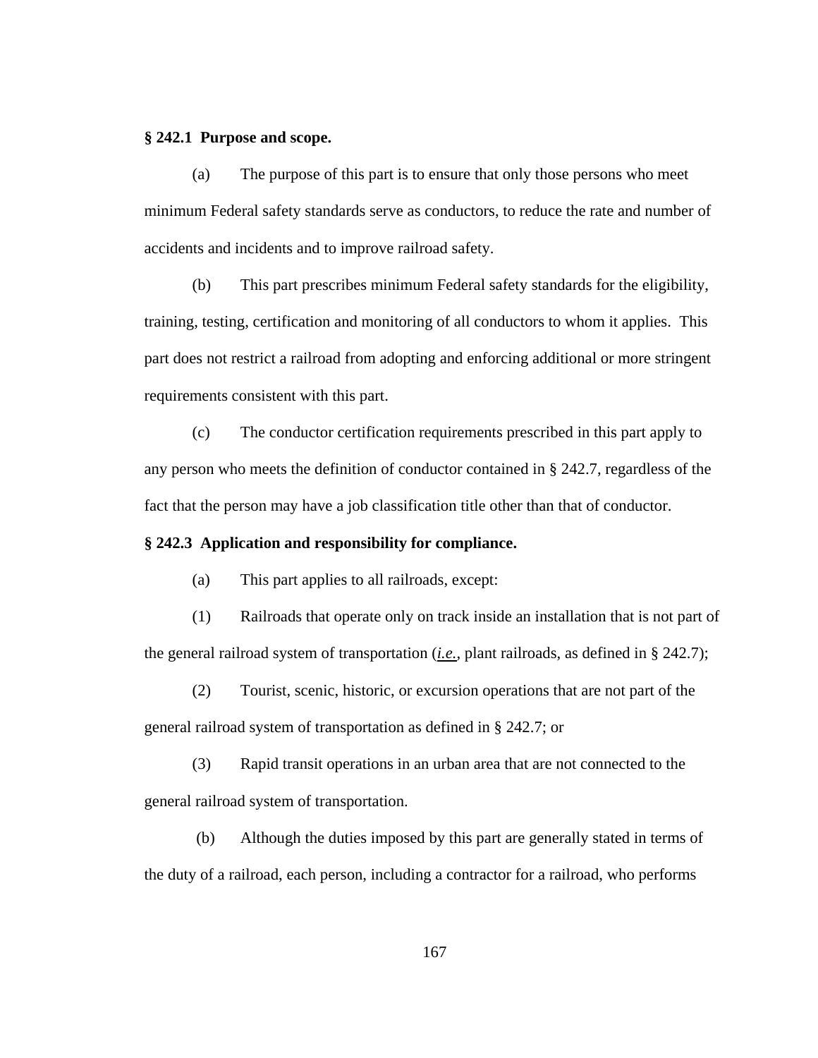**§ 242.1 Purpose and scope.**

(a) The purpose of this part is to ensure that only those persons who meet minimum Federal safety standards serve as conductors, to reduce the rate and number of accidents and incidents and to improve railroad safety.

(b) This part prescribes minimum Federal safety standards for the eligibility, training, testing, certification and monitoring of all conductors to whom it applies. This part does not restrict a railroad from adopting and enforcing additional or more stringent requirements consistent with this part.

(c) The conductor certification requirements prescribed in this part apply to any person who meets the definition of conductor contained in § 242.7, regardless of the fact that the person may have a job classification title other than that of conductor.

**§ 242.3 Application and responsibility for compliance.**

(a) This part applies to all railroads, except:

(1) Railroads that operate only on track inside an installation that is not part of the general railroad system of transportation (*i.e.*, plant railroads, as defined in § 242.7);

(2) Tourist, scenic, historic, or excursion operations that are not part of the general railroad system of transportation as defined in § 242.7; or

(3) Rapid transit operations in an urban area that are not connected to the general railroad system of transportation.

(b) Although the duties imposed by this part are generally stated in terms of the duty of a railroad, each person, including a contractor for a railroad, who performs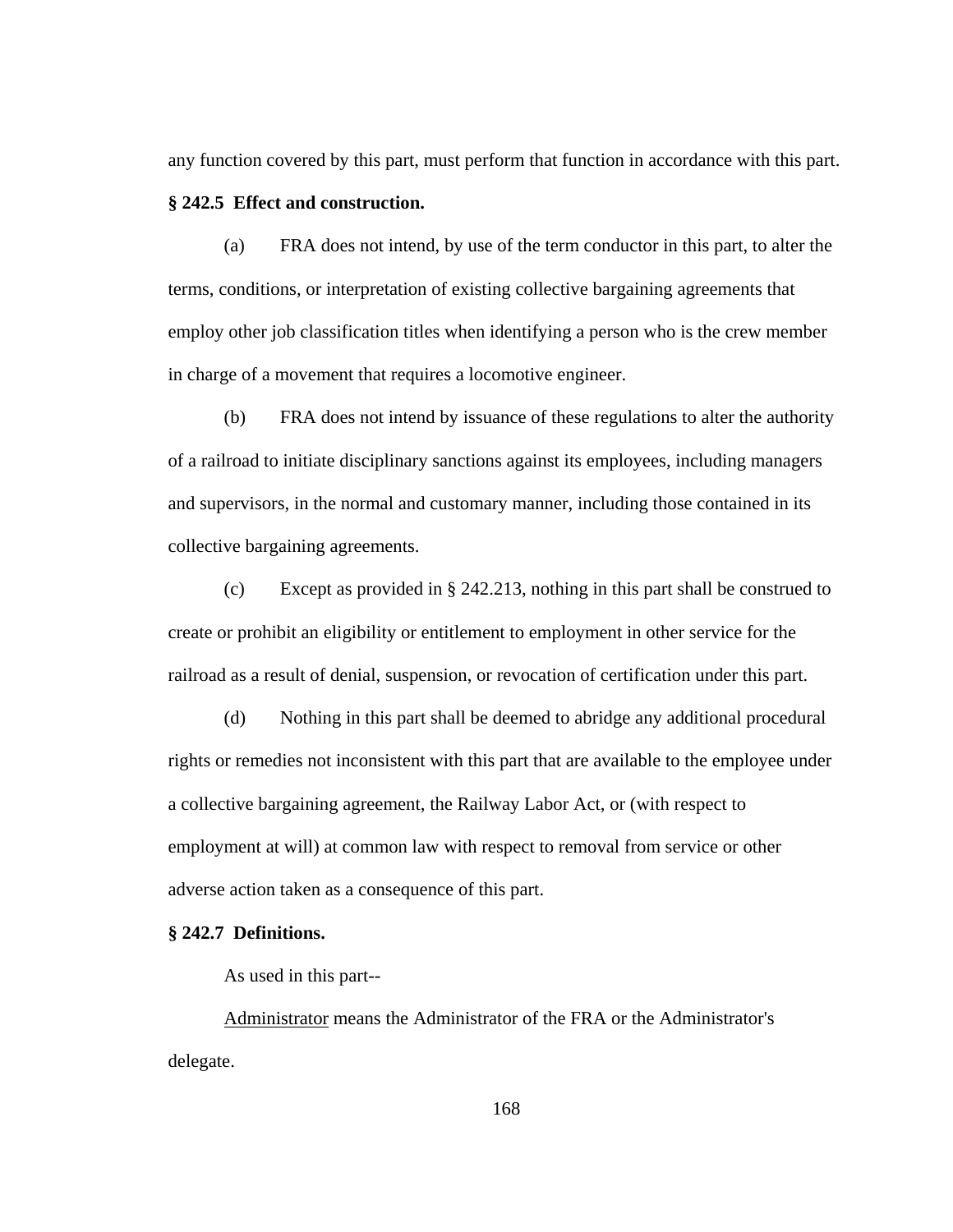any function covered by this part, must perform that function in accordance with this part.

**§ 242.5 Effect and construction.**

(a) FRA does not intend, by use of the term conductor in this part, to alter the terms, conditions, or interpretation of existing collective bargaining agreements that employ other job classification titles when identifying a person who is the crew member in charge of a movement that requires a locomotive engineer.

(b) FRA does not intend by issuance of these regulations to alter the authority of a railroad to initiate disciplinary sanctions against its employees, including managers and supervisors, in the normal and customary manner, including those contained in its collective bargaining agreements.

(c) Except as provided in § 242.213, nothing in this part shall be construed to create or prohibit an eligibility or entitlement to employment in other service for the railroad as a result of denial, suspension, or revocation of certification under this part.

(d) Nothing in this part shall be deemed to abridge any additional procedural rights or remedies not inconsistent with this part that are available to the employee under a collective bargaining agreement, the Railway Labor Act, or (with respect to employment at will) at common law with respect to removal from service or other adverse action taken as a consequence of this part.

**§ 242.7 Definitions.**

As used in this part--

Administrator means the Administrator of the FRA or the Administrator's delegate.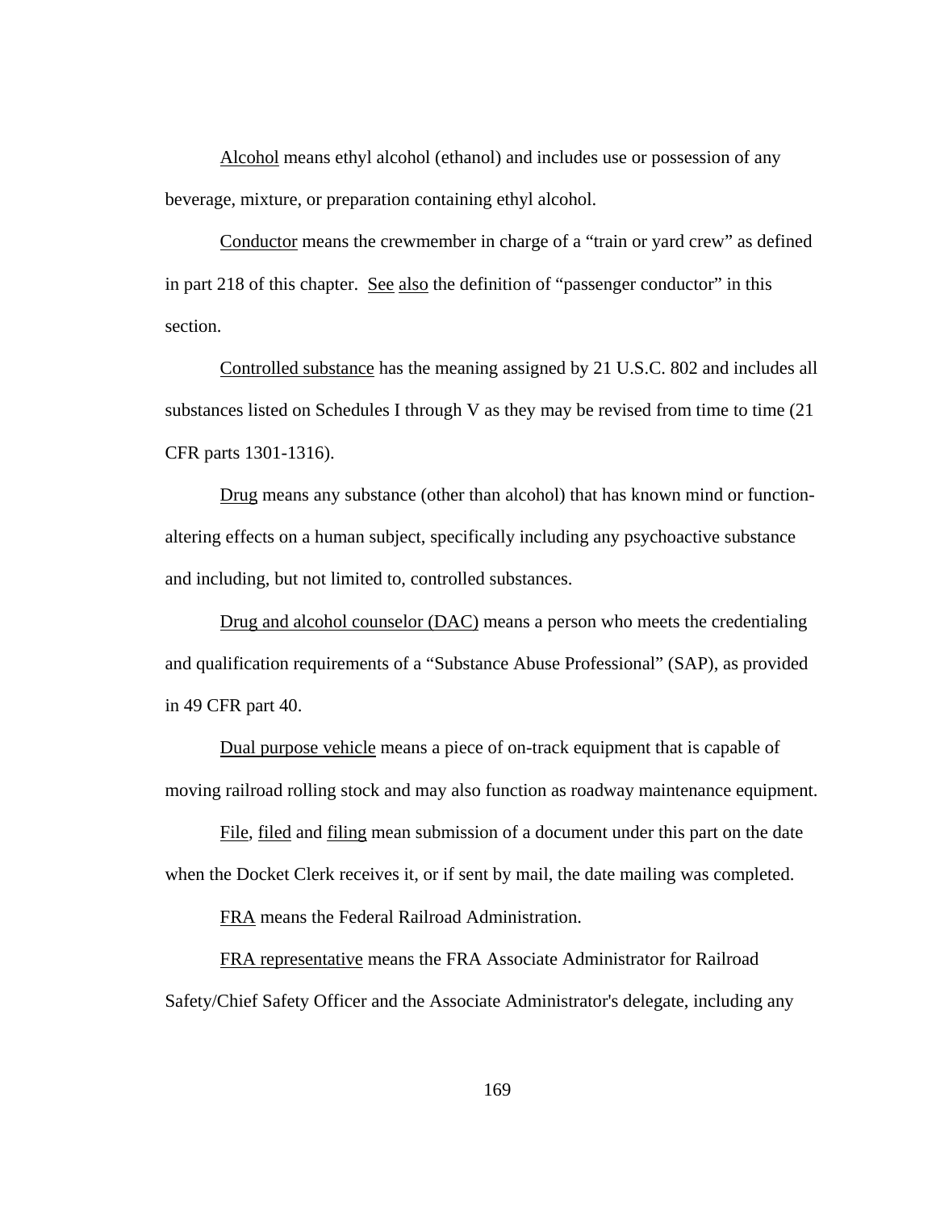Alcohol means ethyl alcohol (ethanol) and includes use or possession of any beverage, mixture, or preparation containing ethyl alcohol.

Conductor means the crewmember in charge of a "train or yard crew" as defined in part 218 of this chapter. See also the definition of "passenger conductor" in this section.

Controlled substance has the meaning assigned by 21 U.S.C. 802 and includes all substances listed on Schedules I through V as they may be revised from time to time (21 CFR parts 1301-1316).

Drug means any substance (other than alcohol) that has known mind or function-altering effects on a human subject, specifically including any psychoactive substance and including, but not limited to, controlled substances.

Drug and alcohol counselor (DAC) means a person who meets the credentialing and qualification requirements of a "Substance Abuse Professional" (SAP), as provided in 49 CFR part 40.

Dual purpose vehicle means a piece of on-track equipment that is capable of moving railroad rolling stock and may also function as roadway maintenance equipment.

File, filed and filing mean submission of a document under this part on the date when the Docket Clerk receives it, or if sent by mail, the date mailing was completed.

FRA means the Federal Railroad Administration.

FRA representative means the FRA Associate Administrator for Railroad Safety/Chief Safety Officer and the Associate Administrator's delegate, including any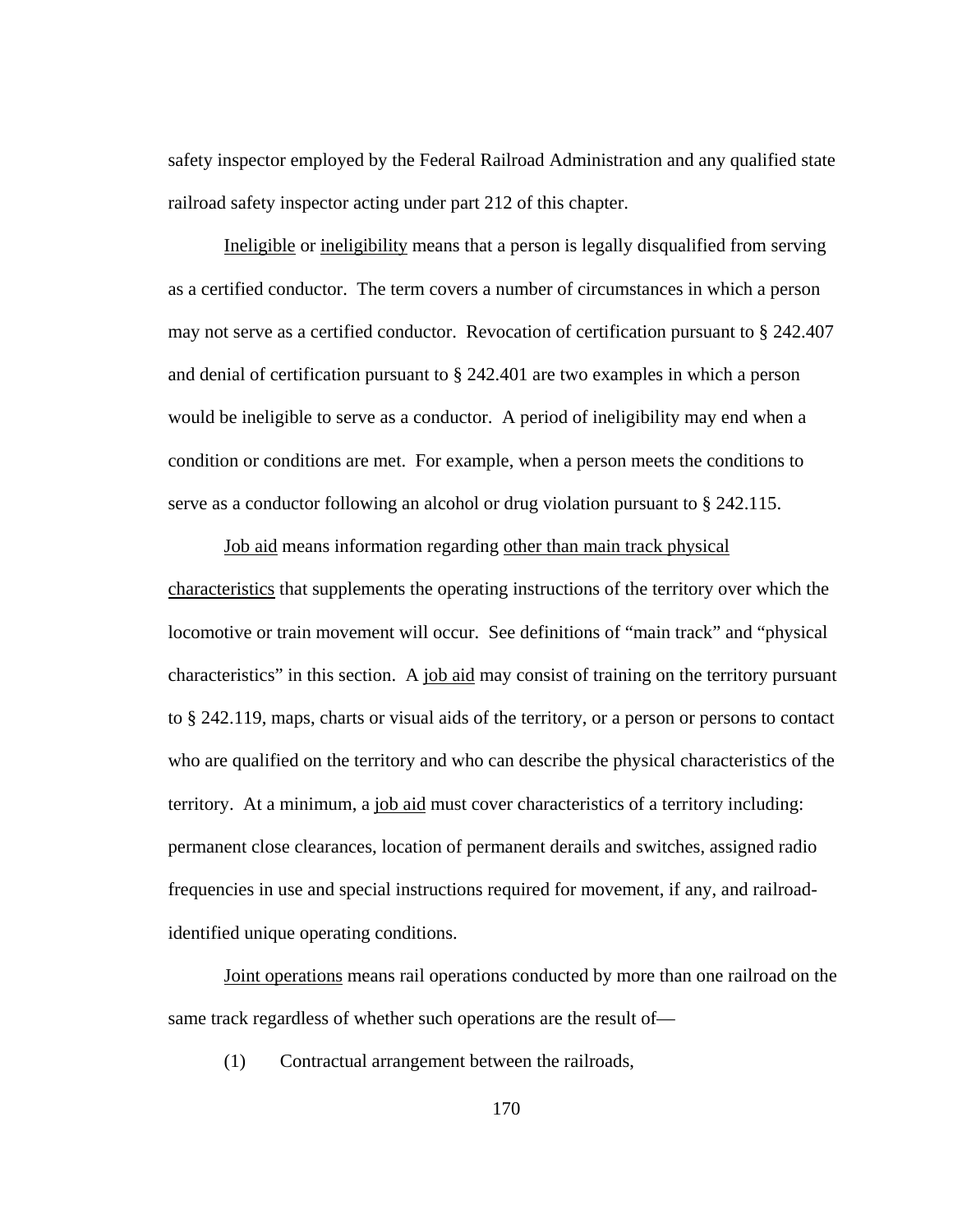safety inspector employed by the Federal Railroad Administration and any qualified state railroad safety inspector acting under part 212 of this chapter.

Ineligible or ineligibility means that a person is legally disqualified from serving as a certified conductor. The term covers a number of circumstances in which a person may not serve as a certified conductor. Revocation of certification pursuant to § 242.407 and denial of certification pursuant to § 242.401 are two examples in which a person would be ineligible to serve as a conductor. A period of ineligibility may end when a condition or conditions are met. For example, when a person meets the conditions to serve as a conductor following an alcohol or drug violation pursuant to § 242.115.

Job aid means information regarding other than main track physical characteristics that supplements the operating instructions of the territory over which the locomotive or train movement will occur. See definitions of "main track" and "physical characteristics" in this section. A job aid may consist of training on the territory pursuant to § 242.119, maps, charts or visual aids of the territory, or a person or persons to contact who are qualified on the territory and who can describe the physical characteristics of the territory. At a minimum, a job aid must cover characteristics of a territory including: permanent close clearances, location of permanent derails and switches, assigned radio frequencies in use and special instructions required for movement, if any, and railroad-identified unique operating conditions.

Joint operations means rail operations conducted by more than one railroad on the same track regardless of whether such operations are the result of—

(1) Contractual arrangement between the railroads,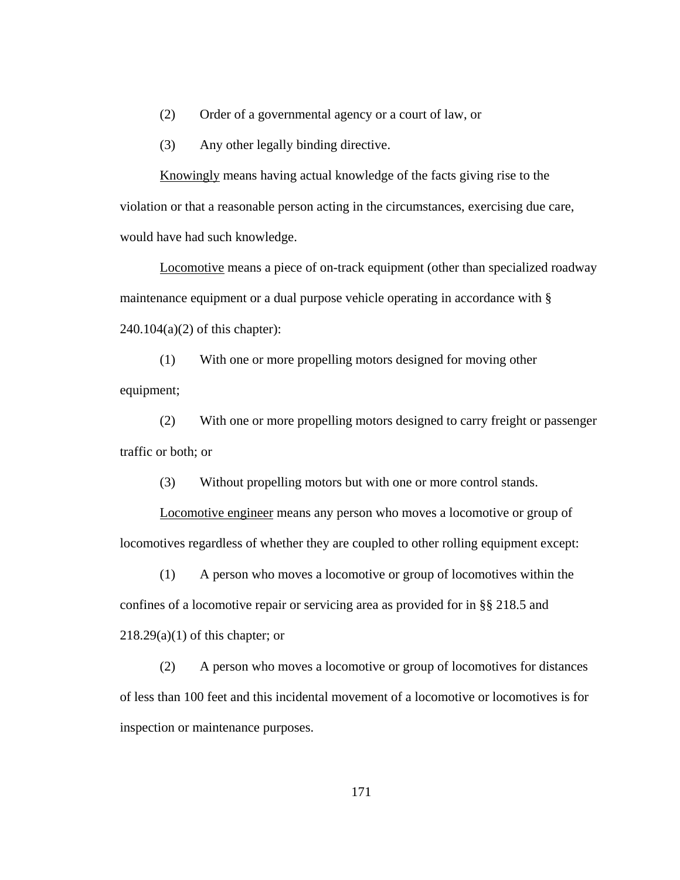(2) Order of a governmental agency or a court of law, or

(3) Any other legally binding directive.

Knowingly means having actual knowledge of the facts giving rise to the violation or that a reasonable person acting in the circumstances, exercising due care, would have had such knowledge.

Locomotive means a piece of on-track equipment (other than specialized roadway maintenance equipment or a dual purpose vehicle operating in accordance with § 240.104(a)(2) of this chapter):

(1) With one or more propelling motors designed for moving other equipment;

(2) With one or more propelling motors designed to carry freight or passenger traffic or both; or

(3) Without propelling motors but with one or more control stands.

Locomotive engineer means any person who moves a locomotive or group of locomotives regardless of whether they are coupled to other rolling equipment except:

(1) A person who moves a locomotive or group of locomotives within the confines of a locomotive repair or servicing area as provided for in §§ 218.5 and 218.29(a)(1) of this chapter; or

(2) A person who moves a locomotive or group of locomotives for distances of less than 100 feet and this incidental movement of a locomotive or locomotives is for inspection or maintenance purposes.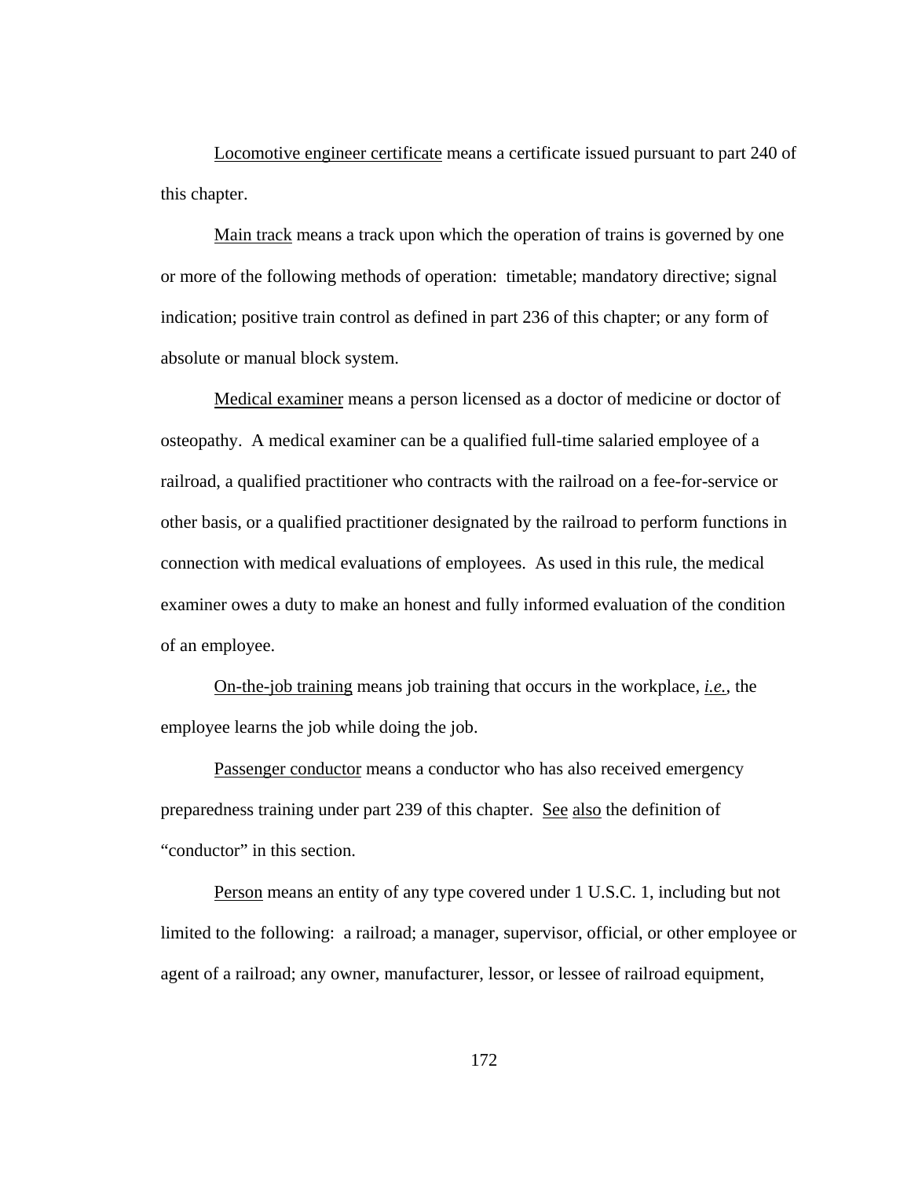Locomotive engineer certificate means a certificate issued pursuant to part 240 of this chapter.

Main track means a track upon which the operation of trains is governed by one or more of the following methods of operation: timetable; mandatory directive; signal indication; positive train control as defined in part 236 of this chapter; or any form of absolute or manual block system.

Medical examiner means a person licensed as a doctor of medicine or doctor of osteopathy. A medical examiner can be a qualified full-time salaried employee of a railroad, a qualified practitioner who contracts with the railroad on a fee-for-service or other basis, or a qualified practitioner designated by the railroad to perform functions in connection with medical evaluations of employees. As used in this rule, the medical examiner owes a duty to make an honest and fully informed evaluation of the condition of an employee.

On-the-job training means job training that occurs in the workplace, *i.e.*, the employee learns the job while doing the job.

Passenger conductor means a conductor who has also received emergency preparedness training under part 239 of this chapter. See also the definition of "conductor" in this section.

Person means an entity of any type covered under 1 U.S.C. 1, including but not limited to the following: a railroad; a manager, supervisor, official, or other employee or agent of a railroad; any owner, manufacturer, lessor, or lessee of railroad equipment,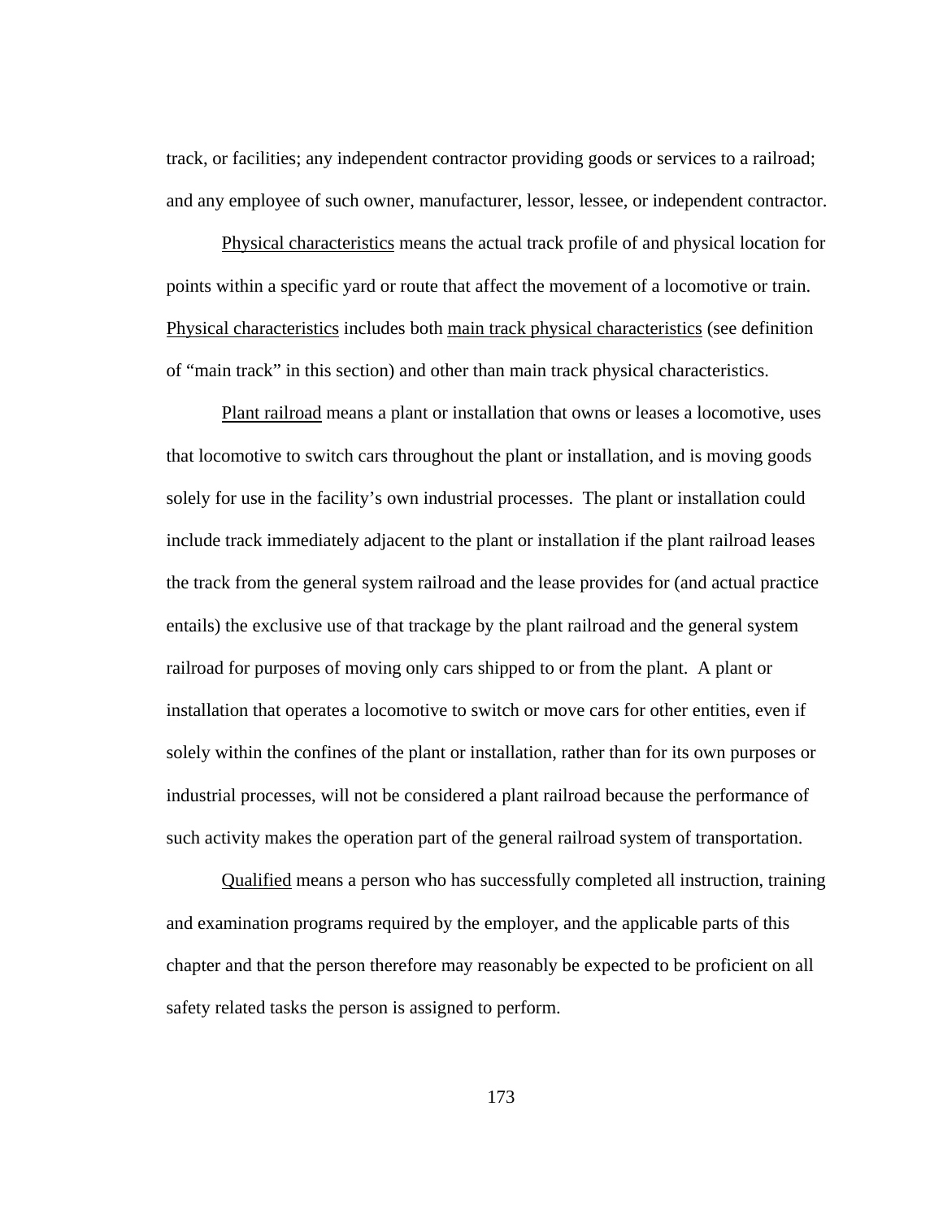track, or facilities; any independent contractor providing goods or services to a railroad; and any employee of such owner, manufacturer, lessor, lessee, or independent contractor.

Physical characteristics means the actual track profile of and physical location for points within a specific yard or route that affect the movement of a locomotive or train. Physical characteristics includes both main track physical characteristics (see definition of "main track" in this section) and other than main track physical characteristics.

Plant railroad means a plant or installation that owns or leases a locomotive, uses that locomotive to switch cars throughout the plant or installation, and is moving goods solely for use in the facility's own industrial processes. The plant or installation could include track immediately adjacent to the plant or installation if the plant railroad leases the track from the general system railroad and the lease provides for (and actual practice entails) the exclusive use of that trackage by the plant railroad and the general system railroad for purposes of moving only cars shipped to or from the plant. A plant or installation that operates a locomotive to switch or move cars for other entities, even if solely within the confines of the plant or installation, rather than for its own purposes or industrial processes, will not be considered a plant railroad because the performance of such activity makes the operation part of the general railroad system of transportation.

Qualified means a person who has successfully completed all instruction, training and examination programs required by the employer, and the applicable parts of this chapter and that the person therefore may reasonably be expected to be proficient on all safety related tasks the person is assigned to perform.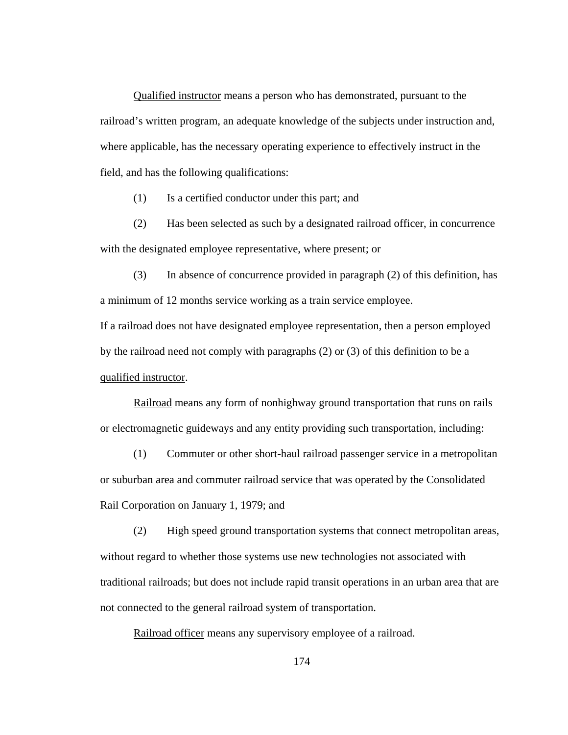Qualified instructor means a person who has demonstrated, pursuant to the railroad's written program, an adequate knowledge of the subjects under instruction and, where applicable, has the necessary operating experience to effectively instruct in the field, and has the following qualifications:

(1) Is a certified conductor under this part; and

(2) Has been selected as such by a designated railroad officer, in concurrence with the designated employee representative, where present; or

(3) In absence of concurrence provided in paragraph (2) of this definition, has a minimum of 12 months service working as a train service employee.

If a railroad does not have designated employee representation, then a person employed by the railroad need not comply with paragraphs (2) or (3) of this definition to be a qualified instructor.

Railroad means any form of nonhighway ground transportation that runs on rails or electromagnetic guideways and any entity providing such transportation, including:

(1) Commuter or other short-haul railroad passenger service in a metropolitan or suburban area and commuter railroad service that was operated by the Consolidated Rail Corporation on January 1, 1979; and

(2) High speed ground transportation systems that connect metropolitan areas, without regard to whether those systems use new technologies not associated with traditional railroads; but does not include rapid transit operations in an urban area that are not connected to the general railroad system of transportation.

Railroad officer means any supervisory employee of a railroad.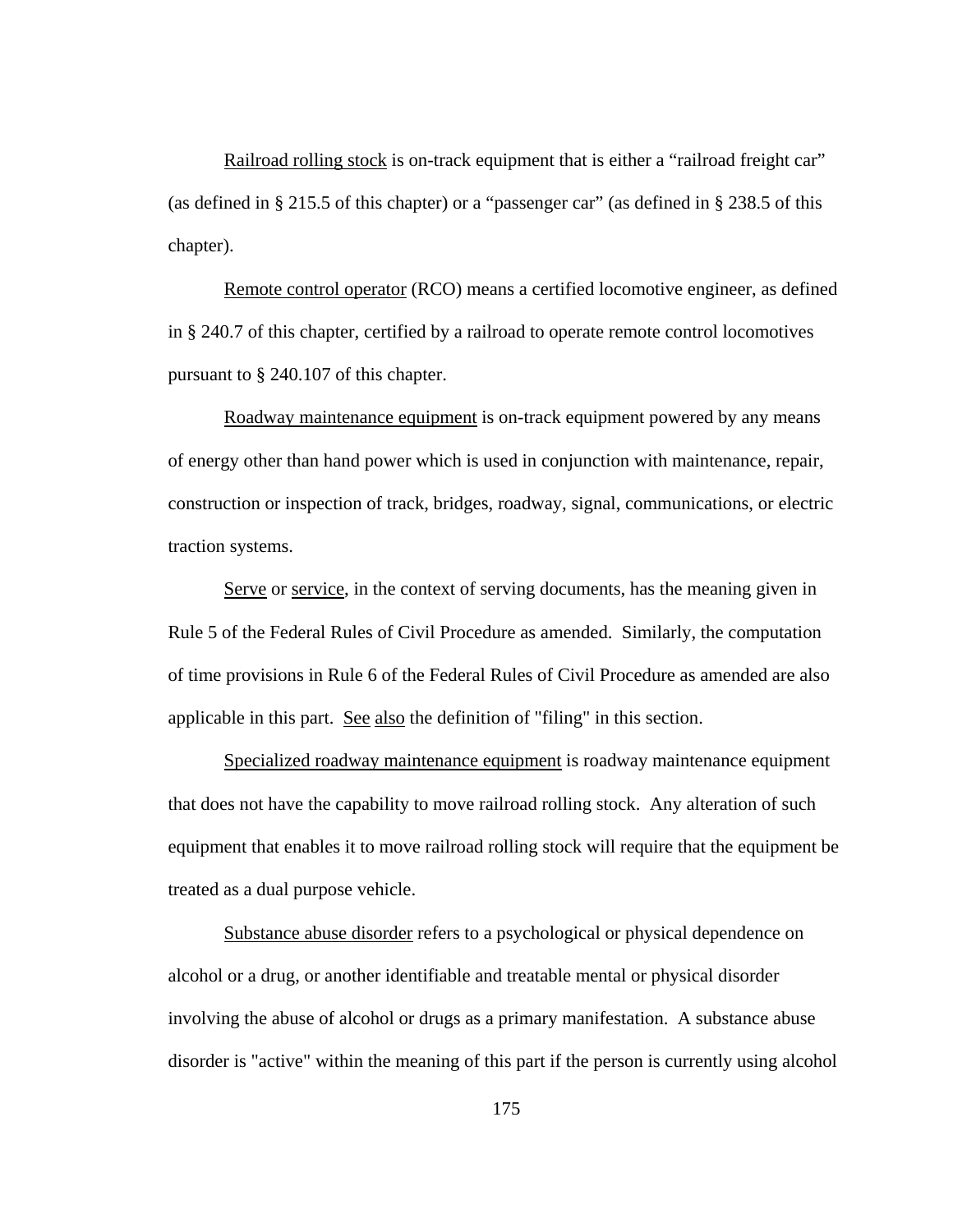Railroad rolling stock is on-track equipment that is either a "railroad freight car" (as defined in § 215.5 of this chapter) or a "passenger car" (as defined in § 238.5 of this chapter).

Remote control operator (RCO) means a certified locomotive engineer, as defined in § 240.7 of this chapter, certified by a railroad to operate remote control locomotives pursuant to § 240.107 of this chapter.

Roadway maintenance equipment is on-track equipment powered by any means of energy other than hand power which is used in conjunction with maintenance, repair, construction or inspection of track, bridges, roadway, signal, communications, or electric traction systems.

Serve or service, in the context of serving documents, has the meaning given in Rule 5 of the Federal Rules of Civil Procedure as amended. Similarly, the computation of time provisions in Rule 6 of the Federal Rules of Civil Procedure as amended are also applicable in this part. See also the definition of "filing" in this section.

Specialized roadway maintenance equipment is roadway maintenance equipment that does not have the capability to move railroad rolling stock. Any alteration of such equipment that enables it to move railroad rolling stock will require that the equipment be treated as a dual purpose vehicle.

Substance abuse disorder refers to a psychological or physical dependence on alcohol or a drug, or another identifiable and treatable mental or physical disorder involving the abuse of alcohol or drugs as a primary manifestation. A substance abuse disorder is "active" within the meaning of this part if the person is currently using alcohol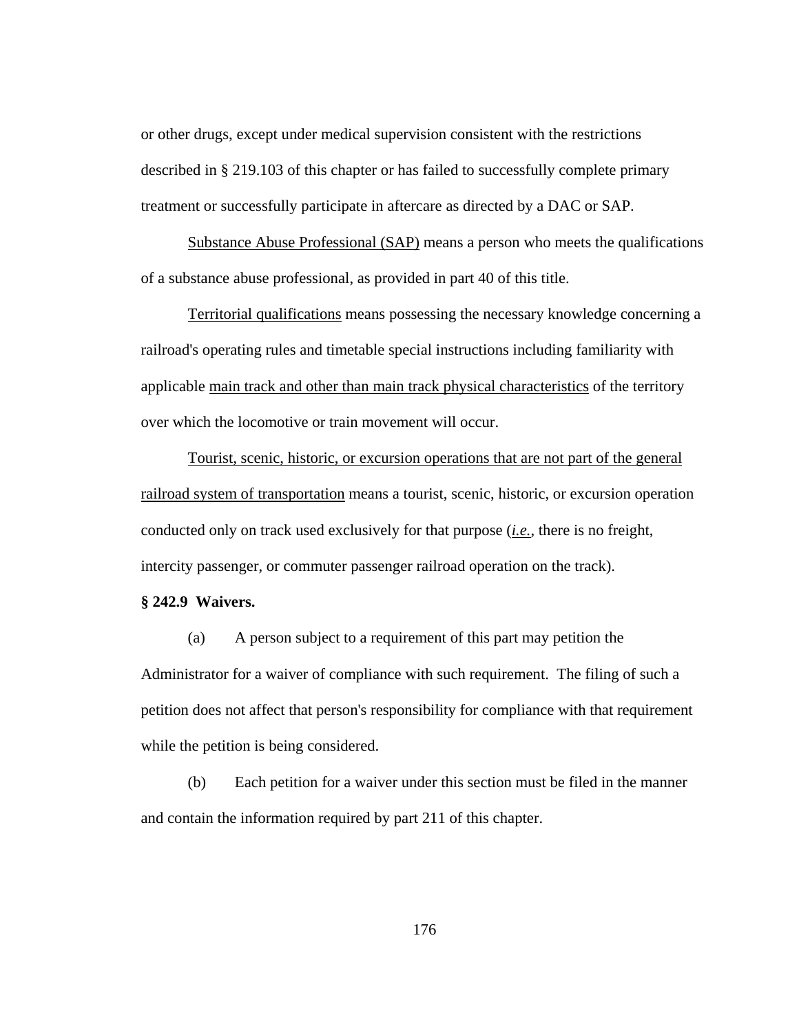or other drugs, except under medical supervision consistent with the restrictions described in § 219.103 of this chapter or has failed to successfully complete primary treatment or successfully participate in aftercare as directed by a DAC or SAP.

<u>Substance Abuse Professional (SAP)</u> means a person who meets the qualifications of a substance abuse professional, as provided in part 40 of this title.

<u>Territorial qualifications</u> means possessing the necessary knowledge concerning a railroad's operating rules and timetable special instructions including familiarity with applicable <u>main track and other than main track physical characteristics</u> of the territory over which the locomotive or train movement will occur.

<u>Tourist, scenic, historic, or excursion operations that are not part of the general railroad system of transportation</u> means a tourist, scenic, historic, or excursion operation conducted only on track used exclusively for that purpose (<u>*i.e.*</u>, there is no freight, intercity passenger, or commuter passenger railroad operation on the track).

**§ 242.9 Waivers.**

(a) A person subject to a requirement of this part may petition the Administrator for a waiver of compliance with such requirement. The filing of such a petition does not affect that person's responsibility for compliance with that requirement while the petition is being considered.

(b) Each petition for a waiver under this section must be filed in the manner and contain the information required by part 211 of this chapter.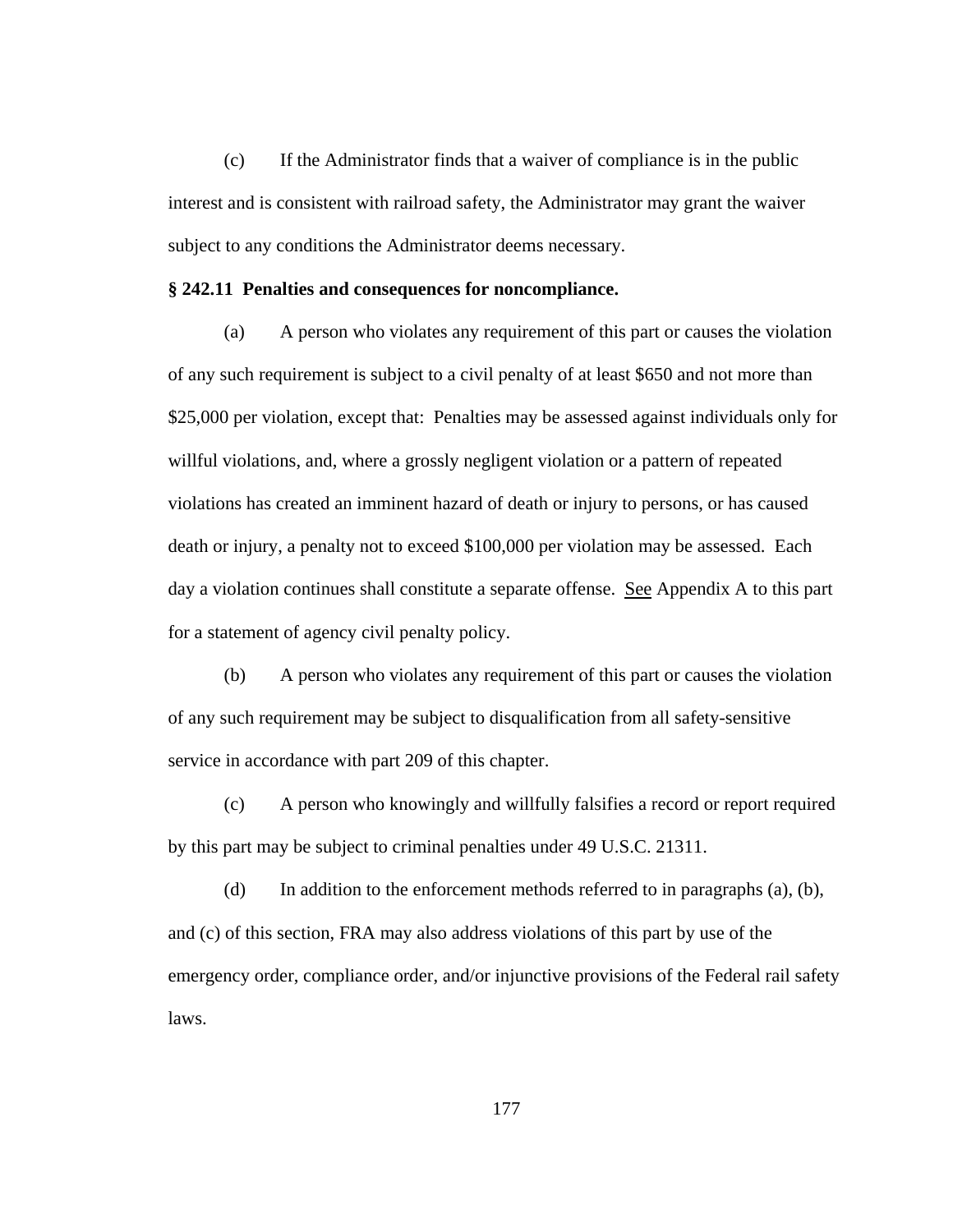(c) If the Administrator finds that a waiver of compliance is in the public interest and is consistent with railroad safety, the Administrator may grant the waiver subject to any conditions the Administrator deems necessary.

**§ 242.11 Penalties and consequences for noncompliance.**

(a) A person who violates any requirement of this part or causes the violation of any such requirement is subject to a civil penalty of at least $650 and not more than $25,000 per violation, except that: Penalties may be assessed against individuals only for willful violations, and, where a grossly negligent violation or a pattern of repeated violations has created an imminent hazard of death or injury to persons, or has caused death or injury, a penalty not to exceed $100,000 per violation may be assessed. Each day a violation continues shall constitute a separate offense. See Appendix A to this part for a statement of agency civil penalty policy.

(b) A person who violates any requirement of this part or causes the violation of any such requirement may be subject to disqualification from all safety-sensitive service in accordance with part 209 of this chapter.

(c) A person who knowingly and willfully falsifies a record or report required by this part may be subject to criminal penalties under 49 U.S.C. 21311.

(d) In addition to the enforcement methods referred to in paragraphs (a), (b), and (c) of this section, FRA may also address violations of this part by use of the emergency order, compliance order, and/or injunctive provisions of the Federal rail safety laws.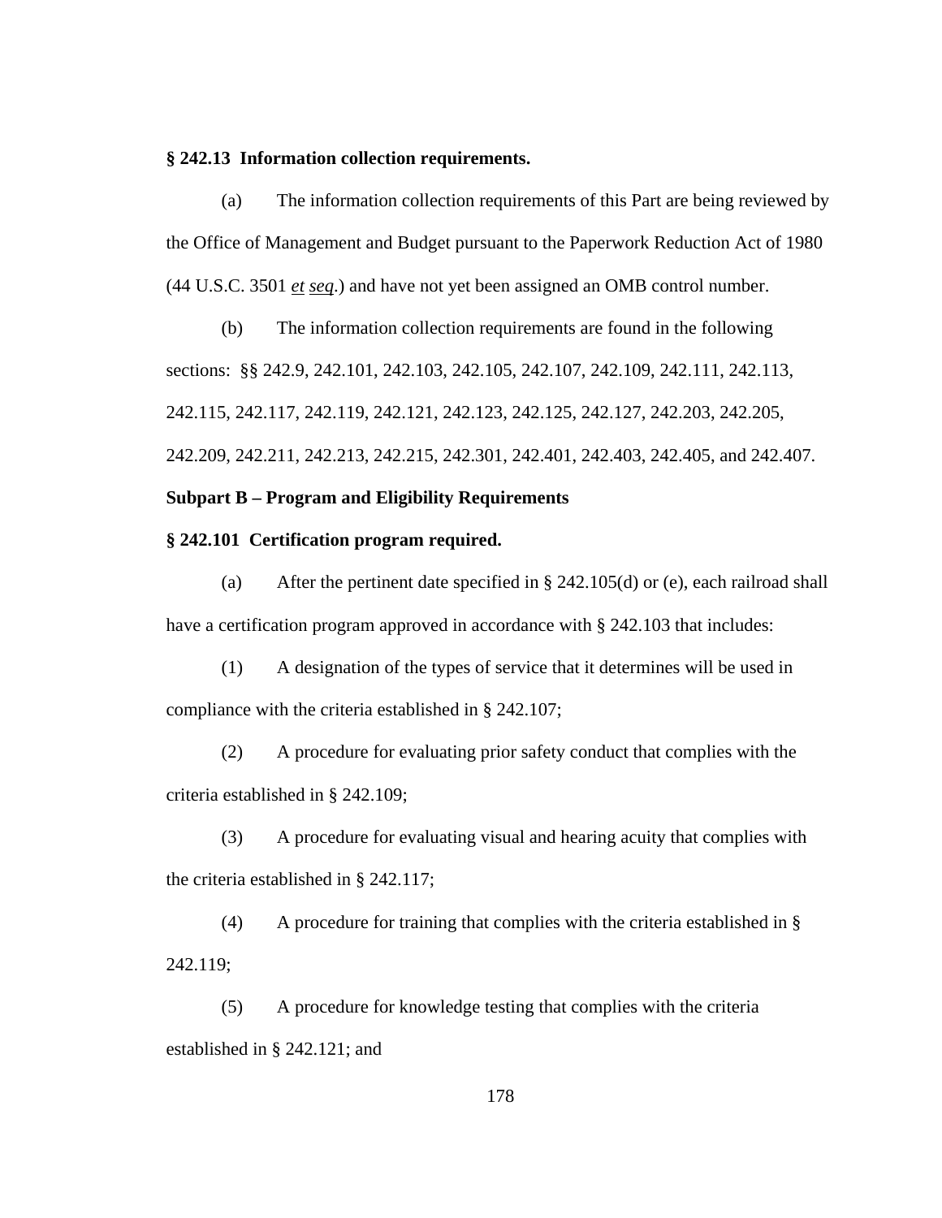**§ 242.13 Information collection requirements.**

(a) The information collection requirements of this Part are being reviewed by the Office of Management and Budget pursuant to the Paperwork Reduction Act of 1980 (44 U.S.C. 3501 *et seq*.) and have not yet been assigned an OMB control number.

(b) The information collection requirements are found in the following sections: §§ 242.9, 242.101, 242.103, 242.105, 242.107, 242.109, 242.111, 242.113, 242.115, 242.117, 242.119, 242.121, 242.123, 242.125, 242.127, 242.203, 242.205, 242.209, 242.211, 242.213, 242.215, 242.301, 242.401, 242.403, 242.405, and 242.407.

**Subpart B – Program and Eligibility Requirements**

**§ 242.101 Certification program required.**

(a) After the pertinent date specified in § 242.105(d) or (e), each railroad shall have a certification program approved in accordance with § 242.103 that includes:

(1) A designation of the types of service that it determines will be used in compliance with the criteria established in § 242.107;

(2) A procedure for evaluating prior safety conduct that complies with the criteria established in § 242.109;

(3) A procedure for evaluating visual and hearing acuity that complies with the criteria established in § 242.117;

(4) A procedure for training that complies with the criteria established in § 242.119;

(5) A procedure for knowledge testing that complies with the criteria established in § 242.121; and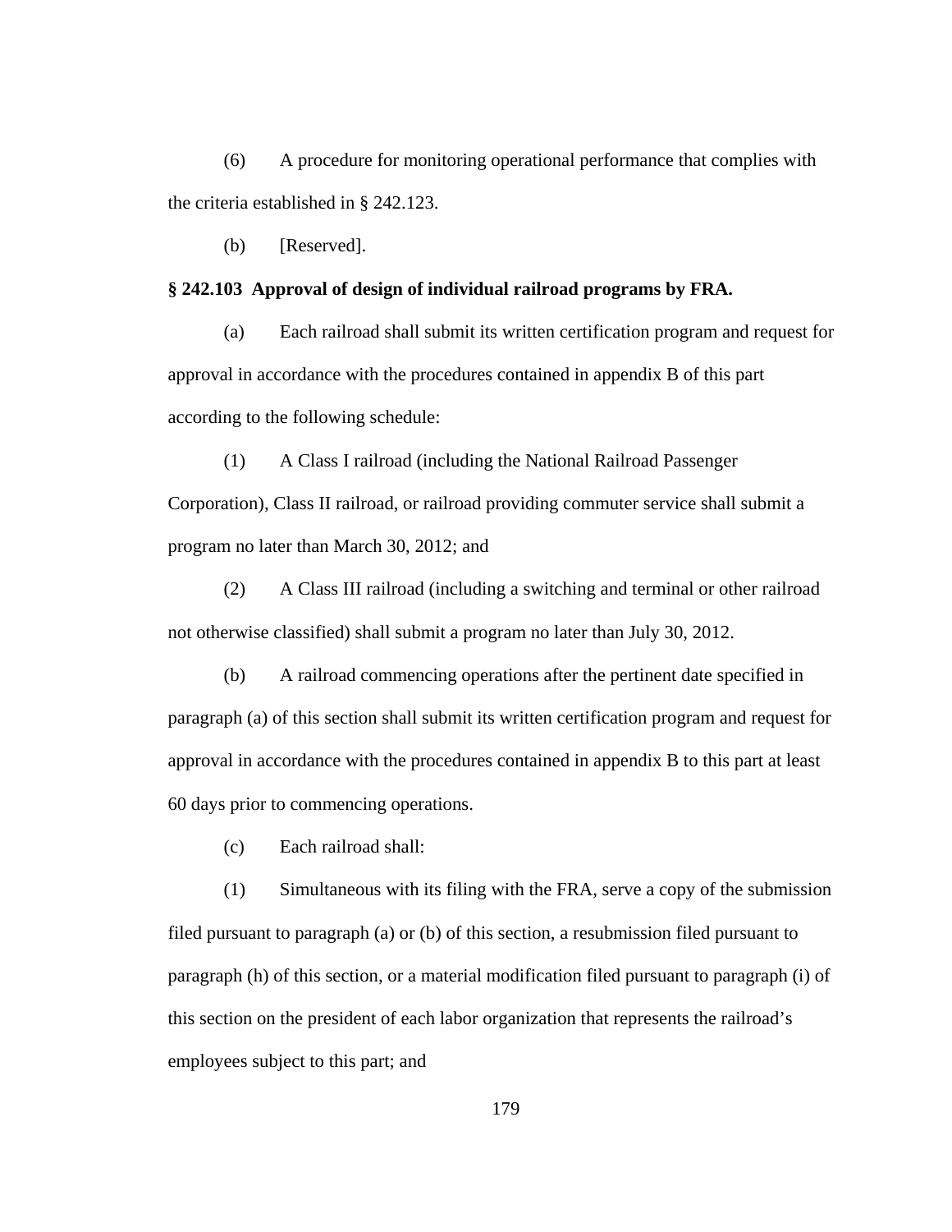(6) A procedure for monitoring operational performance that complies with the criteria established in § 242.123.

(b) [Reserved].

**§ 242.103 Approval of design of individual railroad programs by FRA.**

(a) Each railroad shall submit its written certification program and request for approval in accordance with the procedures contained in appendix B of this part according to the following schedule:

(1) A Class I railroad (including the National Railroad Passenger Corporation), Class II railroad, or railroad providing commuter service shall submit a program no later than March 30, 2012; and

(2) A Class III railroad (including a switching and terminal or other railroad not otherwise classified) shall submit a program no later than July 30, 2012.

(b) A railroad commencing operations after the pertinent date specified in paragraph (a) of this section shall submit its written certification program and request for approval in accordance with the procedures contained in appendix B to this part at least 60 days prior to commencing operations.

(c) Each railroad shall:

(1) Simultaneous with its filing with the FRA, serve a copy of the submission filed pursuant to paragraph (a) or (b) of this section, a resubmission filed pursuant to paragraph (h) of this section, or a material modification filed pursuant to paragraph (i) of this section on the president of each labor organization that represents the railroad's employees subject to this part; and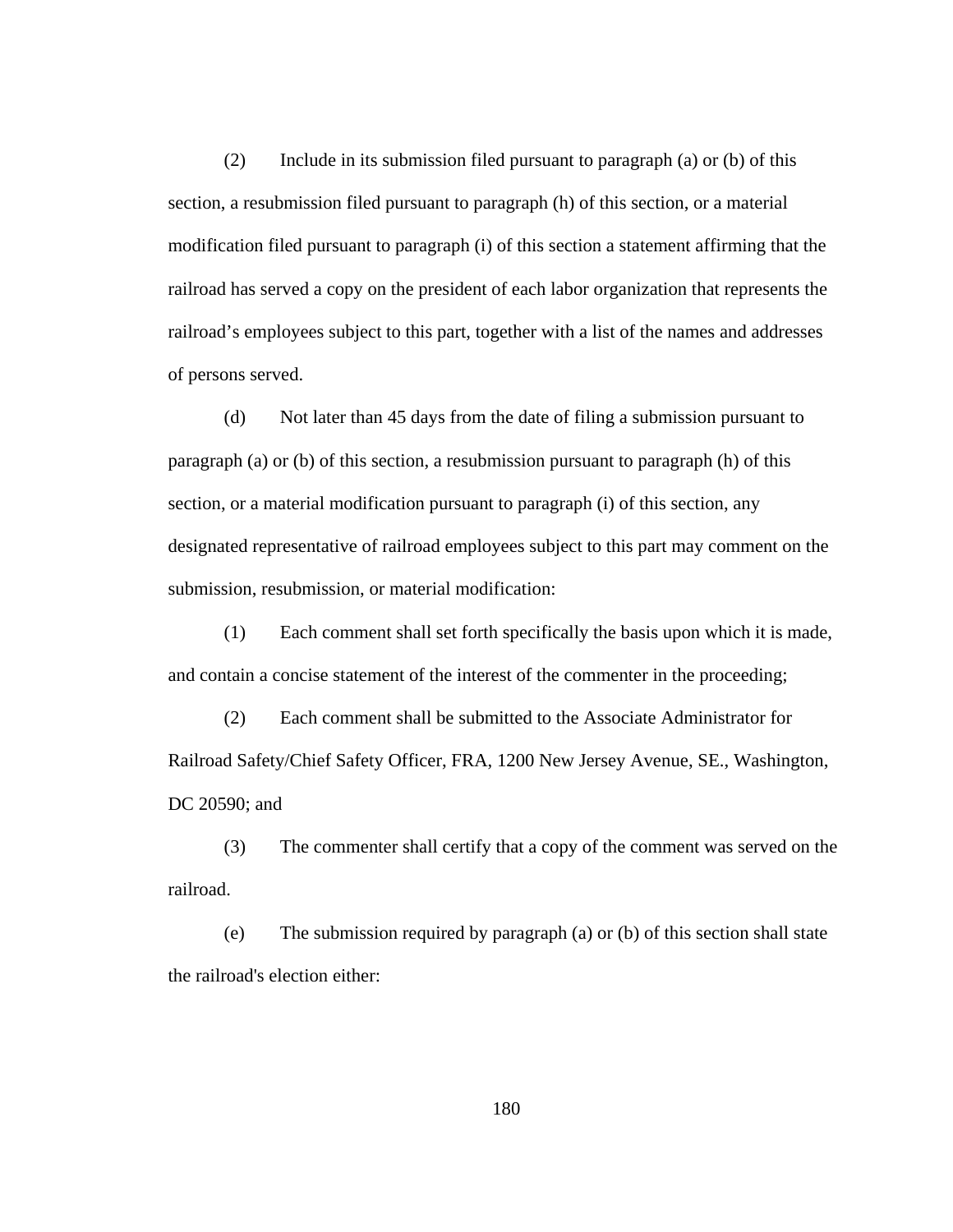(2) Include in its submission filed pursuant to paragraph (a) or (b) of this section, a resubmission filed pursuant to paragraph (h) of this section, or a material modification filed pursuant to paragraph (i) of this section a statement affirming that the railroad has served a copy on the president of each labor organization that represents the railroad's employees subject to this part, together with a list of the names and addresses of persons served.

(d) Not later than 45 days from the date of filing a submission pursuant to paragraph (a) or (b) of this section, a resubmission pursuant to paragraph (h) of this section, or a material modification pursuant to paragraph (i) of this section, any designated representative of railroad employees subject to this part may comment on the submission, resubmission, or material modification:

(1) Each comment shall set forth specifically the basis upon which it is made, and contain a concise statement of the interest of the commenter in the proceeding;

(2) Each comment shall be submitted to the Associate Administrator for Railroad Safety/Chief Safety Officer, FRA, 1200 New Jersey Avenue, SE., Washington, DC 20590; and

(3) The commenter shall certify that a copy of the comment was served on the railroad.

(e) The submission required by paragraph (a) or (b) of this section shall state the railroad's election either: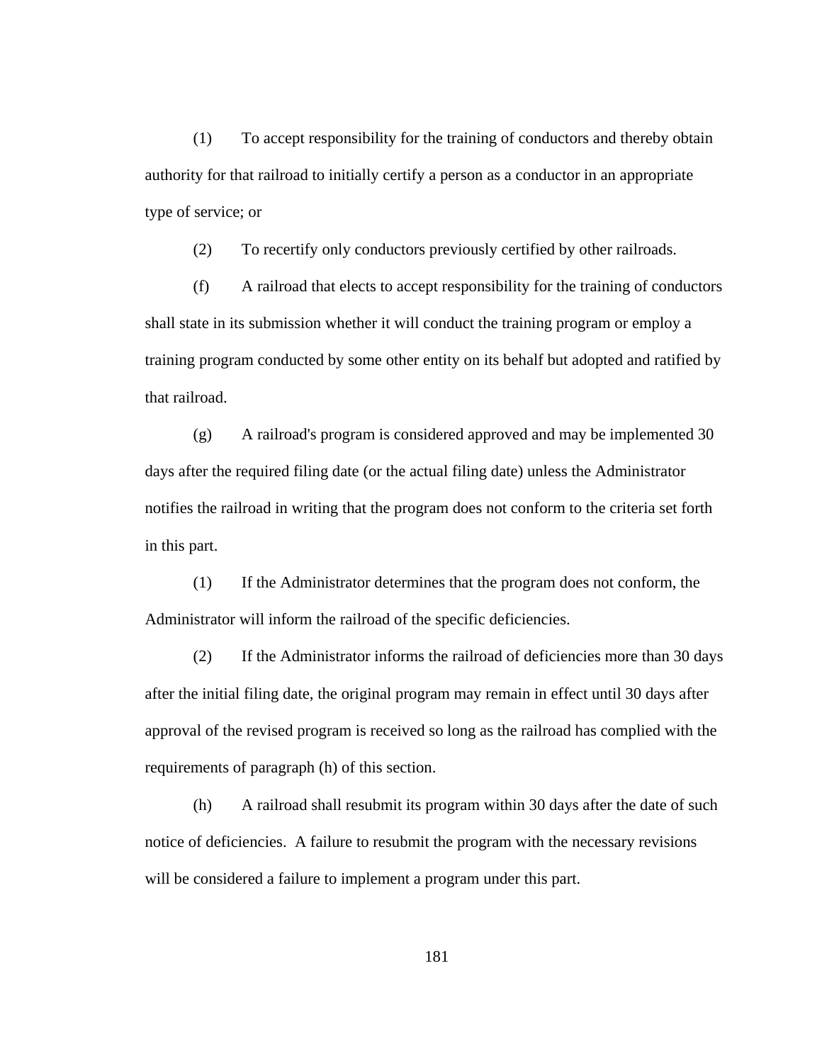(1) To accept responsibility for the training of conductors and thereby obtain authority for that railroad to initially certify a person as a conductor in an appropriate type of service; or

(2) To recertify only conductors previously certified by other railroads.

(f) A railroad that elects to accept responsibility for the training of conductors shall state in its submission whether it will conduct the training program or employ a training program conducted by some other entity on its behalf but adopted and ratified by that railroad.

(g) A railroad's program is considered approved and may be implemented 30 days after the required filing date (or the actual filing date) unless the Administrator notifies the railroad in writing that the program does not conform to the criteria set forth in this part.

(1) If the Administrator determines that the program does not conform, the Administrator will inform the railroad of the specific deficiencies.

(2) If the Administrator informs the railroad of deficiencies more than 30 days after the initial filing date, the original program may remain in effect until 30 days after approval of the revised program is received so long as the railroad has complied with the requirements of paragraph (h) of this section.

(h) A railroad shall resubmit its program within 30 days after the date of such notice of deficiencies. A failure to resubmit the program with the necessary revisions will be considered a failure to implement a program under this part.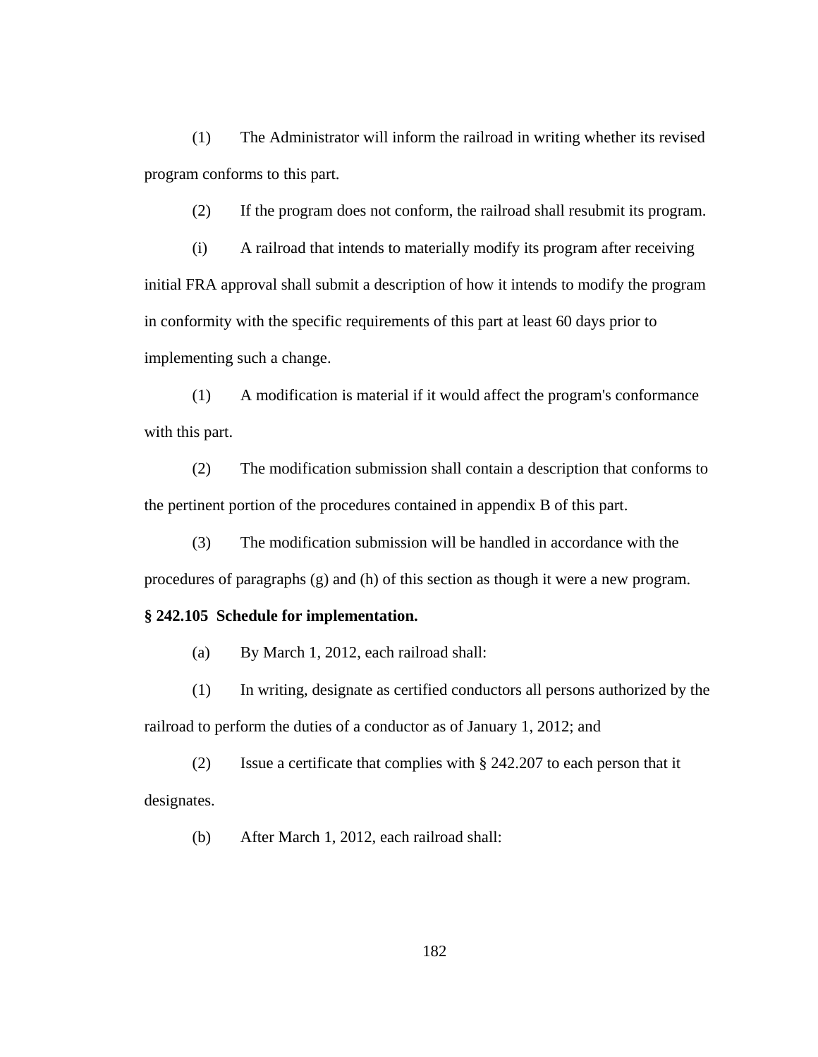(1) The Administrator will inform the railroad in writing whether its revised program conforms to this part.

(2) If the program does not conform, the railroad shall resubmit its program.

(i) A railroad that intends to materially modify its program after receiving initial FRA approval shall submit a description of how it intends to modify the program in conformity with the specific requirements of this part at least 60 days prior to implementing such a change.

(1) A modification is material if it would affect the program's conformance with this part.

(2) The modification submission shall contain a description that conforms to the pertinent portion of the procedures contained in appendix B of this part.

(3) The modification submission will be handled in accordance with the procedures of paragraphs (g) and (h) of this section as though it were a new program.

**§ 242.105 Schedule for implementation.**

(a) By March 1, 2012, each railroad shall:

(1) In writing, designate as certified conductors all persons authorized by the railroad to perform the duties of a conductor as of January 1, 2012; and

(2) Issue a certificate that complies with § 242.207 to each person that it designates.

(b) After March 1, 2012, each railroad shall: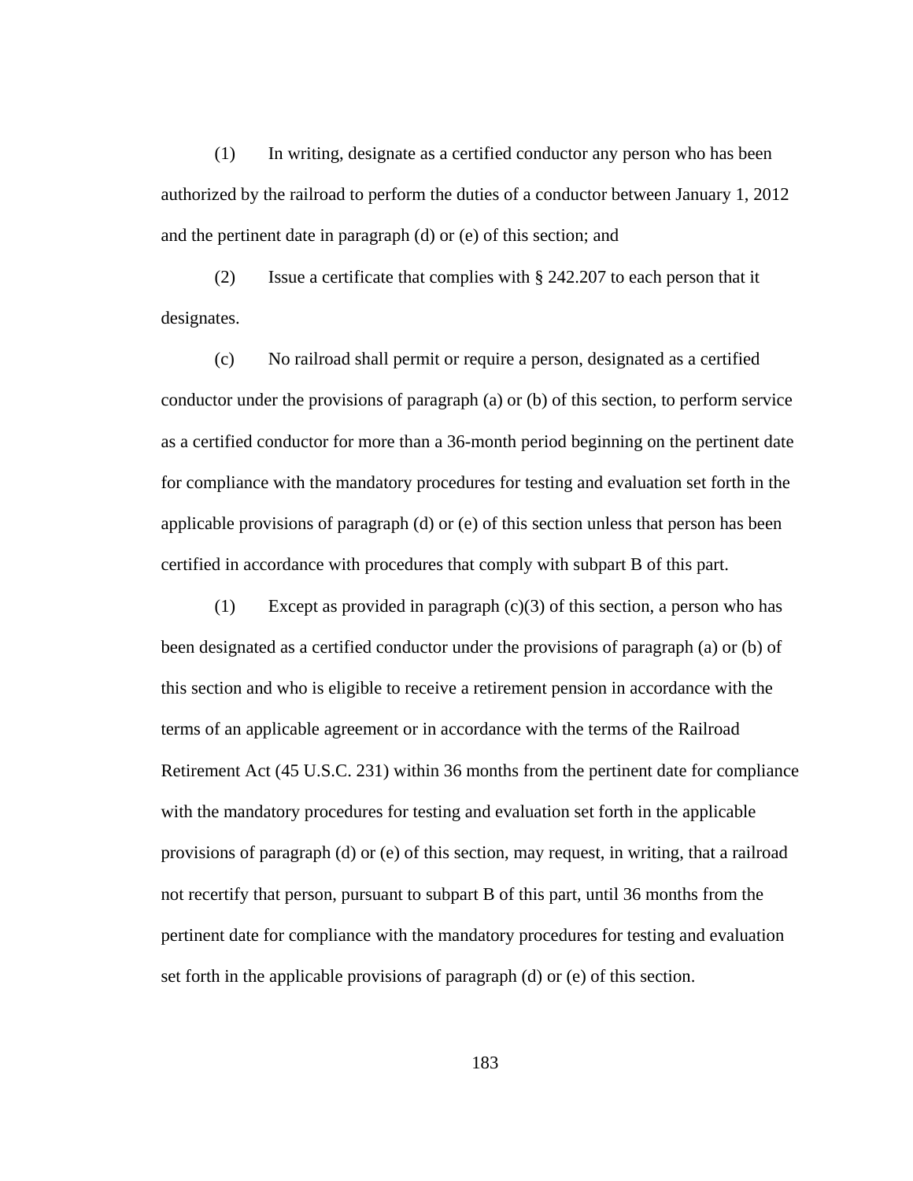(1) In writing, designate as a certified conductor any person who has been authorized by the railroad to perform the duties of a conductor between January 1, 2012 and the pertinent date in paragraph (d) or (e) of this section; and

(2) Issue a certificate that complies with § 242.207 to each person that it designates.

(c) No railroad shall permit or require a person, designated as a certified conductor under the provisions of paragraph (a) or (b) of this section, to perform service as a certified conductor for more than a 36-month period beginning on the pertinent date for compliance with the mandatory procedures for testing and evaluation set forth in the applicable provisions of paragraph (d) or (e) of this section unless that person has been certified in accordance with procedures that comply with subpart B of this part.

(1) Except as provided in paragraph (c)(3) of this section, a person who has been designated as a certified conductor under the provisions of paragraph (a) or (b) of this section and who is eligible to receive a retirement pension in accordance with the terms of an applicable agreement or in accordance with the terms of the Railroad Retirement Act (45 U.S.C. 231) within 36 months from the pertinent date for compliance with the mandatory procedures for testing and evaluation set forth in the applicable provisions of paragraph (d) or (e) of this section, may request, in writing, that a railroad not recertify that person, pursuant to subpart B of this part, until 36 months from the pertinent date for compliance with the mandatory procedures for testing and evaluation set forth in the applicable provisions of paragraph (d) or (e) of this section.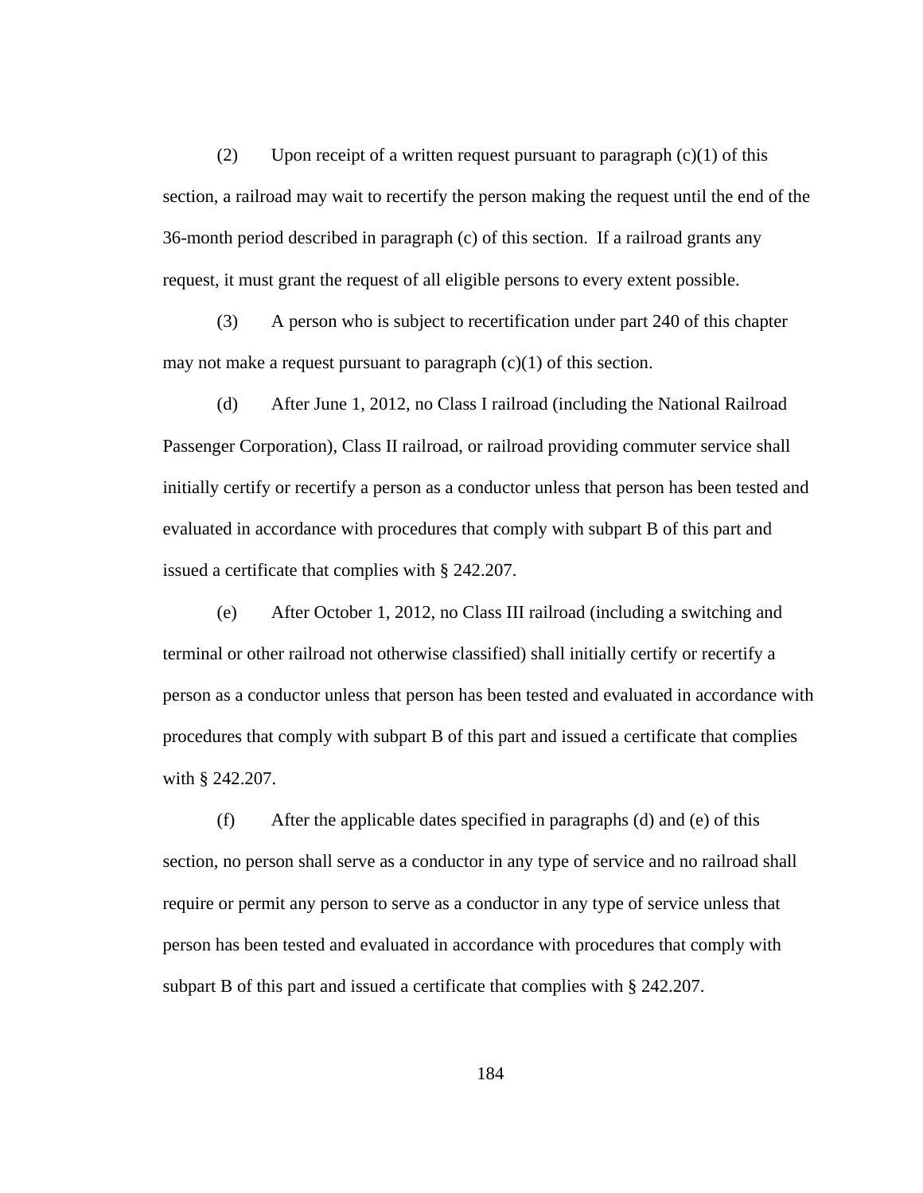(2) Upon receipt of a written request pursuant to paragraph (c)(1) of this section, a railroad may wait to recertify the person making the request until the end of the 36-month period described in paragraph (c) of this section. If a railroad grants any request, it must grant the request of all eligible persons to every extent possible.

(3) A person who is subject to recertification under part 240 of this chapter may not make a request pursuant to paragraph (c)(1) of this section.

(d) After June 1, 2012, no Class I railroad (including the National Railroad Passenger Corporation), Class II railroad, or railroad providing commuter service shall initially certify or recertify a person as a conductor unless that person has been tested and evaluated in accordance with procedures that comply with subpart B of this part and issued a certificate that complies with § 242.207.

(e) After October 1, 2012, no Class III railroad (including a switching and terminal or other railroad not otherwise classified) shall initially certify or recertify a person as a conductor unless that person has been tested and evaluated in accordance with procedures that comply with subpart B of this part and issued a certificate that complies with § 242.207.

(f) After the applicable dates specified in paragraphs (d) and (e) of this section, no person shall serve as a conductor in any type of service and no railroad shall require or permit any person to serve as a conductor in any type of service unless that person has been tested and evaluated in accordance with procedures that comply with subpart B of this part and issued a certificate that complies with § 242.207.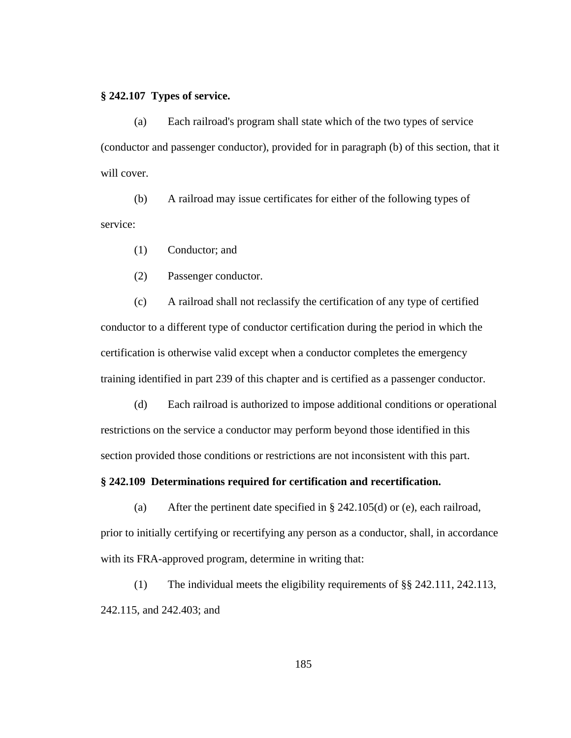**§ 242.107 Types of service.**

(a) Each railroad's program shall state which of the two types of service (conductor and passenger conductor), provided for in paragraph (b) of this section, that it will cover.

(b) A railroad may issue certificates for either of the following types of service:

(1) Conductor; and

(2) Passenger conductor.

(c) A railroad shall not reclassify the certification of any type of certified conductor to a different type of conductor certification during the period in which the certification is otherwise valid except when a conductor completes the emergency training identified in part 239 of this chapter and is certified as a passenger conductor.

(d) Each railroad is authorized to impose additional conditions or operational restrictions on the service a conductor may perform beyond those identified in this section provided those conditions or restrictions are not inconsistent with this part.

**§ 242.109 Determinations required for certification and recertification.**

(a) After the pertinent date specified in § 242.105(d) or (e), each railroad, prior to initially certifying or recertifying any person as a conductor, shall, in accordance with its FRA-approved program, determine in writing that:

(1) The individual meets the eligibility requirements of §§ 242.111, 242.113, 242.115, and 242.403; and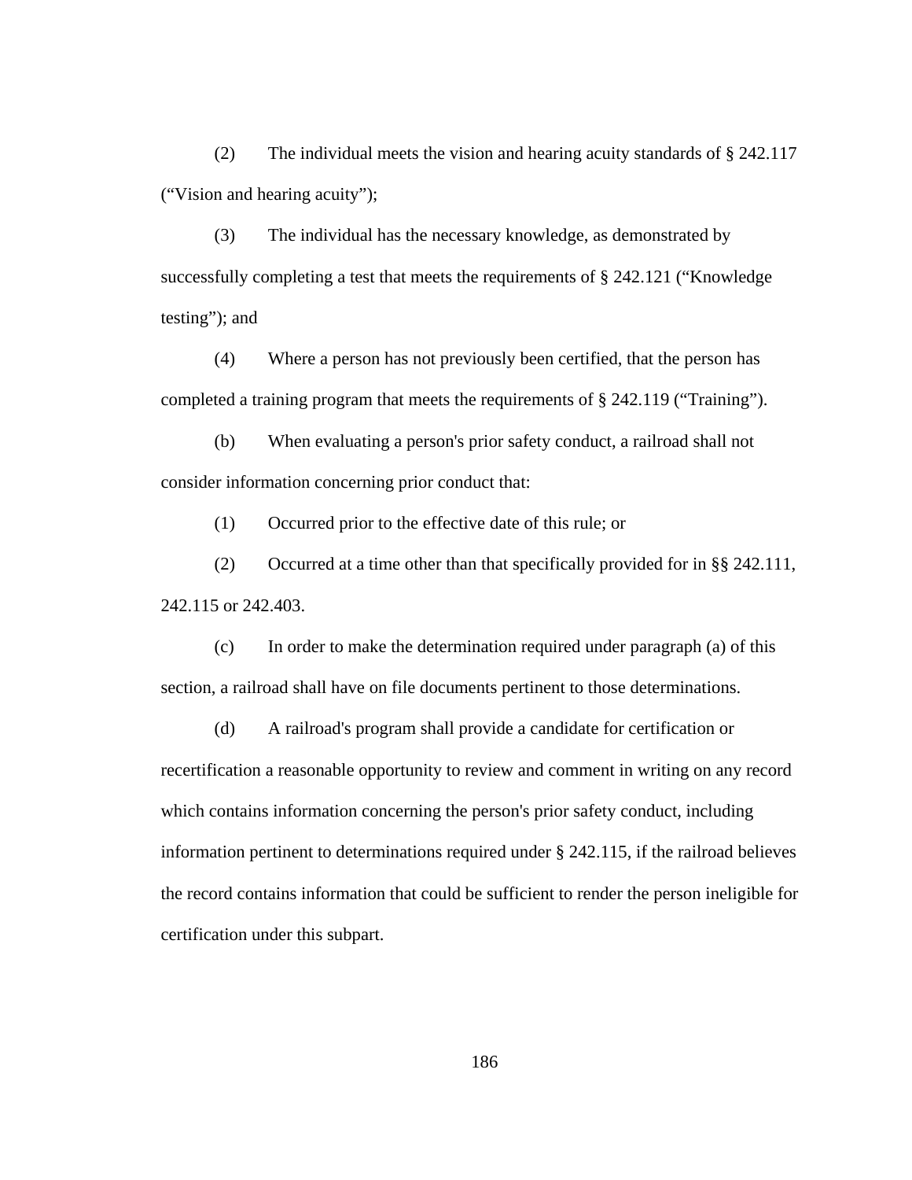(2) The individual meets the vision and hearing acuity standards of § 242.117 (“Vision and hearing acuity”);

(3) The individual has the necessary knowledge, as demonstrated by successfully completing a test that meets the requirements of § 242.121 (“Knowledge testing”); and

(4) Where a person has not previously been certified, that the person has completed a training program that meets the requirements of § 242.119 (“Training”).

(b) When evaluating a person's prior safety conduct, a railroad shall not consider information concerning prior conduct that:

(1) Occurred prior to the effective date of this rule; or

(2) Occurred at a time other than that specifically provided for in §§ 242.111, 242.115 or 242.403.

(c) In order to make the determination required under paragraph (a) of this section, a railroad shall have on file documents pertinent to those determinations.

(d) A railroad's program shall provide a candidate for certification or recertification a reasonable opportunity to review and comment in writing on any record which contains information concerning the person's prior safety conduct, including information pertinent to determinations required under § 242.115, if the railroad believes the record contains information that could be sufficient to render the person ineligible for certification under this subpart.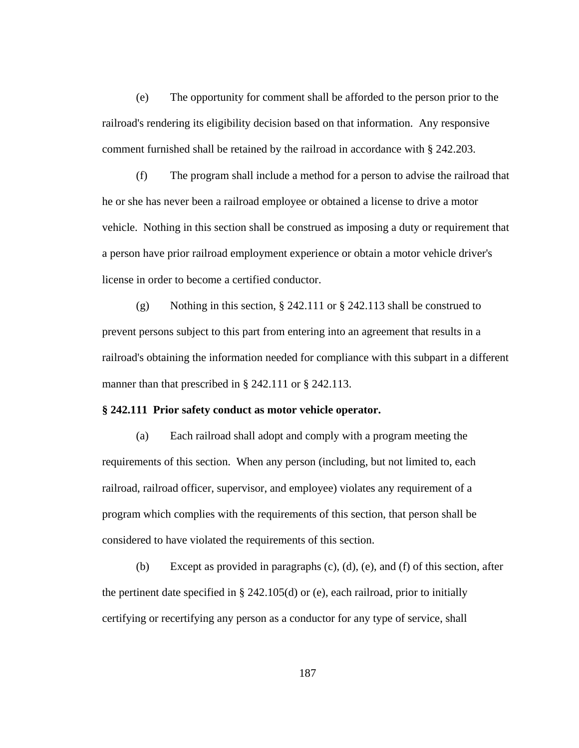(e) The opportunity for comment shall be afforded to the person prior to the railroad's rendering its eligibility decision based on that information. Any responsive comment furnished shall be retained by the railroad in accordance with § 242.203.

(f) The program shall include a method for a person to advise the railroad that he or she has never been a railroad employee or obtained a license to drive a motor vehicle. Nothing in this section shall be construed as imposing a duty or requirement that a person have prior railroad employment experience or obtain a motor vehicle driver's license in order to become a certified conductor.

(g) Nothing in this section, § 242.111 or § 242.113 shall be construed to prevent persons subject to this part from entering into an agreement that results in a railroad's obtaining the information needed for compliance with this subpart in a different manner than that prescribed in § 242.111 or § 242.113.

**§ 242.111 Prior safety conduct as motor vehicle operator.**

(a) Each railroad shall adopt and comply with a program meeting the requirements of this section. When any person (including, but not limited to, each railroad, railroad officer, supervisor, and employee) violates any requirement of a program which complies with the requirements of this section, that person shall be considered to have violated the requirements of this section.

(b) Except as provided in paragraphs (c), (d), (e), and (f) of this section, after the pertinent date specified in § 242.105(d) or (e), each railroad, prior to initially certifying or recertifying any person as a conductor for any type of service, shall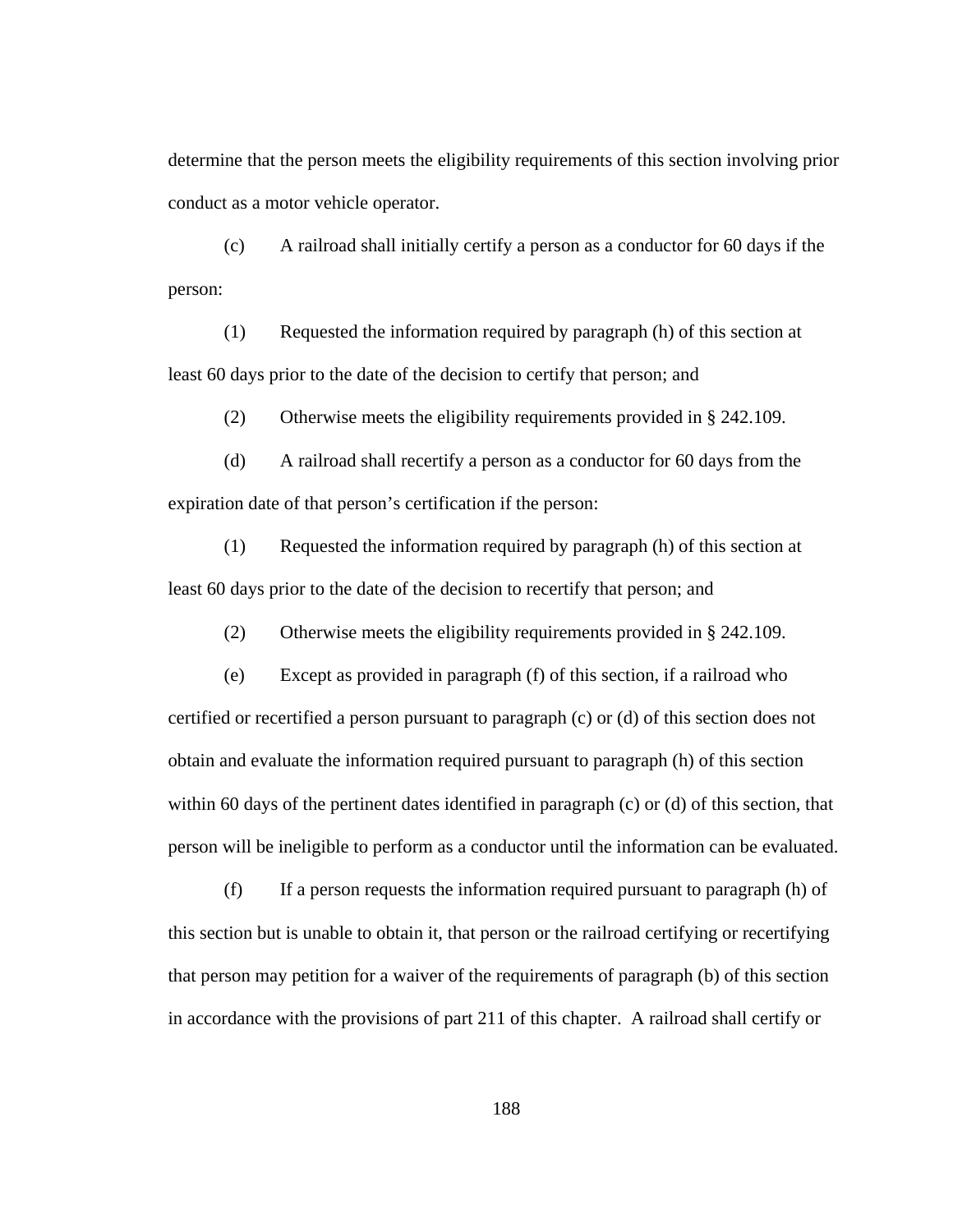determine that the person meets the eligibility requirements of this section involving prior conduct as a motor vehicle operator.

(c) A railroad shall initially certify a person as a conductor for 60 days if the person:

(1) Requested the information required by paragraph (h) of this section at least 60 days prior to the date of the decision to certify that person; and

(2) Otherwise meets the eligibility requirements provided in § 242.109.

(d) A railroad shall recertify a person as a conductor for 60 days from the expiration date of that person's certification if the person:

(1) Requested the information required by paragraph (h) of this section at least 60 days prior to the date of the decision to recertify that person; and

(2) Otherwise meets the eligibility requirements provided in § 242.109.

(e) Except as provided in paragraph (f) of this section, if a railroad who certified or recertified a person pursuant to paragraph (c) or (d) of this section does not obtain and evaluate the information required pursuant to paragraph (h) of this section within 60 days of the pertinent dates identified in paragraph (c) or (d) of this section, that person will be ineligible to perform as a conductor until the information can be evaluated.

(f) If a person requests the information required pursuant to paragraph (h) of this section but is unable to obtain it, that person or the railroad certifying or recertifying that person may petition for a waiver of the requirements of paragraph (b) of this section in accordance with the provisions of part 211 of this chapter. A railroad shall certify or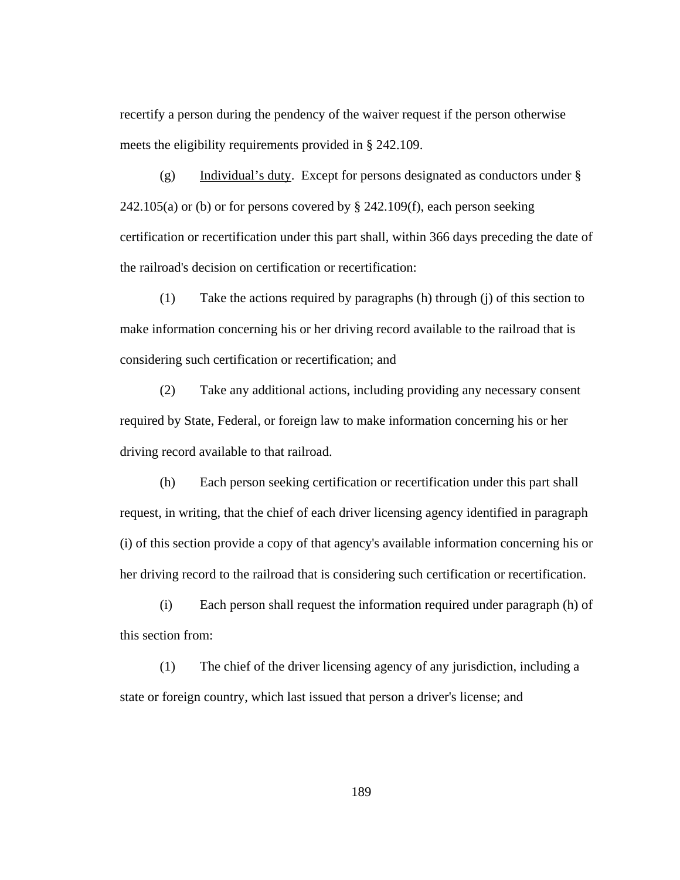recertify a person during the pendency of the waiver request if the person otherwise meets the eligibility requirements provided in § 242.109.

(g) Individual’s duty. Except for persons designated as conductors under § 242.105(a) or (b) or for persons covered by § 242.109(f), each person seeking certification or recertification under this part shall, within 366 days preceding the date of the railroad's decision on certification or recertification:

(1) Take the actions required by paragraphs (h) through (j) of this section to make information concerning his or her driving record available to the railroad that is considering such certification or recertification; and

(2) Take any additional actions, including providing any necessary consent required by State, Federal, or foreign law to make information concerning his or her driving record available to that railroad.

(h) Each person seeking certification or recertification under this part shall request, in writing, that the chief of each driver licensing agency identified in paragraph (i) of this section provide a copy of that agency's available information concerning his or her driving record to the railroad that is considering such certification or recertification.

(i) Each person shall request the information required under paragraph (h) of this section from:

(1) The chief of the driver licensing agency of any jurisdiction, including a state or foreign country, which last issued that person a driver's license; and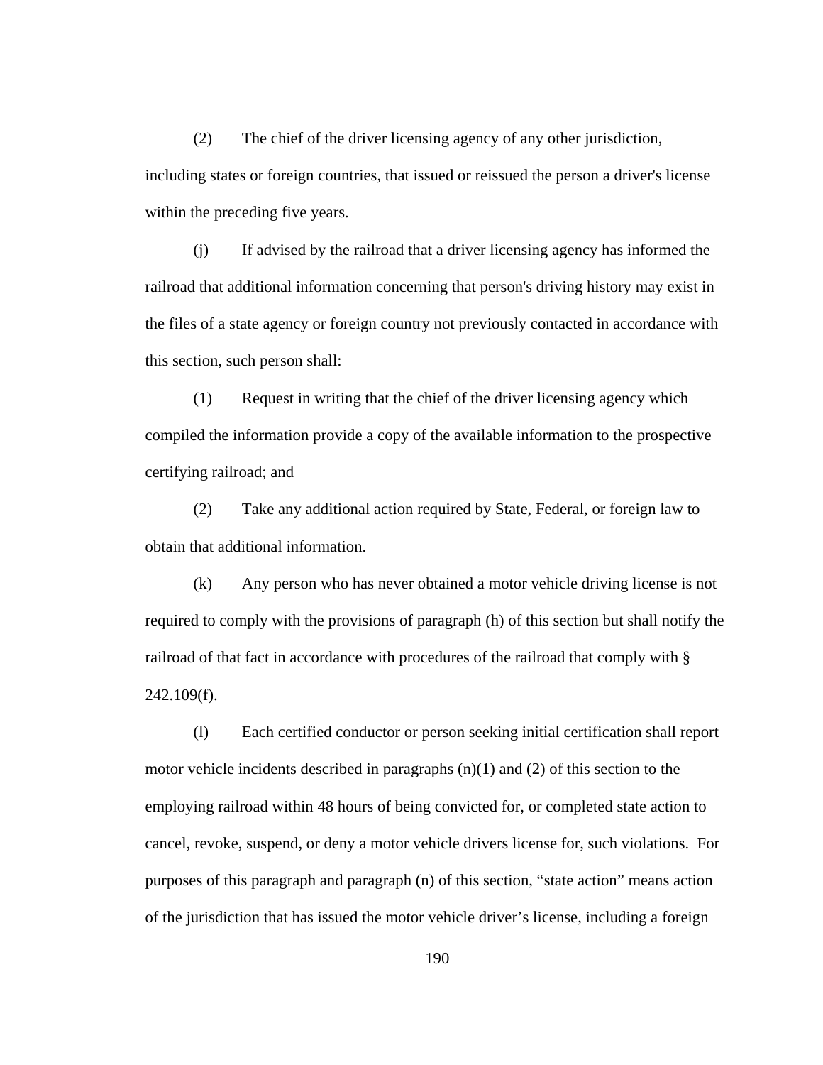(2) The chief of the driver licensing agency of any other jurisdiction, including states or foreign countries, that issued or reissued the person a driver's license within the preceding five years.

(j) If advised by the railroad that a driver licensing agency has informed the railroad that additional information concerning that person's driving history may exist in the files of a state agency or foreign country not previously contacted in accordance with this section, such person shall:

(1) Request in writing that the chief of the driver licensing agency which compiled the information provide a copy of the available information to the prospective certifying railroad; and

(2) Take any additional action required by State, Federal, or foreign law to obtain that additional information.

(k) Any person who has never obtained a motor vehicle driving license is not required to comply with the provisions of paragraph (h) of this section but shall notify the railroad of that fact in accordance with procedures of the railroad that comply with § 242.109(f).

(l) Each certified conductor or person seeking initial certification shall report motor vehicle incidents described in paragraphs (n)(1) and (2) of this section to the employing railroad within 48 hours of being convicted for, or completed state action to cancel, revoke, suspend, or deny a motor vehicle drivers license for, such violations. For purposes of this paragraph and paragraph (n) of this section, "state action" means action of the jurisdiction that has issued the motor vehicle driver's license, including a foreign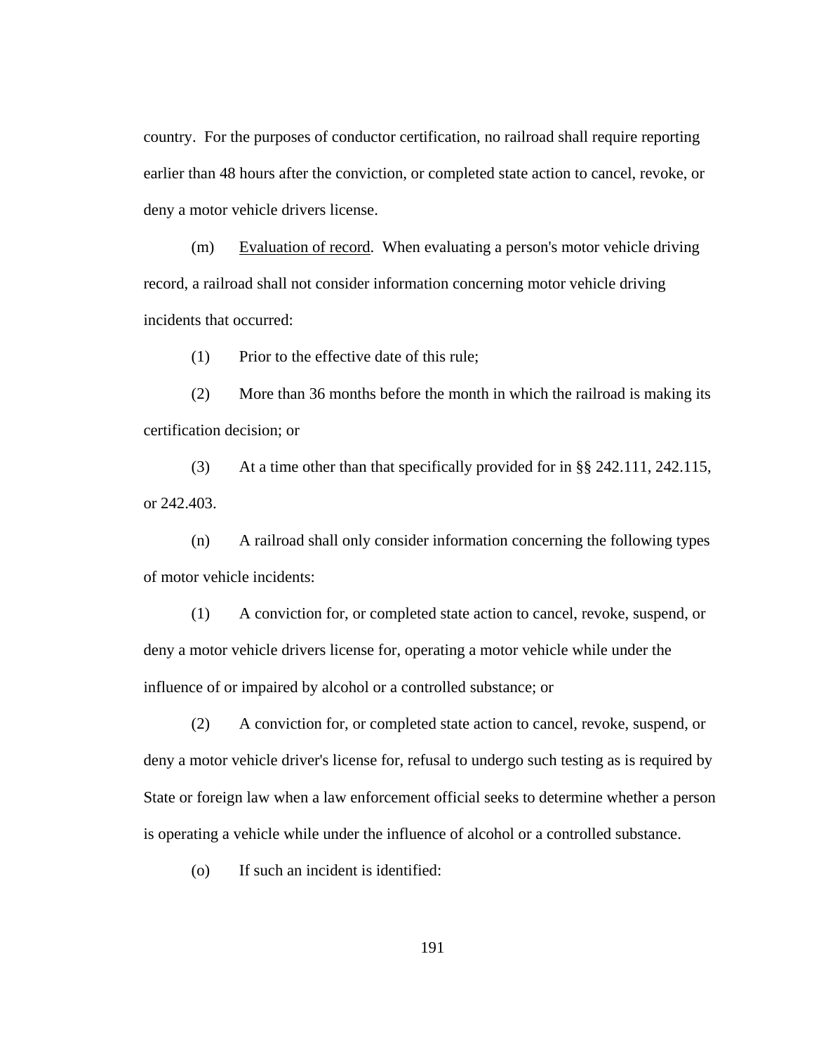country. For the purposes of conductor certification, no railroad shall require reporting earlier than 48 hours after the conviction, or completed state action to cancel, revoke, or deny a motor vehicle drivers license.

(m) Evaluation of record. When evaluating a person's motor vehicle driving record, a railroad shall not consider information concerning motor vehicle driving incidents that occurred:

(1) Prior to the effective date of this rule;

(2) More than 36 months before the month in which the railroad is making its certification decision; or

(3) At a time other than that specifically provided for in §§ 242.111, 242.115, or 242.403.

(n) A railroad shall only consider information concerning the following types of motor vehicle incidents:

(1) A conviction for, or completed state action to cancel, revoke, suspend, or deny a motor vehicle drivers license for, operating a motor vehicle while under the influence of or impaired by alcohol or a controlled substance; or

(2) A conviction for, or completed state action to cancel, revoke, suspend, or deny a motor vehicle driver's license for, refusal to undergo such testing as is required by State or foreign law when a law enforcement official seeks to determine whether a person is operating a vehicle while under the influence of alcohol or a controlled substance.

(o) If such an incident is identified: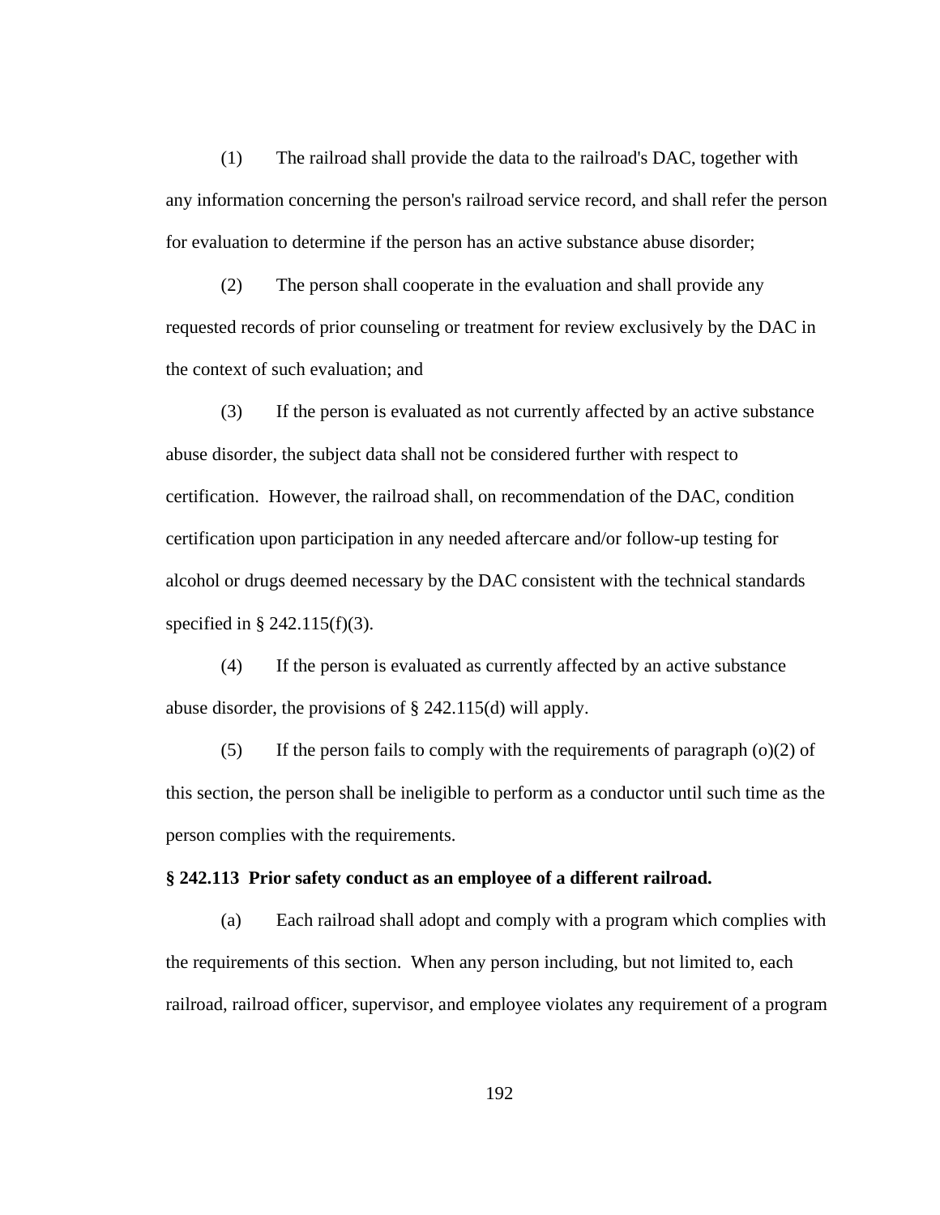(1) The railroad shall provide the data to the railroad's DAC, together with any information concerning the person's railroad service record, and shall refer the person for evaluation to determine if the person has an active substance abuse disorder;

(2) The person shall cooperate in the evaluation and shall provide any requested records of prior counseling or treatment for review exclusively by the DAC in the context of such evaluation; and

(3) If the person is evaluated as not currently affected by an active substance abuse disorder, the subject data shall not be considered further with respect to certification. However, the railroad shall, on recommendation of the DAC, condition certification upon participation in any needed aftercare and/or follow-up testing for alcohol or drugs deemed necessary by the DAC consistent with the technical standards specified in § 242.115(f)(3).

(4) If the person is evaluated as currently affected by an active substance abuse disorder, the provisions of § 242.115(d) will apply.

(5) If the person fails to comply with the requirements of paragraph (o)(2) of this section, the person shall be ineligible to perform as a conductor until such time as the person complies with the requirements.

**§ 242.113 Prior safety conduct as an employee of a different railroad.**

(a) Each railroad shall adopt and comply with a program which complies with the requirements of this section. When any person including, but not limited to, each railroad, railroad officer, supervisor, and employee violates any requirement of a program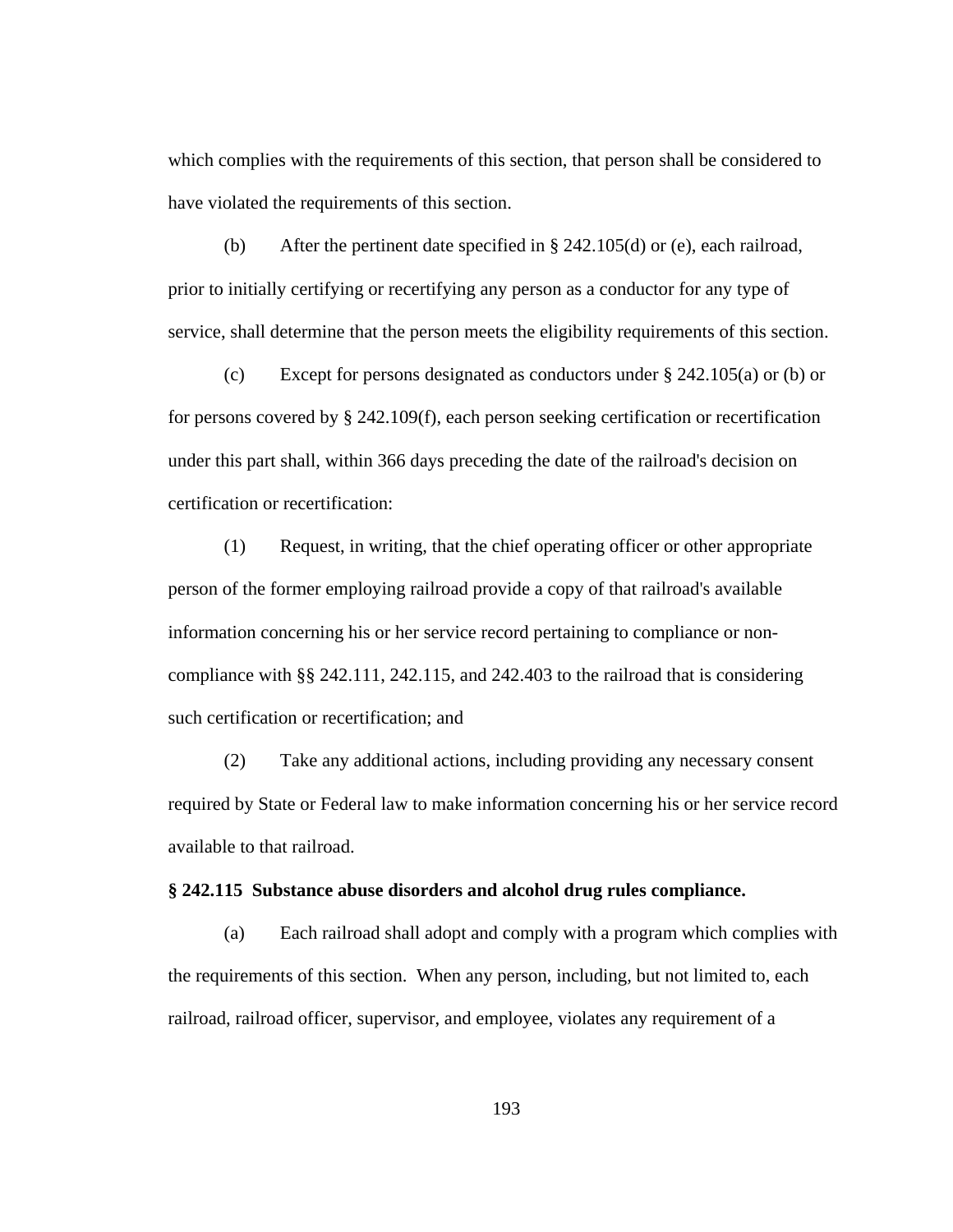which complies with the requirements of this section, that person shall be considered to have violated the requirements of this section.

(b) After the pertinent date specified in § 242.105(d) or (e), each railroad, prior to initially certifying or recertifying any person as a conductor for any type of service, shall determine that the person meets the eligibility requirements of this section.

(c) Except for persons designated as conductors under § 242.105(a) or (b) or for persons covered by § 242.109(f), each person seeking certification or recertification under this part shall, within 366 days preceding the date of the railroad's decision on certification or recertification:

(1) Request, in writing, that the chief operating officer or other appropriate person of the former employing railroad provide a copy of that railroad's available information concerning his or her service record pertaining to compliance or non-compliance with §§ 242.111, 242.115, and 242.403 to the railroad that is considering such certification or recertification; and

(2) Take any additional actions, including providing any necessary consent required by State or Federal law to make information concerning his or her service record available to that railroad.

**§ 242.115 Substance abuse disorders and alcohol drug rules compliance.**

(a) Each railroad shall adopt and comply with a program which complies with the requirements of this section. When any person, including, but not limited to, each railroad, railroad officer, supervisor, and employee, violates any requirement of a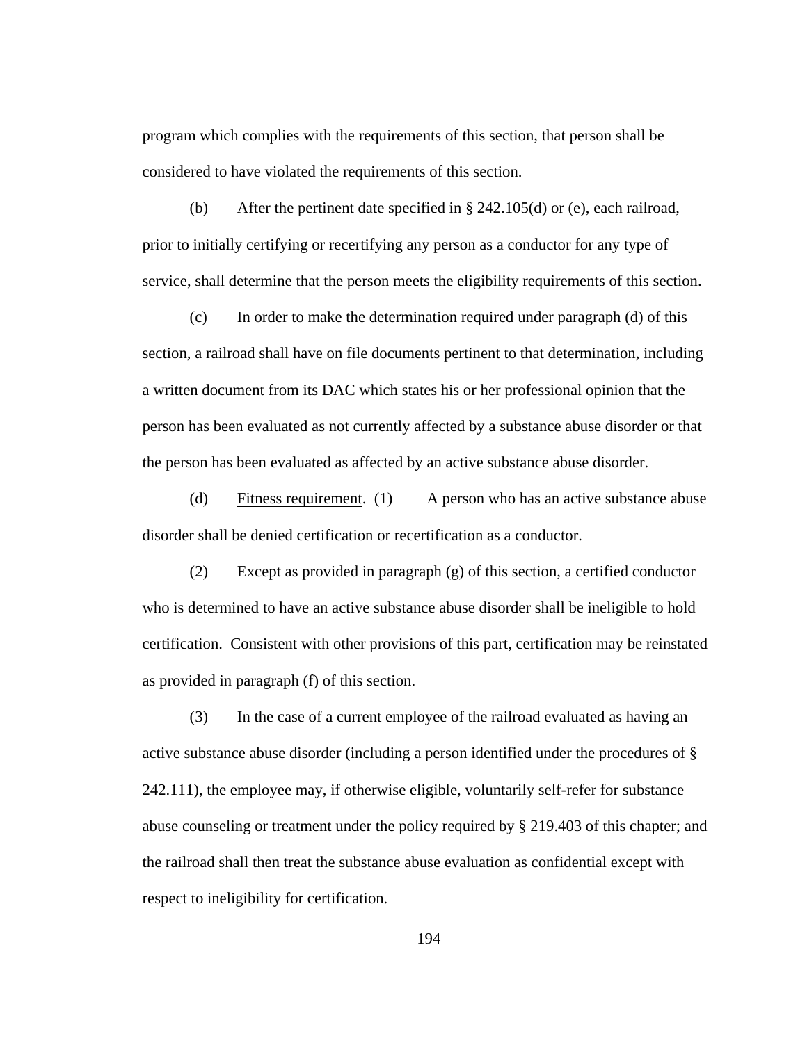program which complies with the requirements of this section, that person shall be considered to have violated the requirements of this section.

(b) After the pertinent date specified in § 242.105(d) or (e), each railroad, prior to initially certifying or recertifying any person as a conductor for any type of service, shall determine that the person meets the eligibility requirements of this section.

(c) In order to make the determination required under paragraph (d) of this section, a railroad shall have on file documents pertinent to that determination, including a written document from its DAC which states his or her professional opinion that the person has been evaluated as not currently affected by a substance abuse disorder or that the person has been evaluated as affected by an active substance abuse disorder.

(d) Fitness requirement. (1) A person who has an active substance abuse disorder shall be denied certification or recertification as a conductor.

(2) Except as provided in paragraph (g) of this section, a certified conductor who is determined to have an active substance abuse disorder shall be ineligible to hold certification. Consistent with other provisions of this part, certification may be reinstated as provided in paragraph (f) of this section.

(3) In the case of a current employee of the railroad evaluated as having an active substance abuse disorder (including a person identified under the procedures of § 242.111), the employee may, if otherwise eligible, voluntarily self-refer for substance abuse counseling or treatment under the policy required by § 219.403 of this chapter; and the railroad shall then treat the substance abuse evaluation as confidential except with respect to ineligibility for certification.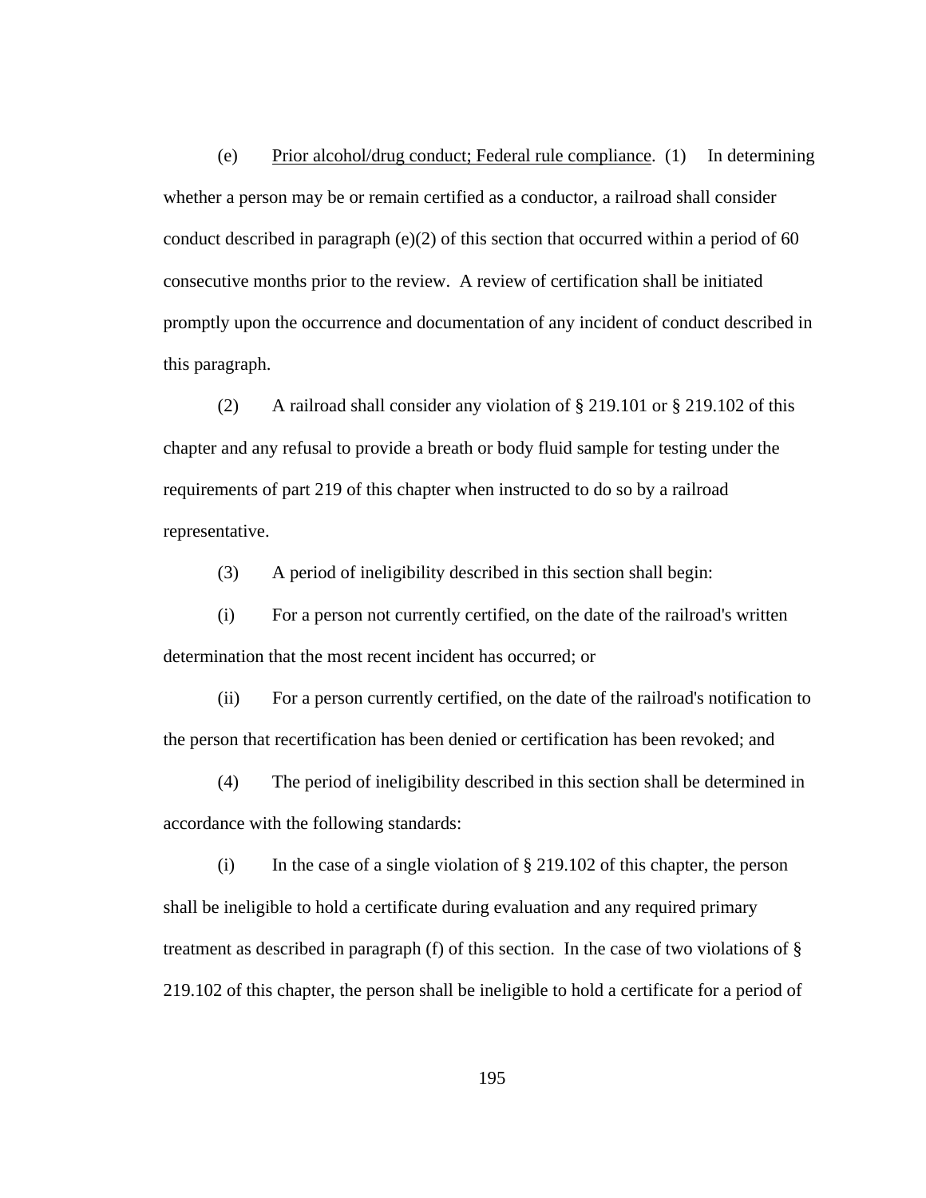(e) <u>Prior alcohol/drug conduct; Federal rule compliance</u>. (1) In determining whether a person may be or remain certified as a conductor, a railroad shall consider conduct described in paragraph (e)(2) of this section that occurred within a period of 60 consecutive months prior to the review. A review of certification shall be initiated promptly upon the occurrence and documentation of any incident of conduct described in this paragraph.

(2) A railroad shall consider any violation of § 219.101 or § 219.102 of this chapter and any refusal to provide a breath or body fluid sample for testing under the requirements of part 219 of this chapter when instructed to do so by a railroad representative.

(3) A period of ineligibility described in this section shall begin:

(i) For a person not currently certified, on the date of the railroad's written determination that the most recent incident has occurred; or

(ii) For a person currently certified, on the date of the railroad's notification to the person that recertification has been denied or certification has been revoked; and

(4) The period of ineligibility described in this section shall be determined in accordance with the following standards:

(i) In the case of a single violation of § 219.102 of this chapter, the person shall be ineligible to hold a certificate during evaluation and any required primary treatment as described in paragraph (f) of this section. In the case of two violations of § 219.102 of this chapter, the person shall be ineligible to hold a certificate for a period of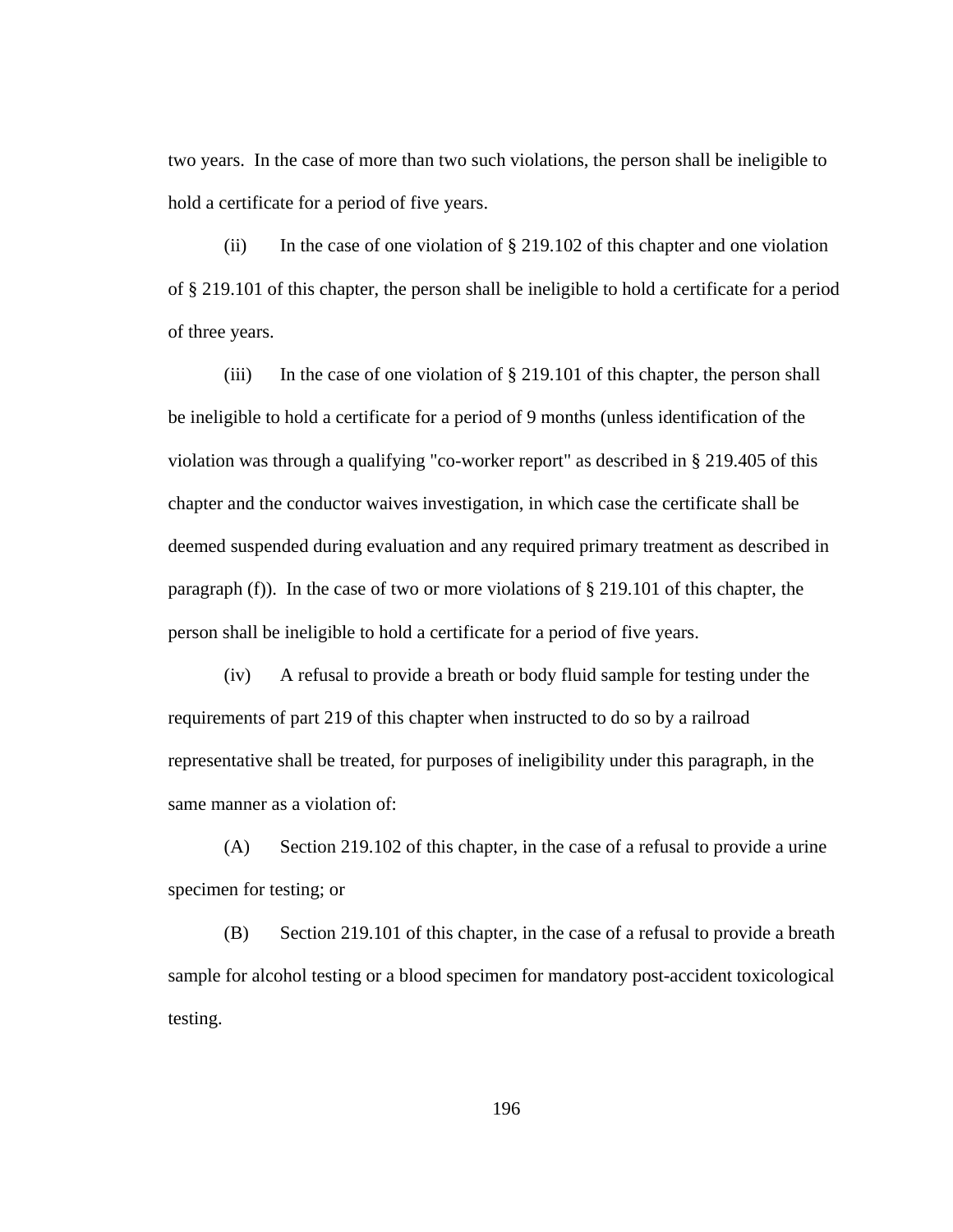two years. In the case of more than two such violations, the person shall be ineligible to hold a certificate for a period of five years.

(ii) In the case of one violation of § 219.102 of this chapter and one violation of § 219.101 of this chapter, the person shall be ineligible to hold a certificate for a period of three years.

(iii) In the case of one violation of § 219.101 of this chapter, the person shall be ineligible to hold a certificate for a period of 9 months (unless identification of the violation was through a qualifying "co-worker report" as described in § 219.405 of this chapter and the conductor waives investigation, in which case the certificate shall be deemed suspended during evaluation and any required primary treatment as described in paragraph (f)). In the case of two or more violations of § 219.101 of this chapter, the person shall be ineligible to hold a certificate for a period of five years.

(iv) A refusal to provide a breath or body fluid sample for testing under the requirements of part 219 of this chapter when instructed to do so by a railroad representative shall be treated, for purposes of ineligibility under this paragraph, in the same manner as a violation of:

(A) Section 219.102 of this chapter, in the case of a refusal to provide a urine specimen for testing; or

(B) Section 219.101 of this chapter, in the case of a refusal to provide a breath sample for alcohol testing or a blood specimen for mandatory post-accident toxicological testing.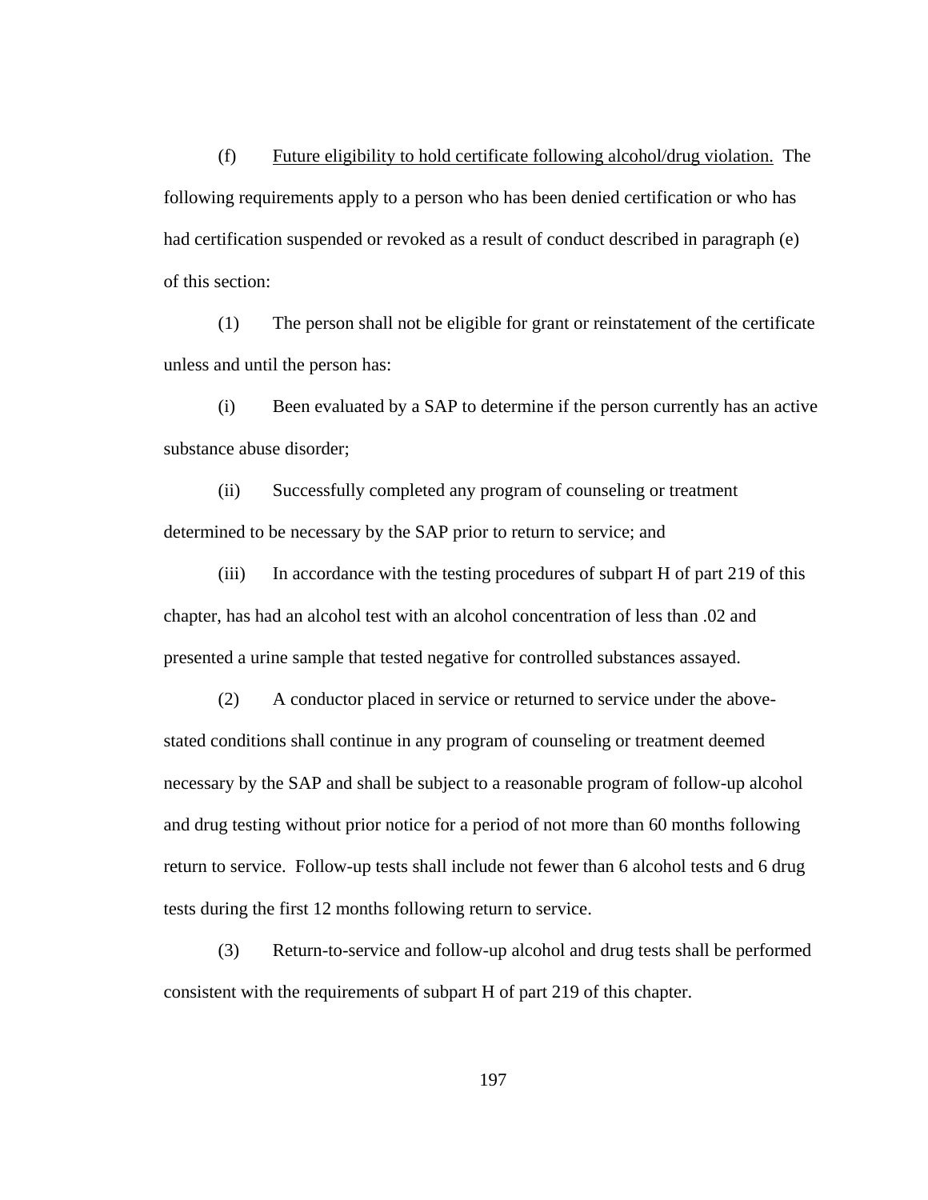(f) Future eligibility to hold certificate following alcohol/drug violation. The following requirements apply to a person who has been denied certification or who has had certification suspended or revoked as a result of conduct described in paragraph (e) of this section:

(1) The person shall not be eligible for grant or reinstatement of the certificate unless and until the person has:

(i) Been evaluated by a SAP to determine if the person currently has an active substance abuse disorder;

(ii) Successfully completed any program of counseling or treatment determined to be necessary by the SAP prior to return to service; and

(iii) In accordance with the testing procedures of subpart H of part 219 of this chapter, has had an alcohol test with an alcohol concentration of less than .02 and presented a urine sample that tested negative for controlled substances assayed.

(2) A conductor placed in service or returned to service under the above-stated conditions shall continue in any program of counseling or treatment deemed necessary by the SAP and shall be subject to a reasonable program of follow-up alcohol and drug testing without prior notice for a period of not more than 60 months following return to service. Follow-up tests shall include not fewer than 6 alcohol tests and 6 drug tests during the first 12 months following return to service.

(3) Return-to-service and follow-up alcohol and drug tests shall be performed consistent with the requirements of subpart H of part 219 of this chapter.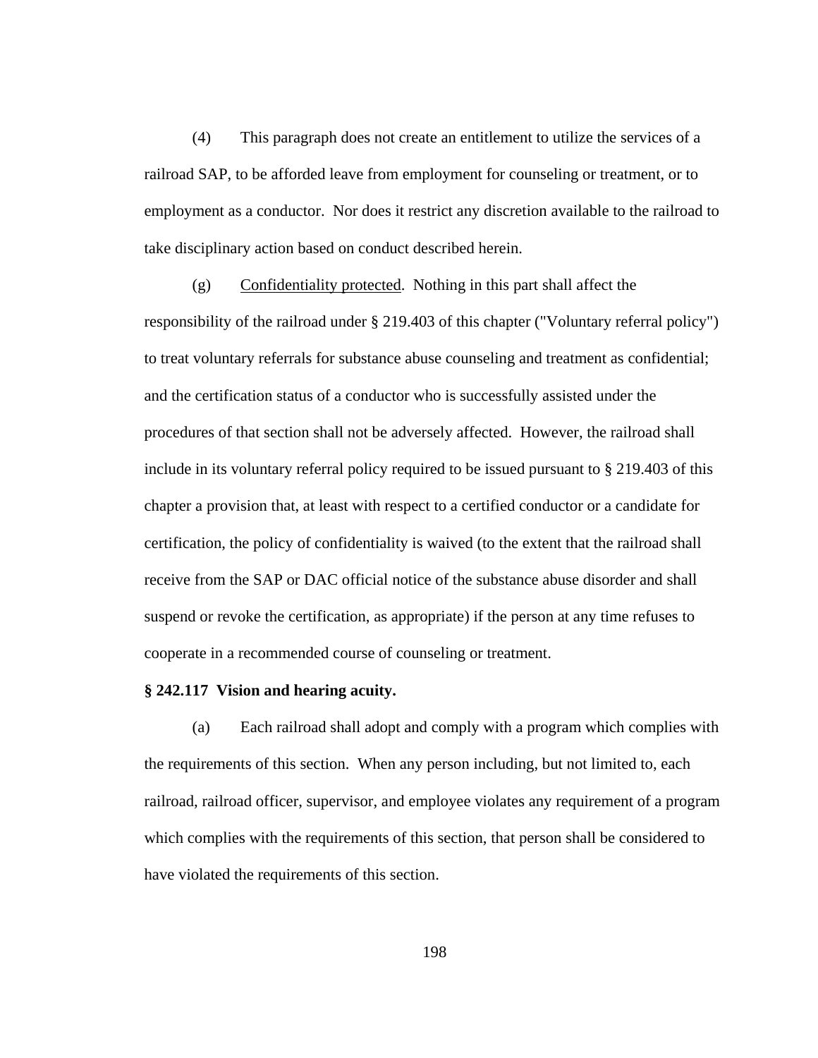(4) This paragraph does not create an entitlement to utilize the services of a railroad SAP, to be afforded leave from employment for counseling or treatment, or to employment as a conductor. Nor does it restrict any discretion available to the railroad to take disciplinary action based on conduct described herein.

(g) Confidentiality protected. Nothing in this part shall affect the responsibility of the railroad under § 219.403 of this chapter ("Voluntary referral policy") to treat voluntary referrals for substance abuse counseling and treatment as confidential; and the certification status of a conductor who is successfully assisted under the procedures of that section shall not be adversely affected. However, the railroad shall include in its voluntary referral policy required to be issued pursuant to § 219.403 of this chapter a provision that, at least with respect to a certified conductor or a candidate for certification, the policy of confidentiality is waived (to the extent that the railroad shall receive from the SAP or DAC official notice of the substance abuse disorder and shall suspend or revoke the certification, as appropriate) if the person at any time refuses to cooperate in a recommended course of counseling or treatment.

**§ 242.117 Vision and hearing acuity.**

(a) Each railroad shall adopt and comply with a program which complies with the requirements of this section. When any person including, but not limited to, each railroad, railroad officer, supervisor, and employee violates any requirement of a program which complies with the requirements of this section, that person shall be considered to have violated the requirements of this section.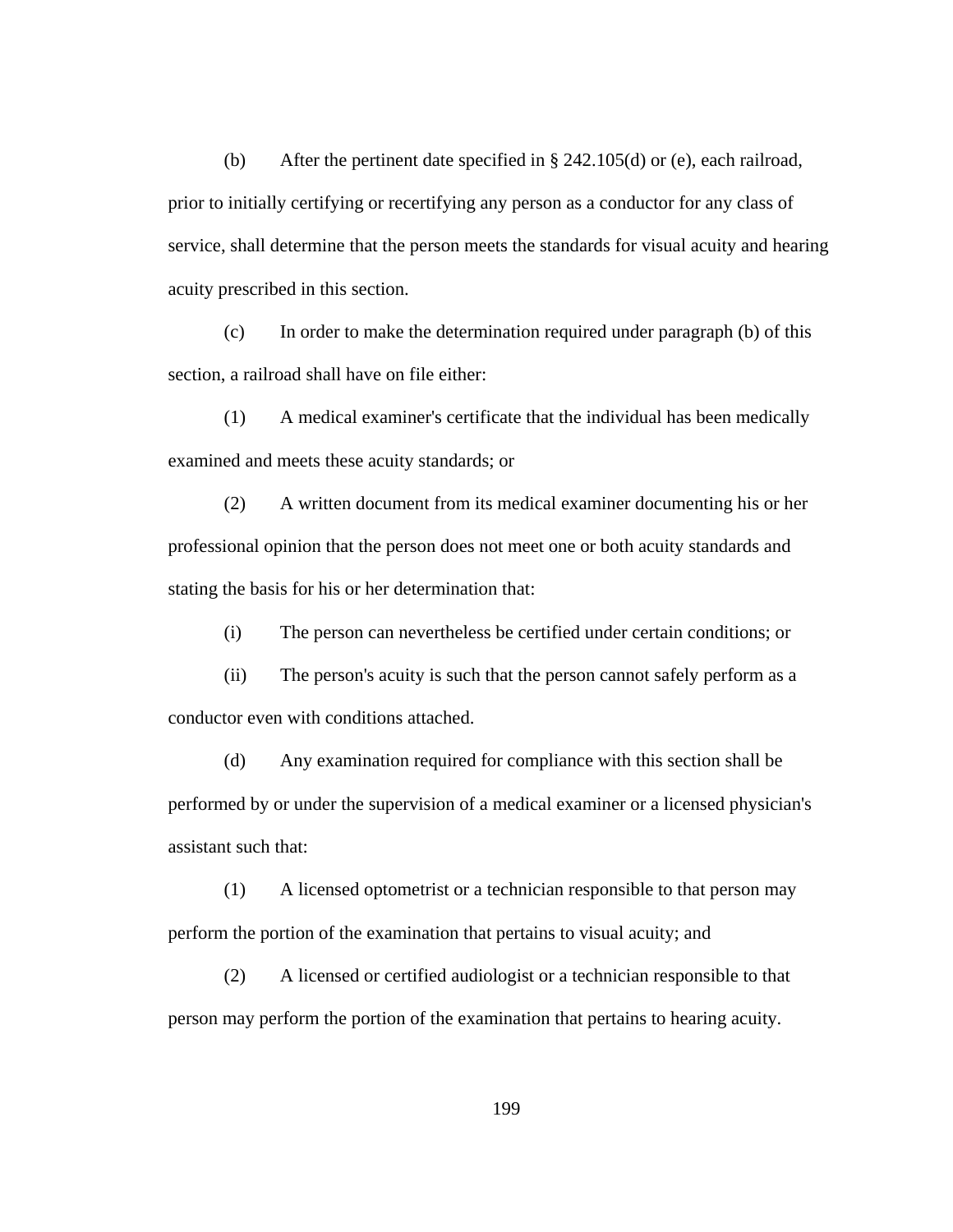(b) After the pertinent date specified in § 242.105(d) or (e), each railroad, prior to initially certifying or recertifying any person as a conductor for any class of service, shall determine that the person meets the standards for visual acuity and hearing acuity prescribed in this section.

(c) In order to make the determination required under paragraph (b) of this section, a railroad shall have on file either:

(1) A medical examiner's certificate that the individual has been medically examined and meets these acuity standards; or

(2) A written document from its medical examiner documenting his or her professional opinion that the person does not meet one or both acuity standards and stating the basis for his or her determination that:

(i) The person can nevertheless be certified under certain conditions; or

(ii) The person's acuity is such that the person cannot safely perform as a conductor even with conditions attached.

(d) Any examination required for compliance with this section shall be performed by or under the supervision of a medical examiner or a licensed physician's assistant such that:

(1) A licensed optometrist or a technician responsible to that person may perform the portion of the examination that pertains to visual acuity; and

(2) A licensed or certified audiologist or a technician responsible to that person may perform the portion of the examination that pertains to hearing acuity.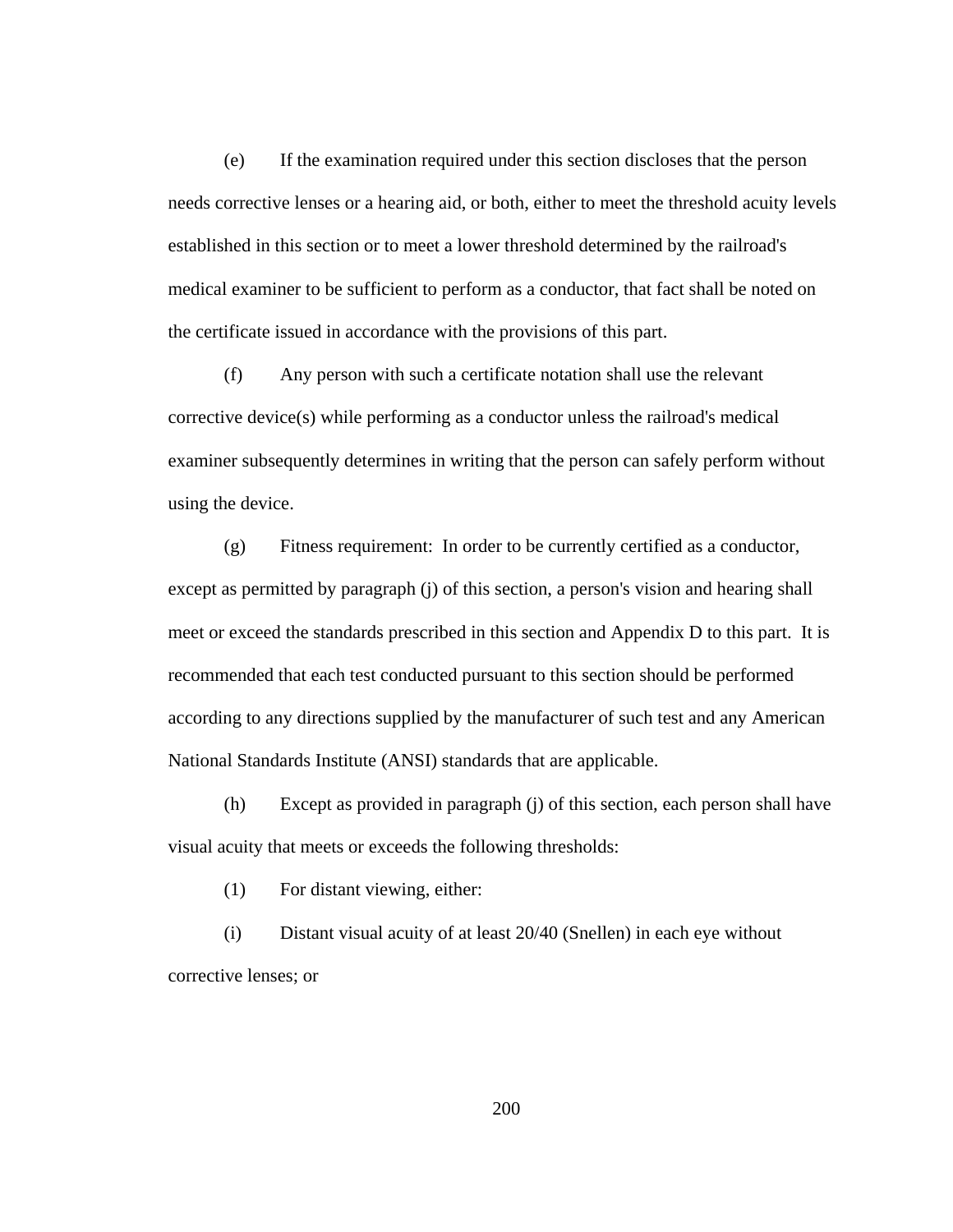(e) If the examination required under this section discloses that the person needs corrective lenses or a hearing aid, or both, either to meet the threshold acuity levels established in this section or to meet a lower threshold determined by the railroad's medical examiner to be sufficient to perform as a conductor, that fact shall be noted on the certificate issued in accordance with the provisions of this part.

(f) Any person with such a certificate notation shall use the relevant corrective device(s) while performing as a conductor unless the railroad's medical examiner subsequently determines in writing that the person can safely perform without using the device.

(g) Fitness requirement: In order to be currently certified as a conductor, except as permitted by paragraph (j) of this section, a person's vision and hearing shall meet or exceed the standards prescribed in this section and Appendix D to this part. It is recommended that each test conducted pursuant to this section should be performed according to any directions supplied by the manufacturer of such test and any American National Standards Institute (ANSI) standards that are applicable.

(h) Except as provided in paragraph (j) of this section, each person shall have visual acuity that meets or exceeds the following thresholds:

(1) For distant viewing, either:

(i) Distant visual acuity of at least 20/40 (Snellen) in each eye without corrective lenses; or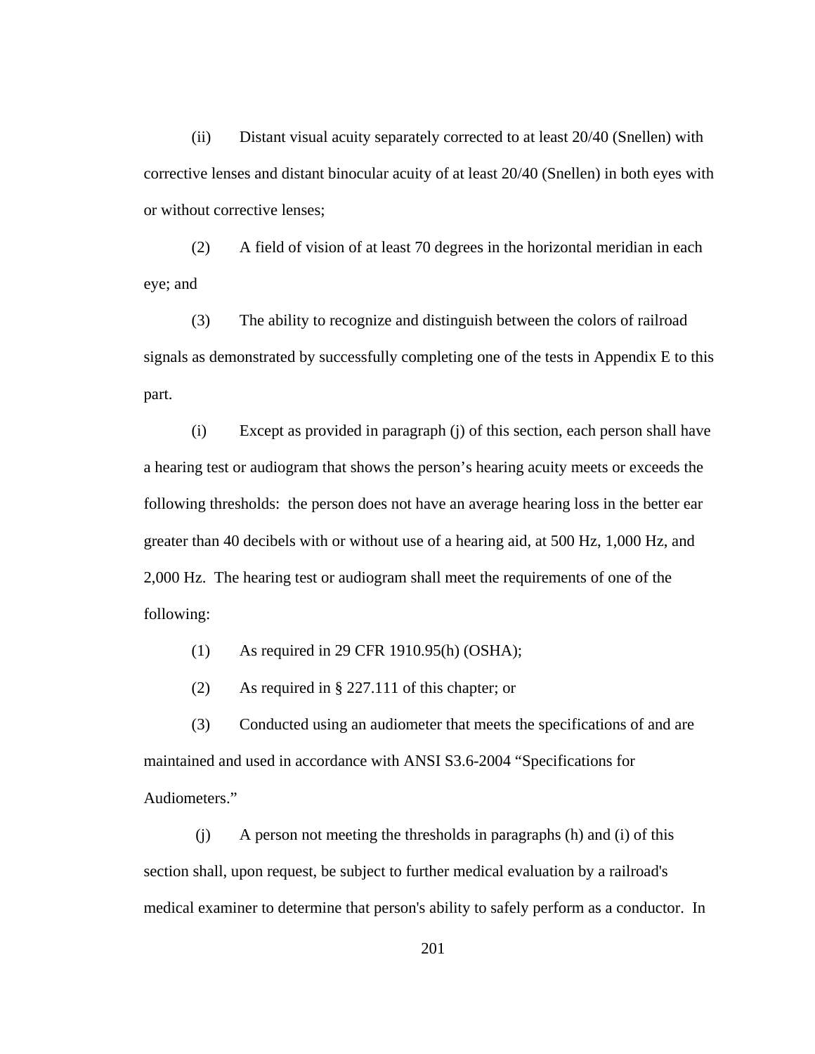(ii) Distant visual acuity separately corrected to at least 20/40 (Snellen) with corrective lenses and distant binocular acuity of at least 20/40 (Snellen) in both eyes with or without corrective lenses;

(2) A field of vision of at least 70 degrees in the horizontal meridian in each eye; and

(3) The ability to recognize and distinguish between the colors of railroad signals as demonstrated by successfully completing one of the tests in Appendix E to this part.

(i) Except as provided in paragraph (j) of this section, each person shall have a hearing test or audiogram that shows the person's hearing acuity meets or exceeds the following thresholds: the person does not have an average hearing loss in the better ear greater than 40 decibels with or without use of a hearing aid, at 500 Hz, 1,000 Hz, and 2,000 Hz. The hearing test or audiogram shall meet the requirements of one of the following:

(1) As required in 29 CFR 1910.95(h) (OSHA);

(2) As required in § 227.111 of this chapter; or

(3) Conducted using an audiometer that meets the specifications of and are maintained and used in accordance with ANSI S3.6-2004 "Specifications for Audiometers."

(j) A person not meeting the thresholds in paragraphs (h) and (i) of this section shall, upon request, be subject to further medical evaluation by a railroad's medical examiner to determine that person's ability to safely perform as a conductor. In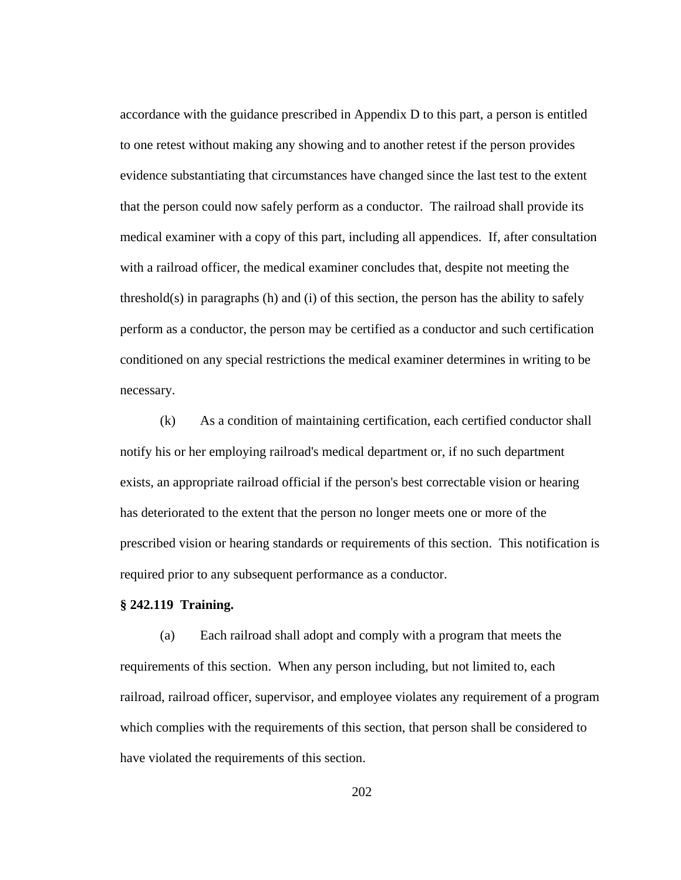accordance with the guidance prescribed in Appendix D to this part, a person is entitled to one retest without making any showing and to another retest if the person provides evidence substantiating that circumstances have changed since the last test to the extent that the person could now safely perform as a conductor. The railroad shall provide its medical examiner with a copy of this part, including all appendices. If, after consultation with a railroad officer, the medical examiner concludes that, despite not meeting the threshold(s) in paragraphs (h) and (i) of this section, the person has the ability to safely perform as a conductor, the person may be certified as a conductor and such certification conditioned on any special restrictions the medical examiner determines in writing to be necessary.

(k) As a condition of maintaining certification, each certified conductor shall notify his or her employing railroad's medical department or, if no such department exists, an appropriate railroad official if the person's best correctable vision or hearing has deteriorated to the extent that the person no longer meets one or more of the prescribed vision or hearing standards or requirements of this section. This notification is required prior to any subsequent performance as a conductor.

**§ 242.119 Training.**

(a) Each railroad shall adopt and comply with a program that meets the requirements of this section. When any person including, but not limited to, each railroad, railroad officer, supervisor, and employee violates any requirement of a program which complies with the requirements of this section, that person shall be considered to have violated the requirements of this section.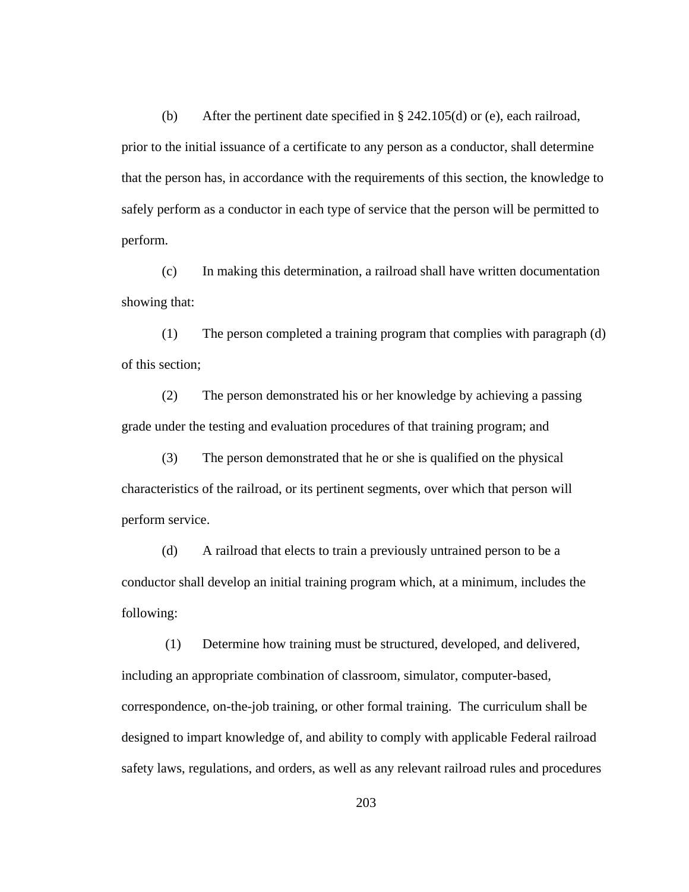(b) After the pertinent date specified in § 242.105(d) or (e), each railroad, prior to the initial issuance of a certificate to any person as a conductor, shall determine that the person has, in accordance with the requirements of this section, the knowledge to safely perform as a conductor in each type of service that the person will be permitted to perform.

(c) In making this determination, a railroad shall have written documentation showing that:

(1) The person completed a training program that complies with paragraph (d) of this section;

(2) The person demonstrated his or her knowledge by achieving a passing grade under the testing and evaluation procedures of that training program; and

(3) The person demonstrated that he or she is qualified on the physical characteristics of the railroad, or its pertinent segments, over which that person will perform service.

(d) A railroad that elects to train a previously untrained person to be a conductor shall develop an initial training program which, at a minimum, includes the following:

(1) Determine how training must be structured, developed, and delivered, including an appropriate combination of classroom, simulator, computer-based, correspondence, on-the-job training, or other formal training. The curriculum shall be designed to impart knowledge of, and ability to comply with applicable Federal railroad safety laws, regulations, and orders, as well as any relevant railroad rules and procedures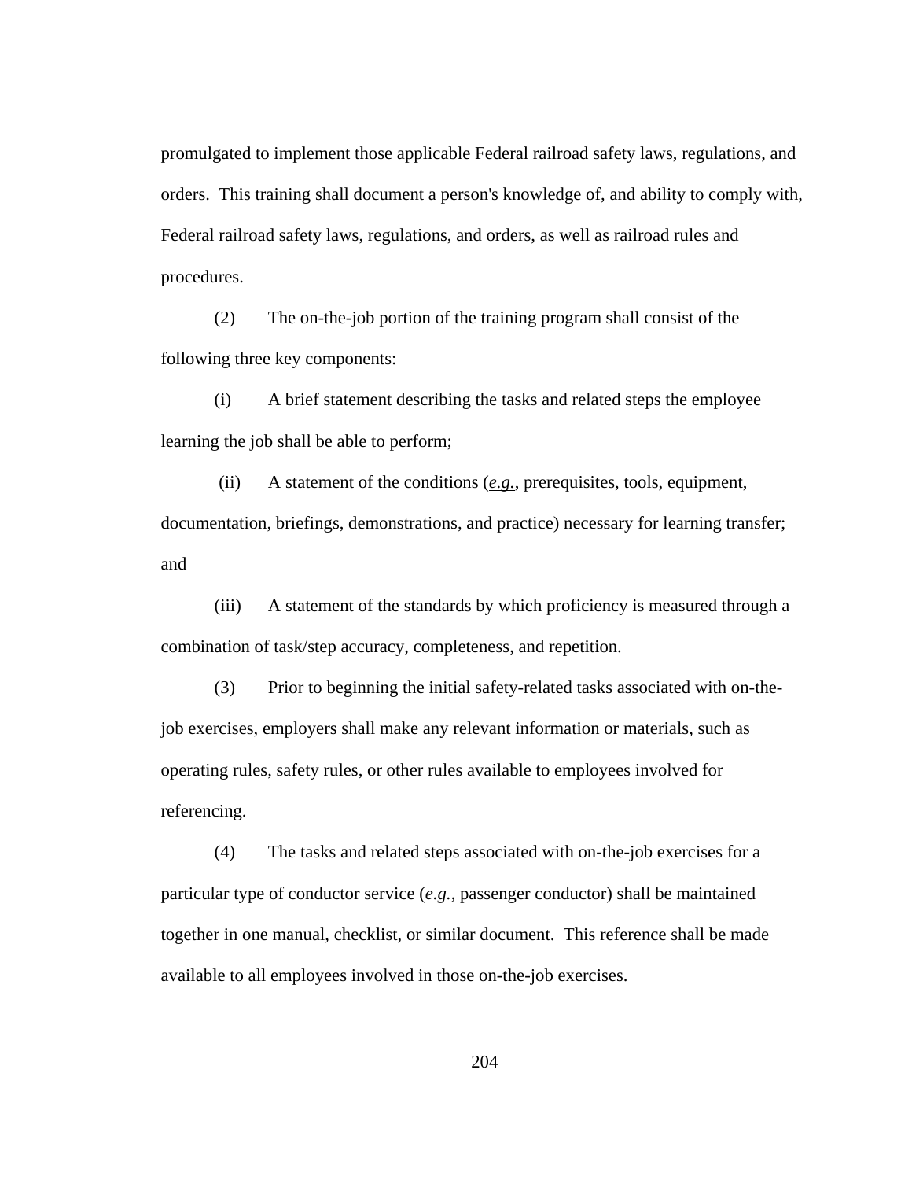promulgated to implement those applicable Federal railroad safety laws, regulations, and orders. This training shall document a person's knowledge of, and ability to comply with, Federal railroad safety laws, regulations, and orders, as well as railroad rules and procedures.

(2) The on-the-job portion of the training program shall consist of the following three key components:

(i) A brief statement describing the tasks and related steps the employee learning the job shall be able to perform;

(ii) A statement of the conditions (*e.g.*, prerequisites, tools, equipment, documentation, briefings, demonstrations, and practice) necessary for learning transfer; and

(iii) A statement of the standards by which proficiency is measured through a combination of task/step accuracy, completeness, and repetition.

(3) Prior to beginning the initial safety-related tasks associated with on-the-job exercises, employers shall make any relevant information or materials, such as operating rules, safety rules, or other rules available to employees involved for referencing.

(4) The tasks and related steps associated with on-the-job exercises for a particular type of conductor service (*e.g.*, passenger conductor) shall be maintained together in one manual, checklist, or similar document. This reference shall be made available to all employees involved in those on-the-job exercises.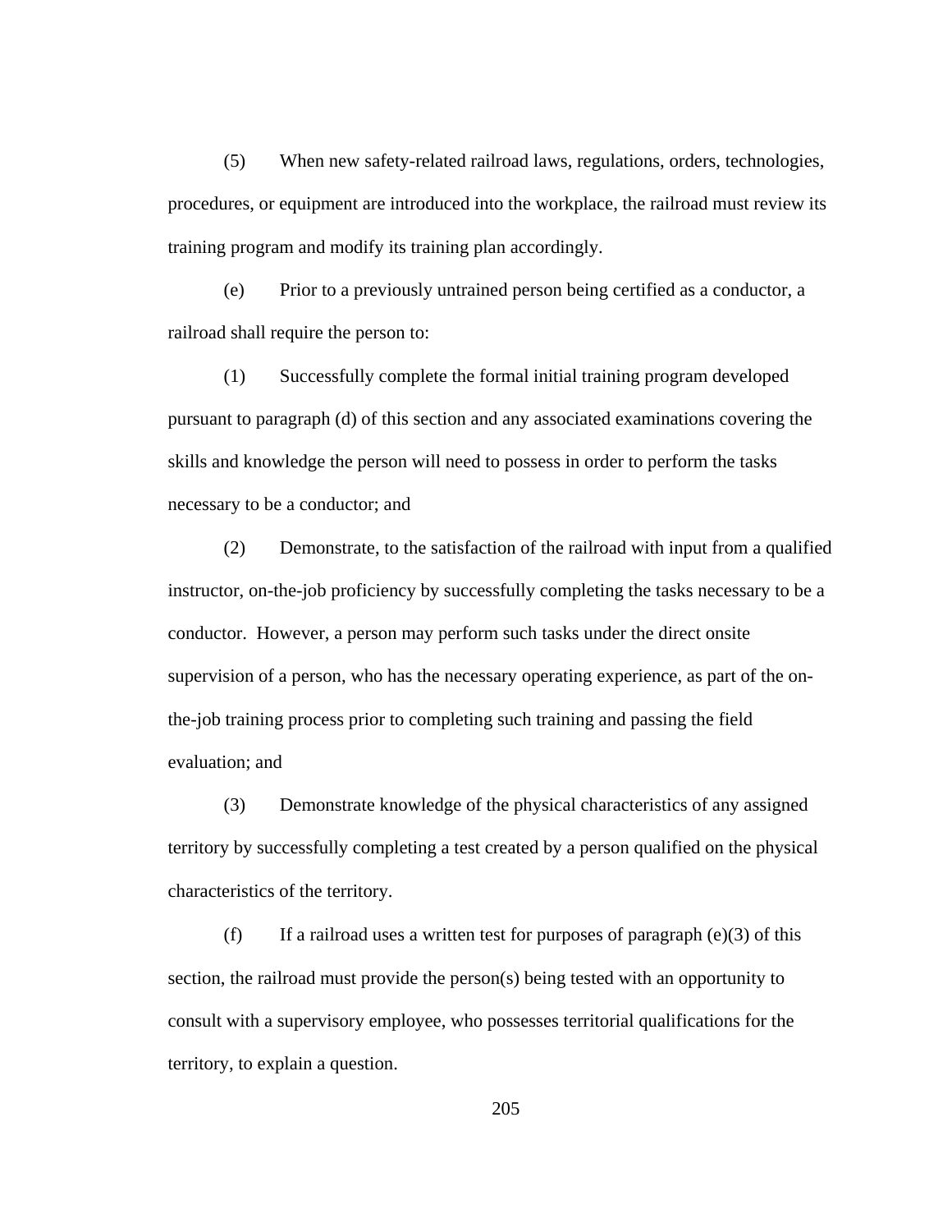(5) When new safety-related railroad laws, regulations, orders, technologies, procedures, or equipment are introduced into the workplace, the railroad must review its training program and modify its training plan accordingly.

(e) Prior to a previously untrained person being certified as a conductor, a railroad shall require the person to:

(1) Successfully complete the formal initial training program developed pursuant to paragraph (d) of this section and any associated examinations covering the skills and knowledge the person will need to possess in order to perform the tasks necessary to be a conductor; and

(2) Demonstrate, to the satisfaction of the railroad with input from a qualified instructor, on-the-job proficiency by successfully completing the tasks necessary to be a conductor. However, a person may perform such tasks under the direct onsite supervision of a person, who has the necessary operating experience, as part of the on-the-job training process prior to completing such training and passing the field evaluation; and

(3) Demonstrate knowledge of the physical characteristics of any assigned territory by successfully completing a test created by a person qualified on the physical characteristics of the territory.

(f) If a railroad uses a written test for purposes of paragraph (e)(3) of this section, the railroad must provide the person(s) being tested with an opportunity to consult with a supervisory employee, who possesses territorial qualifications for the territory, to explain a question.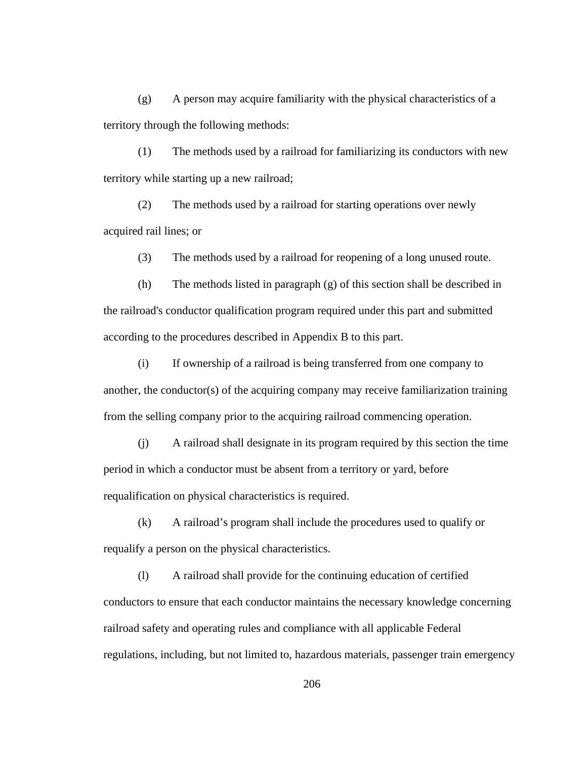(g) A person may acquire familiarity with the physical characteristics of a territory through the following methods:

(1) The methods used by a railroad for familiarizing its conductors with new territory while starting up a new railroad;

(2) The methods used by a railroad for starting operations over newly acquired rail lines; or

(3) The methods used by a railroad for reopening of a long unused route.

(h) The methods listed in paragraph (g) of this section shall be described in the railroad's conductor qualification program required under this part and submitted according to the procedures described in Appendix B to this part.

(i) If ownership of a railroad is being transferred from one company to another, the conductor(s) of the acquiring company may receive familiarization training from the selling company prior to the acquiring railroad commencing operation.

(j) A railroad shall designate in its program required by this section the time period in which a conductor must be absent from a territory or yard, before requalification on physical characteristics is required.

(k) A railroad's program shall include the procedures used to qualify or requalify a person on the physical characteristics.

(l) A railroad shall provide for the continuing education of certified conductors to ensure that each conductor maintains the necessary knowledge concerning railroad safety and operating rules and compliance with all applicable Federal regulations, including, but not limited to, hazardous materials, passenger train emergency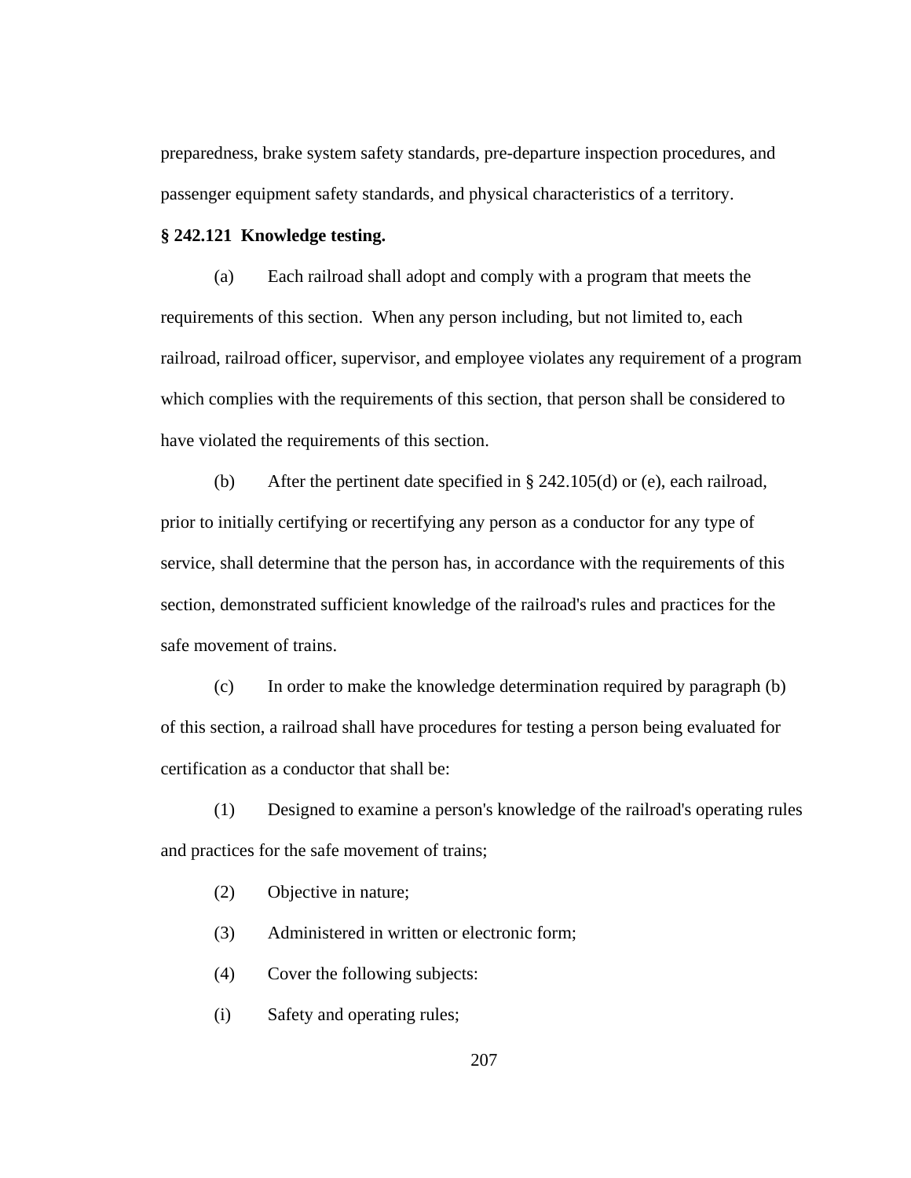preparedness, brake system safety standards, pre-departure inspection procedures, and passenger equipment safety standards, and physical characteristics of a territory.

**§ 242.121 Knowledge testing.**

(a) Each railroad shall adopt and comply with a program that meets the requirements of this section. When any person including, but not limited to, each railroad, railroad officer, supervisor, and employee violates any requirement of a program which complies with the requirements of this section, that person shall be considered to have violated the requirements of this section.

(b) After the pertinent date specified in § 242.105(d) or (e), each railroad, prior to initially certifying or recertifying any person as a conductor for any type of service, shall determine that the person has, in accordance with the requirements of this section, demonstrated sufficient knowledge of the railroad's rules and practices for the safe movement of trains.

(c) In order to make the knowledge determination required by paragraph (b) of this section, a railroad shall have procedures for testing a person being evaluated for certification as a conductor that shall be:

(1) Designed to examine a person's knowledge of the railroad's operating rules and practices for the safe movement of trains;

(2) Objective in nature;

(3) Administered in written or electronic form;

(4) Cover the following subjects:

(i) Safety and operating rules;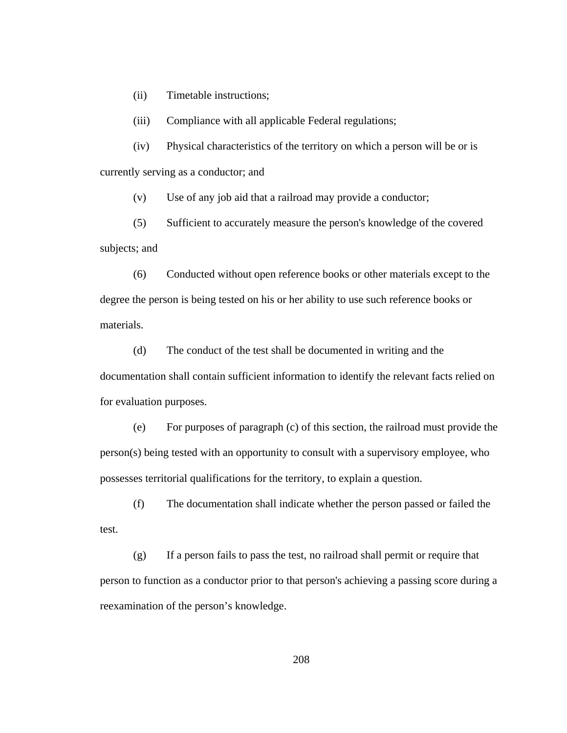(ii) Timetable instructions;

(iii) Compliance with all applicable Federal regulations;

(iv) Physical characteristics of the territory on which a person will be or is currently serving as a conductor; and

(v) Use of any job aid that a railroad may provide a conductor;

(5) Sufficient to accurately measure the person's knowledge of the covered subjects; and

(6) Conducted without open reference books or other materials except to the degree the person is being tested on his or her ability to use such reference books or materials.

(d) The conduct of the test shall be documented in writing and the documentation shall contain sufficient information to identify the relevant facts relied on for evaluation purposes.

(e) For purposes of paragraph (c) of this section, the railroad must provide the person(s) being tested with an opportunity to consult with a supervisory employee, who possesses territorial qualifications for the territory, to explain a question.

(f) The documentation shall indicate whether the person passed or failed the test.

(g) If a person fails to pass the test, no railroad shall permit or require that person to function as a conductor prior to that person's achieving a passing score during a reexamination of the person's knowledge.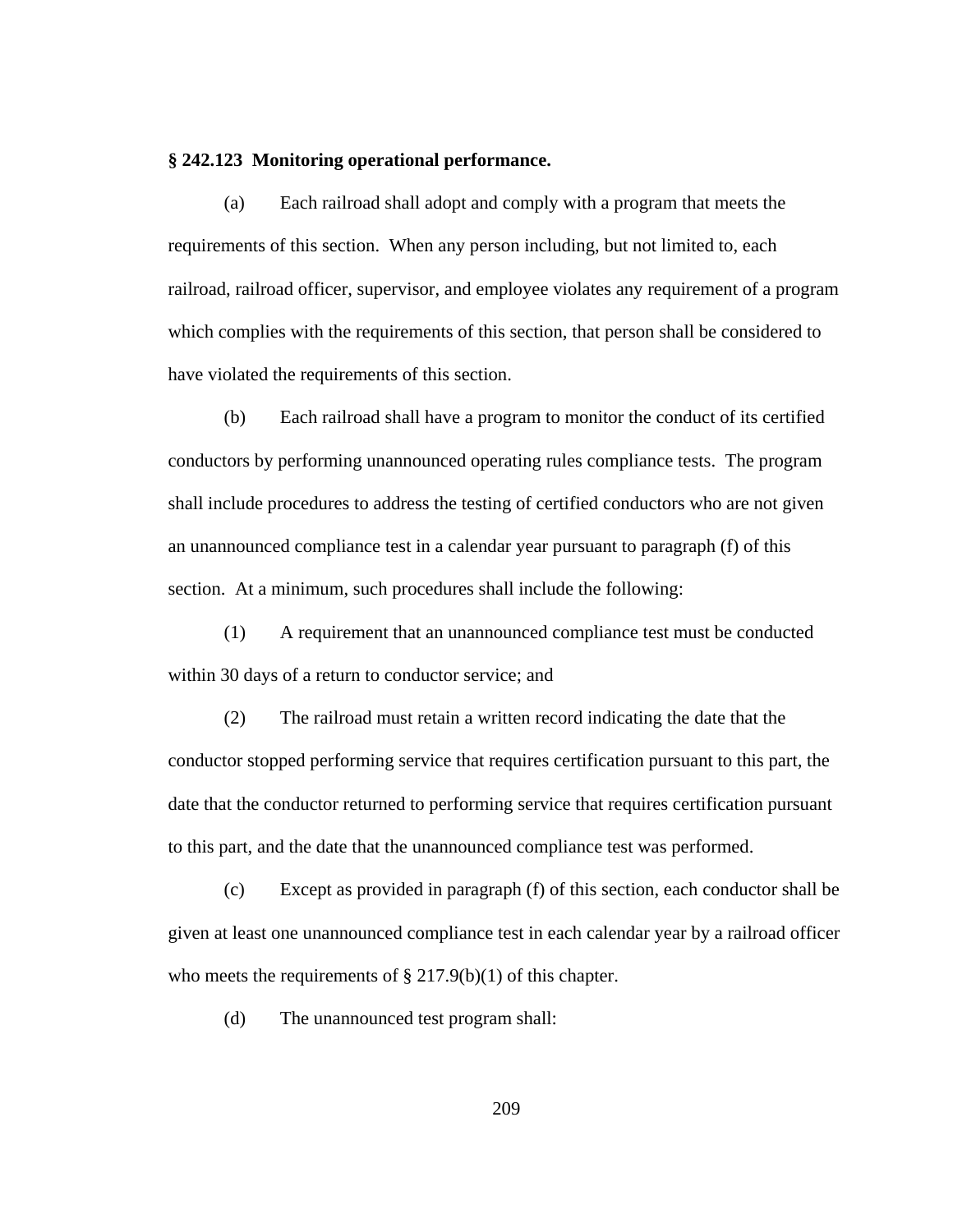**§ 242.123 Monitoring operational performance.**

(a) Each railroad shall adopt and comply with a program that meets the requirements of this section. When any person including, but not limited to, each railroad, railroad officer, supervisor, and employee violates any requirement of a program which complies with the requirements of this section, that person shall be considered to have violated the requirements of this section.

(b) Each railroad shall have a program to monitor the conduct of its certified conductors by performing unannounced operating rules compliance tests. The program shall include procedures to address the testing of certified conductors who are not given an unannounced compliance test in a calendar year pursuant to paragraph (f) of this section. At a minimum, such procedures shall include the following:

(1) A requirement that an unannounced compliance test must be conducted within 30 days of a return to conductor service; and

(2) The railroad must retain a written record indicating the date that the conductor stopped performing service that requires certification pursuant to this part, the date that the conductor returned to performing service that requires certification pursuant to this part, and the date that the unannounced compliance test was performed.

(c) Except as provided in paragraph (f) of this section, each conductor shall be given at least one unannounced compliance test in each calendar year by a railroad officer who meets the requirements of § 217.9(b)(1) of this chapter.

(d) The unannounced test program shall: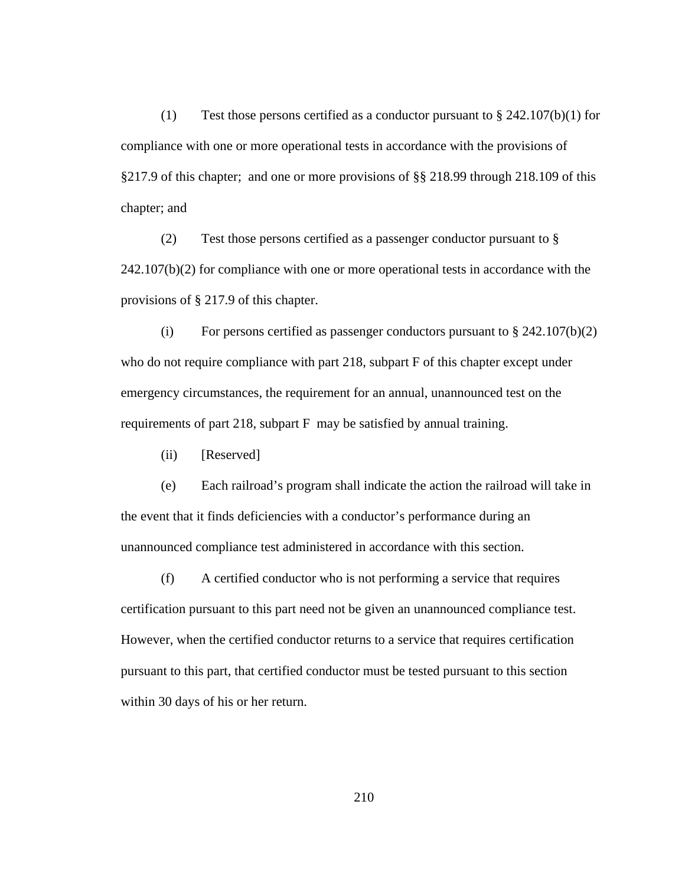(1) Test those persons certified as a conductor pursuant to § 242.107(b)(1) for compliance with one or more operational tests in accordance with the provisions of §217.9 of this chapter; and one or more provisions of §§ 218.99 through 218.109 of this chapter; and

(2) Test those persons certified as a passenger conductor pursuant to § 242.107(b)(2) for compliance with one or more operational tests in accordance with the provisions of § 217.9 of this chapter.

(i) For persons certified as passenger conductors pursuant to § 242.107(b)(2) who do not require compliance with part 218, subpart F of this chapter except under emergency circumstances, the requirement for an annual, unannounced test on the requirements of part 218, subpart F may be satisfied by annual training.

(ii) [Reserved]

(e) Each railroad's program shall indicate the action the railroad will take in the event that it finds deficiencies with a conductor's performance during an unannounced compliance test administered in accordance with this section.

(f) A certified conductor who is not performing a service that requires certification pursuant to this part need not be given an unannounced compliance test. However, when the certified conductor returns to a service that requires certification pursuant to this part, that certified conductor must be tested pursuant to this section within 30 days of his or her return.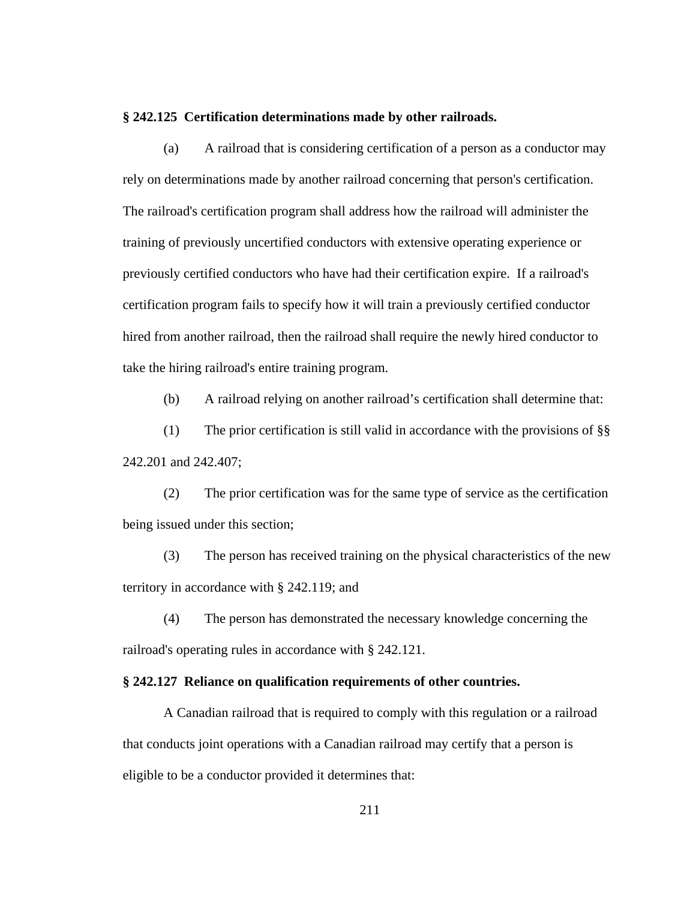**§ 242.125 Certification determinations made by other railroads.**

(a) A railroad that is considering certification of a person as a conductor may rely on determinations made by another railroad concerning that person's certification. The railroad's certification program shall address how the railroad will administer the training of previously uncertified conductors with extensive operating experience or previously certified conductors who have had their certification expire. If a railroad's certification program fails to specify how it will train a previously certified conductor hired from another railroad, then the railroad shall require the newly hired conductor to take the hiring railroad's entire training program.

(b) A railroad relying on another railroad's certification shall determine that:

(1) The prior certification is still valid in accordance with the provisions of §§ 242.201 and 242.407;

(2) The prior certification was for the same type of service as the certification being issued under this section;

(3) The person has received training on the physical characteristics of the new territory in accordance with § 242.119; and

(4) The person has demonstrated the necessary knowledge concerning the railroad's operating rules in accordance with § 242.121.

**§ 242.127 Reliance on qualification requirements of other countries.**

A Canadian railroad that is required to comply with this regulation or a railroad that conducts joint operations with a Canadian railroad may certify that a person is eligible to be a conductor provided it determines that: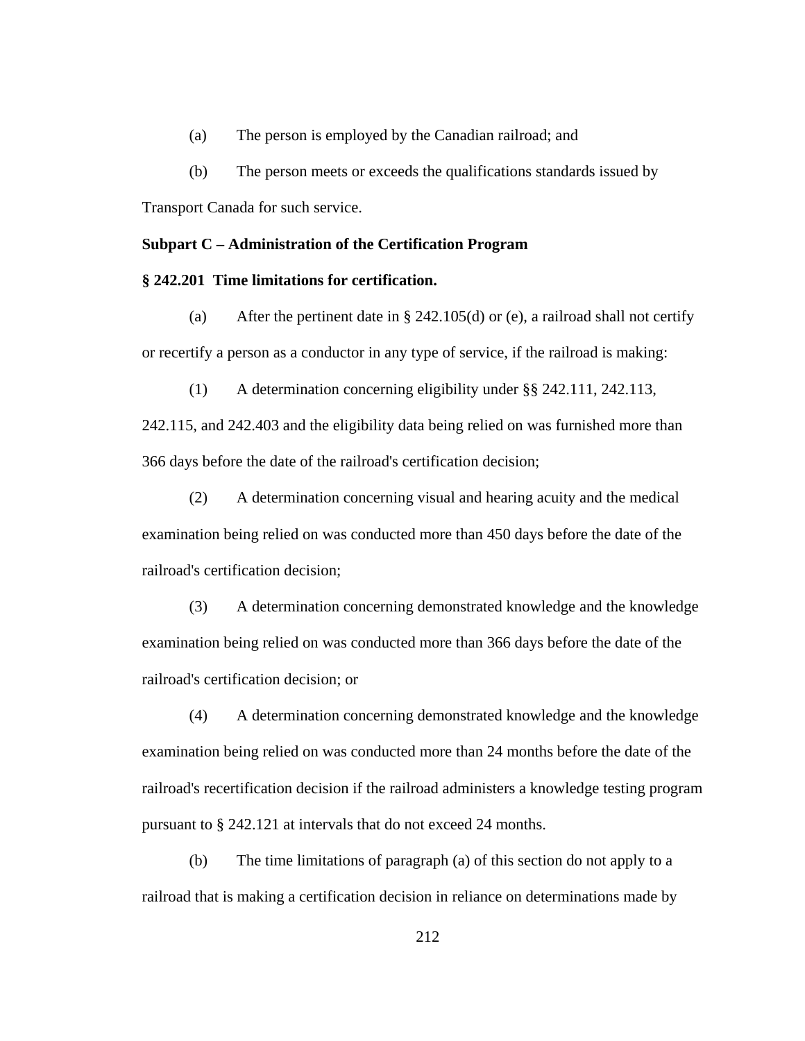(a) The person is employed by the Canadian railroad; and

(b) The person meets or exceeds the qualifications standards issued by Transport Canada for such service.

**Subpart C – Administration of the Certification Program**

**§ 242.201 Time limitations for certification.**

(a) After the pertinent date in § 242.105(d) or (e), a railroad shall not certify or recertify a person as a conductor in any type of service, if the railroad is making:

(1) A determination concerning eligibility under §§ 242.111, 242.113, 242.115, and 242.403 and the eligibility data being relied on was furnished more than 366 days before the date of the railroad's certification decision;

(2) A determination concerning visual and hearing acuity and the medical examination being relied on was conducted more than 450 days before the date of the railroad's certification decision;

(3) A determination concerning demonstrated knowledge and the knowledge examination being relied on was conducted more than 366 days before the date of the railroad's certification decision; or

(4) A determination concerning demonstrated knowledge and the knowledge examination being relied on was conducted more than 24 months before the date of the railroad's recertification decision if the railroad administers a knowledge testing program pursuant to § 242.121 at intervals that do not exceed 24 months.

(b) The time limitations of paragraph (a) of this section do not apply to a railroad that is making a certification decision in reliance on determinations made by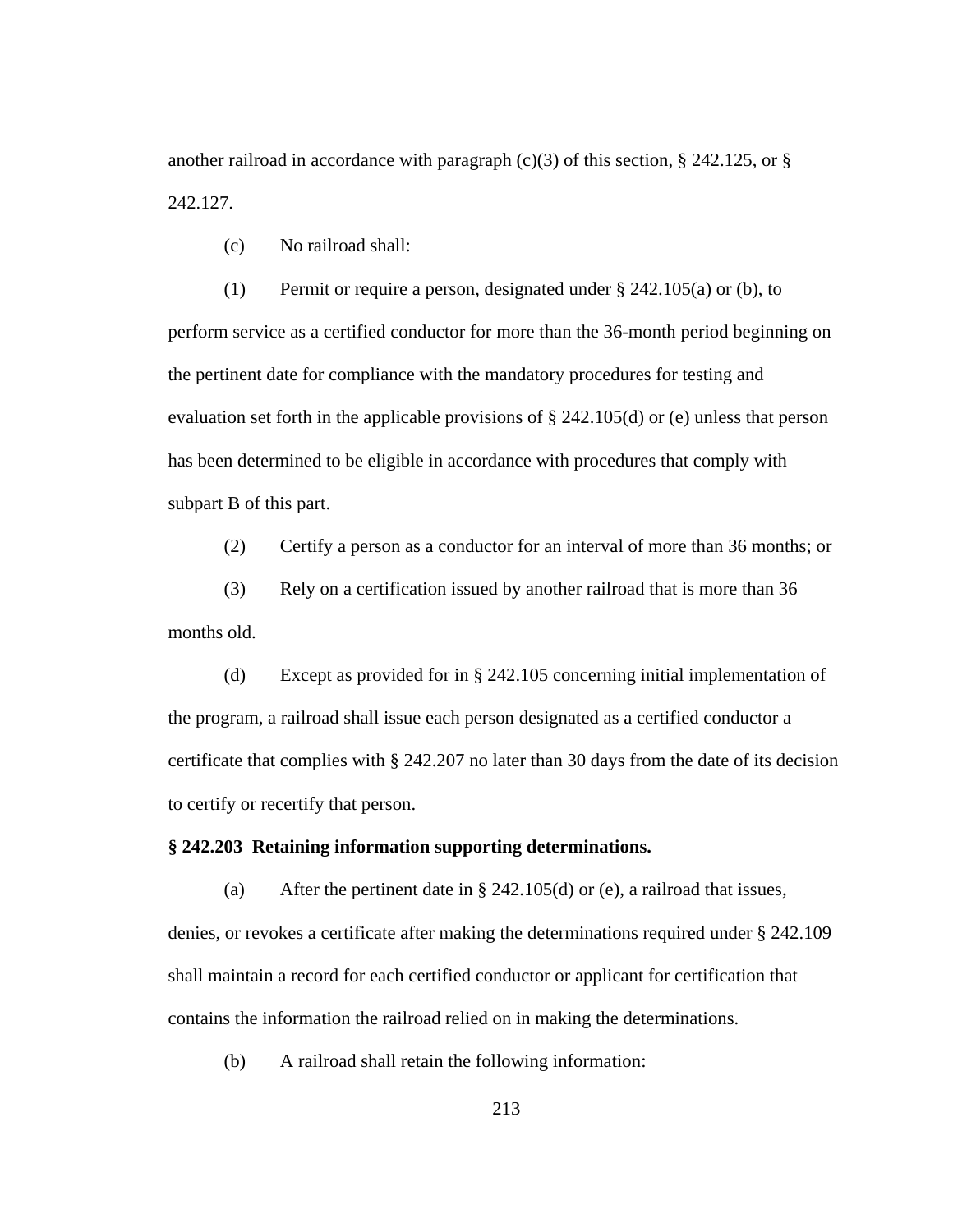another railroad in accordance with paragraph (c)(3) of this section, § 242.125, or § 242.127.

(c) No railroad shall:

(1) Permit or require a person, designated under § 242.105(a) or (b), to perform service as a certified conductor for more than the 36-month period beginning on the pertinent date for compliance with the mandatory procedures for testing and evaluation set forth in the applicable provisions of § 242.105(d) or (e) unless that person has been determined to be eligible in accordance with procedures that comply with subpart B of this part.

(2) Certify a person as a conductor for an interval of more than 36 months; or

(3) Rely on a certification issued by another railroad that is more than 36 months old.

(d) Except as provided for in § 242.105 concerning initial implementation of the program, a railroad shall issue each person designated as a certified conductor a certificate that complies with § 242.207 no later than 30 days from the date of its decision to certify or recertify that person.

**§ 242.203 Retaining information supporting determinations.**

(a) After the pertinent date in § 242.105(d) or (e), a railroad that issues, denies, or revokes a certificate after making the determinations required under § 242.109 shall maintain a record for each certified conductor or applicant for certification that contains the information the railroad relied on in making the determinations.

(b) A railroad shall retain the following information: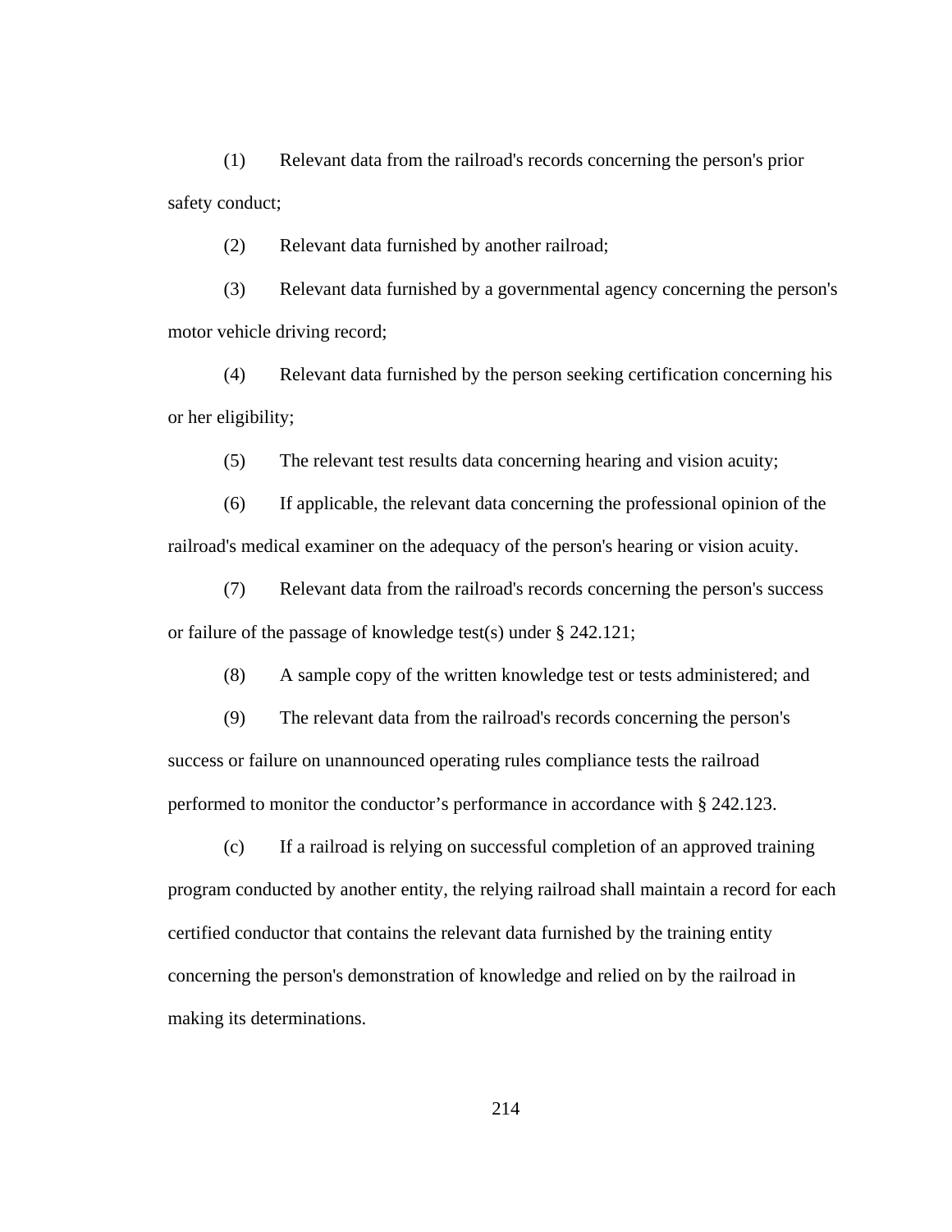(1) Relevant data from the railroad's records concerning the person's prior safety conduct;

(2) Relevant data furnished by another railroad;

(3) Relevant data furnished by a governmental agency concerning the person's motor vehicle driving record;

(4) Relevant data furnished by the person seeking certification concerning his or her eligibility;

(5) The relevant test results data concerning hearing and vision acuity;

(6) If applicable, the relevant data concerning the professional opinion of the railroad's medical examiner on the adequacy of the person's hearing or vision acuity.

(7) Relevant data from the railroad's records concerning the person's success or failure of the passage of knowledge test(s) under § 242.121;

(8) A sample copy of the written knowledge test or tests administered; and

(9) The relevant data from the railroad's records concerning the person's success or failure on unannounced operating rules compliance tests the railroad performed to monitor the conductor's performance in accordance with § 242.123.

(c) If a railroad is relying on successful completion of an approved training program conducted by another entity, the relying railroad shall maintain a record for each certified conductor that contains the relevant data furnished by the training entity concerning the person's demonstration of knowledge and relied on by the railroad in making its determinations.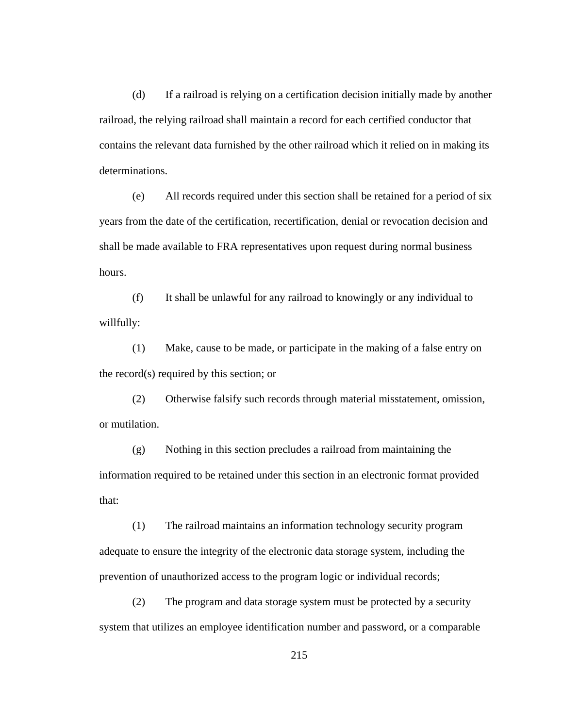(d) If a railroad is relying on a certification decision initially made by another railroad, the relying railroad shall maintain a record for each certified conductor that contains the relevant data furnished by the other railroad which it relied on in making its determinations.

(e) All records required under this section shall be retained for a period of six years from the date of the certification, recertification, denial or revocation decision and shall be made available to FRA representatives upon request during normal business hours.

(f) It shall be unlawful for any railroad to knowingly or any individual to willfully:

(1) Make, cause to be made, or participate in the making of a false entry on the record(s) required by this section; or

(2) Otherwise falsify such records through material misstatement, omission, or mutilation.

(g) Nothing in this section precludes a railroad from maintaining the information required to be retained under this section in an electronic format provided that:

(1) The railroad maintains an information technology security program adequate to ensure the integrity of the electronic data storage system, including the prevention of unauthorized access to the program logic or individual records;

(2) The program and data storage system must be protected by a security system that utilizes an employee identification number and password, or a comparable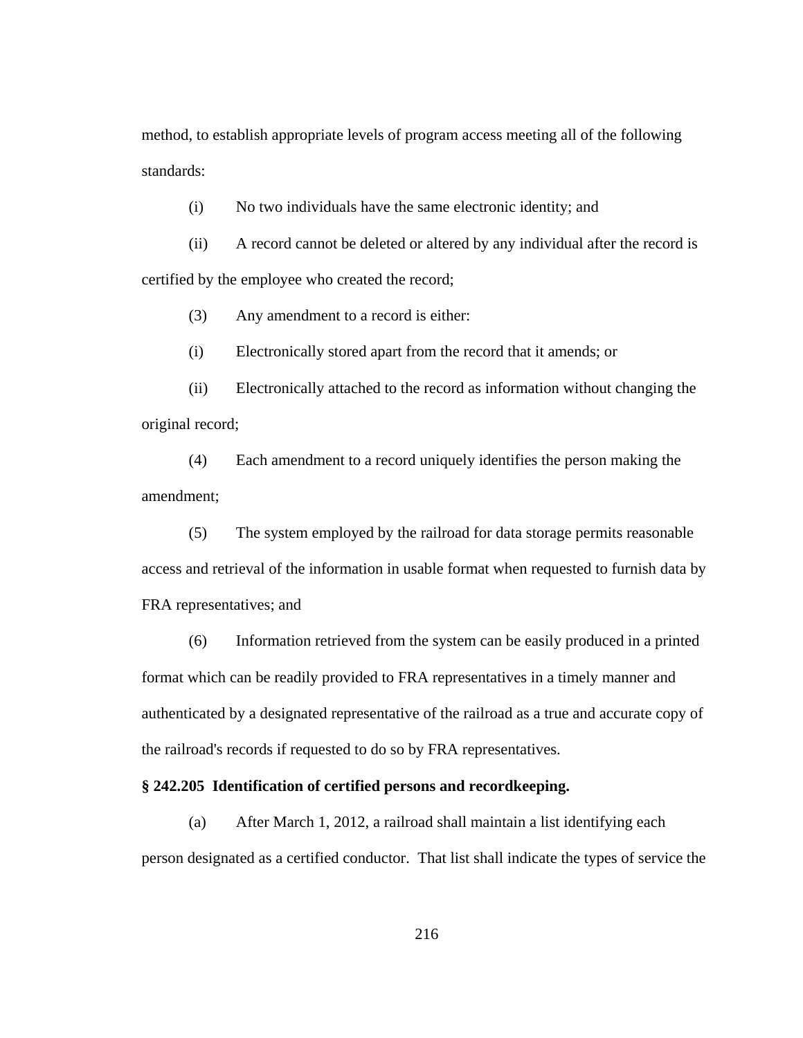method, to establish appropriate levels of program access meeting all of the following standards:

(i) No two individuals have the same electronic identity; and

(ii) A record cannot be deleted or altered by any individual after the record is certified by the employee who created the record;

(3) Any amendment to a record is either:

(i) Electronically stored apart from the record that it amends; or

(ii) Electronically attached to the record as information without changing the original record;

(4) Each amendment to a record uniquely identifies the person making the amendment;

(5) The system employed by the railroad for data storage permits reasonable access and retrieval of the information in usable format when requested to furnish data by FRA representatives; and

(6) Information retrieved from the system can be easily produced in a printed format which can be readily provided to FRA representatives in a timely manner and authenticated by a designated representative of the railroad as a true and accurate copy of the railroad's records if requested to do so by FRA representatives.

**§ 242.205 Identification of certified persons and recordkeeping.**

(a) After March 1, 2012, a railroad shall maintain a list identifying each person designated as a certified conductor. That list shall indicate the types of service the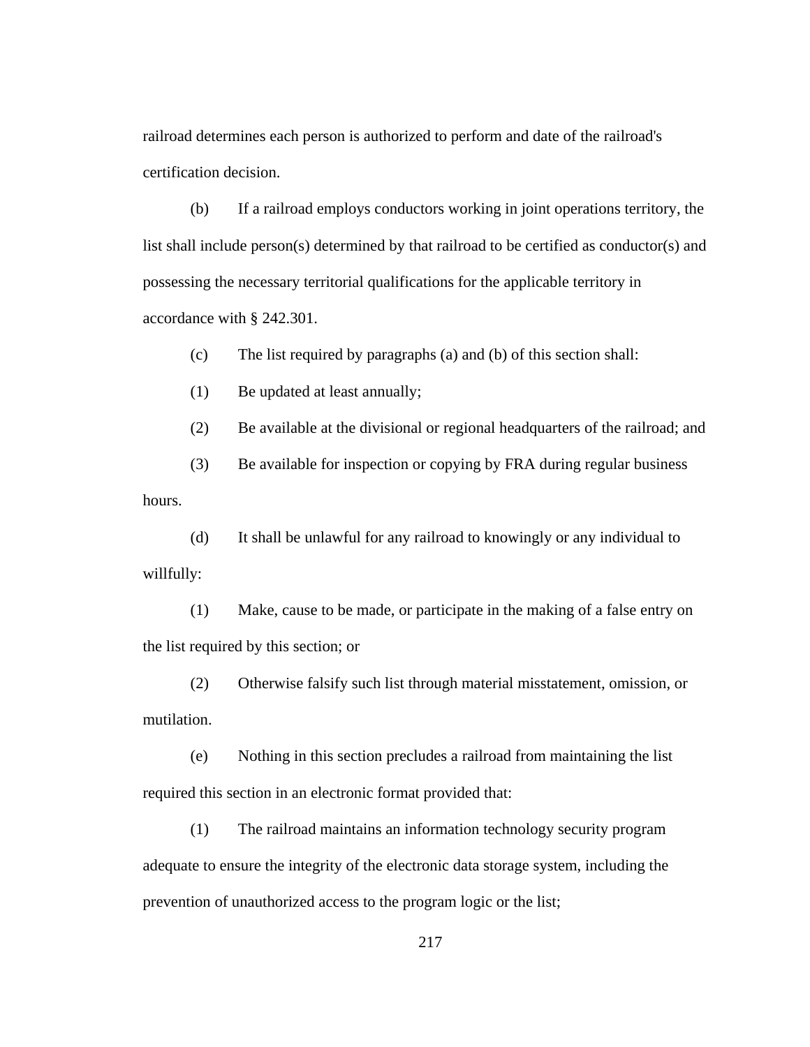railroad determines each person is authorized to perform and date of the railroad's certification decision.

(b) If a railroad employs conductors working in joint operations territory, the list shall include person(s) determined by that railroad to be certified as conductor(s) and possessing the necessary territorial qualifications for the applicable territory in accordance with § 242.301.

(c) The list required by paragraphs (a) and (b) of this section shall:

(1) Be updated at least annually;

(2) Be available at the divisional or regional headquarters of the railroad; and

(3) Be available for inspection or copying by FRA during regular business hours.

(d) It shall be unlawful for any railroad to knowingly or any individual to willfully:

(1) Make, cause to be made, or participate in the making of a false entry on the list required by this section; or

(2) Otherwise falsify such list through material misstatement, omission, or mutilation.

(e) Nothing in this section precludes a railroad from maintaining the list required this section in an electronic format provided that:

(1) The railroad maintains an information technology security program adequate to ensure the integrity of the electronic data storage system, including the prevention of unauthorized access to the program logic or the list;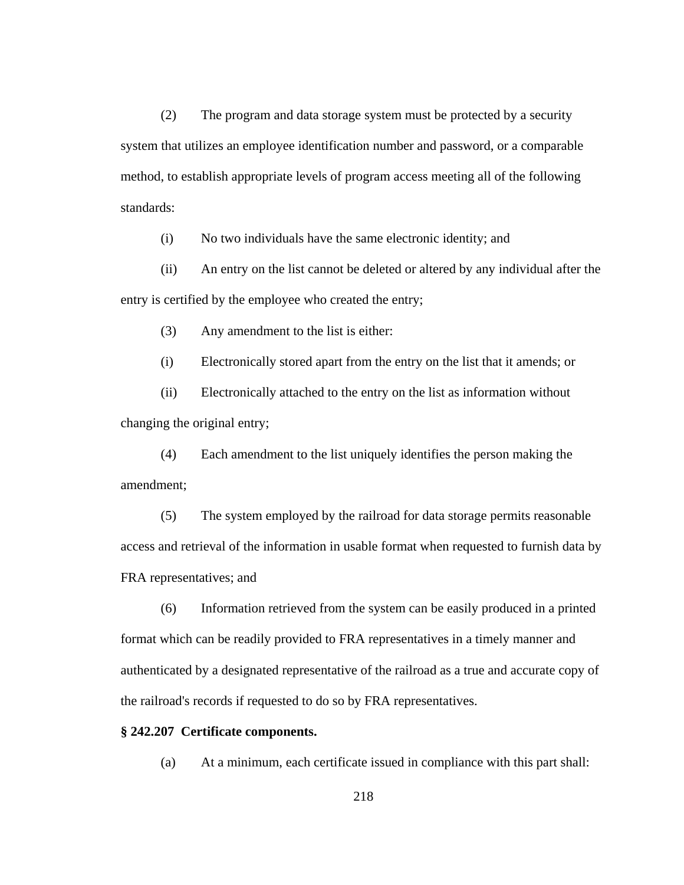(2) The program and data storage system must be protected by a security system that utilizes an employee identification number and password, or a comparable method, to establish appropriate levels of program access meeting all of the following standards:

(i) No two individuals have the same electronic identity; and

(ii) An entry on the list cannot be deleted or altered by any individual after the entry is certified by the employee who created the entry;

(3) Any amendment to the list is either:

(i) Electronically stored apart from the entry on the list that it amends; or

(ii) Electronically attached to the entry on the list as information without changing the original entry;

(4) Each amendment to the list uniquely identifies the person making the amendment;

(5) The system employed by the railroad for data storage permits reasonable access and retrieval of the information in usable format when requested to furnish data by FRA representatives; and

(6) Information retrieved from the system can be easily produced in a printed format which can be readily provided to FRA representatives in a timely manner and authenticated by a designated representative of the railroad as a true and accurate copy of the railroad's records if requested to do so by FRA representatives.

**§ 242.207 Certificate components.**

(a) At a minimum, each certificate issued in compliance with this part shall: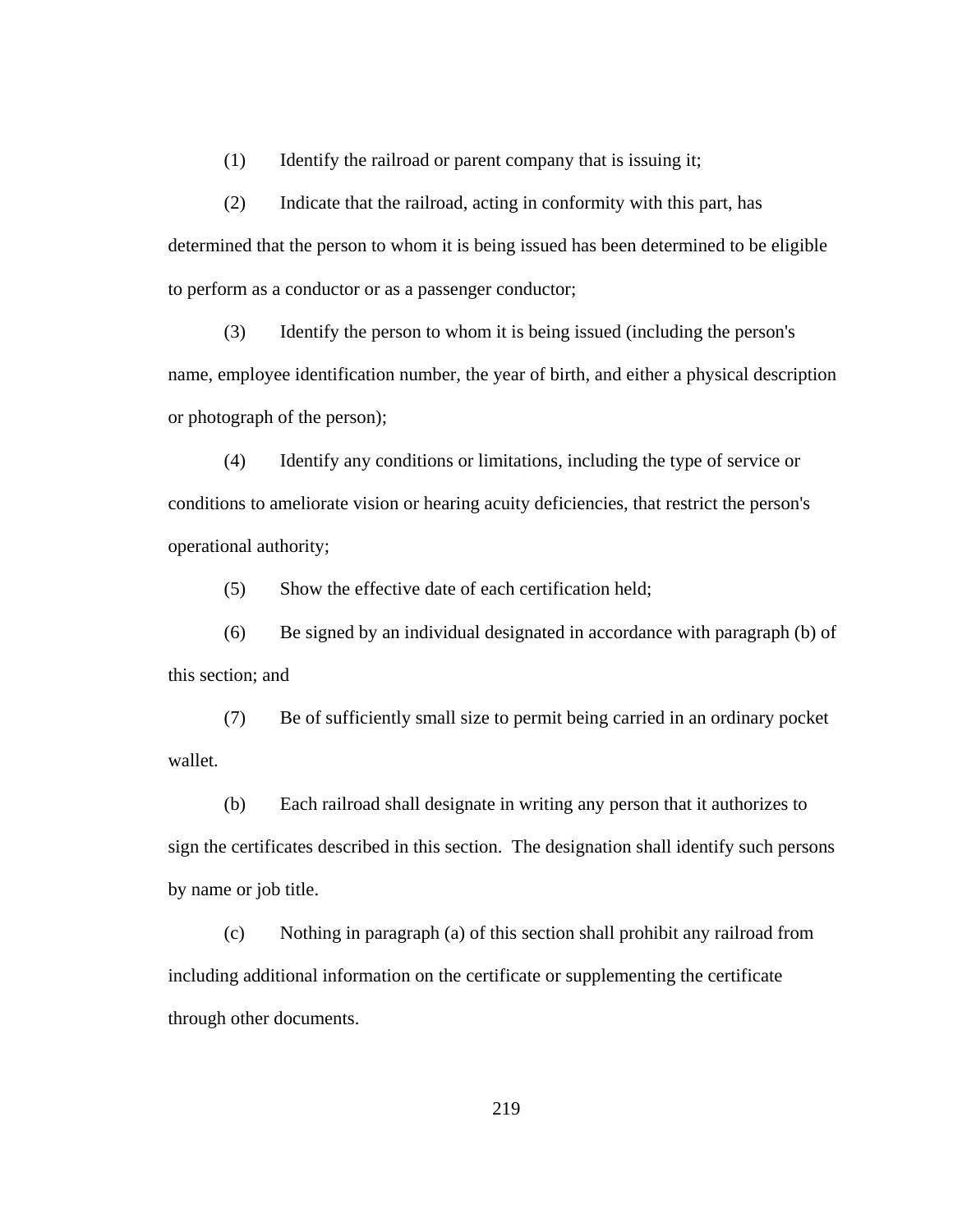(1) Identify the railroad or parent company that is issuing it;

(2) Indicate that the railroad, acting in conformity with this part, has determined that the person to whom it is being issued has been determined to be eligible to perform as a conductor or as a passenger conductor;

(3) Identify the person to whom it is being issued (including the person's name, employee identification number, the year of birth, and either a physical description or photograph of the person);

(4) Identify any conditions or limitations, including the type of service or conditions to ameliorate vision or hearing acuity deficiencies, that restrict the person's operational authority;

(5) Show the effective date of each certification held;

(6) Be signed by an individual designated in accordance with paragraph (b) of this section; and

(7) Be of sufficiently small size to permit being carried in an ordinary pocket wallet.

(b) Each railroad shall designate in writing any person that it authorizes to sign the certificates described in this section. The designation shall identify such persons by name or job title.

(c) Nothing in paragraph (a) of this section shall prohibit any railroad from including additional information on the certificate or supplementing the certificate through other documents.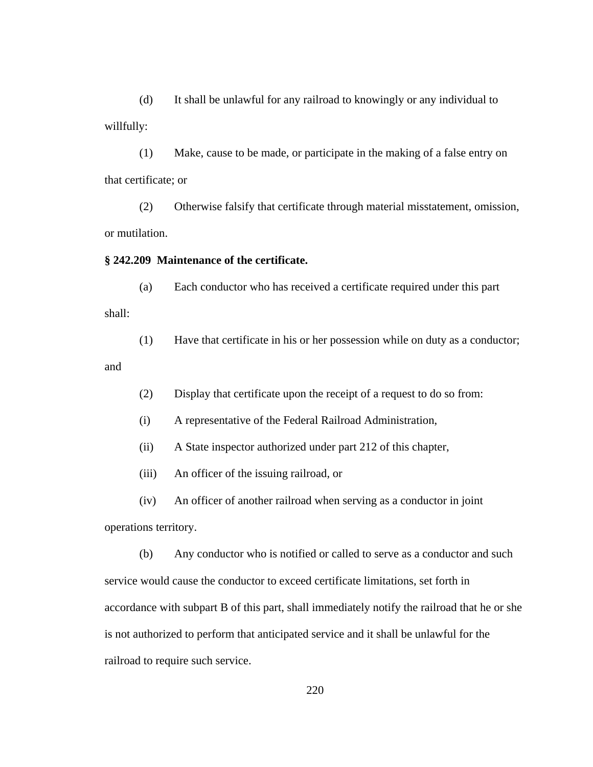(d) It shall be unlawful for any railroad to knowingly or any individual to willfully:

(1) Make, cause to be made, or participate in the making of a false entry on that certificate; or

(2) Otherwise falsify that certificate through material misstatement, omission, or mutilation.

**§ 242.209 Maintenance of the certificate.**

(a) Each conductor who has received a certificate required under this part shall:

(1) Have that certificate in his or her possession while on duty as a conductor; and

(2) Display that certificate upon the receipt of a request to do so from:

(i) A representative of the Federal Railroad Administration,

(ii) A State inspector authorized under part 212 of this chapter,

(iii) An officer of the issuing railroad, or

(iv) An officer of another railroad when serving as a conductor in joint operations territory.

(b) Any conductor who is notified or called to serve as a conductor and such service would cause the conductor to exceed certificate limitations, set forth in accordance with subpart B of this part, shall immediately notify the railroad that he or she is not authorized to perform that anticipated service and it shall be unlawful for the railroad to require such service.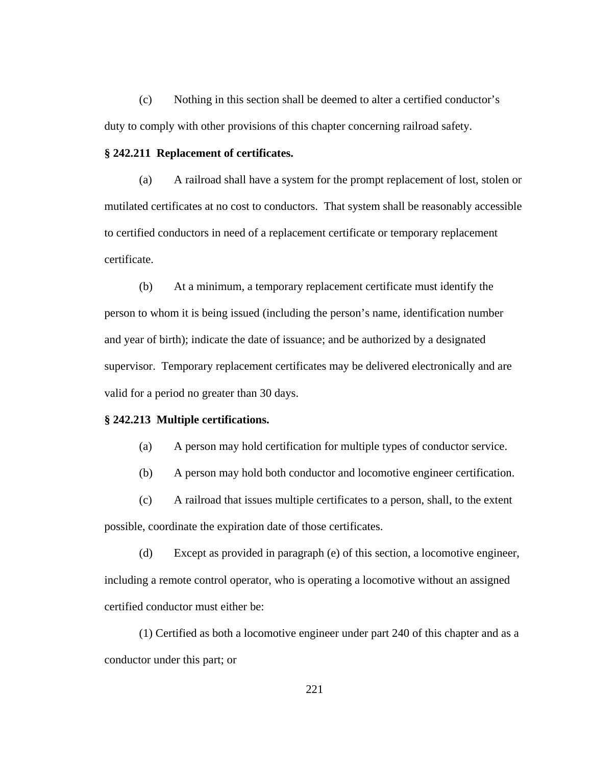(c) Nothing in this section shall be deemed to alter a certified conductor's duty to comply with other provisions of this chapter concerning railroad safety.

**§ 242.211 Replacement of certificates.**

(a) A railroad shall have a system for the prompt replacement of lost, stolen or mutilated certificates at no cost to conductors. That system shall be reasonably accessible to certified conductors in need of a replacement certificate or temporary replacement certificate.

(b) At a minimum, a temporary replacement certificate must identify the person to whom it is being issued (including the person's name, identification number and year of birth); indicate the date of issuance; and be authorized by a designated supervisor. Temporary replacement certificates may be delivered electronically and are valid for a period no greater than 30 days.

**§ 242.213 Multiple certifications.**

(a) A person may hold certification for multiple types of conductor service.

(b) A person may hold both conductor and locomotive engineer certification.

(c) A railroad that issues multiple certificates to a person, shall, to the extent possible, coordinate the expiration date of those certificates.

(d) Except as provided in paragraph (e) of this section, a locomotive engineer, including a remote control operator, who is operating a locomotive without an assigned certified conductor must either be:

(1) Certified as both a locomotive engineer under part 240 of this chapter and as a conductor under this part; or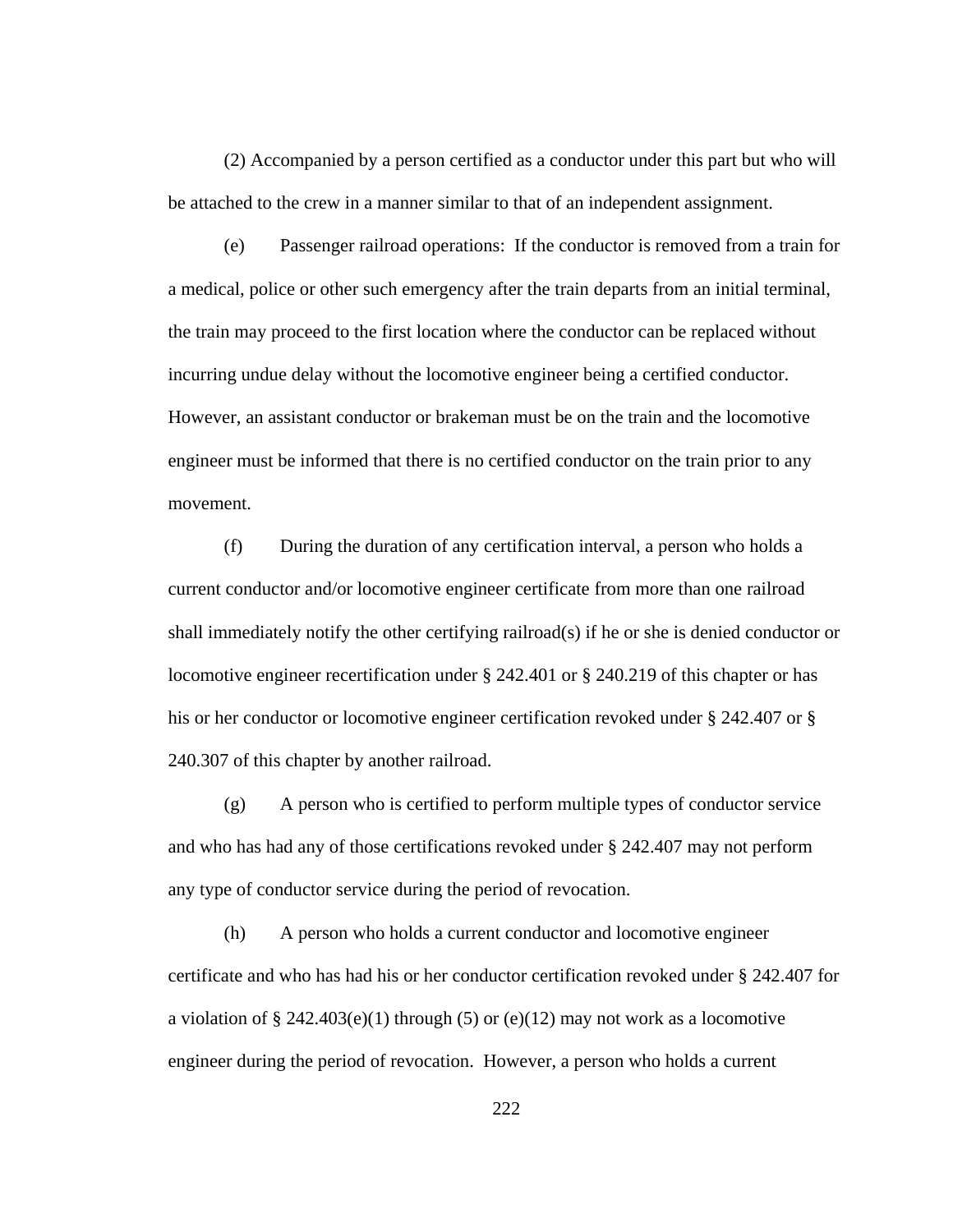(2) Accompanied by a person certified as a conductor under this part but who will be attached to the crew in a manner similar to that of an independent assignment.

(e) Passenger railroad operations: If the conductor is removed from a train for a medical, police or other such emergency after the train departs from an initial terminal, the train may proceed to the first location where the conductor can be replaced without incurring undue delay without the locomotive engineer being a certified conductor. However, an assistant conductor or brakeman must be on the train and the locomotive engineer must be informed that there is no certified conductor on the train prior to any movement.

(f) During the duration of any certification interval, a person who holds a current conductor and/or locomotive engineer certificate from more than one railroad shall immediately notify the other certifying railroad(s) if he or she is denied conductor or locomotive engineer recertification under § 242.401 or § 240.219 of this chapter or has his or her conductor or locomotive engineer certification revoked under § 242.407 or § 240.307 of this chapter by another railroad.

(g) A person who is certified to perform multiple types of conductor service and who has had any of those certifications revoked under § 242.407 may not perform any type of conductor service during the period of revocation.

(h) A person who holds a current conductor and locomotive engineer certificate and who has had his or her conductor certification revoked under § 242.407 for a violation of § 242.403(e)(1) through (5) or (e)(12) may not work as a locomotive engineer during the period of revocation. However, a person who holds a current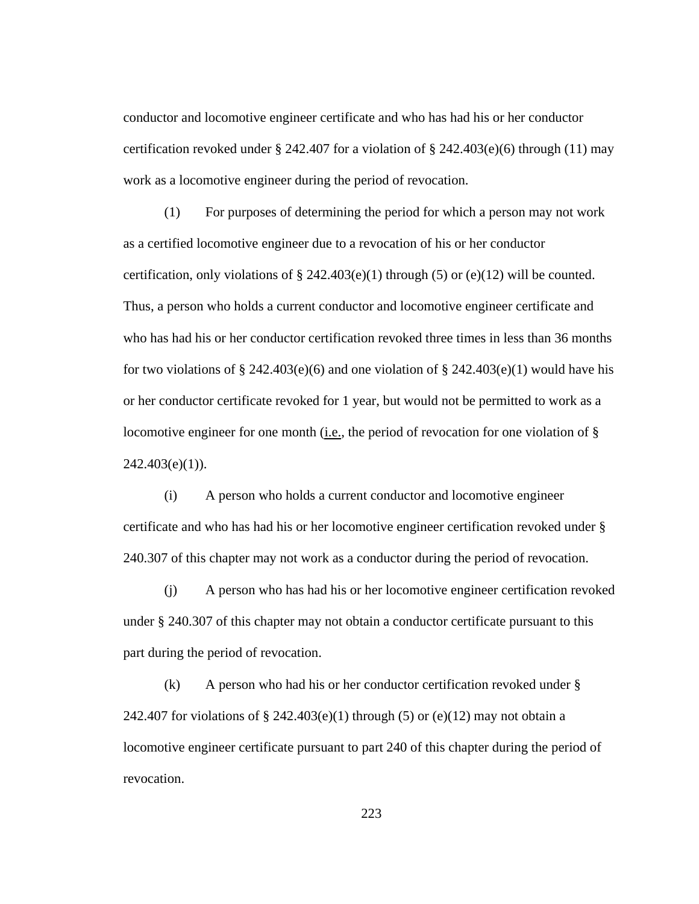conductor and locomotive engineer certificate and who has had his or her conductor certification revoked under § 242.407 for a violation of § 242.403(e)(6) through (11) may work as a locomotive engineer during the period of revocation.

(1) For purposes of determining the period for which a person may not work as a certified locomotive engineer due to a revocation of his or her conductor certification, only violations of § 242.403(e)(1) through (5) or (e)(12) will be counted. Thus, a person who holds a current conductor and locomotive engineer certificate and who has had his or her conductor certification revoked three times in less than 36 months for two violations of § 242.403(e)(6) and one violation of § 242.403(e)(1) would have his or her conductor certificate revoked for 1 year, but would not be permitted to work as a locomotive engineer for one month (i.e., the period of revocation for one violation of § 242.403(e)(1)).

(i) A person who holds a current conductor and locomotive engineer certificate and who has had his or her locomotive engineer certification revoked under § 240.307 of this chapter may not work as a conductor during the period of revocation.

(j) A person who has had his or her locomotive engineer certification revoked under § 240.307 of this chapter may not obtain a conductor certificate pursuant to this part during the period of revocation.

(k) A person who had his or her conductor certification revoked under § 242.407 for violations of § 242.403(e)(1) through (5) or (e)(12) may not obtain a locomotive engineer certificate pursuant to part 240 of this chapter during the period of revocation.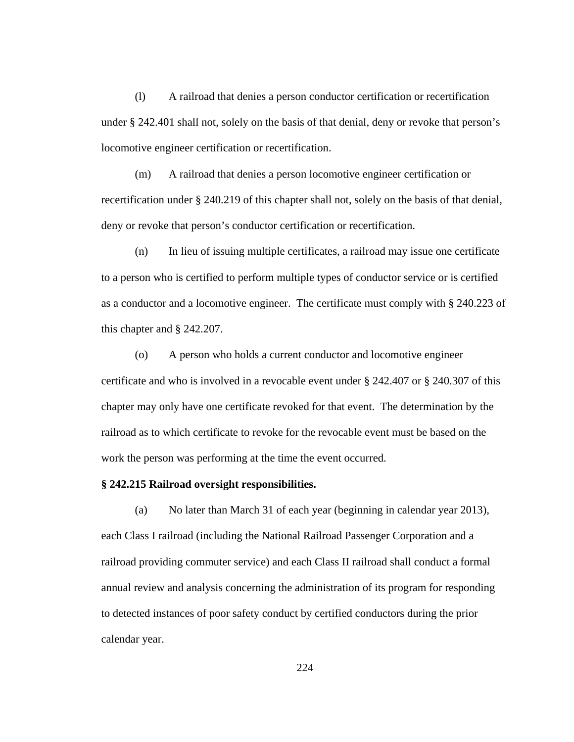(l) A railroad that denies a person conductor certification or recertification under § 242.401 shall not, solely on the basis of that denial, deny or revoke that person's locomotive engineer certification or recertification.

(m) A railroad that denies a person locomotive engineer certification or recertification under § 240.219 of this chapter shall not, solely on the basis of that denial, deny or revoke that person's conductor certification or recertification.

(n) In lieu of issuing multiple certificates, a railroad may issue one certificate to a person who is certified to perform multiple types of conductor service or is certified as a conductor and a locomotive engineer. The certificate must comply with § 240.223 of this chapter and § 242.207.

(o) A person who holds a current conductor and locomotive engineer certificate and who is involved in a revocable event under § 242.407 or § 240.307 of this chapter may only have one certificate revoked for that event. The determination by the railroad as to which certificate to revoke for the revocable event must be based on the work the person was performing at the time the event occurred.

**§ 242.215 Railroad oversight responsibilities.**

(a) No later than March 31 of each year (beginning in calendar year 2013), each Class I railroad (including the National Railroad Passenger Corporation and a railroad providing commuter service) and each Class II railroad shall conduct a formal annual review and analysis concerning the administration of its program for responding to detected instances of poor safety conduct by certified conductors during the prior calendar year.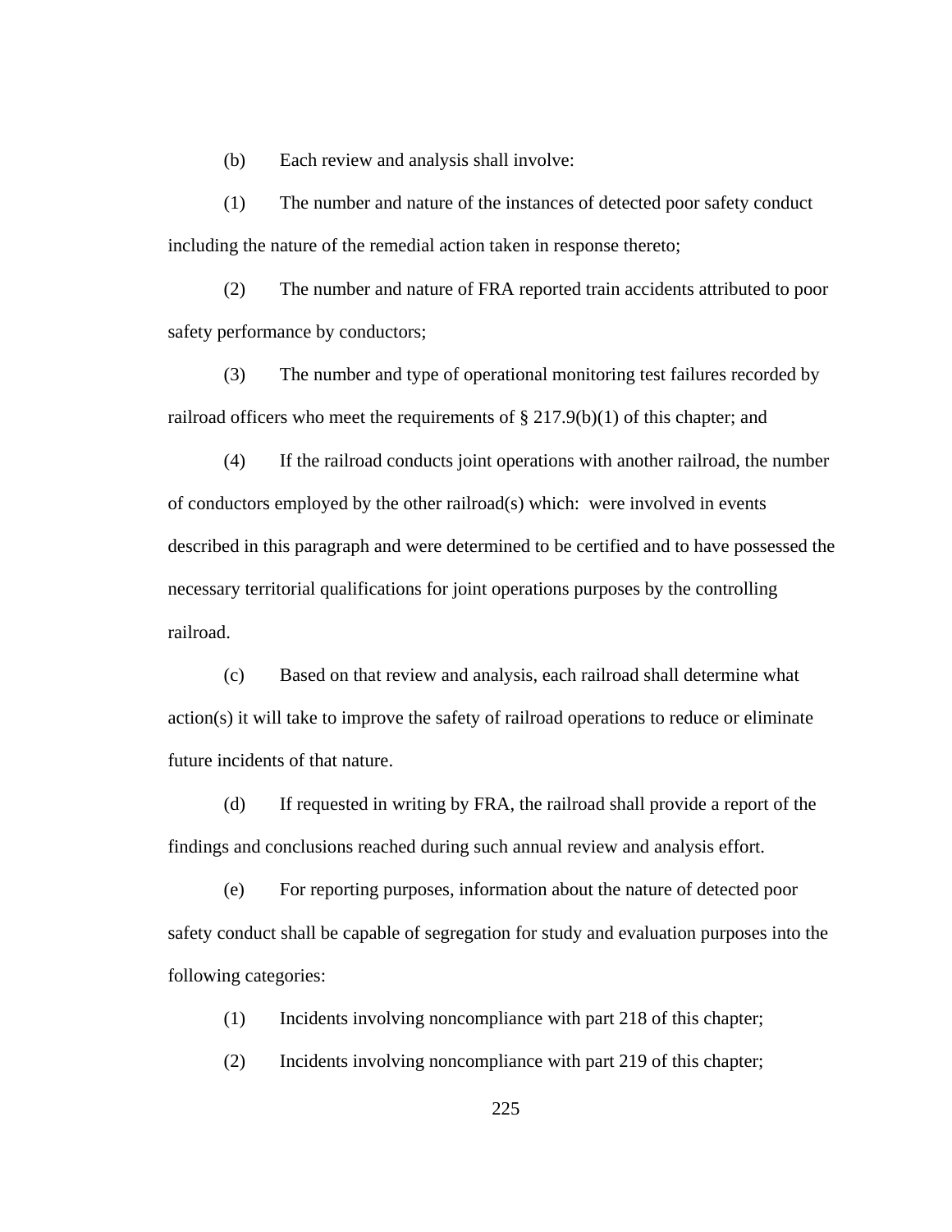(b) Each review and analysis shall involve:

(1) The number and nature of the instances of detected poor safety conduct including the nature of the remedial action taken in response thereto;

(2) The number and nature of FRA reported train accidents attributed to poor safety performance by conductors;

(3) The number and type of operational monitoring test failures recorded by railroad officers who meet the requirements of § 217.9(b)(1) of this chapter; and

(4) If the railroad conducts joint operations with another railroad, the number of conductors employed by the other railroad(s) which: were involved in events described in this paragraph and were determined to be certified and to have possessed the necessary territorial qualifications for joint operations purposes by the controlling railroad.

(c) Based on that review and analysis, each railroad shall determine what action(s) it will take to improve the safety of railroad operations to reduce or eliminate future incidents of that nature.

(d) If requested in writing by FRA, the railroad shall provide a report of the findings and conclusions reached during such annual review and analysis effort.

(e) For reporting purposes, information about the nature of detected poor safety conduct shall be capable of segregation for study and evaluation purposes into the following categories:

(1) Incidents involving noncompliance with part 218 of this chapter;

(2) Incidents involving noncompliance with part 219 of this chapter;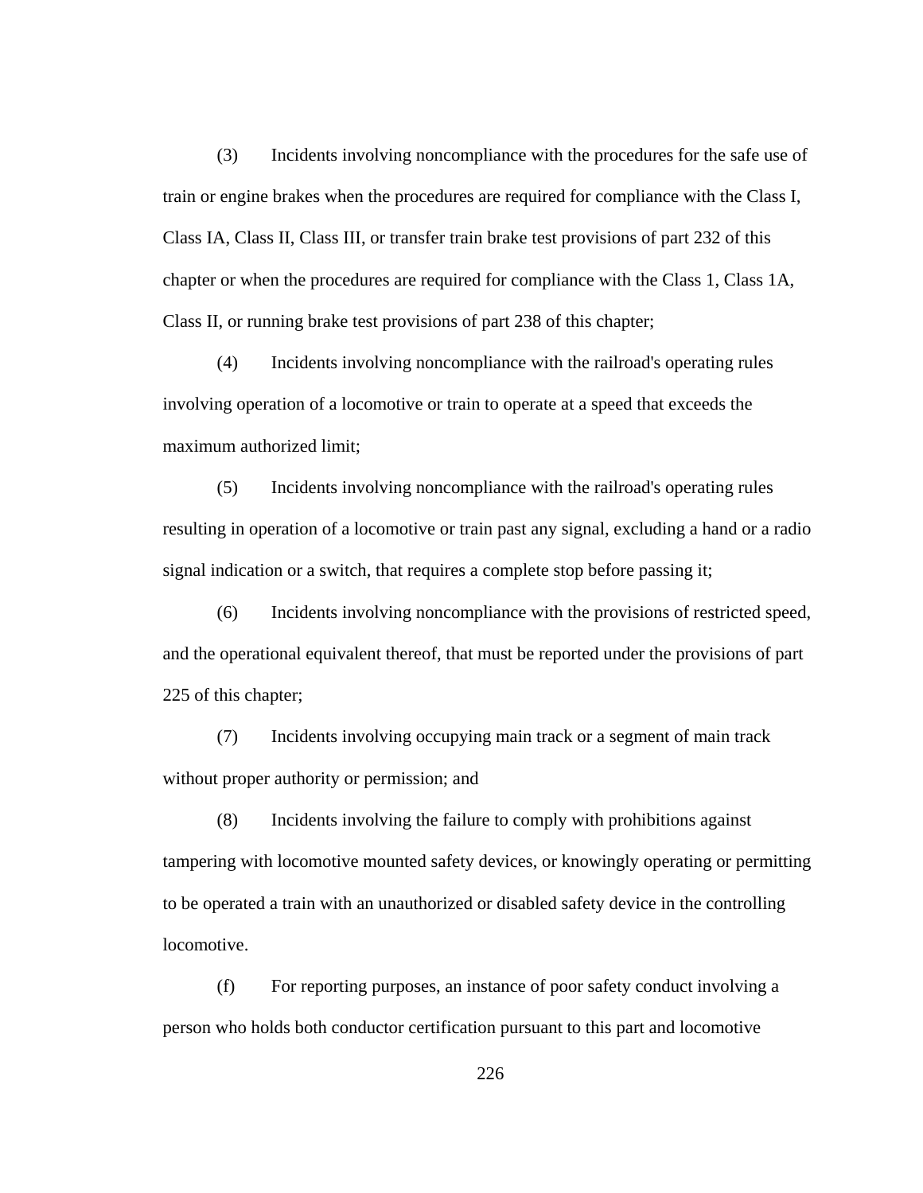(3) Incidents involving noncompliance with the procedures for the safe use of train or engine brakes when the procedures are required for compliance with the Class I, Class IA, Class II, Class III, or transfer train brake test provisions of part 232 of this chapter or when the procedures are required for compliance with the Class 1, Class 1A, Class II, or running brake test provisions of part 238 of this chapter;

(4) Incidents involving noncompliance with the railroad's operating rules involving operation of a locomotive or train to operate at a speed that exceeds the maximum authorized limit;

(5) Incidents involving noncompliance with the railroad's operating rules resulting in operation of a locomotive or train past any signal, excluding a hand or a radio signal indication or a switch, that requires a complete stop before passing it;

(6) Incidents involving noncompliance with the provisions of restricted speed, and the operational equivalent thereof, that must be reported under the provisions of part 225 of this chapter;

(7) Incidents involving occupying main track or a segment of main track without proper authority or permission; and

(8) Incidents involving the failure to comply with prohibitions against tampering with locomotive mounted safety devices, or knowingly operating or permitting to be operated a train with an unauthorized or disabled safety device in the controlling locomotive.

(f) For reporting purposes, an instance of poor safety conduct involving a person who holds both conductor certification pursuant to this part and locomotive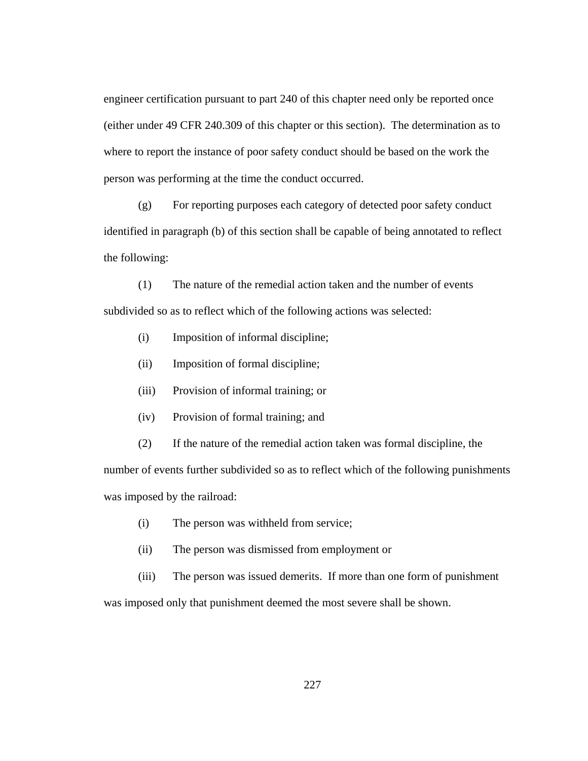engineer certification pursuant to part 240 of this chapter need only be reported once (either under 49 CFR 240.309 of this chapter or this section). The determination as to where to report the instance of poor safety conduct should be based on the work the person was performing at the time the conduct occurred.

(g) For reporting purposes each category of detected poor safety conduct identified in paragraph (b) of this section shall be capable of being annotated to reflect the following:

(1) The nature of the remedial action taken and the number of events subdivided so as to reflect which of the following actions was selected:

(i) Imposition of informal discipline;

(ii) Imposition of formal discipline;

(iii) Provision of informal training; or

(iv) Provision of formal training; and

(2) If the nature of the remedial action taken was formal discipline, the number of events further subdivided so as to reflect which of the following punishments was imposed by the railroad:

(i) The person was withheld from service;

(ii) The person was dismissed from employment or

(iii) The person was issued demerits. If more than one form of punishment was imposed only that punishment deemed the most severe shall be shown.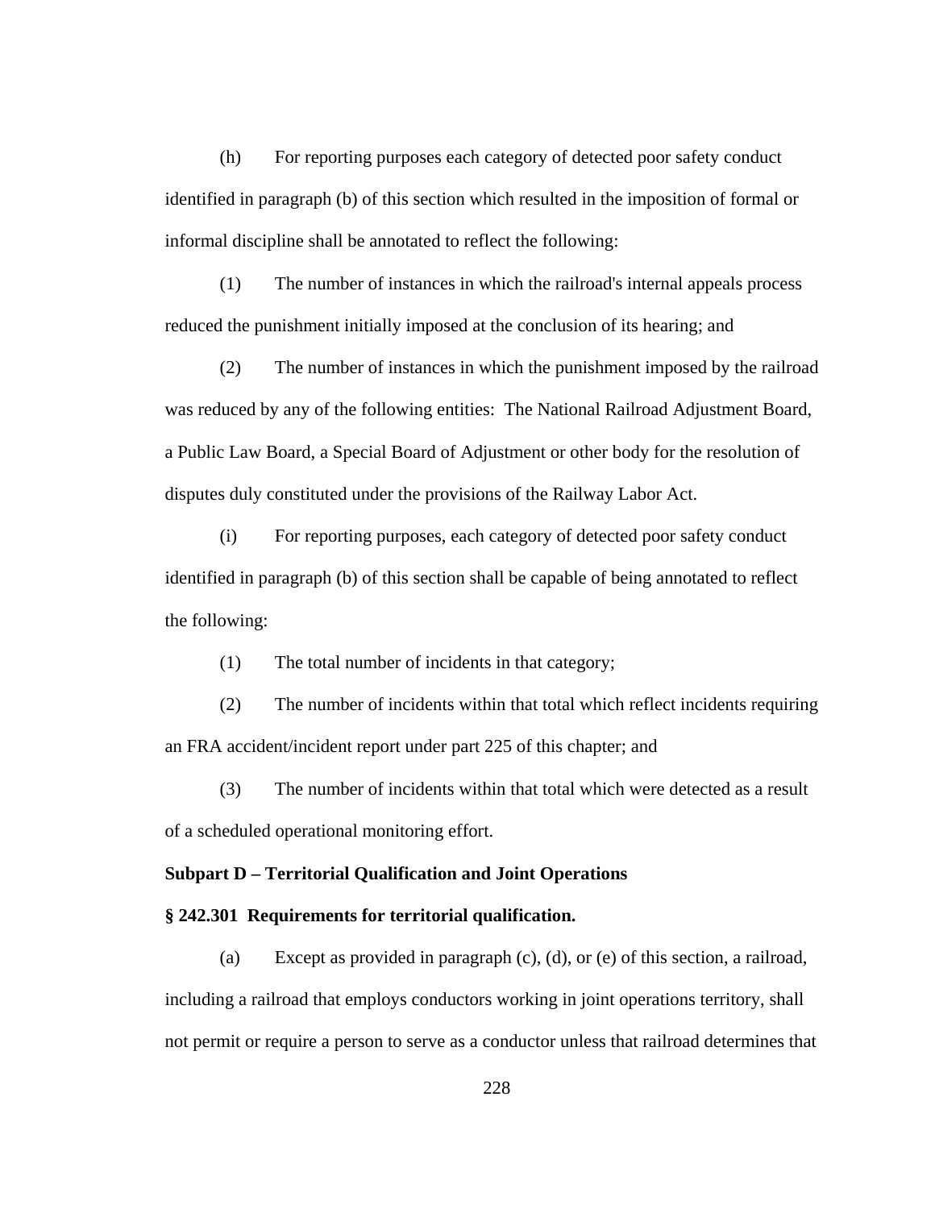(h) For reporting purposes each category of detected poor safety conduct identified in paragraph (b) of this section which resulted in the imposition of formal or informal discipline shall be annotated to reflect the following:

(1) The number of instances in which the railroad's internal appeals process reduced the punishment initially imposed at the conclusion of its hearing; and

(2) The number of instances in which the punishment imposed by the railroad was reduced by any of the following entities: The National Railroad Adjustment Board, a Public Law Board, a Special Board of Adjustment or other body for the resolution of disputes duly constituted under the provisions of the Railway Labor Act.

(i) For reporting purposes, each category of detected poor safety conduct identified in paragraph (b) of this section shall be capable of being annotated to reflect the following:

(1) The total number of incidents in that category;

(2) The number of incidents within that total which reflect incidents requiring an FRA accident/incident report under part 225 of this chapter; and

(3) The number of incidents within that total which were detected as a result of a scheduled operational monitoring effort.

**Subpart D – Territorial Qualification and Joint Operations**

**§ 242.301 Requirements for territorial qualification.**

(a) Except as provided in paragraph (c), (d), or (e) of this section, a railroad, including a railroad that employs conductors working in joint operations territory, shall not permit or require a person to serve as a conductor unless that railroad determines that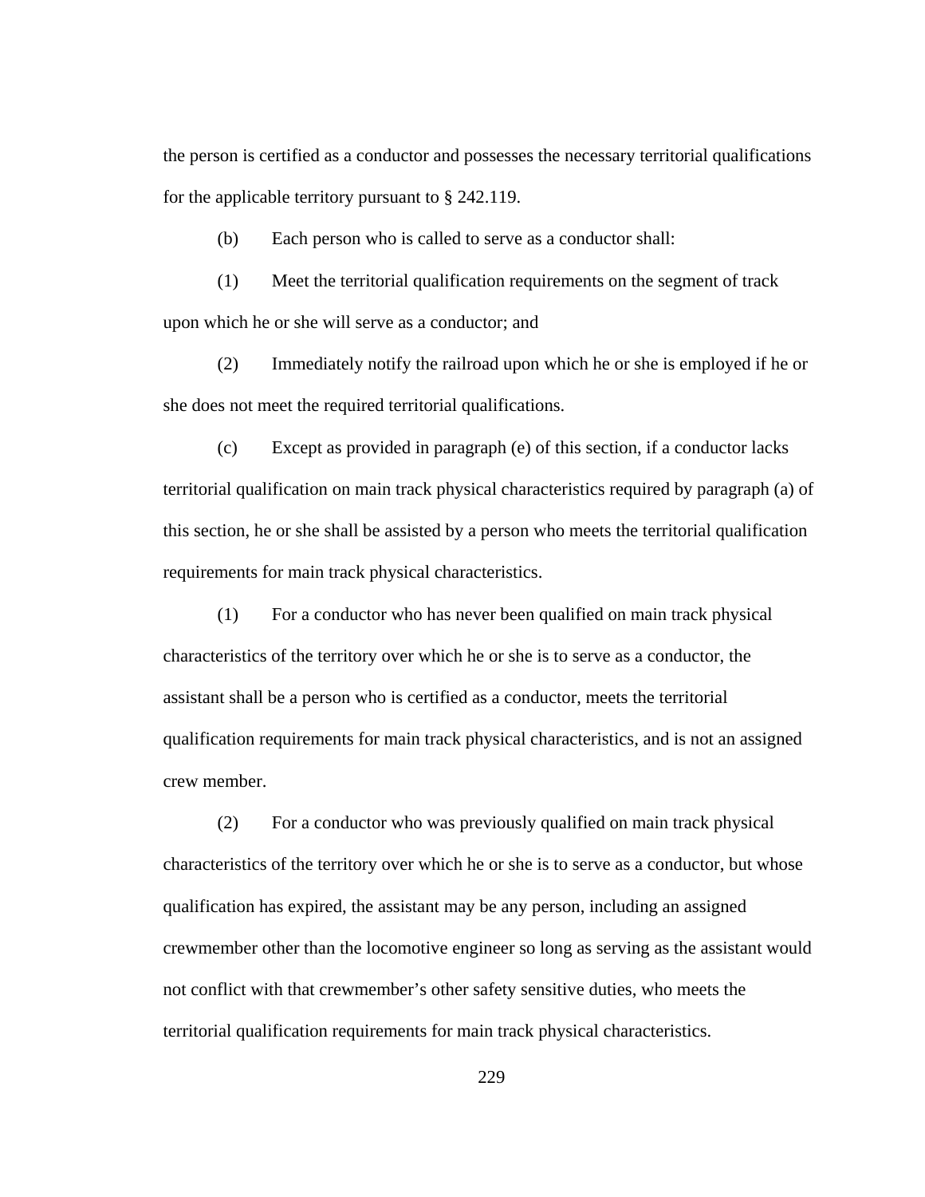the person is certified as a conductor and possesses the necessary territorial qualifications for the applicable territory pursuant to § 242.119.

(b) Each person who is called to serve as a conductor shall:

(1) Meet the territorial qualification requirements on the segment of track upon which he or she will serve as a conductor; and

(2) Immediately notify the railroad upon which he or she is employed if he or she does not meet the required territorial qualifications.

(c) Except as provided in paragraph (e) of this section, if a conductor lacks territorial qualification on main track physical characteristics required by paragraph (a) of this section, he or she shall be assisted by a person who meets the territorial qualification requirements for main track physical characteristics.

(1) For a conductor who has never been qualified on main track physical characteristics of the territory over which he or she is to serve as a conductor, the assistant shall be a person who is certified as a conductor, meets the territorial qualification requirements for main track physical characteristics, and is not an assigned crew member.

(2) For a conductor who was previously qualified on main track physical characteristics of the territory over which he or she is to serve as a conductor, but whose qualification has expired, the assistant may be any person, including an assigned crewmember other than the locomotive engineer so long as serving as the assistant would not conflict with that crewmember's other safety sensitive duties, who meets the territorial qualification requirements for main track physical characteristics.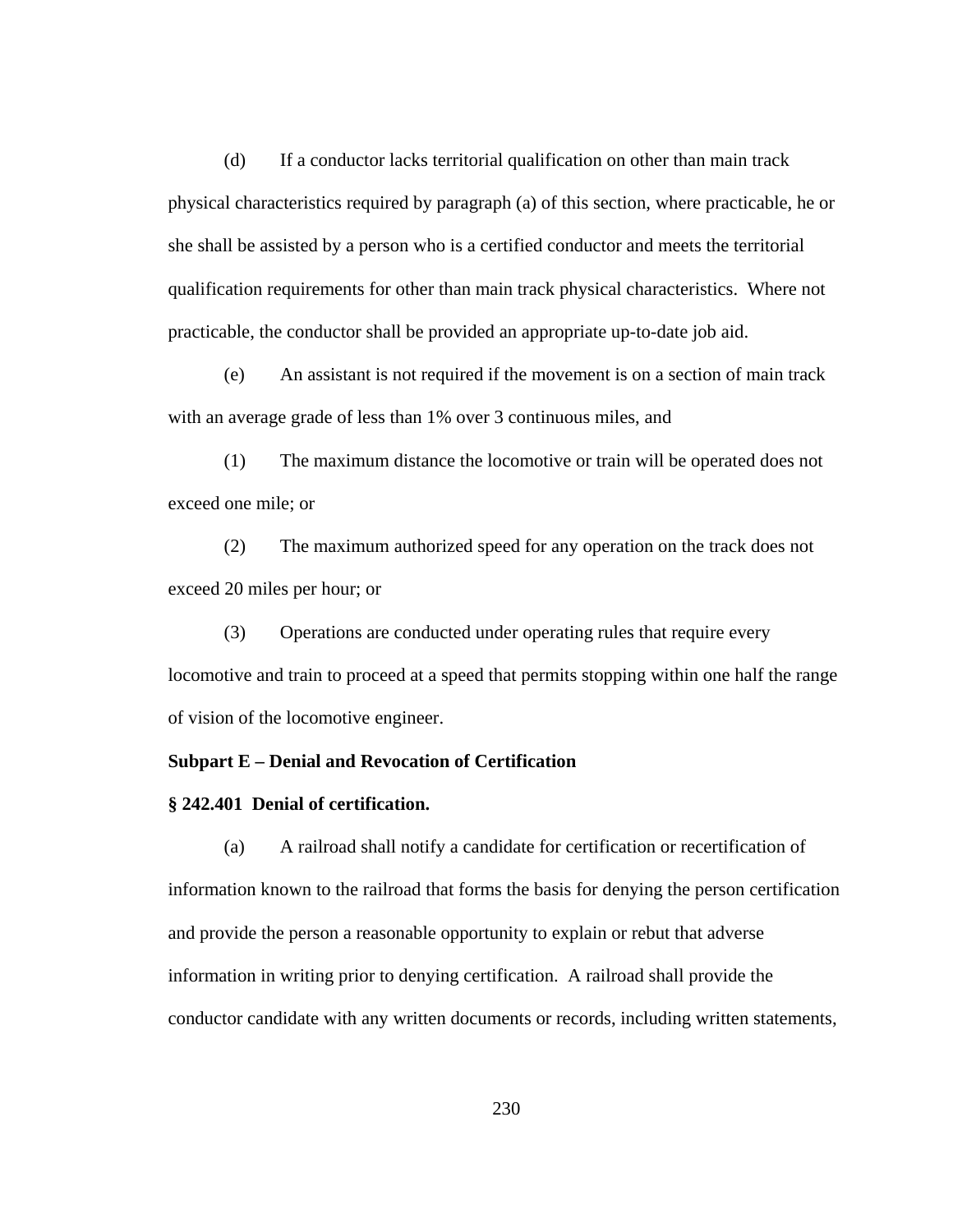(d) If a conductor lacks territorial qualification on other than main track physical characteristics required by paragraph (a) of this section, where practicable, he or she shall be assisted by a person who is a certified conductor and meets the territorial qualification requirements for other than main track physical characteristics. Where not practicable, the conductor shall be provided an appropriate up-to-date job aid.

(e) An assistant is not required if the movement is on a section of main track with an average grade of less than 1% over 3 continuous miles, and

(1) The maximum distance the locomotive or train will be operated does not exceed one mile; or

(2) The maximum authorized speed for any operation on the track does not exceed 20 miles per hour; or

(3) Operations are conducted under operating rules that require every locomotive and train to proceed at a speed that permits stopping within one half the range of vision of the locomotive engineer.

**Subpart E – Denial and Revocation of Certification**

**§ 242.401 Denial of certification.**

(a) A railroad shall notify a candidate for certification or recertification of information known to the railroad that forms the basis for denying the person certification and provide the person a reasonable opportunity to explain or rebut that adverse information in writing prior to denying certification. A railroad shall provide the conductor candidate with any written documents or records, including written statements,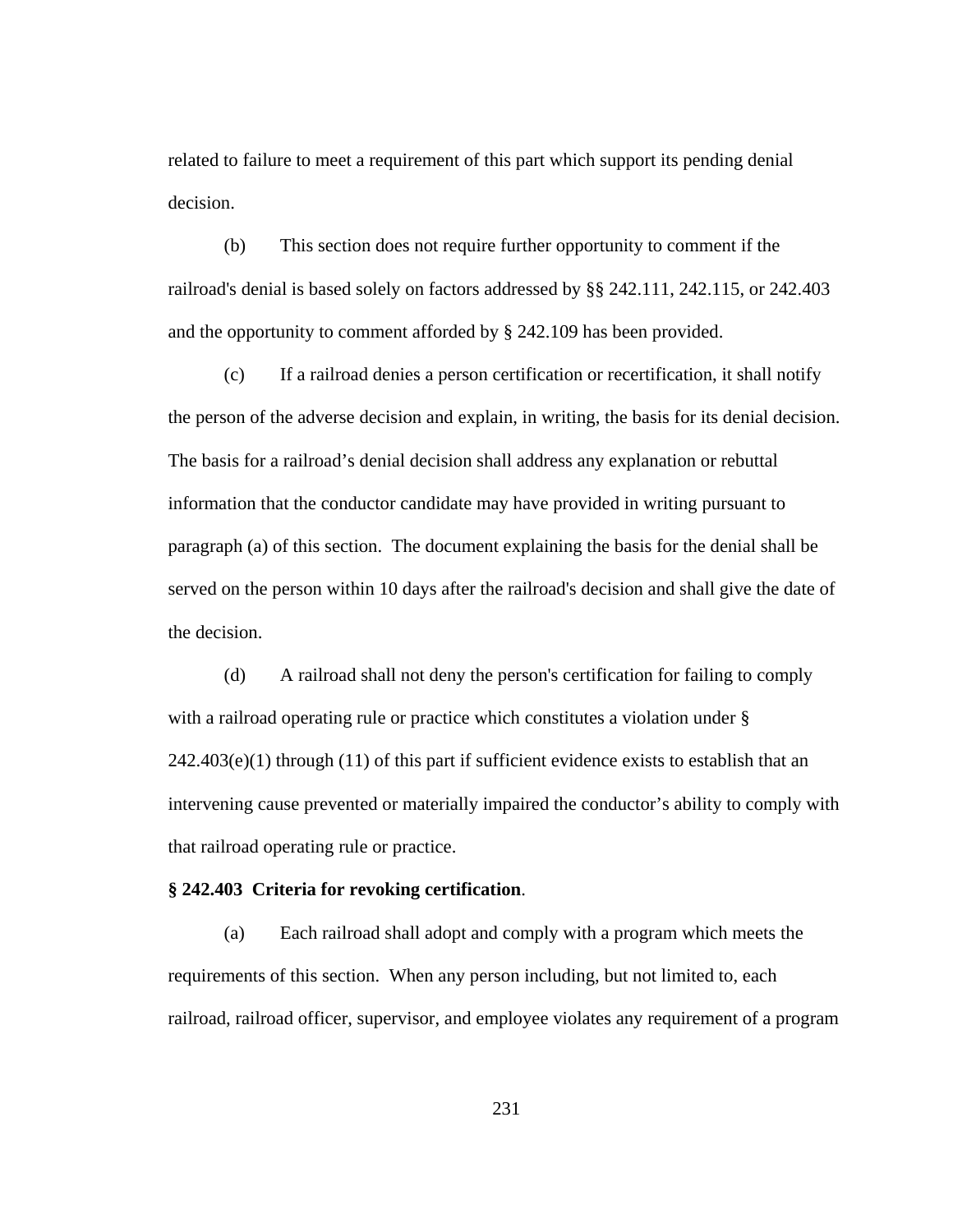related to failure to meet a requirement of this part which support its pending denial decision.

(b) This section does not require further opportunity to comment if the railroad's denial is based solely on factors addressed by §§ 242.111, 242.115, or 242.403 and the opportunity to comment afforded by § 242.109 has been provided.

(c) If a railroad denies a person certification or recertification, it shall notify the person of the adverse decision and explain, in writing, the basis for its denial decision. The basis for a railroad's denial decision shall address any explanation or rebuttal information that the conductor candidate may have provided in writing pursuant to paragraph (a) of this section. The document explaining the basis for the denial shall be served on the person within 10 days after the railroad's decision and shall give the date of the decision.

(d) A railroad shall not deny the person's certification for failing to comply with a railroad operating rule or practice which constitutes a violation under § 242.403(e)(1) through (11) of this part if sufficient evidence exists to establish that an intervening cause prevented or materially impaired the conductor's ability to comply with that railroad operating rule or practice.

**§ 242.403 Criteria for revoking certification**.

(a) Each railroad shall adopt and comply with a program which meets the requirements of this section. When any person including, but not limited to, each railroad, railroad officer, supervisor, and employee violates any requirement of a program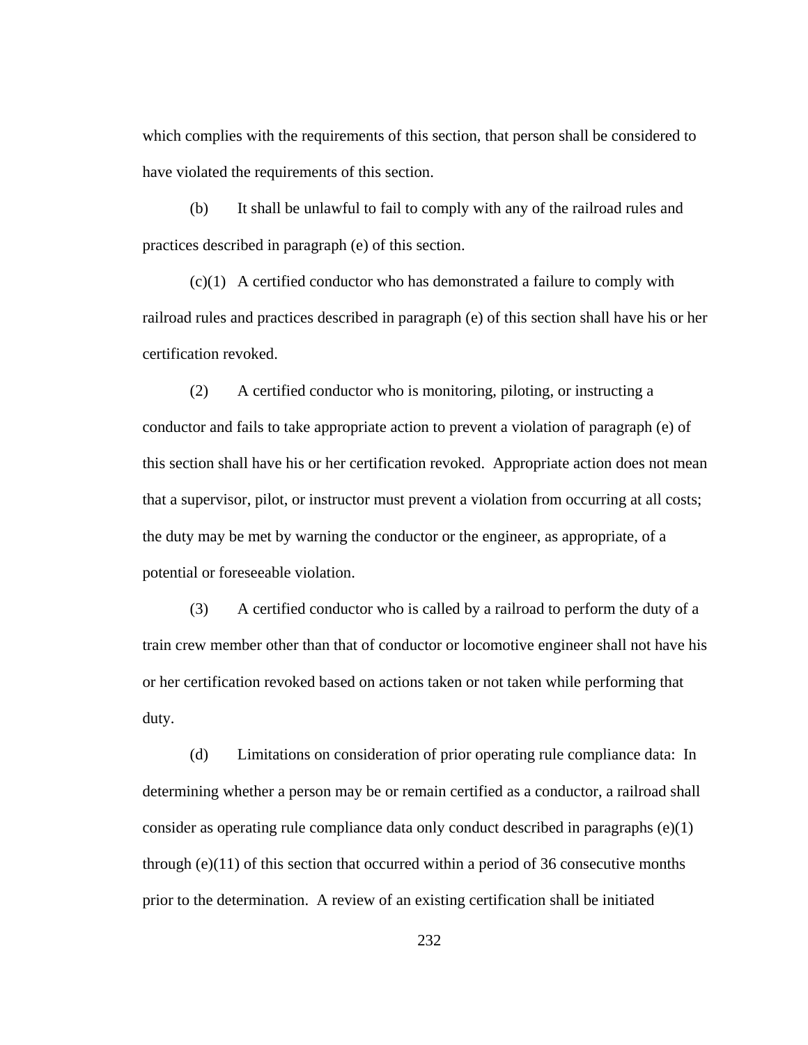which complies with the requirements of this section, that person shall be considered to have violated the requirements of this section.

(b) It shall be unlawful to fail to comply with any of the railroad rules and practices described in paragraph (e) of this section.

(c)(1) A certified conductor who has demonstrated a failure to comply with railroad rules and practices described in paragraph (e) of this section shall have his or her certification revoked.

(2) A certified conductor who is monitoring, piloting, or instructing a conductor and fails to take appropriate action to prevent a violation of paragraph (e) of this section shall have his or her certification revoked. Appropriate action does not mean that a supervisor, pilot, or instructor must prevent a violation from occurring at all costs; the duty may be met by warning the conductor or the engineer, as appropriate, of a potential or foreseeable violation.

(3) A certified conductor who is called by a railroad to perform the duty of a train crew member other than that of conductor or locomotive engineer shall not have his or her certification revoked based on actions taken or not taken while performing that duty.

(d) Limitations on consideration of prior operating rule compliance data: In determining whether a person may be or remain certified as a conductor, a railroad shall consider as operating rule compliance data only conduct described in paragraphs (e)(1) through (e)(11) of this section that occurred within a period of 36 consecutive months prior to the determination. A review of an existing certification shall be initiated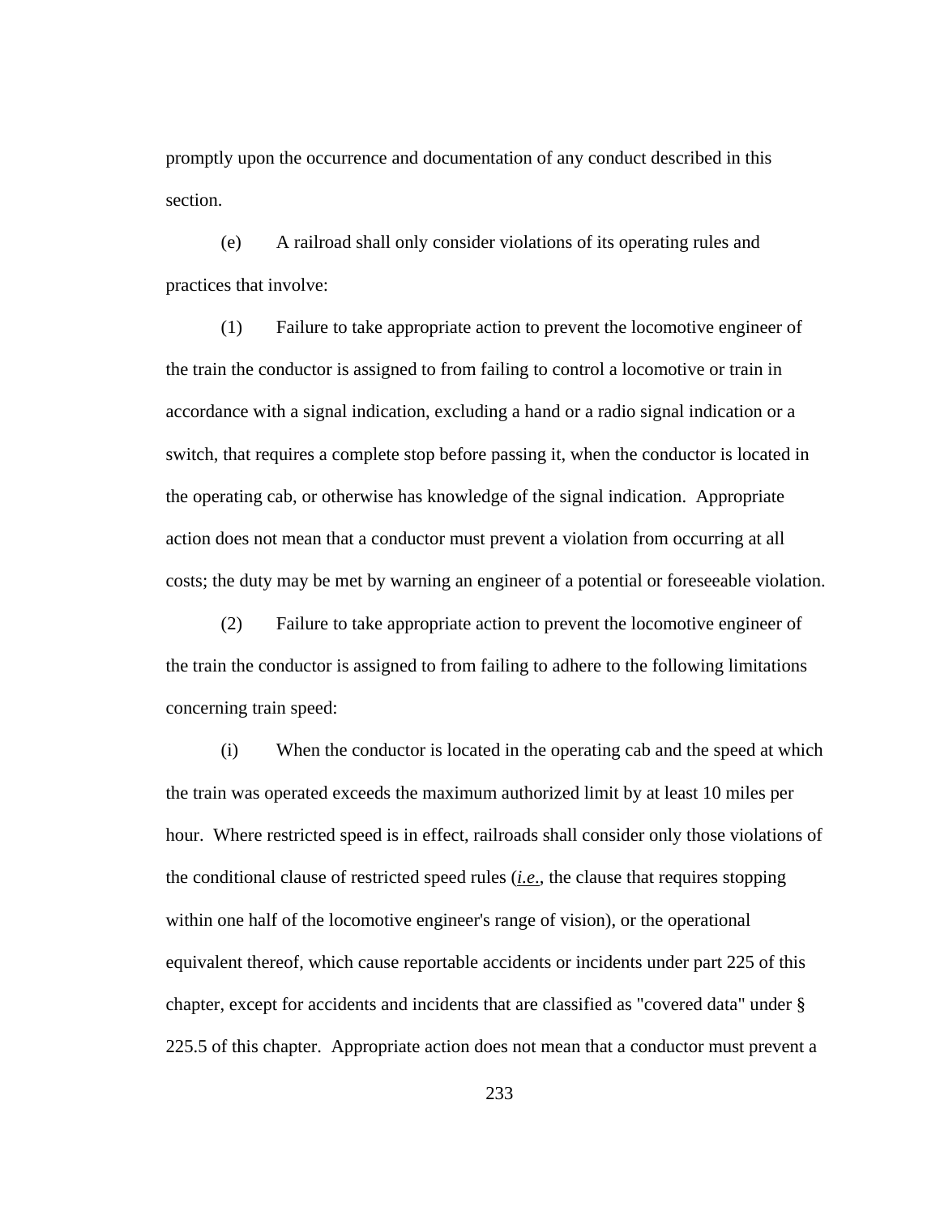promptly upon the occurrence and documentation of any conduct described in this section.

(e) A railroad shall only consider violations of its operating rules and practices that involve:

(1) Failure to take appropriate action to prevent the locomotive engineer of the train the conductor is assigned to from failing to control a locomotive or train in accordance with a signal indication, excluding a hand or a radio signal indication or a switch, that requires a complete stop before passing it, when the conductor is located in the operating cab, or otherwise has knowledge of the signal indication. Appropriate action does not mean that a conductor must prevent a violation from occurring at all costs; the duty may be met by warning an engineer of a potential or foreseeable violation.

(2) Failure to take appropriate action to prevent the locomotive engineer of the train the conductor is assigned to from failing to adhere to the following limitations concerning train speed:

(i) When the conductor is located in the operating cab and the speed at which the train was operated exceeds the maximum authorized limit by at least 10 miles per hour. Where restricted speed is in effect, railroads shall consider only those violations of the conditional clause of restricted speed rules (*i.e.*, the clause that requires stopping within one half of the locomotive engineer's range of vision), or the operational equivalent thereof, which cause reportable accidents or incidents under part 225 of this chapter, except for accidents and incidents that are classified as "covered data" under § 225.5 of this chapter. Appropriate action does not mean that a conductor must prevent a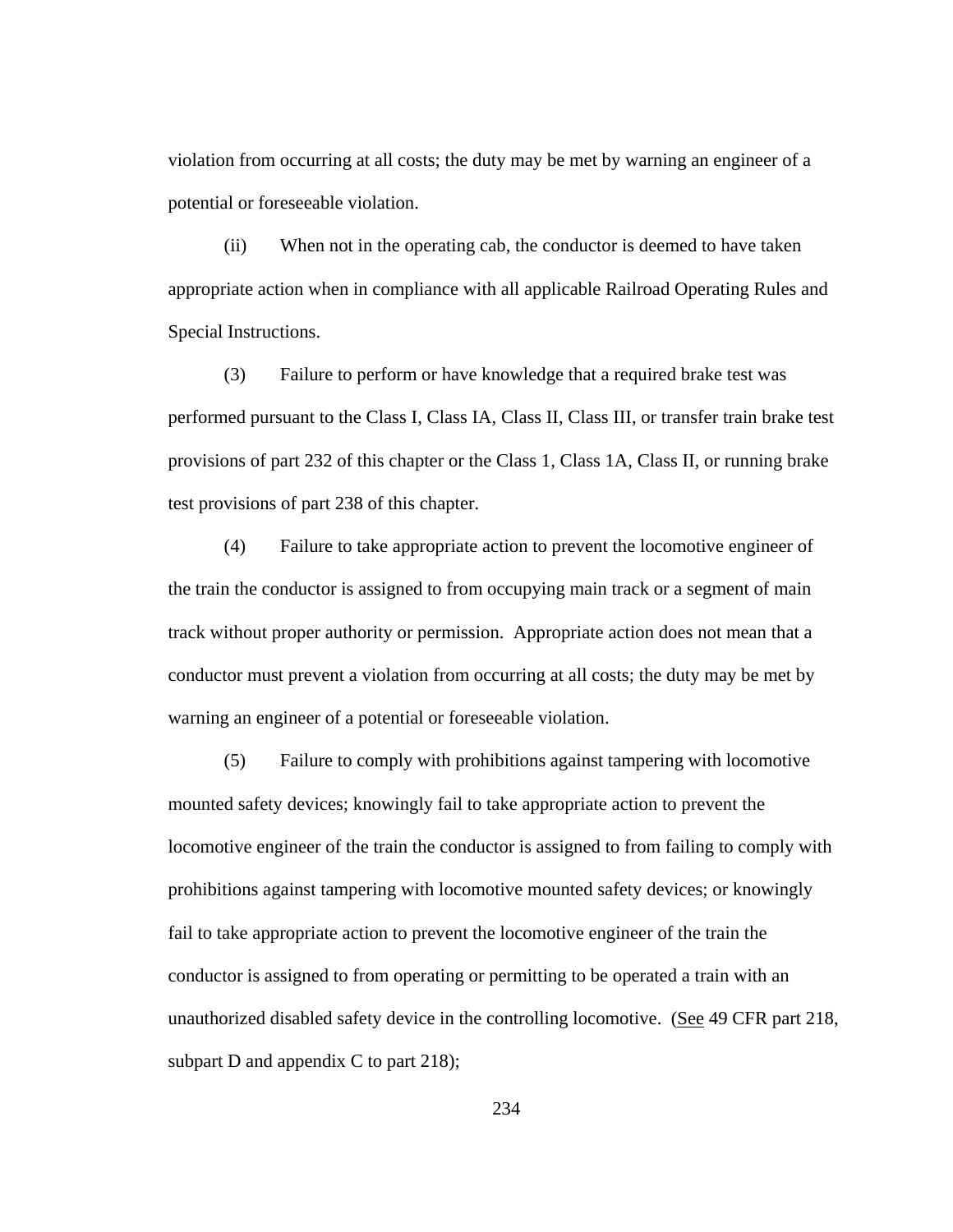violation from occurring at all costs; the duty may be met by warning an engineer of a potential or foreseeable violation.

(ii) When not in the operating cab, the conductor is deemed to have taken appropriate action when in compliance with all applicable Railroad Operating Rules and Special Instructions.

(3) Failure to perform or have knowledge that a required brake test was performed pursuant to the Class I, Class IA, Class II, Class III, or transfer train brake test provisions of part 232 of this chapter or the Class 1, Class 1A, Class II, or running brake test provisions of part 238 of this chapter.

(4) Failure to take appropriate action to prevent the locomotive engineer of the train the conductor is assigned to from occupying main track or a segment of main track without proper authority or permission. Appropriate action does not mean that a conductor must prevent a violation from occurring at all costs; the duty may be met by warning an engineer of a potential or foreseeable violation.

(5) Failure to comply with prohibitions against tampering with locomotive mounted safety devices; knowingly fail to take appropriate action to prevent the locomotive engineer of the train the conductor is assigned to from failing to comply with prohibitions against tampering with locomotive mounted safety devices; or knowingly fail to take appropriate action to prevent the locomotive engineer of the train the conductor is assigned to from operating or permitting to be operated a train with an unauthorized disabled safety device in the controlling locomotive. (See 49 CFR part 218, subpart D and appendix C to part 218);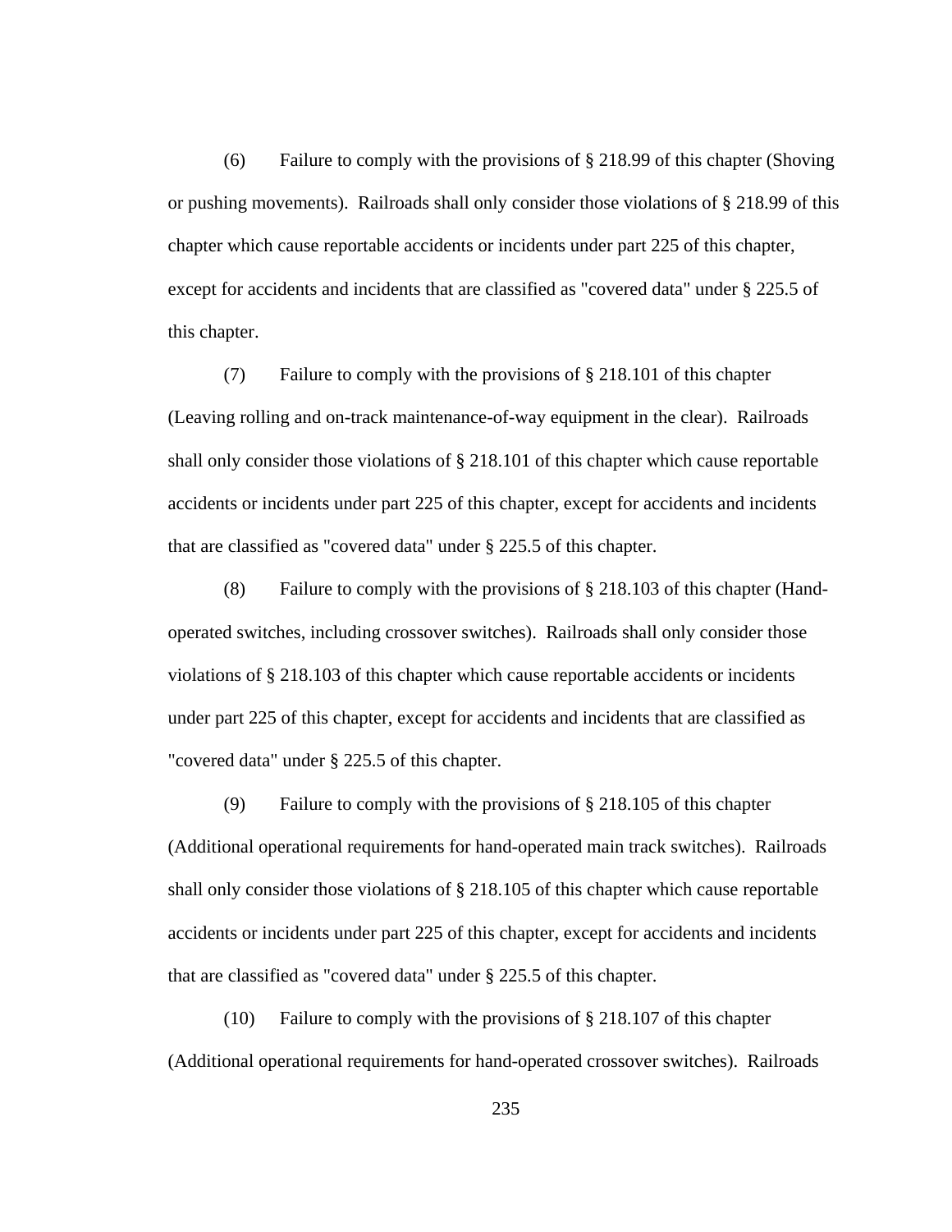(6) Failure to comply with the provisions of § 218.99 of this chapter (Shoving or pushing movements). Railroads shall only consider those violations of § 218.99 of this chapter which cause reportable accidents or incidents under part 225 of this chapter, except for accidents and incidents that are classified as "covered data" under § 225.5 of this chapter.

(7) Failure to comply with the provisions of § 218.101 of this chapter (Leaving rolling and on-track maintenance-of-way equipment in the clear). Railroads shall only consider those violations of § 218.101 of this chapter which cause reportable accidents or incidents under part 225 of this chapter, except for accidents and incidents that are classified as "covered data" under § 225.5 of this chapter.

(8) Failure to comply with the provisions of § 218.103 of this chapter (Hand-operated switches, including crossover switches). Railroads shall only consider those violations of § 218.103 of this chapter which cause reportable accidents or incidents under part 225 of this chapter, except for accidents and incidents that are classified as "covered data" under § 225.5 of this chapter.

(9) Failure to comply with the provisions of § 218.105 of this chapter (Additional operational requirements for hand-operated main track switches). Railroads shall only consider those violations of § 218.105 of this chapter which cause reportable accidents or incidents under part 225 of this chapter, except for accidents and incidents that are classified as "covered data" under § 225.5 of this chapter.

(10) Failure to comply with the provisions of § 218.107 of this chapter (Additional operational requirements for hand-operated crossover switches). Railroads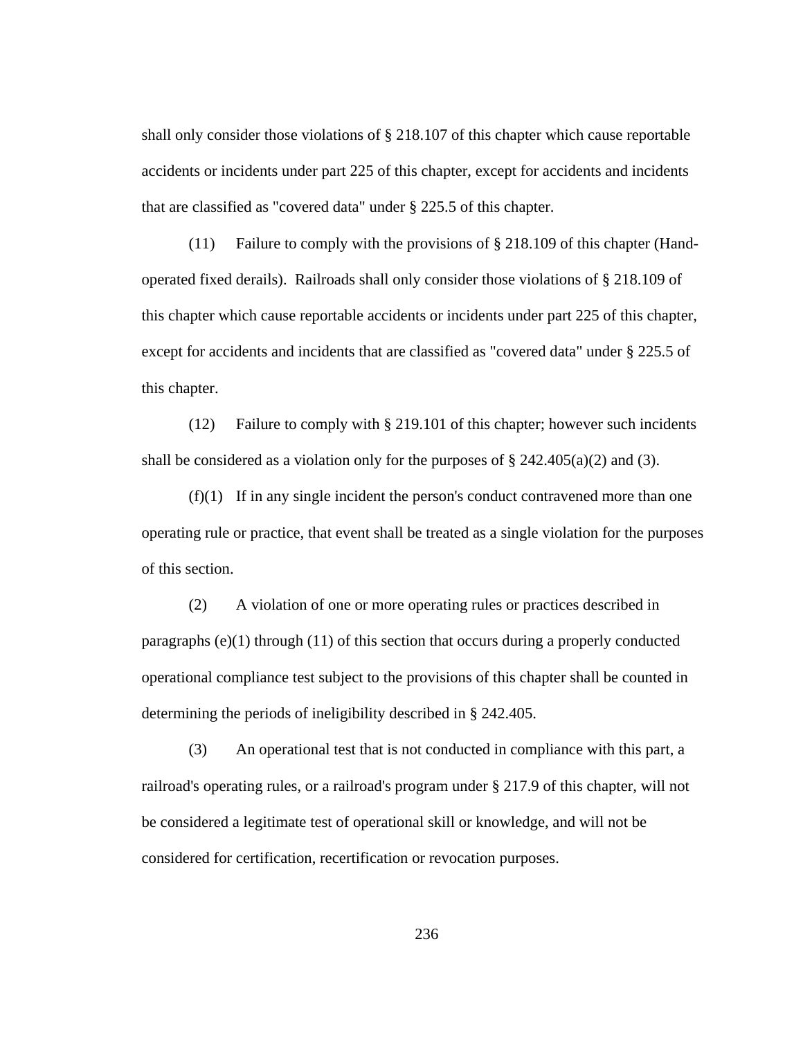shall only consider those violations of § 218.107 of this chapter which cause reportable accidents or incidents under part 225 of this chapter, except for accidents and incidents that are classified as "covered data" under § 225.5 of this chapter.

(11) Failure to comply with the provisions of § 218.109 of this chapter (Hand-operated fixed derails). Railroads shall only consider those violations of § 218.109 of this chapter which cause reportable accidents or incidents under part 225 of this chapter, except for accidents and incidents that are classified as "covered data" under § 225.5 of this chapter.

(12) Failure to comply with § 219.101 of this chapter; however such incidents shall be considered as a violation only for the purposes of § 242.405(a)(2) and (3).

(f)(1) If in any single incident the person's conduct contravened more than one operating rule or practice, that event shall be treated as a single violation for the purposes of this section.

(2) A violation of one or more operating rules or practices described in paragraphs (e)(1) through (11) of this section that occurs during a properly conducted operational compliance test subject to the provisions of this chapter shall be counted in determining the periods of ineligibility described in § 242.405.

(3) An operational test that is not conducted in compliance with this part, a railroad's operating rules, or a railroad's program under § 217.9 of this chapter, will not be considered a legitimate test of operational skill or knowledge, and will not be considered for certification, recertification or revocation purposes.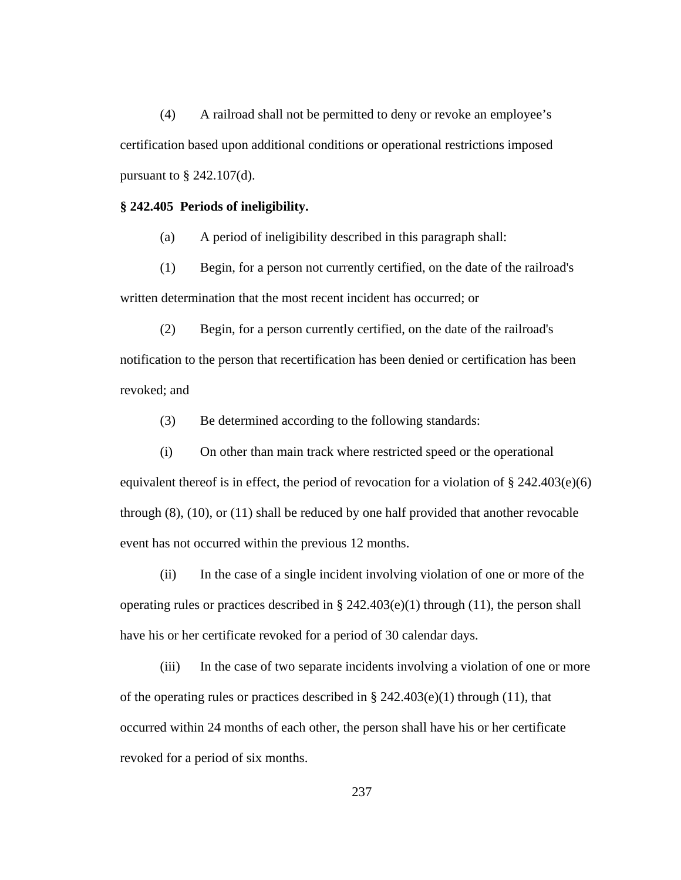(4) A railroad shall not be permitted to deny or revoke an employee's certification based upon additional conditions or operational restrictions imposed pursuant to § 242.107(d).

**§ 242.405 Periods of ineligibility.**

(a) A period of ineligibility described in this paragraph shall:

(1) Begin, for a person not currently certified, on the date of the railroad's written determination that the most recent incident has occurred; or

(2) Begin, for a person currently certified, on the date of the railroad's notification to the person that recertification has been denied or certification has been revoked; and

(3) Be determined according to the following standards:

(i) On other than main track where restricted speed or the operational equivalent thereof is in effect, the period of revocation for a violation of § 242.403(e)(6) through (8), (10), or (11) shall be reduced by one half provided that another revocable event has not occurred within the previous 12 months.

(ii) In the case of a single incident involving violation of one or more of the operating rules or practices described in § 242.403(e)(1) through (11), the person shall have his or her certificate revoked for a period of 30 calendar days.

(iii) In the case of two separate incidents involving a violation of one or more of the operating rules or practices described in § 242.403(e)(1) through (11), that occurred within 24 months of each other, the person shall have his or her certificate revoked for a period of six months.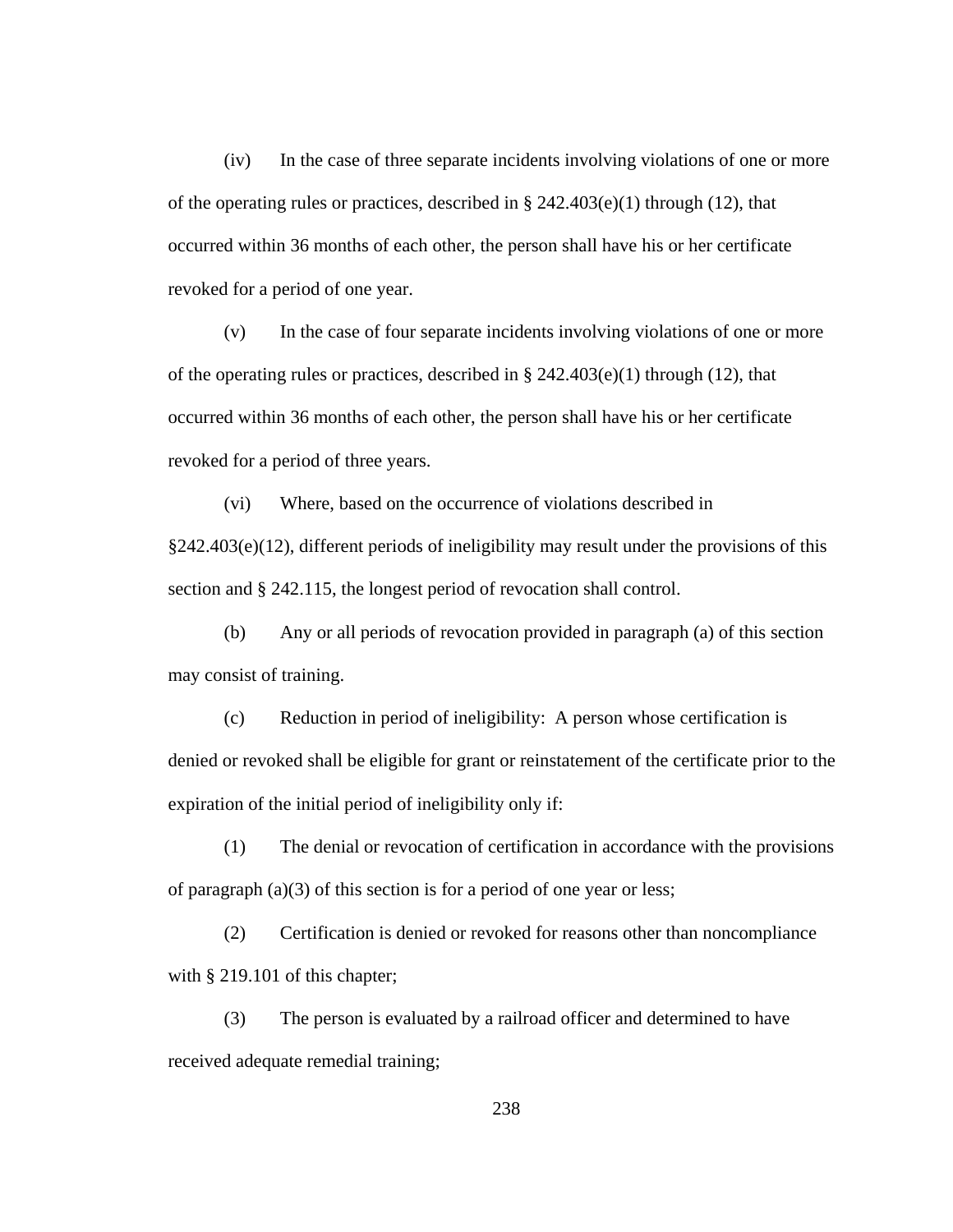(iv) In the case of three separate incidents involving violations of one or more of the operating rules or practices, described in § 242.403(e)(1) through (12), that occurred within 36 months of each other, the person shall have his or her certificate revoked for a period of one year.

(v) In the case of four separate incidents involving violations of one or more of the operating rules or practices, described in § 242.403(e)(1) through (12), that occurred within 36 months of each other, the person shall have his or her certificate revoked for a period of three years.

(vi) Where, based on the occurrence of violations described in §242.403(e)(12), different periods of ineligibility may result under the provisions of this section and § 242.115, the longest period of revocation shall control.

(b) Any or all periods of revocation provided in paragraph (a) of this section may consist of training.

(c) Reduction in period of ineligibility: A person whose certification is denied or revoked shall be eligible for grant or reinstatement of the certificate prior to the expiration of the initial period of ineligibility only if:

(1) The denial or revocation of certification in accordance with the provisions of paragraph (a)(3) of this section is for a period of one year or less;

(2) Certification is denied or revoked for reasons other than noncompliance with § 219.101 of this chapter;

(3) The person is evaluated by a railroad officer and determined to have received adequate remedial training;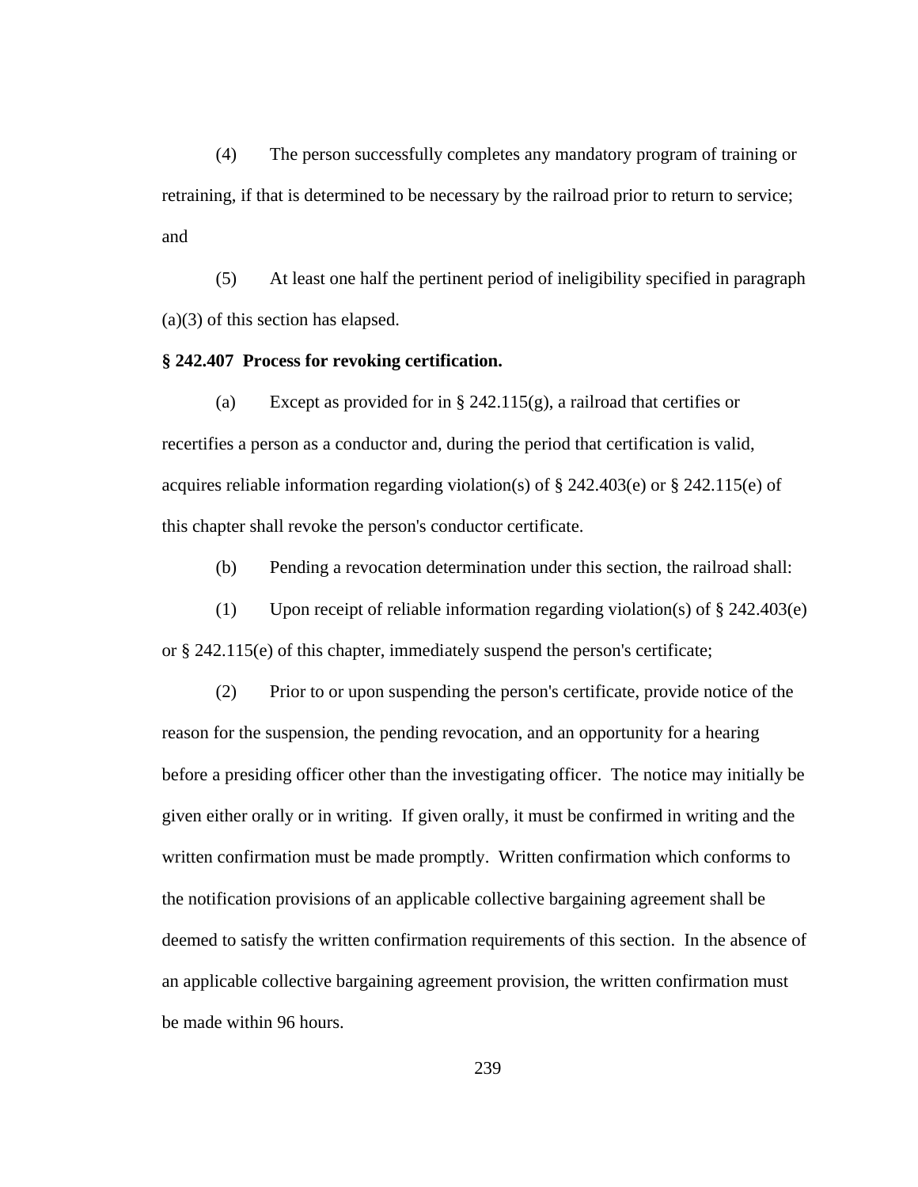(4) The person successfully completes any mandatory program of training or retraining, if that is determined to be necessary by the railroad prior to return to service; and

(5) At least one half the pertinent period of ineligibility specified in paragraph (a)(3) of this section has elapsed.

**§ 242.407 Process for revoking certification.**

(a) Except as provided for in § 242.115(g), a railroad that certifies or recertifies a person as a conductor and, during the period that certification is valid, acquires reliable information regarding violation(s) of § 242.403(e) or § 242.115(e) of this chapter shall revoke the person's conductor certificate.

(b) Pending a revocation determination under this section, the railroad shall:

(1) Upon receipt of reliable information regarding violation(s) of § 242.403(e) or § 242.115(e) of this chapter, immediately suspend the person's certificate;

(2) Prior to or upon suspending the person's certificate, provide notice of the reason for the suspension, the pending revocation, and an opportunity for a hearing before a presiding officer other than the investigating officer. The notice may initially be given either orally or in writing. If given orally, it must be confirmed in writing and the written confirmation must be made promptly. Written confirmation which conforms to the notification provisions of an applicable collective bargaining agreement shall be deemed to satisfy the written confirmation requirements of this section. In the absence of an applicable collective bargaining agreement provision, the written confirmation must be made within 96 hours.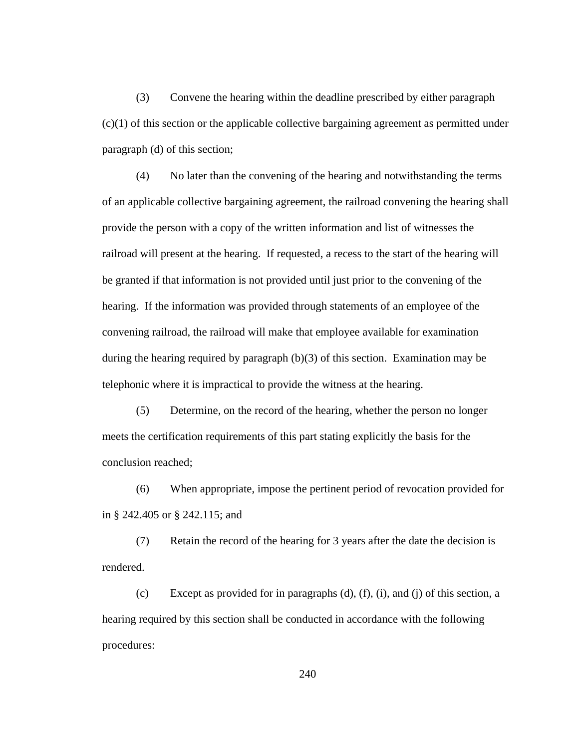(3) Convene the hearing within the deadline prescribed by either paragraph (c)(1) of this section or the applicable collective bargaining agreement as permitted under paragraph (d) of this section;

(4) No later than the convening of the hearing and notwithstanding the terms of an applicable collective bargaining agreement, the railroad convening the hearing shall provide the person with a copy of the written information and list of witnesses the railroad will present at the hearing. If requested, a recess to the start of the hearing will be granted if that information is not provided until just prior to the convening of the hearing. If the information was provided through statements of an employee of the convening railroad, the railroad will make that employee available for examination during the hearing required by paragraph (b)(3) of this section. Examination may be telephonic where it is impractical to provide the witness at the hearing.

(5) Determine, on the record of the hearing, whether the person no longer meets the certification requirements of this part stating explicitly the basis for the conclusion reached;

(6) When appropriate, impose the pertinent period of revocation provided for in § 242.405 or § 242.115; and

(7) Retain the record of the hearing for 3 years after the date the decision is rendered.

(c) Except as provided for in paragraphs (d), (f), (i), and (j) of this section, a hearing required by this section shall be conducted in accordance with the following procedures: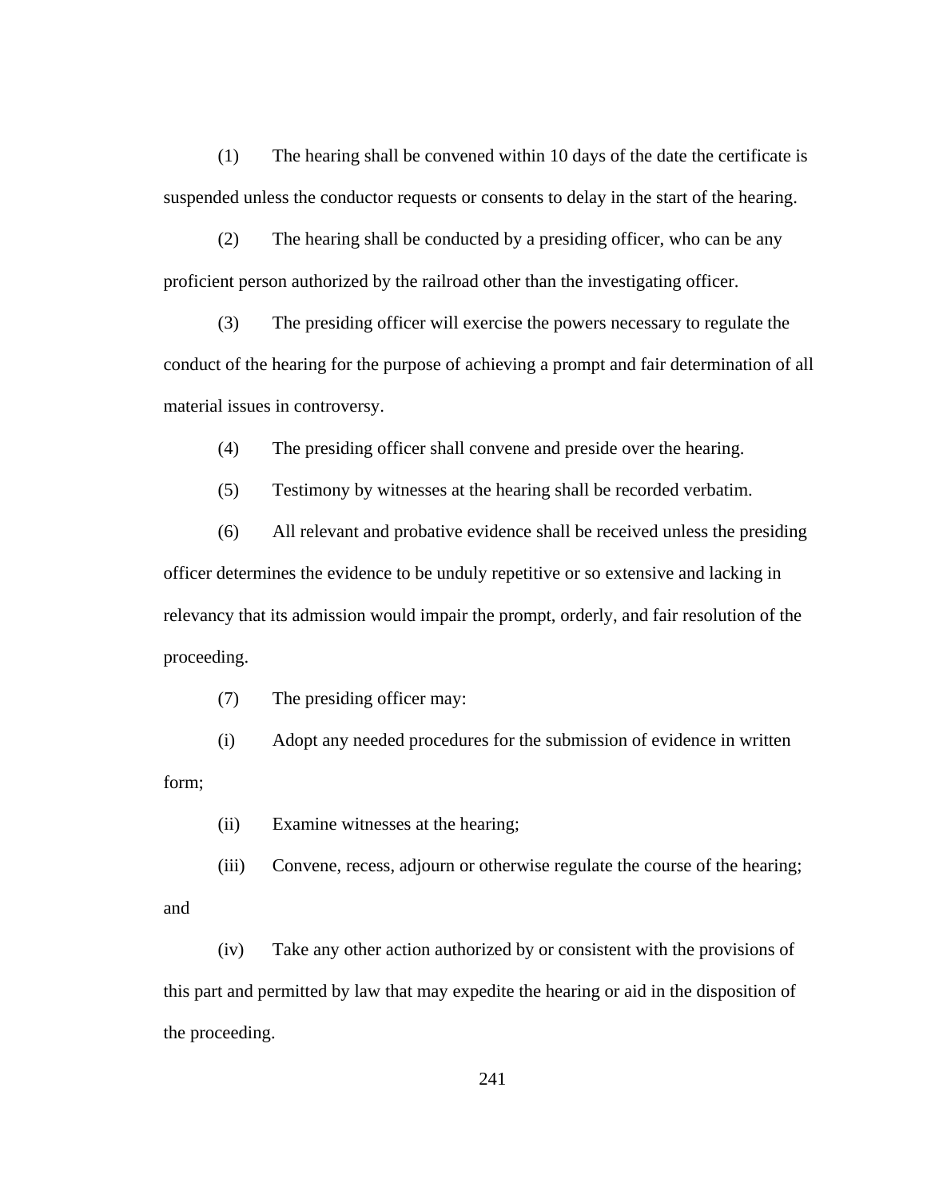(1) The hearing shall be convened within 10 days of the date the certificate is suspended unless the conductor requests or consents to delay in the start of the hearing.

(2) The hearing shall be conducted by a presiding officer, who can be any proficient person authorized by the railroad other than the investigating officer.

(3) The presiding officer will exercise the powers necessary to regulate the conduct of the hearing for the purpose of achieving a prompt and fair determination of all material issues in controversy.

(4) The presiding officer shall convene and preside over the hearing.

(5) Testimony by witnesses at the hearing shall be recorded verbatim.

(6) All relevant and probative evidence shall be received unless the presiding officer determines the evidence to be unduly repetitive or so extensive and lacking in relevancy that its admission would impair the prompt, orderly, and fair resolution of the proceeding.

(7) The presiding officer may:

(i) Adopt any needed procedures for the submission of evidence in written form;

(ii) Examine witnesses at the hearing;

(iii) Convene, recess, adjourn or otherwise regulate the course of the hearing; and

(iv) Take any other action authorized by or consistent with the provisions of this part and permitted by law that may expedite the hearing or aid in the disposition of the proceeding.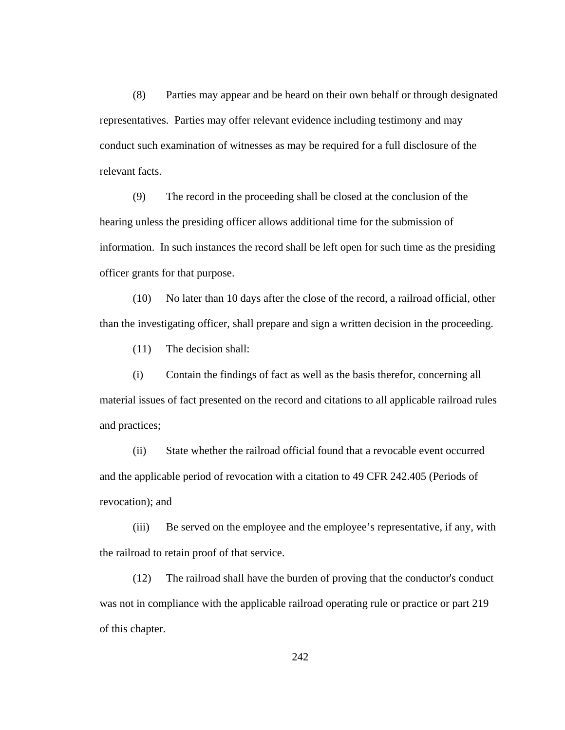(8) Parties may appear and be heard on their own behalf or through designated representatives. Parties may offer relevant evidence including testimony and may conduct such examination of witnesses as may be required for a full disclosure of the relevant facts.

(9) The record in the proceeding shall be closed at the conclusion of the hearing unless the presiding officer allows additional time for the submission of information. In such instances the record shall be left open for such time as the presiding officer grants for that purpose.

(10) No later than 10 days after the close of the record, a railroad official, other than the investigating officer, shall prepare and sign a written decision in the proceeding.

(11) The decision shall:

(i) Contain the findings of fact as well as the basis therefor, concerning all material issues of fact presented on the record and citations to all applicable railroad rules and practices;

(ii) State whether the railroad official found that a revocable event occurred and the applicable period of revocation with a citation to 49 CFR 242.405 (Periods of revocation); and

(iii) Be served on the employee and the employee's representative, if any, with the railroad to retain proof of that service.

(12) The railroad shall have the burden of proving that the conductor's conduct was not in compliance with the applicable railroad operating rule or practice or part 219 of this chapter.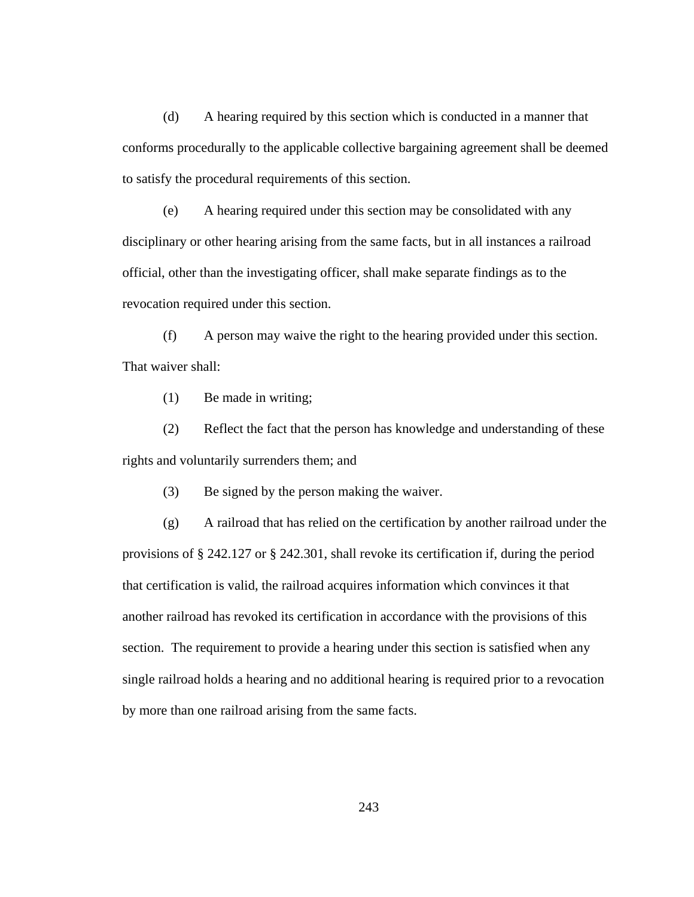(d) A hearing required by this section which is conducted in a manner that conforms procedurally to the applicable collective bargaining agreement shall be deemed to satisfy the procedural requirements of this section.

(e) A hearing required under this section may be consolidated with any disciplinary or other hearing arising from the same facts, but in all instances a railroad official, other than the investigating officer, shall make separate findings as to the revocation required under this section.

(f) A person may waive the right to the hearing provided under this section. That waiver shall:

(1) Be made in writing;

(2) Reflect the fact that the person has knowledge and understanding of these rights and voluntarily surrenders them; and

(3) Be signed by the person making the waiver.

(g) A railroad that has relied on the certification by another railroad under the provisions of § 242.127 or § 242.301, shall revoke its certification if, during the period that certification is valid, the railroad acquires information which convinces it that another railroad has revoked its certification in accordance with the provisions of this section. The requirement to provide a hearing under this section is satisfied when any single railroad holds a hearing and no additional hearing is required prior to a revocation by more than one railroad arising from the same facts.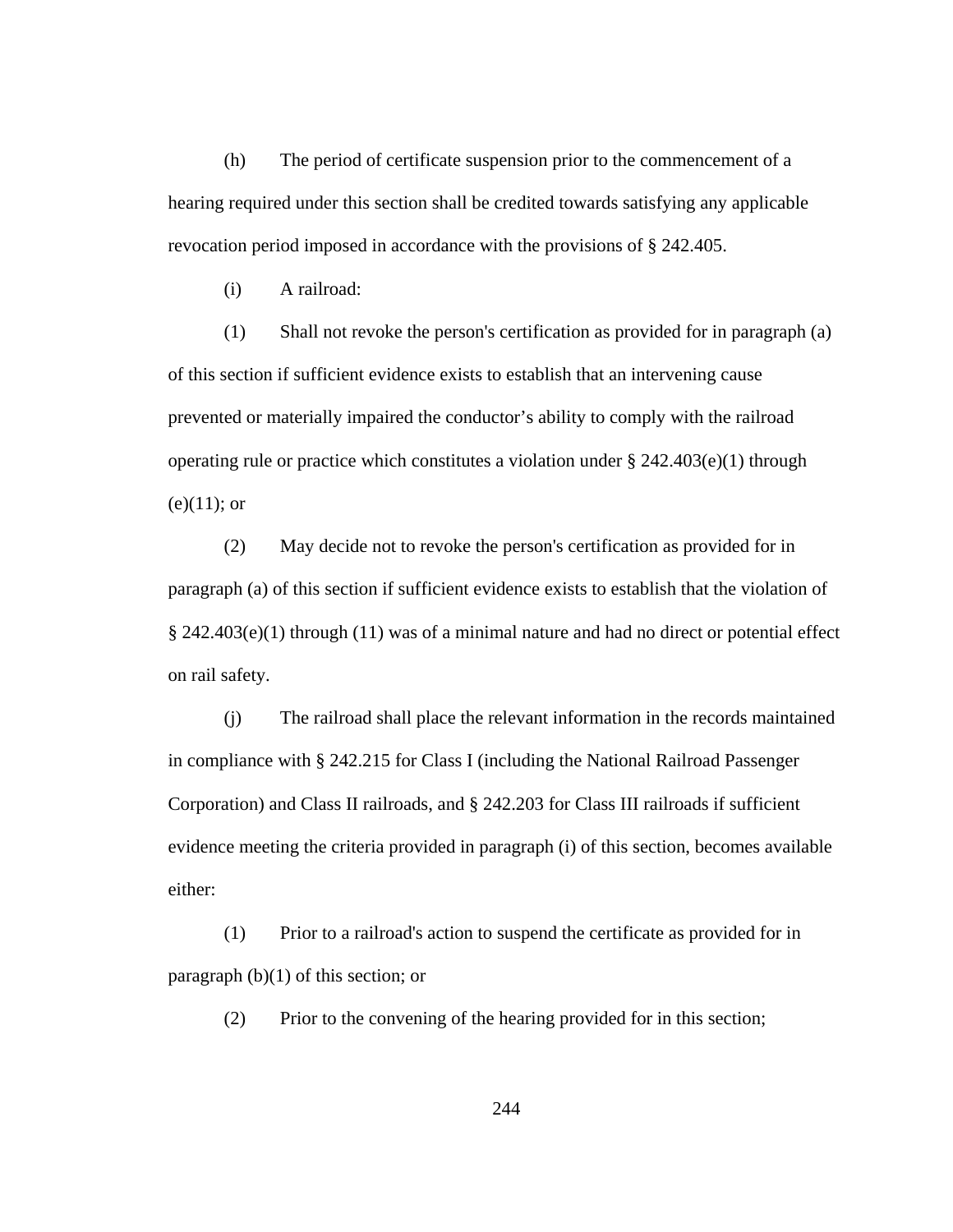(h) The period of certificate suspension prior to the commencement of a hearing required under this section shall be credited towards satisfying any applicable revocation period imposed in accordance with the provisions of § 242.405.

(i) A railroad:

(1) Shall not revoke the person's certification as provided for in paragraph (a) of this section if sufficient evidence exists to establish that an intervening cause prevented or materially impaired the conductor’s ability to comply with the railroad operating rule or practice which constitutes a violation under § 242.403(e)(1) through (e)(11); or

(2) May decide not to revoke the person's certification as provided for in paragraph (a) of this section if sufficient evidence exists to establish that the violation of § 242.403(e)(1) through (11) was of a minimal nature and had no direct or potential effect on rail safety.

(j) The railroad shall place the relevant information in the records maintained in compliance with § 242.215 for Class I (including the National Railroad Passenger Corporation) and Class II railroads, and § 242.203 for Class III railroads if sufficient evidence meeting the criteria provided in paragraph (i) of this section, becomes available either:

(1) Prior to a railroad's action to suspend the certificate as provided for in paragraph (b)(1) of this section; or

(2) Prior to the convening of the hearing provided for in this section;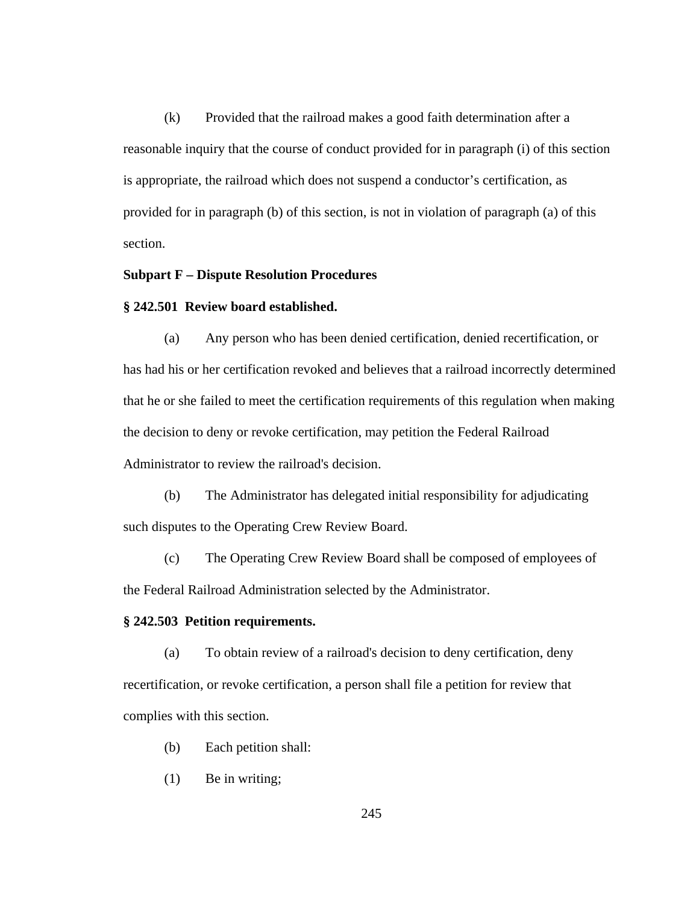(k) Provided that the railroad makes a good faith determination after a reasonable inquiry that the course of conduct provided for in paragraph (i) of this section is appropriate, the railroad which does not suspend a conductor's certification, as provided for in paragraph (b) of this section, is not in violation of paragraph (a) of this section.

**Subpart F – Dispute Resolution Procedures**

**§ 242.501 Review board established.**

(a) Any person who has been denied certification, denied recertification, or has had his or her certification revoked and believes that a railroad incorrectly determined that he or she failed to meet the certification requirements of this regulation when making the decision to deny or revoke certification, may petition the Federal Railroad Administrator to review the railroad's decision.

(b) The Administrator has delegated initial responsibility for adjudicating such disputes to the Operating Crew Review Board.

(c) The Operating Crew Review Board shall be composed of employees of the Federal Railroad Administration selected by the Administrator.

**§ 242.503 Petition requirements.**

(a) To obtain review of a railroad's decision to deny certification, deny recertification, or revoke certification, a person shall file a petition for review that complies with this section.

(b) Each petition shall:

(1) Be in writing;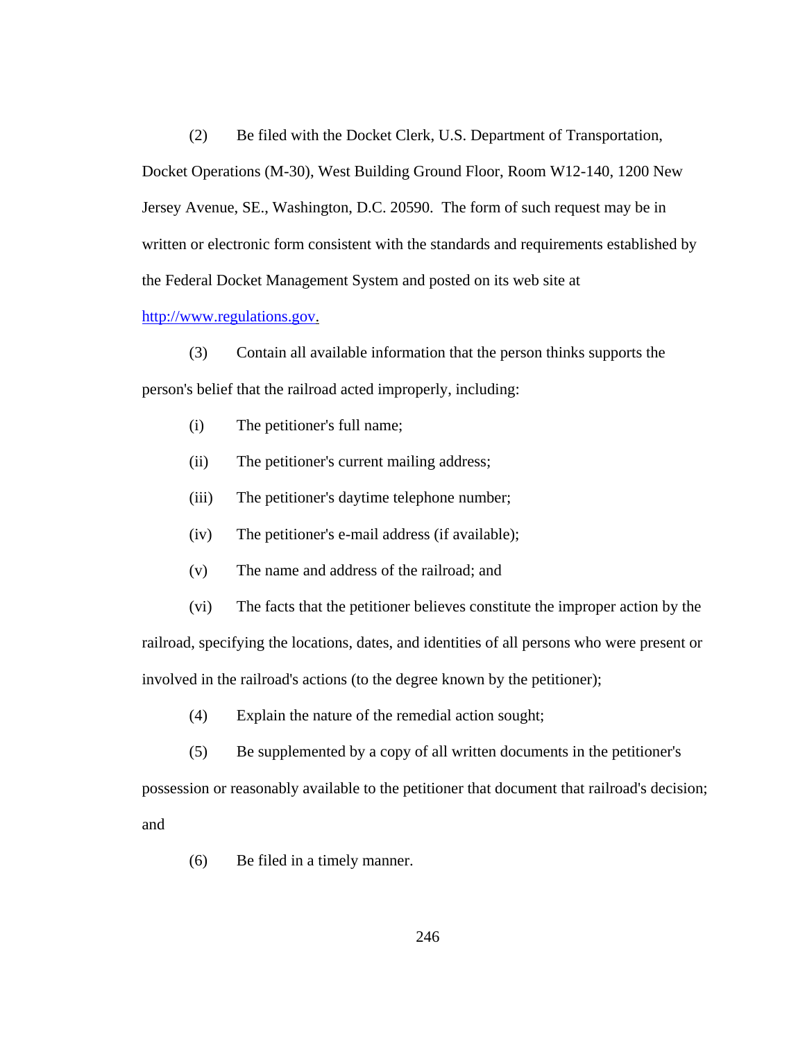(2) Be filed with the Docket Clerk, U.S. Department of Transportation, Docket Operations (M-30), West Building Ground Floor, Room W12-140, 1200 New Jersey Avenue, SE., Washington, D.C. 20590. The form of such request may be in written or electronic form consistent with the standards and requirements established by the Federal Docket Management System and posted on its web site at http://www.regulations.gov.

(3) Contain all available information that the person thinks supports the person's belief that the railroad acted improperly, including:

(i) The petitioner's full name;

(ii) The petitioner's current mailing address;

(iii) The petitioner's daytime telephone number;

(iv) The petitioner's e-mail address (if available);

(v) The name and address of the railroad; and

(vi) The facts that the petitioner believes constitute the improper action by the railroad, specifying the locations, dates, and identities of all persons who were present or involved in the railroad's actions (to the degree known by the petitioner);

(4) Explain the nature of the remedial action sought;

(5) Be supplemented by a copy of all written documents in the petitioner's possession or reasonably available to the petitioner that document that railroad's decision; and

(6) Be filed in a timely manner.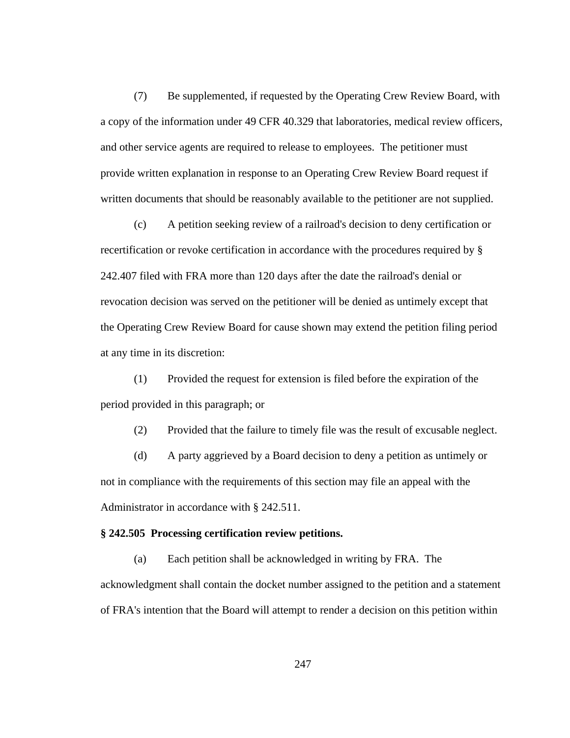(7) Be supplemented, if requested by the Operating Crew Review Board, with a copy of the information under 49 CFR 40.329 that laboratories, medical review officers, and other service agents are required to release to employees. The petitioner must provide written explanation in response to an Operating Crew Review Board request if written documents that should be reasonably available to the petitioner are not supplied.

(c) A petition seeking review of a railroad's decision to deny certification or recertification or revoke certification in accordance with the procedures required by § 242.407 filed with FRA more than 120 days after the date the railroad's denial or revocation decision was served on the petitioner will be denied as untimely except that the Operating Crew Review Board for cause shown may extend the petition filing period at any time in its discretion:

(1) Provided the request for extension is filed before the expiration of the period provided in this paragraph; or

(2) Provided that the failure to timely file was the result of excusable neglect.

(d) A party aggrieved by a Board decision to deny a petition as untimely or not in compliance with the requirements of this section may file an appeal with the Administrator in accordance with § 242.511.

**§ 242.505 Processing certification review petitions.**

(a) Each petition shall be acknowledged in writing by FRA. The acknowledgment shall contain the docket number assigned to the petition and a statement of FRA's intention that the Board will attempt to render a decision on this petition within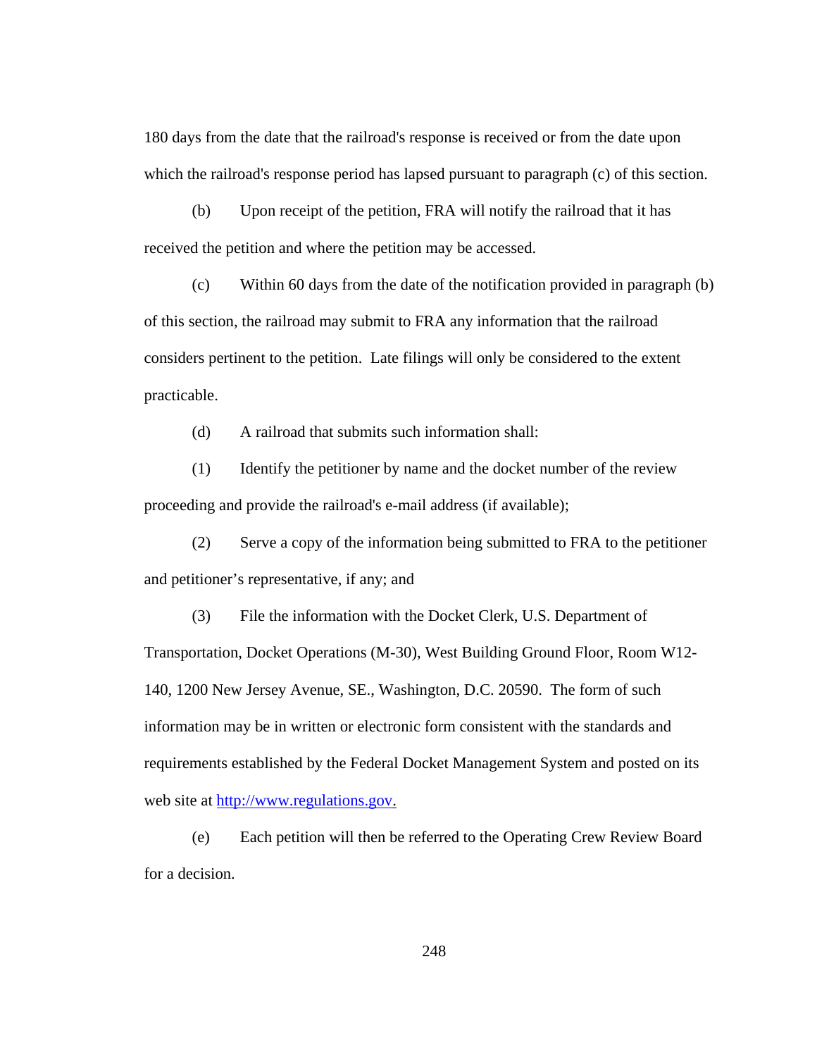180 days from the date that the railroad's response is received or from the date upon which the railroad's response period has lapsed pursuant to paragraph (c) of this section.

(b) Upon receipt of the petition, FRA will notify the railroad that it has received the petition and where the petition may be accessed.

(c) Within 60 days from the date of the notification provided in paragraph (b) of this section, the railroad may submit to FRA any information that the railroad considers pertinent to the petition. Late filings will only be considered to the extent practicable.

(d) A railroad that submits such information shall:

(1) Identify the petitioner by name and the docket number of the review proceeding and provide the railroad's e-mail address (if available);

(2) Serve a copy of the information being submitted to FRA to the petitioner and petitioner’s representative, if any; and

(3) File the information with the Docket Clerk, U.S. Department of Transportation, Docket Operations (M-30), West Building Ground Floor, Room W12-140, 1200 New Jersey Avenue, SE., Washington, D.C. 20590. The form of such information may be in written or electronic form consistent with the standards and requirements established by the Federal Docket Management System and posted on its web site at http://www.regulations.gov.

(e) Each petition will then be referred to the Operating Crew Review Board for a decision.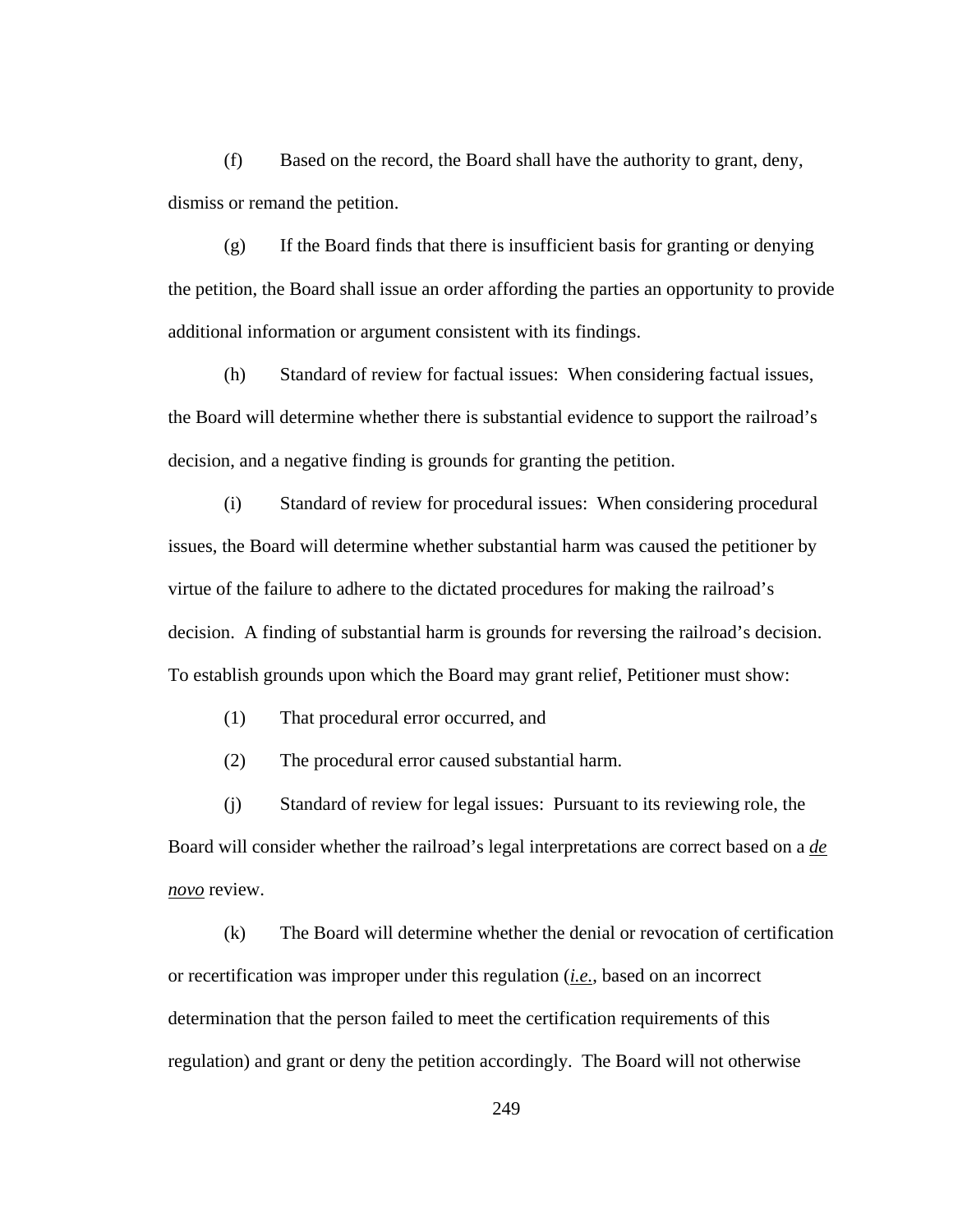(f) Based on the record, the Board shall have the authority to grant, deny, dismiss or remand the petition.

(g) If the Board finds that there is insufficient basis for granting or denying the petition, the Board shall issue an order affording the parties an opportunity to provide additional information or argument consistent with its findings.

(h) Standard of review for factual issues: When considering factual issues, the Board will determine whether there is substantial evidence to support the railroad's decision, and a negative finding is grounds for granting the petition.

(i) Standard of review for procedural issues: When considering procedural issues, the Board will determine whether substantial harm was caused the petitioner by virtue of the failure to adhere to the dictated procedures for making the railroad's decision. A finding of substantial harm is grounds for reversing the railroad's decision. To establish grounds upon which the Board may grant relief, Petitioner must show:

(1) That procedural error occurred, and

(2) The procedural error caused substantial harm.

(j) Standard of review for legal issues: Pursuant to its reviewing role, the Board will consider whether the railroad's legal interpretations are correct based on a *de novo* review.

(k) The Board will determine whether the denial or revocation of certification or recertification was improper under this regulation (*i.e.*, based on an incorrect determination that the person failed to meet the certification requirements of this regulation) and grant or deny the petition accordingly. The Board will not otherwise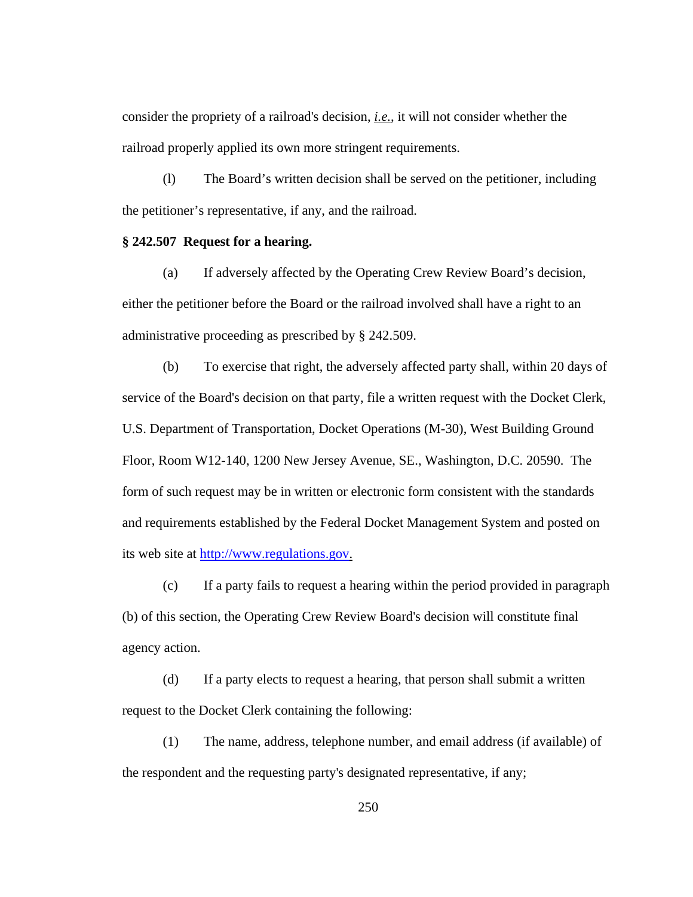consider the propriety of a railroad's decision, *i.e.*, it will not consider whether the railroad properly applied its own more stringent requirements.

(l) The Board's written decision shall be served on the petitioner, including the petitioner's representative, if any, and the railroad.

**§ 242.507 Request for a hearing.**

(a) If adversely affected by the Operating Crew Review Board's decision, either the petitioner before the Board or the railroad involved shall have a right to an administrative proceeding as prescribed by § 242.509.

(b) To exercise that right, the adversely affected party shall, within 20 days of service of the Board's decision on that party, file a written request with the Docket Clerk, U.S. Department of Transportation, Docket Operations (M-30), West Building Ground Floor, Room W12-140, 1200 New Jersey Avenue, SE., Washington, D.C. 20590. The form of such request may be in written or electronic form consistent with the standards and requirements established by the Federal Docket Management System and posted on its web site at http://www.regulations.gov.

(c) If a party fails to request a hearing within the period provided in paragraph (b) of this section, the Operating Crew Review Board's decision will constitute final agency action.

(d) If a party elects to request a hearing, that person shall submit a written request to the Docket Clerk containing the following:

(1) The name, address, telephone number, and email address (if available) of the respondent and the requesting party's designated representative, if any;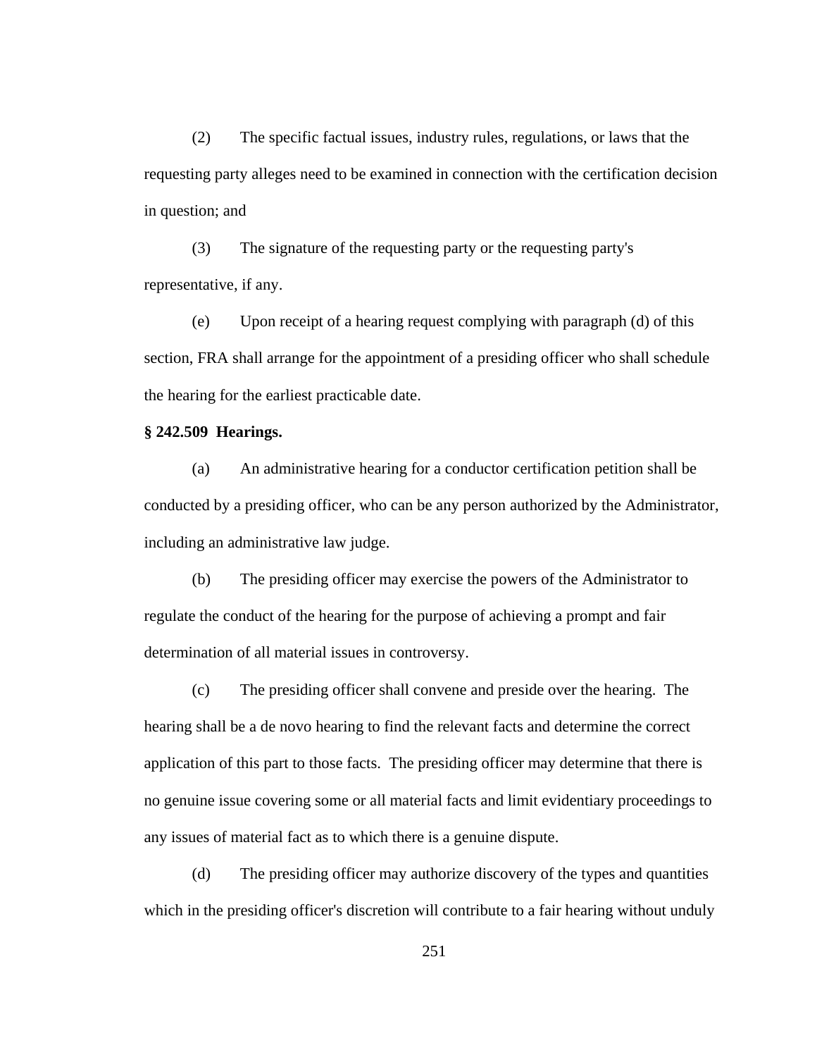(2) The specific factual issues, industry rules, regulations, or laws that the requesting party alleges need to be examined in connection with the certification decision in question; and

(3) The signature of the requesting party or the requesting party's representative, if any.

(e) Upon receipt of a hearing request complying with paragraph (d) of this section, FRA shall arrange for the appointment of a presiding officer who shall schedule the hearing for the earliest practicable date.

**§ 242.509 Hearings.**

(a) An administrative hearing for a conductor certification petition shall be conducted by a presiding officer, who can be any person authorized by the Administrator, including an administrative law judge.

(b) The presiding officer may exercise the powers of the Administrator to regulate the conduct of the hearing for the purpose of achieving a prompt and fair determination of all material issues in controversy.

(c) The presiding officer shall convene and preside over the hearing. The hearing shall be a de novo hearing to find the relevant facts and determine the correct application of this part to those facts. The presiding officer may determine that there is no genuine issue covering some or all material facts and limit evidentiary proceedings to any issues of material fact as to which there is a genuine dispute.

(d) The presiding officer may authorize discovery of the types and quantities which in the presiding officer's discretion will contribute to a fair hearing without unduly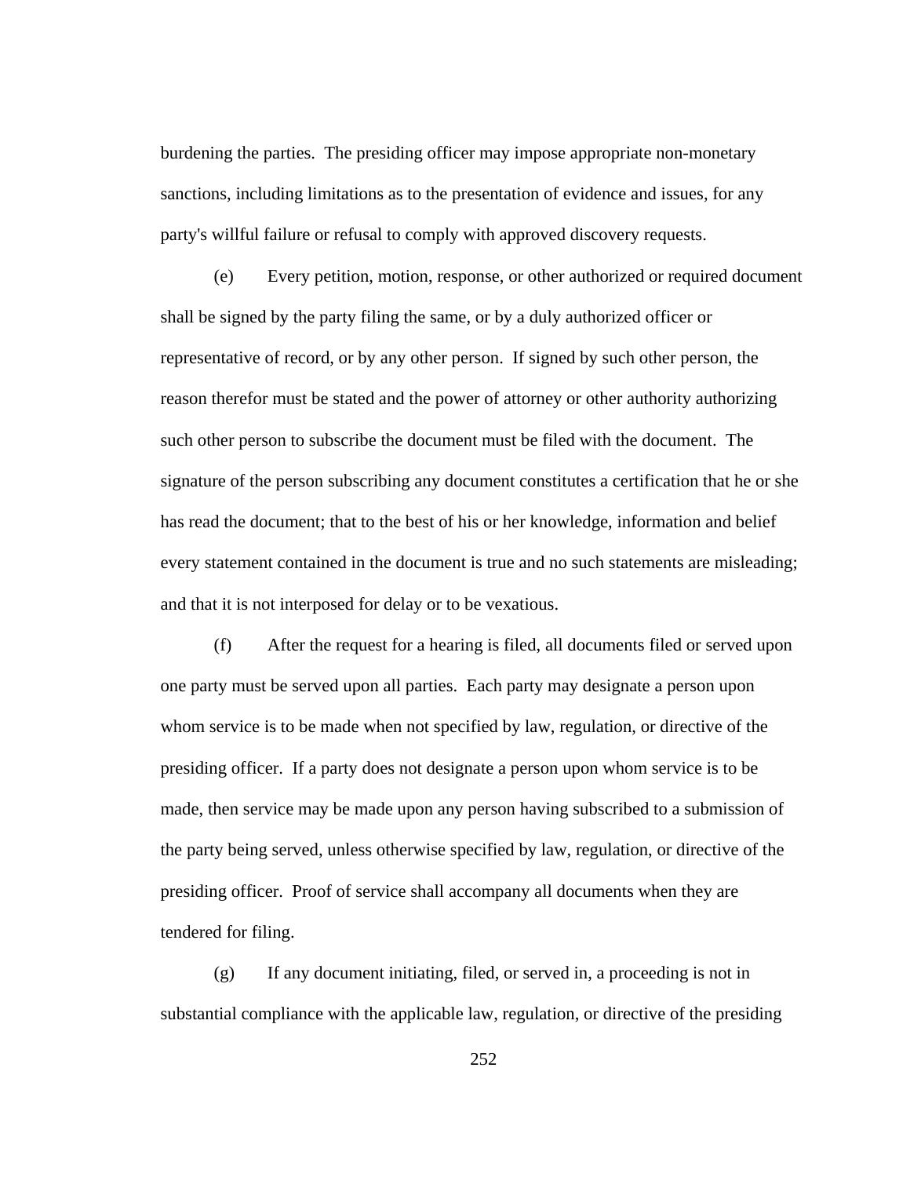burdening the parties. The presiding officer may impose appropriate non-monetary sanctions, including limitations as to the presentation of evidence and issues, for any party's willful failure or refusal to comply with approved discovery requests.

(e) Every petition, motion, response, or other authorized or required document shall be signed by the party filing the same, or by a duly authorized officer or representative of record, or by any other person. If signed by such other person, the reason therefor must be stated and the power of attorney or other authority authorizing such other person to subscribe the document must be filed with the document. The signature of the person subscribing any document constitutes a certification that he or she has read the document; that to the best of his or her knowledge, information and belief every statement contained in the document is true and no such statements are misleading; and that it is not interposed for delay or to be vexatious.

(f) After the request for a hearing is filed, all documents filed or served upon one party must be served upon all parties. Each party may designate a person upon whom service is to be made when not specified by law, regulation, or directive of the presiding officer. If a party does not designate a person upon whom service is to be made, then service may be made upon any person having subscribed to a submission of the party being served, unless otherwise specified by law, regulation, or directive of the presiding officer. Proof of service shall accompany all documents when they are tendered for filing.

(g) If any document initiating, filed, or served in, a proceeding is not in substantial compliance with the applicable law, regulation, or directive of the presiding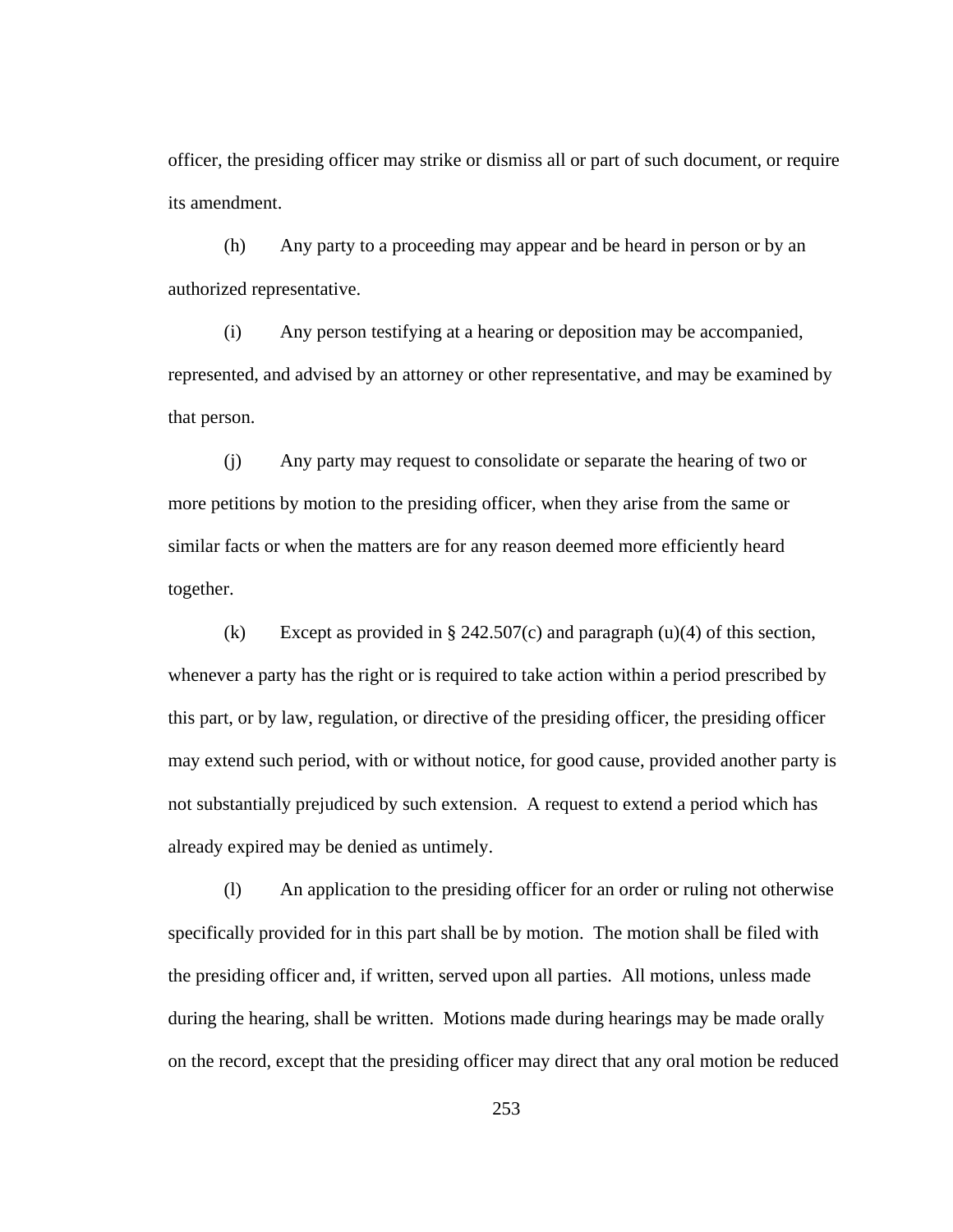officer, the presiding officer may strike or dismiss all or part of such document, or require its amendment.

(h) Any party to a proceeding may appear and be heard in person or by an authorized representative.

(i) Any person testifying at a hearing or deposition may be accompanied, represented, and advised by an attorney or other representative, and may be examined by that person.

(j) Any party may request to consolidate or separate the hearing of two or more petitions by motion to the presiding officer, when they arise from the same or similar facts or when the matters are for any reason deemed more efficiently heard together.

(k) Except as provided in § 242.507(c) and paragraph (u)(4) of this section, whenever a party has the right or is required to take action within a period prescribed by this part, or by law, regulation, or directive of the presiding officer, the presiding officer may extend such period, with or without notice, for good cause, provided another party is not substantially prejudiced by such extension. A request to extend a period which has already expired may be denied as untimely.

(l) An application to the presiding officer for an order or ruling not otherwise specifically provided for in this part shall be by motion. The motion shall be filed with the presiding officer and, if written, served upon all parties. All motions, unless made during the hearing, shall be written. Motions made during hearings may be made orally on the record, except that the presiding officer may direct that any oral motion be reduced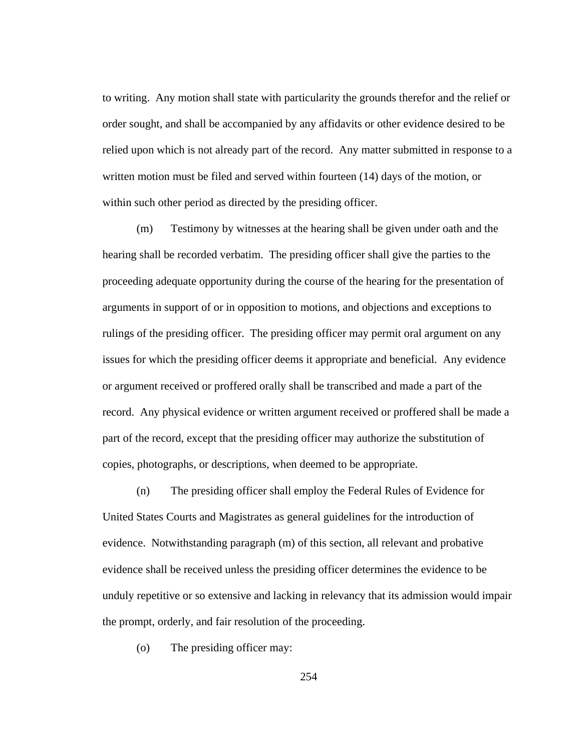to writing. Any motion shall state with particularity the grounds therefor and the relief or order sought, and shall be accompanied by any affidavits or other evidence desired to be relied upon which is not already part of the record. Any matter submitted in response to a written motion must be filed and served within fourteen (14) days of the motion, or within such other period as directed by the presiding officer.

(m) Testimony by witnesses at the hearing shall be given under oath and the hearing shall be recorded verbatim. The presiding officer shall give the parties to the proceeding adequate opportunity during the course of the hearing for the presentation of arguments in support of or in opposition to motions, and objections and exceptions to rulings of the presiding officer. The presiding officer may permit oral argument on any issues for which the presiding officer deems it appropriate and beneficial. Any evidence or argument received or proffered orally shall be transcribed and made a part of the record. Any physical evidence or written argument received or proffered shall be made a part of the record, except that the presiding officer may authorize the substitution of copies, photographs, or descriptions, when deemed to be appropriate.

(n) The presiding officer shall employ the Federal Rules of Evidence for United States Courts and Magistrates as general guidelines for the introduction of evidence. Notwithstanding paragraph (m) of this section, all relevant and probative evidence shall be received unless the presiding officer determines the evidence to be unduly repetitive or so extensive and lacking in relevancy that its admission would impair the prompt, orderly, and fair resolution of the proceeding.

(o) The presiding officer may: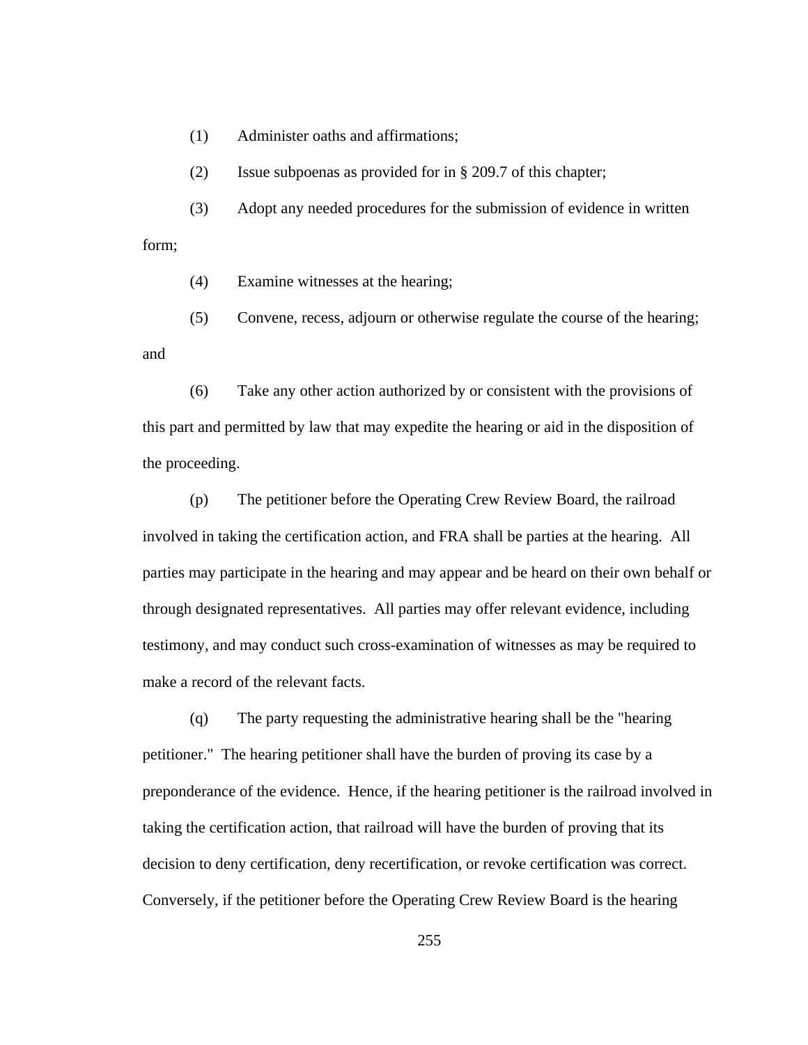(1) Administer oaths and affirmations;

(2) Issue subpoenas as provided for in § 209.7 of this chapter;

(3) Adopt any needed procedures for the submission of evidence in written form;

(4) Examine witnesses at the hearing;

(5) Convene, recess, adjourn or otherwise regulate the course of the hearing; and

(6) Take any other action authorized by or consistent with the provisions of this part and permitted by law that may expedite the hearing or aid in the disposition of the proceeding.

(p) The petitioner before the Operating Crew Review Board, the railroad involved in taking the certification action, and FRA shall be parties at the hearing. All parties may participate in the hearing and may appear and be heard on their own behalf or through designated representatives. All parties may offer relevant evidence, including testimony, and may conduct such cross-examination of witnesses as may be required to make a record of the relevant facts.

(q) The party requesting the administrative hearing shall be the "hearing petitioner." The hearing petitioner shall have the burden of proving its case by a preponderance of the evidence. Hence, if the hearing petitioner is the railroad involved in taking the certification action, that railroad will have the burden of proving that its decision to deny certification, deny recertification, or revoke certification was correct. Conversely, if the petitioner before the Operating Crew Review Board is the hearing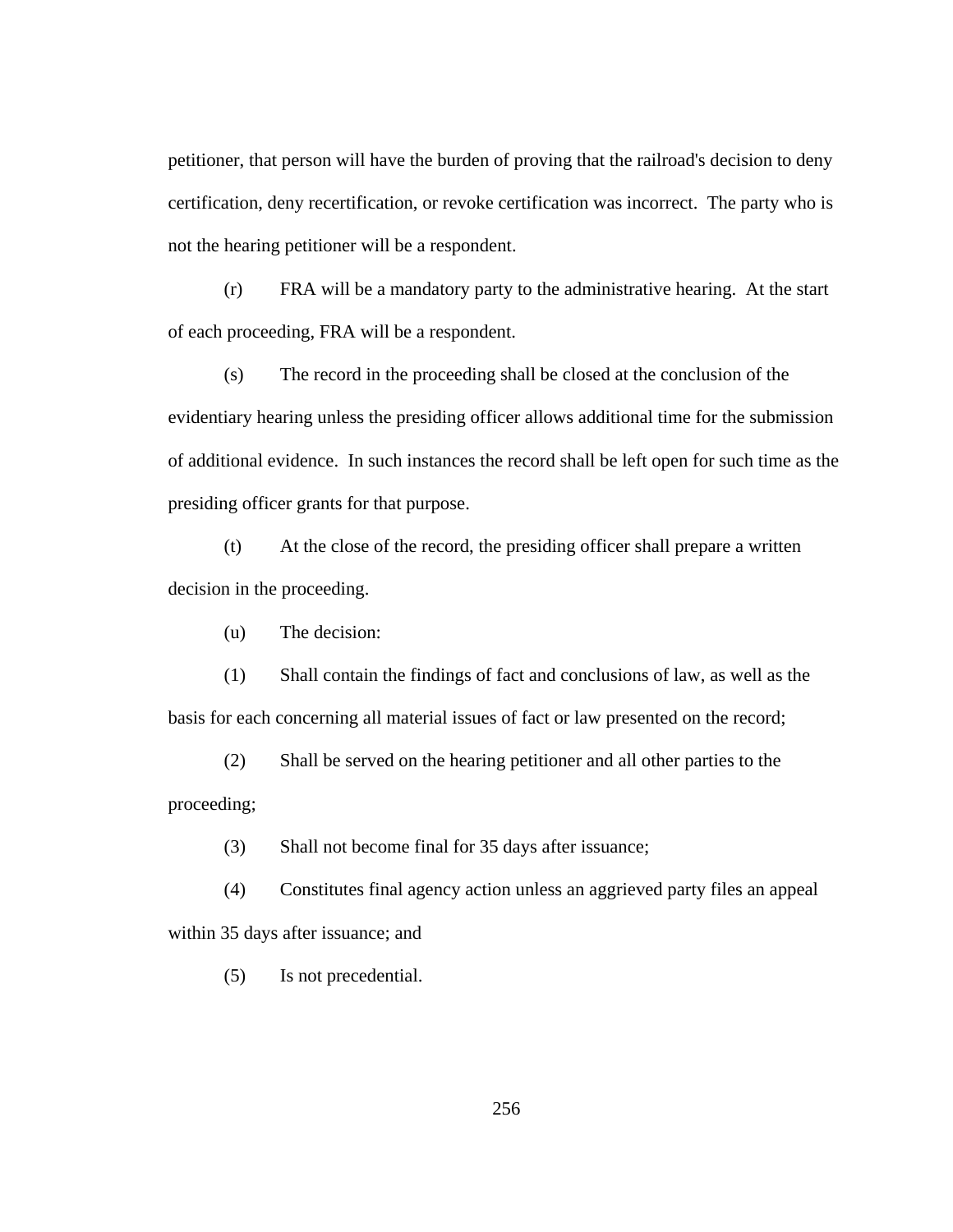petitioner, that person will have the burden of proving that the railroad's decision to deny certification, deny recertification, or revoke certification was incorrect. The party who is not the hearing petitioner will be a respondent.

(r) FRA will be a mandatory party to the administrative hearing. At the start of each proceeding, FRA will be a respondent.

(s) The record in the proceeding shall be closed at the conclusion of the evidentiary hearing unless the presiding officer allows additional time for the submission of additional evidence. In such instances the record shall be left open for such time as the presiding officer grants for that purpose.

(t) At the close of the record, the presiding officer shall prepare a written decision in the proceeding.

(u) The decision:

(1) Shall contain the findings of fact and conclusions of law, as well as the basis for each concerning all material issues of fact or law presented on the record;

(2) Shall be served on the hearing petitioner and all other parties to the proceeding;

(3) Shall not become final for 35 days after issuance;

(4) Constitutes final agency action unless an aggrieved party files an appeal within 35 days after issuance; and

(5) Is not precedential.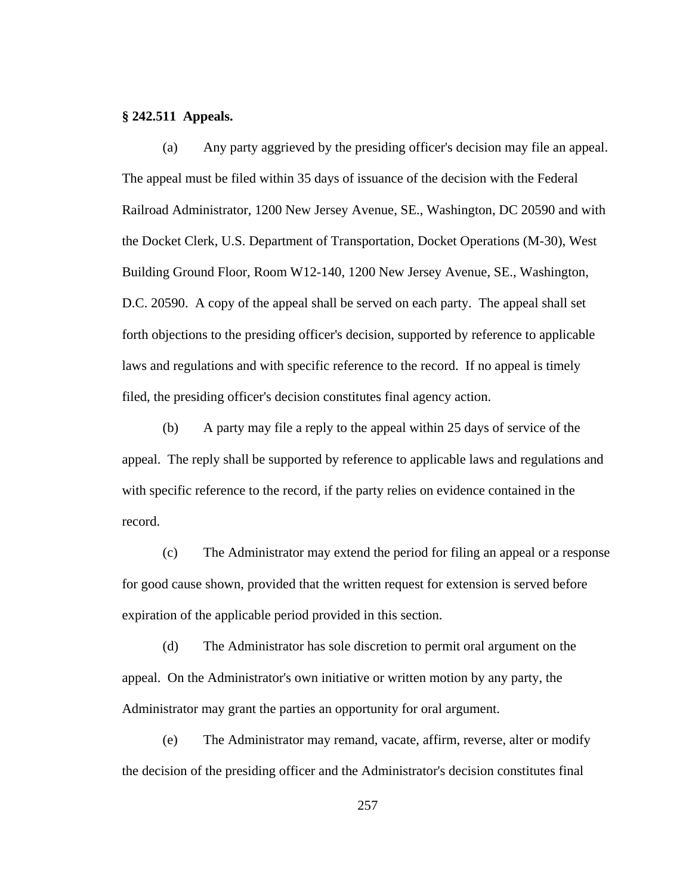**§ 242.511 Appeals.**

(a) Any party aggrieved by the presiding officer's decision may file an appeal. The appeal must be filed within 35 days of issuance of the decision with the Federal Railroad Administrator, 1200 New Jersey Avenue, SE., Washington, DC 20590 and with the Docket Clerk, U.S. Department of Transportation, Docket Operations (M-30), West Building Ground Floor, Room W12-140, 1200 New Jersey Avenue, SE., Washington, D.C. 20590. A copy of the appeal shall be served on each party. The appeal shall set forth objections to the presiding officer's decision, supported by reference to applicable laws and regulations and with specific reference to the record. If no appeal is timely filed, the presiding officer's decision constitutes final agency action.

(b) A party may file a reply to the appeal within 25 days of service of the appeal. The reply shall be supported by reference to applicable laws and regulations and with specific reference to the record, if the party relies on evidence contained in the record.

(c) The Administrator may extend the period for filing an appeal or a response for good cause shown, provided that the written request for extension is served before expiration of the applicable period provided in this section.

(d) The Administrator has sole discretion to permit oral argument on the appeal. On the Administrator's own initiative or written motion by any party, the Administrator may grant the parties an opportunity for oral argument.

(e) The Administrator may remand, vacate, affirm, reverse, alter or modify the decision of the presiding officer and the Administrator's decision constitutes final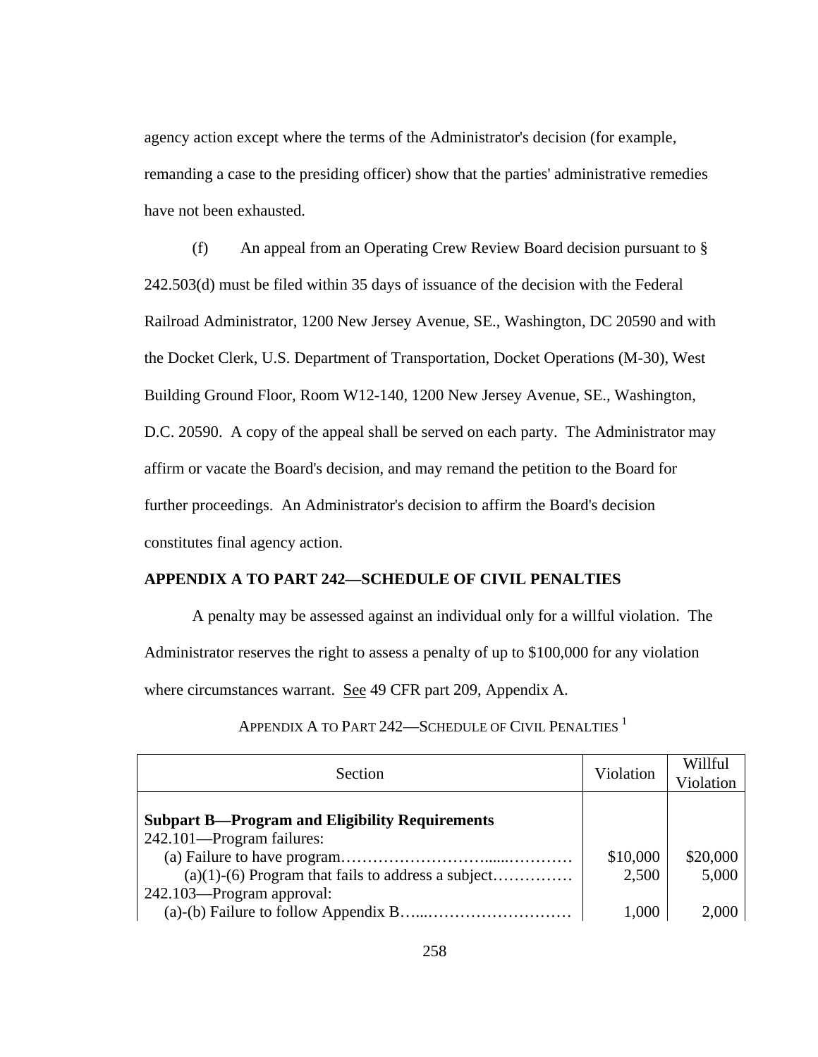agency action except where the terms of the Administrator's decision (for example, remanding a case to the presiding officer) show that the parties' administrative remedies have not been exhausted.

(f) An appeal from an Operating Crew Review Board decision pursuant to § 242.503(d) must be filed within 35 days of issuance of the decision with the Federal Railroad Administrator, 1200 New Jersey Avenue, SE., Washington, DC 20590 and with the Docket Clerk, U.S. Department of Transportation, Docket Operations (M-30), West Building Ground Floor, Room W12-140, 1200 New Jersey Avenue, SE., Washington, D.C. 20590. A copy of the appeal shall be served on each party. The Administrator may affirm or vacate the Board's decision, and may remand the petition to the Board for further proceedings. An Administrator's decision to affirm the Board's decision constitutes final agency action.

**APPENDIX A TO PART 242—SCHEDULE OF CIVIL PENALTIES**

A penalty may be assessed against an individual only for a willful violation. The Administrator reserves the right to assess a penalty of up to $100,000 for any violation where circumstances warrant. See 49 CFR part 209, Appendix A.

APPENDIX A TO PART 242—SCHEDULE OF CIVIL PENALTIES [1]

| Section | Violation | Willful Violation |
|---|---|---|
| **Subpart B—Program and Eligibility Requirements** | | |
| 242.101—Program failures: | | |
| (a) Failure to have program | $10,000 | $20,000 |
| (a)(1)-(6) Program that fails to address a subject | 2,500 | 5,000 |
| 242.103—Program approval: | | |
| (a)-(b) Failure to follow Appendix B | 1,000 | 2,000 |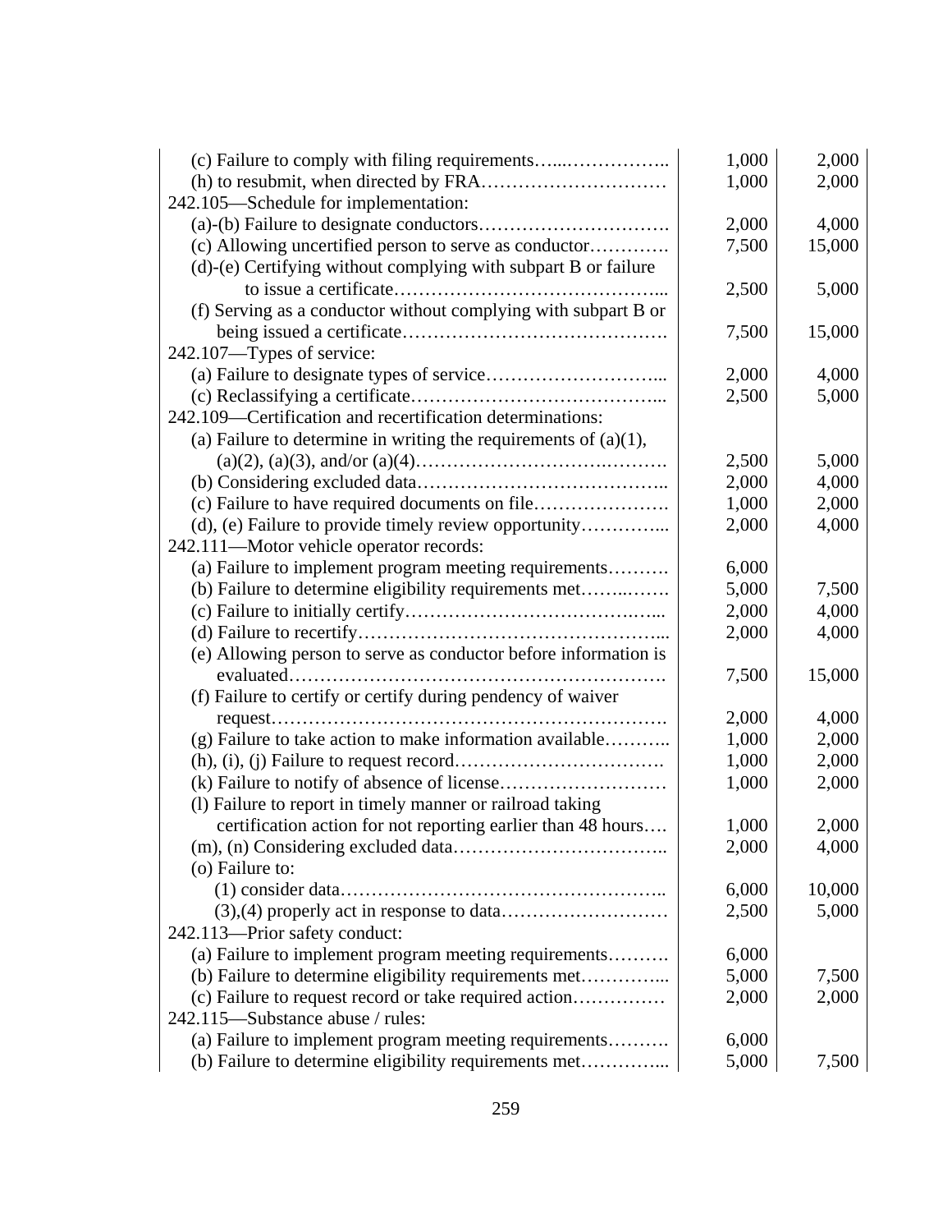| Section | Violation | Willful violation |
|---|---|---|
| (c) Failure to comply with filing requirements | 1,000 | 2,000 |
| (h) to resubmit, when directed by FRA | 1,000 | 2,000 |
| 242.105—Schedule for implementation: | | |
| (a)-(b) Failure to designate conductors | 2,000 | 4,000 |
| (c) Allowing uncertified person to serve as conductor | 7,500 | 15,000 |
| (d)-(e) Certifying without complying with subpart B or failure to issue a certificate | 2,500 | 5,000 |
| (f) Serving as a conductor without complying with subpart B or being issued a certificate | 7,500 | 15,000 |
| 242.107—Types of service: | | |
| (a) Failure to designate types of service | 2,000 | 4,000 |
| (c) Reclassifying a certificate | 2,500 | 5,000 |
| 242.109—Certification and recertification determinations: | | |
| (a) Failure to determine in writing the requirements of (a)(1), (a)(2), (a)(3), and/or (a)(4) | 2,500 | 5,000 |
| (b) Considering excluded data | 2,000 | 4,000 |
| (c) Failure to have required documents on file | 1,000 | 2,000 |
| (d), (e) Failure to provide timely review opportunity | 2,000 | 4,000 |
| 242.111—Motor vehicle operator records: | | |
| (a) Failure to implement program meeting requirements | 6,000 | |
| (b) Failure to determine eligibility requirements met | 5,000 | 7,500 |
| (c) Failure to initially certify | 2,000 | 4,000 |
| (d) Failure to recertify | 2,000 | 4,000 |
| (e) Allowing person to serve as conductor before information is evaluated | 7,500 | 15,000 |
| (f) Failure to certify or certify during pendency of waiver request | 2,000 | 4,000 |
| (g) Failure to take action to make information available | 1,000 | 2,000 |
| (h), (i), (j) Failure to request record | 1,000 | 2,000 |
| (k) Failure to notify of absence of license | 1,000 | 2,000 |
| (l) Failure to report in timely manner or railroad taking certification action for not reporting earlier than 48 hours | 1,000 | 2,000 |
| (m), (n) Considering excluded data | 2,000 | 4,000 |
| (o) Failure to: | | |
| (1) consider data | 6,000 | 10,000 |
| (3),(4) properly act in response to data | 2,500 | 5,000 |
| 242.113—Prior safety conduct: | | |
| (a) Failure to implement program meeting requirements | 6,000 | |
| (b) Failure to determine eligibility requirements met | 5,000 | 7,500 |
| (c) Failure to request record or take required action | 2,000 | 2,000 |
| 242.115—Substance abuse / rules: | | |
| (a) Failure to implement program meeting requirements | 6,000 | |
| (b) Failure to determine eligibility requirements met | 5,000 | 7,500 |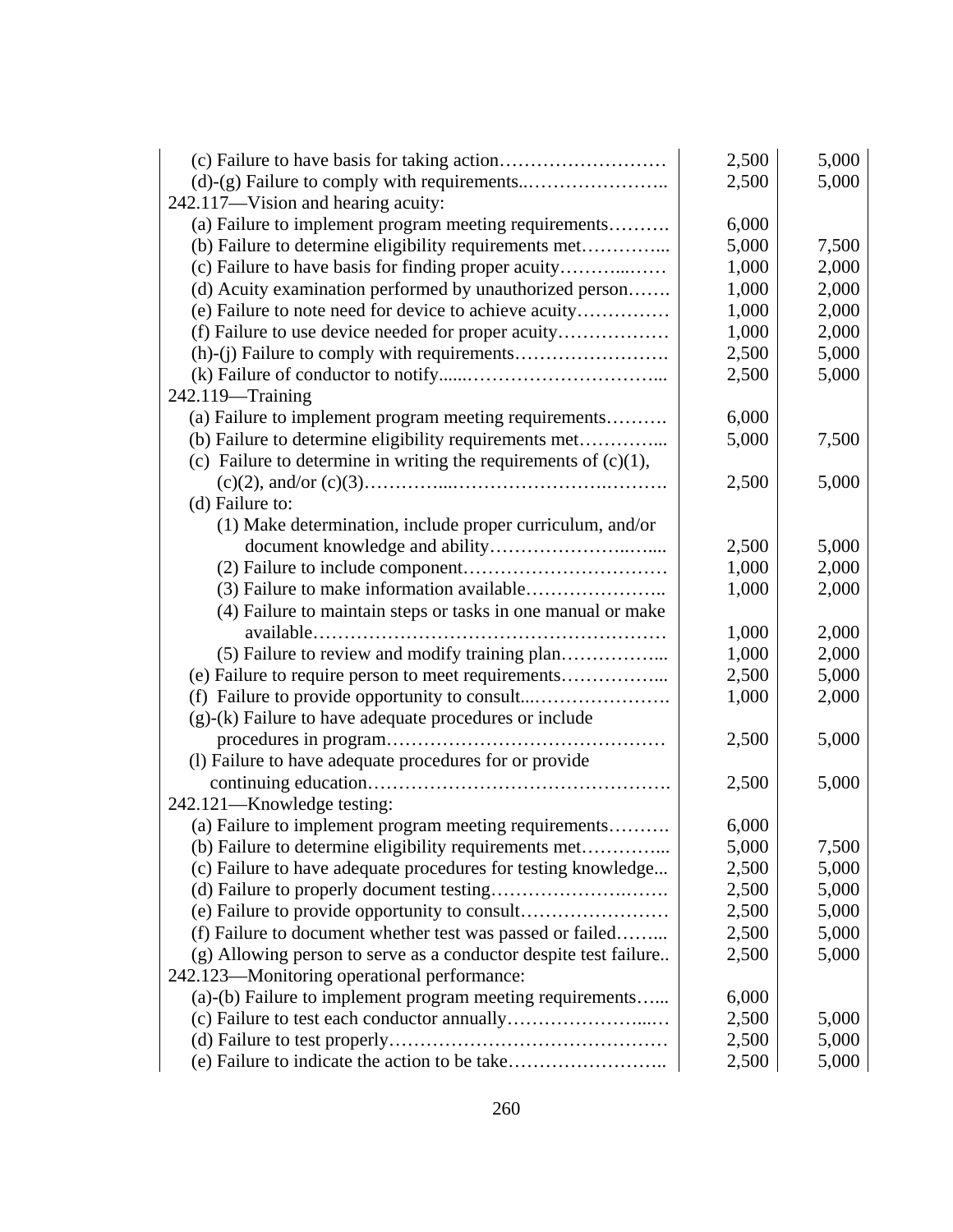| | | |
|---|---|---|
| (c) Failure to have basis for taking action……………………… | 2,500 | 5,000 |
| (d)-(g) Failure to comply with requirements..………………….. | 2,500 | 5,000 |
| 242.117—Vision and hearing acuity: | | |
| (a) Failure to implement program meeting requirements………. | 6,000 | |
| (b) Failure to determine eligibility requirements met…………... | 5,000 | 7,500 |
| (c) Failure to have basis for finding proper acuity………...…… | 1,000 | 2,000 |
| (d) Acuity examination performed by unauthorized person……. | 1,000 | 2,000 |
| (e) Failure to note need for device to achieve acuity…………… | 1,000 | 2,000 |
| (f) Failure to use device needed for proper acuity……………… | 1,000 | 2,000 |
| (h)-(j) Failure to comply with requirements……………………. | 2,500 | 5,000 |
| (k) Failure of conductor to notify......…………………………... | 2,500 | 5,000 |
| 242.119—Training | | |
| (a) Failure to implement program meeting requirements………. | 6,000 | |
| (b) Failure to determine eligibility requirements met…………... | 5,000 | 7,500 |
| (c) Failure to determine in writing the requirements of (c)(1), (c)(2), and/or (c)(3)…………...……………………….………. | 2,500 | 5,000 |
| (d) Failure to: | | |
| (1) Make determination, include proper curriculum, and/or document knowledge and ability…………………..…..... | 2,500 | 5,000 |
| (2) Failure to include component…………………………… | 1,000 | 2,000 |
| (3) Failure to make information available………………….. | 1,000 | 2,000 |
| (4) Failure to maintain steps or tasks in one manual or make available………………………………………………… | 1,000 | 2,000 |
| (5) Failure to review and modify training plan……………... | 1,000 | 2,000 |
| (e) Failure to require person to meet requirements……………... | 2,500 | 5,000 |
| (f) Failure to provide opportunity to consult...…………………. | 1,000 | 2,000 |
| (g)-(k) Failure to have adequate procedures or include procedures in program……………………………………… | 2,500 | 5,000 |
| (l) Failure to have adequate procedures for or provide continuing education…………………………………………. | 2,500 | 5,000 |
| 242.121—Knowledge testing: | | |
| (a) Failure to implement program meeting requirements………. | 6,000 | |
| (b) Failure to determine eligibility requirements met…………... | 5,000 | 7,500 |
| (c) Failure to have adequate procedures for testing knowledge... | 2,500 | 5,000 |
| (d) Failure to properly document testing…………………….……. | 2,500 | 5,000 |
| (e) Failure to provide opportunity to consult…………………… | 2,500 | 5,000 |
| (f) Failure to document whether test was passed or failed……... | 2,500 | 5,000 |
| (g) Allowing person to serve as a conductor despite test failure.. | 2,500 | 5,000 |
| 242.123—Monitoring operational performance: | | |
| (a)-(b) Failure to implement program meeting requirements…... | 6,000 | |
| (c) Failure to test each conductor annually…………………...… | 2,500 | 5,000 |
| (d) Failure to test properly……………………………………… | 2,500 | 5,000 |
| (e) Failure to indicate the action to be take…………………….. | 2,500 | 5,000 |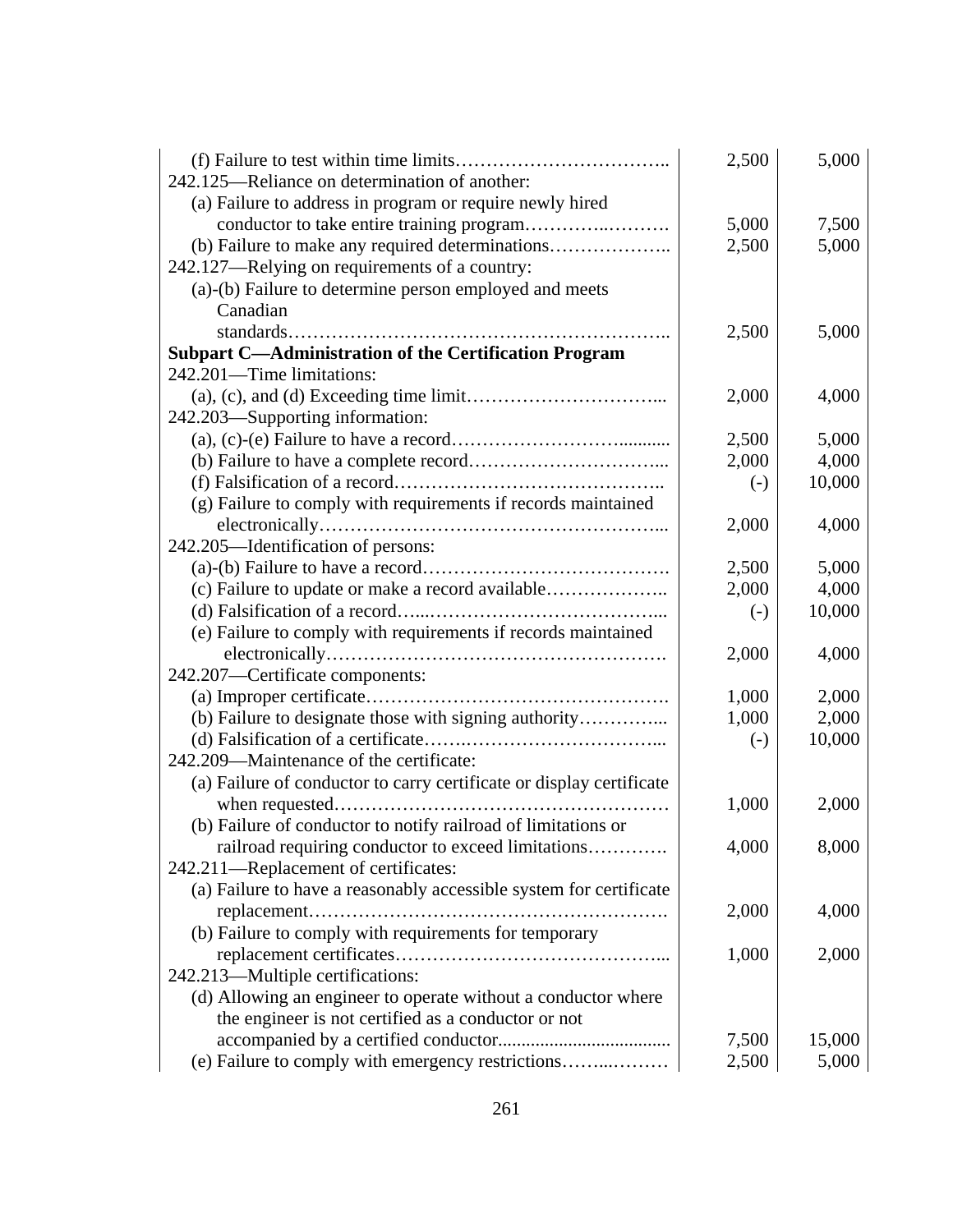| | | |
|---|---|---|
| (f) Failure to test within time limits…………………………….. | 2,500 | 5,000 |
| 242.125—Reliance on determination of another: | | |
| (a) Failure to address in program or require newly hired conductor to take entire training program…………..………. | 5,000 | 7,500 |
| (b) Failure to make any required determinations……………….. | 2,500 | 5,000 |
| 242.127—Relying on requirements of a country: | | |
| (a)-(b) Failure to determine person employed and meets Canadian standards…………………………………………………….. | 2,500 | 5,000 |
| **Subpart C—Administration of the Certification Program** | | |
| 242.201—Time limitations: | | |
| (a), (c), and (d) Exceeding time limit…………………………... | 2,000 | 4,000 |
| 242.203—Supporting information: | | |
| (a), (c)-(e) Failure to have a record…………………….......... | 2,500 | 5,000 |
| (b) Failure to have a complete record…………………………... | 2,000 | 4,000 |
| (f) Falsification of a record…………………………………….. | (-) | 10,000 |
| (g) Failure to comply with requirements if records maintained electronically………………………………………………... | 2,000 | 4,000 |
| 242.205—Identification of persons: | | |
| (a)-(b) Failure to have a record…………………………………. | 2,500 | 5,000 |
| (c) Failure to update or make a record available……………….. | 2,000 | 4,000 |
| (d) Falsification of a record…...………………………………... | (-) | 10,000 |
| (e) Failure to comply with requirements if records maintained electronically………………………………………………. | 2,000 | 4,000 |
| 242.207—Certificate components: | | |
| (a) Improper certificate…………………………………………. | 1,000 | 2,000 |
| (b) Failure to designate those with signing authority…………... | 1,000 | 2,000 |
| (d) Falsification of a certificate…….…………………………... | (-) | 10,000 |
| 242.209—Maintenance of the certificate: | | |
| (a) Failure of conductor to carry certificate or display certificate when requested……………………………………………… | 1,000 | 2,000 |
| (b) Failure of conductor to notify railroad of limitations or railroad requiring conductor to exceed limitations…………. | 4,000 | 8,000 |
| 242.211—Replacement of certificates: | | |
| (a) Failure to have a reasonably accessible system for certificate replacement…………………………………………………. | 2,000 | 4,000 |
| (b) Failure to comply with requirements for temporary replacement certificates…………………………………... | 1,000 | 2,000 |
| 242.213—Multiple certifications: | | |
| (d) Allowing an engineer to operate without a conductor where the engineer is not certified as a conductor or not accompanied by a certified conductor.................................... | 7,500 | 15,000 |
| (e) Failure to comply with emergency restrictions……...……… | 2,500 | 5,000 |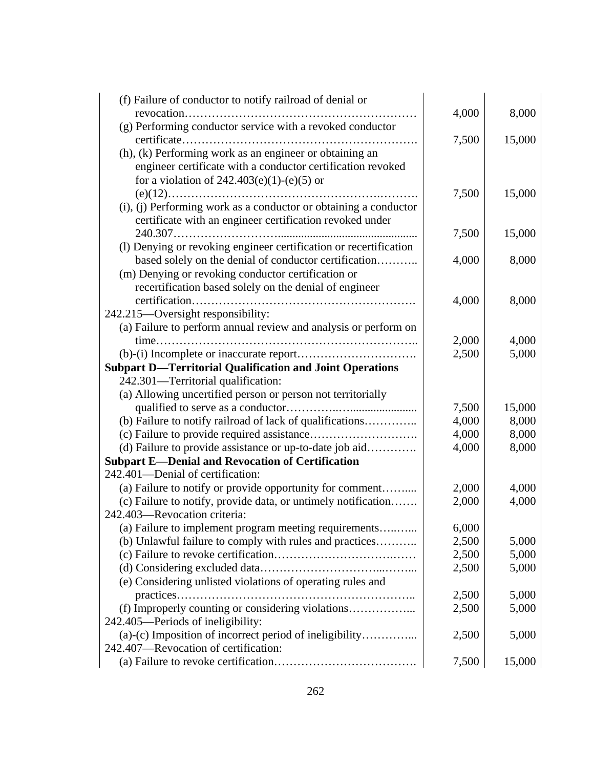| Section | Violation | Willful violation |
|---|---|---|
| (f) Failure of conductor to notify railroad of denial or revocation | 4,000 | 8,000 |
| (g) Performing conductor service with a revoked conductor certificate | 7,500 | 15,000 |
| (h), (k) Performing work as an engineer or obtaining an engineer certificate with a conductor certification revoked for a violation of 242.403(e)(1)-(e)(5) or (e)(12) | 7,500 | 15,000 |
| (i), (j) Performing work as a conductor or obtaining a conductor certificate with an engineer certification revoked under 240.307 | 7,500 | 15,000 |
| (l) Denying or revoking engineer certification or recertification based solely on the denial of conductor certification | 4,000 | 8,000 |
| (m) Denying or revoking conductor certification or recertification based solely on the denial of engineer certification | 4,000 | 8,000 |
| 242.215—Oversight responsibility: | | |
| (a) Failure to perform annual review and analysis or perform on time | 2,000 | 4,000 |
| (b)-(i) Incomplete or inaccurate report | 2,500 | 5,000 |
| **Subpart D—Territorial Qualification and Joint Operations** | | |
| 242.301—Territorial qualification: | | |
| (a) Allowing uncertified person or person not territorially qualified to serve as a conductor | 7,500 | 15,000 |
| (b) Failure to notify railroad of lack of qualifications | 4,000 | 8,000 |
| (c) Failure to provide required assistance | 4,000 | 8,000 |
| (d) Failure to provide assistance or up-to-date job aid | 4,000 | 8,000 |
| **Subpart E—Denial and Revocation of Certification** | | |
| 242.401—Denial of certification: | | |
| (a) Failure to notify or provide opportunity for comment | 2,000 | 4,000 |
| (c) Failure to notify, provide data, or untimely notification | 2,000 | 4,000 |
| 242.403—Revocation criteria: | | |
| (a) Failure to implement program meeting requirements | 6,000 | |
| (b) Unlawful failure to comply with rules and practices | 2,500 | 5,000 |
| (c) Failure to revoke certification | 2,500 | 5,000 |
| (d) Considering excluded data | 2,500 | 5,000 |
| (e) Considering unlisted violations of operating rules and practices | 2,500 | 5,000 |
| (f) Improperly counting or considering violations | 2,500 | 5,000 |
| 242.405—Periods of ineligibility: | | |
| (a)-(c) Imposition of incorrect period of ineligibility | 2,500 | 5,000 |
| 242.407—Revocation of certification: | | |
| (a) Failure to revoke certification | 7,500 | 15,000 |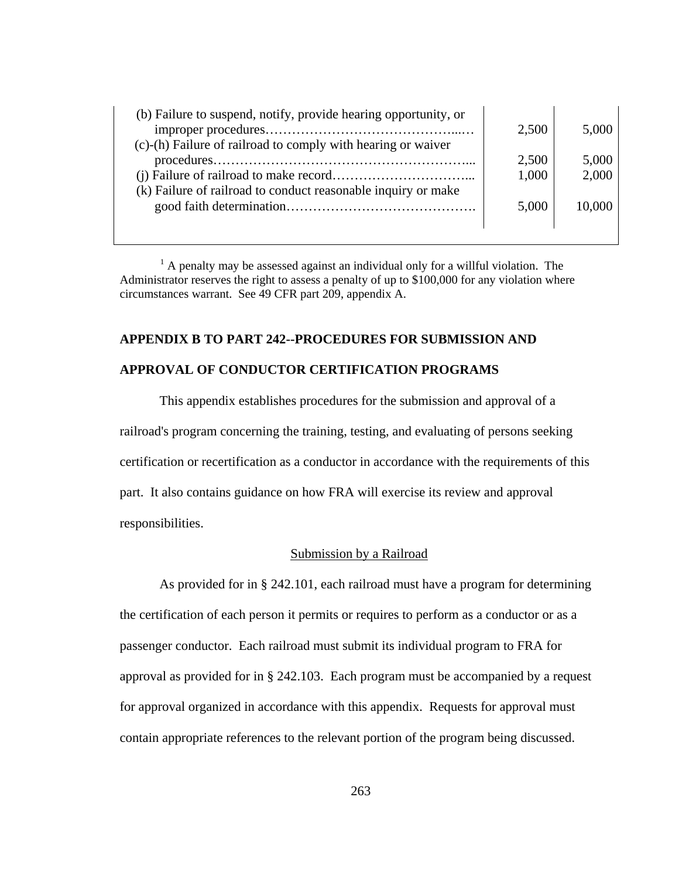| Section | Violation | Willful violation |
| --- | --- | --- |
| (b) Failure to suspend, notify, provide hearing opportunity, or improper procedures | 2,500 | 5,000 |
| (c)-(h) Failure of railroad to comply with hearing or waiver procedures | 2,500 | 5,000 |
| (j) Failure of railroad to make record | 1,000 | 2,000 |
| (k) Failure of railroad to conduct reasonable inquiry or make good faith determination | 5,000 | 10,000 |

[1] A penalty may be assessed against an individual only for a willful violation. The Administrator reserves the right to assess a penalty of up to $100,000 for any violation where circumstances warrant. See 49 CFR part 209, appendix A.

## APPENDIX B TO PART 242--PROCEDURES FOR SUBMISSION AND APPROVAL OF CONDUCTOR CERTIFICATION PROGRAMS

This appendix establishes procedures for the submission and approval of a railroad's program concerning the training, testing, and evaluating of persons seeking certification or recertification as a conductor in accordance with the requirements of this part. It also contains guidance on how FRA will exercise its review and approval responsibilities.

### Submission by a Railroad

As provided for in § 242.101, each railroad must have a program for determining the certification of each person it permits or requires to perform as a conductor or as a passenger conductor. Each railroad must submit its individual program to FRA for approval as provided for in § 242.103. Each program must be accompanied by a request for approval organized in accordance with this appendix. Requests for approval must contain appropriate references to the relevant portion of the program being discussed.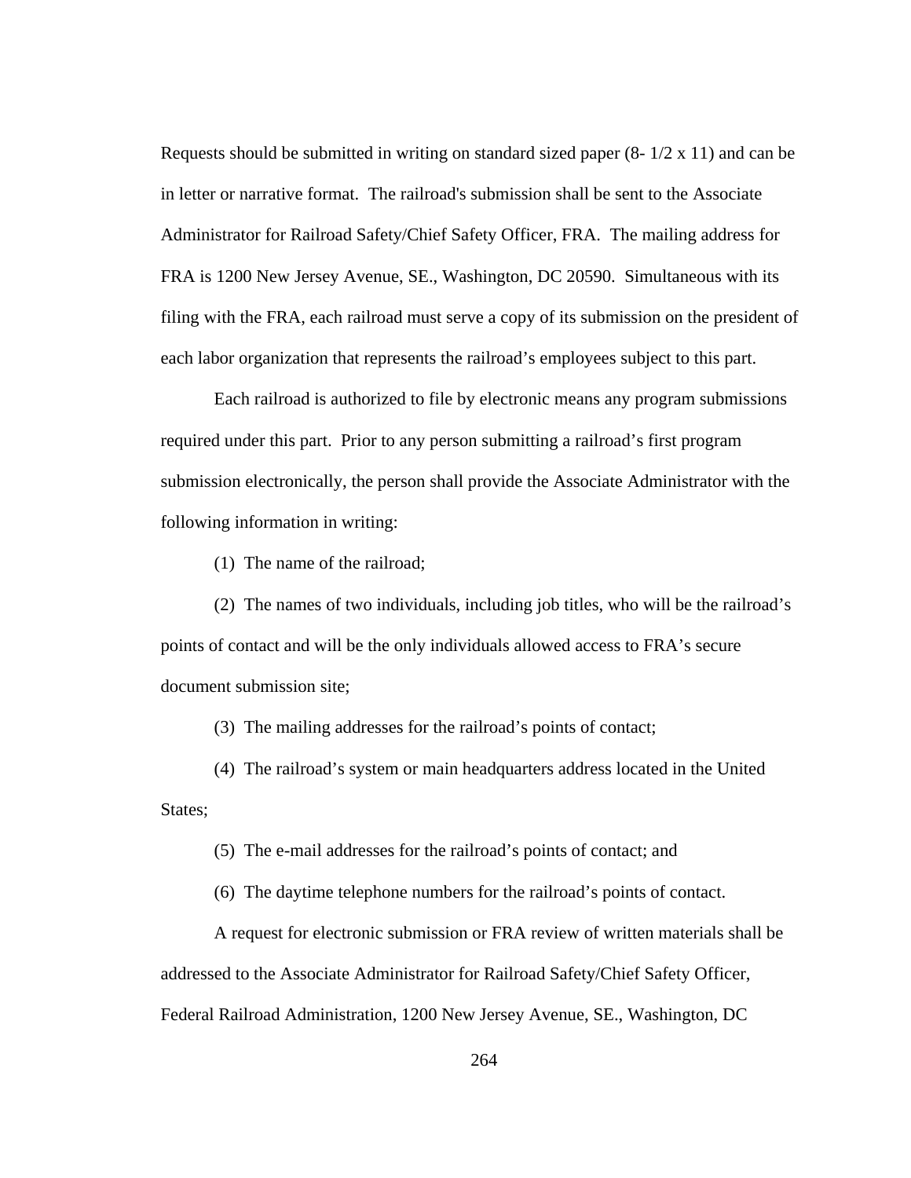Requests should be submitted in writing on standard sized paper (8- 1/2 x 11) and can be in letter or narrative format. The railroad's submission shall be sent to the Associate Administrator for Railroad Safety/Chief Safety Officer, FRA. The mailing address for FRA is 1200 New Jersey Avenue, SE., Washington, DC 20590. Simultaneous with its filing with the FRA, each railroad must serve a copy of its submission on the president of each labor organization that represents the railroad's employees subject to this part.

Each railroad is authorized to file by electronic means any program submissions required under this part. Prior to any person submitting a railroad's first program submission electronically, the person shall provide the Associate Administrator with the following information in writing:

(1) The name of the railroad;

(2) The names of two individuals, including job titles, who will be the railroad's points of contact and will be the only individuals allowed access to FRA's secure document submission site;

(3) The mailing addresses for the railroad's points of contact;

(4) The railroad's system or main headquarters address located in the United States;

(5) The e-mail addresses for the railroad's points of contact; and

(6) The daytime telephone numbers for the railroad's points of contact.

A request for electronic submission or FRA review of written materials shall be addressed to the Associate Administrator for Railroad Safety/Chief Safety Officer, Federal Railroad Administration, 1200 New Jersey Avenue, SE., Washington, DC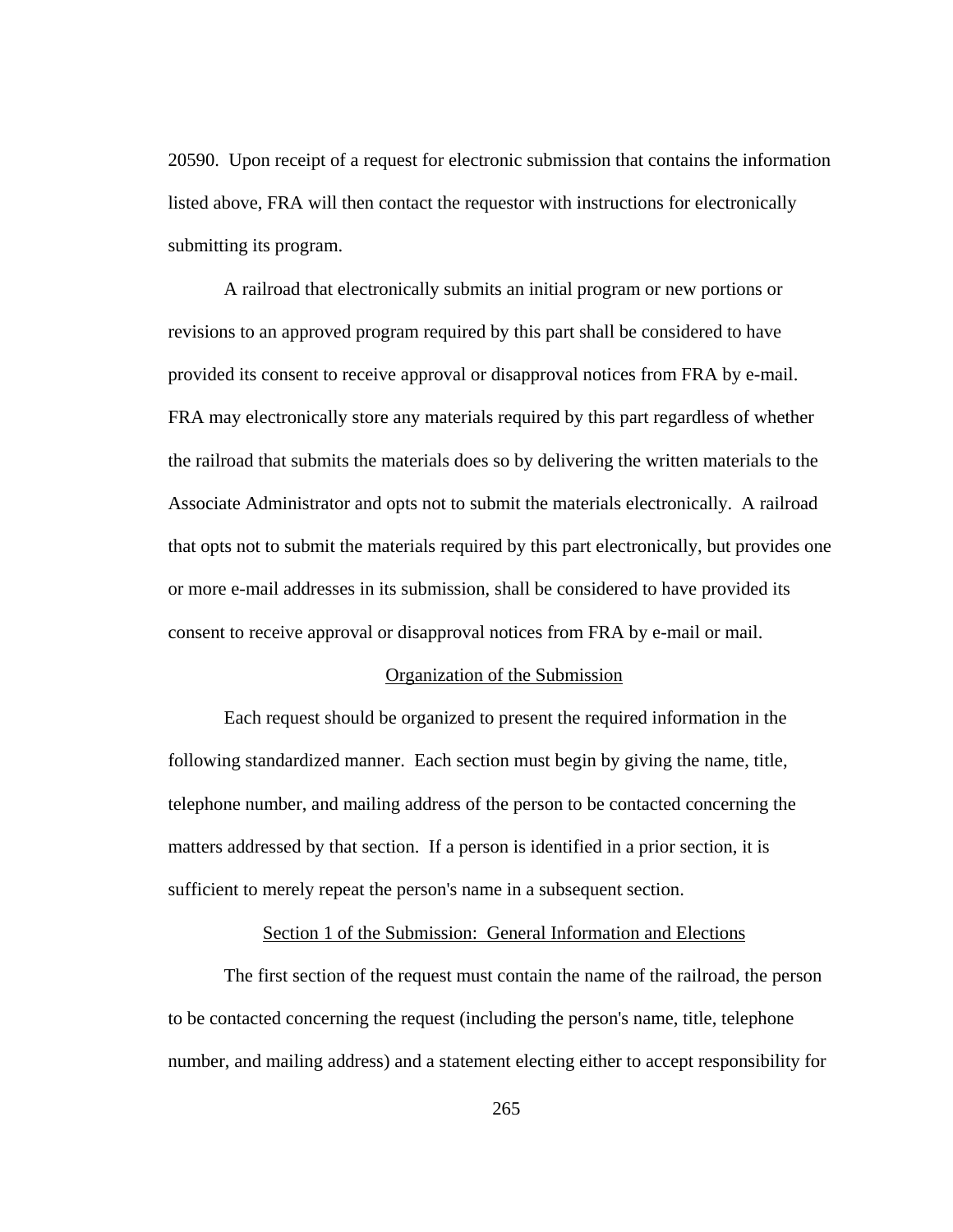20590. Upon receipt of a request for electronic submission that contains the information listed above, FRA will then contact the requestor with instructions for electronically submitting its program.

A railroad that electronically submits an initial program or new portions or revisions to an approved program required by this part shall be considered to have provided its consent to receive approval or disapproval notices from FRA by e-mail. FRA may electronically store any materials required by this part regardless of whether the railroad that submits the materials does so by delivering the written materials to the Associate Administrator and opts not to submit the materials electronically. A railroad that opts not to submit the materials required by this part electronically, but provides one or more e-mail addresses in its submission, shall be considered to have provided its consent to receive approval or disapproval notices from FRA by e-mail or mail.

## Organization of the Submission

Each request should be organized to present the required information in the following standardized manner. Each section must begin by giving the name, title, telephone number, and mailing address of the person to be contacted concerning the matters addressed by that section. If a person is identified in a prior section, it is sufficient to merely repeat the person's name in a subsequent section.

## Section 1 of the Submission: General Information and Elections

The first section of the request must contain the name of the railroad, the person to be contacted concerning the request (including the person's name, title, telephone number, and mailing address) and a statement electing either to accept responsibility for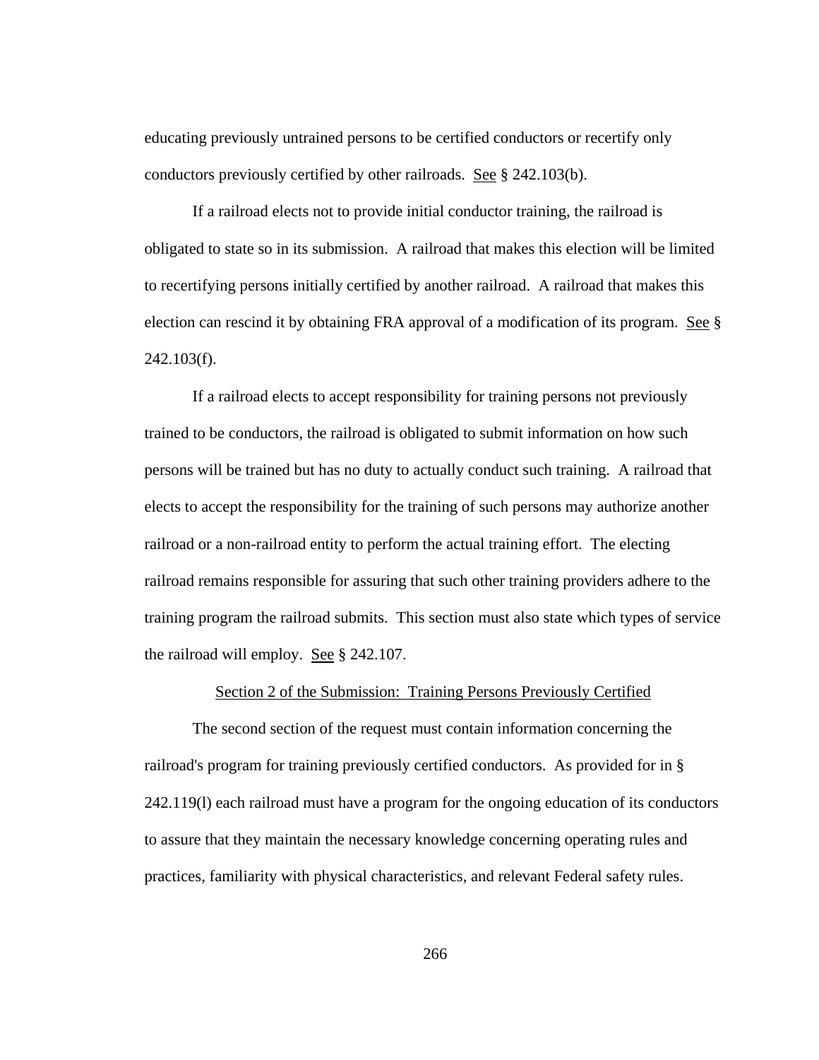educating previously untrained persons to be certified conductors or recertify only conductors previously certified by other railroads. See § 242.103(b).

If a railroad elects not to provide initial conductor training, the railroad is obligated to state so in its submission. A railroad that makes this election will be limited to recertifying persons initially certified by another railroad. A railroad that makes this election can rescind it by obtaining FRA approval of a modification of its program. See § 242.103(f).

If a railroad elects to accept responsibility for training persons not previously trained to be conductors, the railroad is obligated to submit information on how such persons will be trained but has no duty to actually conduct such training. A railroad that elects to accept the responsibility for the training of such persons may authorize another railroad or a non-railroad entity to perform the actual training effort. The electing railroad remains responsible for assuring that such other training providers adhere to the training program the railroad submits. This section must also state which types of service the railroad will employ. See § 242.107.

Section 2 of the Submission: Training Persons Previously Certified

The second section of the request must contain information concerning the railroad's program for training previously certified conductors. As provided for in § 242.119(l) each railroad must have a program for the ongoing education of its conductors to assure that they maintain the necessary knowledge concerning operating rules and practices, familiarity with physical characteristics, and relevant Federal safety rules.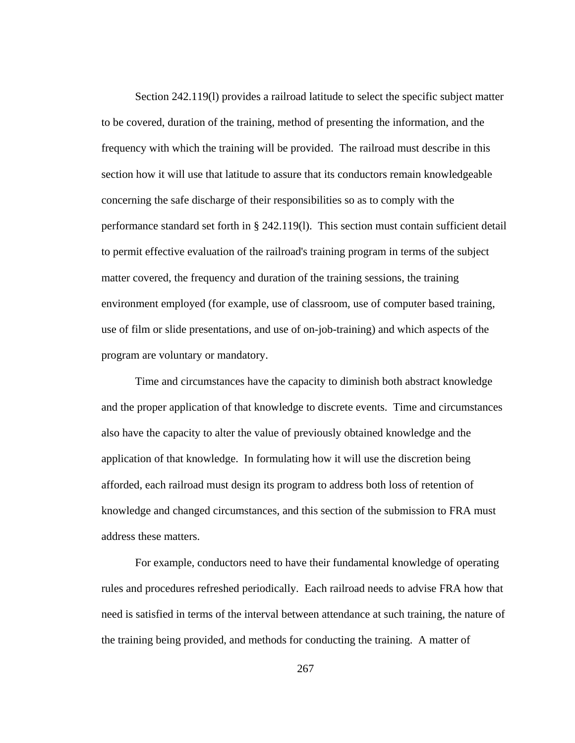Section 242.119(l) provides a railroad latitude to select the specific subject matter to be covered, duration of the training, method of presenting the information, and the frequency with which the training will be provided. The railroad must describe in this section how it will use that latitude to assure that its conductors remain knowledgeable concerning the safe discharge of their responsibilities so as to comply with the performance standard set forth in § 242.119(l). This section must contain sufficient detail to permit effective evaluation of the railroad's training program in terms of the subject matter covered, the frequency and duration of the training sessions, the training environment employed (for example, use of classroom, use of computer based training, use of film or slide presentations, and use of on-job-training) and which aspects of the program are voluntary or mandatory.

Time and circumstances have the capacity to diminish both abstract knowledge and the proper application of that knowledge to discrete events. Time and circumstances also have the capacity to alter the value of previously obtained knowledge and the application of that knowledge. In formulating how it will use the discretion being afforded, each railroad must design its program to address both loss of retention of knowledge and changed circumstances, and this section of the submission to FRA must address these matters.

For example, conductors need to have their fundamental knowledge of operating rules and procedures refreshed periodically. Each railroad needs to advise FRA how that need is satisfied in terms of the interval between attendance at such training, the nature of the training being provided, and methods for conducting the training. A matter of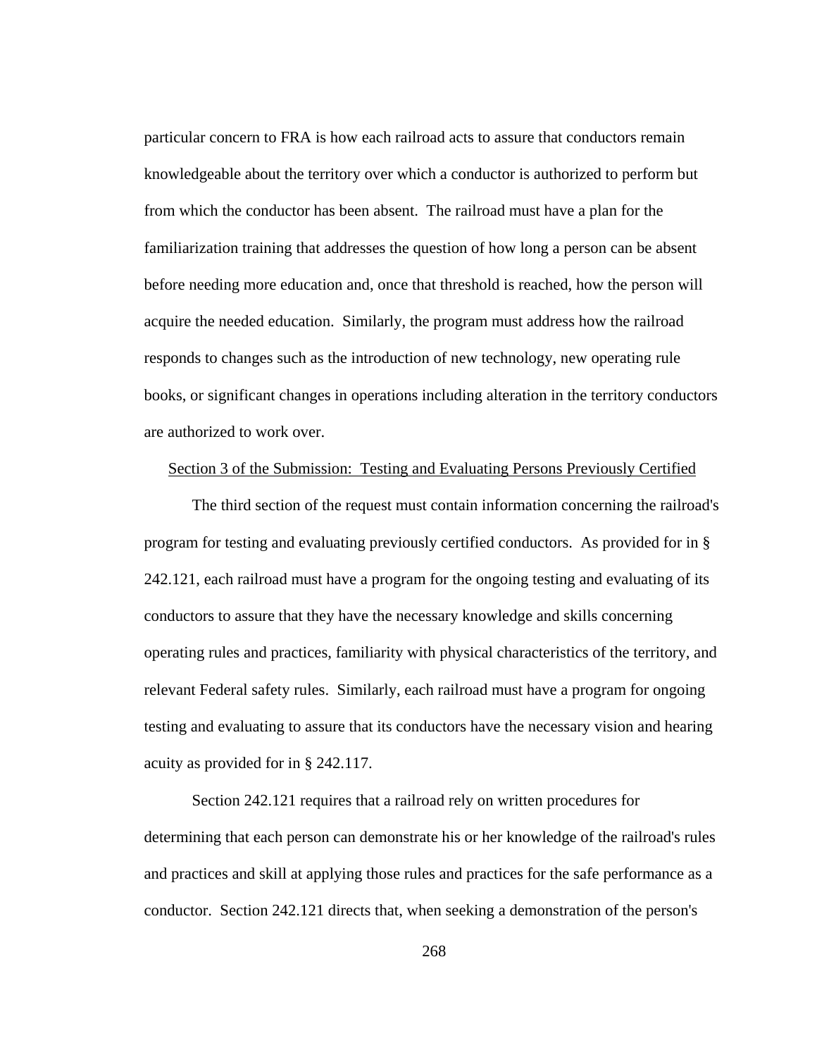particular concern to FRA is how each railroad acts to assure that conductors remain knowledgeable about the territory over which a conductor is authorized to perform but from which the conductor has been absent. The railroad must have a plan for the familiarization training that addresses the question of how long a person can be absent before needing more education and, once that threshold is reached, how the person will acquire the needed education. Similarly, the program must address how the railroad responds to changes such as the introduction of new technology, new operating rule books, or significant changes in operations including alteration in the territory conductors are authorized to work over.

<u>Section 3 of the Submission: Testing and Evaluating Persons Previously Certified</u>

The third section of the request must contain information concerning the railroad's program for testing and evaluating previously certified conductors. As provided for in § 242.121, each railroad must have a program for the ongoing testing and evaluating of its conductors to assure that they have the necessary knowledge and skills concerning operating rules and practices, familiarity with physical characteristics of the territory, and relevant Federal safety rules. Similarly, each railroad must have a program for ongoing testing and evaluating to assure that its conductors have the necessary vision and hearing acuity as provided for in § 242.117.

Section 242.121 requires that a railroad rely on written procedures for determining that each person can demonstrate his or her knowledge of the railroad's rules and practices and skill at applying those rules and practices for the safe performance as a conductor. Section 242.121 directs that, when seeking a demonstration of the person's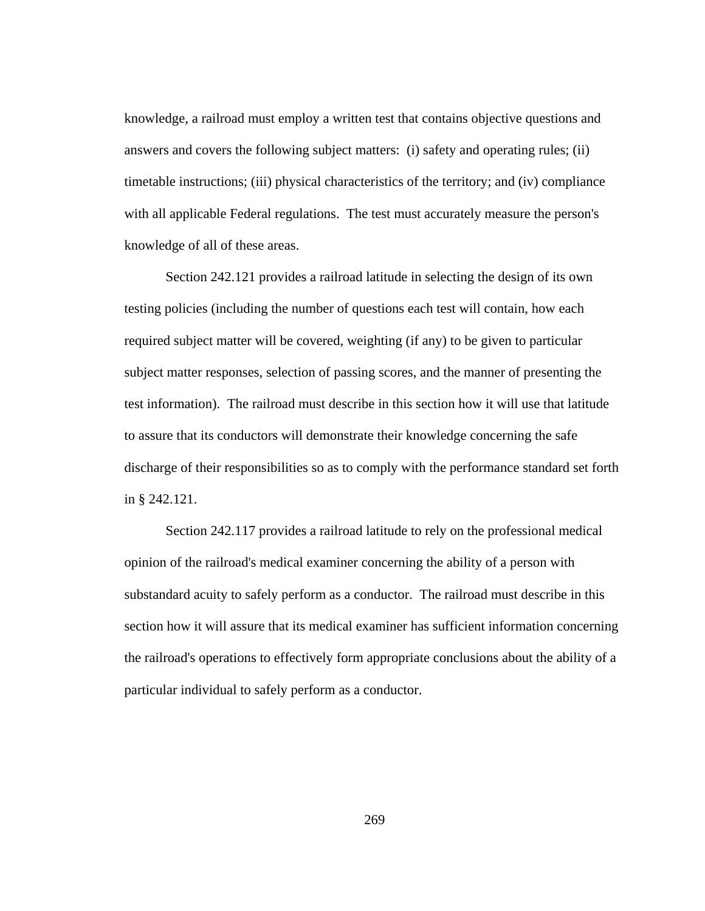knowledge, a railroad must employ a written test that contains objective questions and answers and covers the following subject matters: (i) safety and operating rules; (ii) timetable instructions; (iii) physical characteristics of the territory; and (iv) compliance with all applicable Federal regulations. The test must accurately measure the person's knowledge of all of these areas.

Section 242.121 provides a railroad latitude in selecting the design of its own testing policies (including the number of questions each test will contain, how each required subject matter will be covered, weighting (if any) to be given to particular subject matter responses, selection of passing scores, and the manner of presenting the test information). The railroad must describe in this section how it will use that latitude to assure that its conductors will demonstrate their knowledge concerning the safe discharge of their responsibilities so as to comply with the performance standard set forth in § 242.121.

Section 242.117 provides a railroad latitude to rely on the professional medical opinion of the railroad's medical examiner concerning the ability of a person with substandard acuity to safely perform as a conductor. The railroad must describe in this section how it will assure that its medical examiner has sufficient information concerning the railroad's operations to effectively form appropriate conclusions about the ability of a particular individual to safely perform as a conductor.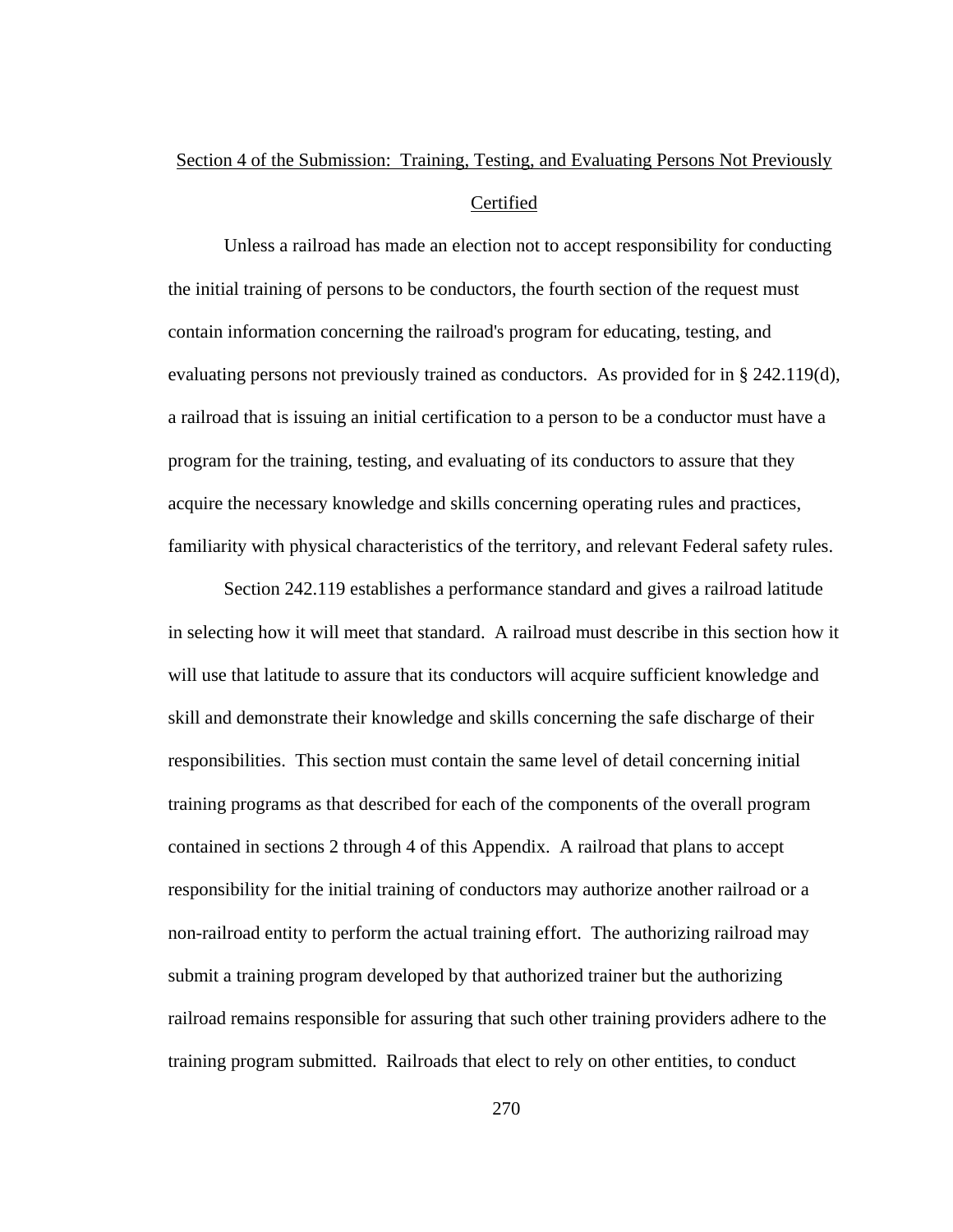Section 4 of the Submission: Training, Testing, and Evaluating Persons Not Previously Certified

Unless a railroad has made an election not to accept responsibility for conducting the initial training of persons to be conductors, the fourth section of the request must contain information concerning the railroad's program for educating, testing, and evaluating persons not previously trained as conductors. As provided for in § 242.119(d), a railroad that is issuing an initial certification to a person to be a conductor must have a program for the training, testing, and evaluating of its conductors to assure that they acquire the necessary knowledge and skills concerning operating rules and practices, familiarity with physical characteristics of the territory, and relevant Federal safety rules.

Section 242.119 establishes a performance standard and gives a railroad latitude in selecting how it will meet that standard. A railroad must describe in this section how it will use that latitude to assure that its conductors will acquire sufficient knowledge and skill and demonstrate their knowledge and skills concerning the safe discharge of their responsibilities. This section must contain the same level of detail concerning initial training programs as that described for each of the components of the overall program contained in sections 2 through 4 of this Appendix. A railroad that plans to accept responsibility for the initial training of conductors may authorize another railroad or a non-railroad entity to perform the actual training effort. The authorizing railroad may submit a training program developed by that authorized trainer but the authorizing railroad remains responsible for assuring that such other training providers adhere to the training program submitted. Railroads that elect to rely on other entities, to conduct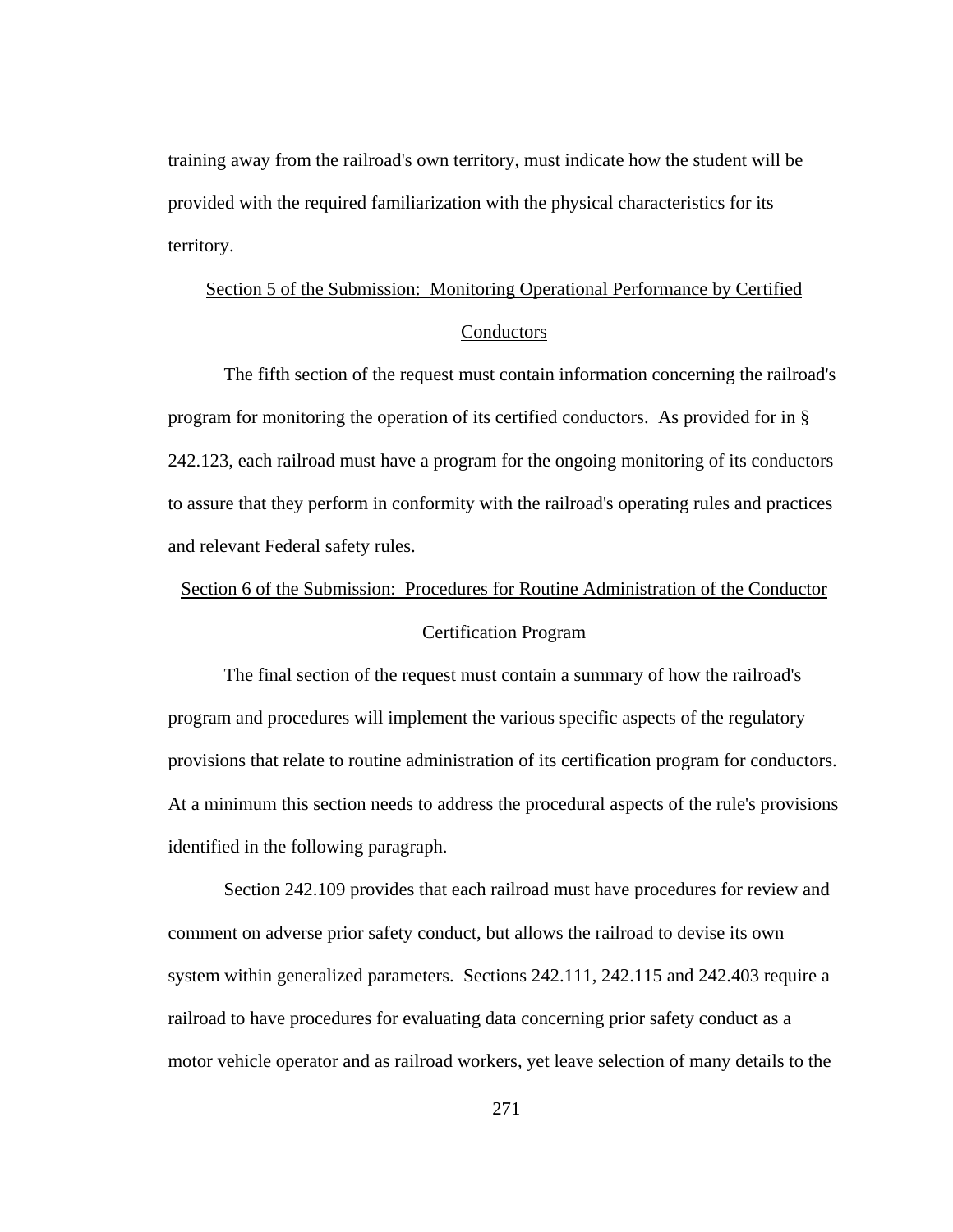training away from the railroad's own territory, must indicate how the student will be provided with the required familiarization with the physical characteristics for its territory.

### Section 5 of the Submission: Monitoring Operational Performance by Certified Conductors

The fifth section of the request must contain information concerning the railroad's program for monitoring the operation of its certified conductors. As provided for in § 242.123, each railroad must have a program for the ongoing monitoring of its conductors to assure that they perform in conformity with the railroad's operating rules and practices and relevant Federal safety rules.

### Section 6 of the Submission: Procedures for Routine Administration of the Conductor Certification Program

The final section of the request must contain a summary of how the railroad's program and procedures will implement the various specific aspects of the regulatory provisions that relate to routine administration of its certification program for conductors. At a minimum this section needs to address the procedural aspects of the rule's provisions identified in the following paragraph.

Section 242.109 provides that each railroad must have procedures for review and comment on adverse prior safety conduct, but allows the railroad to devise its own system within generalized parameters. Sections 242.111, 242.115 and 242.403 require a railroad to have procedures for evaluating data concerning prior safety conduct as a motor vehicle operator and as railroad workers, yet leave selection of many details to the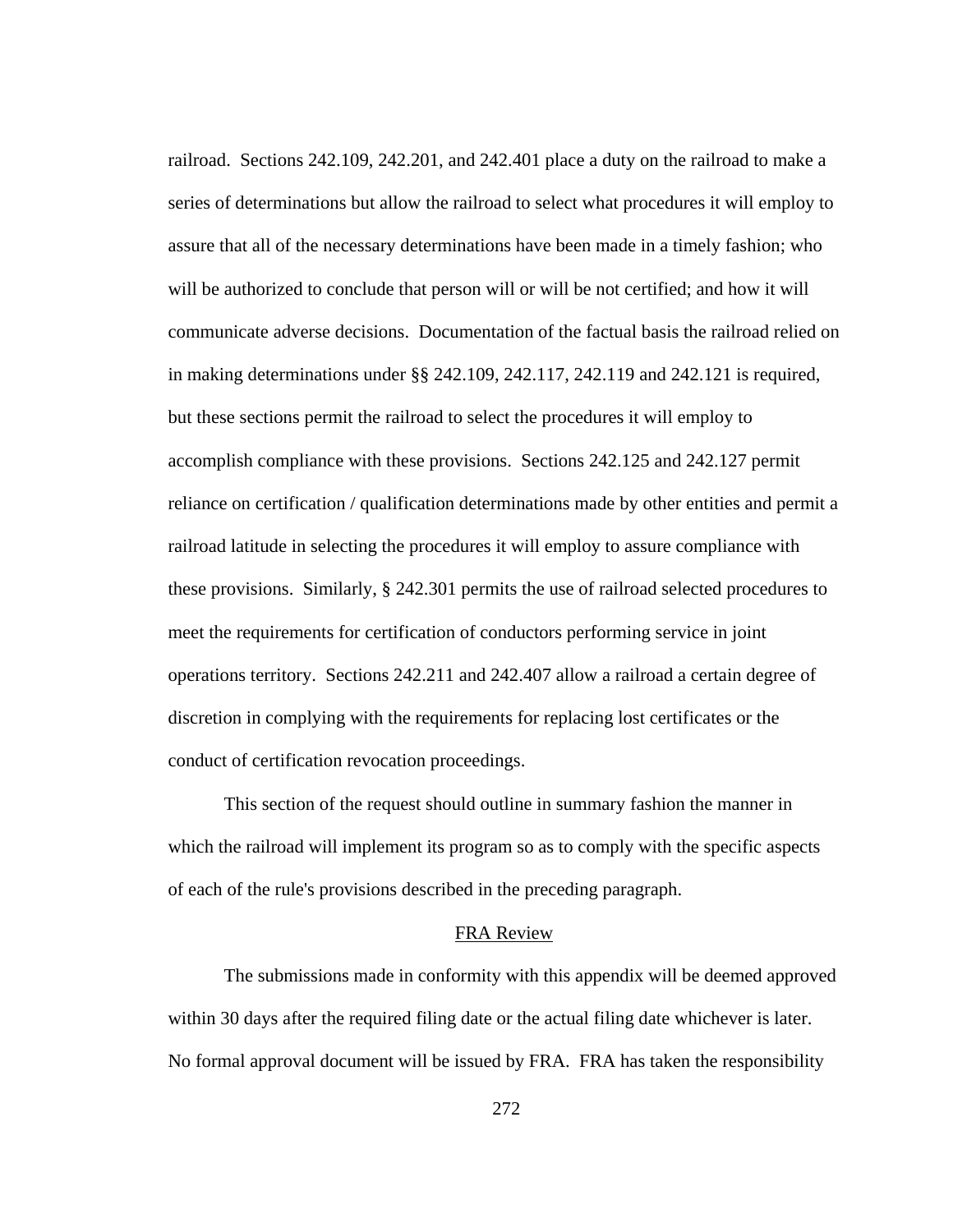railroad. Sections 242.109, 242.201, and 242.401 place a duty on the railroad to make a series of determinations but allow the railroad to select what procedures it will employ to assure that all of the necessary determinations have been made in a timely fashion; who will be authorized to conclude that person will or will be not certified; and how it will communicate adverse decisions. Documentation of the factual basis the railroad relied on in making determinations under §§ 242.109, 242.117, 242.119 and 242.121 is required, but these sections permit the railroad to select the procedures it will employ to accomplish compliance with these provisions. Sections 242.125 and 242.127 permit reliance on certification / qualification determinations made by other entities and permit a railroad latitude in selecting the procedures it will employ to assure compliance with these provisions. Similarly, § 242.301 permits the use of railroad selected procedures to meet the requirements for certification of conductors performing service in joint operations territory. Sections 242.211 and 242.407 allow a railroad a certain degree of discretion in complying with the requirements for replacing lost certificates or the conduct of certification revocation proceedings.

This section of the request should outline in summary fashion the manner in which the railroad will implement its program so as to comply with the specific aspects of each of the rule's provisions described in the preceding paragraph.

<u>FRA Review</u>

The submissions made in conformity with this appendix will be deemed approved within 30 days after the required filing date or the actual filing date whichever is later. No formal approval document will be issued by FRA. FRA has taken the responsibility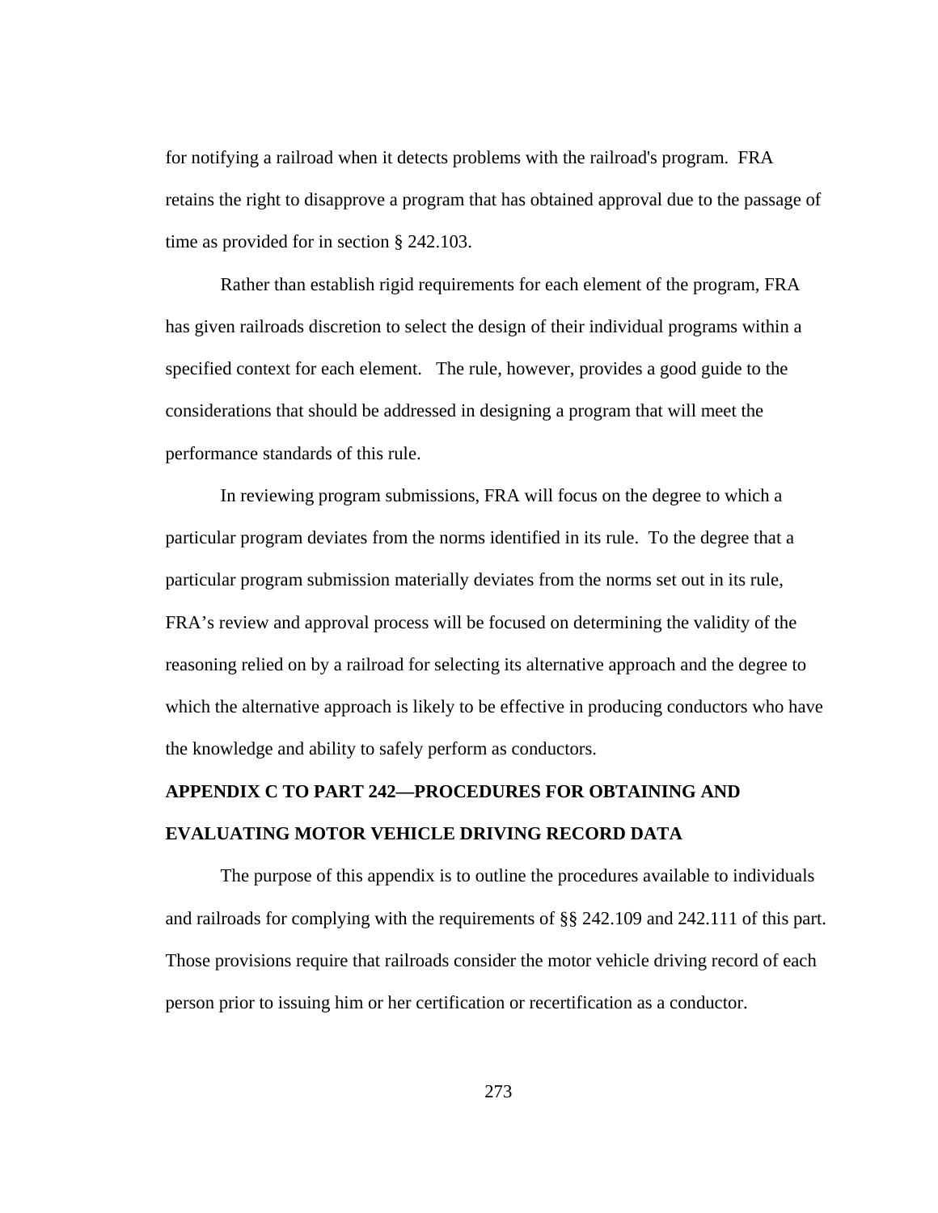for notifying a railroad when it detects problems with the railroad's program. FRA retains the right to disapprove a program that has obtained approval due to the passage of time as provided for in section § 242.103.

Rather than establish rigid requirements for each element of the program, FRA has given railroads discretion to select the design of their individual programs within a specified context for each element. The rule, however, provides a good guide to the considerations that should be addressed in designing a program that will meet the performance standards of this rule.

In reviewing program submissions, FRA will focus on the degree to which a particular program deviates from the norms identified in its rule. To the degree that a particular program submission materially deviates from the norms set out in its rule, FRA's review and approval process will be focused on determining the validity of the reasoning relied on by a railroad for selecting its alternative approach and the degree to which the alternative approach is likely to be effective in producing conductors who have the knowledge and ability to safely perform as conductors.

## APPENDIX C TO PART 242—PROCEDURES FOR OBTAINING AND EVALUATING MOTOR VEHICLE DRIVING RECORD DATA

The purpose of this appendix is to outline the procedures available to individuals and railroads for complying with the requirements of §§ 242.109 and 242.111 of this part. Those provisions require that railroads consider the motor vehicle driving record of each person prior to issuing him or her certification or recertification as a conductor.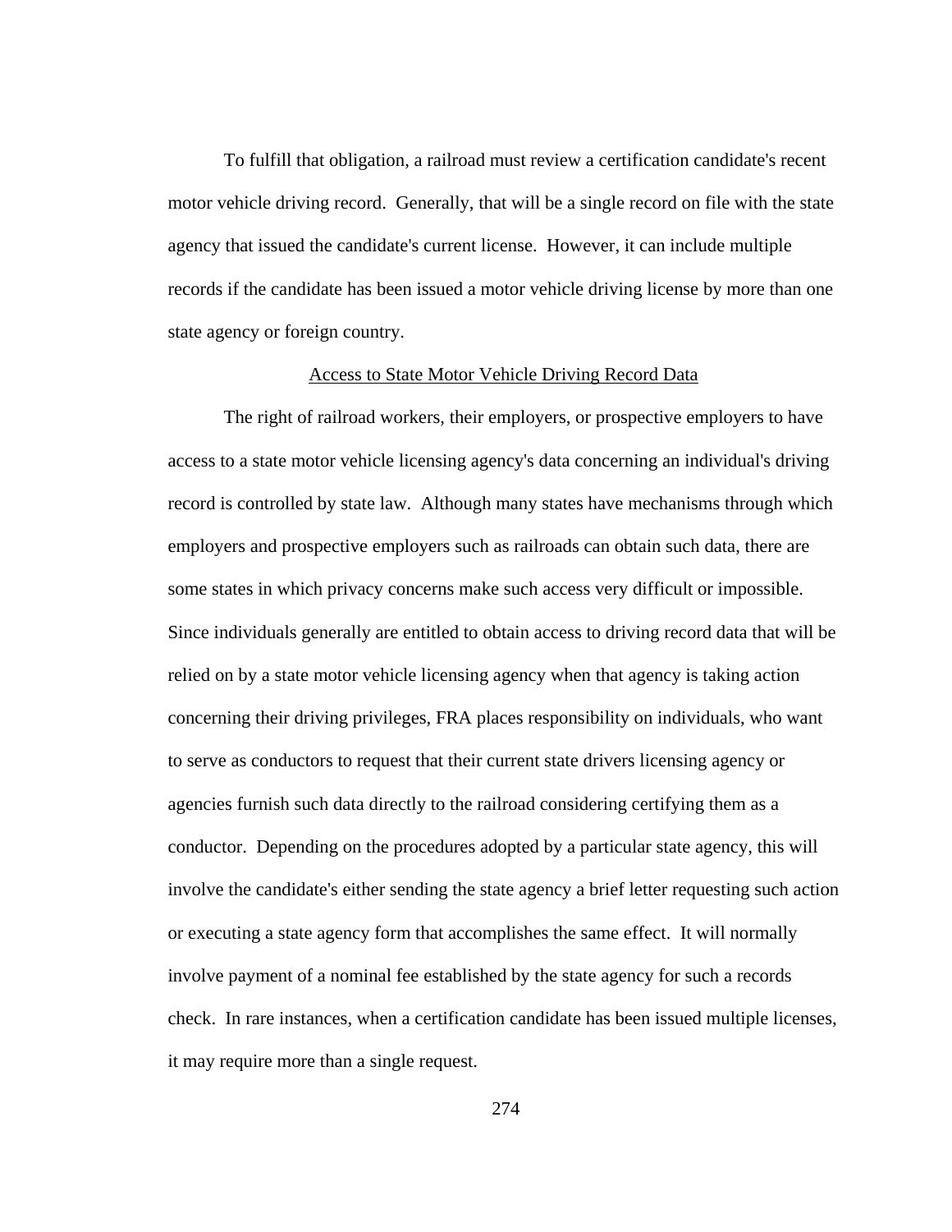To fulfill that obligation, a railroad must review a certification candidate's recent motor vehicle driving record. Generally, that will be a single record on file with the state agency that issued the candidate's current license. However, it can include multiple records if the candidate has been issued a motor vehicle driving license by more than one state agency or foreign country.

<u>Access to State Motor Vehicle Driving Record Data</u>

The right of railroad workers, their employers, or prospective employers to have access to a state motor vehicle licensing agency's data concerning an individual's driving record is controlled by state law. Although many states have mechanisms through which employers and prospective employers such as railroads can obtain such data, there are some states in which privacy concerns make such access very difficult or impossible. Since individuals generally are entitled to obtain access to driving record data that will be relied on by a state motor vehicle licensing agency when that agency is taking action concerning their driving privileges, FRA places responsibility on individuals, who want to serve as conductors to request that their current state drivers licensing agency or agencies furnish such data directly to the railroad considering certifying them as a conductor. Depending on the procedures adopted by a particular state agency, this will involve the candidate's either sending the state agency a brief letter requesting such action or executing a state agency form that accomplishes the same effect. It will normally involve payment of a nominal fee established by the state agency for such a records check. In rare instances, when a certification candidate has been issued multiple licenses, it may require more than a single request.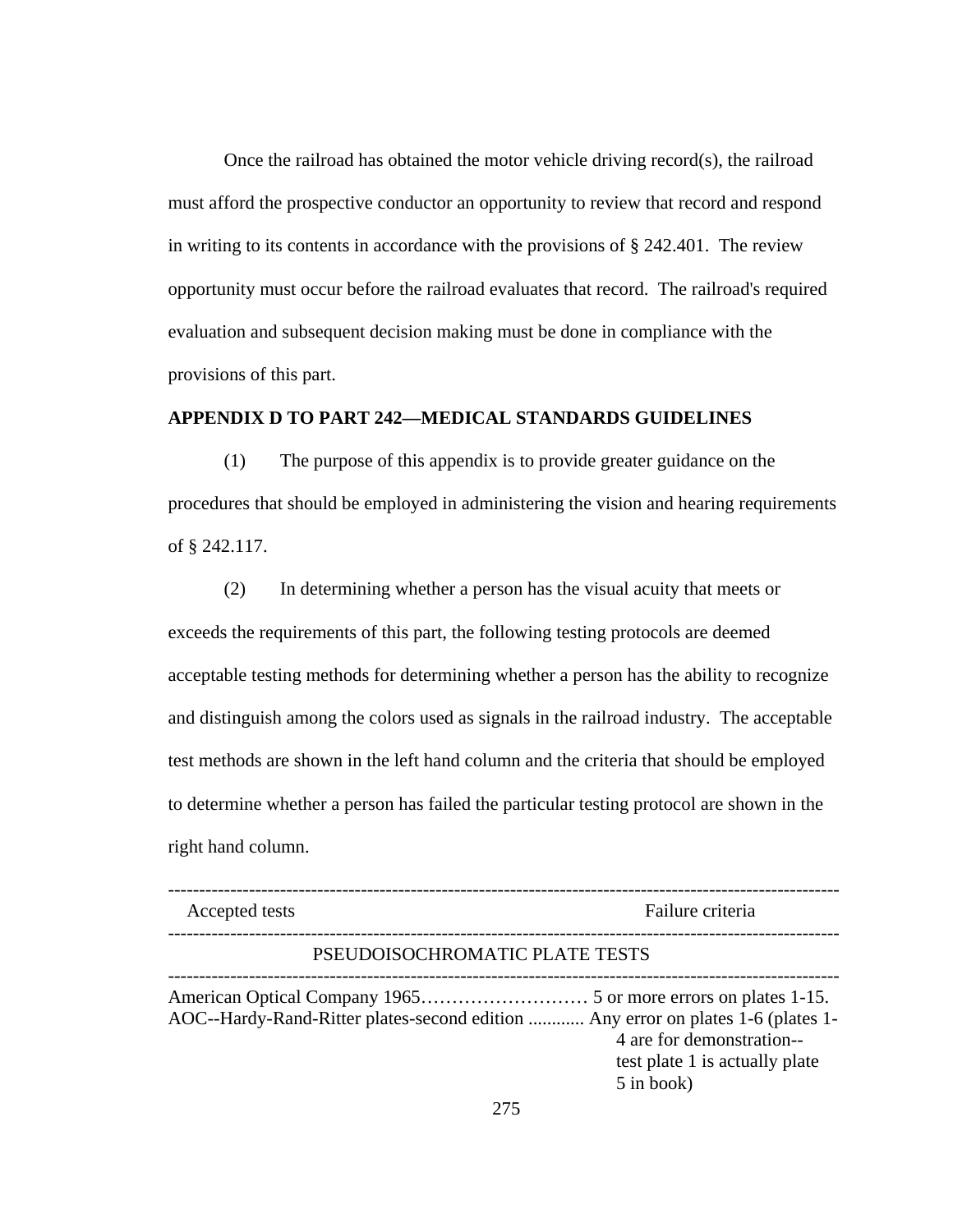Once the railroad has obtained the motor vehicle driving record(s), the railroad must afford the prospective conductor an opportunity to review that record and respond in writing to its contents in accordance with the provisions of § 242.401. The review opportunity must occur before the railroad evaluates that record. The railroad's required evaluation and subsequent decision making must be done in compliance with the provisions of this part.

**APPENDIX D TO PART 242—MEDICAL STANDARDS GUIDELINES**

(1) The purpose of this appendix is to provide greater guidance on the procedures that should be employed in administering the vision and hearing requirements of § 242.117.

(2) In determining whether a person has the visual acuity that meets or exceeds the requirements of this part, the following testing protocols are deemed acceptable testing methods for determining whether a person has the ability to recognize and distinguish among the colors used as signals in the railroad industry. The acceptable test methods are shown in the left hand column and the criteria that should be employed to determine whether a person has failed the particular testing protocol are shown in the right hand column.

| Accepted tests | Failure criteria |
|---|---|
| PSEUDOISOCHROMATIC PLATE TESTS | |
| American Optical Company 1965 | 5 or more errors on plates 1-15. |
| AOC--Hardy-Rand-Ritter plates-second edition | Any error on plates 1-6 (plates 1-4 are for demonstration--test plate 1 is actually plate 5 in book) |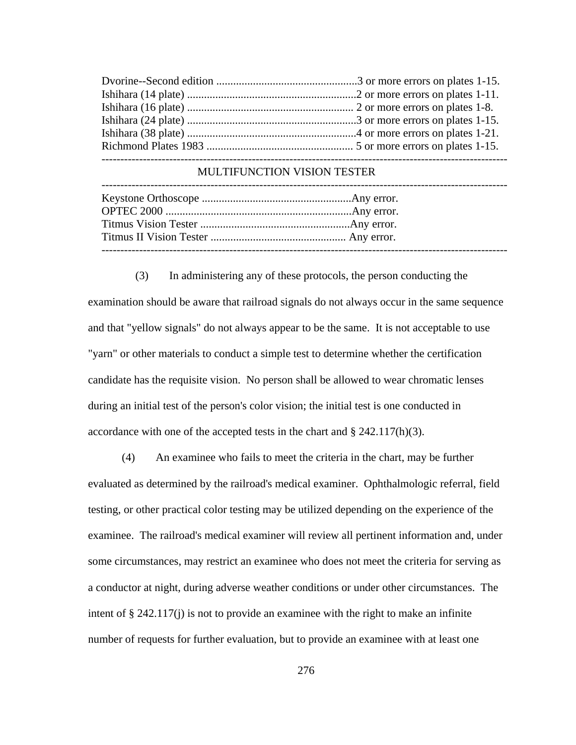| Test | Failing criteria |
| --- | --- |
| Dvorine--Second edition | 3 or more errors on plates 1-15. |
| Ishihara (14 plate) | 2 or more errors on plates 1-11. |
| Ishihara (16 plate) | 2 or more errors on plates 1-8. |
| Ishihara (24 plate) | 3 or more errors on plates 1-15. |
| Ishihara (38 plate) | 4 or more errors on plates 1-21. |
| Richmond Plates 1983 | 5 or more errors on plates 1-15. |
| **MULTIFUNCTION VISION TESTER** | |
| Keystone Orthoscope | Any error. |
| OPTEC 2000 | Any error. |
| Titmus Vision Tester | Any error. |
| Titmus II Vision Tester | Any error. |

(3) In administering any of these protocols, the person conducting the examination should be aware that railroad signals do not always occur in the same sequence and that "yellow signals" do not always appear to be the same. It is not acceptable to use "yarn" or other materials to conduct a simple test to determine whether the certification candidate has the requisite vision. No person shall be allowed to wear chromatic lenses during an initial test of the person's color vision; the initial test is one conducted in accordance with one of the accepted tests in the chart and § 242.117(h)(3).

(4) An examinee who fails to meet the criteria in the chart, may be further evaluated as determined by the railroad's medical examiner. Ophthalmologic referral, field testing, or other practical color testing may be utilized depending on the experience of the examinee. The railroad's medical examiner will review all pertinent information and, under some circumstances, may restrict an examinee who does not meet the criteria for serving as a conductor at night, during adverse weather conditions or under other circumstances. The intent of § 242.117(j) is not to provide an examinee with the right to make an infinite number of requests for further evaluation, but to provide an examinee with at least one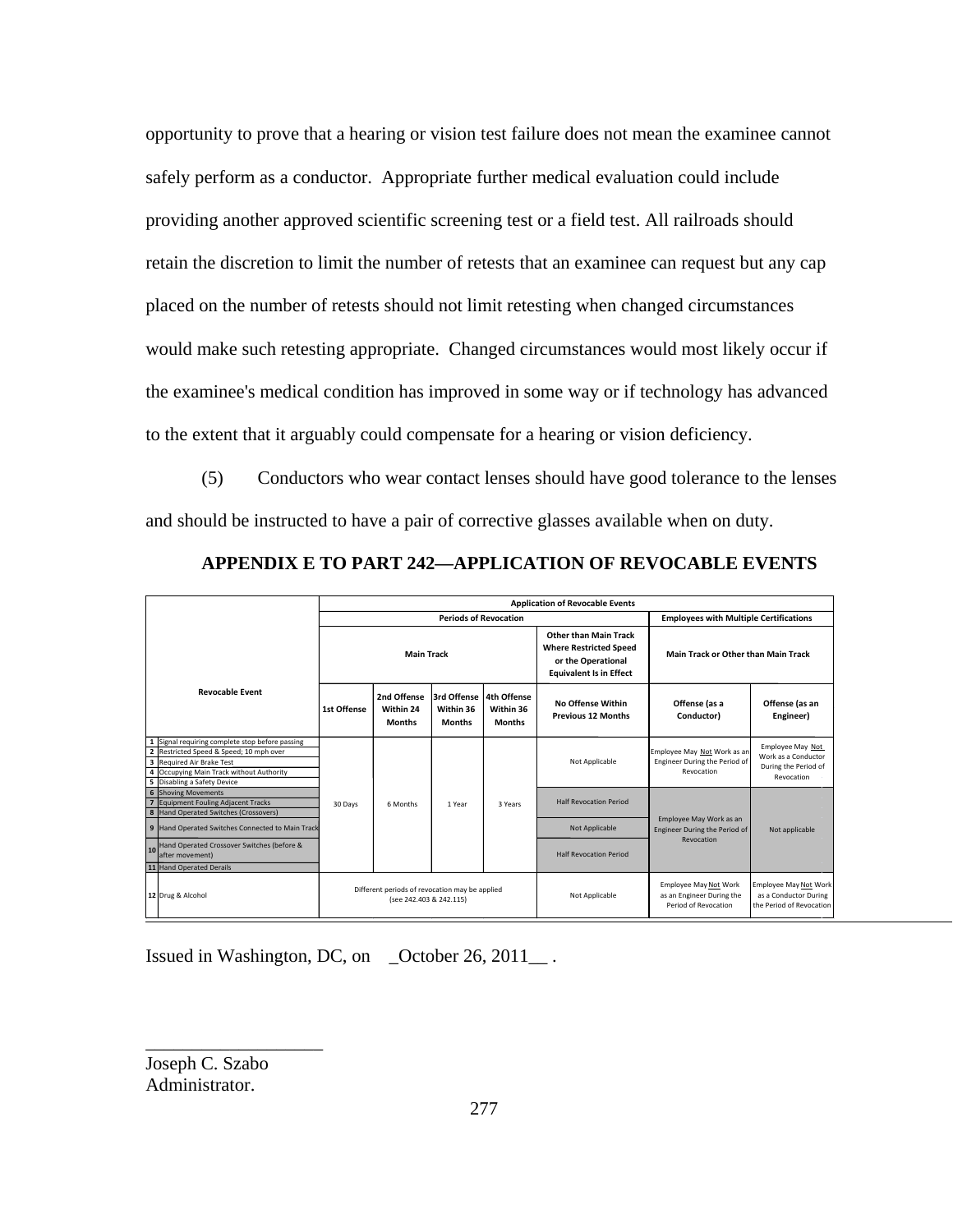opportunity to prove that a hearing or vision test failure does not mean the examinee cannot safely perform as a conductor. Appropriate further medical evaluation could include providing another approved scientific screening test or a field test. All railroads should retain the discretion to limit the number of retests that an examinee can request but any cap placed on the number of retests should not limit retesting when changed circumstances would make such retesting appropriate. Changed circumstances would most likely occur if the examinee's medical condition has improved in some way or if technology has advanced to the extent that it arguably could compensate for a hearing or vision deficiency.

(5) Conductors who wear contact lenses should have good tolerance to the lenses and should be instructed to have a pair of corrective glasses available when on duty.

## APPENDIX E TO PART 242—APPLICATION OF REVOCABLE EVENTS

| | Application of Revocable Events | | | | | | |
|---|---|---|---|---|---|---|---|
| | Periods of Revocation | | | | | Employees with Multiple Certifications | |
| | Main Track | | | | Other than Main Track Where Restricted Speed or the Operational Equivalent Is in Effect | Main Track or Other than Main Track | |
| Revocable Event | 1st Offense | 2nd Offense Within 24 Months | 3rd Offense Within 36 Months | 4th Offense Within 36 Months | No Offense Within Previous 12 Months | Offense (as a Conductor) | Offense (as an Engineer) |
| 1 Signal requiring complete stop before passing | 30 Days | 6 Months | 1 Year | 3 Years | Not Applicable | Employee May Not Work as an Engineer During the Period of Revocation | Employee May Not Work as a Conductor During the Period of Revocation |
| 2 Restricted Speed & Speed; 10 mph over | | | | | | | |
| 3 Required Air Brake Test | | | | | | | |
| 4 Occupying Main Track without Authority | | | | | | | |
| 5 Disabling a Safety Device | | | | | | | |
| 6 Shoving Movements | | | | | Half Revocation Period | Employee May Work as an Engineer During the Period of Revocation | Not applicable |
| 7 Equipment Fouling Adjacent Tracks | | | | | | | |
| 8 Hand Operated Switches (Crossovers) | | | | | | | |
| 9 Hand Operated Switches Connected to Main Track | | | | | Not Applicable | | |
| 10 Hand Operated Crossover Switches (before & after movement) | | | | | Half Revocation Period | | |
| 11 Hand Operated Derails | | | | | | | |
| 12 Drug & Alcohol | Different periods of revocation may be applied (see 242.403 & 242.115) | | | | Not Applicable | Employee May Not Work as an Engineer During the Period of Revocation | Employee May Not Work as a Conductor During the Period of Revocation |

Issued in Washington, DC, on _October 26, 2011__ .

____________________

Joseph C. Szabo
Administrator.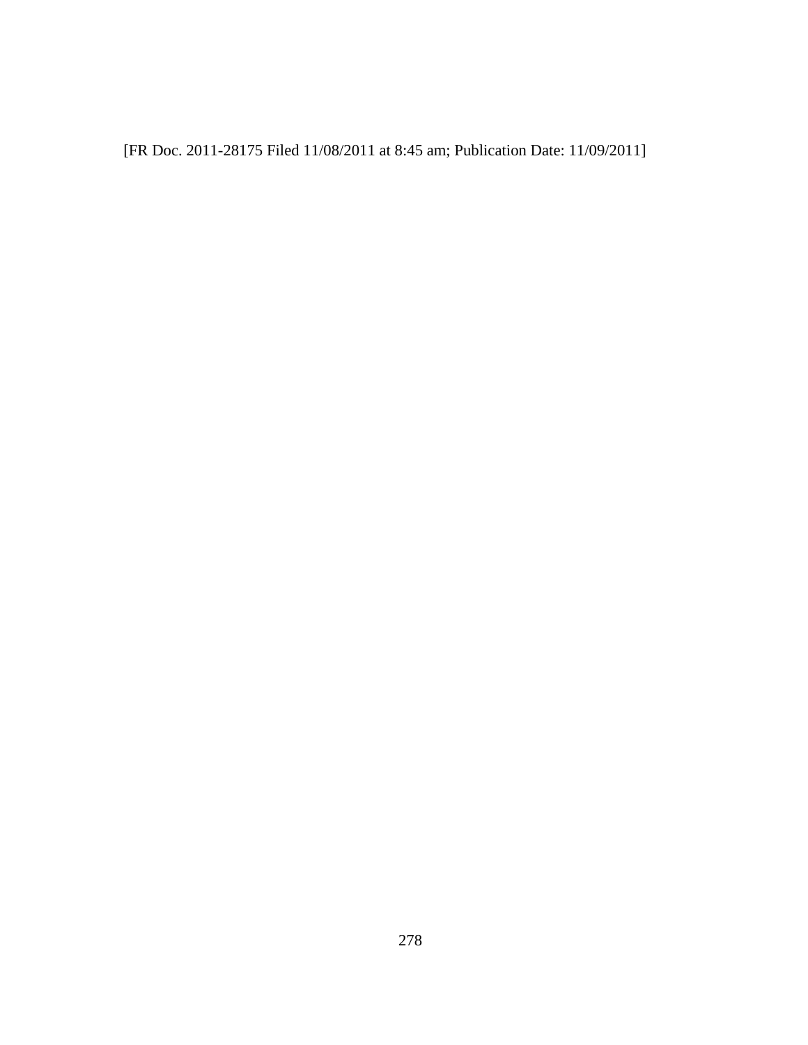[FR Doc. 2011-28175 Filed 11/08/2011 at 8:45 am; Publication Date: 11/09/2011]